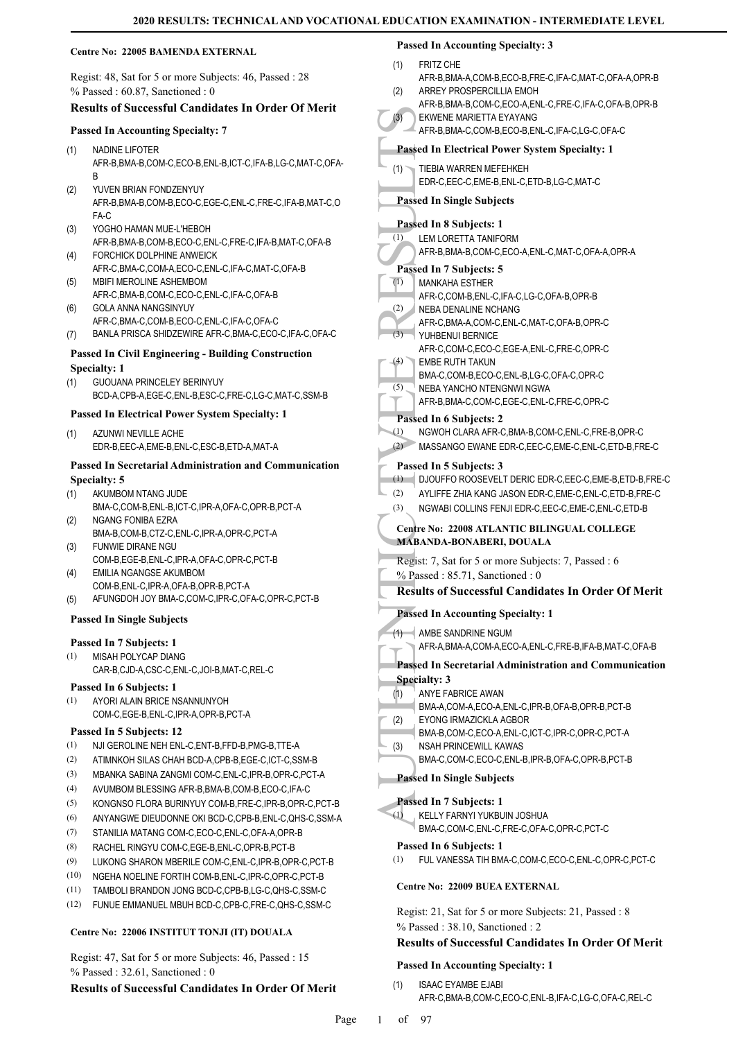## Centre No: 22005 BAMENDA EXTERNAL

Regist: 48, Sat for 5 or more Subjects: 46, Passed : 28
% Passed : 60.87, Sanctioned : 0

### Results of Successful Candidates In Order Of Merit

**Passed In Accounting Specialty: 7**

(1) NADINE LIFOTER
AFR-B,BMA-B,COM-C,ECO-B,ENL-B,ICT-C,IFA-B,LG-C,MAT-C,OFA-B
(2) YUVEN BRIAN FONDZENYUY
AFR-B,BMA-B,COM-B,ECO-C,EGE-C,ENL-C,FRE-C,IFA-B,MAT-C,OFA-C
(3) YOGHO HAMAN MUE-L'HEBOH
AFR-B,BMA-B,COM-C,ECO-C,ENL-C,FRE-C,IFA-B,MAT-C,OFA-B
(4) FORCHICK DOLPHINE ANWEICK
AFR-C,BMA-C,COM-A,ECO-C,ENL-C,IFA-C,MAT-C,OFA-B
(5) MBIFI MEROLINE ASHEMBOM
AFR-C,BMA-B,COM-C,ECO-C,ENL-C,IFA-C,OFA-B
(6) GOLA ANNA NANGSINYUY
AFR-C,BMA-C,COM-B,ECO-C,ENL-C,IFA-C,OFA-C
(7) BANLA PRISCA SHIDZEWIRE AFR-C,BMA-C,ECO-C,IFA-C,OFA-C

**Passed In Civil Engineering - Building Construction Specialty: 1**

(1) GUOUANA PRINCELEY BERINYUY
BCD-A,CPB-A,EGE-C,ENL-B,ESC-C,FRE-C,LG-C,MAT-C,SSM-B

**Passed In Electrical Power System Specialty: 1**

(1) AZUNWI NEVILLE ACHE
EDR-B,EEC-A,EME-B,ENL-C,ESC-B,ETD-A,MAT-A

**Passed In Secretarial Administration and Communication Specialty: 5**

(1) AKUMBOM NTANG JUDE
BMA-C,COM-B,ENL-B,ICT-C,IPR-A,OFA-C,OPR-B,PCT-A
(2) NGANG FONIBA EZRA
BMA-B,COM-B,CTZ-C,ENL-C,IPR-A,OPR-C,PCT-A
(3) FUNWIE DIRANE NGU
COM-B,EGE-B,ENL-C,IPR-A,OFA-C,OPR-C,PCT-B
(4) EMILIA NGANGSE AKUMBOM
COM-B,ENL-C,IPR-A,OFA-B,OPR-B,PCT-A
(5) AFUNGDOH JOY BMA-C,COM-C,IPR-C,OFA-C,OPR-C,PCT-B

**Passed In Single Subjects**

**Passed In 7 Subjects: 1**

(1) MISAH POLYCAP DIANG
CAR-B,CJD-A,CSC-C,ENL-C,JOI-B,MAT-C,REL-C

**Passed In 6 Subjects: 1**

(1) AYORI ALAIN BRICE NSANNUNYOH
COM-C,EGE-B,ENL-C,IPR-A,OPR-B,PCT-A

**Passed In 5 Subjects: 12**

(1) NJI GEROLINE NEH ENL-C,ENT-B,FFD-B,PMG-B,TTE-A
(2) ATIMNKOH SILAS CHAH BCD-A,CPB-B,EGE-C,ICT-C,SSM-B
(3) MBANKA SABINA ZANGMI COM-C,ENL-C,IPR-B,OPR-C,PCT-A
(4) AVUMBOM BLESSING AFR-B,BMA-B,COM-B,ECO-C,IFA-C
(5) KONGNSO FLORA BURINYUY COM-B,FRE-C,IPR-B,OPR-C,PCT-B
(6) ANYANGWE DIEUDONNE OKI BCD-C,CPB-B,ENL-C,QHS-C,SSM-A
(7) STANILIA MATANG COM-C,ECO-C,ENL-C,OFA-A,OPR-B
(8) RACHEL RINGYU COM-C,EGE-B,ENL-C,OPR-B,PCT-B
(9) LUKONG SHARON MBERILE COM-C,ENL-C,IPR-B,OPR-C,PCT-B
(10) NGEHA NOELINE FORTIH COM-B,ENL-C,IPR-C,OPR-C,PCT-B
(11) TAMBOLI BRANDON JONG BCD-C,CPB-B,LG-C,QHS-C,SSM-C
(12) FUNUE EMMANUEL MBUH BCD-C,CPB-C,FRE-C,QHS-C,SSM-C

## Centre No: 22006 INSTITUT TONJI (IT) DOUALA

Regist: 47, Sat for 5 or more Subjects: 46, Passed : 15
% Passed : 32.61, Sanctioned : 0

### Results of Successful Candidates In Order Of Merit

**Passed In Accounting Specialty: 3**

(1) FRITZ CHE
AFR-B,BMA-A,COM-B,ECO-B,FRE-C,IFA-C,MAT-C,OFA-A,OPR-B
(2) ARREY PROSPERCILLIA EMOH
AFR-B,BMA-B,COM-C,ECO-A,ENL-C,FRE-C,IFA-C,OFA-B,OPR-B
(3) EKWENE MARIETTA EYAYANG
AFR-B,BMA-C,COM-B,ECO-B,ENL-C,IFA-C,LG-C,OFA-C

**Passed In Electrical Power System Specialty: 1**

(1) TIEBIA WARREN MEFEHKEH
EDR-C,EEC-C,EME-B,ENL-C,ETD-B,LG-C,MAT-C

**Passed In Single Subjects**

**Passed In 8 Subjects: 1**

(1) LEM LORETTA TANIFORM
AFR-B,BMA-B,COM-C,ECO-A,ENL-C,MAT-C,OFA-A,OPR-A

**Passed In 7 Subjects: 5**

(1) MANKAHA ESTHER
AFR-C,COM-B,ENL-C,IFA-C,LG-C,OFA-B,OPR-B
(2) NEBA DENALINE NCHANG
AFR-C,BMA-A,COM-C,ENL-C,MAT-C,OFA-B,OPR-C
(3) YUHBENUI BERNICE
AFR-C,COM-C,ECO-C,EGE-A,ENL-C,FRE-C,OPR-C
(4) EMBE RUTH TAKUN
BMA-C,COM-B,ECO-C,ENL-B,LG-C,OFA-C,OPR-C
(5) NEBA YANCHO NTENGNWI NGWA
AFR-B,BMA-C,COM-C,EGE-C,ENL-C,FRE-C,OPR-C

**Passed In 6 Subjects: 2**

(1) NGWOH CLARA AFR-C,BMA-B,COM-C,ENL-C,FRE-B,OPR-C
(2) MASSANGO EWANE EDR-C,EEC-C,EME-C,ENL-C,ETD-B,FRE-C

**Passed In 5 Subjects: 3**

(1) DJOUFFO ROOSEVELT DERIC EDR-C,EEC-C,EME-B,ETD-B,FRE-C
(2) AYLIFFE ZHIA KANG JASON EDR-C,EME-C,ENL-C,ETD-B,FRE-C
(3) NGWABI COLLINS FENJI EDR-C,EEC-C,EME-C,ENL-C,ETD-B

## Centre No: 22008 ATLANTIC BILINGUAL COLLEGE MABANDA-BONABERI, DOUALA

Regist: 7, Sat for 5 or more Subjects: 7, Passed : 6
% Passed : 85.71, Sanctioned : 0

### Results of Successful Candidates In Order Of Merit

**Passed In Accounting Specialty: 1**

(1) AMBE SANDRINE NGUM
AFR-A,BMA-A,COM-A,ECO-A,ENL-C,FRE-B,IFA-B,MAT-C,OFA-B

**Passed In Secretarial Administration and Communication Specialty: 3**

(1) ANYE FABRICE AWAN
BMA-A,COM-A,ECO-A,ENL-C,IPR-B,OFA-B,OPR-B,PCT-B
(2) EYONG IRMAZICKLA AGBOR
BMA-B,COM-C,ECO-A,ENL-C,ICT-C,IPR-C,OPR-C,PCT-A
(3) NSAH PRINCEWILL KAWAS
BMA-C,COM-C,ECO-C,ENL-B,IPR-B,OFA-C,OPR-B,PCT-B

**Passed In Single Subjects**

**Passed In 7 Subjects: 1**

(1) KELLY FARNYI YUKBUIN JOSHUA
BMA-C,COM-C,ENL-C,FRE-C,OFA-C,OPR-C,PCT-C

**Passed In 6 Subjects: 1**

(1) FUL VANESSA TIH BMA-C,COM-C,ECO-C,ENL-C,OPR-C,PCT-C

## Centre No: 22009 BUEA EXTERNAL

Regist: 21, Sat for 5 or more Subjects: 21, Passed : 8
% Passed : 38.10, Sanctioned : 2

### Results of Successful Candidates In Order Of Merit

**Passed In Accounting Specialty: 1**

(1) ISAAC EYAMBE EJABI
AFR-C,BMA-B,COM-C,ECO-C,ENL-B,IFA-C,LG-C,OFA-C,REL-C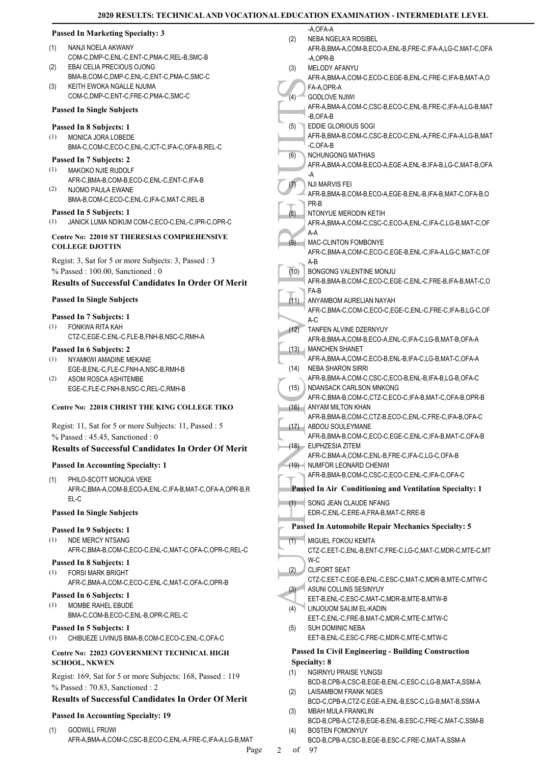**Passed In Marketing Specialty: 3**

(1) NANJI NOELA AKWANY
COM-C,DMP-C,ENL-C,ENT-C,PMA-C,REL-B,SMC-B

(2) EBAI CELIA PRECIOUS OJONG
BMA-B,COM-C,DMP-C,ENL-C,ENT-C,PMA-C,SMC-C

(3) KEITH EWOKA NGALLE NJUMA
COM-C,DMP-C,ENT-C,FRE-C,PMA-C,SMC-C

**Passed In Single Subjects**

**Passed In 8 Subjects: 1**

(1) MONICA JORA LOBEDE
BMA-C,COM-C,ECO-C,ENL-C,ICT-C,IFA-C,OFA-B,REL-C

**Passed In 7 Subjects: 2**

(1) MAKOKO NJIE RUDOLF
AFR-C,BMA-B,COM-B,ECO-C,ENL-C,ENT-C,IFA-B

(2) NJOMO PAULA EWANE
BMA-B,COM-C,ECO-C,ENL-C,IFA-C,MAT-C,REL-B

**Passed In 5 Subjects: 1**

(1) JANICK LUMA NDIKUM COM-C,ECO-C,ENL-C,IPR-C,OPR-C

**Centre No: 22010 ST THERESIAS COMPREHENSIVE COLLEGE DJOTTIN**

Regist: 3, Sat for 5 or more Subjects: 3, Passed : 3
% Passed : 100.00, Sanctioned : 0

**Results of Successful Candidates In Order Of Merit**

**Passed In Single Subjects**

**Passed In 7 Subjects: 1**

(1) FONKWA RITA KAH
CTZ-C,EGE-C,ENL-C,FLE-B,FNH-B,NSC-C,RMH-A

**Passed In 6 Subjects: 2**

(1) NYAMKWI AMADINE MEKANE
EGE-B,ENL-C,FLE-C,FNH-A,NSC-B,RMH-B

(2) ASOM ROSCA ASHITEMBE
EGE-C,FLE-C,FNH-B,NSC-C,REL-C,RMH-B

**Centre No: 22018 CHRIST THE KING COLLEGE TIKO**

Regist: 11, Sat for 5 or more Subjects: 11, Passed : 5
% Passed : 45.45, Sanctioned : 0

**Results of Successful Candidates In Order Of Merit**

**Passed In Accounting Specialty: 1**

(1) PHILO-SCOTT MONJOA VEKE
AFR-C,BMA-A,COM-B,ECO-A,ENL-C,IFA-B,MAT-C,OFA-A,OPR-B,REL-C

**Passed In Single Subjects**

**Passed In 9 Subjects: 1**

(1) NDE MERCY NTSANG
AFR-C,BMA-B,COM-C,ECO-C,ENL-C,MAT-C,OFA-C,OPR-C,REL-C

**Passed In 8 Subjects: 1**

(1) FORSI MARK BRIGHT
AFR-C,BMA-A,COM-C,ECO-C,ENL-C,MAT-C,OFA-C,OPR-B

**Passed In 6 Subjects: 1**

(1) MOMBE RAHEL EBUDE
BMA-C,COM-B,ECO-B,ENL-B,OPR-B,REL-C

**Passed In 5 Subjects: 1**

(1) CHIBUEZE LIVINUS BMA-B,COM-C,ECO-C,ENL-C,OFA-C

**Centre No: 22023 GOVERNMENT TECHNICAL HIGH SCHOOL, NKWEN**

Regist: 169, Sat for 5 or more Subjects: 168, Passed : 119
% Passed : 70.83, Sanctioned : 2

**Results of Successful Candidates In Order Of Merit**

**Passed In Accounting Specialty: 19**

(1) GODWILL FRUWI
AFR-A,BMA-A,COM-C,CSC-B,ECO-C,ENL-A,FRE-C,IFA-A,LG-B,MAT-A,OFA-A

(2) NEBA NGELA'A ROSIBEL
AFR-B,BMA-A,COM-B,ECO-A,ENL-B,FRE-C,IFA-A,LG-C,MAT-C,OFA-A,OPR-B

(3) MELODY AFANYU
AFR-A,BMA-A,COM-C,ECO-C,EGE-B,ENL-C,FRE-C,IFA-B,MAT-A,OFA-A,OPR-A

(4) GODLOVE NJIWI
AFR-A,BMA-A,COM-C,CSC-B,ECO-C,ENL-B,FRE-C,IFA-A,LG-B,MAT-B,OFA-B

(5) EDDIE GLORIOUS SOGI
AFR-B,BMA-B,COM-C,CSC-B,ECO-C,ENL-A,FRE-C,IFA-A,LG-B,MAT-C,OFA-B

(6) NCHUNGONG MATHIAS
AFR-A,BMA-A,COM-B,ECO-A,EGE-A,ENL-B,IFA-B,LG-C,MAT-B,OFA-A

(7) NJI MARVIS FEI
AFR-B,BMA-B,COM-B,ECO-A,EGE-B,ENL-B,IFA-B,MAT-C,OFA-B,OPR-B

(8) NTONYUE MERODIN KETIH
AFR-A,BMA-A,COM-C,CSC-C,ECO-A,ENL-C,IFA-C,LG-B,MAT-C,OFA-A

(9) MAC-CLINTON FOMBONYE
AFR-C,BMA-A,COM-C,ECO-C,EGE-B,ENL-C,IFA-A,LG-C,MAT-C,OFA-B

(10) BONGONG VALENTINE MONJU
AFR-B,BMA-B,COM-C,ECO-C,EGE-C,ENL-C,FRE-B,IFA-B,MAT-C,OFA-B

(11) ANYAMBOM AURELIAN NAYAH
AFR-C,BMA-C,COM-C,ECO-C,EGE-C,ENL-C,FRE-C,IFA-B,LG-C,OFA-C

(12) TANFEN ALVINE DZERNYUY
AFR-B,BMA-A,COM-B,ECO-A,ENL-C,IFA-C,LG-B,MAT-B,OFA-A

(13) MANCHEN SHANET
AFR-A,BMA-A,COM-C,ECO-B,ENL-B,IFA-C,LG-B,MAT-C,OFA-A

(14) NEBA SHARON SIRRI
AFR-B,BMA-A,COM-C,CSC-C,ECO-B,ENL-B,IFA-B,LG-B,OFA-C

(15) NDANSACK CARLSON MNKONG
AFR-C,BMA-B,COM-C,CTZ-C,ECO-C,IFA-B,MAT-C,OFA-B,OPR-B

(16) ANYAM MILTON KHAN
AFR-B,BMA-B,COM-C,CTZ-B,ECO-C,ENL-C,FRE-C,IFA-B,OFA-C

(17) ABDOU SOULEYMANE
AFR-B,BMA-B,COM-C,ECO-C,EGE-C,ENL-C,IFA-B,MAT-C,OFA-B

(18) EUPHZESIA ZITEM
AFR-C,BMA-A,COM-C,ENL-B,FRE-C,IFA-C,LG-C,OFA-B

(19) NUMFOR LEONARD CHENWI
AFR-B,BMA-B,COM-C,CSC-C,ECO-C,ENL-C,IFA-C,OFA-C

**Passed In Air Conditioning and Ventilation Specialty: 1**

(1) SONG JEAN CLAUDE NFANG
EDR-C,ENL-C,ERE-A,FRA-B,MAT-C,RRE-B

**Passed In Automobile Repair Mechanics Specialty: 5**

(1) MIGUEL FOKOU KEMTA
CTZ-C,EET-C,ENL-B,ENT-C,FRE-C,LG-C,MAT-C,MDR-C,MTE-C,MTW-C

(2) CLIFORT SEAT
CTZ-C,EET-C,EGE-B,ENL-C,ESC-C,MAT-C,MDR-B,MTE-C,MTW-C

(3) ASUNI COLLINS SESINYUY
EET-B,ENL-C,ESC-C,MAT-C,MDR-B,MTE-B,MTW-B

(4) LINJOUOM SALIM EL-KADIN
EET-C,ENL-C,FRE-B,MAT-C,MDR-C,MTE-C,MTW-C

(5) SUH DOMINIC NEBA
EET-B,ENL-C,ESC-C,FRE-C,MDR-C,MTE-C,MTW-C

**Passed In Civil Engineering - Building Construction Specialty: 8**

(1) NGIRNYU PRAISE YUNGSI
BCD-B,CPB-A,CSC-B,EGE-B,ENL-C,ESC-C,LG-B,MAT-A,SSM-A

(2) LAISAMBOM FRANK NGES
BCD-C,CPB-A,CTZ-C,EGE-A,ENL-B,ESC-C,LG-B,MAT-B,SSM-A

(3) MBAH MULA FRANKLIN
BCD-B,CPB-A,CTZ-B,EGE-B,ENL-B,ESC-C,FRE-C,MAT-C,SSM-B

(4) BOSTEN FOMONYUY
BCD-B,CPB-A,CSC-B,EGE-B,ESC-C,FRE-C,MAT-A,SSM-A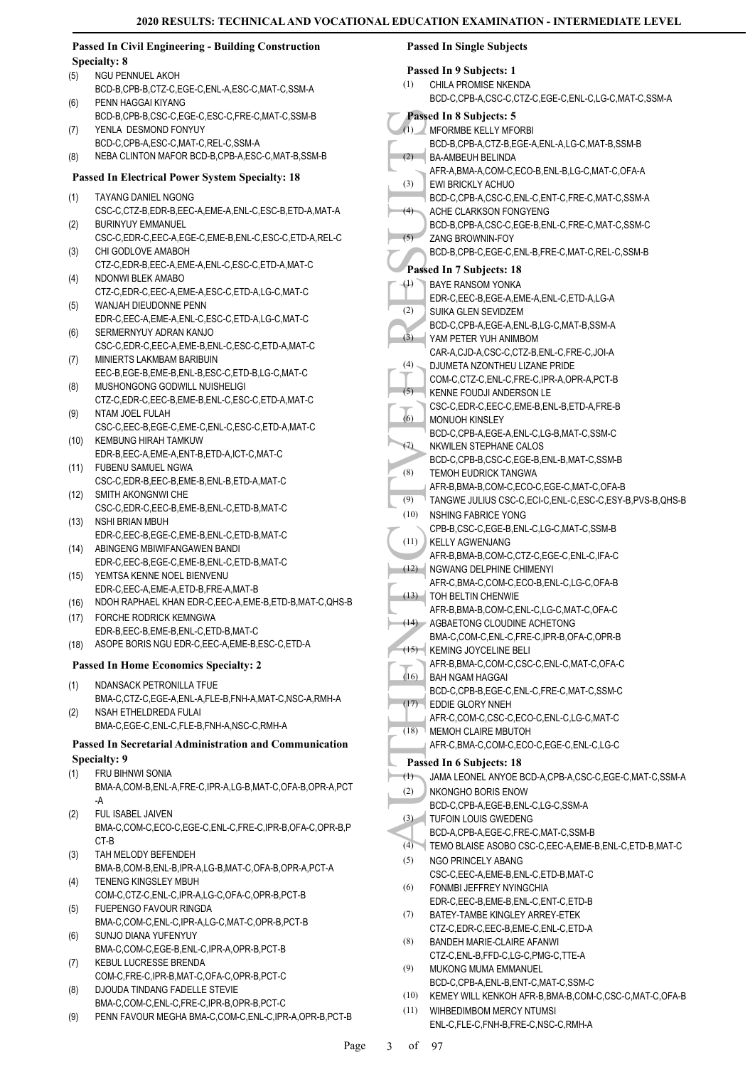# 2020 RESULTS: TECHNICAL AND VOCATIONAL EDUCATION EXAMINATION - INTERMEDIATE LEVEL

### Passed In Civil Engineering - Building Construction Specialty: 8

(5) NGU PENNUEL AKOH
BCD-B,CPB-B,CTZ-C,EGE-C,ENL-A,ESC-C,MAT-C,SSM-A

(6) PENN HAGGAI KIYANG
BCD-B,CPB-B,CSC-C,EGE-B,ESC-C,FRE-C,MAT-C,SSM-B

(7) YENLA DESMOND FONYUY
BCD-C,CPB-A,ESC-C,MAT-C,REL-C,SSM-A

(8) NEBA CLINTON MAFOR BCD-B,CPB-A,ESC-C,MAT-B,SSM-B

### Passed In Electrical Power System Specialty: 18

(1) TAYANG DANIEL NGONG
CSC-C,CTZ-B,EDR-B,EEC-A,EME-A,ENL-C,ESC-B,ETD-A,MAT-A

(2) BURINYUY EMMANUEL
CSC-C,EDR-C,EEC-A,EGE-C,EME-B,ENL-C,ESC-C,ETD-A,REL-C

(3) CHI GODLOVE AMABOH
CTZ-C,EDR-B,EEC-A,EME-A,ENL-C,ESC-C,ETD-A,MAT-C

(4) NDONWI BLEK AMABO
CTZ-C,EDR-C,EEC-A,EME-A,ESC-C,ETD-A,LG-C,MAT-C

(5) WANJAH DIEUDONNE PENN
EDR-C,EEC-A,EME-A,ENL-C,ESC-C,ETD-A,LG-C,MAT-C

(6) SERMERNYUY ADRAN KANJO
CSC-C,EDR-C,EEC-A,EME-B,ENL-C,ESC-C,ETD-A,MAT-C

(7) MINIERTS LAKMBAM BARIBUIN
EEC-B,EGE-B,EME-B,ENL-B,ESC-C,ETD-B,LG-C,MAT-C

(8) MUSHONGONG GODWILL NUISHELIGI
CTZ-C,EDR-C,EEC-B,EME-B,ENL-C,ESC-C,ETD-A,MAT-C

(9) NTAM JOEL FULAH
CSC-C,EEC-B,EGE-C,EME-C,ENL-C,ESC-C,ETD-A,MAT-C

(10) KEMBUNG HIRAH TAMKUW
EDR-B,EEC-A,EME-A,ENT-B,ETD-A,ICT-C,MAT-C

(11) FUBENU SAMUEL NGWA
CSC-C,EDR-B,EEC-B,EME-B,ENL-B,ETD-A,MAT-C

(12) SMITH AKONGNWI CHE
CSC-C,EDR-C,EEC-B,EME-B,ENL-C,ETD-B,MAT-C

(13) NSHI BRIAN MBUH
EDR-C,EEC-B,EGE-C,EME-B,ENL-C,ETD-B,MAT-C

(14) ABINGENG MBIWIFANGAWEN BANDI
EDR-C,EEC-B,EGE-C,EME-B,ENL-C,ETD-B,MAT-C

(15) YEMTSA KENNE NOEL BIENVENU
EDR-C,EEC-A,EME-A,ETD-B,FRE-A,MAT-B

(16) NDOH RAPHAEL KHAN EDR-C,EEC-A,EME-B,ETD-B,MAT-C,QHS-B

(17) FORCHE RODRICK KEMNGWA
EDR-B,EEC-B,EME-B,ENL-C,ETD-B,MAT-C

(18) ASOPE BORIS NGU EDR-C,EEC-A,EME-B,ESC-C,ETD-A

### Passed In Home Economics Specialty: 2

(1) NDANSACK PETRONILLA TFUE
BMA-C,CTZ-C,EGE-A,ENL-A,FLE-B,FNH-A,MAT-C,NSC-A,RMH-A

(2) NSAH ETHELDREDA FULAI
BMA-C,EGE-C,ENL-C,FLE-B,FNH-A,NSC-C,RMH-A

### Passed In Secretarial Administration and Communication Specialty: 9

(1) FRU BIHNWI SONIA
BMA-A,COM-B,ENL-A,FRE-C,IPR-A,LG-B,MAT-C,OFA-B,OPR-A,PCT-A

(2) FUL ISABEL JAIVEN
BMA-C,COM-C,ECO-C,EGE-C,ENL-C,FRE-C,IPR-B,OFA-C,OPR-B,PCT-B

(3) TAH MELODY BEFENDEH
BMA-B,COM-B,ENL-B,IPR-A,LG-B,MAT-C,OFA-B,OPR-A,PCT-A

(4) TENENG KINGSLEY MBUH
COM-C,CTZ-C,ENL-C,IPR-A,LG-C,OFA-C,OPR-B,PCT-B

(5) FUEPENGO FAVOUR RINGDA
BMA-C,COM-C,ENL-C,IPR-A,LG-C,MAT-C,OPR-B,PCT-B

(6) SUNJO DIANA YUFENYUY
BMA-C,COM-C,EGE-B,ENL-C,IPR-A,OPR-B,PCT-B

(7) KEBUL LUCRESSE BRENDA
COM-C,FRE-C,IPR-B,MAT-C,OFA-C,OPR-B,PCT-C

(8) DJOUDA TINDANG FADELLE STEVIE
BMA-C,COM-C,ENL-C,FRE-C,IPR-B,OPR-B,PCT-C

(9) PENN FAVOUR MEGHA BMA-C,COM-C,ENL-C,IPR-A,OPR-B,PCT-B

### Passed In Single Subjects

#### Passed In 9 Subjects: 1

(1) CHILA PROMISE NKENDA
BCD-C,CPB-A,CSC-C,CTZ-C,EGE-C,ENL-C,LG-C,MAT-C,SSM-A

#### Passed In 8 Subjects: 5

(1) MFORMBE KELLY MFORBI
BCD-B,CPB-A,CTZ-B,EGE-A,ENL-A,LG-C,MAT-B,SSM-B

(2) BA-AMBEUH BELINDA
AFR-A,BMA-A,COM-C,ECO-B,ENL-B,LG-C,MAT-C,OFA-A

(3) EWI BRICKLY ACHUO
BCD-C,CPB-A,CSC-C,ENL-C,ENT-C,FRE-C,MAT-C,SSM-A

(4) ACHE CLARKSON FONGYENG
BCD-B,CPB-A,CSC-C,EGE-B,ENL-C,FRE-C,MAT-C,SSM-C

(5) ZANG BROWNIN-FOY
BCD-B,CPB-C,EGE-C,ENL-B,FRE-C,MAT-C,REL-C,SSM-B

#### Passed In 7 Subjects: 18

(1) BAYE RANSOM YONKA
EDR-C,EEC-B,EGE-A,EME-A,ENL-C,ETD-A,LG-A

(2) SUIKA GLEN SEVIDZEM
BCD-C,CPB-A,EGE-A,ENL-B,LG-C,MAT-B,SSM-A

(3) YAM PETER YUH ANIMBOM
CAR-A,CJD-A,CSC-C,CTZ-B,ENL-C,FRE-C,JOI-A

(4) DJUMETA NZONTHEU LIZANE PRIDE
COM-C,CTZ-C,ENL-C,FRE-C,IPR-A,OPR-A,PCT-B

(5) KENNE FOUDJI ANDERSON LE
CSC-C,EDR-C,EEC-C,EME-B,ENL-B,ETD-A,FRE-B

(6) MONUOH KINSLEY
BCD-C,CPB-A,EGE-A,ENL-C,LG-B,MAT-C,SSM-C

(7) NKWILEN STEPHANE CALOS
BCD-C,CPB-B,CSC-C,EGE-B,ENL-B,MAT-C,SSM-B

(8) TEMOH EUDRICK TANGWA
AFR-B,BMA-B,COM-C,ECO-C,EGE-C,MAT-C,OFA-B

(9) TANGWE JULIUS CSC-C,ECI-C,ENL-C,ESC-C,ESY-B,PVS-B,QHS-B

(10) NSHING FABRICE YONG
CPB-B,CSC-C,EGE-B,ENL-C,LG-C,MAT-C,SSM-B

(11) KELLY AGWENJANG
AFR-B,BMA-B,COM-C,CTZ-C,EGE-C,ENL-C,IFA-C

(12) NGWANG DELPHINE CHIMENYI
AFR-C,BMA-C,COM-C,ECO-B,ENL-C,LG-C,OFA-B

(13) TOH BELTIN CHENWIE
AFR-B,BMA-B,COM-C,ENL-C,LG-C,MAT-C,OFA-C

(14) AGBAETONG CLOUDINE ACHETONG
BMA-C,COM-C,ENL-C,FRE-C,IPR-B,OFA-C,OPR-B

(15) KEMING JOYCELINE BELI
AFR-B,BMA-C,COM-C,CSC-C,ENL-C,MAT-C,OFA-C

(16) BAH NGAM HAGGAI
BCD-C,CPB-B,EGE-C,ENL-C,FRE-C,MAT-C,SSM-C

(17) EDDIE GLORY NNEH
AFR-C,COM-C,CSC-C,ECO-C,ENL-C,LG-C,MAT-C

(18) MEMOH CLAIRE MBUTOH
AFR-C,BMA-C,COM-C,ECO-C,EGE-C,ENL-C,LG-C

#### Passed In 6 Subjects: 18

(1) JAMA LEONEL ANYOE BCD-A,CPB-A,CSC-C,EGE-C,MAT-C,SSM-A

(2) NKONGHO BORIS ENOW
BCD-C,CPB-A,EGE-B,ENL-C,LG-C,SSM-A

(3) TUFOIN LOUIS GWEDENG
BCD-A,CPB-A,EGE-C,FRE-C,MAT-C,SSM-B

(4) TEMO BLAISE ASOBO CSC-C,EEC-A,EME-B,ENL-C,ETD-B,MAT-C

(5) NGO PRINCELY ABANG
CSC-C,EEC-A,EME-B,ENL-C,ETD-B,MAT-C

(6) FONMBI JEFFREY NYINGCHIA
EDR-C,EEC-B,EME-B,ENL-C,ENT-C,ETD-B

(7) BATEY-TAMBE KINGLEY ARREY-ETEK
CTZ-C,EDR-C,EEC-B,EME-C,ENL-C,ETD-A

(8) BANDEH MARIE-CLAIRE AFANWI
CTZ-C,ENL-B,FFD-C,LG-C,PMG-C,TTE-A

(9) MUKONG MUMA EMMANUEL
BCD-C,CPB-A,ENL-B,ENT-C,MAT-C,SSM-C

(10) KEMEY WILL KENKOH AFR-B,BMA-B,COM-C,CSC-C,MAT-C,OFA-B

(11) WIHBEDIMBOM MERCY NTUMSI
ENL-C,FLE-C,FNH-B,FRE-C,NSC-C,RMH-A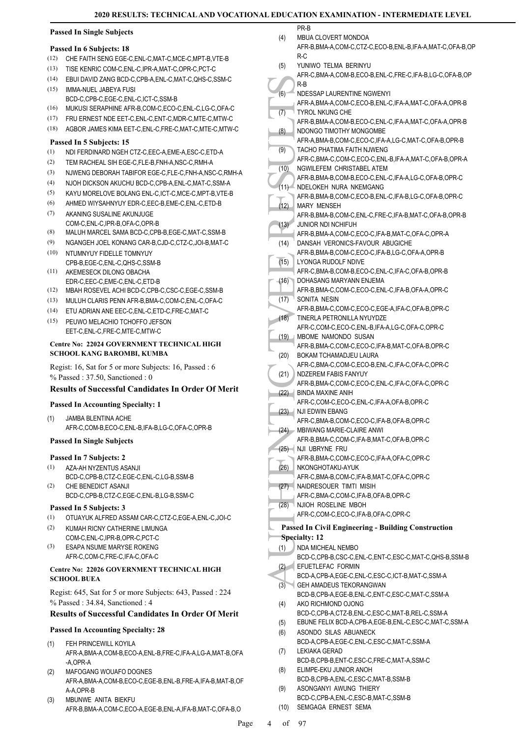### Passed In Single Subjects

#### Passed In 6 Subjects: 18

(12) CHE FAITH SENG EGE-C,ENL-C,MAT-C,MCE-C,MPT-B,VTE-B
(13) TISE KENRIC COM-C,ENL-C,IPR-A,MAT-C,OPR-C,PCT-C
(14) EBUI DAVID ZANG BCD-C,CPB-A,ENL-C,MAT-C,QHS-C,SSM-C
(15) IMMA-NUEL JABEYA FUSI BCD-C,CPB-C,EGE-C,ENL-C,ICT-C,SSM-B
(16) MUKUSI SERAPHINE AFR-B,COM-C,ECO-C,ENL-C,LG-C,OFA-C
(17) FRU ERNEST NDE EET-C,ENL-C,ENT-C,MDR-C,MTE-C,MTW-C
(18) AGBOR JAMES KIMA EET-C,ENL-C,FRE-C,MAT-C,MTE-C,MTW-C

#### Passed In 5 Subjects: 15

(1) NDI FERDINARD NGEH CTZ-C,EEC-A,EME-A,ESC-C,ETD-A
(2) TEM RACHEAL SIH EGE-C,FLE-B,FNH-A,NSC-C,RMH-A
(3) NJWENG DEBORAH TABIFOR EGE-C,FLE-C,FNH-A,NSC-C,RMH-A
(4) NJOH DICKSON AKUCHU BCD-C,CPB-A,ENL-C,MAT-C,SSM-A
(5) KAYU MORELOVE BOLANG ENL-C,ICT-C,MCE-C,MPT-B,VTE-B
(6) AHMED WIYSAHNYUY EDR-C,EEC-B,EME-C,ENL-C,ETD-B
(7) AKANING SUSALINE AKUNJUGE COM-C,ENL-C,IPR-B,OFA-C,OPR-B
(8) MALUH MARCEL SAMA BCD-C,CPB-B,EGE-C,MAT-C,SSM-B
(9) NGANGEH JOEL KONANG CAR-B,CJD-C,CTZ-C,JOI-B,MAT-C
(10) NTUMNYUY FIDELLE TOMNYUY CPB-B,EGE-C,ENL-C,QHS-C,SSM-B
(11) AKEMESECK DILONG OBACHA EDR-C,EEC-C,EME-C,ENL-C,ETD-B
(12) MBAH ROSEVEL ACHI BCD-C,CPB-C,CSC-C,EGE-C,SSM-B
(13) MULUH CLARIS PENN AFR-B,BMA-C,COM-C,ENL-C,OFA-C
(14) ETU ADRIAN ANE EEC-C,ENL-C,ETD-C,FRE-C,MAT-C
(15) PEUWO MELACHIO TCHOFFO JEFSON EET-C,ENL-C,FRE-C,MTE-C,MTW-C

### Centre No: 22024 GOVERNMENT TECHNICAL HIGH SCHOOL KANG BAROMBI, KUMBA

Regist: 16, Sat for 5 or more Subjects: 16, Passed : 6
% Passed : 37.50, Sanctioned : 0

### Results of Successful Candidates In Order Of Merit

#### Passed In Accounting Specialty: 1

(1) JAMBA BLENTINA ACHE AFR-C,COM-B,ECO-C,ENL-B,IFA-B,LG-C,OFA-C,OPR-B

#### Passed In Single Subjects

#### Passed In 7 Subjects: 2

(1) AZA-AH NYZENTUS ASANJI BCD-C,CPB-B,CTZ-C,EGE-C,ENL-C,LG-B,SSM-B
(2) CHE BENEDICT ASANJI BCD-C,CPB-B,CTZ-C,EGE-C,ENL-B,LG-B,SSM-C

#### Passed In 5 Subjects: 3

(1) OTUAYUK ALFRED ASSAM CAR-C,CTZ-C,EGE-A,ENL-C,JOI-C
(2) KUMAH RICNY CATHERINE LIMUNGA COM-C,ENL-C,IPR-B,OPR-C,PCT-C
(3) ESAPA NSUME MARYSE ROKENG AFR-C,COM-C,FRE-C,IFA-C,OFA-C

### Centre No: 22026 GOVERNMENT TECHNICAL HIGH SCHOOL BUEA

Regist: 645, Sat for 5 or more Subjects: 643, Passed : 224
% Passed : 34.84, Sanctioned : 4

### Results of Successful Candidates In Order Of Merit

#### Passed In Accounting Specialty: 28

(1) FEH PRINCEWILL KOYILA AFR-A,BMA-A,COM-B,ECO-A,ENL-B,FRE-C,IFA-A,LG-A,MAT-B,OFA-A,OPR-A
(2) MAFOGANG WOUAFO DOGNES AFR-A,BMA-A,COM-B,ECO-C,EGE-B,ENL-B,FRE-A,IFA-B,MAT-B,OFA-A,OPR-B
(3) MBUNWE ANITA BIEKFU AFR-B,BMA-A,COM-C,ECO-A,EGE-B,ENL-A,IFA-B,MAT-C,OFA-B,OPR-B
(4) MBUA CLOVERT MONDOA AFR-B,BMA-A,COM-C,CTZ-C,ECO-B,ENL-B,IFA-A,MAT-C,OFA-B,OPR-C
(5) YUNIWO TELMA BERINYU AFR-C,BMA-A,COM-B,ECO-B,ENL-C,FRE-C,IFA-B,LG-C,OFA-B,OPR-B
(6) NDESSAP LAURENTINE NGWENYI AFR-A,BMA-A,COM-C,ECO-B,ENL-C,IFA-A,MAT-C,OFA-A,OPR-B
(7) TYROL NKUNG CHE AFR-B,BMA-A,COM-B,ECO-C,ENL-C,IFA-A,MAT-C,OFA-A,OPR-B
(8) NDONGO TIMOTHY MONGOMBE AFR-A,BMA-B,COM-C,ECO-C,IFA-A,LG-C,MAT-C,OFA-B,OPR-B
(9) TACHO PHATIMA FAITH NJWENG AFR-C,BMA-C,COM-C,ECO-C,ENL-B,IFA-A,MAT-C,OFA-B,OPR-A
(10) NGWILEFEM CHRISTABEL ATEM AFR-B,BMA-B,COM-B,ECO-C,ENL-C,IFA-A,LG-C,OFA-B,OPR-C
(11) NDELOKEH NURA NKEMGANG AFR-B,BMA-B,COM-C,ECO-B,ENL-C,IFA-B,LG-C,OFA-B,OPR-C
(12) MARY MENSEH AFR-B,BMA-B,COM-C,ENL-C,FRE-C,IFA-B,MAT-C,OFA-B,OPR-B
(13) JUNIOR NDI NCHIFUH AFR-B,BMA-A,COM-C,ECO-C,IFA-B,MAT-C,OFA-C,OPR-A
(14) DANSAH VERONICS-FAVOUR ABUGICHE AFR-B,BMA-B,COM-C,ECO-C,IFA-B,LG-C,OFA-A,OPR-B
(15) LYONGA RUDOLF NDIVE AFR-C,BMA-B,COM-B,ECO-C,ENL-C,IFA-C,OFA-B,OPR-B
(16) DOHASANG MARYANN ENJEMA AFR-B,BMA-C,COM-C,ECO-C,ENL-C,IFA-B,OFA-A,OPR-C
(17) SONITA NESIN AFR-B,BMA-C,COM-C,ECO-C,EGE-A,IFA-C,OFA-B,OPR-C
(18) TINERLA PETRONILLA NYUYDZE AFR-C,COM-C,ECO-C,ENL-B,IFA-A,LG-C,OFA-C,OPR-C
(19) MBOME NAMONDO SUSAN AFR-B,BMA-C,COM-C,ECO-C,IFA-B,MAT-C,OFA-B,OPR-C
(20) BOKAM TCHAMADJEU LAURA AFR-C,BMA-C,COM-C,ECO-B,ENL-C,IFA-C,OFA-C,OPR-C
(21) NDZEREM FABIS FANYUY AFR-B,BMA-C,COM-C,ECO-C,ENL-C,IFA-C,OFA-C,OPR-C
(22) BINDA MAXINE ANIH AFR-C,COM-C,ECO-C,ENL-C,IFA-A,OFA-B,OPR-C
(23) NJI EDWIN EBANG AFR-C,BMA-B,COM-C,ECO-C,IFA-B,OFA-B,OPR-C
(24) MBIWANG MARIE-CLAIRE ANWI AFR-B,BMA-C,COM-C,IFA-B,MAT-C,OFA-B,OPR-C
(25) NJI UBRYNE FRU AFR-B,BMA-C,COM-C,ECO-C,IFA-A,OFA-C,OPR-C
(26) NKONGHOTAKU-AYUK AFR-C,BMA-B,COM-C,IFA-B,MAT-C,OFA-C,OPR-C
(27) NAIDRESOUER TIMTI MISIH AFR-C,BMA-C,COM-C,IFA-B,OFA-B,OPR-C
(28) NJIOH ROSELINE MBOH AFR-C,COM-C,ECO-C,IFA-B,OFA-C,OPR-C

#### Passed In Civil Engineering - Building Construction Specialty: 12

(1) NDA MICHEAL NEMBO BCD-C,CPB-B,CSC-C,ENL-C,ENT-C,ESC-C,MAT-C,QHS-B,SSM-B
(2) EFUETLEFAC FORMIN BCD-A,CPB-A,EGE-C,ENL-C,ESC-C,ICT-B,MAT-C,SSM-A
(3) GEH AMADEUS TEKORANGWAN BCD-B,CPB-A,EGE-B,ENL-C,ENT-C,ESC-C,MAT-C,SSM-A
(4) AKO RICHMOND OJONG BCD-C,CPB-A,CTZ-B,ENL-C,ESC-C,MAT-B,REL-C,SSM-A
(5) EBUNE FELIX BCD-A,CPB-A,EGE-B,ENL-C,ESC-C,MAT-C,SSM-A
(6) ASONDO SILAS ABUANECK BCD-A,CPB-A,EGE-C,ENL-C,ESC-C,MAT-C,SSM-A
(7) LEKIAKA GERAD BCD-B,CPB-B,ENT-C,ESC-C,FRE-C,MAT-A,SSM-C
(8) ELIMPE-EKU JUNIOR ANOH BCD-B,CPB-A,ENL-C,ESC-C,MAT-B,SSM-B
(9) ASONGANYI AWUNG THIERY BCD-C,CPB-A,ENL-C,ESC-B,MAT-C,SSM-B
(10) SEMGAGA ERNEST SEMA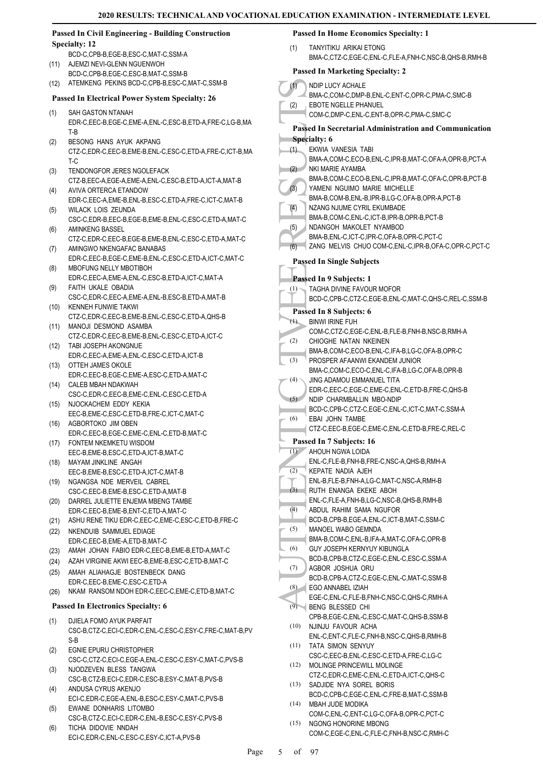**Passed In Civil Engineering - Building Construction Specialty: 12**

BCD-C,CPB-B,EGE-B,ESC-C,MAT-C,SSM-A

(11) AJEMZI NEVI-GLENN NGUENWOH
BCD-C,CPB-B,EGE-C,ESC-B,MAT-C,SSM-B

(12) ATEMKENG PEKINS BCD-C,CPB-B,ESC-C,MAT-C,SSM-B

**Passed In Electrical Power System Specialty: 26**

(1) SAH GASTON NTANAH
EDR-C,EEC-B,EGE-C,EME-A,ENL-C,ESC-B,ETD-A,FRE-C,LG-B,MAT-B

(2) BESONG HANS AYUK AKPANG
CTZ-C,EDR-C,EEC-B,EME-B,ENL-C,ESC-C,ETD-A,FRE-C,ICT-B,MAT-C

(3) TENDONGFOR JERES NGOLEFACK
CTZ-B,EEC-A,EGE-A,EME-A,ENL-C,ESC-B,ETD-A,ICT-A,MAT-B

(4) AVIVA ORTERCA ETANDOW
EDR-C,EEC-A,EME-B,ENL-B,ESC-C,ETD-A,FRE-C,ICT-C,MAT-B

(5) WILACK LOIS ZEUNDA
CSC-C,EDR-B,EEC-B,EGE-B,EME-B,ENL-C,ESC-C,ETD-A,MAT-C

(6) AMINKENG BASSEL
CTZ-C,EDR-C,EEC-B,EGE-B,EME-B,ENL-B,ESC-C,ETD-A,MAT-C

(7) AMINGWO NKENGAFAC BANABAS
EDR-C,EEC-B,EGE-C,EME-B,ENL-C,ESC-C,ETD-A,ICT-C,MAT-C

(8) MBOFUNG NELLY MBOTIBOH
EDR-C,EEC-A,EME-A,ENL-C,ESC-B,ETD-A,ICT-C,MAT-A

(9) FAITH UKALE OBADIA
CSC-C,EDR-C,EEC-A,EME-A,ENL-B,ESC-B,ETD-A,MAT-B

(10) KENNEH FUNWIE TAKWI
CTZ-C,EDR-C,EEC-B,EME-B,ENL-C,ESC-C,ETD-A,QHS-B

(11) MANOJI DESMOND ASAMBA
CTZ-C,EDR-C,EEC-B,EME-B,ENL-C,ESC-C,ETD-A,ICT-C

(12) TABI JOSEPH AKONGNUE
EDR-C,EEC-A,EME-A,ENL-C,ESC-C,ETD-A,ICT-B

(13) OTTEH JAMES OKOLE
EDR-C,EEC-B,EGE-C,EME-A,ESC-C,ETD-A,MAT-C

(14) CALEB MBAH NDAKWAH
CSC-C,EDR-C,EEC-B,EME-C,ENL-C,ESC-C,ETD-A

(15) NJOCKACHEM EDDY KEKIA
EEC-B,EME-C,ESC-C,ETD-B,FRE-C,ICT-C,MAT-C

(16) AGBORTOKO JIM OBEN
EDR-C,EEC-B,EGE-C,EME-C,ENL-C,ETD-B,MAT-C

(17) FONTEM NKEMKETU WISDOM
EEC-B,EME-B,ESC-C,ETD-A,ICT-B,MAT-C

(18) MAYAM JINKLINE ANGAH
EEC-B,EME-B,ESC-C,ETD-A,ICT-C,MAT-B

(19) NGANGSA NDE MERVEIL CABREL
CSC-C,EEC-B,EME-B,ESC-C,ETD-A,MAT-B

(20) DARREL JULIETTE ENJEMA MBENG TAMBE
EDR-C,EEC-B,EME-B,ENT-C,ETD-A,MAT-C

(21) ASHU RENE TIKU EDR-C,EEC-C,EME-C,ESC-C,ETD-B,FRE-C

(22) NKENDUIB SAMMUEL EDIAGE
EDR-C,EEC-B,EME-A,ETD-B,MAT-C

(23) AMAH JOHAN FABIO EDR-C,EEC-B,EME-B,ETD-A,MAT-C

(24) AZAH VIRGINIE AKWI EEC-B,EME-B,ESC-C,ETD-B,MAT-C

(25) AMAH ALIAHAGJE BOSTENBECK DANG
EDR-C,EEC-B,EME-C,ESC-C,ETD-A

(26) NKAM RANSOM NDOH EDR-C,EEC-C,EME-C,ETD-B,MAT-C

**Passed In Electronics Specialty: 6**

(1) DJIELA FOMO AYUK PARFAIT
CSC-B,CTZ-C,ECI-C,EDR-C,ENL-C,ESC-C,ESY-C,FRE-C,MAT-B,PVS-B

(2) EGNIE EPURU CHRISTOPHER
CSC-C,CTZ-C,ECI-C,EGE-A,ENL-C,ESC-C,ESY-C,MAT-C,PVS-B

(3) NJODZEVEN BLESS TANGWA
CSC-B,CTZ-B,ECI-C,EDR-C,ESC-B,ESY-C,MAT-B,PVS-B

(4) ANDUSA CYRUS AKENJO
ECI-C,EDR-C,EGE-A,ENL-B,ESC-C,ESY-C,MAT-C,PVS-B

(5) EWANE DONHARIS LITOMBO
CSC-B,CTZ-C,ECI-C,EDR-C,ENL-B,ESC-C,ESY-C,PVS-B

(6) TICHA DIDOVIE NNDAH
ECI-C,EDR-C,ENL-C,ESC-C,ESY-C,ICT-A,PVS-B

**Passed In Home Economics Specialty: 1**

(1) TANYITIKU ARIKAI ETONG
BMA-C,CTZ-C,EGE-C,ENL-C,FLE-A,FNH-C,NSC-B,QHS-B,RMH-B

**Passed In Marketing Specialty: 2**

(1) NDIP LUCY ACHALE
BMA-C,COM-C,DMP-B,ENL-C,ENT-C,OPR-C,PMA-C,SMC-B

(2) EBOTE NGELLE PHANUEL
COM-C,DMP-C,ENL-C,ENT-B,OPR-C,PMA-C,SMC-C

**Passed In Secretarial Administration and Communication Specialty: 6**

(1) EKWIA VANESIA TABI
BMA-A,COM-C,ECO-B,ENL-C,IPR-B,MAT-C,OFA-A,OPR-B,PCT-A

(2) NKI MARIE AYAMBA
BMA-B,COM-C,ECO-B,ENL-C,IPR-B,MAT-C,OFA-C,OPR-B,PCT-B

(3) YAMENI NGUIMO MARIE MICHELLE
BMA-B,COM-B,ENL-B,IPR-B,LG-C,OFA-B,OPR-A,PCT-B

(4) NZANG NJUME CYRIL EKUMBADE
BMA-B,COM-C,ENL-C,ICT-B,IPR-B,OPR-B,PCT-B

(5) NDANGOH MAKOLET NYAMBOD
BMA-B,ENL-C,ICT-C,IPR-C,OFA-B,OPR-C,PCT-C

(6) ZANG MELVIS CHUO COM-C,ENL-C,IPR-B,OFA-C,OPR-C,PCT-C

**Passed In Single Subjects**

**Passed In 9 Subjects: 1**

(1) TAGHA DIVINE FAVOUR MOFOR
BCD-C,CPB-C,CTZ-C,EGE-B,ENL-C,MAT-C,QHS-C,REL-C,SSM-B

**Passed In 8 Subjects: 6**

(1) BINWI IRINE FUH
COM-C,CTZ-C,EGE-C,ENL-B,FLE-B,FNH-B,NSC-B,RMH-A

(2) CHIOGHE NATAN NKEINEN
BMA-B,COM-C,ECO-B,ENL-C,IFA-B,LG-C,OFA-B,OPR-C

(3) PROSPER AFAANWI EKANDEM JUNIOR
BMA-C,COM-C,ECO-C,ENL-C,IFA-B,LG-C,OFA-B,OPR-B

(4) JING ADAMOU EMMANUEL TITA
EDR-C,EEC-C,EGE-C,EME-C,ENL-C,ETD-B,FRE-C,QHS-B

(5) NDIP CHARMBALLIN MBO-NDIP
BCD-C,CPB-C,CTZ-C,EGE-C,ENL-C,ICT-C,MAT-C,SSM-A

(6) EBAI JOHN TAMBE
CTZ-C,EEC-B,EGE-C,EME-C,ENL-C,ETD-B,FRE-C,REL-C

**Passed In 7 Subjects: 16**

(1) AHOUH NGWA LOIDA
ENL-C,FLE-B,FNH-B,FRE-C,NSC-A,QHS-B,RMH-A

(2) KEPATE NADIA AJEH
ENL-B,FLE-B,FNH-A,LG-C,MAT-C,NSC-A,RMH-B

(3) RUTH ENANGA EKEKE ABOH
ENL-C,FLE-A,FNH-B,LG-C,NSC-B,QHS-B,RMH-B

(4) ABDUL RAHIM SAMA NGUFOR
BCD-B,CPB-B,EGE-A,ENL-C,ICT-B,MAT-C,SSM-C

(5) MANOEL WABO GEMNDA
BMA-B,COM-C,ENL-B,IFA-A,MAT-C,OFA-C,OPR-B

(6) GUY JOSEPH KERNYUY KIBUNGLA
BCD-B,CPB-B,CTZ-C,EGE-C,ENL-C,ESC-C,SSM-A

(7) AGBOR JOSHUA ORU
BCD-B,CPB-A,CTZ-C,EGE-C,ENL-C,MAT-C,SSM-B

(8) EGO ANNABEL IZIAH
EGE-C,ENL-C,FLE-B,FNH-C,NSC-C,QHS-C,RMH-A

(9) BENG BLESSED CHI
CPB-B,EGE-C,ENL-C,ESC-C,MAT-C,QHS-B,SSM-B

(10) NJINJU FAVOUR ACHA
ENL-C,ENT-C,FLE-C,FNH-B,NSC-C,QHS-B,RMH-B

(11) TATA SIMON SENYUY
CSC-C,EEC-B,ENL-C,ESC-C,ETD-A,FRE-C,LG-C

(12) MOLINGE PRINCEWILL MOLINGE
CTZ-C,EDR-C,EME-C,ENL-C,ETD-A,ICT-C,QHS-C

(13) SADJIDE NYA SOREL BORIS
BCD-C,CPB-C,EGE-C,ENL-C,FRE-B,MAT-C,SSM-B

(14) MBAH JUDE MODIKA
COM-C,ENL-C,ENT-C,LG-C,OFA-B,OPR-C,PCT-C

(15) NGONG HONORINE MBONG
COM-C,EGE-C,ENL-C,FLE-C,FNH-B,NSC-C,RMH-C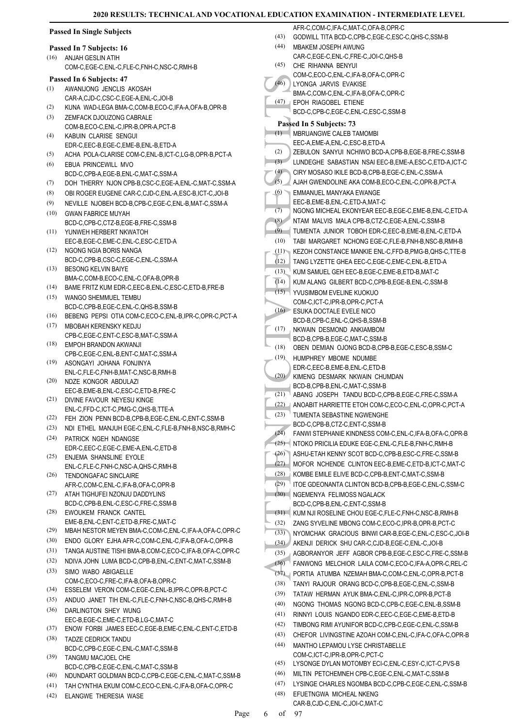## Passed In Single Subjects

### Passed In 7 Subjects: 16

(16) ANJAH GESLIN ATIH COM-C,EGE-C,ENL-C,FLE-C,FNH-C,NSC-C,RMH-B

### Passed In 6 Subjects: 47

(1) AWANIJONG JENCLIS AKOSAH CAR-A,CJD-C,CSC-C,EGE-A,ENL-C,JOI-B
(2) KUNA WAD-LEGA BMA-C,COM-B,ECO-C,IFA-A,OFA-B,OPR-B
(3) ZEMFACK DJOUZONG CABRALE COM-B,ECO-C,ENL-C,IPR-B,OPR-A,PCT-B
(4) KABUIN CLARISE SENGUI EDR-C,EEC-B,EGE-C,EME-B,ENL-B,ETD-A
(5) ACHA POLA-CLARISE COM-C,ENL-B,ICT-C,LG-B,OPR-B,PCT-A
(6) EBUA PRINCEWILL MVO BCD-C,CPB-A,EGE-B,ENL-C,MAT-C,SSM-A
(7) DOH THERRY NJON CPB-B,CSC-C,EGE-A,ENL-C,MAT-C,SSM-A
(8) OBI ROGER EUGENE CAR-C,CJD-C,ENL-A,ESC-B,ICT-C,JOI-B
(9) NEVILLE NJOBEH BCD-B,CPB-C,EGE-C,ENL-B,MAT-C,SSM-A
(10) GWAN FABRICE MUYAH BCD-C,CPB-C,CTZ-B,EGE-B,FRE-C,SSM-B
(11) YUNWEH HERBERT NKWATOH EEC-B,EGE-C,EME-C,ENL-C,ESC-C,ETD-A
(12) NGONG NGIA BORIS NANGA BCD-C,CPB-B,CSC-C,EGE-C,ENL-C,SSM-A
(13) BESONG KELVIN BAIYE BMA-C,COM-B,ECO-C,ENL-C,OFA-B,OPR-B
(14) BAME FRITZ KUM EDR-C,EEC-B,ENL-C,ESC-C,ETD-B,FRE-B
(15) WANGO SHEMMUEL TEMBU BCD-C,CPB-B,EGE-C,ENL-C,QHS-B,SSM-B
(16) BEBENG PEPSI OTIA COM-C,ECO-C,ENL-B,IPR-C,OPR-C,PCT-A
(17) MBOBAH KERENSKY KEDJU CPB-C,EGE-C,ENT-C,ESC-B,MAT-C,SSM-A
(18) EMPOH BRANDON AKWANJI CPB-C,EGE-C,ENL-B,ENT-C,MAT-C,SSM-A
(19) ASONGAYI JOHANA FONJINYA ENL-C,FLE-C,FNH-B,MAT-C,NSC-B,RMH-B
(20) NDZE KONGOR ABDULAZI EEC-B,EME-B,ENL-C,ESC-C,ETD-B,FRE-C
(21) DIVINE FAVOUR NEYESU KINGE ENL-C,FFD-C,ICT-C,PMG-C,QHS-B,TTE-A
(22) FEH ZION PENN BCD-B,CPB-B,EGE-C,ENL-C,ENT-C,SSM-B
(23) NDI ETHEL MANJUH EGE-C,ENL-C,FLE-B,FNH-B,NSC-B,RMH-C
(24) PATRICK NGEH NDANGSE EDR-C,EEC-C,EGE-C,EME-A,ENL-C,ETD-B
(25) ENJEMA SHANSLINE EYOLE ENL-C,FLE-C,FNH-C,NSC-A,QHS-C,RMH-B
(26) TENDONGAFAC SINCLAIRE AFR-C,COM-C,ENL-C,IFA-B,OFA-C,OPR-B
(27) ATAH TIGHUFEI NZONJU DADDYLINS BCD-C,CPB-B,ENL-C,ESC-C,FRE-C,SSM-B
(28) EWOUKEM FRANCK CANTEL EME-B,ENL-C,ENT-C,ETD-B,FRE-C,MAT-C
(29) MBAH NESTOR MEYEN BMA-C,COM-C,ENL-C,IFA-A,OFA-C,OPR-C
(30) ENDO GLORY EJHA AFR-C,COM-C,ENL-C,IFA-B,OFA-C,OPR-B
(31) TANGA AUSTINE TISHI BMA-B,COM-C,ECO-C,IFA-B,OFA-C,OPR-C
(32) NDIVA JOHN LUMA BCD-C,CPB-B,ENL-C,ENT-C,MAT-C,SSM-B
(33) SIMO WABO ABIGAELLE COM-C,ECO-C,FRE-C,IFA-B,OFA-B,OPR-C
(34) ESSELEM VERON COM-C,EGE-C,ENL-B,IPR-C,OPR-B,PCT-C
(35) ANDUO JANET TIH ENL-C,FLE-C,FNH-C,NSC-B,QHS-C,RMH-B
(36) DARLINGTON SHEY WUNG EEC-B,EGE-C,EME-C,ETD-B,LG-C,MAT-C
(37) ENOW FORBI JAMES EEC-C,EGE-B,EME-C,ENL-C,ENT-C,ETD-B
(38) TADZE CEDRICK TANDU BCD-C,CPB-C,EGE-C,ENL-C,MAT-C,SSM-B
(39) TANGMU MACJOEL CHE BCD-C,CPB-C,EGE-C,ENL-C,MAT-C,SSM-B
(40) NDUNDART GOLDMAN BCD-C,CPB-C,EGE-C,ENL-C,MAT-C,SSM-B
(41) TAH CYNTHIA EKUM COM-C,ECO-C,ENL-C,IFA-B,OFA-C,OPR-C
(42) ELANGWE THERESIA WASE AFR-C,COM-C,IFA-C,MAT-C,OFA-B,OPR-C
(43) GODWILL TITA BCD-C,CPB-C,EGE-C,ESC-C,QHS-C,SSM-B
(44) MBAKEM JOSEPH AWUNG CAR-C,EGE-C,ENL-C,FRE-C,JOI-C,QHS-B
(45) CHE RIHANNA BENYUI COM-C,ECO-C,ENL-C,IFA-B,OFA-C,OPR-C
(46) LYONGA JARVIS EVAKISE BMA-C,COM-C,ENL-C,IFA-B,OFA-C,OPR-C
(47) EPOH RIAGOBEL ETIENE BCD-C,CPB-C,EGE-C,ENL-C,ESC-C,SSM-B

### Passed In 5 Subjects: 73

(1) MBRUANGWE CALEB TAMOMBI EEC-A,EME-A,ENL-C,ESC-B,ETD-A
(2) ZEBULON SANYUI NCHIWO BCD-A,CPB-B,EGE-B,FRE-C,SSM-B
(3) LUNDEGHE SABASTIAN NSAI EEC-B,EME-A,ESC-C,ETD-A,ICT-C
(4) CIRY MOSASO IKILE BCD-B,CPB-B,EGE-C,ENL-C,SSM-A
(5) AJAH GWENDOLINE AKA COM-B,ECO-C,ENL-C,OPR-B,PCT-A
(6) EMMANUEL MANYAKA EWANGE EEC-B,EME-B,ENL-C,ETD-A,MAT-C
(7) NGONG MICHEAL EKONYEAR EEC-B,EGE-C,EME-B,ENL-C,ETD-A
(8) NTAM MALVIS MALA CPB-B,CTZ-C,EME-C,ENL-B,SSM-B
(9) TUMENTA JUNIOR TOBOH EDR-C,EEC-B,EME-B,ENL-C,ETD-A
(10) TABI MARGARET NCHONG EGE-C,FLE-B,FNH-B,NSC-B,RMH-B
(11) KEZOH CONSTANCE MANKIE ENL-C,FFD-B,PMG-B,QHS-C,TTE-B
(12) TANG LYZETTE GHEA EEC-C,EGE-C,EME-C,ENL-B,ETD-A
(13) KUM SAMUEL GEH EEC-B,EGE-C,EME-B,ETD-B,MAT-C
(14) KUM ALANG GILBERT BCD-C,CPB-B,EGE-B,ENL-C,SSM-B
(15) YVUSIMBOM EVELINE KUOKUO COM-C,ICT-C,IPR-B,OPR-C,PCT-A
(16) ESUKA DOCTALE EVELE NICO BCD-B,CPB-C,ENL-C,QHS-B,SSM-B
(17) NKWAIN DESMOND ANKIAMBOM BCD-B,CPB-B,EGE-C,MAT-C,SSM-B
(18) OBEN DEMIAN OJONG BCD-B,CPB-B,EGE-C,ESC-B,SSM-C
(19) HUMPHREY MBOME NDUMBE EDR-C,EEC-B,EME-B,ENL-C,ETD-B
(20) KIMENG DESMARK NKWAIN CHUMDAN BCD-B,CPB-B,ENL-C,MAT-C,SSM-B
(21) ABANG JOSEPH TANDU BCD-C,CPB-B,EGE-C,FRE-C,SSM-A
(22) ANOABIT HARRIETTE ETOH COM-C,ECO-C,ENL-C,OPR-C,PCT-A
(23) TUMENTA SEBASTINE NGWENGHE BCD-C,CPB-B,CTZ-C,ENT-C,SSM-B
(24) FANWI STEPHANIE KINDNESS COM-C,ENL-C,IFA-B,OFA-C,OPR-B
(25) NTOKO PRICILIA EDUKE EGE-C,ENL-C,FLE-B,FNH-C,RMH-B
(26) ASHU-ETAH KENNY SCOT BCD-C,CPB-B,ESC-C,FRE-C,SSM-B
(27) MOFOR NCHENDE CLINTON EEC-B,EME-C,ETD-B,ICT-C,MAT-C
(28) KOMBE EMILE ELIVE BCD-C,CPB-B,ENT-C,MAT-C,SSM-B
(29) ITOE GDEONANTA CLINTON BCD-B,CPB-B,EGE-C,ENL-C,SSM-C
(30) NGEMENYA FELIMOSS NGALACK BCD-C,CPB-B,ENL-C,ENT-C,SSM-B
(31) KUM NJI ROSELINE CHOU EGE-C,FLE-C,FNH-C,NSC-B,RMH-B
(32) ZANG SYVELINE MBONG COM-C,ECO-C,IPR-B,OPR-B,PCT-C
(33) NYOMCHAK GRACIOUS BINWI CAR-B,EGE-C,ENL-C,ESC-C,JOI-B
(34) AKENJI DERICK SHU CAR-C,CJD-B,EGE-C,ENL-C,JOI-B
(35) AGBORANYOR JEFF AGBOR CPB-B,EGE-C,ESC-C,FRE-C,SSM-B
(36) FANWONG MELCHIOR LAILA COM-C,ECO-C,IFA-A,OPR-C,REL-C
(37) PORTIA ATUMBA NZEMAH BMA-C,COM-C,ENL-C,OPR-B,PCT-B
(38) TANYI RAJOUR ORANG BCD-C,CPB-C,EGE-C,ENL-C,SSM-B
(39) TATAW HERMAN AYUK BMA-C,ENL-C,IPR-C,OPR-B,PCT-B
(40) NGONG THOMAS NGONG BCD-C,CPB-C,EGE-C,ENL-B,SSM-B
(41) RINNYI LOUIS NGANDO EDR-C,EEC-C,EGE-C,EME-B,ETD-B
(42) TIMBONG RIMI AYUNIFOR BCD-C,CPB-C,EGE-C,ENL-C,SSM-B
(43) CHEFOR LIVINGSTINE AZOAH COM-C,ENL-C,IFA-C,OFA-C,OPR-B
(44) MANTHO LEPAMOU LYSE CHRISTABELLE COM-C,ICT-C,IPR-B,OPR-C,PCT-C
(45) LYSONGE DYLAN MOTOMBY ECI-C,ENL-C,ESY-C,ICT-C,PVS-B
(46) MILTIN PETCHEMNEH CPB-C,EGE-C,ENL-C,MAT-C,SSM-B
(47) LYSINGE CHARLES NGOMBA BCD-C,CPB-C,EGE-C,ENL-C,SSM-B
(48) EFUETNGWA MICHEAL NKENG CAR-B,CJD-C,ENL-C,JOI-C,MAT-C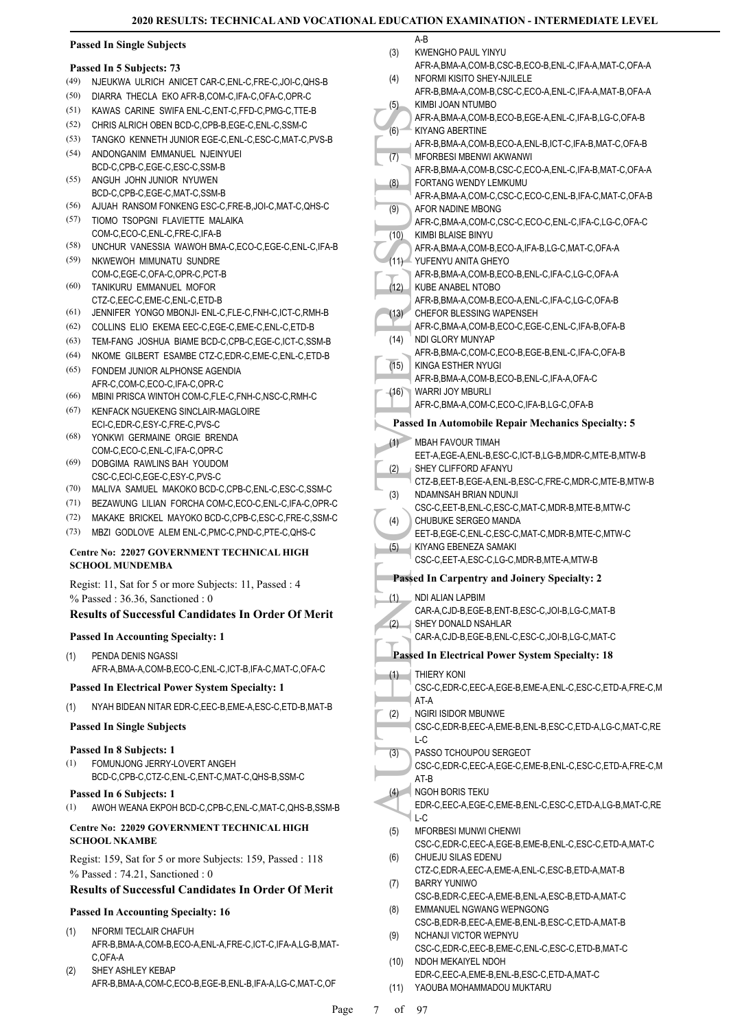### Passed In Single Subjects

#### Passed In 5 Subjects: 73

(49) NJEUKWA ULRICH ANICET CAR-C,ENL-C,FRE-C,JOI-C,QHS-B
(50) DIARRA THECLA EKO AFR-B,COM-C,IFA-C,OFA-C,OPR-C
(51) KAWAS CARINE SWIFA ENL-C,ENT-C,FFD-C,PMG-C,TTE-B
(52) CHRIS ALRICH OBEN BCD-C,CPB-B,EGE-C,ENL-C,SSM-C
(53) TANGKO KENNETH JUNIOR EGE-C,ENL-C,ESC-C,MAT-C,PVS-B
(54) ANDONGANIM EMMANUEL NJEINYUEI BCD-C,CPB-C,EGE-C,ESC-C,SSM-B
(55) ANGUH JOHN JUNIOR NYUWEN BCD-C,CPB-C,EGE-C,MAT-C,SSM-B
(56) AJUAH RANSOM FONKENG ESC-C,FRE-B,JOI-C,MAT-C,QHS-C
(57) TIOMO TSOPGNI FLAVIETTE MALAIKA COM-C,ECO-C,ENL-C,FRE-C,IFA-B
(58) UNCHUR VANESSIA WAWOH BMA-C,ECO-C,EGE-C,ENL-C,IFA-B
(59) NKWEWOH MIMUNATU SUNDRE COM-C,EGE-C,OFA-C,OPR-C,PCT-B
(60) TANIKURU EMMANUEL MOFOR CTZ-C,EEC-C,EME-C,ENL-C,ETD-B
(61) JENNIFER YONGO MBONJI- ENL-C,FLE-C,FNH-C,ICT-C,RMH-B
(62) COLLINS ELIO EKEMA EEC-C,EGE-C,EME-C,ENL-C,ETD-B
(63) TEM-FANG JOSHUA BIAME BCD-C,CPB-C,EGE-C,ICT-C,SSM-B
(64) NKOME GILBERT ESAMBE CTZ-C,EDR-C,EME-C,ENL-C,ETD-B
(65) FONDEM JUNIOR ALPHONSE AGENDIA AFR-C,COM-C,ECO-C,IFA-C,OPR-C
(66) MBINI PRISCA WINTOH COM-C,FLE-C,FNH-C,NSC-C,RMH-C
(67) KENFACK NGUEKENG SINCLAIR-MAGLOIRE ECI-C,EDR-C,ESY-C,FRE-C,PVS-C
(68) YONKWI GERMAINE ORGIE BRENDA COM-C,ECO-C,ENL-C,IFA-C,OPR-C
(69) DOBGIMA RAWLINS BAH YOUDOM CSC-C,ECI-C,EGE-C,ESY-C,PVS-C
(70) MALIVA SAMUEL MAKOKO BCD-C,CPB-C,ENL-C,ESC-C,SSM-C
(71) BEZAWUNG LILIAN FORCHA COM-C,ECO-C,ENL-C,IFA-C,OPR-C
(72) MAKAKE BRICKEL MAYOKO BCD-C,CPB-C,ESC-C,FRE-C,SSM-C
(73) MBZI GODLOVE ALEM ENL-C,PMC-C,PND-C,PTE-C,QHS-C

## Centre No: 22027 GOVERNMENT TECHNICAL HIGH SCHOOL MUNDEMBA

Regist: 11, Sat for 5 or more Subjects: 11, Passed : 4
% Passed : 36.36, Sanctioned : 0

### Results of Successful Candidates In Order Of Merit

#### Passed In Accounting Specialty: 1

(1) PENDA DENIS NGASSI AFR-A,BMA-A,COM-B,ECO-C,ENL-C,ICT-B,IFA-C,MAT-C,OFA-C

#### Passed In Electrical Power System Specialty: 1

(1) NYAH BIDEAN NITAR EDR-C,EEC-B,EME-A,ESC-C,ETD-B,MAT-B

#### Passed In Single Subjects

#### Passed In 8 Subjects: 1

(1) FOMUNJONG JERRY-LOVERT ANGEH BCD-C,CPB-C,CTZ-C,ENL-C,ENT-C,MAT-C,QHS-B,SSM-C

#### Passed In 6 Subjects: 1

(1) AWOH WEANA EKPOH BCD-C,CPB-C,ENL-C,MAT-C,QHS-B,SSM-B

## Centre No: 22029 GOVERNMENT TECHNICAL HIGH SCHOOL NKAMBE

Regist: 159, Sat for 5 or more Subjects: 159, Passed : 118
% Passed : 74.21, Sanctioned : 0

### Results of Successful Candidates In Order Of Merit

#### Passed In Accounting Specialty: 16

(1) NFORMI TECLAIR CHAFUH AFR-B,BMA-A,COM-B,ECO-A,ENL-A,FRE-C,ICT-C,IFA-A,LG-B,MAT-C,OFA-A
(2) SHEY ASHLEY KEBAP AFR-B,BMA-A,COM-C,ECO-B,EGE-B,ENL-B,IFA-A,LG-C,MAT-C,OFA-B
(3) KWENGHO PAUL YINYU AFR-A,BMA-A,COM-B,CSC-B,ECO-B,ENL-C,IFA-A,MAT-C,OFA-A
(4) NFORMI KISITO SHEY-NJILELE AFR-B,BMA-A,COM-B,CSC-C,ECO-A,ENL-C,IFA-A,MAT-B,OFA-A
(5) KIMBI JOAN NTUMBO AFR-A,BMA-A,COM-B,ECO-B,EGE-A,ENL-C,IFA-B,LG-C,OFA-B
(6) KIYANG ABERTINE AFR-B,BMA-A,COM-B,ECO-A,ENL-B,ICT-C,IFA-B,MAT-C,OFA-B
(7) MFORBESI MBENWI AKWANWI AFR-B,BMA-A,COM-B,CSC-C,ECO-A,ENL-C,IFA-B,MAT-C,OFA-A
(8) FORTANG WENDY LEMKUMU AFR-A,BMA-A,COM-C,CSC-C,ECO-C,ENL-B,IFA-C,MAT-C,OFA-B
(9) AFOR NADINE MBONG AFR-C,BMA-A,COM-C,CSC-C,ECO-C,ENL-C,IFA-C,LG-C,OFA-C
(10) KIMBI BLAISE BINYU AFR-A,BMA-A,COM-B,ECO-A,IFA-B,LG-C,MAT-C,OFA-A
(11) YUFENYU ANITA GHEYO AFR-B,BMA-A,COM-B,ECO-B,ENL-C,IFA-C,LG-C,OFA-A
(12) KUBE ANABEL NTOBO AFR-B,BMA-A,COM-B,ECO-A,ENL-C,IFA-C,LG-C,OFA-B
(13) CHEFOR BLESSING WAPENSEH AFR-C,BMA-A,COM-B,ECO-C,EGE-C,ENL-C,IFA-B,OFA-B
(14) NDI GLORY MUNYAP AFR-B,BMA-C,COM-C,ECO-B,EGE-B,ENL-C,IFA-C,OFA-B
(15) KINGA ESTHER NYUGI AFR-B,BMA-A,COM-B,ECO-B,ENL-C,IFA-A,OFA-C
(16) WARRI JOY MBURLI AFR-C,BMA-A,COM-C,ECO-C,IFA-B,LG-C,OFA-B

#### Passed In Automobile Repair Mechanics Specialty: 5

(1) MBAH FAVOUR TIMAH EET-A,EGE-A,ENL-B,ESC-C,ICT-B,LG-B,MDR-C,MTE-B,MTW-B
(2) SHEY CLIFFORD AFANYU CTZ-B,EET-B,EGE-A,ENL-B,ESC-C,FRE-C,MDR-C,MTE-B,MTW-B
(3) NDAMNSAH BRIAN NDUNJI CSC-C,EET-B,ENL-C,ESC-C,MAT-C,MDR-B,MTE-B,MTW-C
(4) CHUBUKE SERGEO MANDA EET-B,EGE-C,ENL-C,ESC-C,MAT-C,MDR-B,MTE-C,MTW-C
(5) KIYANG EBENEZA SAMAKI CSC-C,EET-A,ESC-C,LG-C,MDR-B,MTE-A,MTW-B

#### Passed In Carpentry and Joinery Specialty: 2

(1) NDI ALIAN LAPBIM CAR-A,CJD-B,EGE-B,ENT-B,ESC-C,JOI-B,LG-C,MAT-B
(2) SHEY DONALD NSAHLAR CAR-A,CJD-B,EGE-B,ENL-C,ESC-C,JOI-B,LG-B,MAT-C

#### Passed In Electrical Power System Specialty: 18

(1) THIERY KONI CSC-C,EDR-C,EEC-A,EGE-B,EME-A,ENL-C,ESC-C,ETD-A,FRE-C,MAT-A
(2) NGIRI ISIDOR MBUNWE CSC-C,EDR-B,EEC-A,EME-B,ENL-B,ESC-C,ETD-A,LG-C,MAT-C,REL-C
(3) PASSO TCHOUPOU SERGEOT CSC-C,EDR-C,EEC-A,EGE-C,EME-B,ENL-C,ESC-C,ETD-A,FRE-C,MAT-B
(4) NGOH BORIS TEKU EDR-C,EEC-A,EGE-C,EME-B,ENL-C,ESC-C,ETD-A,LG-B,MAT-C,REL-C
(5) MFORBESI MUNWI CHENWI CSC-C,EDR-C,EEC-A,EGE-B,EME-B,ENL-C,ESC-C,ETD-A,MAT-C
(6) CHUEJU SILAS EDENU CTZ-C,EDR-A,EEC-A,EME-A,ENL-C,ESC-B,ETD-A,MAT-B
(7) BARRY YUNIWO CSC-B,EDR-C,EEC-A,EME-B,ENL-A,ESC-B,ETD-A,MAT-C
(8) EMMANUEL NGWANG WEPNGONG CSC-B,EDR-B,EEC-A,EME-B,ENL-B,ESC-C,ETD-A,MAT-B
(9) NCHANJI VICTOR WEPNYU CSC-C,EDR-C,EEC-B,EME-C,ENL-C,ESC-C,ETD-B,MAT-C
(10) NDOH MEKAIYEL NDOH EDR-C,EEC-A,EME-B,ENL-B,ESC-C,ETD-A,MAT-C
(11) YAOUBA MOHAMMADOU MUKTARU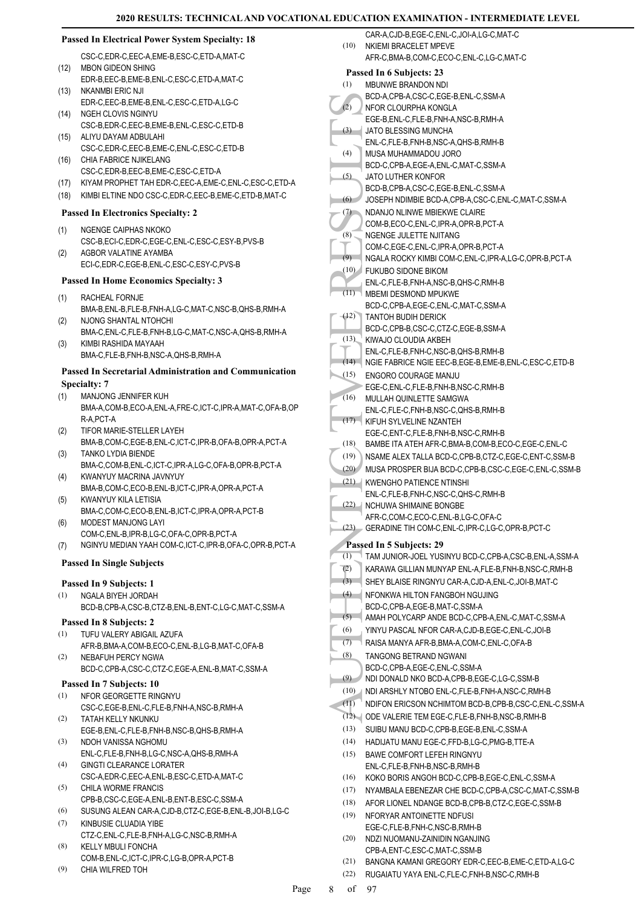### Passed In Electrical Power System Specialty: 18

CSC-C,EDR-C,EEC-A,EME-B,ESC-C,ETD-A,MAT-C

(12) MBON GIDEON SHING
EDR-B,EEC-B,EME-B,ENL-C,ESC-C,ETD-A,MAT-C

(13) NKANMBI ERIC NJI
EDR-C,EEC-B,EME-B,ENL-C,ESC-C,ETD-A,LG-C

(14) NGEH CLOVIS NGINYU
CSC-B,EDR-C,EEC-B,EME-B,ENL-C,ESC-C,ETD-B

(15) ALIYU DAYAM ADBULAHI
CSC-C,EDR-C,EEC-B,EME-C,ENL-C,ESC-C,ETD-B

(16) CHIA FABRICE NJIKELANG
CSC-C,EDR-B,EEC-B,EME-C,ESC-C,ETD-A

(17) KIYAM PROPHET TAH EDR-C,EEC-A,EME-C,ENL-C,ESC-C,ETD-A

(18) KIMBI ELTINE NDO CSC-C,EDR-C,EEC-B,EME-C,ETD-B,MAT-C

### Passed In Electronics Specialty: 2

(1) NGENGE CAIPHAS NKOKO
CSC-B,ECI-C,EDR-C,EGE-C,ENL-C,ESC-C,ESY-B,PVS-B

(2) AGBOR VALATINE AYAMBA
ECI-C,EDR-C,EGE-B,ENL-C,ESC-C,ESY-C,PVS-B

### Passed In Home Economics Specialty: 3

(1) RACHEAL FORNJE
BMA-B,ENL-B,FLE-B,FNH-A,LG-C,MAT-C,NSC-B,QHS-B,RMH-A

(2) NJONG SHANTAL NTOHCHI
BMA-C,ENL-C,FLE-B,FNH-B,LG-C,MAT-C,NSC-A,QHS-B,RMH-A

(3) KIMBI RASHIDA MAYAAH
BMA-C,FLE-B,FNH-B,NSC-A,QHS-B,RMH-A

### Passed In Secretarial Administration and Communication Specialty: 7

(1) MANJONG JENNIFER KUH
BMA-A,COM-B,ECO-A,ENL-A,FRE-C,ICT-C,IPR-A,MAT-C,OFA-B,OPR-A,PCT-A

(2) TIFOR MARIE-STELLER LAYEH
BMA-B,COM-C,EGE-B,ENL-C,ICT-C,IPR-B,OFA-B,OPR-A,PCT-A

(3) TANKO LYDIA BIENDE
BMA-C,COM-B,ENL-C,ICT-C,IPR-A,LG-C,OFA-B,OPR-B,PCT-A

(4) KWANYUY MACRINA JAVNYUY
BMA-B,COM-C,ECO-B,ENL-B,ICT-C,IPR-A,OPR-A,PCT-A

(5) KWANYUY KILA LETISIA
BMA-C,COM-C,ECO-B,ENL-B,ICT-C,IPR-A,OPR-A,PCT-B

(6) MODEST MANJONG LAYI
COM-C,ENL-B,IPR-B,LG-C,OFA-C,OPR-B,PCT-A

(7) NGINYU MEDIAN YAAH COM-C,ICT-C,IPR-B,OFA-C,OPR-B,PCT-A

### Passed In Single Subjects

#### Passed In 9 Subjects: 1

(1) NGALA BIYEH JORDAH
BCD-B,CPB-A,CSC-B,CTZ-B,ENL-B,ENT-C,LG-C,MAT-C,SSM-A

#### Passed In 8 Subjects: 2

(1) TUFU VALERY ABIGAIL AZUFA
AFR-B,BMA-A,COM-B,ECO-C,ENL-B,LG-B,MAT-C,OFA-B

(2) NEBAFUH PERCY NGWA
BCD-C,CPB-A,CSC-C,CTZ-C,EGE-A,ENL-B,MAT-C,SSM-A

#### Passed In 7 Subjects: 10

(1) NFOR GEORGETTE RINGNYU
CSC-C,EGE-B,ENL-C,FLE-B,FNH-A,NSC-B,RMH-A

(2) TATAH KELLY NKUNKU
EGE-B,ENL-C,FLE-B,FNH-B,NSC-B,QHS-B,RMH-A

(3) NDOH VANISSA NGHOMU
ENL-C,FLE-B,FNH-B,LG-C,NSC-A,QHS-B,RMH-A

(4) GINGTI CLEARANCE LORATER
CSC-A,EDR-C,EEC-A,ENL-B,ESC-C,ETD-A,MAT-C

(5) CHILA WORME FRANCIS
CPB-B,CSC-C,EGE-A,ENL-B,ENT-B,ESC-C,SSM-A

(6) SUSUNG ALEAN CAR-A,CJD-B,CTZ-C,EGE-B,ENL-B,JOI-B,LG-C

(7) KINBUSIE CLUADIA YIBE
CTZ-C,ENL-C,FLE-B,FNH-A,LG-C,NSC-B,RMH-A

(8) KELLY MBULI FONCHA
COM-B,ENL-C,ICT-C,IPR-C,LG-B,OPR-A,PCT-B

(9) CHIA WILFRED TOH
CAR-A,CJD-B,EGE-C,ENL-C,JOI-A,LG-C,MAT-C

(10) NKIEMI BRACELET MPEVE
AFR-C,BMA-B,COM-C,ECO-C,ENL-C,LG-C,MAT-C

#### Passed In 6 Subjects: 23

(1) MBUNWE BRANDON NDI
BCD-A,CPB-A,CSC-C,EGE-B,ENL-C,SSM-A

(2) NFOR CLOURPHA KONGLA
EGE-B,ENL-C,FLE-B,FNH-A,NSC-B,RMH-A

(3) JATO BLESSING MUNCHA
ENL-C,FLE-B,FNH-B,NSC-A,QHS-B,RMH-B

(4) MUSA MUHAMMADOU JORO
BCD-C,CPB-A,EGE-A,ENL-C,MAT-C,SSM-A

(5) JATO LUTHER KONFOR
BCD-B,CPB-A,CSC-C,EGE-B,ENL-C,SSM-A

(6) JOSEPH NDIMBIE BCD-A,CPB-A,CSC-C,ENL-C,MAT-C,SSM-A

(7) NDANJO NLINWE MBIEKWE CLAIRE
COM-B,ECO-C,ENL-C,IPR-A,OPR-B,PCT-A

(8) NGENGE JULETTE NJITANG
COM-C,EGE-C,ENL-C,IPR-A,OPR-B,PCT-A

(9) NGALA ROCKY KIMBI COM-C,ENL-C,IPR-A,LG-C,OPR-B,PCT-A

(10) FUKUBO SIDONE BIKOM
ENL-C,FLE-B,FNH-A,NSC-B,QHS-C,RMH-B

(11) MBEMI DESMOND MPUKWE
BCD-C,CPB-A,EGE-C,ENL-C,MAT-C,SSM-A

(12) TANTOH BUDIH DERICK
BCD-C,CPB-B,CSC-C,CTZ-C,EGE-B,SSM-A

(13) KIWAJO CLOUDIA AKBEH
ENL-C,FLE-B,FNH-C,NSC-B,QHS-B,RMH-B

(14) NGIE FABRICE NGIE EEC-B,EGE-B,EME-B,ENL-C,ESC-C,ETD-B

(15) ENGORO COURAGE MANJU
EGE-C,ENL-C,FLE-B,FNH-B,NSC-C,RMH-B

(16) MULLAH QUINLETTE SAMGWA
ENL-C,FLE-C,FNH-B,NSC-C,QHS-B,RMH-B

(17) KIFUH SYLVELINE NZANTEH
EGE-C,ENT-C,FLE-B,FNH-B,NSC-C,RMH-B

(18) BAMBE ITA ATEH AFR-C,BMA-B,COM-B,ECO-C,EGE-C,ENL-C

(19) NSAME ALEX TALLA BCD-C,CPB-B,CTZ-C,EGE-C,ENT-C,SSM-B

(20) MUSA PROSPER BIJA BCD-C,CPB-B,CSC-C,EGE-C,ENL-C,SSM-B

(21) KWENGHO PATIENCE NTINSHI
ENL-C,FLE-B,FNH-C,NSC-C,QHS-C,RMH-B

(22) NCHUWA SHIMAINE BONGBE
AFR-C,COM-C,ECO-C,ENL-B,LG-C,OFA-C

(23) GERADINE TIH COM-C,ENL-C,IPR-C,LG-C,OPR-B,PCT-C

#### Passed In 5 Subjects: 29

(1) TAM JUNIOR-JOEL YUSINYU BCD-C,CPB-A,CSC-B,ENL-A,SSM-A

(2) KARAWA GILLIAN MUNYAP ENL-A,FLE-B,FNH-B,NSC-C,RMH-B

(3) SHEY BLAISE RINGNYU CAR-A,CJD-A,ENL-C,JOI-B,MAT-C

(4) NFONKWA HILTON FANGBOH NGUJING
BCD-C,CPB-A,EGE-B,MAT-C,SSM-A

(5) AMAH POLYCARP ANDE BCD-C,CPB-A,ENL-C,MAT-C,SSM-A

(6) YINYU PASCAL NFOR CAR-A,CJD-B,EGE-C,ENL-C,JOI-B

(7) RAISA MANYA AFR-B,BMA-A,COM-C,ENL-C,OFA-B

(8) TANGONG BETRAND NGWANI
BCD-C,CPB-A,EGE-C,ENL-C,SSM-A

(9) NDI DONALD NKO BCD-A,CPB-B,EGE-C,LG-C,SSM-B

(10) NDI ARSHLY NTOBO ENL-C,FLE-B,FNH-A,NSC-C,RMH-B

(11) NDIFON ERICSON NCHIMTOM BCD-B,CPB-B,CSC-C,ENL-C,SSM-A

(12) ODE VALERIE TEM EGE-C,FLE-B,FNH-B,NSC-B,RMH-B

(13) SUIBU MANU BCD-C,CPB-B,EGE-B,ENL-C,SSM-A

(14) HADIJATU MANU EGE-C,FFD-B,LG-C,PMG-B,TTE-A

(15) BAWE COMFORT LEFEH RINGNYU
ENL-C,FLE-B,FNH-B,NSC-B,RMH-B

(16) KOKO BORIS ANGOH BCD-C,CPB-B,EGE-C,ENL-C,SSM-A

(17) NYAMBALA EBENEZAR CHE BCD-C,CPB-A,CSC-C,MAT-C,SSM-B

(18) AFOR LIONEL NDANGE BCD-B,CPB-B,CTZ-C,EGE-C,SSM-B

(19) NFORYAR ANTOINETTE NDFUSI
EGE-C,FLE-B,FNH-C,NSC-B,RMH-B

(20) NDZI NUOMANU-ZAINIDIN NGANJING
CPB-A,ENT-C,ESC-C,MAT-C,SSM-B

(21) BANGNA KAMANI GREGORY EDR-C,EEC-B,EME-C,ETD-A,LG-C

(22) RUGAIATU YAYA ENL-C,FLE-C,FNH-B,NSC-C,RMH-B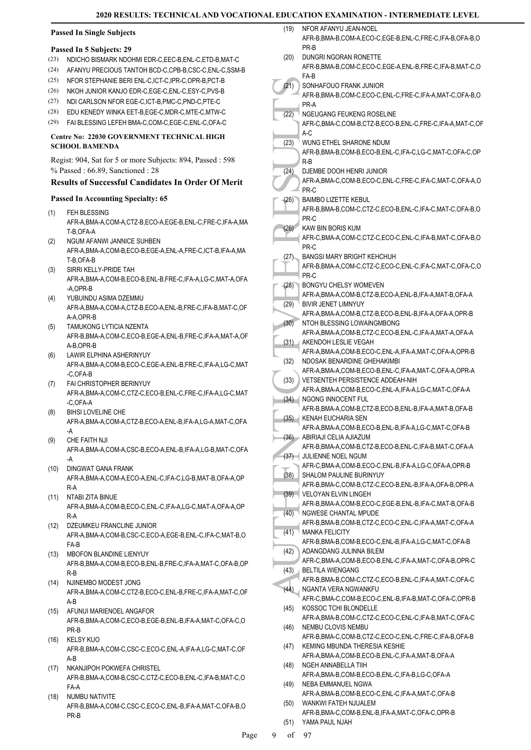**Passed In Single Subjects**

**Passed In 5 Subjects: 29**

(23) NDICHO BISMARK NDOHMI EDR-C,EEC-B,ENL-C,ETD-B,MAT-C
(24) AFANYU PRECIOUS TANTOH BCD-C,CPB-B,CSC-C,ENL-C,SSM-B
(25) NFOR STEPHANIE BERI ENL-C,ICT-C,IPR-C,OPR-B,PCT-B
(26) NKOH JUNIOR KANJO EDR-C,EGE-C,ENL-C,ESY-C,PVS-B
(27) NDI CARLSON NFOR EGE-C,ICT-B,PMC-C,PND-C,PTE-C
(28) EDU KENEDY WINKA EET-B,EGE-C,MDR-C,MTE-C,MTW-C
(29) FAI BLESSING LEFEH BMA-C,COM-C,EGE-C,ENL-C,OFA-C

**Centre No: 22030 GOVERNMENT TECHNICAL HIGH SCHOOL BAMENDA**

Regist: 904, Sat for 5 or more Subjects: 894, Passed : 598
% Passed : 66.89, Sanctioned : 28

**Results of Successful Candidates In Order Of Merit**

**Passed In Accounting Specialty: 65**

(1) FEH BLESSING
AFR-A,BMA-A,COM-A,CTZ-B,ECO-A,EGE-B,ENL-C,FRE-C,IFA-A,MAT-B,OFA-A
(2) NGUM AFANWI JANNICE SUHBEN
AFR-A,BMA-A,COM-B,ECO-B,EGE-A,ENL-A,FRE-C,ICT-B,IFA-A,MAT-B,OFA-B
(3) SIRRI KELLY-PRIDE TAH
AFR-A,BMA-A,COM-B,ECO-B,ENL-B,FRE-C,IFA-A,LG-C,MAT-A,OFA-A,OPR-B
(4) YUBUINDU ASIMA DZEMMU
AFR-A,BMA-A,COM-A,CTZ-B,ECO-A,ENL-B,FRE-C,IFA-B,MAT-C,OFA-A,OPR-B
(5) TAMUKONG LYTICIA NZENTA
AFR-B,BMA-A,COM-C,ECO-B,EGE-A,ENL-B,FRE-C,IFA-A,MAT-A,OFA-B,OPR-B
(6) LAWIR ELPHINA ASHERINYUY
AFR-A,BMA-A,COM-B,ECO-C,EGE-A,ENL-B,FRE-C,IFA-A,LG-C,MAT-C,OFA-B
(7) FAI CHRISTOPHER BERINYUY
AFR-A,BMA-A,COM-C,CTZ-C,ECO-B,ENL-C,FRE-C,IFA-A,LG-C,MAT-C,OFA-A
(8) BIHSI LOVELINE CHE
AFR-A,BMA-A,COM-A,CTZ-B,ECO-A,ENL-B,IFA-A,LG-A,MAT-C,OFA-A
(9) CHE FAITH NJI
AFR-A,BMA-A,COM-A,CSC-B,ECO-A,ENL-B,IFA-A,LG-B,MAT-C,OFA-A
(10) DINGWAT GANA FRANK
AFR-A,BMA-A,COM-A,ECO-A,ENL-C,IFA-C,LG-B,MAT-B,OFA-A,OPR-A
(11) NTABI ZITA BINUE
AFR-A,BMA-A,COM-B,ECO-C,ENL-C,IFA-A,LG-C,MAT-A,OFA-A,OPR-A
(12) DZEUMKEU FRANCLINE JUNIOR
AFR-A,BMA-A,COM-B,CSC-C,ECO-A,EGE-B,ENL-C,IFA-C,MAT-B,OFA-B
(13) MBOFON BLANDINE LIENYUY
AFR-B,BMA-A,COM-B,ECO-B,ENL-B,FRE-C,IFA-A,MAT-C,OFA-B,OPR-B
(14) NJINEMBO MODEST JONG
AFR-A,BMA-A,COM-C,CTZ-B,ECO-C,ENL-B,FRE-C,IFA-A,MAT-C,OFA-B
(15) AFUNUI MARIENOEL ANGAFOR
AFR-B,BMA-A,COM-C,ECO-B,EGE-B,ENL-B,IFA-A,MAT-C,OFA-C,OPR-B
(16) KELSY KUO
AFR-B,BMA-A,COM-C,CSC-C,ECO-C,ENL-A,IFA-A,LG-C,MAT-C,OFA-B
(17) NKANJIPOH POKWEFA CHRISTEL
AFR-B,BMA-A,COM-B,CSC-C,CTZ-C,ECO-B,ENL-C,IFA-B,MAT-C,OFA-A
(18) NUMBU NATIVITE
AFR-B,BMA-A,COM-C,CSC-C,ECO-C,ENL-B,IFA-A,MAT-C,OFA-B,OPR-B
(19) NFOR AFANYU JEAN-NOEL
AFR-B,BMA-B,COM-A,ECO-C,EGE-B,ENL-C,FRE-C,IFA-B,OFA-B,OPR-B
(20) DUNGRI NGORAN RONETTE
AFR-B,BMA-B,COM-C,ECO-C,EGE-A,ENL-B,FRE-C,IFA-B,MAT-C,OFA-B
(21) SONHAFOUO FRANK JUNIOR
AFR-B,BMA-B,COM-C,ECO-C,ENL-C,FRE-C,IFA-A,MAT-C,OFA-B,OPR-A
(22) NGEUGANG FEUKENG ROSELINE
AFR-C,BMA-C,COM-B,CTZ-B,ECO-B,ENL-C,FRE-C,IFA-A,MAT-C,OFA-C
(23) WUNG ETHEL SHARONE NDUM
AFR-B,BMA-B,COM-B,ECO-B,ENL-C,IFA-C,LG-C,MAT-C,OFA-C,OPR-B
(24) DJEMBE DOOH HENRI JUNIOR
AFR-A,BMA-C,COM-B,ECO-C,ENL-C,FRE-C,IFA-C,MAT-C,OFA-A,OPR-C
(25) BAIMBO LIZETTE KEBUL
AFR-B,BMA-B,COM-C,CTZ-C,ECO-B,ENL-C,IFA-C,MAT-C,OFA-B,OPR-C
(26) KAW BIN BORIS KUM
AFR-C,BMA-A,COM-C,CTZ-C,ECO-C,ENL-C,IFA-B,MAT-C,OFA-B,OPR-C
(27) BANGSI MARY BRIGHT KEHCHUH
AFR-B,BMA-A,COM-C,CTZ-C,ECO-C,ENL-C,IFA-C,MAT-C,OFA-C,OPR-C
(28) BONGYU CHELSY WOMEVEN
AFR-A,BMA-A,COM-B,CTZ-B,ECO-A,ENL-B,IFA-A,MAT-B,OFA-A
(29) BIVIR JENET LIMNYUY
AFR-A,BMA-A,COM-B,CTZ-B,ECO-B,ENL-B,IFA-A,OFA-A,OPR-B
(30) NTOH BLESSING LOWAINGMBONG
AFR-A,BMA-A,COM-B,CTZ-C,ECO-B,ENL-C,IFA-A,MAT-A,OFA-A
(31) AKENDOH LESLIE VEGAH
AFR-A,BMA-A,COM-B,ECO-C,ENL-A,IFA-A,MAT-C,OFA-A,OPR-B
(32) NDOSAK BENARDINE GHEHAKIMBI
AFR-A,BMA-A,COM-B,ECO-B,ENL-C,IFA-A,MAT-C,OFA-A,OPR-A
(33) VETSENTEH PERSISTENCE ADDEAH-NIH
AFR-A,BMA-A,COM-B,ECO-C,ENL-A,IFA-A,LG-C,MAT-C,OFA-A
(34) NGONG INNOCENT FUL
AFR-B,BMA-A,COM-B,CTZ-B,ECO-B,ENL-B,IFA-A,MAT-B,OFA-B
(35) KENAH EUCHARIA SEN
AFR-A,BMA-A,COM-B,ECO-B,ENL-B,IFA-A,LG-C,MAT-C,OFA-B
(36) ABIRIAJI CELIA AJIAZUM
AFR-B,BMA-A,COM-B,CTZ-B,ECO-B,ENL-C,IFA-B,MAT-C,OFA-A
(37) JULIENNE NOEL NGUM
AFR-C,BMA-A,COM-B,ECO-C,ENL-B,IFA-A,LG-C,OFA-A,OPR-B
(38) SHALOM PAULINE BURINYUY
AFR-B,BMA-C,COM-B,CTZ-C,ECO-B,ENL-B,IFA-A,OFA-B,OPR-A
(39) VELOYAN ELVIN LINGEH
AFR-B,BMA-A,COM-B,ECO-C,EGE-B,ENL-B,IFA-C,MAT-B,OFA-B
(40) NGWESE CHANTAL MPUDE
AFR-B,BMA-B,COM-B,CTZ-C,ECO-C,ENL-C,IFA-A,MAT-C,OFA-A
(41) MANKA FELICITY
AFR-B,BMA-B,COM-B,ECO-C,ENL-B,IFA-A,LG-C,MAT-C,OFA-B
(42) ADANGDANG JULINNA BILEM
AFR-C,BMA-A,COM-B,ECO-B,ENL-C,IFA-A,MAT-C,OFA-B,OPR-C
(43) BELTILA WIENGANG
AFR-B,BMA-B,COM-C,CTZ-C,ECO-B,ENL-C,IFA-A,MAT-C,OFA-C
(44) NGANTA VERA NGWANKFU
AFR-C,BMA-C,COM-B,ECO-C,ENL-B,IFA-B,MAT-C,OFA-C,OPR-B
(45) KOSSOC TCHI BLONDELLE
AFR-A,BMA-B,COM-C,CTZ-C,ECO-C,ENL-C,IFA-B,MAT-C,OFA-C
(46) NEMBU CLOVIS NEMBU
AFR-B,BMA-C,COM-B,CTZ-C,ECO-C,ENL-C,FRE-C,IFA-B,OFA-B
(47) KEMING MBUNDA THERESIA KESHIE
AFR-A,BMA-A,COM-B,ECO-B,ENL-C,IFA-A,MAT-B,OFA-A
(48) NGEH ANNABELLA TIIH
AFR-A,BMA-B,COM-B,ECO-B,ENL-C,IFA-B,LG-C,OFA-A
(49) NEBA EMMANUEL NGWA
AFR-A,BMA-B,COM-B,ECO-C,ENL-C,IFA-A,MAT-C,OFA-B
(50) WANKWI FATEH NJUALEM
AFR-B,BMA-C,COM-B,ENL-B,IFA-A,MAT-C,OFA-C,OPR-B
(51) YAMA PAUL NJAH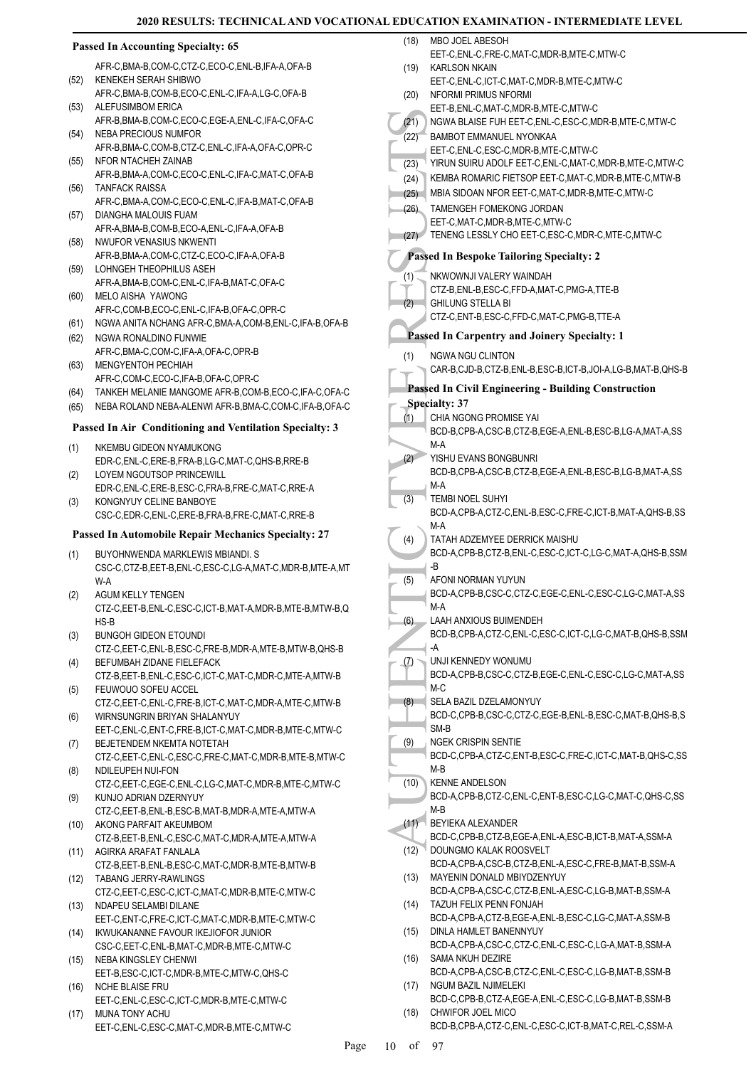### Passed In Accounting Specialty: 65

AFR-C,BMA-B,COM-C,CTZ-C,ECO-C,ENL-B,IFA-A,OFA-B

(52) KENEKEH SERAH SHIBWO
AFR-C,BMA-B,COM-B,ECO-C,ENL-C,IFA-A,LG-C,OFA-B

(53) ALEFUSIMBOM ERICA
AFR-B,BMA-B,COM-C,ECO-C,EGE-A,ENL-C,IFA-C,OFA-C

(54) NEBA PRECIOUS NUMFOR
AFR-B,BMA-C,COM-B,CTZ-C,ENL-C,IFA-A,OFA-C,OPR-C

(55) NFOR NTACHEH ZAINAB
AFR-B,BMA-A,COM-C,ECO-C,ENL-C,IFA-C,MAT-C,OFA-B

(56) TANFACK RAISSA
AFR-C,BMA-A,COM-C,ECO-C,ENL-C,IFA-B,MAT-C,OFA-B

(57) DIANGHA MALOUIS FUAM
AFR-A,BMA-B,COM-B,ECO-A,ENL-C,IFA-A,OFA-B

(58) NWUFOR VENASIUS NKWENTI
AFR-B,BMA-A,COM-C,CTZ-C,ECO-C,IFA-A,OFA-B

(59) LOHNGEH THEOPHILUS ASEH
AFR-A,BMA-B,COM-C,ENL-C,IFA-B,MAT-C,OFA-C

(60) MELO AISHA YAWONG
AFR-C,COM-B,ECO-C,ENL-C,IFA-B,OFA-C,OPR-C

(61) NGWA ANITA NCHANG AFR-C,BMA-A,COM-B,ENL-C,IFA-B,OFA-B

(62) NGWA RONALDINO FUNWIE
AFR-C,BMA-C,COM-C,IFA-A,OFA-C,OPR-B

(63) MENGYENTOH PECHIAH
AFR-C,COM-C,ECO-C,IFA-B,OFA-C,OPR-C

(64) TANKEH MELANIE MANGOME AFR-B,COM-B,ECO-C,IFA-C,OFA-C

(65) NEBA ROLAND NEBA-ALENWI AFR-B,BMA-C,COM-C,IFA-B,OFA-C

### Passed In Air Conditioning and Ventilation Specialty: 3

(1) NKEMBU GIDEON NYAMUKONG
EDR-C,ENL-C,ERE-B,FRA-B,LG-C,MAT-C,QHS-B,RRE-B

(2) LOYEM NGOUTSOP PRINCEWILL
EDR-C,ENL-C,ERE-B,ESC-C,FRA-B,FRE-C,MAT-C,RRE-A

(3) KONGNYUY CELINE BANBOYE
CSC-C,EDR-C,ENL-C,ERE-B,FRA-B,FRE-C,MAT-C,RRE-B

### Passed In Automobile Repair Mechanics Specialty: 27

(1) BUYOHNWENDA MARKLEWIS MBIANDI. S
CSC-C,CTZ-B,EET-B,ENL-C,ESC-C,LG-A,MAT-C,MDR-B,MTE-A,MTW-A

(2) AGUM KELLY TENGEN
CTZ-C,EET-B,ENL-C,ESC-C,ICT-B,MAT-A,MDR-B,MTE-B,MTW-B,QHS-B

(3) BUNGOH GIDEON ETOUNDI
CTZ-C,EET-C,ENL-B,ESC-C,FRE-B,MDR-A,MTE-B,MTW-B,QHS-B

(4) BEFUMBAH ZIDANE FIELEFACK
CTZ-B,EET-B,ENL-C,ESC-C,ICT-C,MAT-C,MDR-C,MTE-A,MTW-B

(5) FEUWOUO SOFEU ACCEL
CTZ-C,EET-C,ENL-C,FRE-B,ICT-C,MAT-C,MDR-A,MTE-C,MTW-B

(6) WIRNSUNGRIN BRIYAN SHALANYUY
EET-C,ENL-C,ENT-C,FRE-B,ICT-C,MAT-C,MDR-B,MTE-C,MTW-C

(7) BEJETENDEM NKEMTA NOTETAH
CTZ-C,EET-C,ENL-C,ESC-C,FRE-C,MAT-C,MDR-B,MTE-B,MTW-C

(8) NDILEUPEH NUI-FON
CTZ-C,EET-C,EGE-C,ENL-C,LG-C,MAT-C,MDR-B,MTE-C,MTW-C

(9) KUNJO ADRIAN DZERNYUY
CTZ-C,EET-B,ENL-B,ESC-B,MAT-B,MDR-A,MTE-A,MTW-A

(10) AKONG PARFAIT AKEUMBOM
CTZ-B,EET-B,ENL-C,ESC-C,MAT-C,MDR-A,MTE-A,MTW-A

(11) AGIRKA ARAFAT FANLALA
CTZ-B,EET-B,ENL-B,ESC-C,MAT-C,MDR-B,MTE-B,MTW-B

(12) TABANG JERRY-RAWLINGS
CTZ-C,EET-C,ESC-C,ICT-C,MAT-C,MDR-B,MTE-C,MTW-C

(13) NDAPEU SELAMBI DILANE
EET-C,ENT-C,FRE-C,ICT-C,MAT-C,MDR-B,MTE-C,MTW-C

(14) IKWUKANANNE FAVOUR IKEJIOFOR JUNIOR
CSC-C,EET-C,ENL-B,MAT-C,MDR-B,MTE-C,MTW-C

(15) NEBA KINGSLEY CHENWI
EET-B,ESC-C,ICT-C,MDR-B,MTE-C,MTW-C,QHS-C

(16) NCHE BLAISE FRU
EET-C,ENL-C,ESC-C,ICT-C,MDR-B,MTE-C,MTW-C

(17) MUNA TONY ACHU
EET-C,ENL-C,ESC-C,MAT-C,MDR-B,MTE-C,MTW-C

(18) MBO JOEL ABESOH
EET-C,ENL-C,FRE-C,MAT-C,MDR-B,MTE-C,MTW-C

(19) KARLSON NKAIN
EET-C,ENL-C,ICT-C,MAT-C,MDR-B,MTE-C,MTW-C

(20) NFORMI PRIMUS NFORMI
EET-B,ENL-C,MAT-C,MDR-B,MTE-C,MTW-C

(21) NGWA BLAISE FUH EET-C,ENL-C,ESC-C,MDR-B,MTE-C,MTW-C

(22) BAMBOT EMMANUEL NYONKAA
EET-C,ENL-C,ESC-C,MDR-B,MTE-C,MTW-C

(23) YIRUN SUIRU ADOLF EET-C,ENL-C,MAT-C,MDR-B,MTE-C,MTW-C

(24) KEMBA ROMARIC FIETSOP EET-C,MAT-C,MDR-B,MTE-C,MTW-B

(25) MBIA SIDOAN NFOR EET-C,MAT-C,MDR-B,MTE-C,MTW-C

(26) TAMENGEH FOMEKONG JORDAN
EET-C,MAT-C,MDR-B,MTE-C,MTW-C

(27) TENENG LESSLY CHO EET-C,ESC-C,MDR-C,MTE-C,MTW-C

### Passed In Bespoke Tailoring Specialty: 2

(1) NKWOWNJI VALERY WAINDAH
CTZ-B,ENL-B,ESC-C,FFD-A,MAT-C,PMG-A,TTE-B

(2) GHILUNG STELLA BI
CTZ-C,ENT-B,ESC-C,FFD-C,MAT-C,PMG-B,TTE-A

### Passed In Carpentry and Joinery Specialty: 1

(1) NGWA NGU CLINTON
CAR-B,CJD-B,CTZ-B,ENL-B,ESC-B,ICT-B,JOI-A,LG-B,MAT-B,QHS-B

### Passed In Civil Engineering - Building Construction Specialty: 37

(1) CHIA NGONG PROMISE YAI
BCD-B,CPB-A,CSC-B,CTZ-B,EGE-A,ENL-B,ESC-B,LG-A,MAT-A,SSM-A

(2) YISHU EVANS BONGBUNRI
BCD-B,CPB-A,CSC-B,CTZ-B,EGE-A,ENL-B,ESC-B,LG-B,MAT-A,SSM-A

(3) TEMBI NOEL SUHYI
BCD-A,CPB-A,CTZ-C,ENL-B,ESC-C,FRE-C,ICT-B,MAT-A,QHS-B,SSM-A

(4) TATAH ADZEMYEE DERRICK MAISHU
BCD-A,CPB-B,CTZ-B,ENL-C,ESC-C,ICT-C,LG-C,MAT-A,QHS-B,SSM-B

(5) AFONI NORMAN YUYUN
BCD-A,CPB-B,CSC-C,CTZ-C,EGE-C,ENL-C,ESC-C,LG-C,MAT-A,SSM-A

(6) LAAH ANXIOUS BUIMENDEH
BCD-B,CPB-A,CTZ-C,ENL-C,ESC-C,ICT-C,LG-C,MAT-B,QHS-B,SSM-A

(7) UNJI KENNEDY WONUMU
BCD-A,CPB-B,CSC-C,CTZ-B,EGE-C,ENL-C,ESC-C,LG-C,MAT-A,SSM-C

(8) SELA BAZIL DZELAMONYUY
BCD-C,CPB-B,CSC-C,CTZ-C,EGE-B,ENL-B,ESC-C,MAT-B,QHS-B,SSM-B

(9) NGEK CRISPIN SENTIE
BCD-C,CPB-A,CTZ-C,ENT-B,ESC-C,FRE-C,ICT-C,MAT-B,QHS-C,SSM-B

(10) KENNE ANDELSON
BCD-A,CPB-B,CTZ-C,ENL-C,ENT-B,ESC-C,LG-C,MAT-C,QHS-C,SSM-B

(11) BEYIEKA ALEXANDER
BCD-C,CPB-B,CTZ-B,EGE-A,ENL-A,ESC-B,ICT-B,MAT-A,SSM-A

(12) DOUNGMO KALAK ROOSVELT
BCD-A,CPB-A,CSC-B,CTZ-B,ENL-A,ESC-C,FRE-B,MAT-B,SSM-A

(13) MAYENIN DONALD MBIYDZENYUY
BCD-A,CPB-A,CSC-C,CTZ-B,ENL-A,ESC-C,LG-B,MAT-B,SSM-A

(14) TAZUH FELIX PENN FONJAH
BCD-A,CPB-A,CTZ-B,EGE-A,ENL-B,ESC-B,LG-C,MAT-A,SSM-B

(15) DINLA HAMLET BANENNYUY
BCD-A,CPB-A,CSC-C,CTZ-C,ENL-C,ESC-C,LG-A,MAT-B,SSM-A

(16) SAMA NKUH DEZIRE
BCD-A,CPB-A,CSC-B,CTZ-C,ENL-C,ESC-C,LG-B,MAT-B,SSM-B

(17) NGUM BAZIL NJIMELEKI
BCD-C,CPB-B,CTZ-A,EGE-A,ENL-C,ESC-C,LG-B,MAT-B,SSM-B

(18) CHWIFOR JOEL MICO
BCD-B,CPB-A,CTZ-C,ENL-C,ESC-C,ICT-B,MAT-C,REL-C,SSM-A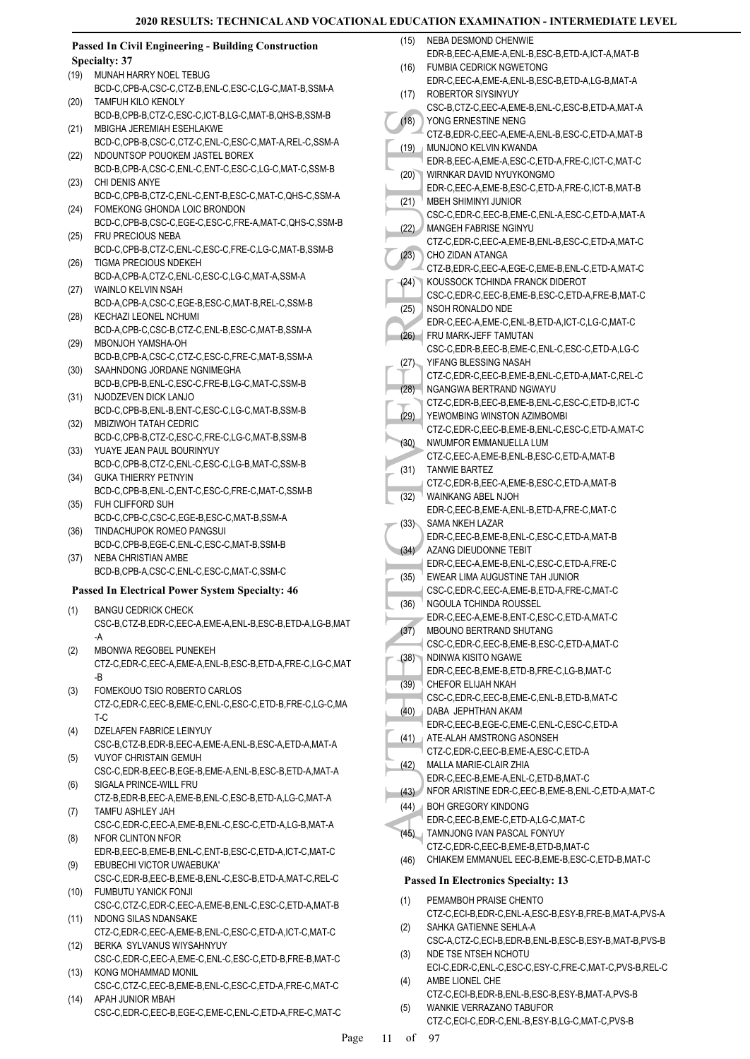**Passed In Civil Engineering - Building Construction Specialty: 37**

(19) MUNAH HARRY NOEL TEBUG
BCD-C,CPB-A,CSC-C,CTZ-B,ENL-C,ESC-C,LG-C,MAT-B,SSM-A

(20) TAMFUH KILO KENOLY
BCD-B,CPB-B,CTZ-C,ESC-C,ICT-B,LG-C,MAT-B,QHS-B,SSM-B

(21) MBIGHA JEREMIAH ESEHLAKWE
BCD-C,CPB-B,CSC-C,CTZ-C,ENL-C,ESC-C,MAT-A,REL-C,SSM-A

(22) NDOUNTSOP POUOKEM JASTEL BOREX
BCD-B,CPB-A,CSC-C,ENL-C,ENT-C,ESC-C,LG-C,MAT-C,SSM-B

(23) CHI DENIS ANYE
BCD-C,CPB-B,CTZ-C,ENL-C,ENT-B,ESC-C,MAT-C,QHS-C,SSM-A

(24) FOMEKONG GHONDA LOIC BRONDON
BCD-C,CPB-B,CSC-C,EGE-C,ESC-C,FRE-A,MAT-C,QHS-C,SSM-B

(25) FRU PRECIOUS NEBA
BCD-C,CPB-B,CTZ-C,ENL-C,ESC-C,FRE-C,LG-C,MAT-B,SSM-B

(26) TIGMA PRECIOUS NDEKEH
BCD-A,CPB-A,CTZ-C,ENL-C,ESC-C,LG-C,MAT-A,SSM-A

(27) WAINLO KELVIN NSAH
BCD-A,CPB-A,CSC-C,EGE-B,ESC-C,MAT-B,REL-C,SSM-B

(28) KECHAZI LEONEL NCHUMI
BCD-A,CPB-C,CSC-B,CTZ-C,ENL-B,ESC-C,MAT-B,SSM-A

(29) MBONJOH YAMSHA-OH
BCD-B,CPB-A,CSC-C,CTZ-C,ESC-C,FRE-C,MAT-B,SSM-A

(30) SAAHNDONG JORDANE NGNIMEGHA
BCD-B,CPB-B,ENL-C,ESC-C,FRE-B,LG-C,MAT-C,SSM-B

(31) NJODZEVEN DICK LANJO
BCD-C,CPB-B,ENL-B,ENT-C,ESC-C,LG-C,MAT-B,SSM-B

(32) MBIZIWOH TATAH CEDRIC
BCD-C,CPB-B,CTZ-C,ESC-C,FRE-C,LG-C,MAT-B,SSM-B

(33) YUAYE JEAN PAUL BOURINYUY
BCD-C,CPB-B,CTZ-C,ENL-C,ESC-C,LG-B,MAT-C,SSM-B

(34) GUKA THIERRY PETNYIN
BCD-C,CPB-B,ENL-C,ENT-C,ESC-C,FRE-C,MAT-C,SSM-B

(35) FUH CLIFFORD SUH
BCD-C,CPB-C,CSC-C,EGE-B,ESC-C,MAT-B,SSM-A

(36) TINDACHUPOK ROMEO PANGSUI
BCD-C,CPB-B,EGE-C,ENL-C,ESC-C,MAT-B,SSM-B

(37) NEBA CHRISTIAN AMBE
BCD-B,CPB-A,CSC-C,ENL-C,ESC-C,MAT-C,SSM-C

**Passed In Electrical Power System Specialty: 46**

(1) BANGU CEDRICK CHECK
CSC-B,CTZ-B,EDR-C,EEC-A,EME-A,ENL-B,ESC-B,ETD-A,LG-B,MAT-A

(2) MBONWA REGOBEL PUNEKEH
CTZ-C,EDR-C,EEC-A,EME-A,ENL-B,ESC-B,ETD-A,FRE-C,LG-C,MAT-B

(3) FOMEKOUO TSIO ROBERTO CARLOS
CTZ-C,EDR-C,EEC-B,EME-C,ENL-C,ESC-C,ETD-B,FRE-C,LG-C,MAT-C

(4) DZELAFEN FABRICE LEINYUY
CSC-B,CTZ-B,EDR-B,EEC-A,EME-A,ENL-B,ESC-A,ETD-A,MAT-A

(5) VUYOF CHRISTAIN GEMUH
CSC-C,EDR-B,EEC-B,EGE-B,EME-A,ENL-B,ESC-B,ETD-A,MAT-A

(6) SIGALA PRINCE-WILL FRU
CTZ-B,EDR-B,EEC-A,EME-B,ENL-C,ESC-B,ETD-A,LG-C,MAT-A

(7) TAMFU ASHLEY JAH
CSC-C,EDR-C,EEC-A,EME-B,ENL-C,ESC-C,ETD-A,LG-B,MAT-A

(8) NFOR CLINTON NFOR
EDR-B,EEC-B,EME-B,ENL-C,ENT-B,ESC-C,ETD-A,ICT-C,MAT-C

(9) EBUBECHI VICTOR UWAEBUKA'
CSC-C,EDR-B,EEC-B,EME-B,ENL-C,ESC-B,ETD-A,MAT-C,REL-C

(10) FUMBUTU YANICK FONJI
CSC-C,CTZ-C,EDR-C,EEC-A,EME-B,ENL-C,ESC-C,ETD-A,MAT-B

(11) NDONG SILAS NDANSAKE
CTZ-C,EDR-C,EEC-A,EME-B,ENL-C,ESC-C,ETD-A,ICT-C,MAT-C

(12) BERKA SYLVANUS WIYSAHNYUY
CSC-C,EDR-C,EEC-A,EME-C,ENL-C,ESC-C,ETD-B,FRE-B,MAT-C

(13) KONG MOHAMMAD MONIL
CSC-C,CTZ-C,EEC-B,EME-B,ENL-C,ESC-C,ETD-A,FRE-C,MAT-C

(14) APAH JUNIOR MBAH
CSC-C,EDR-C,EEC-B,EGE-C,EME-C,ENL-C,ETD-A,FRE-C,MAT-C

(15) NEBA DESMOND CHENWIE
EDR-B,EEC-A,EME-A,ENL-B,ESC-B,ETD-A,ICT-A,MAT-B

(16) FUMBIA CEDRICK NGWETONG
EDR-C,EEC-A,EME-A,ENL-B,ESC-B,ETD-A,LG-B,MAT-A

(17) ROBERTOR SIYSINYUY
CSC-B,CTZ-C,EEC-A,EME-B,ENL-C,ESC-B,ETD-A,MAT-A

(18) YONG ERNESTINE NENG
CTZ-B,EDR-C,EEC-A,EME-A,ENL-B,ESC-C,ETD-A,MAT-B

(19) MUNJONO KELVIN KWANDA
EDR-B,EEC-A,EME-A,ESC-C,ETD-A,FRE-C,ICT-C,MAT-C

(20) WIRNKAR DAVID NYUYKONGMO
EDR-C,EEC-A,EME-B,ESC-C,ETD-A,FRE-C,ICT-B,MAT-B

(21) MBEH SHIMINYI JUNIOR
CSC-C,EDR-C,EEC-B,EME-C,ENL-A,ESC-C,ETD-A,MAT-A

(22) MANGEH FABRISE NGINYU
CTZ-C,EDR-C,EEC-A,EME-B,ENL-B,ESC-C,ETD-A,MAT-C

(23) CHO ZIDAN ATANGA
CTZ-B,EDR-C,EEC-A,EGE-C,EME-B,ENL-C,ETD-A,MAT-C

(24) KOUSSOCK TCHINDA FRANCK DIDEROT
CSC-C,EDR-C,EEC-B,EME-B,ESC-C,ETD-A,FRE-B,MAT-C

(25) NSOH RONALDO NDE
EDR-C,EEC-A,EME-C,ENL-B,ETD-A,ICT-C,LG-C,MAT-C

(26) FRU MARK-JEFF TAMUTAN
CSC-C,EDR-B,EEC-B,EME-C,ENL-C,ESC-C,ETD-A,LG-C

(27) YIFANG BLESSING NASAH
CTZ-C,EDR-C,EEC-B,EME-B,ENL-C,ETD-A,MAT-C,REL-C

(28) NGANGWA BERTRAND NGWAYU
CTZ-C,EDR-B,EEC-B,EME-B,ENL-C,ESC-C,ETD-B,ICT-C

(29) YEWOMBING WINSTON AZIMBOMBI
CTZ-C,EDR-C,EEC-B,EME-B,ENL-C,ESC-C,ETD-A,MAT-C

(30) NWUMFOR EMMANUELLA LUM
CTZ-C,EEC-A,EME-B,ENL-B,ESC-C,ETD-A,MAT-B

(31) TANWIE BARTEZ
CTZ-C,EDR-B,EEC-A,EME-B,ESC-C,ETD-A,MAT-B

(32) WAINKANG ABEL NJOH
EDR-C,EEC-B,EME-A,ENL-B,ETD-A,FRE-C,MAT-C

(33) SAMA NKEH LAZAR
EDR-C,EEC-B,EME-B,ENL-C,ESC-C,ETD-A,MAT-B

(34) AZANG DIEUDONNE TEBIT
EDR-C,EEC-A,EME-B,ENL-C,ESC-C,ETD-A,FRE-C

(35) EWEAR LIMA AUGUSTINE TAH JUNIOR
CSC-C,EDR-C,EEC-A,EME-B,ETD-A,FRE-C,MAT-C

(36) NGOULA TCHINDA ROUSSEL
EDR-C,EEC-A,EME-B,ENT-C,ESC-C,ETD-A,MAT-C

(37) MBOUNO BERTRAND SHUTANG
CSC-C,EDR-C,EEC-B,EME-B,ESC-C,ETD-A,MAT-C

(38) NDINWA KISITO NGAWE
EDR-C,EEC-B,EME-B,ETD-B,FRE-C,LG-B,MAT-C

(39) CHEFOR ELIJAH NKAH
CSC-C,EDR-C,EEC-B,EME-C,ENL-B,ETD-B,MAT-C

(40) DABA JEPHTHAN AKAM
EDR-C,EEC-B,EGE-C,EME-C,ENL-C,ESC-C,ETD-A

(41) ATE-ALAH AMSTRONG ASONSEH
CTZ-C,EDR-C,EEC-B,EME-A,ESC-C,ETD-A

(42) MALLA MARIE-CLAIR ZHIA
EDR-C,EEC-B,EME-A,ENL-C,ETD-B,MAT-C

(43) NFOR ARISTINE EDR-C,EEC-B,EME-B,ENL-C,ETD-A,MAT-C

(44) BOH GREGORY KINDONG
EDR-C,EEC-B,EME-C,ETD-A,LG-C,MAT-C

(45) TAMNJONG IVAN PASCAL FONYUY
CTZ-C,EDR-C,EEC-B,EME-B,ETD-B,MAT-C

(46) CHIAKEM EMMANUEL EEC-B,EME-B,ESC-C,ETD-B,MAT-C

**Passed In Electronics Specialty: 13**

(1) PEMAMBOH PRAISE CHENTO
CTZ-C,ECI-B,EDR-C,ENL-A,ESC-B,ESY-B,FRE-B,MAT-A,PVS-A

(2) SAHKA GATIENNE SEHLA-A
CSC-A,CTZ-C,ECI-B,EDR-B,ENL-B,ESC-B,ESY-B,MAT-B,PVS-B

(3) NDE TSE NTSEH NCHOTU
ECI-C,EDR-C,ENL-C,ESC-C,ESY-C,FRE-C,MAT-C,PVS-B,REL-C

(4) AMBE LIONEL CHE
CTZ-C,ECI-B,EDR-B,ENL-B,ESC-B,ESY-B,MAT-A,PVS-B

(5) WANKIE VERRAZANO TABUFOR
CTZ-C,ECI-C,EDR-C,ENL-B,ESY-B,LG-C,MAT-C,PVS-B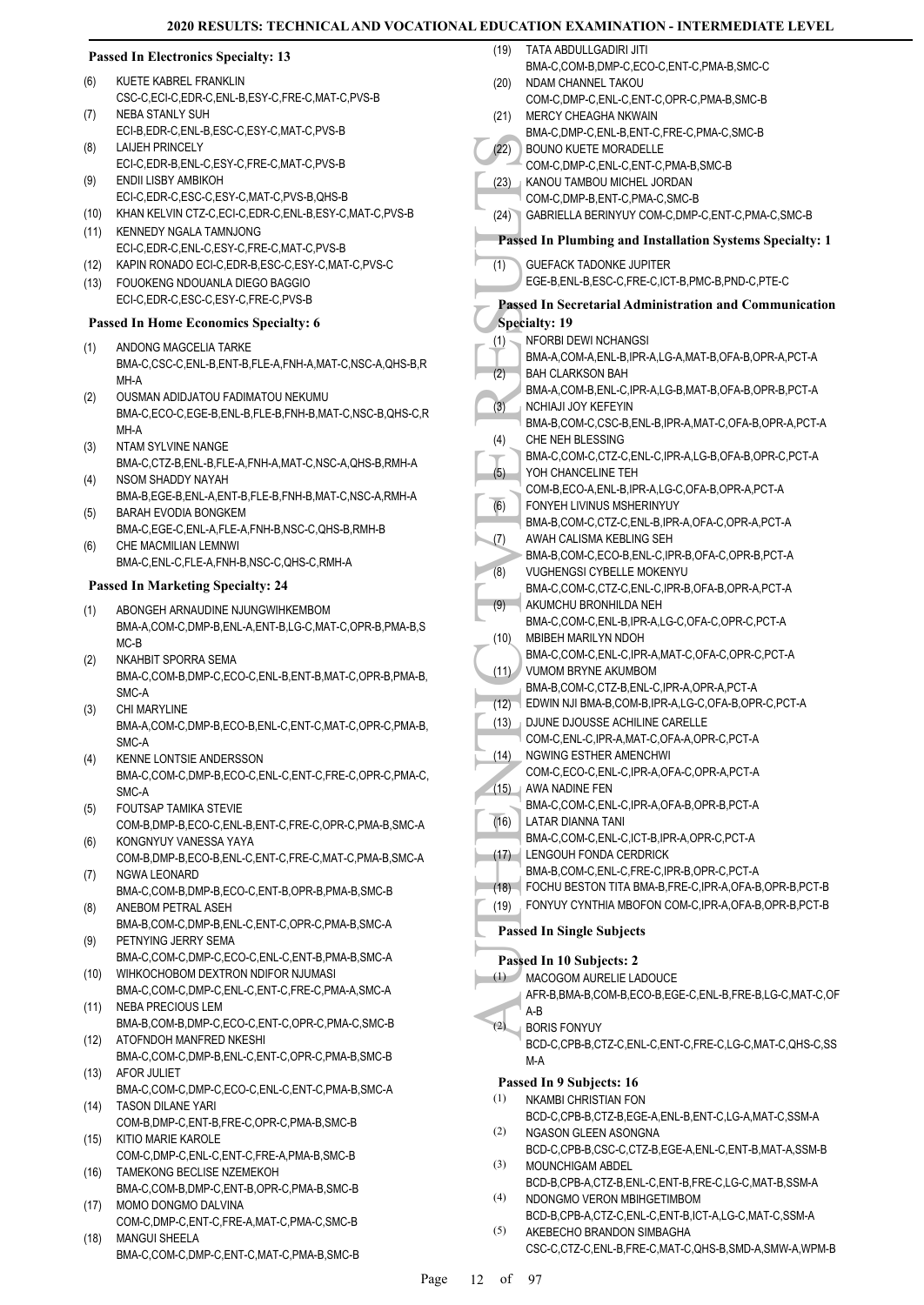### Passed In Electronics Specialty: 13

(6) KUETE KABREL FRANKLIN
CSC-C,ECI-C,EDR-C,ENL-B,ESY-C,FRE-C,MAT-C,PVS-B
(7) NEBA STANLY SUH
ECI-B,EDR-C,ENL-B,ESC-C,ESY-C,MAT-C,PVS-B
(8) LAIJEH PRINCELY
ECI-C,EDR-B,ENL-C,ESY-C,FRE-C,MAT-C,PVS-B
(9) ENDII LISBY AMBIKOH
ECI-C,EDR-C,ESC-C,ESY-C,MAT-C,PVS-B,QHS-B
(10) KHAN KELVIN CTZ-C,ECI-C,EDR-C,ENL-B,ESY-C,MAT-C,PVS-B
(11) KENNEDY NGALA TAMNJONG
ECI-C,EDR-C,ENL-C,ESY-C,FRE-C,MAT-C,PVS-B
(12) KAPIN RONADO ECI-C,EDR-B,ESC-C,ESY-C,MAT-C,PVS-C
(13) FOUOKENG NDOUANLA DIEGO BAGGIO
ECI-C,EDR-C,ESC-C,ESY-C,FRE-C,PVS-B

### Passed In Home Economics Specialty: 6

(1) ANDONG MAGCELIA TARKE
BMA-C,CSC-C,ENL-B,ENT-B,FLE-A,FNH-A,MAT-C,NSC-A,QHS-B,RMH-A
(2) OUSMAN ADIDJATOU FADIMATOU NEKUMU
BMA-C,ECO-C,EGE-B,ENL-B,FLE-B,FNH-B,MAT-C,NSC-B,QHS-C,RMH-A
(3) NTAM SYLVINE NANGE
BMA-C,CTZ-B,ENL-B,FLE-A,FNH-A,MAT-C,NSC-A,QHS-B,RMH-A
(4) NSOM SHADDY NAYAH
BMA-B,EGE-B,ENL-A,ENT-B,FLE-B,FNH-B,MAT-C,NSC-A,RMH-A
(5) BARAH EVODIA BONGKEM
BMA-C,EGE-C,ENL-A,FLE-A,FNH-B,NSC-C,QHS-B,RMH-B
(6) CHE MACMILIAN LEMNWI
BMA-C,ENL-C,FLE-A,FNH-B,NSC-C,QHS-C,RMH-A

### Passed In Marketing Specialty: 24

(1) ABONGEH ARNAUDINE NJUNGWIHKEMBOM
BMA-A,COM-C,DMP-B,ENL-A,ENT-B,LG-C,MAT-C,OPR-B,PMA-B,SMC-B
(2) NKAHBIT SPORRA SEMA
BMA-C,COM-B,DMP-C,ECO-C,ENL-B,ENT-B,MAT-C,OPR-B,PMA-B,SMC-A
(3) CHI MARYLINE
BMA-A,COM-C,DMP-B,ECO-B,ENL-C,ENT-C,MAT-C,OPR-C,PMA-B,SMC-A
(4) KENNE LONTSIE ANDERSSON
BMA-C,COM-C,DMP-B,ECO-C,ENL-C,ENT-C,FRE-C,OPR-C,PMA-C,SMC-A
(5) FOUTSAP TAMIKA STEVIE
COM-B,DMP-B,ECO-C,ENL-B,ENT-C,FRE-C,OPR-C,PMA-B,SMC-A
(6) KONGNYUY VANESSA YAYA
COM-B,DMP-B,ECO-B,ENL-C,ENT-C,FRE-C,MAT-C,PMA-B,SMC-A
(7) NGWA LEONARD
BMA-C,COM-B,DMP-B,ECO-C,ENT-B,OPR-B,PMA-B,SMC-B
(8) ANEBOM PETRAL ASEH
BMA-B,COM-C,DMP-B,ENL-C,ENT-C,OPR-C,PMA-B,SMC-A
(9) PETNYING JERRY SEMA
BMA-C,COM-C,DMP-C,ECO-C,ENL-C,ENT-B,PMA-B,SMC-A
(10) WIHKOCHOBOM DEXTRON NDIFOR NJUMASI
BMA-C,COM-C,DMP-C,ENL-C,ENT-C,FRE-C,PMA-A,SMC-A
(11) NEBA PRECIOUS LEM
BMA-B,COM-B,DMP-C,ECO-C,ENT-C,OPR-C,PMA-C,SMC-B
(12) ATOFNDOH MANFRED NKESHI
BMA-C,COM-C,DMP-B,ENL-C,ENT-C,OPR-C,PMA-B,SMC-B
(13) AFOR JULIET
BMA-C,COM-C,DMP-C,ECO-C,ENL-C,ENT-C,PMA-B,SMC-A
(14) TASON DILANE YARI
COM-B,DMP-C,ENT-B,FRE-C,OPR-C,PMA-B,SMC-B
(15) KITIO MARIE KAROLE
COM-C,DMP-C,ENL-C,ENT-C,FRE-A,PMA-B,SMC-B
(16) TAMEKONG BECLISE NZEMEKOH
BMA-C,COM-B,DMP-C,ENT-B,OPR-C,PMA-B,SMC-B
(17) MOMO DONGMO DALVINA
COM-C,DMP-C,ENT-C,FRE-A,MAT-C,PMA-C,SMC-B
(18) MANGUI SHEELA
BMA-C,COM-C,DMP-C,ENT-C,MAT-C,PMA-B,SMC-B
(19) TATA ABDULLGADIRI JITI
BMA-C,COM-B,DMP-C,ECO-C,ENT-C,PMA-B,SMC-C
(20) NDAM CHANNEL TAKOU
COM-C,DMP-C,ENL-C,ENT-C,OPR-C,PMA-B,SMC-B
(21) MERCY CHEAGHA NKWAIN
BMA-C,DMP-C,ENL-B,ENT-C,FRE-C,PMA-C,SMC-B
(22) BOUNO KUETE MORADELLE
COM-C,DMP-C,ENL-C,ENT-C,PMA-B,SMC-B
(23) KANOU TAMBOU MICHEL JORDAN
COM-C,DMP-B,ENT-C,PMA-C,SMC-B
(24) GABRIELLA BERINYUY COM-C,DMP-C,ENT-C,PMA-C,SMC-B

### Passed In Plumbing and Installation Systems Specialty: 1

(1) GUEFACK TADONKE JUPITER
EGE-B,ENL-B,ESC-C,FRE-C,ICT-B,PMC-B,PND-C,PTE-C

### Passed In Secretarial Administration and Communication Specialty: 19

(1) NFORBI DEWI NCHANGSI
BMA-A,COM-A,ENL-B,IPR-A,LG-A,MAT-B,OFA-B,OPR-A,PCT-A
(2) BAH CLARKSON BAH
BMA-A,COM-B,ENL-C,IPR-A,LG-B,MAT-B,OFA-B,OPR-B,PCT-A
(3) NCHIAJI JOY KEFEYIN
BMA-B,COM-C,CSC-B,ENL-B,IPR-A,MAT-C,OFA-B,OPR-A,PCT-A
(4) CHE NEH BLESSING
BMA-C,COM-C,CTZ-C,ENL-C,IPR-A,LG-B,OFA-B,OPR-C,PCT-A
(5) YOH CHANCELINE TEH
COM-B,ECO-A,ENL-B,IPR-A,LG-C,OFA-B,OPR-A,PCT-A
(6) FONYEH LIVINUS MSHERINYUY
BMA-B,COM-C,CTZ-C,ENL-B,IPR-A,OFA-C,OPR-A,PCT-A
(7) AWAH CALISMA KEBLING SEH
BMA-B,COM-C,ECO-B,ENL-C,IPR-B,OFA-C,OPR-B,PCT-A
(8) VUGHENGSI CYBELLE MOKENYU
BMA-C,COM-C,CTZ-C,ENL-C,IPR-B,OFA-B,OPR-A,PCT-A
(9) AKUMCHU BRONHILDA NEH
BMA-C,COM-C,ENL-B,IPR-A,LG-C,OFA-C,OPR-C,PCT-A
(10) MBIBEH MARILYN NDOH
BMA-C,COM-C,ENL-C,IPR-A,MAT-C,OFA-C,OPR-C,PCT-A
(11) VUMOM BRYNE AKUMBOM
BMA-B,COM-C,CTZ-B,ENL-C,IPR-A,OPR-A,PCT-A
(12) EDWIN NJI BMA-B,COM-B,IPR-A,LG-C,OFA-B,OPR-C,PCT-A
(13) DJUNE DJOUSSE ACHILINE CARELLE
COM-C,ENL-C,IPR-A,MAT-C,OFA-A,OPR-C,PCT-A
(14) NGWING ESTHER AMENCHWI
COM-C,ECO-C,ENL-C,IPR-A,OFA-C,OPR-A,PCT-A
(15) AWA NADINE FEN
BMA-C,COM-C,ENL-C,IPR-A,OFA-B,OPR-B,PCT-A
(16) LATAR DIANNA TANI
BMA-C,COM-C,ENL-C,ICT-B,IPR-A,OPR-C,PCT-A
(17) LENGOUH FONDA CERDRICK
BMA-B,COM-C,ENL-C,FRE-C,IPR-B,OPR-C,PCT-A
(18) FOCHU BESTON TITA BMA-B,FRE-C,IPR-A,OFA-B,OPR-B,PCT-B
(19) FONYUY CYNTHIA MBOFON COM-C,IPR-A,OFA-B,OPR-B,PCT-B

### Passed In Single Subjects

#### Passed In 10 Subjects: 2

(1) MACOGOM AURELIE LADOUCE
AFR-B,BMA-B,COM-B,ECO-B,EGE-C,ENL-B,FRE-B,LG-C,MAT-C,OFA-B
(2) BORIS FONYUY
BCD-C,CPB-B,CTZ-C,ENL-C,ENT-C,FRE-C,LG-C,MAT-C,QHS-C,SSM-A

#### Passed In 9 Subjects: 16

(1) NKAMBI CHRISTIAN FON
BCD-C,CPB-B,CTZ-B,EGE-A,ENL-B,ENT-C,LG-A,MAT-C,SSM-A
(2) NGASON GLEEN ASONGNA
BCD-C,CPB-B,CSC-C,CTZ-B,EGE-A,ENL-C,ENT-B,MAT-A,SSM-B
(3) MOUNCHIGAM ABDEL
BCD-B,CPB-A,CTZ-B,ENL-C,ENT-B,FRE-C,LG-C,MAT-B,SSM-A
(4) NDONGMO VERON MBIHGETIMBOM
BCD-B,CPB-A,CTZ-C,ENL-C,ENT-B,ICT-A,LG-C,MAT-C,SSM-A
(5) AKEBECHO BRANDON SIMBAGHA
CSC-C,CTZ-C,ENL-B,FRE-C,MAT-C,QHS-B,SMD-A,SMW-A,WPM-B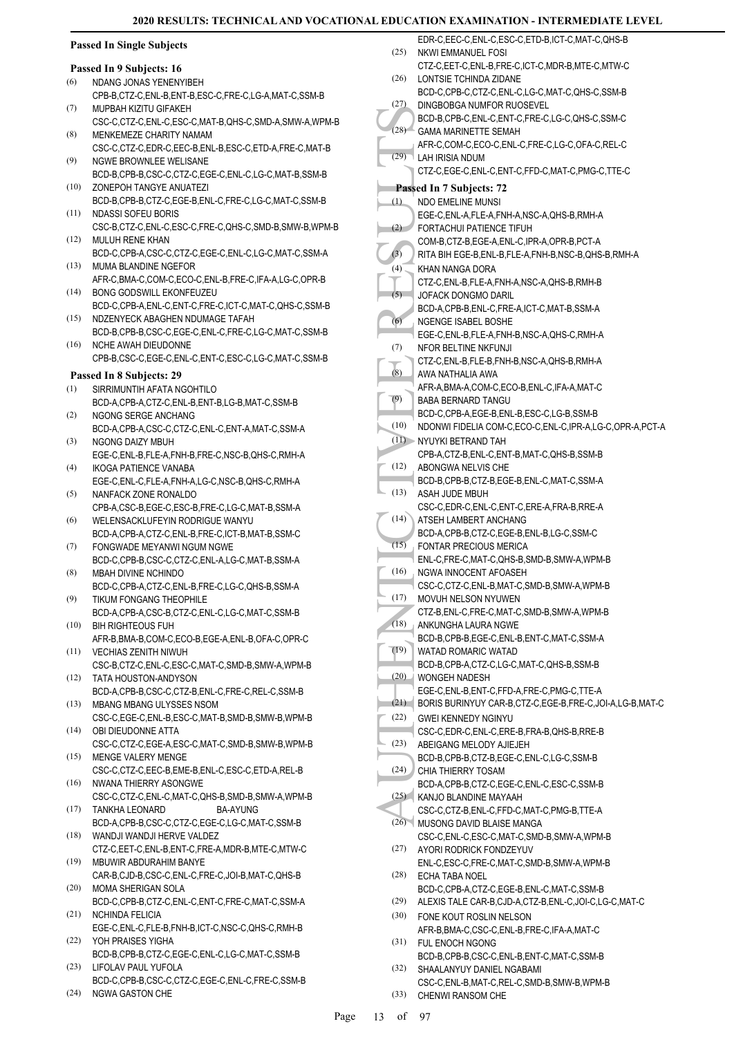## Passed In Single Subjects

### Passed In 9 Subjects: 16

(6) NDANG JONAS YENENYIBEH
CPB-B,CTZ-C,ENL-B,ENT-B,ESC-C,FRE-C,LG-A,MAT-C,SSM-B

(7) MUPBAH KIZITU GIFAKEH
CSC-C,CTZ-C,ENL-C,ESC-C,MAT-B,QHS-C,SMD-A,SMW-A,WPM-B

(8) MENKEMEZE CHARITY NAMAM
CSC-C,CTZ-C,EDR-C,EEC-B,ENL-B,ESC-C,ETD-A,FRE-C,MAT-B

(9) NGWE BROWNLEE WELISANE
BCD-B,CPB-B,CSC-C,CTZ-C,EGE-C,ENL-C,LG-C,MAT-B,SSM-B

(10) ZONEPOH TANGYE ANUATEZI
BCD-B,CPB-B,CTZ-C,EGE-B,ENL-C,FRE-C,LG-C,MAT-C,SSM-B

(11) NDASSI SOFEU BORIS
CSC-B,CTZ-C,ENL-C,ESC-C,FRE-C,QHS-C,SMD-B,SMW-B,WPM-B

(12) MULUH RENE KHAN
BCD-C,CPB-A,CSC-C,CTZ-C,EGE-C,ENL-C,LG-C,MAT-C,SSM-A

(13) MUMA BLANDINE NGEFOR
AFR-C,BMA-C,COM-C,ECO-C,ENL-B,FRE-C,IFA-A,LG-C,OPR-B

(14) BONG GODSWILL EKONFEUZEU
BCD-C,CPB-A,ENL-C,ENT-C,FRE-C,ICT-C,MAT-C,QHS-C,SSM-B

(15) NDZENYECK ABAGHEN NDUMAGE TAFAH
BCD-B,CPB-B,CSC-C,EGE-C,ENL-C,FRE-C,LG-C,MAT-C,SSM-B

(16) NCHE AWAH DIEUDONNE
CPB-B,CSC-C,EGE-C,ENL-C,ENT-C,ESC-C,LG-C,MAT-C,SSM-B

### Passed In 8 Subjects: 29

(1) SIRRIMUNTIH AFATA NGOHTILO
BCD-A,CPB-A,CTZ-C,ENL-B,ENT-B,LG-B,MAT-C,SSM-B

(2) NGONG SERGE ANCHANG
BCD-A,CPB-A,CSC-C,CTZ-C,ENL-C,ENT-A,MAT-C,SSM-A

(3) NGONG DAIZY MBUH
EGE-C,ENL-B,FLE-A,FNH-B,FRE-C,NSC-B,QHS-C,RMH-A

(4) IKOGA PATIENCE VANABA
EGE-C,ENL-C,FLE-A,FNH-A,LG-C,NSC-B,QHS-C,RMH-A

(5) NANFACK ZONE RONALDO
CPB-A,CSC-B,EGE-C,ESC-B,FRE-C,LG-C,MAT-B,SSM-A

(6) WELENSACKLUFEYIN RODRIGUE WANYU
BCD-A,CPB-A,CTZ-C,ENL-B,FRE-C,ICT-B,MAT-B,SSM-C

(7) FONGWADE MEYANWI NGUM NGWE
BCD-C,CPB-B,CSC-C,CTZ-C,ENL-A,LG-C,MAT-B,SSM-A

(8) MBAH DIVINE NCHINDO
BCD-C,CPB-A,CTZ-C,ENL-B,FRE-C,LG-C,QHS-B,SSM-A

(9) TIKUM FONGANG THEOPHILE
BCD-A,CPB-A,CSC-B,CTZ-C,ENL-C,LG-C,MAT-C,SSM-B

(10) BIH RIGHTEOUS FUH
AFR-B,BMA-B,COM-C,ECO-B,EGE-A,ENL-B,OFA-C,OPR-C

(11) VECHIAS ZENITH NIWUH
CSC-B,CTZ-C,ENL-C,ESC-C,MAT-C,SMD-B,SMW-A,WPM-B

(12) TATA HOUSTON-ANDYSON
BCD-A,CPB-B,CSC-C,CTZ-B,ENL-C,FRE-C,REL-C,SSM-B

(13) MBANG MBANG ULYSSES NSOM
CSC-C,EGE-C,ENL-B,ESC-C,MAT-B,SMD-B,SMW-B,WPM-B

(14) OBI DIEUDONNE ATTA
CSC-C,CTZ-C,EGE-A,ESC-C,MAT-C,SMD-B,SMW-B,WPM-B

(15) MENGE VALERY MENGE
CSC-C,CTZ-C,EEC-B,EME-B,ENL-C,ESC-C,ETD-A,REL-B

(16) NWANA THIERRY ASONGWE
CSC-C,CTZ-C,ENL-C,MAT-C,QHS-B,SMD-B,SMW-A,WPM-B

(17) TANKHA LEONARD BA-AYUNG
BCD-A,CPB-B,CSC-C,CTZ-C,EGE-C,LG-C,MAT-C,SSM-B

(18) WANDJI WANDJI HERVE VALDEZ
CTZ-C,EET-C,ENL-B,ENT-C,FRE-A,MDR-B,MTE-C,MTW-C

(19) MBUWIR ABDURAHIM BANYE
CAR-B,CJD-B,CSC-C,ENL-C,FRE-C,JOI-B,MAT-C,QHS-B

(20) MOMA SHERIGAN SOLA
BCD-C,CPB-B,CTZ-C,ENL-C,ENT-C,FRE-C,MAT-C,SSM-A

(21) NCHINDA FELICIA
EGE-C,ENL-C,FLE-B,FNH-B,ICT-C,NSC-C,QHS-C,RMH-B

(22) YOH PRAISES YIGHA
BCD-B,CPB-B,CTZ-C,EGE-C,ENL-C,LG-C,MAT-C,SSM-B

(23) LIFOLAV PAUL YUFOLA
BCD-C,CPB-B,CSC-C,CTZ-C,EGE-C,ENL-C,FRE-C,SSM-B

(24) NGWA GASTON CHE
EDR-C,EEC-C,ENL-C,ESC-C,ETD-B,ICT-C,MAT-C,QHS-B

(25) NKWI EMMANUEL FOSI
CTZ-C,EET-C,ENL-B,FRE-C,ICT-C,MDR-B,MTE-C,MTW-C

(26) LONTSIE TCHINDA ZIDANE
BCD-C,CPB-C,CTZ-C,ENL-C,LG-C,MAT-C,QHS-C,SSM-B

(27) DINGBOBGA NUMFOR RUOSEVEL
BCD-B,CPB-C,ENL-C,ENT-C,FRE-C,LG-C,QHS-C,SSM-C

(28) GAMA MARINETTE SEMAH
AFR-C,COM-C,ECO-C,ENL-C,FRE-C,LG-C,OFA-C,REL-C

(29) LAH IRISIA NDUM
CTZ-C,EGE-C,ENL-C,ENT-C,FFD-C,MAT-C,PMG-C,TTE-C

### Passed In 7 Subjects: 72

(1) NDO EMELINE MUNSI
EGE-C,ENL-A,FLE-A,FNH-A,NSC-A,QHS-B,RMH-A

(2) FORTACHUI PATIENCE TIFUH
COM-B,CTZ-B,EGE-A,ENL-C,IPR-A,OPR-B,PCT-A

(3) RITA BIH EGE-B,ENL-B,FLE-A,FNH-B,NSC-B,QHS-B,RMH-A

(4) KHAN NANGA DORA
CTZ-C,ENL-B,FLE-A,FNH-A,NSC-A,QHS-B,RMH-B

(5) JOFACK DONGMO DARIL
BCD-A,CPB-B,ENL-C,FRE-A,ICT-C,MAT-B,SSM-A

(6) NGENGE ISABEL BOSHE
EGE-C,ENL-B,FLE-A,FNH-B,NSC-A,QHS-C,RMH-A

(7) NFOR BELTINE NKFUNJI
CTZ-C,ENL-B,FLE-B,FNH-B,NSC-A,QHS-B,RMH-A

(8) AWA NATHALIA AWA
AFR-A,BMA-A,COM-C,ECO-B,ENL-C,IFA-A,MAT-C

(9) BABA BERNARD TANGU
BCD-C,CPB-A,EGE-B,ENL-B,ESC-C,LG-B,SSM-B

(10) NDONWI FIDELIA COM-C,ECO-C,ENL-C,IPR-A,LG-C,OPR-A,PCT-A

(11) NYUYKI BETRAND TAH
CPB-A,CTZ-B,ENL-C,ENT-B,MAT-C,QHS-B,SSM-B

(12) ABONGWA NELVIS CHE
BCD-B,CPB-B,CTZ-B,EGE-B,ENL-C,MAT-C,SSM-A

(13) ASAH JUDE MBUH
CSC-C,EDR-C,ENL-C,ENT-C,ERE-A,FRA-B,RRE-A

(14) ATSEH LAMBERT ANCHANG
BCD-A,CPB-B,CTZ-C,EGE-B,ENL-B,LG-C,SSM-C

(15) FONTAR PRECIOUS MERICA
ENL-C,FRE-C,MAT-C,QHS-B,SMD-B,SMW-A,WPM-B

(16) NGWA INNOCENT AFOASEH
CSC-C,CTZ-C,ENL-B,MAT-C,SMD-B,SMW-A,WPM-B

(17) MOVUH NELSON NYUWEN
CTZ-B,ENL-C,FRE-C,MAT-C,SMD-B,SMW-A,WPM-B

(18) ANKUNGHA LAURA NGWE
BCD-B,CPB-B,EGE-C,ENL-B,ENT-C,MAT-C,SSM-A

(19) WATAD ROMARIC WATAD
BCD-B,CPB-A,CTZ-C,LG-C,MAT-C,QHS-B,SSM-B

(20) WONGEH NADESH
EGE-C,ENL-B,ENT-C,FFD-A,FRE-C,PMG-C,TTE-A

(21) BORIS BURINYUY CAR-B,CTZ-C,EGE-B,FRE-C,JOI-A,LG-B,MAT-C

(22) GWEI KENNEDY NGINYU
CSC-C,EDR-C,ENL-C,ERE-B,FRA-B,QHS-B,RRE-B

(23) ABEIGANG MELODY AJIEJEH
BCD-B,CPB-B,CTZ-B,EGE-C,ENL-C,LG-C,SSM-B

(24) CHIA THIERRY TOSAM
BCD-A,CPB-B,CTZ-C,EGE-C,ENL-C,ESC-C,SSM-B

(25) KANJO BLANDINE MAYAAH
CSC-C,CTZ-B,ENL-C,FFD-C,MAT-C,PMG-B,TTE-A

(26) MUSONG DAVID BLAISE MANGA
CSC-C,ENL-C,ESC-C,MAT-C,SMD-B,SMW-A,WPM-B

(27) AYORI RODRICK FONDZEYUV
ENL-C,ESC-C,FRE-C,MAT-C,SMD-B,SMW-A,WPM-B

(28) ECHA TABA NOEL
BCD-C,CPB-A,CTZ-C,EGE-B,ENL-C,MAT-C,SSM-B

(29) ALEXIS TALE CAR-B,CJD-A,CTZ-B,ENL-C,JOI-C,LG-C,MAT-C

(30) FONE KOUT ROSLIN NELSON
AFR-B,BMA-C,CSC-C,ENL-B,FRE-C,IFA-A,MAT-C

(31) FUL ENOCH NGONG
BCD-B,CPB-B,CSC-C,ENL-B,ENT-C,MAT-C,SSM-B

(32) SHAALANYUY DANIEL NGABAMI
CSC-C,ENL-B,MAT-C,REL-C,SMD-B,SMW-B,WPM-B

(33) CHENWI RANSOM CHE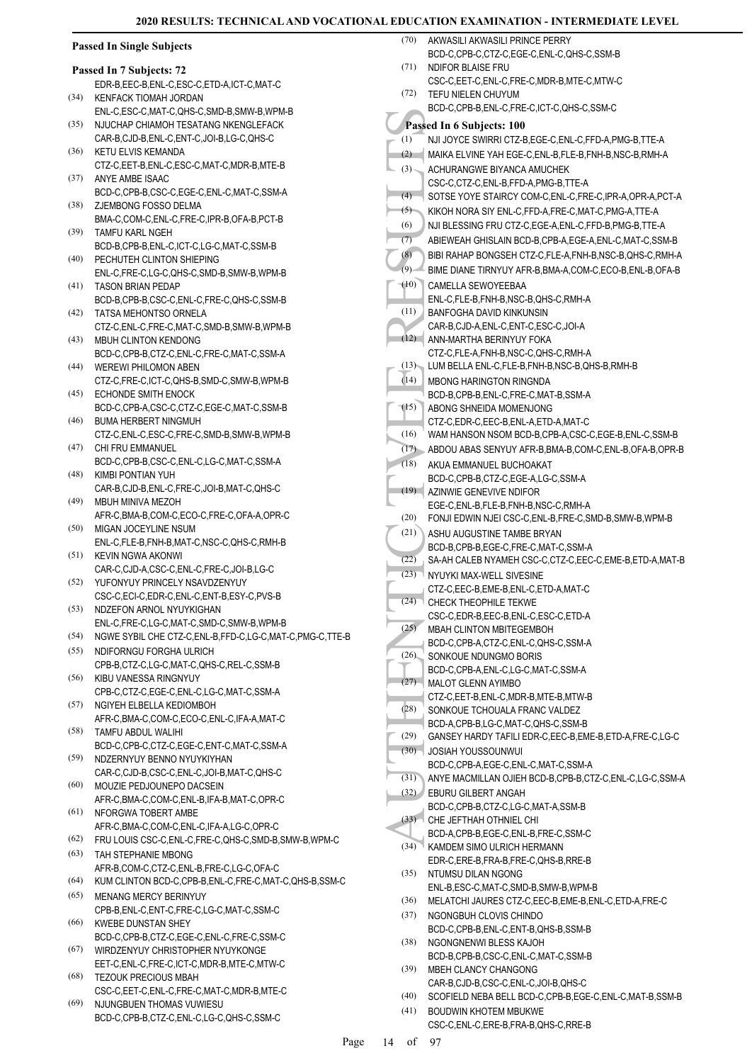### Passed In Single Subjects

#### Passed In 7 Subjects: 72

EDR-B,EEC-B,ENL-C,ESC-C,ETD-A,ICT-C,MAT-C

(34) KENFACK TIOMAH JORDAN
ENL-C,ESC-C,MAT-C,QHS-C,SMD-B,SMW-B,WPM-B

(35) NJUCHAP CHIAMOH TESATANG NKENGLEFACK
CAR-B,CJD-B,ENL-C,ENT-C,JOI-B,LG-C,QHS-C

(36) KETU ELVIS KEMANDA
CTZ-C,EET-B,ENL-C,ESC-C,MAT-C,MDR-B,MTE-B

(37) ANYE AMBE ISAAC
BCD-C,CPB-B,CSC-C,EGE-C,ENL-C,MAT-C,SSM-A

(38) ZJEMBONG FOSSO DELMA
BMA-C,COM-C,ENL-C,FRE-C,IPR-B,OFA-B,PCT-B

(39) TAMFU KARL NGEH
BCD-B,CPB-B,ENL-C,ICT-C,LG-C,MAT-C,SSM-B

(40) PECHUTEH CLINTON SHIEPING
ENL-C,FRE-C,LG-C,QHS-C,SMD-B,SMW-B,WPM-B

(41) TASON BRIAN PEDAP
BCD-B,CPB-B,CSC-C,ENL-C,FRE-C,QHS-C,SSM-B

(42) TATSA MEHONTSO ORNELA
CTZ-C,ENL-C,FRE-C,MAT-C,SMD-B,SMW-B,WPM-B

(43) MBUH CLINTON KENDONG
BCD-C,CPB-B,CTZ-C,ENL-C,FRE-C,MAT-C,SSM-A

(44) WEREWI PHILOMON ABEN
CTZ-C,FRE-C,ICT-C,QHS-B,SMD-C,SMW-B,WPM-B

(45) ECHONDE SMITH ENOCK
BCD-C,CPB-A,CSC-C,CTZ-C,EGE-C,MAT-C,SSM-B

(46) BUMA HERBERT NINGMUH
CTZ-C,ENL-C,ESC-C,FRE-C,SMD-B,SMW-B,WPM-B

(47) CHI FRU EMMANUEL
BCD-C,CPB-B,CSC-C,ENL-C,LG-C,MAT-C,SSM-A

(48) KIMBI PONTIAN YUH
CAR-B,CJD-B,ENL-C,FRE-C,JOI-B,MAT-C,QHS-C

(49) MBUH MINIVA MEZOH
AFR-C,BMA-B,COM-C,ECO-C,FRE-C,OFA-A,OPR-C

(50) MIGAN JOCEYLINE NSUM
ENL-C,FLE-B,FNH-B,MAT-C,NSC-C,QHS-C,RMH-B

(51) KEVIN NGWA AKONWI
CAR-C,CJD-A,CSC-C,ENL-C,FRE-C,JOI-B,LG-C

(52) YUFONYUY PRINCELY NSAVDZENYUY
CSC-C,ECI-C,EDR-C,ENL-C,ENT-B,ESY-C,PVS-B

(53) NDZEFON ARNOL NYUYKIGHAN
ENL-C,FRE-C,LG-C,MAT-C,SMD-C,SMW-B,WPM-B

(54) NGWE SYBIL CHE CTZ-C,ENL-B,FFD-C,LG-C,MAT-C,PMG-C,TTE-B

(55) NDIFORNGU FORGHA ULRICH
CPB-B,CTZ-C,LG-C,MAT-C,QHS-C,REL-C,SSM-B

(56) KIBU VANESSA RINGNYUY
CPB-C,CTZ-C,EGE-C,ENL-C,LG-C,MAT-C,SSM-A

(57) NGIYEH ELBELLA KEDIOMBOH
AFR-C,BMA-C,COM-C,ECO-C,ENL-C,IFA-A,MAT-C

(58) TAMFU ABDUL WALIHI
BCD-C,CPB-C,CTZ-C,EGE-C,ENT-C,MAT-C,SSM-A

(59) NDZERNYUY BENNO NYUYKIYHAN
CAR-C,CJD-B,CSC-C,ENL-C,JOI-B,MAT-C,QHS-C

(60) MOUZIE PEDJOUNEPO DACSEIN
AFR-C,BMA-C,COM-C,ENL-B,IFA-B,MAT-C,OPR-C

(61) NFORGWA TOBERT AMBE
AFR-C,BMA-C,COM-C,ENL-C,IFA-A,LG-C,OPR-C

(62) FRU LOUIS CSC-C,ENL-C,FRE-C,QHS-C,SMD-B,SMW-B,WPM-C

(63) TAH STEPHANIE MBONG
AFR-B,COM-C,CTZ-C,ENL-B,FRE-C,LG-C,OFA-C

(64) KUM CLINTON BCD-C,CPB-B,ENL-C,FRE-C,MAT-C,QHS-B,SSM-C

(65) MENANG MERCY BERINYUY
CPB-B,ENL-C,ENT-C,FRE-C,LG-C,MAT-C,SSM-C

(66) KWEBE DUNSTAN SHEY
BCD-C,CPB-B,CTZ-C,EGE-C,ENL-C,FRE-C,SSM-C

(67) WIRDZENYUY CHRISTOPHER NYUYKONGE
EET-C,ENL-C,FRE-C,ICT-C,MDR-B,MTE-C,MTW-C

(68) TEZOUK PRECIOUS MBAH
CSC-C,EET-C,ENL-C,FRE-C,MAT-C,MDR-B,MTE-C

(69) NJUNGBUEN THOMAS VUWIESU
BCD-C,CPB-B,CTZ-C,ENL-C,LG-C,QHS-C,SSM-C

(70) AKWASILI AKWASILI PRINCE PERRY
BCD-C,CPB-C,CTZ-C,EGE-C,ENL-C,QHS-C,SSM-B

(71) NDIFOR BLAISE FRU
CSC-C,EET-C,ENL-C,FRE-C,MDR-B,MTE-C,MTW-C

(72) TEFU NIELEN CHUYUM
BCD-C,CPB-B,ENL-C,FRE-C,ICT-C,QHS-C,SSM-C

#### Passed In 6 Subjects: 100

(1) NJI JOYCE SWIRRI CTZ-B,EGE-C,ENL-C,FFD-A,PMG-B,TTE-A

(2) MAIKA ELVINE YAH EGE-C,ENL-B,FLE-B,FNH-B,NSC-B,RMH-A

(3) ACHURANGWE BIYANCA AMUCHEK
CSC-C,CTZ-C,ENL-B,FFD-A,PMG-B,TTE-A

(4) SOTSE YOYE STAIRCY COM-C,ENL-C,FRE-C,IPR-A,OPR-A,PCT-A

(5) KIKOH NORA SIY ENL-C,FFD-A,FRE-C,MAT-C,PMG-A,TTE-A

(6) NJI BLESSING FRU CTZ-C,EGE-A,ENL-C,FFD-B,PMG-B,TTE-A

(7) ABIEWEAH GHISLAIN BCD-B,CPB-A,EGE-A,ENL-C,MAT-C,SSM-B

(8) BIBI RAHAP BONGSEH CTZ-C,FLE-A,FNH-B,NSC-B,QHS-C,RMH-A

(9) BIME DIANE TIRNYUY AFR-B,BMA-A,COM-C,ECO-B,ENL-B,OFA-B

(10) CAMELLA SEWOYEEBAA
ENL-C,FLE-B,FNH-B,NSC-B,QHS-C,RMH-A

(11) BANFOGHA DAVID KINKUNSIN
CAR-B,CJD-A,ENL-C,ENT-C,ESC-C,JOI-A

(12) ANN-MARTHA BERINYUY FOKA
CTZ-C,FLE-A,FNH-B,NSC-C,QHS-C,RMH-A

(13) LUM BELLA ENL-C,FLE-B,FNH-B,NSC-B,QHS-B,RMH-B

(14) MBONG HARINGTON RINGNDA
BCD-B,CPB-B,ENL-C,FRE-C,MAT-B,SSM-A

(15) ABONG SHNEIDA MOMENJONG
CTZ-C,EDR-C,EEC-B,ENL-A,ETD-A,MAT-C

(16) WAM HANSON NSOM BCD-B,CPB-A,CSC-C,EGE-B,ENL-C,SSM-B

(17) ABDOU ABAS SENYUY AFR-B,BMA-B,COM-C,ENL-B,OFA-B,OPR-B

(18) AKUA EMMANUEL BUCHOAKAT
BCD-C,CPB-B,CTZ-C,EGE-A,LG-C,SSM-A

(19) AZINWIE GENEVIVE NDIFOR
EGE-C,ENL-B,FLE-B,FNH-B,NSC-C,RMH-A

(20) FONJI EDWIN NJEI CSC-C,ENL-B,FRE-C,SMD-B,SMW-B,WPM-B

(21) ASHU AUGUSTINE TAMBE BRYAN
BCD-B,CPB-B,EGE-C,FRE-C,MAT-C,SSM-A

(22) SA-AH CALEB NYAMEH CSC-C,CTZ-C,EEC-C,EME-B,ETD-A,MAT-B

(23) NYUYKI MAX-WELL SIVESINE
CTZ-C,EEC-B,EME-B,ENL-C,ETD-A,MAT-C

(24) CHECK THEOPHILE TEKWE
CSC-C,EDR-B,EEC-B,ENL-C,ESC-C,ETD-A

(25) MBAH CLINTON MBITEGEMBOH
BCD-C,CPB-A,CTZ-C,ENL-C,QHS-C,SSM-A

(26) SONKOUE NDUNGMO BORIS
BCD-C,CPB-A,ENL-C,LG-C,MAT-C,SSM-A

(27) MALOT GLENN AYIMBO
CTZ-C,EET-B,ENL-C,MDR-B,MTE-B,MTW-B

(28) SONKOUE TCHOUALA FRANC VALDEZ
BCD-A,CPB-B,LG-C,MAT-C,QHS-C,SSM-B

(29) GANSEY HARDY TAFILI EDR-C,EEC-B,EME-B,ETD-A,FRE-C,LG-C

(30) JOSIAH YOUSSOUNWUI
BCD-C,CPB-A,EGE-C,ENL-C,MAT-C,SSM-A

(31) ANYE MACMILLAN OJIEH BCD-B,CPB-B,CTZ-C,ENL-C,LG-C,SSM-A

(32) EBURU GILBERT ANGAH
BCD-C,CPB-B,CTZ-C,LG-C,MAT-A,SSM-B

(33) CHE JEFTHAH OTHNIEL CHI
BCD-A,CPB-B,EGE-C,ENL-B,FRE-C,SSM-C

(34) KAMDEM SIMO ULRICH HERMANN
EDR-C,ERE-B,FRA-B,FRE-C,QHS-B,RRE-B

(35) NTUMSU DILAN NGONG
ENL-B,ESC-C,MAT-C,SMD-B,SMW-B,WPM-B

(36) MELATCHI JAURES CTZ-C,EEC-B,EME-B,ENL-C,ETD-A,FRE-C

(37) NGONGBUH CLOVIS CHINDO
BCD-C,CPB-B,ENL-C,ENT-B,QHS-B,SSM-B

(38) NGONGNENWI BLESS KAJOH
BCD-B,CPB-B,CSC-C,ENL-C,MAT-C,SSM-B

(39) MBEH CLANCY CHANGONG
CAR-B,CJD-B,CSC-C,ENL-C,JOI-B,QHS-C

(40) SCOFIELD NEBA BELL BCD-C,CPB-B,EGE-C,ENL-C,MAT-B,SSM-B

(41) BOUDWIN KHOTEM MBUKWE
CSC-C,ENL-C,ERE-B,FRA-B,QHS-C,RRE-B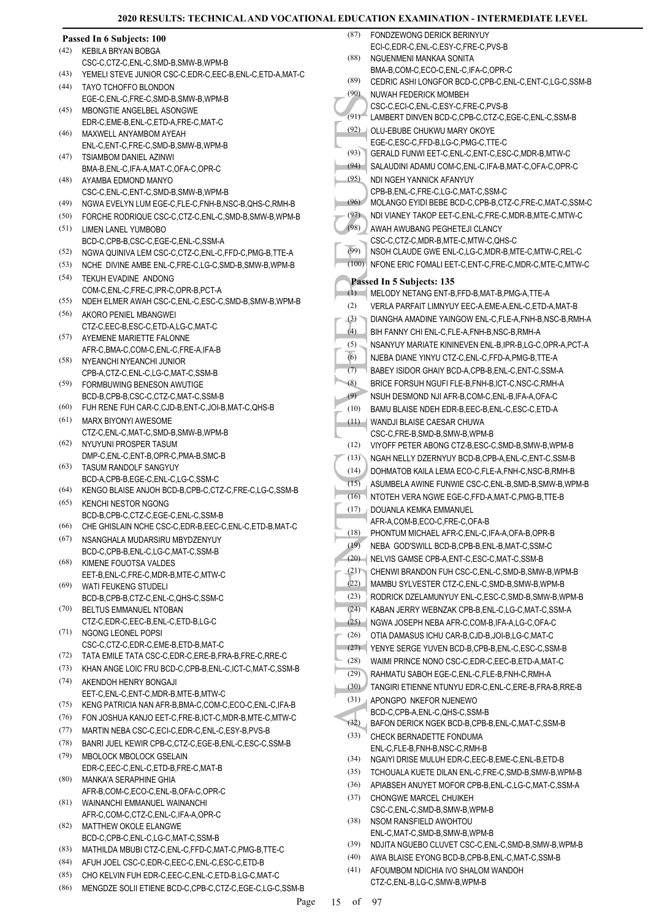**Passed In 6 Subjects: 100**

(42) KEBILA BRYAN BOBGA
CSC-C,CTZ-C,ENL-C,SMD-B,SMW-B,WPM-B
(43) YEMELI STEVE JUNIOR CSC-C,EDR-C,EEC-B,ENL-C,ETD-A,MAT-C
(44) TAYO TCHOFFO BLONDON
EGE-C,ENL-C,FRE-C,SMD-B,SMW-B,WPM-B
(45) MBONGTIE ANGELBEL ASONGWE
EDR-C,EME-B,ENL-C,ETD-A,FRE-C,MAT-C
(46) MAXWELL ANYAMBOM AYEAH
ENL-C,ENT-C,FRE-C,SMD-B,SMW-B,WPM-B
(47) TSIAMBOM DANIEL AZINWI
BMA-B,ENL-C,IFA-A,MAT-C,OFA-C,OPR-C
(48) AYAMBA EDMOND MANYO
CSC-C,ENL-C,ENT-C,SMD-B,SMW-B,WPM-B
(49) NGWA EVELYN LUM EGE-C,FLE-C,FNH-B,NSC-B,QHS-C,RMH-B
(50) FORCHE RODRIQUE CSC-C,CTZ-C,ENL-C,SMD-B,SMW-B,WPM-B
(51) LIMEN LANEL YUMBOBO
BCD-C,CPB-B,CSC-C,EGE-C,ENL-C,SSM-A
(52) NGWA QUINIVA LEM CSC-C,CTZ-C,ENL-C,FFD-C,PMG-B,TTE-A
(53) NCHE DIVINE AMBE ENL-C,FRE-C,LG-C,SMD-B,SMW-B,WPM-B
(54) TEKUH EVADINE ANDONG
COM-C,ENL-C,FRE-C,IPR-C,OPR-B,PCT-A
(55) NDEH ELMER AWAH CSC-C,ENL-C,ESC-C,SMD-B,SMW-B,WPM-B
(56) AKORO PENIEL MBANGWEI
CTZ-C,EEC-B,ESC-C,ETD-A,LG-C,MAT-C
(57) AYEMENE MARIETTE FALONNE
AFR-C,BMA-C,COM-C,ENL-C,FRE-A,IFA-B
(58) NYEANCHI NYEANCHI JUNIOR
CPB-A,CTZ-C,ENL-C,LG-C,MAT-C,SSM-B
(59) FORMBUWING BENESON AWUTIGE
BCD-B,CPB-B,CSC-C,CTZ-C,MAT-C,SSM-B
(60) FUH RENE FUH CAR-C,CJD-B,ENT-C,JOI-B,MAT-C,QHS-B
(61) MARX BIYONYI AWESOME
CTZ-C,ENL-C,MAT-C,SMD-B,SMW-B,WPM-B
(62) NYUYUNI PROSPER TASUM
DMP-C,ENL-C,ENT-B,OPR-C,PMA-B,SMC-B
(63) TASUM RANDOLF SANGYUY
BCD-A,CPB-B,EGE-C,ENL-C,LG-C,SSM-C
(64) KENGO BLAISE ANJOH BCD-B,CPB-C,CTZ-C,FRE-C,LG-C,SSM-B
(65) KENCHI NESTOR NGONG
BCD-B,CPB-C,CTZ-C,EGE-C,ENL-C,SSM-B
(66) CHE GHISLAIN NCHE CSC-C,EDR-B,EEC-C,ENL-C,ETD-B,MAT-C
(67) NSANGHALA MUDARSIRU MBYDZENYUY
BCD-C,CPB-B,ENL-C,LG-C,MAT-C,SSM-B
(68) KIMENE FOUOTSA VALDES
EET-B,ENL-C,FRE-C,MDR-B,MTE-C,MTW-C
(69) WATI FEUKENG STUDELI
BCD-B,CPB-B,CTZ-C,ENL-C,QHS-C,SSM-C
(70) BELTUS EMMANUEL NTOBAN
CTZ-C,EDR-C,EEC-B,ENL-C,ETD-B,LG-C
(71) NGONG LEONEL POPSI
CSC-C,CTZ-C,EDR-C,EME-B,ETD-B,MAT-C
(72) TATA EMILE TATA CSC-C,EDR-C,ERE-B,FRA-B,FRE-C,RRE-C
(73) KHAN ANGE LOIC FRU BCD-C,CPB-B,ENL-C,ICT-C,MAT-C,SSM-B
(74) AKENDOH HENRY BONGAJI
EET-C,ENL-C,ENT-C,MDR-B,MTE-B,MTW-C
(75) KENG PATRICIA NAN AFR-B,BMA-C,COM-C,ECO-C,ENL-C,IFA-B
(76) FON JOSHUA KANJO EET-C,FRE-B,ICT-C,MDR-B,MTE-C,MTW-C
(77) MARTIN NEBA CSC-C,ECI-C,EDR-C,ENL-C,ESY-B,PVS-B
(78) BANRI JUEL KEWIR CPB-C,CTZ-C,EGE-B,ENL-C,ESC-C,SSM-B
(79) MBOLOCK MBOLOCK GSELAIN
EDR-C,EEC-C,ENL-C,ETD-B,FRE-C,MAT-B
(80) MANKA'A SERAPHINE GHIA
AFR-B,COM-C,ECO-C,ENL-B,OFA-C,OPR-C
(81) WAINANCHI EMMANUEL WAINANCHI
AFR-C,COM-C,CTZ-C,ENL-C,IFA-A,OPR-C
(82) MATTHEW OKOLE ELANGWE
BCD-C,CPB-C,ENL-C,LG-C,MAT-C,SSM-B
(83) MATHILDA MBUBI CTZ-C,ENL-C,FFD-C,MAT-C,PMG-B,TTE-C
(84) AFUH JOEL CSC-C,EDR-C,EEC-C,ENL-C,ESC-C,ETD-B
(85) CHO KELVIN FUH EDR-C,EEC-C,ENL-C,ETD-B,LG-C,MAT-C
(86) MENGDZE SOLII ETIENE BCD-C,CPB-C,CTZ-C,EGE-C,LG-C,SSM-B
(87) FONDZEWONG DERICK BERINYUY
ECI-C,EDR-C,ENL-C,ESY-C,FRE-C,PVS-B
(88) NGUENMENI MANKAA SONITA
BMA-B,COM-C,ECO-C,ENL-C,IFA-C,OPR-C
(89) CEDRIC ASHI LONGFOR BCD-C,CPB-C,ENL-C,ENT-C,LG-C,SSM-B
(90) NUWAH FEDERICK MOMBEH
CSC-C,ECI-C,ENL-C,ESY-C,FRE-C,PVS-B
(91) LAMBERT DINVEN BCD-C,CPB-C,CTZ-C,EGE-C,ENL-C,SSM-B
(92) OLU-EBUBE CHUKWU MARY OKOYE
EGE-C,ESC-C,FFD-B,LG-C,PMG-C,TTE-C
(93) GERALD FUNWI EET-C,ENL-C,ENT-C,ESC-C,MDR-B,MTW-C
(94) SALAUDINI ADAMU COM-C,ENL-C,IFA-B,MAT-C,OFA-C,OPR-C
(95) NDI NGEH YANNICK AFANYUY
CPB-B,ENL-C,FRE-C,LG-C,MAT-C,SSM-C
(96) MOLANGO EYIDI BEBE BCD-C,CPB-B,CTZ-C,FRE-C,MAT-C,SSM-C
(97) NDI VIANEY TAKOP EET-C,ENL-C,FRE-C,MDR-B,MTE-C,MTW-C
(98) AWAH AWUBANG PEGHETEJI CLANCY
CSC-C,CTZ-C,MDR-B,MTE-C,MTW-C,QHS-C
(99) NSOH CLAUDE GWE ENL-C,LG-C,MDR-B,MTE-C,MTW-C,REL-C
(100) NFONE ERIC FOMALI EET-C,ENT-C,FRE-C,MDR-C,MTE-C,MTW-C

**Passed In 5 Subjects: 135**

(1) MELODY NETANG ENT-B,FFD-B,MAT-B,PMG-A,TTE-A
(2) VERLA PARFAIT LIMNYUY EEC-A,EME-A,ENL-C,ETD-A,MAT-B
(3) DIANGHA AMADINE YAINGOW ENL-C,FLE-A,FNH-B,NSC-B,RMH-A
(4) BIH FANNY CHI ENL-C,FLE-A,FNH-B,NSC-B,RMH-A
(5) NSANYUY MARIATE KININEVEN ENL-B,IPR-B,LG-C,OPR-A,PCT-A
(6) NJEBA DIANE YINYU CTZ-C,ENL-C,FFD-A,PMG-B,TTE-A
(7) BABEY ISIDOR GHAIY BCD-A,CPB-B,ENL-C,ENT-C,SSM-A
(8) BRICE FORSUH NGUFI FLE-B,FNH-B,ICT-C,NSC-C,RMH-A
(9) NSUH DESMOND NJI AFR-B,COM-C,ENL-B,IFA-A,OFA-C
(10) BAMU BLAISE NDEH EDR-B,EEC-B,ENL-C,ESC-C,ETD-A
(11) WANDJI BLAISE CAESAR CHUWA
CSC-C,FRE-B,SMD-B,SMW-B,WPM-B
(12) VIYOFF PETER ABONG CTZ-B,ESC-C,SMD-B,SMW-B,WPM-B
(13) NGAH NELLY DZERNYUY BCD-B,CPB-A,ENL-C,ENT-C,SSM-B
(14) DOHMATOB KAILA LEMA ECO-C,FLE-A,FNH-C,NSC-B,RMH-B
(15) ASUMBELA AWINE FUNWIE CSC-C,ENL-B,SMD-B,SMW-B,WPM-B
(16) NTOTEH VERA NGWE EGE-C,FFD-A,MAT-C,PMG-B,TTE-B
(17) DOUANLA KEMKA EMMANUEL
AFR-A,COM-B,ECO-C,FRE-C,OFA-B
(18) PHONTUM MICHAEL AFR-C,ENL-C,IFA-A,OFA-B,OPR-B
(19) NEBA GOD'SWILL BCD-B,CPB-B,ENL-B,MAT-C,SSM-C
(20) NELVIS GAMSE CPB-A,ENT-C,ESC-C,MAT-C,SSM-B
(21) CHENWI BRANDON FUH CSC-C,ENL-C,SMD-B,SMW-B,WPM-B
(22) MAMBU SYLVESTER CTZ-C,ENL-C,SMD-B,SMW-B,WPM-B
(23) RODRICK DZELAMUNYUY ENL-C,ESC-C,SMD-B,SMW-B,WPM-B
(24) KABAN JERRY WEBNZAK CPB-B,ENL-C,LG-C,MAT-C,SSM-A
(25) NGWA JOSEPH NEBA AFR-C,COM-B,IFA-A,LG-C,OFA-C
(26) OTIA DAMASUS ICHU CAR-B,CJD-B,JOI-B,LG-C,MAT-C
(27) YENYE SERGE YUVEN BCD-B,CPB-B,ENL-C,ESC-C,SSM-B
(28) WAIMI PRINCE NONO CSC-C,EDR-C,EEC-B,ETD-A,MAT-C
(29) RAHMATU SABOH EGE-C,ENL-C,FLE-B,FNH-C,RMH-A
(30) TANGIRI ETIENNE NTUNYU EDR-C,ENL-C,ERE-B,FRA-B,RRE-B
(31) APONGPO NKEFOR NJENEWO
BCD-C,CPB-A,ENL-C,QHS-C,SSM-B
(32) BAFON DERICK NGEK BCD-B,CPB-B,ENL-C,MAT-C,SSM-B
(33) CHECK BERNADETTE FONDUMA
ENL-C,FLE-B,FNH-B,NSC-C,RMH-B
(34) NGAIYI DRISE MULUH EDR-C,EEC-B,EME-C,ENL-B,ETD-B
(35) TCHOUALA KUETE DILAN ENL-C,FRE-C,SMD-B,SMW-B,WPM-B
(36) APIABSEH ANUYET MOFOR CPB-B,ENL-C,LG-C,MAT-C,SSM-A
(37) CHONGWE MARCEL CHUIKEH
CSC-C,ENL-C,SMD-B,SMW-B,WPM-B
(38) NSOM RANSFIELD AWOHTOU
ENL-C,MAT-C,SMD-B,SMW-B,WPM-B
(39) NDJITA NGUEBO CLUVET CSC-C,ENL-C,SMD-B,SMW-B,WPM-B
(40) AWA BLAISE EYONG BCD-B,CPB-B,ENL-C,MAT-C,SSM-B
(41) AFOUMBOM NDICHIA IVO SHALOM WANDOH
CTZ-C,ENL-B,LG-C,SMW-B,WPM-B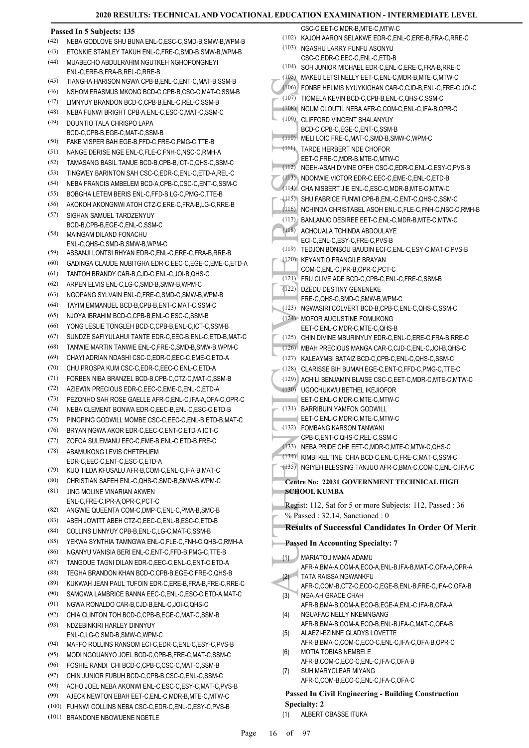**Passed In 5 Subjects: 135**

(42) NEBA GODLOVE SHU BUNA ENL-C,ESC-C,SMD-B,SMW-B,WPM-B
(43) ETONKIE STANLEY TAKUH ENL-C,FRE-C,SMD-B,SMW-B,WPM-B
(44) MUABECHO ABDULRAHIM NGUTKEH NGHOPONGNEYI ENL-C,ERE-B,FRA-B,REL-C,RRE-B
(45) TIANGHA HARISON NGWA CPB-B,ENL-C,ENT-C,MAT-B,SSM-B
(46) NSHOM ERASMUS MKONG BCD-C,CPB-B,CSC-C,MAT-C,SSM-B
(47) LIMNYUY BRANDON BCD-C,CPB-B,ENL-C,REL-C,SSM-B
(48) NEBA FUNWI BRIGHT CPB-A,ENL-C,ESC-C,MAT-C,SSM-C
(49) DOUNTIO TALA CHRISPO LAPA BCD-C,CPB-B,EGE-C,MAT-C,SSM-B
(50) FAKE VISPER BAH EGE-B,FFD-C,FRE-C,PMG-C,TTE-B
(51) NANGE DERISE NGE ENL-C,FLE-C,FNH-C,NSC-C,RMH-A
(52) TAMASANG BASIL TANUE BCD-B,CPB-B,ICT-C,QHS-C,SSM-C
(53) TINGWEY BARINTON SAH CSC-C,EDR-C,ENL-C,ETD-A,REL-C
(54) NEBA FRANCIS AMBELEM BCD-A,CPB-C,CSC-C,ENT-C,SSM-C
(55) BOBGHA LETEM BERIS ENL-C,FFD-B,LG-C,PMG-C,TTE-B
(56) AKOKOH AKONGNWI ATOH CTZ-C,ERE-C,FRA-B,LG-C,RRE-B
(57) SIGHAN SAMUEL TARDZENYUY BCD-B,CPB-B,EGE-C,ENL-C,SSM-C
(58) MAINGAM DILAND FONACHU ENL-C,QHS-C,SMD-B,SMW-B,WPM-C
(59) ASSANJI LONTSI RHYAN EDR-C,ENL-C,ERE-C,FRA-B,RRE-B
(60) GADINGA CLAUDE NUBITGHA EDR-C,EEC-C,EGE-C,EME-C,ETD-A
(61) TANTOH BRANDY CAR-B,CJD-C,ENL-C,JOI-B,QHS-C
(62) ARPEN ELVIS ENL-C,LG-C,SMD-B,SMW-B,WPM-C
(63) NGOPANG SYLVAIN ENL-C,FRE-C,SMD-C,SMW-B,WPM-B
(64) TAYIM EMMANUEL BCD-B,CPB-B,ENT-C,MAT-C,SSM-C
(65) NJOYA IBRAHIM BCD-C,CPB-B,ENL-C,ESC-C,SSM-B
(66) YONG LESLIE TONGLEH BCD-C,CPB-B,ENL-C,ICT-C,SSM-B
(67) SUNDZE SAFIYULAHUI TANTE EDR-C,EEC-B,ENL-C,ETD-B,MAT-C
(68) TANWIE MARTIN TANWIE ENL-C,FRE-C,SMD-B,SMW-B,WPM-C
(69) CHAYI ADRIAN NDASHI CSC-C,EDR-C,EEC-C,EME-C,ETD-A
(70) CHU PROSPA KUM CSC-C,EDR-C,EEC-C,ENL-C,ETD-A
(71) FORBEN NIBA BRANZEL BCD-B,CPB-C,CTZ-C,MAT-C,SSM-B
(72) AZIEWIN PRECIOUS EDR-C,EEC-C,EME-C,ENL-C,ETD-A
(73) PEZONHO SAH ROSE GAELLE AFR-C,ENL-C,IFA-A,OFA-C,OPR-C
(74) NEBA CLEMENT BONWA EDR-C,EEC-B,ENL-C,ESC-C,ETD-B
(75) PINGPING GODWILL MOMBE CSC-C,EEC-C,ENL-B,ETD-B,MAT-C
(76) BRYAN NGWA AKOR EDR-C,EEC-C,ENT-C,ETD-A,ICT-C
(77) ZOFOA SULEMANU EEC-C,EME-B,ENL-C,ETD-B,FRE-C
(78) ABAMUKONG LEVIS CHETEHJEM EDR-C,EEC-C,ENT-C,ESC-C,ETD-A
(79) KUO TILDA KFUSALU AFR-B,COM-C,ENL-C,IFA-B,MAT-C
(80) CHRISTIAN SAFEH ENL-C,QHS-C,SMD-B,SMW-B,WPM-C
(81) JING MOLINE VINARIAN AKWEN ENL-C,FRE-C,IPR-A,OPR-C,PCT-C
(82) ANGWIE QUEENTA COM-C,DMP-C,ENL-C,PMA-B,SMC-B
(83) ABEH JOWITT ABEH CTZ-C,EEC-C,ENL-B,ESC-C,ETD-B
(84) COLLINS LINNYUY CPB-B,ENL-C,LG-C,MAT-C,SSM-B
(85) YEKWA SYNTHIA TAMNGWA ENL-C,FLE-C,FNH-C,QHS-C,RMH-A
(86) NGANYU VANISIA BERI ENL-C,ENT-C,FFD-B,PMG-C,TTE-B
(87) TANGOUE TAGNI DILAN EDR-C,EEC-C,ENL-C,ENT-C,ETD-A
(88) TEGHA BRANDON KHAN BCD-C,CPB-B,EGE-C,FRE-C,QHS-B
(89) KUKWAH JEAN PAUL TUFOIN EDR-C,ERE-B,FRA-B,FRE-C,RRE-C
(90) SAMGWA LAMBRICE BANNA EEC-C,ENL-C,ESC-C,ETD-A,MAT-C
(91) NGWA RONALDO CAR-B,CJD-B,ENL-C,JOI-C,QHS-C
(92) CHIA CLINTON TOH BCD-C,CPB-B,EGE-C,MAT-C,SSM-B
(93) NDZEBINKIRI HARLEY DINNYUY ENL-C,LG-C,SMD-B,SMW-C,WPM-C
(94) MAFFO ROLLINS RANSOM ECI-C,EDR-C,ENL-C,ESY-C,PVS-B
(95) MODI NGOUANYO JOEL BCD-C,CPB-B,FRE-C,MAT-C,SSM-C
(96) FOSHIE RANDI CHI BCD-C,CPB-C,CSC-C,MAT-C,SSM-B
(97) CHIN JUNIOR FUBUH BCD-C,CPB-B,CSC-C,ENL-C,SSM-C
(98) ACHO JOEL NEBA AKONWI ENL-C,ESC-C,ESY-C,MAT-C,PVS-B
(99) AJECK NEWTON EBAH EET-C,ENL-C,MDR-B,MTE-C,MTW-C
(100) FUHNWI COLLINS NEBA CSC-C,EDR-C,ENL-C,ESY-C,PVS-B
(101) BRANDONE NBOWUENE NGETLE CSC-C,EET-C,MDR-B,MTE-C,MTW-C
(102) KAJOH AARON SELAKWE EDR-C,ENL-C,ERE-B,FRA-C,RRE-C
(103) NGASHU LARRY FUNFU ASONYU CSC-C,EDR-C,EEC-C,ENL-C,ETD-B
(104) SOH JUNIOR MICHAEL EDR-C,ENL-C,ERE-C,FRA-B,RRE-C
(105) MAKEU LETSI NELLY EET-C,ENL-C,MDR-B,MTE-C,MTW-C
(106) FONBE HELMIS NYUYKIGHAN CAR-C,CJD-B,ENL-C,FRE-C,JOI-C
(107) TIOMELA KEVIN BCD-C,CPB-B,ENL-C,QHS-C,SSM-C
(108) NGUM CLOUTIL NEBA AFR-C,COM-C,ENL-C,IFA-B,OPR-C
(109) CLIFFORD VINCENT SHALANYUY BCD-C,CPB-C,EGE-C,ENT-C,SSM-B
(110) MELI LOIC FRE-C,MAT-C,SMD-B,SMW-C,WPM-C
(111) TARDE HERBERT NDE CHOFOR EET-C,FRE-C,MDR-B,MTE-C,MTW-C
(112) NGEH-ASAH DIVINE OFEH CSC-C,EDR-C,ENL-C,ESY-C,PVS-B
(113) NDONWIE VICTOR EDR-C,EEC-C,EME-C,ENL-C,ETD-B
(114) CHA NISBERT JIE ENL-C,ESC-C,MDR-B,MTE-C,MTW-C
(115) SHU FABRICE FUNWI CPB-B,ENL-C,ENT-C,QHS-C,SSM-C
(116) NCHINDA CHRISTABEL ASOH ENL-C,FLE-C,FNH-C,NSC-C,RMH-B
(117) BANLANJO DESIREE EET-C,ENL-C,MDR-B,MTE-C,MTW-C
(118) ACHOUALA TCHINDA ABDOULAYE ECI-C,ENL-C,ESY-C,FRE-C,PVS-B
(119) TEDJON BONSOU BAUDIN ECI-C,ENL-C,ESY-C,MAT-C,PVS-B
(120) KEYANTIO FRANGILE BRAYAN COM-C,ENL-C,IPR-B,OPR-C,PCT-C
(121) FRU CLIVE ADE BCD-C,CPB-C,ENL-C,FRE-C,SSM-B
(122) DZEDU DESTINY GENENEKE FRE-C,QHS-C,SMD-C,SMW-B,WPM-C
(123) NGWASIRI COLVERT BCD-B,CPB-C,ENL-C,QHS-C,SSM-C
(124) MOFOR AUGUSTINE FOMUKONG EET-C,ENL-C,MDR-C,MTE-C,QHS-B
(125) CHIN DIVINE MBURINYUY EDR-C,ENL-C,ERE-C,FRA-B,RRE-C
(126) MBAH PRECIOUS MANGA CAR-C,CJD-C,ENL-C,JOI-B,QHS-C
(127) KALEAYMBI BATAIZ BCD-C,CPB-C,ENL-C,QHS-C,SSM-C
(128) CLARISSE BIH BUMAH EGE-C,ENT-C,FFD-C,PMG-C,TTE-C
(129) ACHILI BENJAMIN BLAISE CSC-C,EET-C,MDR-C,MTE-C,MTW-C
(130) UGOCHUKWU BETHEL IKEJIOFOR EET-C,ENL-C,MDR-C,MTE-C,MTW-C
(131) BARRIBUIN YAMFON GODWILL EET-C,ENL-C,MDR-C,MTE-C,MTW-C
(132) FOMBANG KARSON TANWANI CPB-C,ENT-C,QHS-C,REL-C,SSM-C
(133) NEBA PRIDE CHE EET-C,MDR-C,MTE-C,MTW-C,QHS-C
(134) KIMBI KELTINE CHIA BCD-C,ENL-C,FRE-C,MAT-C,SSM-C
(135) NGIYEH BLESSING TANJUO AFR-C,BMA-C,COM-C,ENL-C,IFA-C

**Centre No: 22031 GOVERNMENT TECHNICAL HIGH SCHOOL KUMBA**

Regist: 112, Sat for 5 or more Subjects: 112, Passed : 36
% Passed : 32.14, Sanctioned : 0

**Results of Successful Candidates In Order Of Merit**

**Passed In Accounting Specialty: 7**

(1) MARIATOU MAMA ADAMU AFR-A,BMA-A,COM-A,ECO-A,ENL-B,IFA-B,MAT-C,OFA-A,OPR-A
(2) TATA RAISSA NGWANKFU AFR-C,COM-B,CTZ-C,ECO-C,EGE-B,ENL-B,FRE-C,IFA-C,OFA-B
(3) NGA-AH GRACE CHAH AFR-B,BMA-B,COM-A,ECO-B,EGE-A,ENL-C,IFA-B,OFA-A
(4) NGUAFAC NELLY NKEMNGANG AFR-B,BMA-B,COM-A,ECO-B,ENL-B,IFA-C,MAT-C,OFA-B
(5) ALAEZI-EZINNE GLADYS LOVETTE AFR-B,BMA-C,COM-C,ECO-C,ENL-C,IFA-C,OFA-B,OPR-C
(6) MOTIA TOBIAS NEMBELE AFR-B,COM-C,ECO-C,ENL-C,IFA-C,OFA-B
(7) SUH MARYCLEAR MIYANG AFR-C,COM-B,ECO-C,ENL-C,IFA-C,OFA-C

**Passed In Civil Engineering - Building Construction Specialty: 2**

(1) ALBERT OBASSE ITUKA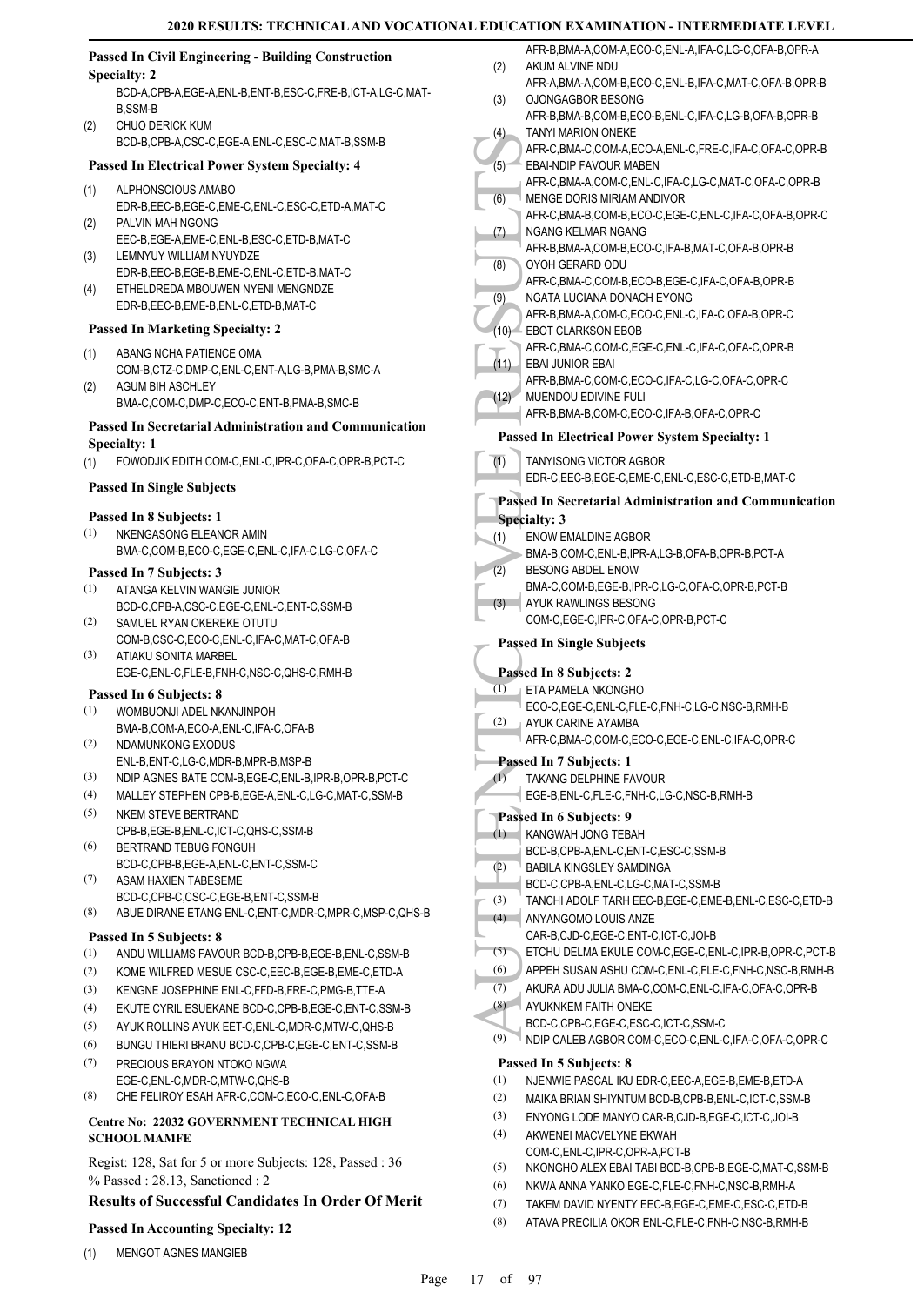**Passed In Civil Engineering - Building Construction Specialty: 2**

BCD-A,CPB-A,EGE-A,ENL-B,ENT-B,ESC-C,FRE-B,ICT-A,LG-C,MAT-B,SSM-B

(2) CHUO DERICK KUM
BCD-B,CPB-A,CSC-C,EGE-A,ENL-C,ESC-C,MAT-B,SSM-B

**Passed In Electrical Power System Specialty: 4**

(1) ALPHONSCIOUS AMABO
EDR-B,EEC-B,EGE-C,EME-C,ENL-C,ESC-C,ETD-A,MAT-C
(2) PALVIN MAH NGONG
EEC-B,EGE-A,EME-C,ENL-B,ESC-C,ETD-B,MAT-C
(3) LEMNYUY WILLIAM NYUYDZE
EDR-B,EEC-B,EGE-B,EME-C,ENL-C,ETD-B,MAT-C
(4) ETHELDREDA MBOUWEN NYENI MENGNDZE
EDR-B,EEC-B,EME-B,ENL-C,ETD-B,MAT-C

**Passed In Marketing Specialty: 2**

(1) ABANG NCHA PATIENCE OMA
COM-B,CTZ-C,DMP-C,ENL-C,ENT-A,LG-B,PMA-B,SMC-A
(2) AGUM BIH ASCHLEY
BMA-C,COM-C,DMP-C,ECO-C,ENT-B,PMA-B,SMC-B

**Passed In Secretarial Administration and Communication Specialty: 1**

(1) FOWODJIK EDITH COM-C,ENL-C,IPR-C,OFA-C,OPR-B,PCT-C

**Passed In Single Subjects**

**Passed In 8 Subjects: 1**

(1) NKENGASONG ELEANOR AMIN
BMA-C,COM-B,ECO-C,EGE-C,ENL-C,IFA-C,LG-C,OFA-C

**Passed In 7 Subjects: 3**

(1) ATANGA KELVIN WANGIE JUNIOR
BCD-C,CPB-A,CSC-C,EGE-C,ENL-C,ENT-C,SSM-B
(2) SAMUEL RYAN OKEREKE OTUTU
COM-B,CSC-C,ECO-C,ENL-C,IFA-C,MAT-C,OFA-B
(3) ATIAKU SONITA MARBEL
EGE-C,ENL-C,FLE-B,FNH-C,NSC-C,QHS-C,RMH-B

**Passed In 6 Subjects: 8**

(1) WOMBUONJI ADEL NKANJINPOH
BMA-B,COM-A,ECO-A,ENL-C,IFA-C,OFA-B
(2) NDAMUNKONG EXODUS
ENL-B,ENT-C,LG-C,MDR-B,MPR-B,MSP-B
(3) NDIP AGNES BATE COM-B,EGE-C,ENL-B,IPR-B,OPR-B,PCT-C
(4) MALLEY STEPHEN CPB-B,EGE-A,ENL-C,LG-C,MAT-C,SSM-B
(5) NKEM STEVE BERTRAND
CPB-B,EGE-B,ENL-C,ICT-C,QHS-C,SSM-B
(6) BERTRAND TEBUG FONGUH
BCD-C,CPB-B,EGE-A,ENL-C,ENT-C,SSM-C
(7) ASAM HAXIEN TABESEME
BCD-C,CPB-C,CSC-C,EGE-B,ENT-C,SSM-B
(8) ABUE DIRANE ETANG ENL-C,ENT-C,MDR-C,MPR-C,MSP-C,QHS-B

**Passed In 5 Subjects: 8**

(1) ANDU WILLIAMS FAVOUR BCD-B,CPB-B,EGE-B,ENL-C,SSM-B
(2) KOME WILFRED MESUE CSC-C,EEC-B,EGE-B,EME-C,ETD-A
(3) KENGNE JOSEPHINE ENL-C,FFD-B,FRE-C,PMG-B,TTE-A
(4) EKUTE CYRIL ESUEKANE BCD-C,CPB-B,EGE-C,ENT-C,SSM-B
(5) AYUK ROLLINS AYUK EET-C,ENL-C,MDR-C,MTW-C,QHS-B
(6) BUNGU THIERI BRANU BCD-C,CPB-C,EGE-C,ENT-C,SSM-B
(7) PRECIOUS BRAYON NTOKO NGWA
EGE-C,ENL-C,MDR-C,MTW-C,QHS-B
(8) CHE FELIROY ESAH AFR-C,COM-C,ECO-C,ENL-C,OFA-B

**Centre No: 22032 GOVERNMENT TECHNICAL HIGH SCHOOL MAMFE**

Regist: 128, Sat for 5 or more Subjects: 128, Passed : 36
% Passed : 28.13, Sanctioned : 2

**Results of Successful Candidates In Order Of Merit**

**Passed In Accounting Specialty: 12**

(1) MENGOT AGNES MANGIEB
AFR-B,BMA-A,COM-A,ECO-C,ENL-A,IFA-C,LG-C,OFA-B,OPR-A
(2) AKUM ALVINE NDU
AFR-A,BMA-A,COM-B,ECO-C,ENL-B,IFA-C,MAT-C,OFA-B,OPR-B
(3) OJONGAGBOR BESONG
AFR-B,BMA-B,COM-B,ECO-B,ENL-C,IFA-C,LG-B,OFA-B,OPR-B
(4) TANYI MARION ONEKE
AFR-C,BMA-C,COM-A,ECO-A,ENL-C,FRE-C,IFA-C,OFA-C,OPR-B
(5) EBAI-NDIP FAVOUR MABEN
AFR-C,BMA-A,COM-C,ENL-C,IFA-C,LG-C,MAT-C,OFA-C,OPR-B
(6) MENGE DORIS MIRIAM ANDIVOR
AFR-C,BMA-B,COM-B,ECO-C,EGE-C,ENL-C,IFA-C,OFA-B,OPR-C
(7) NGANG KELMAR NGANG
AFR-B,BMA-A,COM-B,ECO-C,IFA-B,MAT-C,OFA-B,OPR-B
(8) OYOH GERARD ODU
AFR-C,BMA-C,COM-B,ECO-B,EGE-C,IFA-C,OFA-B,OPR-B
(9) NGATA LUCIANA DONACH EYONG
AFR-B,BMA-A,COM-C,ECO-C,ENL-C,IFA-C,OFA-B,OPR-C
(10) EBOT CLARKSON EBOB
AFR-C,BMA-C,COM-C,EGE-C,ENL-C,IFA-C,OFA-C,OPR-B
(11) EBAI JUNIOR EBAI
AFR-B,BMA-C,COM-C,ECO-C,IFA-C,LG-C,OFA-C,OPR-C
(12) MUENDOU EDIVINE FULI
AFR-B,BMA-B,COM-C,ECO-C,IFA-B,OFA-C,OPR-C

**Passed In Electrical Power System Specialty: 1**

(1) TANYISONG VICTOR AGBOR
EDR-C,EEC-B,EGE-C,EME-C,ENL-C,ESC-C,ETD-B,MAT-C

**Passed In Secretarial Administration and Communication Specialty: 3**

(1) ENOW EMALDINE AGBOR
BMA-B,COM-C,ENL-B,IPR-A,LG-B,OFA-B,OPR-B,PCT-A
(2) BESONG ABDEL ENOW
BMA-C,COM-B,EGE-B,IPR-C,LG-C,OFA-C,OPR-B,PCT-B
(3) AYUK RAWLINGS BESONG
COM-C,EGE-C,IPR-C,OFA-C,OPR-B,PCT-C

**Passed In Single Subjects**

**Passed In 8 Subjects: 2**

(1) ETA PAMELA NKONGHO
ECO-C,EGE-C,ENL-C,FLE-C,FNH-C,LG-C,NSC-B,RMH-B
(2) AYUK CARINE AYAMBA
AFR-C,BMA-C,COM-C,ECO-C,EGE-C,ENL-C,IFA-C,OPR-C

**Passed In 7 Subjects: 1**

(1) TAKANG DELPHINE FAVOUR
EGE-B,ENL-C,FLE-C,FNH-C,LG-C,NSC-B,RMH-B

**Passed In 6 Subjects: 9**

(1) KANGWAH JONG TEBAH
BCD-B,CPB-A,ENL-C,ENT-C,ESC-C,SSM-B
(2) BABILA KINGSLEY SAMDINGA
BCD-C,CPB-A,ENL-C,LG-C,MAT-C,SSM-B
(3) TANCHI ADOLF TARH EEC-B,EGE-C,EME-B,ENL-C,ESC-C,ETD-B
(4) ANYANGOMO LOUIS ANZE
CAR-B,CJD-C,EGE-C,ENT-C,ICT-C,JOI-B
(5) ETCHU DELMA EKULE COM-C,EGE-C,ENL-C,IPR-B,OPR-C,PCT-B
(6) APPEH SUSAN ASHU COM-C,ENL-C,FLE-C,FNH-C,NSC-B,RMH-B
(7) AKURA ADU JULIA BMA-C,COM-C,ENL-C,IFA-C,OFA-C,OPR-B
(8) AYUKNKEM FAITH ONEKE
BCD-C,CPB-C,EGE-C,ESC-C,ICT-C,SSM-C
(9) NDIP CALEB AGBOR COM-C,ECO-C,ENL-C,IFA-C,OFA-C,OPR-C

**Passed In 5 Subjects: 8**

(1) NJENWIE PASCAL IKU EDR-C,EEC-A,EGE-B,EME-B,ETD-A
(2) MAIKA BRIAN SHIYNTUM BCD-B,CPB-B,ENL-C,ICT-C,SSM-B
(3) ENYONG LODE MANYO CAR-B,CJD-B,EGE-C,ICT-C,JOI-B
(4) AKWENEI MACVELYNE EKWAH
COM-C,ENL-C,IPR-C,OPR-A,PCT-B
(5) NKONGHO ALEX EBAI TABI BCD-B,CPB-B,EGE-C,MAT-C,SSM-B
(6) NKWA ANNA YANKO EGE-C,FLE-C,FNH-C,NSC-B,RMH-A
(7) TAKEM DAVID NYENTY EEC-B,EGE-C,EME-C,ESC-C,ETD-B
(8) ATAVA PRECILIA OKOR ENL-C,FLE-C,FNH-C,NSC-B,RMH-B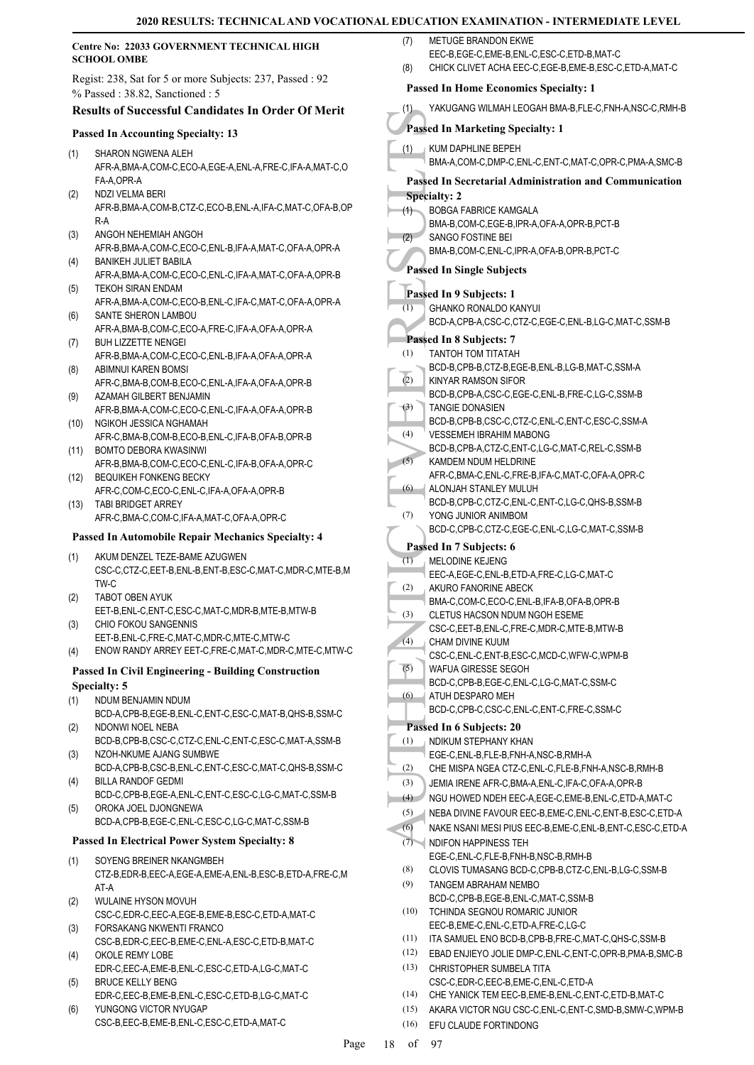## Centre No: 22033 GOVERNMENT TECHNICAL HIGH SCHOOL OMBE

Regist: 238, Sat for 5 or more Subjects: 237, Passed : 92
% Passed : 38.82, Sanctioned : 5

### Results of Successful Candidates In Order Of Merit

#### Passed In Accounting Specialty: 13

(1) SHARON NGWENA ALEH AFR-A,BMA-A,COM-C,ECO-A,EGE-A,ENL-A,FRE-C,IFA-A,MAT-C,OFA-A,OPR-A
(2) NDZI VELMA BERI AFR-B,BMA-A,COM-B,CTZ-C,ECO-B,ENL-A,IFA-C,MAT-C,OFA-B,OPR-A
(3) ANGOH NEHEMIAH ANGOH AFR-B,BMA-A,COM-C,ECO-C,ENL-B,IFA-A,MAT-C,OFA-A,OPR-A
(4) BANIKEH JULIET BABILA AFR-A,BMA-A,COM-C,ECO-C,ENL-C,IFA-A,MAT-C,OFA-A,OPR-B
(5) TEKOH SIRAN ENDAM AFR-A,BMA-A,COM-C,ECO-B,ENL-C,IFA-C,MAT-C,OFA-A,OPR-A
(6) SANTE SHERON LAMBOU AFR-A,BMA-B,COM-C,ECO-A,FRE-C,IFA-A,OFA-A,OPR-A
(7) BUH LIZZETTE NENGEI AFR-B,BMA-A,COM-C,ECO-C,ENL-B,IFA-A,OFA-A,OPR-A
(8) ABIMNUI KAREN BOMSI AFR-C,BMA-B,COM-B,ECO-C,ENL-A,IFA-A,OFA-A,OPR-B
(9) AZAMAH GILBERT BENJAMIN AFR-B,BMA-A,COM-C,ECO-C,ENL-C,IFA-A,OFA-A,OPR-B
(10) NGIKOH JESSICA NGHAMAH AFR-C,BMA-B,COM-B,ECO-B,ENL-C,IFA-B,OFA-B,OPR-B
(11) BOMTO DEBORA KWASINWI AFR-B,BMA-B,COM-C,ECO-C,ENL-C,IFA-B,OFA-A,OPR-C
(12) BEQUIKEH FONKENG BECKY AFR-C,COM-C,ECO-C,ENL-C,IFA-A,OFA-A,OPR-B
(13) TABI BRIDGET ARREY AFR-C,BMA-C,COM-C,IFA-A,MAT-C,OFA-A,OPR-C

#### Passed In Automobile Repair Mechanics Specialty: 4

(1) AKUM DENZEL TEZE-BAME AZUGWEN CSC-C,CTZ-C,EET-B,ENL-B,ENT-B,ESC-C,MAT-C,MDR-C,MTE-B,MTW-C
(2) TABOT OBEN AYUK EET-B,ENL-C,ENT-C,ESC-C,MAT-C,MDR-B,MTE-B,MTW-B
(3) CHIO FOKOU SANGENNIS EET-B,ENL-C,FRE-C,MAT-C,MDR-C,MTE-C,MTW-C
(4) ENOW RANDY ARREY EET-C,FRE-C,MAT-C,MDR-C,MTE-C,MTW-C

#### Passed In Civil Engineering - Building Construction Specialty: 5

(1) NDUM BENJAMIN NDUM BCD-A,CPB-B,EGE-B,ENL-C,ENT-C,ESC-C,MAT-B,QHS-B,SSM-C
(2) NDONWI NOEL NEBA BCD-B,CPB-B,CSC-C,CTZ-C,ENL-C,ENT-C,ESC-C,MAT-A,SSM-B
(3) NZOH-NKUME AJANG SUMBWE BCD-A,CPB-B,CSC-B,ENL-C,ENT-C,ESC-C,MAT-C,QHS-B,SSM-C
(4) BILLA RANDOF GEDMI BCD-C,CPB-B,EGE-A,ENL-C,ENT-C,ESC-C,LG-C,MAT-C,SSM-B
(5) OROKA JOEL DJONGNEWA BCD-A,CPB-B,EGE-C,ENL-C,ESC-C,LG-C,MAT-C,SSM-B

#### Passed In Electrical Power System Specialty: 8

(1) SOYENG BREINER NKANGMBEH CTZ-B,EDR-B,EEC-A,EGE-A,EME-A,ENL-B,ESC-B,ETD-A,FRE-C,MAT-A
(2) WULAINE HYSON MOVUH CSC-C,EDR-C,EEC-A,EGE-B,EME-B,ESC-C,ETD-A,MAT-C
(3) FORSAKANG NKWENTI FRANCO CSC-B,EDR-C,EEC-B,EME-C,ENL-A,ESC-C,ETD-B,MAT-C
(4) OKOLE REMY LOBE EDR-C,EEC-A,EME-B,ENL-C,ESC-C,ETD-A,LG-C,MAT-C
(5) BRUCE KELLY BENG EDR-C,EEC-B,EME-B,ENL-C,ESC-C,ETD-B,LG-C,MAT-C
(6) YUNGONG VICTOR NYUGAP CSC-B,EEC-B,EME-B,ENL-C,ESC-C,ETD-A,MAT-C
(7) METUGE BRANDON EKWE EEC-B,EGE-C,EME-B,ENL-C,ESC-C,ETD-B,MAT-C
(8) CHICK CLIVET ACHA EEC-C,EGE-B,EME-B,ESC-C,ETD-A,MAT-C

#### Passed In Home Economics Specialty: 1

(1) YAKUGANG WILMAH LEOGAH BMA-B,FLE-C,FNH-A,NSC-C,RMH-B

#### Passed In Marketing Specialty: 1

(1) KUM DAPHLINE BEPEH BMA-A,COM-C,DMP-C,ENL-C,ENT-C,MAT-C,OPR-C,PMA-A,SMC-B

#### Passed In Secretarial Administration and Communication Specialty: 2

(1) BOBGA FABRICE KAMGALA BMA-B,COM-C,EGE-B,IPR-A,OFA-A,OPR-B,PCT-B
(2) SANGO FOSTINE BEI BMA-B,COM-C,ENL-C,IPR-A,OFA-B,OPR-B,PCT-C

#### Passed In Single Subjects

#### Passed In 9 Subjects: 1

(1) GHANKO RONALDO KANYUI BCD-A,CPB-A,CSC-C,CTZ-C,EGE-C,ENL-B,LG-C,MAT-C,SSM-B

#### Passed In 8 Subjects: 7

(1) TANTOH TOM TITATAH BCD-B,CPB-B,CTZ-B,EGE-B,ENL-B,LG-B,MAT-C,SSM-A
(2) KINYAR RAMSON SIFOR BCD-B,CPB-A,CSC-C,EGE-C,ENL-B,FRE-C,LG-C,SSM-B
(3) TANGIE DONASIEN BCD-B,CPB-B,CSC-C,CTZ-C,ENL-C,ENT-C,ESC-C,SSM-A
(4) VESSEMEH IBRAHIM MABONG BCD-B,CPB-A,CTZ-C,ENT-C,LG-C,MAT-C,REL-C,SSM-B
(5) KAMDEM NDUM HELDRINE AFR-C,BMA-C,ENL-C,FRE-B,IFA-C,MAT-C,OFA-A,OPR-C
(6) ALONJAH STANLEY MULUH BCD-B,CPB-C,CTZ-C,ENL-C,ENT-C,LG-C,QHS-B,SSM-B
(7) YONG JUNIOR ANIMBOM BCD-C,CPB-C,CTZ-C,EGE-C,ENL-C,LG-C,MAT-C,SSM-B

#### Passed In 7 Subjects: 6

(1) MELODINE KEJENG EEC-A,EGE-C,ENL-B,ETD-A,FRE-C,LG-C,MAT-C
(2) AKURO FANORINE ABECK BMA-C,COM-C,ECO-C,ENL-B,IFA-B,OFA-B,OPR-B
(3) CLETUS HACSON NDUM NGOH ESEME CSC-C,EET-B,ENL-C,FRE-C,MDR-C,MTE-B,MTW-B
(4) CHAM DIVINE KUUM CSC-C,ENL-C,ENT-B,ESC-C,MCD-C,WFW-C,WPM-B
(5) WAFUA GIRESSE SEGOH BCD-C,CPB-B,EGE-C,ENL-C,LG-C,MAT-C,SSM-C
(6) ATUH DESPARO MEH BCD-C,CPB-C,CSC-C,ENL-C,ENT-C,FRE-C,SSM-C

#### Passed In 6 Subjects: 20

(1) NDIKUM STEPHANY KHAN EGE-C,ENL-B,FLE-B,FNH-A,NSC-B,RMH-A
(2) CHE MISPA NGEA CTZ-C,ENL-C,FLE-B,FNH-A,NSC-B,RMH-B
(3) JEMIA IRENE AFR-C,BMA-A,ENL-C,IFA-C,OFA-A,OPR-B
(4) NGU HOWED NDEH EEC-A,EGE-C,EME-B,ENL-C,ETD-A,MAT-C
(5) NEBA DIVINE FAVOUR EEC-B,EME-C,ENL-C,ENT-B,ESC-C,ETD-A
(6) NAKE NSANI MESI PIUS EEC-B,EME-C,ENL-B,ENT-C,ESC-C,ETD-A
(7) NDIFON HAPPINESS TEH EGE-C,ENL-C,FLE-B,FNH-B,NSC-B,RMH-B
(8) CLOVIS TUMASANG BCD-C,CPB-B,CTZ-C,ENL-B,LG-C,SSM-B
(9) TANGEM ABRAHAM NEMBO BCD-C,CPB-B,EGE-B,ENL-C,MAT-C,SSM-B
(10) TCHINDA SEGNOU ROMARIC JUNIOR EEC-B,EME-C,ENL-C,ETD-A,FRE-C,LG-C
(11) ITA SAMUEL ENO BCD-B,CPB-B,FRE-C,MAT-C,QHS-C,SSM-B
(12) EBAD ENJIEYO JOLIE DMP-C,ENL-C,ENT-C,OPR-B,PMA-B,SMC-B
(13) CHRISTOPHER SUMBELA TITA CSC-C,EDR-C,EEC-B,EME-C,ENL-C,ETD-A
(14) CHE YANICK TEM EEC-B,EME-B,ENL-C,ENT-C,ETD-B,MAT-C
(15) AKARA VICTOR NGU CSC-C,ENL-C,ENT-C,SMD-B,SMW-C,WPM-B
(16) EFU CLAUDE FORTINDONG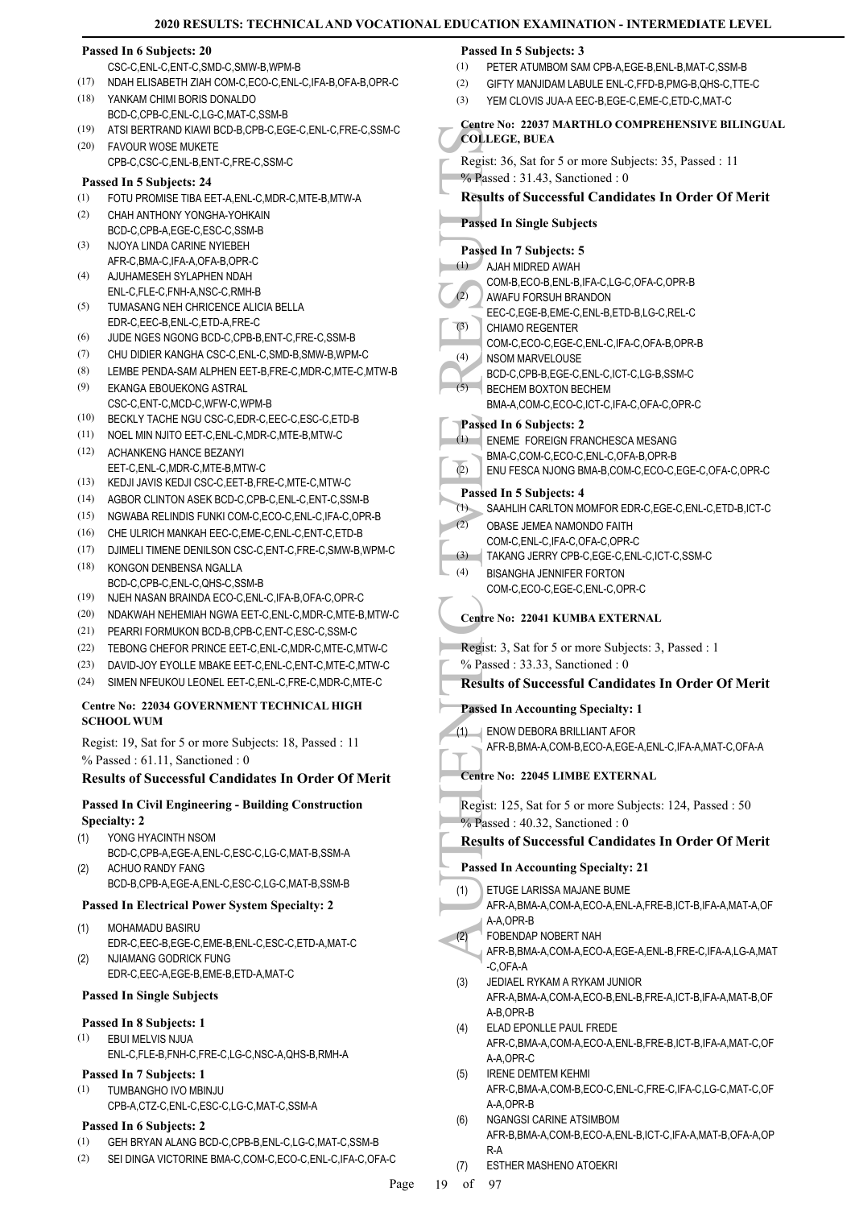**Passed In 6 Subjects: 20**

CSC-C,ENL-C,ENT-C,SMD-C,SMW-B,WPM-B

(17) NDAH ELISABETH ZIAH COM-C,ECO-C,ENL-C,IFA-B,OFA-B,OPR-C

(18) YANKAM CHIMI BORIS DONALDO BCD-C,CPB-C,ENL-C,LG-C,MAT-C,SSM-B

(19) ATSI BERTRAND KIAWI BCD-B,CPB-C,EGE-C,ENL-C,FRE-C,SSM-C

(20) FAVOUR WOSE MUKETE CPB-C,CSC-C,ENL-B,ENT-C,FRE-C,SSM-C

**Passed In 5 Subjects: 24**

(1) FOTU PROMISE TIBA EET-A,ENL-C,MDR-C,MTE-B,MTW-A

(2) CHAH ANTHONY YONGHA-YOHKAIN BCD-C,CPB-A,EGE-C,ESC-C,SSM-B

(3) NJOYA LINDA CARINE NYIEBEH AFR-C,BMA-C,IFA-A,OFA-B,OPR-C

(4) AJUHAMESEH SYLAPHEN NDAH ENL-C,FLE-C,FNH-A,NSC-C,RMH-B

(5) TUMASANG NEH CHRICENCE ALICIA BELLA EDR-C,EEC-B,ENL-C,ETD-A,FRE-C

(6) JUDE NGES NGONG BCD-C,CPB-B,ENT-C,FRE-C,SSM-B

(7) CHU DIDIER KANGHA CSC-C,ENL-C,SMD-B,SMW-B,WPM-C

(8) LEMBE PENDA-SAM ALPHEN EET-B,FRE-C,MDR-C,MTE-C,MTW-B

(9) EKANGA EBOUEKONG ASTRAL CSC-C,ENT-C,MCD-C,WFW-C,WPM-B

(10) BECKLY TACHE NGU CSC-C,EDR-C,EEC-C,ESC-C,ETD-B

(11) NOEL MIN NJITO EET-C,ENL-C,MDR-C,MTE-B,MTW-C

(12) ACHANKENG HANCE BEZANYI EET-C,ENL-C,MDR-C,MTE-B,MTW-C

(13) KEDJI JAVIS KEDJI CSC-C,EET-B,FRE-C,MTE-C,MTW-C

(14) AGBOR CLINTON ASEK BCD-C,CPB-C,ENL-C,ENT-C,SSM-B

(15) NGWABA RELINDIS FUNKI COM-C,ECO-C,ENL-C,IFA-C,OPR-B

(16) CHE ULRICH MANKAH EEC-C,EME-C,ENL-C,ENT-C,ETD-B

(17) DJIMELI TIMENE DENILSON CSC-C,ENT-C,FRE-C,SMW-B,WPM-C

(18) KONGON DENBENSA NGALLA BCD-C,CPB-C,ENL-C,QHS-C,SSM-B

(19) NJEH NASAN BRAINDA ECO-C,ENL-C,IFA-B,OFA-C,OPR-C

(20) NDAKWAH NEHEMIAH NGWA EET-C,ENL-C,MDR-C,MTE-B,MTW-C

(21) PEARRI FORMUKON BCD-B,CPB-C,ENT-C,ESC-C,SSM-C

(22) TEBONG CHEFOR PRINCE EET-C,ENL-C,MDR-C,MTE-C,MTW-C

(23) DAVID-JOY EYOLLE MBAKE EET-C,ENL-C,ENT-C,MTE-C,MTW-C

(24) SIMEN NFEUKOU LEONEL EET-C,ENL-C,FRE-C,MDR-C,MTE-C

### Centre No: 22034 GOVERNMENT TECHNICAL HIGH SCHOOL WUM

Regist: 19, Sat for 5 or more Subjects: 18, Passed : 11
% Passed : 61.11, Sanctioned : 0

### Results of Successful Candidates In Order Of Merit

**Passed In Civil Engineering - Building Construction Specialty: 2**

(1) YONG HYACINTH NSOM BCD-C,CPB-A,EGE-A,ENL-C,ESC-C,LG-C,MAT-B,SSM-A

(2) ACHUO RANDY FANG BCD-B,CPB-A,EGE-A,ENL-C,ESC-C,LG-C,MAT-B,SSM-B

**Passed In Electrical Power System Specialty: 2**

(1) MOHAMADU BASIRU EDR-C,EEC-B,EGE-C,EME-B,ENL-C,ESC-C,ETD-A,MAT-C

(2) NJIAMANG GODRICK FUNG EDR-C,EEC-A,EGE-B,EME-B,ETD-A,MAT-C

**Passed In Single Subjects**

**Passed In 8 Subjects: 1**

(1) EBUI MELVIS NJUA ENL-C,FLE-B,FNH-C,FRE-C,LG-C,NSC-A,QHS-B,RMH-A

**Passed In 7 Subjects: 1**

(1) TUMBANGHO IVO MBINJU CPB-A,CTZ-C,ENL-C,ESC-C,LG-C,MAT-C,SSM-A

**Passed In 6 Subjects: 2**

(1) GEH BRYAN ALANG BCD-C,CPB-B,ENL-C,LG-C,MAT-C,SSM-B

(2) SEI DINGA VICTORINE BMA-C,COM-C,ECO-C,ENL-C,IFA-C,OFA-C

**Passed In 5 Subjects: 3**

(1) PETER ATUMBOM SAM CPB-A,EGE-B,ENL-B,MAT-C,SSM-B

(2) GIFTY MANJIDAM LABULE ENL-C,FFD-B,PMG-B,QHS-C,TTE-C

(3) YEM CLOVIS JUA-A EEC-B,EGE-C,EME-C,ETD-C,MAT-C

### Centre No: 22037 MARTHLO COMPREHENSIVE BILINGUAL COLLEGE, BUEA

Regist: 36, Sat for 5 or more Subjects: 35, Passed : 11
% Passed : 31.43, Sanctioned : 0

### Results of Successful Candidates In Order Of Merit

**Passed In Single Subjects**

**Passed In 7 Subjects: 5**

(1) AJAH MIDRED AWAH COM-B,ECO-B,ENL-B,IFA-C,LG-C,OFA-C,OPR-B

(2) AWAFU FORSUH BRANDON EEC-C,EGE-B,EME-C,ENL-B,ETD-B,LG-C,REL-C

(3) CHIAMO REGENTER COM-C,ECO-C,EGE-C,ENL-C,IFA-C,OFA-B,OPR-B

(4) NSOM MARVELOUSE BCD-C,CPB-B,EGE-C,ENL-C,ICT-C,LG-B,SSM-C

(5) BECHEM BOXTON BECHEM BMA-A,COM-C,ECO-C,ICT-C,IFA-C,OFA-C,OPR-C

**Passed In 6 Subjects: 2**

(1) ENEME FOREIGN FRANCHESCA MESANG BMA-C,COM-C,ECO-C,ENL-C,OFA-B,OPR-B

(2) ENU FESCA NJONG BMA-B,COM-C,ECO-C,EGE-C,OFA-C,OPR-C

**Passed In 5 Subjects: 4**

(1) SAAHLIH CARLTON MOMFOR EDR-C,EGE-C,ENL-C,ETD-B,ICT-C

(2) OBASE JEMEA NAMONDO FAITH COM-C,ENL-C,IFA-C,OFA-C,OPR-C

(3) TAKANG JERRY CPB-C,EGE-C,ENL-C,ICT-C,SSM-C

(4) BISANGHA JENNIFER FORTON COM-C,ECO-C,EGE-C,ENL-C,OPR-C

### Centre No: 22041 KUMBA EXTERNAL

Regist: 3, Sat for 5 or more Subjects: 3, Passed : 1
% Passed : 33.33, Sanctioned : 0

### Results of Successful Candidates In Order Of Merit

**Passed In Accounting Specialty: 1**

(1) ENOW DEBORA BRILLIANT AFOR AFR-B,BMA-A,COM-B,ECO-A,EGE-A,ENL-C,IFA-A,MAT-C,OFA-A

### Centre No: 22045 LIMBE EXTERNAL

Regist: 125, Sat for 5 or more Subjects: 124, Passed : 50
% Passed : 40.32, Sanctioned : 0

### Results of Successful Candidates In Order Of Merit

**Passed In Accounting Specialty: 21**

(1) ETUGE LARISSA MAJANE BUME AFR-A,BMA-A,COM-A,ECO-A,ENL-A,FRE-B,ICT-B,IFA-A,MAT-A,OFA-A,OPR-B

(2) FOBENDAP NOBERT NAH AFR-B,BMA-A,COM-A,ECO-A,EGE-A,ENL-B,FRE-C,IFA-A,LG-A,MAT-C,OFA-A

(3) JEDIAEL RYKAM A RYKAM JUNIOR AFR-A,BMA-A,COM-A,ECO-B,ENL-B,FRE-A,ICT-B,IFA-A,MAT-B,OFA-B,OPR-B

(4) ELAD EPONLLE PAUL FREDE AFR-C,BMA-A,COM-A,ECO-A,ENL-B,FRE-B,ICT-B,IFA-A,MAT-C,OFA-A,OPR-C

(5) IRENE DEMTEM KEHMI AFR-C,BMA-A,COM-B,ECO-C,ENL-C,FRE-C,IFA-C,LG-C,MAT-C,OFA-A,OPR-B

(6) NGANGSI CARINE ATSIMBOM AFR-B,BMA-A,COM-B,ECO-A,ENL-B,ICT-C,IFA-A,MAT-B,OFA-A,OPR-A

(7) ESTHER MASHENO ATOEKRI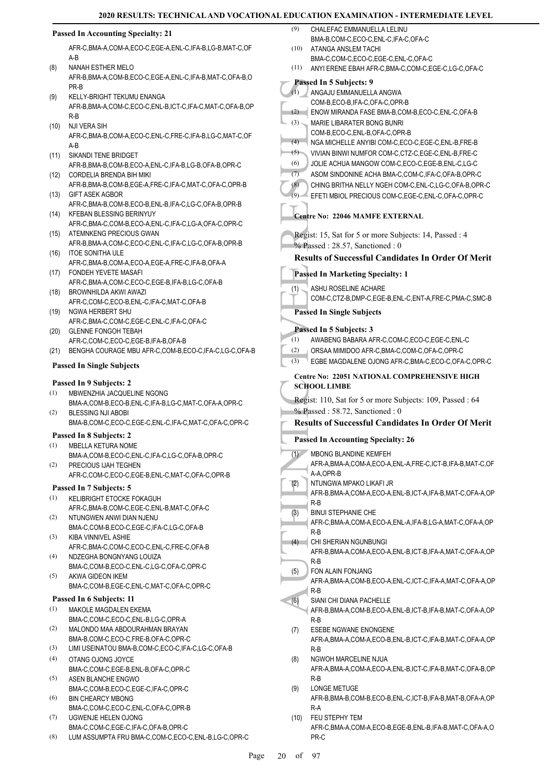### Passed In Accounting Specialty: 21

AFR-C,BMA-A,COM-A,ECO-C,EGE-A,ENL-C,IFA-B,LG-B,MAT-C,OFA-B

(8) NANAH ESTHER MELO
AFR-B,BMA-A,COM-B,ECO-C,EGE-A,ENL-C,IFA-B,MAT-C,OFA-B,OPR-B

(9) KELLY-BRIGHT TEKUMU ENANGA
AFR-B,BMA-A,COM-C,ECO-C,ENL-B,ICT-C,IFA-C,MAT-C,OFA-B,OPR-B

(10) NJI VERA SIH
AFR-C,BMA-B,COM-A,ECO-C,ENL-C,FRE-C,IFA-B,LG-C,MAT-C,OFA-B

(11) SIKANDI TENE BRIDGET
AFR-B,BMA-B,COM-B,ECO-A,ENL-C,IFA-B,LG-B,OFA-B,OPR-C

(12) CORDELIA BRENDA BIH MIKI
AFR-B,BMA-B,COM-B,EGE-A,FRE-C,IFA-C,MAT-C,OFA-C,OPR-B

(13) GIFT ASEK AGBOR
AFR-C,BMA-B,COM-B,ECO-B,ENL-B,IFA-B,LG-C,OFA-B,OPR-B

(14) KFEBAN BLESSING BERINYUY
AFR-C,BMA-C,COM-B,ECO-A,ENL-C,IFA-C,LG-A,OFA-C,OPR-C

(15) ATEMNKENG PRECIOUS GWAN
AFR-B,BMA-A,COM-C,ECO-C,ENL-C,IFA-B,LG-C,OFA-B,OPR-B

(16) ITOE SONITHA ULE
AFR-C,BMA-B,COM-A,ECO-A,EGE-A,FRE-C,IFA-B,OFA-A

(17) FONDEH YEVETE MASAFI
AFR-C,BMA-A,COM-C,ECO-C,EGE-B,IFA-B,LG-C,OFA-B

(18) BROWNHILDA AKWI AWAZI
AFR-C,COM-C,ECO-B,ENL-C,IFA-C,MAT-C,OFA-B

(19) NGWA HERBERT SHU
AFR-C,BMA-C,COM-C,EGE-C,ENL-C,IFA-C,OFA-C

(20) GLENNE FONGOH TEBAH
AFR-C,COM-C,ECO-C,EGE-B,IFA-B,OFA-B

(21) BENGHA COURAGE MBU AFR-C,COM-B,ECO-C,IFA-C,LG-C,OFA-B

### Passed In Single Subjects

#### Passed In 9 Subjects: 2

(1) MBWENZHIA JACQUELINE NGONG
BMA-A,COM-B,ECO-B,ENL-C,IFA-B,LG-C,MAT-C,OFA-A,OPR-C

(2) BLESSING NJI ABOBI
BMA-B,COM-C,ECO-C,EGE-C,ENL-C,IFA-C,MAT-C,OFA-C,OPR-C

#### Passed In 8 Subjects: 2

(1) MBELLA KETURA NOME
BMA-A,COM-B,ECO-C,ENL-C,IFA-C,LG-C,OFA-B,OPR-C

(2) PRECIOUS IJAH TEGHEN
AFR-C,COM-C,ECO-C,EGE-B,ENL-C,MAT-C,OFA-C,OPR-B

#### Passed In 7 Subjects: 5

(1) KELIBRIGHT ETOCKE FOKAGUH
AFR-C,BMA-B,COM-C,EGE-C,ENL-B,MAT-C,OFA-C

(2) NTUNGWEN ANWI DIAN NJENU
BMA-C,COM-B,ECO-C,EGE-C,IFA-C,LG-C,OFA-B

(3) KIBA VINNIVEL ASHIE
AFR-C,BMA-C,COM-C,ECO-C,ENL-C,FRE-C,OFA-B

(4) NDZEGHA BONGNYANG LOUIZA
BMA-C,COM-B,ECO-C,ENL-C,LG-C,OFA-C,OPR-C

(5) AKWA GIDEON IKEM
BMA-C,COM-B,EGE-C,ENL-C,MAT-C,OFA-C,OPR-C

#### Passed In 6 Subjects: 11

(1) MAKOLE MAGDALEN EKEMA
BMA-C,COM-C,ECO-C,ENL-B,LG-C,OPR-A

(2) MALONDO MAA ABDOURAHMAN BRAYAN
BMA-B,COM-C,ECO-C,FRE-B,OFA-C,OPR-C

(3) LIMI USEINATOU BMA-B,COM-C,ECO-C,IFA-C,LG-C,OFA-B

(4) OTANG OJONG JOYCE
BMA-C,COM-C,EGE-B,ENL-B,OFA-C,OPR-C

(5) ASEN BLANCHE ENGWO
BMA-C,COM-B,ECO-C,EGE-C,IFA-C,OPR-C

(6) BIN CHEARCY MBONG
BMA-C,COM-C,ECO-C,ENL-C,OFA-C,OPR-B

(7) UGWENJE HELEN OJONG
BMA-C,COM-C,EGE-C,IFA-C,OFA-B,OPR-C

(8) LUM ASSUMPTA FRU BMA-C,COM-C,ECO-C,ENL-B,LG-C,OPR-C

(9) CHALEFAC EMMANUELLA LELINU
BMA-B,COM-C,ECO-C,ENL-C,IFA-C,OFA-C

(10) ATANGA ANSLEM TACHI
BMA-C,COM-C,ECO-C,EGE-C,ENL-C,OFA-C

(11) ANYI ERENE EBAH AFR-C,BMA-C,COM-C,EGE-C,LG-C,OFA-C

#### Passed In 5 Subjects: 9

(1) ANGAJU EMMANUELLA ANGWA
COM-B,ECO-B,IFA-C,OFA-C,OPR-B

(2) ENOW MIRANDA FASE BMA-B,COM-B,ECO-C,ENL-C,OFA-B

(3) MARIE LIBARATER BONG BUNRI
COM-B,ECO-C,ENL-B,OFA-C,OPR-B

(4) NGA MICHELLE ANYIBI COM-C,ECO-C,EGE-C,ENL-B,FRE-B

(5) VIVIAN BINWI NUMFOR COM-C,CTZ-C,EGE-C,ENL-B,FRE-C

(6) JOLIE ACHUA MANGOW COM-C,ECO-C,EGE-B,ENL-C,LG-C

(7) ASOM SINDONINE ACHA BMA-C,COM-C,IFA-C,OFA-B,OPR-C

(8) CHING BRITHA NELLY NGEH COM-C,ENL-C,LG-C,OFA-B,OPR-C

(9) EFETI MBIOL PRECIOUS COM-C,EGE-C,ENL-C,OFA-C,OPR-C

## Centre No: 22046 MAMFE EXTERNAL

Regist: 15, Sat for 5 or more Subjects: 14, Passed : 4
% Passed : 28.57, Sanctioned : 0

### Results of Successful Candidates In Order Of Merit

### Passed In Marketing Specialty: 1

(1) ASHU ROSELINE ACHARE
COM-C,CTZ-B,DMP-C,EGE-B,ENL-C,ENT-A,FRE-C,PMA-C,SMC-B

### Passed In Single Subjects

#### Passed In 5 Subjects: 3

(1) AWABENG BABARA AFR-C,COM-C,ECO-C,EGE-C,ENL-C

(2) ORSAA MIMIDOO AFR-C,BMA-C,COM-C,OFA-C,OPR-C

(3) EGBE MAGDALENE OJONG AFR-C,BMA-C,ECO-C,OFA-C,OPR-C

## Centre No: 22051 NATIONAL COMPREHENSIVE HIGH SCHOOL LIMBE

Regist: 110, Sat for 5 or more Subjects: 109, Passed : 64
% Passed : 58.72, Sanctioned : 0

### Results of Successful Candidates In Order Of Merit

### Passed In Accounting Specialty: 26

(1) MBONG BLANDINE KEMFEH
AFR-A,BMA-A,COM-A,ECO-A,ENL-A,FRE-C,ICT-B,IFA-B,MAT-C,OFA-A,OPR-B

(2) NTUNGWA MPAKO LIKAFI JR
AFR-B,BMA-A,COM-A,ECO-A,ENL-B,ICT-A,IFA-B,MAT-C,OFA-A,OPR-B

(3) BINUI STEPHANIE CHE
AFR-C,BMA-A,COM-A,ECO-A,ENL-A,IFA-B,LG-A,MAT-C,OFA-A,OPR-B

(4) CHI SHERIAN NGUNBUNGI
AFR-B,BMA-A,COM-A,ECO-A,ENL-B,ICT-B,IFA-A,MAT-C,OFA-A,OPR-B

(5) FON ALAIN FONJANG
AFR-A,BMA-A,COM-B,ECO-A,ENL-C,ICT-C,IFA-A,MAT-C,OFA-A,OPR-B

(6) SIANI CHI DIANA PACHELLE
AFR-B,BMA-A,COM-B,ECO-A,ENL-B,ICT-B,IFA-B,MAT-C,OFA-A,OPR-B

(7) ESEBE NGWANE ENONGENE
AFR-A,BMA-A,COM-A,ECO-B,ENL-B,ICT-C,IFA-B,MAT-C,OFA-A,OPR-B

(8) NGWOH MARCELINE NJUA
AFR-A,BMA-A,COM-C,ECO-A,ENL-B,ICT-C,IFA-B,MAT-C,OFA-B,OPR-B

(9) LONGE METUGE
AFR-B,BMA-B,COM-B,ECO-B,ENL-C,ICT-B,IFA-B,MAT-B,OFA-A,OPR-A

(10) FEU STEPHY TEM
AFR-C,BMA-A,COM-A,ECO-B,EGE-B,ENL-B,IFA-B,MAT-C,OFA-A,OPR-C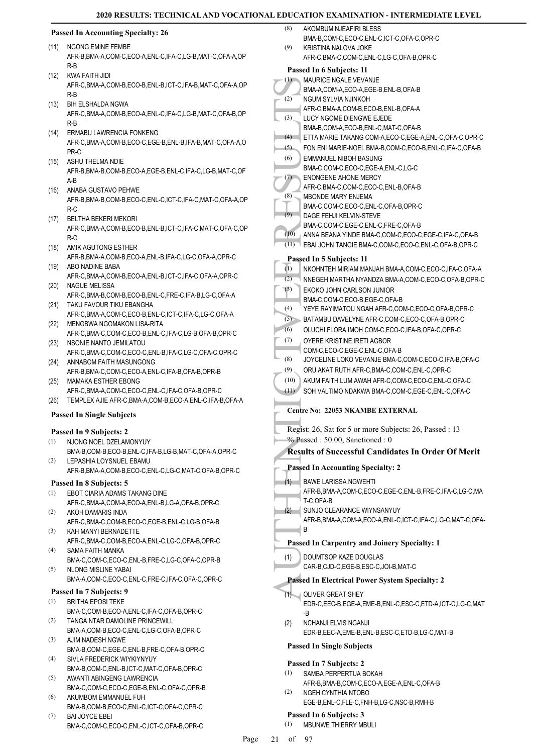### Passed In Accounting Specialty: 26

(11) NGONG EMINE FEMBE
AFR-B,BMA-A,COM-C,ECO-A,ENL-C,IFA-C,LG-B,MAT-C,OFA-A,OPR-B

(12) KWA FAITH JIDI
AFR-C,BMA-A,COM-B,ECO-B,ENL-B,ICT-C,IFA-B,MAT-C,OFA-A,OPR-B

(13) BIH ELSHALDA NGWA
AFR-C,BMA-A,COM-B,ECO-A,ENL-C,IFA-C,LG-B,MAT-C,OFA-B,OPR-B

(14) ERMABU LAWRENCIA FONKENG
AFR-C,BMA-A,COM-B,ECO-C,EGE-B,ENL-B,IFA-B,MAT-C,OFA-A,OPR-C

(15) ASHU THELMA NDIE
AFR-B,BMA-B,COM-B,ECO-A,EGE-B,ENL-C,IFA-C,LG-B,MAT-C,OFA-B

(16) ANABA GUSTAVO PEHWE
AFR-B,BMA-B,COM-B,ECO-C,ENL-C,ICT-C,IFA-C,MAT-C,OFA-A,OPR-C

(17) BELTHA BEKERI MEKORI
AFR-C,BMA-A,COM-B,ECO-B,ENL-B,ICT-C,IFA-C,MAT-C,OFA-C,OPR-C

(18) AMIK AGUTONG ESTHER
AFR-B,BMA-A,COM-B,ECO-A,ENL-B,IFA-C,LG-C,OFA-A,OPR-C

(19) ABO NADINE BABA
AFR-C,BMA-A,COM-B,ECO-A,ENL-B,ICT-C,IFA-C,OFA-A,OPR-C

(20) NAGUE MELISSA
AFR-C,BMA-B,COM-B,ECO-B,ENL-C,FRE-C,IFA-B,LG-C,OFA-A

(21) TAKU FAVOUR TIKU EBANGHA
AFR-C,BMA-A,COM-C,ECO-B,ENL-C,ICT-C,IFA-C,LG-C,OFA-A

(22) MENGBWA NGOMAKON LISA-RITA
AFR-C,BMA-C,COM-C,ECO-B,ENL-C,IFA-C,LG-B,OFA-B,OPR-C

(23) NSONIE NANTO JEMILATOU
AFR-C,BMA-C,COM-C,ECO-C,ENL-B,IFA-C,LG-C,OFA-C,OPR-C

(24) ANNABOM FAITH MASUNGONG
AFR-B,BMA-C,COM-C,ECO-A,ENL-C,IFA-B,OFA-B,OPR-B

(25) MAMAKA ESTHER EBONG
AFR-C,BMA-A,COM-C,ECO-C,ENL-C,IFA-C,OFA-B,OPR-C

(26) TEMPLEX AJIE AFR-C,BMA-A,COM-B,ECO-A,ENL-C,IFA-B,OFA-A

### Passed In Single Subjects

#### Passed In 9 Subjects: 2

(1) NJONG NOEL DZELAMONYUY
BMA-B,COM-B,ECO-B,ENL-C,IFA-B,LG-B,MAT-C,OFA-A,OPR-C

(2) LEPASHIA LOYSNUEL EBAMU
AFR-B,BMA-A,COM-B,ECO-C,ENL-C,LG-C,MAT-C,OFA-B,OPR-C

#### Passed In 8 Subjects: 5

(1) EBOT CIARIA ADAMS TAKANG DINE
AFR-C,BMA-A,COM-A,ECO-A,ENL-B,LG-A,OFA-B,OPR-C

(2) AKOH DAMARIS INDA
AFR-C,BMA-C,COM-B,ECO-C,EGE-B,ENL-C,LG-B,OFA-B

(3) KAH MANYI BERNADETTE
AFR-C,BMA-C,COM-B,ECO-A,ENL-C,LG-C,OFA-B,OPR-C

(4) SAMA FAITH MANKA
BMA-C,COM-C,ECO-C,ENL-B,FRE-C,LG-C,OFA-C,OPR-B

(5) NLONG MISLINE YABAI
BMA-A,COM-C,ECO-C,ENL-C,FRE-C,IFA-C,OFA-C,OPR-C

#### Passed In 7 Subjects: 9

(1) BRITHA EPOSI TEKE
BMA-C,COM-B,ECO-A,ENL-C,IFA-C,OFA-B,OPR-C

(2) TANGA NTAR DAMOLINE PRINCEWILL
BMA-A,COM-B,ECO-C,ENL-C,LG-C,OFA-B,OPR-C

(3) AJIM NADESH NGWE
BMA-B,COM-C,EGE-C,ENL-B,FRE-C,OFA-B,OPR-C

(4) SIVLA FREDERICK WIYKIYNYUY
BMA-B,COM-C,ENL-B,ICT-C,MAT-C,OFA-B,OPR-C

(5) AWANTI ABINGENG LAWRENCIA
BMA-C,COM-C,ECO-C,EGE-B,ENL-C,OFA-C,OPR-B

(6) AKUMBOM EMMANUEL FUH
BMA-B,COM-B,ECO-C,ENL-C,ICT-C,OFA-C,OPR-C

(7) BAI JOYCE EBEI
BMA-C,COM-C,ECO-C,ENL-C,ICT-C,OFA-B,OPR-C

(8) AKOMBUM NJEAFIRI BLESS
BMA-B,COM-C,ECO-C,ENL-C,ICT-C,OFA-C,OPR-C

(9) KRISTINA NALOVA JOKE
AFR-C,BMA-C,COM-C,ENL-C,LG-C,OFA-B,OPR-C

#### Passed In 6 Subjects: 11

(1) MAURICE NGALE VEVANJE
BMA-A,COM-A,ECO-A,EGE-B,ENL-B,OFA-B

(2) NGUM SYLVIA NJINKOH
AFR-C,BMA-A,COM-B,ECO-B,ENL-B,OFA-A

(3) LUCY NGOME DIENGWE EJEDE
BMA-B,COM-A,ECO-B,ENL-C,MAT-C,OFA-B

(4) ETTA MARIE TAKANG COM-A,ECO-C,EGE-A,ENL-C,OFA-C,OPR-C

(5) FON ENI MARIE-NOEL BMA-B,COM-C,ECO-B,ENL-C,IFA-C,OFA-B

(6) EMMANUEL NIBOH BASUNG
BMA-C,COM-C,ECO-C,EGE-A,ENL-C,LG-C

(7) ENONGENE AHONE MERCY
AFR-C,BMA-C,COM-C,ECO-C,ENL-B,OFA-B

(8) MBONDE MARY ENJEMA
BMA-C,COM-C,ECO-C,ENL-C,OFA-B,OPR-C

(9) DAGE FEHJI KELVIN-STEVE
BMA-C,COM-C,EGE-C,ENL-C,FRE-C,OFA-B

(10) ANNA BEANA YINDE BMA-C,COM-C,ECO-C,EGE-C,IFA-C,OFA-B

(11) EBAI JOHN TANGIE BMA-C,COM-C,ECO-C,ENL-C,OFA-B,OPR-C

#### Passed In 5 Subjects: 11

(1) NKOHNTEH MIRIAM MANJAH BMA-A,COM-C,ECO-C,IFA-C,OFA-A

(2) NNEGEH MARTHA NYANDZA BMA-A,COM-C,ECO-C,OFA-B,OPR-C

(3) EKOKO JOHN CARLSON JUNIOR
BMA-C,COM-C,ECO-B,EGE-C,OFA-B

(4) YEYE RAYIMATOU NGAH AFR-C,COM-C,ECO-C,OFA-B,OPR-C

(5) BATAMBU DAVELYNE AFR-C,COM-C,ECO-C,OFA-B,OPR-C

(6) OLUCHI FLORA IMOH COM-C,ECO-C,IFA-B,OFA-C,OPR-C

(7) OYERE KRISTINE IRETI AGBOR
COM-C,ECO-C,EGE-C,ENL-C,OFA-B

(8) JOYCELINE LOKO VEVANJE BMA-C,COM-C,ECO-C,IFA-B,OFA-C

(9) ORU AKAT RUTH AFR-C,BMA-C,COM-C,ENL-C,OPR-C

(10) AKUM FAITH LUM AWAH AFR-C,COM-C,ECO-C,ENL-C,OFA-C

(11) SOH VALTIMO NDAKWA BMA-C,COM-C,EGE-C,ENL-C,OFA-C

## Centre No: 22053 NKAMBE EXTERNAL

Regist: 26, Sat for 5 or more Subjects: 26, Passed : 13
% Passed : 50.00, Sanctioned : 0

### Results of Successful Candidates In Order Of Merit

### Passed In Accounting Specialty: 2

(1) BAWE LARISSA NGWEHTI
AFR-B,BMA-A,COM-C,ECO-C,EGE-C,ENL-B,FRE-C,IFA-C,LG-C,MAT-C,OFA-B

(2) SUNJO CLEARANCE WIYNSANYUY
AFR-B,BMA-A,COM-A,ECO-A,ENL-C,ICT-C,IFA-C,LG-C,MAT-C,OFA-B

### Passed In Carpentry and Joinery Specialty: 1

(1) DOUMTSOP KAZE DOUGLAS
CAR-B,CJD-C,EGE-B,ESC-C,JOI-B,MAT-C

### Passed In Electrical Power System Specialty: 2

(1) OLIVER GREAT SHEY
EDR-C,EEC-B,EGE-A,EME-B,ENL-C,ESC-C,ETD-A,ICT-C,LG-C,MAT-B

(2) NCHANJI ELVIS NGANJI
EDR-B,EEC-A,EME-B,ENL-B,ESC-C,ETD-B,LG-C,MAT-B

### Passed In Single Subjects

#### Passed In 7 Subjects: 2

(1) SAMBA PERPERTUA BOKAH
AFR-B,BMA-B,COM-C,ECO-A,EGE-A,ENL-C,OFA-B

(2) NGEH CYNTHIA NTOBO
EGE-B,ENL-C,FLE-C,FNH-B,LG-C,NSC-B,RMH-B

#### Passed In 6 Subjects: 3

(1) MBUNWE THIERRY MBULI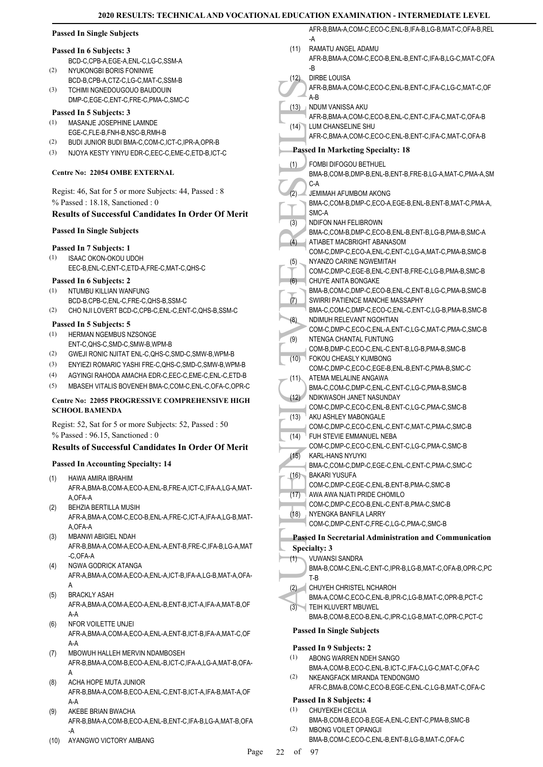**Passed In Single Subjects**

**Passed In 6 Subjects: 3**

(1) BCD-C,CPB-A,EGE-A,ENL-C,LG-C,SSM-A
(2) NYUKONGBI BORIS FONINWE
BCD-B,CPB-A,CTZ-C,LG-C,MAT-C,SSM-B
(3) TCHIMI NGNEDOUGOUO BAUDOUIN
DMP-C,EGE-C,ENT-C,FRE-C,PMA-C,SMC-C

**Passed In 5 Subjects: 3**

(1) MASANJE JOSEPHINE LAMNDE
EGE-C,FLE-B,FNH-B,NSC-B,RMH-B
(2) BUDI JUNIOR BUDI BMA-C,COM-C,ICT-C,IPR-A,OPR-B
(3) NJOYA KESTY YINYU EDR-C,EEC-C,EME-C,ETD-B,ICT-C

**Centre No: 22054 OMBE EXTERNAL**

Regist: 46, Sat for 5 or more Subjects: 44, Passed : 8
% Passed : 18.18, Sanctioned : 0

### Results of Successful Candidates In Order Of Merit

**Passed In Single Subjects**

**Passed In 7 Subjects: 1**

(1) ISAAC OKON-OKOU UDOH
EEC-B,ENL-C,ENT-C,ETD-A,FRE-C,MAT-C,QHS-C

**Passed In 6 Subjects: 2**

(1) NTUMBU KILLIAN WANFUNG
BCD-B,CPB-C,ENL-C,FRE-C,QHS-B,SSM-C
(2) CHO NJI LOVERT BCD-C,CPB-C,ENL-C,ENT-C,QHS-B,SSM-C

**Passed In 5 Subjects: 5**

(1) HERMAN NGEMBUS NZSONGE
ENT-C,QHS-C,SMD-C,SMW-B,WPM-B
(2) GWEJI RONIC NJITAT ENL-C,QHS-C,SMD-C,SMW-B,WPM-B
(3) ENYIEZI ROMARIC YASHI FRE-C,QHS-C,SMD-C,SMW-B,WPM-B
(4) AGYINGI RAHODA AMACHA EDR-C,EEC-C,EME-C,ENL-C,ETD-B
(5) MBASEH VITALIS BOVENEH BMA-C,COM-C,ENL-C,OFA-C,OPR-C

**Centre No: 22055 PROGRESSIVE COMPREHENSIVE HIGH SCHOOL BAMENDA**

Regist: 52, Sat for 5 or more Subjects: 52, Passed : 50
% Passed : 96.15, Sanctioned : 0

### Results of Successful Candidates In Order Of Merit

**Passed In Accounting Specialty: 14**

(1) HAWA AMIRA IBRAHIM
AFR-A,BMA-B,COM-A,ECO-A,ENL-B,FRE-A,ICT-C,IFA-A,LG-A,MAT-A,OFA-A
(2) BEHZIA BERTILLA MUSIH
AFR-A,BMA-A,COM-C,ECO-B,ENL-A,FRE-C,ICT-A,IFA-A,LG-B,MAT-A,OFA-A
(3) MBANWI ABIGIEL NDAH
AFR-B,BMA-A,COM-A,ECO-A,ENL-A,ENT-B,FRE-C,IFA-B,LG-A,MAT-C,OFA-A
(4) NGWA GODRICK ATANGA
AFR-A,BMA-A,COM-A,ECO-A,ENL-A,ICT-B,IFA-A,LG-B,MAT-A,OFA-A
(5) BRACKLY ASAH
AFR-A,BMA-A,COM-A,ECO-A,ENL-B,ENT-B,ICT-A,IFA-A,MAT-B,OFA-A
(6) NFOR VOILETTE UNJEI
AFR-A,BMA-A,COM-A,ECO-A,ENL-A,ENT-B,ICT-B,IFA-A,MAT-C,OFA-A
(7) MBOWUH HALLEH MERVIN NDAMBOSEH
AFR-B,BMA-A,COM-B,ECO-A,ENL-B,ICT-C,IFA-C,LG-A,MAT-B,OFA-A
(8) ACHA HOPE MUTA JUNIOR
AFR-B,BMA-A,COM-B,ECO-A,ENL-C,ENT-B,ICT-A,IFA-B,MAT-A,OFA-A
(9) AKEBE BRIAN BWACHA
AFR-B,BMA-A,COM-B,ECO-A,ENL-B,ENT-C,IFA-B,LG-A,MAT-B,OFA-A
(10) AYANGWO VICTORY AMBANG
AFR-B,BMA-A,COM-C,ECO-C,ENL-B,IFA-B,LG-B,MAT-C,OFA-B,REL-A
(11) RAMATU ANGEL ADAMU
AFR-B,BMA-A,COM-C,ECO-B,ENL-B,ENT-C,IFA-B,LG-C,MAT-C,OFA-B
(12) DIRBE LOUISA
AFR-B,BMA-A,COM-C,ECO-C,ENL-B,ENT-C,IFA-C,LG-C,MAT-C,OFA-B
(13) NDUM VANISSA AKU
AFR-B,BMA-A,COM-C,ECO-B,ENL-C,ENT-C,IFA-C,MAT-C,OFA-B
(14) LUM CHANSELINE SHU
AFR-C,BMA-A,COM-C,ECO-C,ENL-B,ENT-C,IFA-C,MAT-C,OFA-B

**Passed In Marketing Specialty: 18**

(1) FOMBI DIFOGOU BETHUEL
BMA-B,COM-B,DMP-B,ENL-B,ENT-B,FRE-B,LG-A,MAT-C,PMA-A,SMC-A
(2) JEMIMAH AFUMBOM AKONG
BMA-C,COM-B,DMP-C,ECO-A,EGE-B,ENL-B,ENT-B,MAT-C,PMA-A,SMC-A
(3) NDIFON NAH FELIBROWN
BMA-C,COM-B,DMP-C,ECO-B,ENL-B,ENT-B,LG-B,PMA-B,SMC-A
(4) ATIABET MACBRIGHT ABANASOM
COM-C,DMP-C,ECO-A,ENL-C,ENT-C,LG-A,MAT-C,PMA-B,SMC-B
(5) NYANZO CARINE NGWEMITAH
COM-C,DMP-C,EGE-B,ENL-C,ENT-B,FRE-C,LG-B,PMA-B,SMC-B
(6) CHUYE ANITA BONGAKE
BMA-B,COM-C,DMP-C,ECO-B,ENL-C,ENT-B,LG-C,PMA-B,SMC-B
(7) SWIRRI PATIENCE MANCHE MASSAPHY
BMA-C,COM-C,DMP-C,ECO-C,ENL-C,ENT-C,LG-B,PMA-B,SMC-B
(8) NDIMUH RELEVANT NGOHTIAN
COM-C,DMP-C,ECO-C,ENL-A,ENT-C,LG-C,MAT-C,PMA-C,SMC-B
(9) NTENGA CHANTAL FUNTUNG
COM-B,DMP-C,ECO-C,ENL-C,ENT-B,LG-B,PMA-B,SMC-B
(10) FOKOU CHEASLY KUMBONG
COM-C,DMP-C,ECO-C,EGE-B,ENL-B,ENT-C,PMA-B,SMC-C
(11) ATEMA MELALINE ANGAWA
BMA-C,COM-C,DMP-C,ENL-C,ENT-C,LG-C,PMA-C,SMC-B
(12) NDIKWASOH JANET NASUNDAY
COM-C,DMP-C,ECO-C,ENL-B,ENT-C,LG-C,PMA-C,SMC-B
(13) AKU ASHLEY MABONGALE
COM-C,DMP-C,ECO-C,ENL-C,ENT-C,MAT-C,PMA-C,SMC-B
(14) FUH STEVIE EMMANUEL NEBA
COM-C,DMP-C,ECO-C,ENL-C,ENT-C,LG-C,PMA-C,SMC-B
(15) KARL-HANS NYUYKI
BMA-C,COM-C,DMP-C,EGE-C,ENL-C,ENT-C,PMA-C,SMC-C
(16) BAKARI YUSUFA
COM-C,DMP-C,EGE-C,ENL-B,ENT-B,PMA-C,SMC-B
(17) AWA AWA NJATI PRIDE CHOMILO
COM-C,DMP-C,ECO-B,ENL-C,ENT-B,PMA-C,SMC-B
(18) NYENGKA BANFILA LARRY
COM-C,DMP-C,ENT-C,FRE-C,LG-C,PMA-C,SMC-B

**Passed In Secretarial Administration and Communication Specialty: 3**

(1) VUWANSI SANDRA
BMA-B,COM-C,ENL-C,ENT-C,IPR-B,LG-B,MAT-C,OFA-B,OPR-C,PCT-B
(2) CHUYEH CHRISTEL NCHAROH
BMA-A,COM-C,ECO-C,ENL-B,IPR-C,LG-B,MAT-C,OPR-B,PCT-C
(3) TEIH KLUVERT MBUWEL
BMA-B,COM-B,ECO-B,ENL-C,IPR-C,LG-B,MAT-C,OPR-C,PCT-C

**Passed In Single Subjects**

**Passed In 9 Subjects: 2**

(1) ABONG WARREN NDEH SANGO
BMA-A,COM-B,ECO-C,ENL-B,ICT-C,IFA-C,LG-C,MAT-C,OFA-C
(2) NKEANGFACK MIRANDA TENDONGMO
AFR-C,BMA-B,COM-C,ECO-B,EGE-C,ENL-C,LG-B,MAT-C,OFA-C

**Passed In 8 Subjects: 4**

(1) CHUYEKEH CECILIA
BMA-B,COM-B,ECO-B,EGE-A,ENL-C,ENT-C,PMA-B,SMC-B
(2) MBONG VOILET OPANGJI
BMA-B,COM-C,ECO-C,ENL-B,ENT-B,LG-B,MAT-C,OFA-C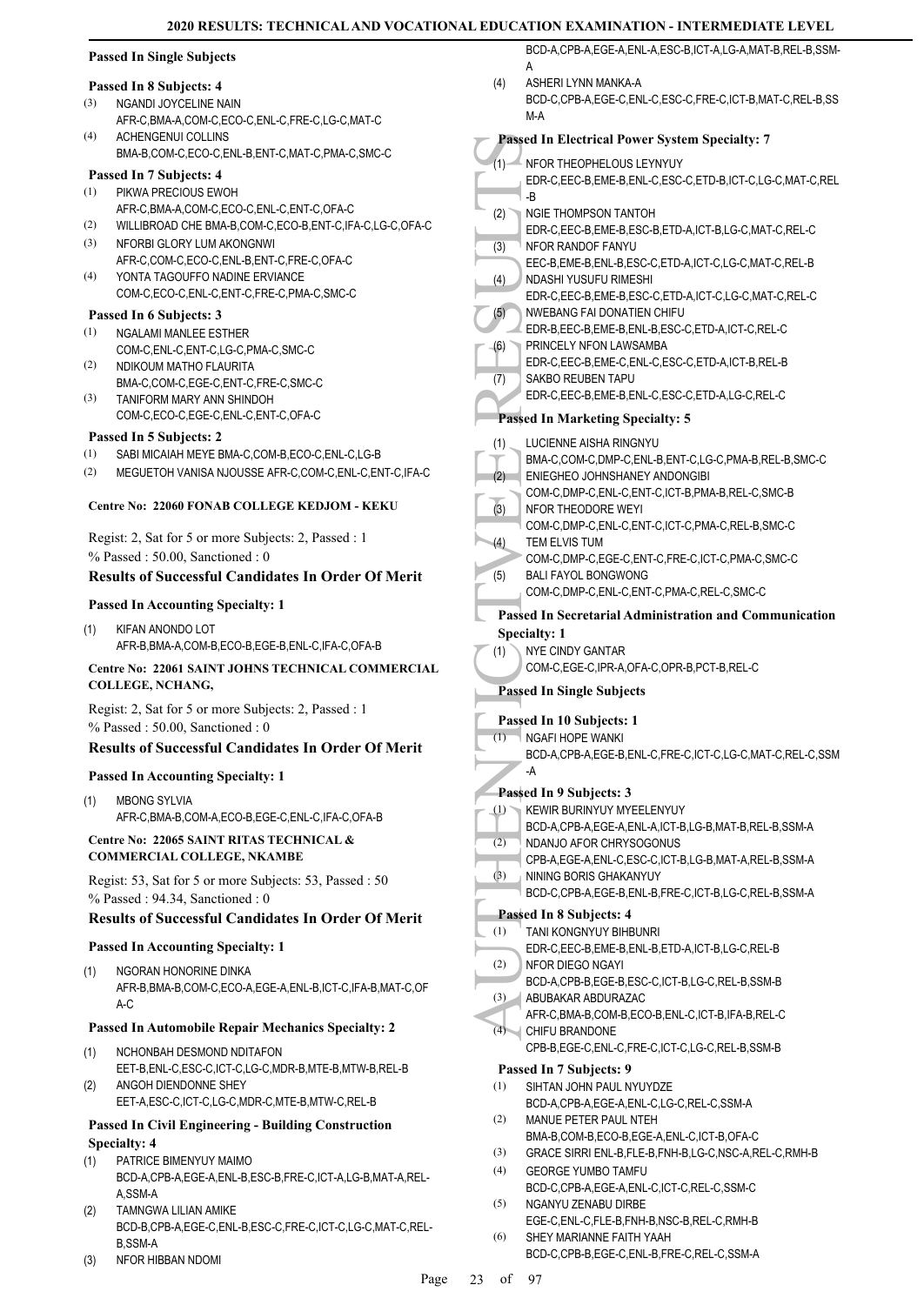**Passed In Single Subjects**

**Passed In 8 Subjects: 4**

(3) NGANDI JOYCELINE NAIN
AFR-C,BMA-A,COM-C,ECO-C,ENL-C,FRE-C,LG-C,MAT-C

(4) ACHENGENUI COLLINS
BMA-B,COM-C,ECO-C,ENL-B,ENT-C,MAT-C,PMA-C,SMC-C

**Passed In 7 Subjects: 4**

(1) PIKWA PRECIOUS EWOH
AFR-C,BMA-A,COM-C,ECO-C,ENL-C,ENT-C,OFA-C

(2) WILLIBROAD CHE BMA-B,COM-C,ECO-B,ENT-C,IFA-C,LG-C,OFA-C

(3) NFORBI GLORY LUM AKONGNWI
AFR-C,COM-C,ECO-C,ENL-B,ENT-C,FRE-C,OFA-C

(4) YONTA TAGOUFFO NADINE ERVIANCE
COM-C,ECO-C,ENL-C,ENT-C,FRE-C,PMA-C,SMC-C

**Passed In 6 Subjects: 3**

(1) NGALAMI MANLEE ESTHER
COM-C,ENL-C,ENT-C,LG-C,PMA-C,SMC-C

(2) NDIKOUM MATHO FLAURITA
BMA-C,COM-C,EGE-C,ENT-C,FRE-C,SMC-C

(3) TANIFORM MARY ANN SHINDOH
COM-C,ECO-C,EGE-C,ENL-C,ENT-C,OFA-C

**Passed In 5 Subjects: 2**

(1) SABI MICAIAH MEYE BMA-C,COM-B,ECO-C,ENL-C,LG-B

(2) MEGUETOH VANISA NJOUSSE AFR-C,COM-C,ENL-C,ENT-C,IFA-C

**Centre No: 22060 FONAB COLLEGE KEDJOM - KEKU**

Regist: 2, Sat for 5 or more Subjects: 2, Passed : 1
% Passed : 50.00, Sanctioned : 0

### Results of Successful Candidates In Order Of Merit

**Passed In Accounting Specialty: 1**

(1) KIFAN ANONDO LOT
AFR-B,BMA-A,COM-B,ECO-B,EGE-B,ENL-C,IFA-C,OFA-B

**Centre No: 22061 SAINT JOHNS TECHNICAL COMMERCIAL COLLEGE, NCHANG,**

Regist: 2, Sat for 5 or more Subjects: 2, Passed : 1
% Passed : 50.00, Sanctioned : 0

### Results of Successful Candidates In Order Of Merit

**Passed In Accounting Specialty: 1**

(1) MBONG SYLVIA
AFR-C,BMA-B,COM-A,ECO-B,EGE-C,ENL-C,IFA-C,OFA-B

**Centre No: 22065 SAINT RITAS TECHNICAL & COMMERCIAL COLLEGE, NKAMBE**

Regist: 53, Sat for 5 or more Subjects: 53, Passed : 50
% Passed : 94.34, Sanctioned : 0

### Results of Successful Candidates In Order Of Merit

**Passed In Accounting Specialty: 1**

(1) NGORAN HONORINE DINKA
AFR-B,BMA-B,COM-C,ECO-A,EGE-A,ENL-B,ICT-C,IFA-B,MAT-C,OFA-C

**Passed In Automobile Repair Mechanics Specialty: 2**

(1) NCHONBAH DESMOND NDITAFON
EET-B,ENL-C,ESC-C,ICT-C,LG-C,MDR-B,MTE-B,MTW-B,REL-B

(2) ANGOH DIENDONNE SHEY
EET-A,ESC-C,ICT-C,LG-C,MDR-C,MTE-B,MTW-C,REL-B

**Passed In Civil Engineering - Building Construction Specialty: 4**

(1) PATRICE BIMENYUY MAIMO
BCD-A,CPB-A,EGE-A,ENL-B,ESC-B,FRE-C,ICT-A,LG-B,MAT-A,REL-A,SSM-A

(2) TAMNGWA LILIAN AMIKE
BCD-B,CPB-A,EGE-C,ENL-B,ESC-C,FRE-C,ICT-C,LG-C,MAT-C,REL-B,SSM-A

(3) NFOR HIBBAN NDOMI
BCD-A,CPB-A,EGE-A,ENL-A,ESC-B,ICT-A,LG-A,MAT-B,REL-B,SSM-A

(4) ASHERI LYNN MANKA-A
BCD-C,CPB-A,EGE-C,ENL-C,ESC-C,FRE-C,ICT-B,MAT-C,REL-B,SSM-A

**Passed In Electrical Power System Specialty: 7**

(1) NFOR THEOPHELOUS LEYNYUY
EDR-C,EEC-B,EME-B,ENL-C,ESC-C,ETD-B,ICT-C,LG-C,MAT-C,REL-B

(2) NGIE THOMPSON TANTOH
EDR-C,EEC-B,EME-B,ESC-B,ETD-A,ICT-B,LG-C,MAT-C,REL-C

(3) NFOR RANDOF FANYU
EEC-B,EME-B,ENL-B,ESC-C,ETD-A,ICT-C,LG-C,MAT-C,REL-B

(4) NDASHI YUSUFU RIMESHI
EDR-C,EEC-B,EME-B,ESC-C,ETD-A,ICT-C,LG-C,MAT-C,REL-C

(5) NWEBANG FAI DONATIEN CHIFU
EDR-B,EEC-B,EME-B,ENL-B,ESC-C,ETD-A,ICT-C,REL-C

(6) PRINCELY NFON LAWSAMBA
EDR-C,EEC-B,EME-C,ENL-C,ESC-C,ETD-A,ICT-B,REL-B

(7) SAKBO REUBEN TAPU
EDR-C,EEC-B,EME-B,ENL-C,ESC-C,ETD-A,LG-C,REL-C

**Passed In Marketing Specialty: 5**

(1) LUCIENNE AISHA RINGNYU
BMA-C,COM-C,DMP-C,ENL-B,ENT-C,LG-C,PMA-B,REL-B,SMC-C

(2) ENIEGHEO JOHNSHANEY ANDONGIBI
COM-C,DMP-C,ENL-C,ENT-C,ICT-B,PMA-B,REL-C,SMC-B

(3) NFOR THEODORE WEYI
COM-C,DMP-C,ENL-C,ENT-C,ICT-C,PMA-C,REL-B,SMC-C

(4) TEM ELVIS TUM
COM-C,DMP-C,EGE-C,ENT-C,FRE-C,ICT-C,PMA-C,SMC-C

(5) BALI FAYOL BONGWONG
COM-C,DMP-C,ENL-C,ENT-C,PMA-C,REL-C,SMC-C

**Passed In Secretarial Administration and Communication Specialty: 1**

(1) NYE CINDY GANTAR
COM-C,EGE-C,IPR-A,OFA-C,OPR-B,PCT-B,REL-C

**Passed In Single Subjects**

**Passed In 10 Subjects: 1**

(1) NGAFI HOPE WANKI
BCD-A,CPB-A,EGE-B,ENL-C,FRE-C,ICT-C,LG-C,MAT-C,REL-C,SSM-A

**Passed In 9 Subjects: 3**

(1) KEWIR BURINYUY MYEELENYUY
BCD-A,CPB-A,EGE-A,ENL-A,ICT-B,LG-B,MAT-B,REL-B,SSM-A

(2) NDANJO AFOR CHRYSOGONUS
CPB-A,EGE-A,ENL-C,ESC-C,ICT-B,LG-B,MAT-A,REL-B,SSM-A

(3) NINING BORIS GHAKANYUY
BCD-C,CPB-A,EGE-B,ENL-B,FRE-C,ICT-B,LG-C,REL-B,SSM-A

**Passed In 8 Subjects: 4**

(1) TANI KONGNYUY BIHBUNRI
EDR-C,EEC-B,EME-B,ENL-B,ETD-A,ICT-B,LG-C,REL-B

(2) NFOR DIEGO NGAYI
BCD-A,CPB-B,EGE-B,ESC-C,ICT-B,LG-C,REL-B,SSM-B

(3) ABUBAKAR ABDURAZAC
AFR-C,BMA-B,COM-B,ECO-B,ENL-C,ICT-B,IFA-B,REL-C

(4) CHIFU BRANDONE
CPB-B,EGE-C,ENL-C,FRE-C,ICT-C,LG-C,REL-B,SSM-B

**Passed In 7 Subjects: 9**

(1) SIHTAN JOHN PAUL NYUYDZE
BCD-A,CPB-A,EGE-A,ENL-C,LG-C,REL-C,SSM-A

(2) MANUE PETER PAUL NTEH
BMA-B,COM-B,ECO-B,EGE-A,ENL-C,ICT-B,OFA-C

(3) GRACE SIRRI ENL-B,FLE-B,FNH-B,LG-C,NSC-A,REL-C,RMH-B

(4) GEORGE YUMBO TAMFU
BCD-C,CPB-A,EGE-A,ENL-C,ICT-C,REL-C,SSM-C

(5) NGANYU ZENABU DIRBE
EGE-C,ENL-C,FLE-B,FNH-B,NSC-B,REL-C,RMH-B

(6) SHEY MARIANNE FAITH YAAH
BCD-C,CPB-B,EGE-C,ENL-B,FRE-C,REL-C,SSM-A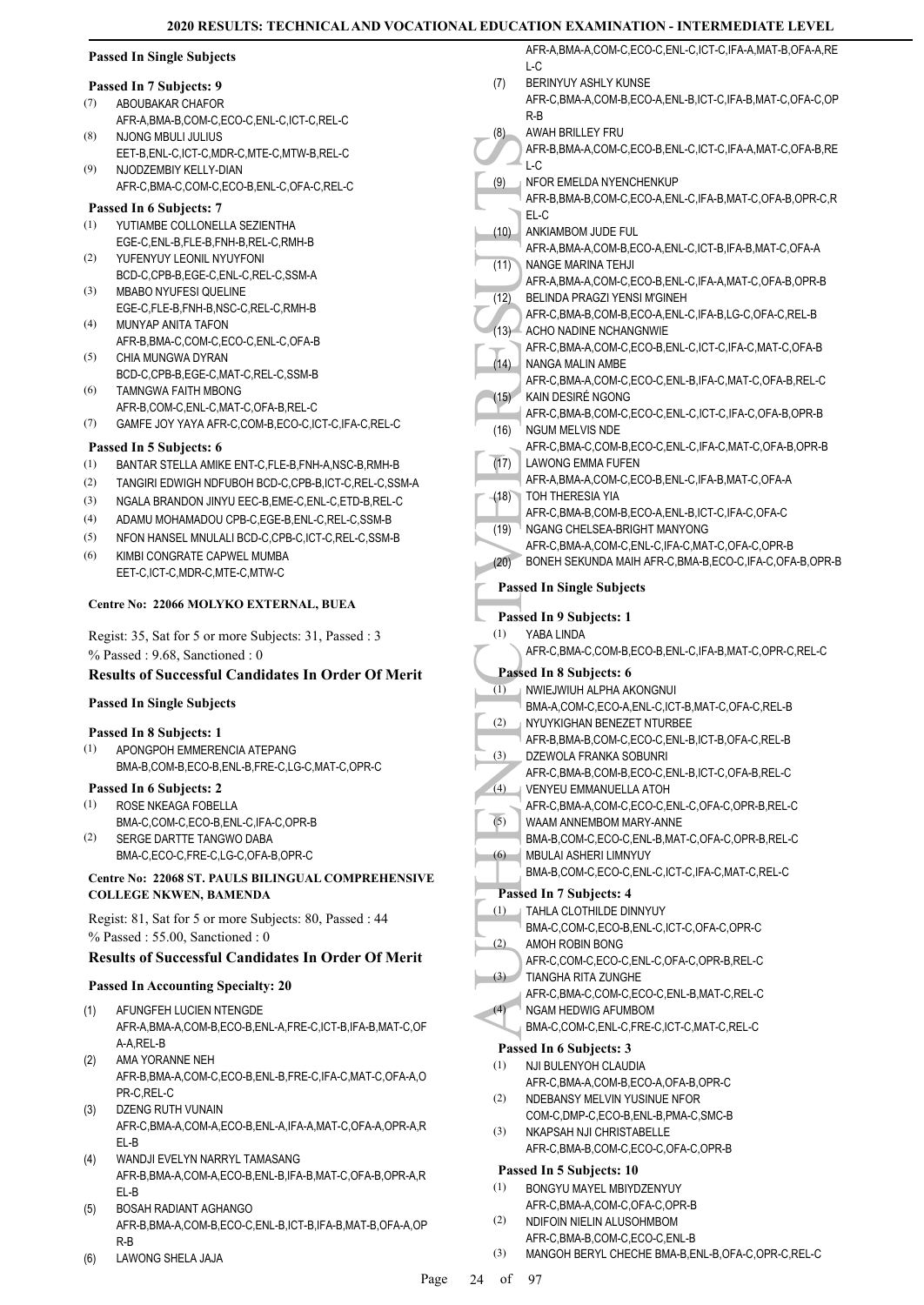**Passed In Single Subjects**

**Passed In 7 Subjects: 9**

(7) ABOUBAKAR CHAFOR
AFR-A,BMA-B,COM-C,ECO-C,ENL-C,ICT-C,REL-C

(8) NJONG MBULI JULIUS
EET-B,ENL-C,ICT-C,MDR-C,MTE-C,MTW-B,REL-C

(9) NJODZEMBIY KELLY-DIAN
AFR-C,BMA-C,COM-C,ECO-B,ENL-C,OFA-C,REL-C

**Passed In 6 Subjects: 7**

(1) YUTIAMBE COLLONELLA SEZIENTHA
EGE-C,ENL-B,FLE-B,FNH-B,REL-C,RMH-B

(2) YUFENYUY LEONIL NYUYFONI
BCD-C,CPB-B,EGE-C,ENL-C,REL-C,SSM-A

(3) MBABO NYUFESI QUELINE
EGE-C,FLE-B,FNH-B,NSC-B,REL-C,RMH-B

(4) MUNYAP ANITA TAFON
AFR-B,BMA-C,COM-C,ECO-C,ENL-C,OFA-B

(5) CHIA MUNGWA DYRAN
BCD-C,CPB-B,EGE-C,MAT-C,REL-C,SSM-B

(6) TAMNGWA FAITH MBONG
AFR-B,COM-C,ENL-C,MAT-C,OFA-B,REL-C

(7) GAMFE JOY YAYA AFR-C,COM-B,ECO-C,ICT-C,IFA-C,REL-C

**Passed In 5 Subjects: 6**

(1) BANTAR STELLA AMIKE ENT-C,FLE-B,FNH-A,NSC-B,RMH-B

(2) TANGIRI EDWIGH NDFUBOH BCD-C,CPB-B,ICT-C,REL-C,SSM-A

(3) NGALA BRANDON JINYU EEC-B,EME-C,ENL-C,ETD-B,REL-C

(4) ADAMU MOHAMADOU CPB-C,EGE-B,ENL-C,REL-C,SSM-B

(5) NFON HANSEL MNULALI BCD-C,CPB-C,ICT-C,REL-C,SSM-B

(6) KIMBI CONGRATE CAPWEL MUMBA
EET-C,ICT-C,MDR-C,MTE-C,MTW-C

**Centre No: 22066 MOLYKO EXTERNAL, BUEA**

Regist: 35, Sat for 5 or more Subjects: 31, Passed : 3
% Passed : 9.68, Sanctioned : 0

### Results of Successful Candidates In Order Of Merit

**Passed In Single Subjects**

**Passed In 8 Subjects: 1**

(1) APONGPOH EMMERENCIA ATEPANG
BMA-B,COM-B,ECO-B,ENL-B,FRE-C,LG-C,MAT-C,OPR-C

**Passed In 6 Subjects: 2**

(1) ROSE NKEAGA FOBELLA
BMA-C,COM-C,ECO-B,ENL-C,IFA-C,OPR-B

(2) SERGE DARTTE TANGWO DABA
BMA-C,ECO-C,FRE-C,LG-C,OFA-B,OPR-C

**Centre No: 22068 ST. PAULS BILINGUAL COMPREHENSIVE COLLEGE NKWEN, BAMENDA**

Regist: 81, Sat for 5 or more Subjects: 80, Passed : 44
% Passed : 55.00, Sanctioned : 0

### Results of Successful Candidates In Order Of Merit

**Passed In Accounting Specialty: 20**

(1) AFUNGFEH LUCIEN NTENGDE
AFR-A,BMA-A,COM-B,ECO-B,ENL-A,FRE-C,ICT-B,IFA-B,MAT-C,OFA-A,REL-B

(2) AMA YORANNE NEH
AFR-B,BMA-A,COM-C,ECO-B,ENL-B,FRE-C,IFA-C,MAT-C,OFA-A,OPR-C,REL-C

(3) DZENG RUTH VUNAIN
AFR-C,BMA-A,COM-A,ECO-B,ENL-A,IFA-A,MAT-C,OFA-A,OPR-A,REL-B

(4) WANDJI EVELYN NARRYL TAMASANG
AFR-B,BMA-A,COM-A,ECO-B,ENL-B,IFA-B,MAT-C,OFA-B,OPR-A,REL-B

(5) BOSAH RADIANT AGHANGO
AFR-B,BMA-A,COM-B,ECO-C,ENL-B,ICT-B,IFA-B,MAT-B,OFA-A,OPR-B

(6) LAWONG SHELA JAJA
AFR-A,BMA-A,COM-C,ECO-C,ENL-C,ICT-C,IFA-A,MAT-B,OFA-A,REL-C

(7) BERINYUY ASHLY KUNSE
AFR-C,BMA-A,COM-B,ECO-A,ENL-B,ICT-C,IFA-B,MAT-C,OFA-C,OPR-B

(8) AWAH BRILLEY FRU
AFR-B,BMA-A,COM-C,ECO-B,ENL-C,ICT-C,IFA-A,MAT-C,OFA-B,REL-C

(9) NFOR EMELDA NYENCHENKUP
AFR-B,BMA-B,COM-C,ECO-A,ENL-C,IFA-B,MAT-C,OFA-B,OPR-C,REL-C

(10) ANKIAMBOM JUDE FUL
AFR-A,BMA-A,COM-B,ECO-A,ENL-C,ICT-B,IFA-B,MAT-C,OFA-A

(11) NANGE MARINA TEHJI
AFR-A,BMA-A,COM-C,ECO-B,ENL-C,IFA-A,MAT-C,OFA-B,OPR-B

(12) BELINDA PRAGZI YENSI M'GINEH
AFR-C,BMA-B,COM-B,ECO-A,ENL-C,IFA-B,LG-C,OFA-C,REL-B

(13) ACHO NADINE NCHANGNWIE
AFR-C,BMA-A,COM-C,ECO-B,ENL-C,ICT-C,IFA-C,MAT-C,OFA-B

(14) NANGA MALIN AMBE
AFR-C,BMA-A,COM-C,ECO-C,ENL-B,IFA-C,MAT-C,OFA-B,REL-C

(15) KAIN DESIRÉ NGONG
AFR-C,BMA-B,COM-C,ECO-C,ENL-C,ICT-C,IFA-C,OFA-B,OPR-B

(16) NGUM MELVIS NDE
AFR-C,BMA-C,COM-B,ECO-C,ENL-C,IFA-C,MAT-C,OFA-B,OPR-B

(17) LAWONG EMMA FUFEN
AFR-A,BMA-A,COM-C,ECO-B,ENL-C,IFA-B,MAT-C,OFA-A

(18) TOH THERESIA YIA
AFR-C,BMA-B,COM-B,ECO-A,ENL-B,ICT-C,IFA-C,OFA-C

(19) NGANG CHELSEA-BRIGHT MANYONG
AFR-C,BMA-A,COM-C,ENL-C,IFA-C,MAT-C,OFA-C,OPR-B

(20) BONEH SEKUNDA MAIH AFR-C,BMA-B,ECO-C,IFA-C,OFA-B,OPR-B

**Passed In Single Subjects**

**Passed In 9 Subjects: 1**

(1) YABA LINDA
AFR-C,BMA-C,COM-B,ECO-B,ENL-C,IFA-B,MAT-C,OPR-C,REL-C

**Passed In 8 Subjects: 6**

(1) NWIEJWIUH ALPHA AKONGNUI
BMA-A,COM-C,ECO-A,ENL-C,ICT-B,MAT-C,OFA-C,REL-B

(2) NYUYKIGHAN BENEZET NTURBEE
AFR-B,BMA-B,COM-C,ECO-C,ENL-B,ICT-B,OFA-C,REL-B

(3) DZEWOLA FRANKA SOBUNRI
AFR-C,BMA-B,COM-B,ECO-C,ENL-B,ICT-C,OFA-B,REL-C

(4) VENYEU EMMANUELLA ATOH
AFR-C,BMA-A,COM-C,ECO-C,ENL-C,OFA-C,OPR-B,REL-C

(5) WAAM ANNEMBOM MARY-ANNE
BMA-B,COM-C,ECO-C,ENL-B,MAT-C,OFA-C,OPR-B,REL-C

(6) MBULAI ASHERI LIMNYUY
BMA-B,COM-C,ECO-C,ENL-C,ICT-C,IFA-C,MAT-C,REL-C

**Passed In 7 Subjects: 4**

(1) TAHLA CLOTHILDE DINNYUY
BMA-C,COM-C,ECO-B,ENL-C,ICT-C,OFA-C,OPR-C

(2) AMOH ROBIN BONG
AFR-C,COM-C,ECO-C,ENL-C,OFA-C,OPR-B,REL-C

(3) TIANGHA RITA ZUNGHE
AFR-C,BMA-C,COM-C,ECO-C,ENL-B,MAT-C,REL-C

(4) NGAM HEDWIG AFUMBOM
BMA-C,COM-C,ENL-C,FRE-C,ICT-C,MAT-C,REL-C

**Passed In 6 Subjects: 3**

(1) NJI BULENYOH CLAUDIA
AFR-C,BMA-A,COM-B,ECO-A,OFA-B,OPR-C

(2) NDEBANSY MELVIN YUSINUE NFOR
COM-C,DMP-C,ECO-B,ENL-B,PMA-C,SMC-B

(3) NKAPSAH NJI CHRISTABELLE
AFR-C,BMA-B,COM-C,ECO-C,OFA-C,OPR-B

**Passed In 5 Subjects: 10**

(1) BONGYU MAYEL MBIYDZENYUY
AFR-C,BMA-A,COM-C,OFA-C,OPR-B

(2) NDIFOIN NIELIN ALUSOHMBOM
AFR-C,BMA-B,COM-C,ECO-C,ENL-B

(3) MANGOH BERYL CHECHE BMA-B,ENL-B,OFA-C,OPR-C,REL-C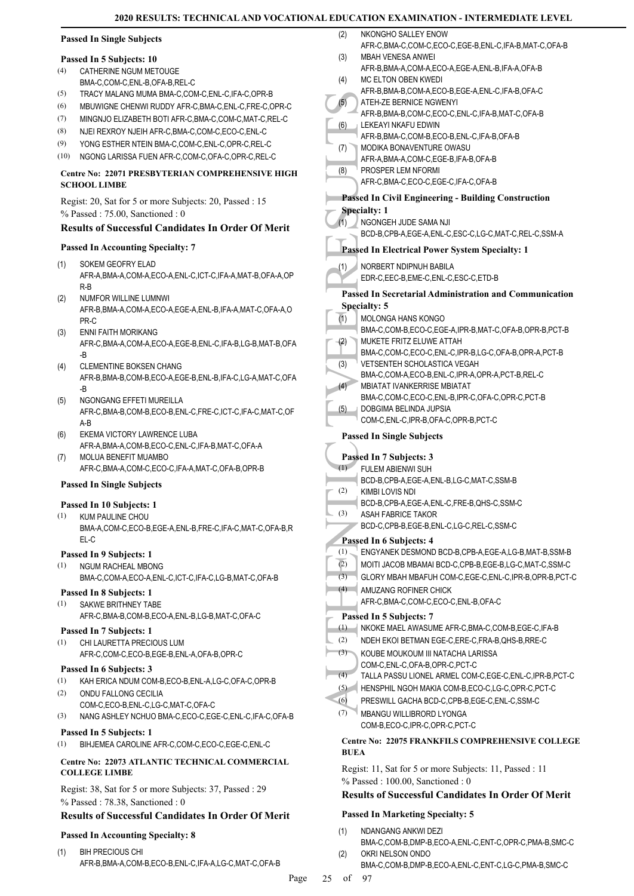### Passed In Single Subjects

#### Passed In 5 Subjects: 10

(4) CATHERINE NGUM METOUGE BMA-C,COM-C,ENL-B,OFA-B,REL-C
(5) TRACY MALANG MUMA BMA-C,COM-C,ENL-C,IFA-C,OPR-B
(6) MBUWIGNE CHENWI RUDDY AFR-C,BMA-C,ENL-C,FRE-C,OPR-C
(7) MINGNJO ELIZABETH BOTI AFR-C,BMA-C,COM-C,MAT-C,REL-C
(8) NJEI REXROY NJEIH AFR-C,BMA-C,COM-C,ECO-C,ENL-C
(9) YONG ESTHER NTEIN BMA-C,COM-C,ENL-C,OPR-C,REL-C
(10) NGONG LARISSA FUEN AFR-C,COM-C,OFA-C,OPR-C,REL-C

## Centre No: 22071 PRESBYTERIAN COMPREHENSIVE HIGH SCHOOL LIMBE

Regist: 20, Sat for 5 or more Subjects: 20, Passed : 15
% Passed : 75.00, Sanctioned : 0

### Results of Successful Candidates In Order Of Merit

#### Passed In Accounting Specialty: 7

(1) SOKEM GEOFRY ELAD AFR-A,BMA-A,COM-A,ECO-A,ENL-C,ICT-C,IFA-A,MAT-B,OFA-A,OPR-B
(2) NUMFOR WILLINE LUMNWI AFR-B,BMA-A,COM-A,ECO-A,EGE-A,ENL-B,IFA-A,MAT-C,OFA-A,OPR-C
(3) ENNI FAITH MORIKANG AFR-C,BMA-A,COM-A,ECO-A,EGE-B,ENL-C,IFA-B,LG-B,MAT-B,OFA-B
(4) CLEMENTINE BOKSEN CHANG AFR-B,BMA-B,COM-B,ECO-A,EGE-B,ENL-B,IFA-C,LG-A,MAT-C,OFA-B
(5) NGONGANG EFFETI MUREILLA AFR-C,BMA-B,COM-B,ECO-B,ENL-C,FRE-C,ICT-C,IFA-C,MAT-C,OFA-B
(6) EKEMA VICTORY LAWRENCE LUBA AFR-A,BMA-A,COM-B,ECO-C,ENL-C,IFA-B,MAT-C,OFA-A
(7) MOLUA BENEFIT MUAMBO AFR-C,BMA-A,COM-C,ECO-C,IFA-A,MAT-C,OFA-B,OPR-B

### Passed In Single Subjects

#### Passed In 10 Subjects: 1

(1) KUM PAULINE CHOU BMA-A,COM-C,ECO-B,EGE-A,ENL-B,FRE-C,IFA-C,MAT-C,OFA-B,REL-C

#### Passed In 9 Subjects: 1

(1) NGUM RACHEAL MBONG BMA-C,COM-A,ECO-A,ENL-C,ICT-C,IFA-C,LG-B,MAT-C,OFA-B

#### Passed In 8 Subjects: 1

(1) SAKWE BRITHNEY TABE AFR-C,BMA-B,COM-B,ECO-A,ENL-B,LG-B,MAT-C,OFA-C

#### Passed In 7 Subjects: 1

(1) CHI LAURETTA PRECIOUS LUM AFR-C,COM-C,ECO-B,EGE-B,ENL-A,OFA-B,OPR-C

#### Passed In 6 Subjects: 3

(1) KAH ERICA NDUM COM-B,ECO-B,ENL-A,LG-C,OFA-C,OPR-B
(2) ONDU FALLONG CECILIA COM-C,ECO-B,ENL-C,LG-C,MAT-C,OFA-C
(3) NANG ASHLEY NCHUO BMA-C,ECO-C,EGE-C,ENL-C,IFA-C,OFA-B

#### Passed In 5 Subjects: 1

(1) BIHJEMEA CAROLINE AFR-C,COM-C,ECO-C,EGE-C,ENL-C

## Centre No: 22073 ATLANTIC TECHNICAL COMMERCIAL COLLEGE LIMBE

Regist: 38, Sat for 5 or more Subjects: 37, Passed : 29
% Passed : 78.38, Sanctioned : 0

### Results of Successful Candidates In Order Of Merit

#### Passed In Accounting Specialty: 8

(1) BIH PRECIOUS CHI AFR-B,BMA-A,COM-B,ECO-B,ENL-C,IFA-A,LG-C,MAT-C,OFA-B
(2) NKONGHO SALLEY ENOW AFR-C,BMA-C,COM-C,ECO-C,EGE-B,ENL-C,IFA-B,MAT-C,OFA-B
(3) MBAH VENESA ANWEI AFR-B,BMA-A,COM-A,ECO-A,EGE-A,ENL-B,IFA-A,OFA-B
(4) MC ELTON OBEN KWEDI AFR-B,BMA-B,COM-A,ECO-B,EGE-A,ENL-C,IFA-B,OFA-C
(5) ATEH-ZE BERNICE NGWENYI AFR-B,BMA-B,COM-C,ECO-C,ENL-C,IFA-B,MAT-C,OFA-B
(6) LEKEAYI NKAFU EDWIN AFR-B,BMA-C,COM-B,ECO-B,ENL-C,IFA-B,OFA-B
(7) MODIKA BONAVENTURE OWASU AFR-A,BMA-A,COM-C,EGE-B,IFA-B,OFA-B
(8) PROSPER LEM NFORMI AFR-C,BMA-C,ECO-C,EGE-C,IFA-C,OFA-B

#### Passed In Civil Engineering - Building Construction Specialty: 1

(1) NGONGEH JUDE SAMA NJI BCD-B,CPB-A,EGE-A,ENL-C,ESC-C,LG-C,MAT-C,REL-C,SSM-A

#### Passed In Electrical Power System Specialty: 1

(1) NORBERT NDIPNUH BABILA EDR-C,EEC-B,EME-C,ENL-C,ESC-C,ETD-B

#### Passed In Secretarial Administration and Communication Specialty: 5

(1) MOLONGA HANS KONGO BMA-C,COM-B,ECO-C,EGE-A,IPR-B,MAT-C,OFA-B,OPR-B,PCT-B
(2) MUKETE FRITZ ELUWE ATTAH BMA-C,COM-C,ECO-C,ENL-C,IPR-B,LG-C,OFA-B,OPR-A,PCT-B
(3) VETSENTEH SCHOLASTICA VEGAH BMA-C,COM-A,ECO-B,ENL-C,IPR-A,OPR-A,PCT-B,REL-C
(4) MBIATAT IVANKERRISE MBIATAT BMA-C,COM-C,ECO-C,ENL-B,IPR-C,OFA-C,OPR-C,PCT-B
(5) DOBGIMA BELINDA JUPSIA COM-C,ENL-C,IPR-B,OFA-C,OPR-B,PCT-C

### Passed In Single Subjects

#### Passed In 7 Subjects: 3

(1) FULEM ABIENWI SUH BCD-B,CPB-A,EGE-A,ENL-B,LG-C,MAT-C,SSM-B
(2) KIMBI LOVIS NDI BCD-B,CPB-A,EGE-A,ENL-C,FRE-B,QHS-C,SSM-C
(3) ASAH FABRICE TAKOR BCD-C,CPB-B,EGE-B,ENL-C,LG-C,REL-C,SSM-C

#### Passed In 6 Subjects: 4

(1) ENGYANEK DESMOND BCD-B,CPB-A,EGE-A,LG-B,MAT-B,SSM-B
(2) MOITI JACOB MBAMAI BCD-C,CPB-B,EGE-B,LG-C,MAT-C,SSM-C
(3) GLORY MBAH MBAFUH COM-C,EGE-C,ENL-C,IPR-B,OPR-B,PCT-C
(4) AMUZANG ROFINER CHICK AFR-C,BMA-C,COM-C,ECO-C,ENL-B,OFA-C

#### Passed In 5 Subjects: 7

(1) NKOKE MAEL AWASUME AFR-C,BMA-C,COM-B,EGE-C,IFA-B
(2) NDEH EKOI BETMAN EGE-C,ERE-C,FRA-B,QHS-B,RRE-C
(3) KOUBE MOUKOUM III NATACHA LARISSA COM-C,ENL-C,OFA-B,OPR-C,PCT-C
(4) TALLA PASSU LIONEL ARMEL COM-C,EGE-C,ENL-C,IPR-B,PCT-C
(5) HENSPHIL NGOH MAKIA COM-B,ECO-C,LG-C,OPR-C,PCT-C
(6) PRESWILL GACHA BCD-C,CPB-B,EGE-C,ENL-C,SSM-C
(7) MBANGU WILLIBRORD LYONGA COM-B,ECO-C,IPR-C,OPR-C,PCT-C

## Centre No: 22075 FRANKFILS COMPREHENSIVE COLLEGE BUEA

Regist: 11, Sat for 5 or more Subjects: 11, Passed : 11
% Passed : 100.00, Sanctioned : 0

### Results of Successful Candidates In Order Of Merit

#### Passed In Marketing Specialty: 5

(1) NDANGANG ANKWI DEZI BMA-C,COM-B,DMP-B,ECO-A,ENL-C,ENT-C,OPR-C,PMA-B,SMC-C
(2) OKRI NELSON ONDO BMA-C,COM-B,DMP-B,ECO-A,ENL-C,ENT-C,LG-C,PMA-B,SMC-C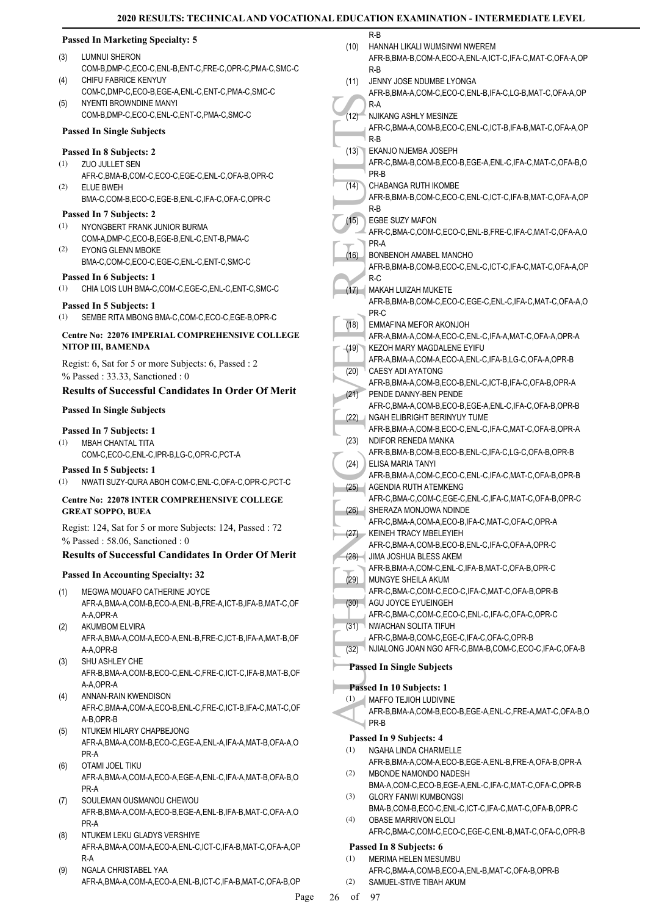**Passed In Marketing Specialty: 5**

(3) LUMNUI SHERON
COM-B,DMP-C,ECO-C,ENL-B,ENT-C,FRE-C,OPR-C,PMA-C,SMC-C

(4) CHIFU FABRICE KENYUY
COM-C,DMP-C,ECO-B,EGE-A,ENL-C,ENT-C,PMA-C,SMC-C

(5) NYENTI BROWNDINE MANYI
COM-B,DMP-C,ECO-C,ENL-C,ENT-C,PMA-C,SMC-C

**Passed In Single Subjects**

**Passed In 8 Subjects: 2**

(1) ZUO JULLET SEN
AFR-C,BMA-B,COM-C,ECO-C,EGE-C,ENL-C,OFA-B,OPR-C

(2) ELUE BWEH
BMA-C,COM-B,ECO-C,EGE-B,ENL-C,IFA-C,OFA-C,OPR-C

**Passed In 7 Subjects: 2**

(1) NYONGBERT FRANK JUNIOR BURMA
COM-A,DMP-C,ECO-B,EGE-B,ENL-C,ENT-B,PMA-C

(2) EYONG GLENN MBOKE
BMA-C,COM-C,ECO-C,EGE-C,ENL-C,ENT-C,SMC-C

**Passed In 6 Subjects: 1**

(1) CHIA LOIS LUH BMA-C,COM-C,EGE-C,ENL-C,ENT-C,SMC-C

**Passed In 5 Subjects: 1**

(1) SEMBE RITA MBONG BMA-C,COM-C,ECO-C,EGE-B,OPR-C

## Centre No: 22076 IMPERIAL COMPREHENSIVE COLLEGE NITOP III, BAMENDA

Regist: 6, Sat for 5 or more Subjects: 6, Passed : 2

% Passed : 33.33, Sanctioned : 0

### Results of Successful Candidates In Order Of Merit

**Passed In Single Subjects**

**Passed In 7 Subjects: 1**

(1) MBAH CHANTAL TITA
COM-C,ECO-C,ENL-C,IPR-B,LG-C,OPR-C,PCT-A

**Passed In 5 Subjects: 1**

(1) NWATI SUZY-QURA ABOH COM-C,ENL-C,OFA-C,OPR-C,PCT-C

## Centre No: 22078 INTER COMPREHENSIVE COLLEGE GREAT SOPPO, BUEA

Regist: 124, Sat for 5 or more Subjects: 124, Passed : 72

% Passed : 58.06, Sanctioned : 0

### Results of Successful Candidates In Order Of Merit

**Passed In Accounting Specialty: 32**

(1) MEGWA MOUAFO CATHERINE JOYCE
AFR-A,BMA-A,COM-B,ECO-A,ENL-B,FRE-A,ICT-B,IFA-B,MAT-C,OFA-A,OPR-A

(2) AKUMBOM ELVIRA
AFR-A,BMA-A,COM-A,ECO-A,ENL-B,FRE-C,ICT-B,IFA-A,MAT-B,OFA-A,OPR-B

(3) SHU ASHLEY CHE
AFR-B,BMA-A,COM-B,ECO-C,ENL-C,FRE-C,ICT-C,IFA-B,MAT-B,OFA-A,OPR-A

(4) ANNAN-RAIN KWENDISON
AFR-C,BMA-A,COM-A,ECO-B,ENL-C,FRE-C,ICT-B,IFA-C,MAT-C,OFA-B,OPR-B

(5) NTUKEM HILARY CHAPBEJONG
AFR-A,BMA-A,COM-B,ECO-C,EGE-A,ENL-A,IFA-A,MAT-B,OFA-A,OPR-A

(6) OTAMI JOEL TIKU
AFR-A,BMA-A,COM-A,ECO-A,EGE-A,ENL-C,IFA-A,MAT-B,OFA-B,OPR-A

(7) SOULEMAN OUSMANOU CHEWOU
AFR-B,BMA-A,COM-A,ECO-B,EGE-A,ENL-B,IFA-B,MAT-C,OFA-A,OPR-A

(8) NTUKEM LEKU GLADYS VERSHIYE
AFR-A,BMA-A,COM-A,ECO-A,ENL-C,ICT-C,IFA-B,MAT-C,OFA-A,OPR-A

(9) NGALA CHRISTABEL YAA
AFR-A,BMA-A,COM-A,ECO-A,ENL-B,ICT-C,IFA-B,MAT-C,OFA-B,OPR-B

(10) HANNAH LIKALI WUMSINWI NWEREM
AFR-B,BMA-B,COM-A,ECO-A,ENL-A,ICT-C,IFA-C,MAT-C,OFA-A,OPR-B

(11) JENNY JOSE NDUMBE LYONGA
AFR-B,BMA-A,COM-C,ECO-C,ENL-B,IFA-C,LG-B,MAT-C,OFA-A,OPR-A

(12) NJIKANG ASHLY MESINZE
AFR-C,BMA-A,COM-B,ECO-C,ENL-C,ICT-B,IFA-B,MAT-C,OFA-A,OPR-B

(13) EKANJO NJEMBA JOSEPH
AFR-C,BMA-B,COM-B,ECO-B,EGE-A,ENL-C,IFA-C,MAT-C,OFA-B,OPR-B

(14) CHABANGA RUTH IKOMBE
AFR-B,BMA-B,COM-C,ECO-C,ENL-C,ICT-C,IFA-B,MAT-C,OFA-A,OPR-B

(15) EGBE SUZY MAFON
AFR-C,BMA-C,COM-C,ECO-C,ENL-B,FRE-C,IFA-C,MAT-C,OFA-A,OPR-A

(16) BONBENOH AMABEL MANCHO
AFR-B,BMA-B,COM-B,ECO-C,ENL-C,ICT-C,IFA-C,MAT-C,OFA-A,OPR-C

(17) MAKAH LUIZAH MUKETE
AFR-B,BMA-B,COM-C,ECO-C,EGE-C,ENL-C,IFA-C,MAT-C,OFA-A,OPR-C

(18) EMMAFINA MEFOR AKONJOH
AFR-A,BMA-A,COM-A,ECO-C,ENL-C,IFA-A,MAT-C,OFA-A,OPR-A

(19) KEZOH MARY MAGDALENE EYIFU
AFR-A,BMA-A,COM-A,ECO-A,ENL-C,IFA-B,LG-C,OFA-A,OPR-B

(20) CAESY ADI AYATONG
AFR-B,BMA-A,COM-B,ECO-B,ENL-C,ICT-B,IFA-C,OFA-B,OPR-A

(21) PENDE DANNY-BEN PENDE
AFR-C,BMA-A,COM-B,ECO-B,EGE-A,ENL-C,IFA-C,OFA-B,OPR-B

(22) NGAH ELIBRIGHT BERINYUY TUME
AFR-B,BMA-A,COM-B,ECO-C,ENL-C,IFA-C,MAT-C,OFA-B,OPR-A

(23) NDIFOR RENEDA MANKA
AFR-B,BMA-B,COM-B,ECO-B,ENL-C,IFA-C,LG-C,OFA-B,OPR-B

(24) ELISA MARIA TANYI
AFR-B,BMA-A,COM-C,ECO-C,ENL-C,IFA-C,MAT-C,OFA-B,OPR-B

(25) AGENDIA RUTH ATEMKENG
AFR-C,BMA-C,COM-C,EGE-C,ENL-C,IFA-C,MAT-C,OFA-B,OPR-C

(26) SHERAZA MONJOWA NDINDE
AFR-C,BMA-A,COM-A,ECO-B,IFA-C,MAT-C,OFA-C,OPR-A

(27) KEINEH TRACY MBELEYIEH
AFR-C,BMA-A,COM-B,ECO-B,ENL-C,IFA-C,OFA-A,OPR-C

(28) JIMA JOSHUA BLESS AKEM
AFR-B,BMA-A,COM-C,ENL-C,IFA-B,MAT-C,OFA-B,OPR-C

(29) MUNGYE SHEILA AKUM
AFR-C,BMA-C,COM-C,ECO-C,IFA-C,MAT-C,OFA-B,OPR-B

(30) AGU JOYCE EYUEINGEH
AFR-C,BMA-C,COM-C,ECO-C,ENL-C,IFA-C,OFA-C,OPR-C

(31) NWACHAN SOLITA TIFUH
AFR-C,BMA-B,COM-C,EGE-C,IFA-C,OFA-C,OPR-B

(32) NJIALONG JOAN NGO AFR-C,BMA-B,COM-C,ECO-C,IFA-C,OFA-B

**Passed In Single Subjects**

**Passed In 10 Subjects: 1**

(1) MAFFO TEJIOH LUDIVINE
AFR-B,BMA-A,COM-B,ECO-B,EGE-A,ENL-C,FRE-A,MAT-C,OFA-B,OPR-B

**Passed In 9 Subjects: 4**

(1) NGAHA LINDA CHARMELLE
AFR-B,BMA-A,COM-A,ECO-B,EGE-A,ENL-B,FRE-A,OFA-B,OPR-A

(2) MBONDE NAMONDO NADESH
BMA-A,COM-C,ECO-B,EGE-A,ENL-C,IFA-C,MAT-C,OFA-C,OPR-B

(3) GLORY FANWI KUMBONGSI
BMA-B,COM-B,ECO-C,ENL-C,ICT-C,IFA-C,MAT-C,OFA-B,OPR-C

(4) OBASE MARRIVON ELOLI
AFR-C,BMA-C,COM-C,ECO-C,EGE-C,ENL-B,MAT-C,OFA-C,OPR-B

**Passed In 8 Subjects: 6**

(1) MERIMA HELEN MESUMBU
AFR-C,BMA-A,COM-B,ECO-A,ENL-B,MAT-C,OFA-B,OPR-B

(2) SAMUEL-STIVE TIBAH AKUM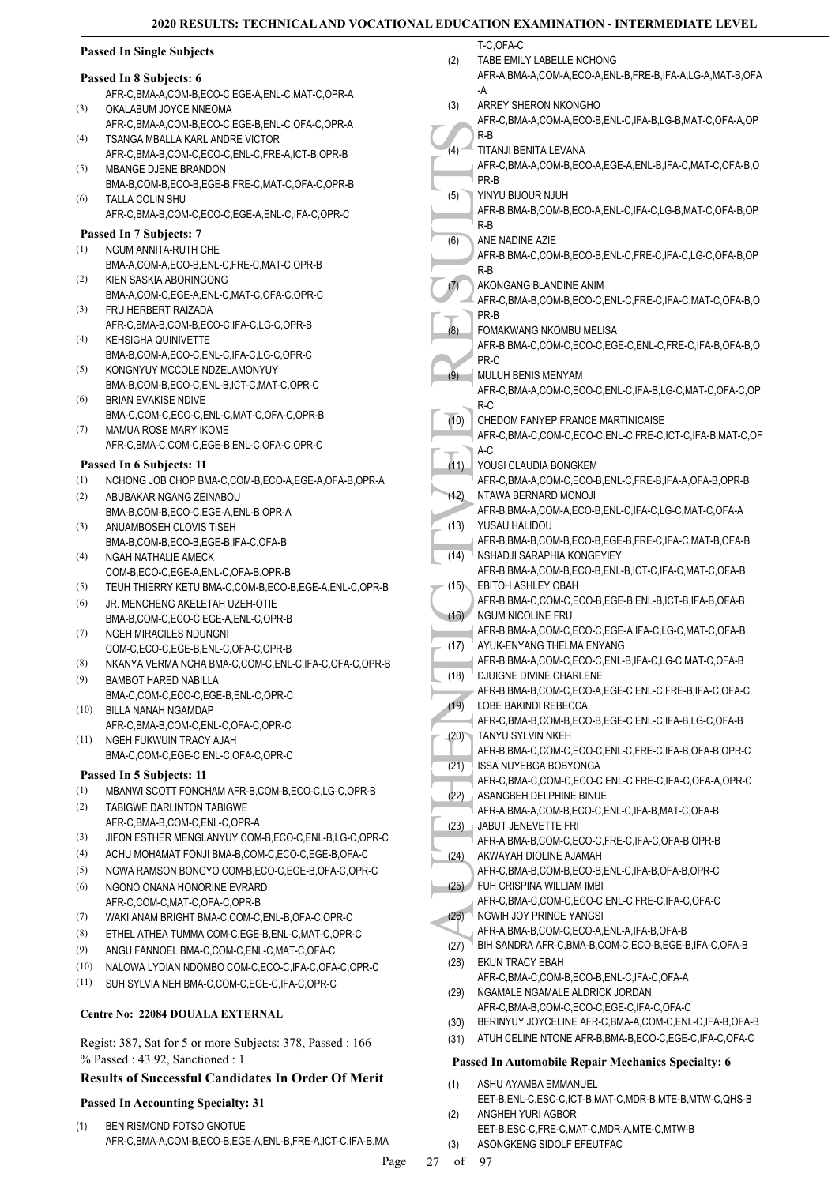#### Passed In Single Subjects

**Passed In 8 Subjects: 6**

AFR-C,BMA-A,COM-B,ECO-C,EGE-A,ENL-C,MAT-C,OPR-A

(3) OKALABUM JOYCE NNEOMA
AFR-C,BMA-A,COM-B,ECO-C,EGE-B,ENL-C,OFA-C,OPR-A

(4) TSANGA MBALLA KARL ANDRE VICTOR
AFR-C,BMA-B,COM-C,ECO-C,ENL-C,FRE-A,ICT-B,OPR-B

(5) MBANGE DJENE BRANDON
BMA-B,COM-B,ECO-B,EGE-B,FRE-C,MAT-C,OFA-C,OPR-B

(6) TALLA COLIN SHU
AFR-C,BMA-B,COM-C,ECO-C,EGE-A,ENL-C,IFA-C,OPR-C

**Passed In 7 Subjects: 7**

(1) NGUM ANNITA-RUTH CHE
BMA-A,COM-A,ECO-B,ENL-C,FRE-C,MAT-C,OPR-B

(2) KIEN SASKIA ABORINGONG
BMA-A,COM-C,EGE-A,ENL-C,MAT-C,OFA-C,OPR-C

(3) FRU HERBERT RAIZADA
AFR-C,BMA-B,COM-B,ECO-C,IFA-C,LG-C,OPR-B

(4) KEHSIGHA QUINIVETTE
BMA-B,COM-A,ECO-C,ENL-C,IFA-C,LG-C,OPR-C

(5) KONGNYUY MCCOLE NDZELAMONYUY
BMA-B,COM-B,ECO-C,ENL-B,ICT-C,MAT-C,OPR-C

(6) BRIAN EVAKISE NDIVE
BMA-C,COM-C,ECO-C,ENL-C,MAT-C,OFA-C,OPR-B

(7) MAMUA ROSE MARY IKOME
AFR-C,BMA-C,COM-C,EGE-B,ENL-C,OFA-C,OPR-C

**Passed In 6 Subjects: 11**

(1) NCHONG JOB CHOP BMA-C,COM-B,ECO-A,EGE-A,OFA-B,OPR-A

(2) ABUBAKAR NGANG ZEINABOU
BMA-B,COM-B,ECO-C,EGE-A,ENL-B,OPR-A

(3) ANUAMBOSEH CLOVIS TISEH
BMA-B,COM-B,ECO-B,EGE-B,IFA-C,OFA-B

(4) NGAH NATHALIE AMECK
COM-B,ECO-C,EGE-A,ENL-C,OFA-B,OPR-B

(5) TEUH THIERRY KETU BMA-C,COM-B,ECO-B,EGE-A,ENL-C,OPR-B

(6) JR. MENCHENG AKELETAH UZEH-OTIE
BMA-B,COM-C,ECO-C,EGE-A,ENL-C,OPR-B

(7) NGEH MIRACILES NDUNGNI
COM-C,ECO-C,EGE-B,ENL-C,OFA-C,OPR-B

(8) NKANYA VERMA NCHA BMA-C,COM-C,ENL-C,IFA-C,OFA-C,OPR-B

(9) BAMBOT HARED NABILLA
BMA-C,COM-C,ECO-C,EGE-B,ENL-C,OPR-C

(10) BILLA NANAH NGAMDAP
AFR-C,BMA-B,COM-C,ENL-C,OFA-C,OPR-C

(11) NGEH FUKWUIN TRACY AJAH
BMA-C,COM-C,EGE-C,ENL-C,OFA-C,OPR-C

**Passed In 5 Subjects: 11**

(1) MBANWI SCOTT FONCHAM AFR-B,COM-B,ECO-C,LG-C,OPR-B

(2) TABIGWE DARLINTON TABIGWE
AFR-C,BMA-B,COM-C,ENL-C,OPR-A

(3) JIFON ESTHER MENGLANYUY COM-B,ECO-C,ENL-B,LG-C,OPR-C

(4) ACHU MOHAMAT FONJI BMA-B,COM-C,ECO-C,EGE-B,OFA-C

(5) NGWA RAMSON BONGYO COM-B,ECO-C,EGE-B,OFA-C,OPR-C

(6) NGONO ONANA HONORINE EVRARD
AFR-C,COM-C,MAT-C,OFA-C,OPR-B

(7) WAKI ANAM BRIGHT BMA-C,COM-C,ENL-B,OFA-C,OPR-C

(8) ETHEL ATHEA TUMMA COM-C,EGE-B,ENL-C,MAT-C,OPR-C

(9) ANGU FANNOEL BMA-C,COM-C,ENL-C,MAT-C,OFA-C

(10) NALOWA LYDIAN NDOMBO COM-C,ECO-C,IFA-C,OFA-C,OPR-C

(11) SUH SYLVIA NEH BMA-C,COM-C,EGE-C,IFA-C,OPR-C

#### Centre No: 22084 DOUALA EXTERNAL

Regist: 387, Sat for 5 or more Subjects: 378, Passed : 166
% Passed : 43.92, Sanctioned : 1

### Results of Successful Candidates In Order Of Merit

**Passed In Accounting Specialty: 31**

(1) BEN RISMOND FOTSO GNOTUE
AFR-C,BMA-A,COM-B,ECO-B,EGE-A,ENL-B,FRE-A,ICT-C,IFA-B,MAT-C,OFA-C

(2) TABE EMILY LABELLE NCHONG
AFR-A,BMA-A,COM-A,ECO-A,ENL-B,FRE-B,IFA-A,LG-A,MAT-B,OFA-A

(3) ARREY SHERON NKONGHO
AFR-C,BMA-A,COM-A,ECO-B,ENL-C,IFA-B,LG-B,MAT-C,OFA-A,OPR-B

(4) TITANJI BENITA LEVANA
AFR-C,BMA-A,COM-B,ECO-A,EGE-A,ENL-B,IFA-C,MAT-C,OFA-B,OPR-B

(5) YINYU BIJOUR NJUH
AFR-B,BMA-B,COM-B,ECO-A,ENL-C,IFA-C,LG-B,MAT-C,OFA-B,OPR-B

(6) ANE NADINE AZIE
AFR-B,BMA-C,COM-B,ECO-B,ENL-C,FRE-C,IFA-C,LG-C,OFA-B,OPR-B

(7) AKONGANG BLANDINE ANIM
AFR-C,BMA-B,COM-B,ECO-C,ENL-C,FRE-C,IFA-C,MAT-C,OFA-B,OPR-B

(8) FOMAKWANG NKOMBU MELISA
AFR-B,BMA-C,COM-C,ECO-C,EGE-C,ENL-C,FRE-C,IFA-B,OFA-B,OPR-C

(9) MULUH BENIS MENYAM
AFR-C,BMA-A,COM-C,ECO-C,ENL-C,IFA-B,LG-C,MAT-C,OFA-C,OPR-C

(10) CHEDOM FANYEP FRANCE MARTINICAISE
AFR-C,BMA-C,COM-C,ECO-C,ENL-C,FRE-C,ICT-C,IFA-B,MAT-C,OFA-C

(11) YOUSI CLAUDIA BONGKEM
AFR-C,BMA-A,COM-C,ECO-B,ENL-C,FRE-B,IFA-A,OFA-B,OPR-B

(12) NTAWA BERNARD MONOJI
AFR-B,BMA-A,COM-A,ECO-B,ENL-C,IFA-C,LG-C,MAT-C,OFA-A

(13) YUSAU HALIDOU
AFR-B,BMA-B,COM-B,ECO-B,EGE-B,FRE-C,IFA-C,MAT-B,OFA-B

(14) NSHADJI SARAPHIA KONGEYIEY
AFR-B,BMA-A,COM-B,ECO-B,ENL-B,ICT-C,IFA-C,MAT-C,OFA-B

(15) EBITOH ASHLEY OBAH
AFR-B,BMA-C,COM-C,ECO-B,EGE-B,ENL-B,ICT-B,IFA-B,OFA-B

(16) NGUM NICOLINE FRU
AFR-B,BMA-A,COM-C,ECO-C,EGE-A,IFA-C,LG-C,MAT-C,OFA-B

(17) AYUK-ENYANG THELMA ENYANG
AFR-B,BMA-A,COM-C,ECO-C,ENL-B,IFA-C,LG-C,MAT-C,OFA-B

(18) DJUIGNE DIVINE CHARLENE
AFR-B,BMA-B,COM-C,ECO-A,EGE-C,ENL-C,FRE-B,IFA-C,OFA-C

(19) LOBE BAKINDI REBECCA
AFR-C,BMA-B,COM-B,ECO-B,EGE-C,ENL-C,IFA-B,LG-C,OFA-B

(20) TANYU SYLVIN NKEH
AFR-B,BMA-C,COM-C,ECO-C,ENL-C,FRE-C,IFA-B,OFA-B,OPR-C

(21) ISSA NUYEBGA BOBYONGA
AFR-C,BMA-C,COM-C,ECO-C,ENL-C,FRE-C,IFA-C,OFA-A,OPR-C

(22) ASANGBEH DELPHINE BINUE
AFR-A,BMA-A,COM-B,ECO-C,ENL-C,IFA-B,MAT-C,OFA-B

(23) JABUT JENEVETTE FRI
AFR-A,BMA-B,COM-C,ECO-C,FRE-C,IFA-C,OFA-B,OPR-B

(24) AKWAYAH DIOLINE AJAMAH
AFR-C,BMA-B,COM-B,ECO-B,ENL-C,IFA-B,OFA-B,OPR-C

(25) FUH CRISPINA WILLIAM IMBI
AFR-C,BMA-C,COM-C,ECO-C,ENL-C,FRE-C,IFA-C,OFA-C

(26) NGWIH JOY PRINCE YANGSI
AFR-A,BMA-B,COM-C,ECO-A,ENL-A,IFA-B,OFA-B

(27) BIH SANDRA AFR-C,BMA-B,COM-C,ECO-B,EGE-B,IFA-C,OFA-B

(28) EKUN TRACY EBAH
AFR-C,BMA-C,COM-B,ECO-B,ENL-C,IFA-C,OFA-A

(29) NGAMALE NGAMALE ALDRICK JORDAN
AFR-C,BMA-B,COM-C,ECO-C,EGE-C,IFA-C,OFA-C

(30) BERINYUY JOYCELINE AFR-C,BMA-A,COM-C,ENL-C,IFA-B,OFA-B

(31) ATUH CELINE NTONE AFR-B,BMA-B,ECO-C,EGE-C,IFA-C,OFA-C

**Passed In Automobile Repair Mechanics Specialty: 6**

(1) ASHU AYAMBA EMMANUEL
EET-B,ENL-C,ESC-C,ICT-B,MAT-C,MDR-B,MTE-B,MTW-C,QHS-B

(2) ANGHEH YURI AGBOR
EET-B,ESC-C,FRE-C,MAT-C,MDR-A,MTE-C,MTW-B

(3) ASONGKENG SIDOLF EFEUTFAC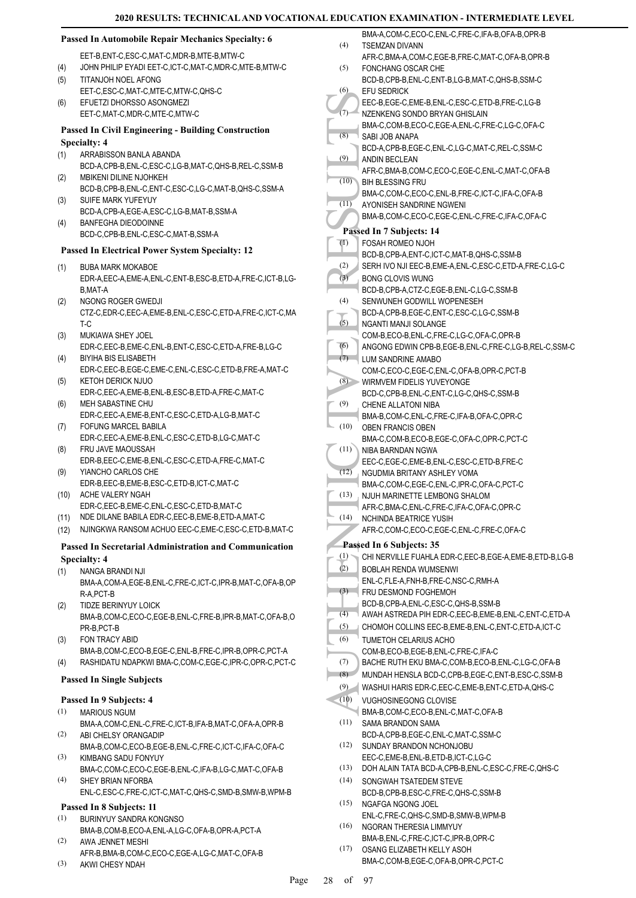### Passed In Automobile Repair Mechanics Specialty: 6

EET-B,ENT-C,ESC-C,MAT-C,MDR-B,MTE-B,MTW-C

(4) JOHN PHILIP EYADI EET-C,ICT-C,MAT-C,MDR-C,MTE-B,MTW-C

(5) TITANJOH NOEL AFONG
EET-C,ESC-C,MAT-C,MTE-C,MTW-C,QHS-C

(6) EFUETZI DHORSSO ASONGMEZI
EET-C,MAT-C,MDR-C,MTE-C,MTW-C

### Passed In Civil Engineering - Building Construction Specialty: 4

(1) ARRABISSON BANLA ABANDA
BCD-A,CPB-B,ENL-C,ESC-C,LG-B,MAT-C,QHS-B,REL-C,SSM-B

(2) MBIKENI DILINE NJOHKEH
BCD-B,CPB-B,ENL-C,ENT-C,ESC-C,LG-C,MAT-B,QHS-C,SSM-A

(3) SUIFE MARK YUFEYUY
BCD-A,CPB-A,EGE-A,ESC-C,LG-B,MAT-B,SSM-A

(4) BANFEGHA DIEODOINNE
BCD-C,CPB-B,ENL-C,ESC-C,MAT-B,SSM-A

### Passed In Electrical Power System Specialty: 12

(1) BUBA MARK MOKABOE
EDR-A,EEC-A,EME-A,ENL-C,ENT-B,ESC-B,ETD-A,FRE-C,ICT-B,LG-B,MAT-A

(2) NGONG ROGER GWEDJI
CTZ-C,EDR-C,EEC-A,EME-B,ENL-C,ESC-C,ETD-A,FRE-C,ICT-C,MAT-C

(3) MUKIAWA SHEY JOEL
EDR-C,EEC-B,EME-C,ENL-B,ENT-C,ESC-C,ETD-A,FRE-B,LG-C

(4) BIYIHA BIS ELISABETH
EDR-C,EEC-B,EGE-C,EME-C,ENL-C,ESC-C,ETD-B,FRE-A,MAT-C

(5) KETOH DERICK NJUO
EDR-C,EEC-A,EME-B,ENL-B,ESC-B,ETD-A,FRE-C,MAT-C

(6) MEH SABASTINE CHU
EDR-C,EEC-A,EME-B,ENT-C,ESC-C,ETD-A,LG-B,MAT-C

(7) FOFUNG MARCEL BABILA
EDR-C,EEC-A,EME-B,ENL-C,ESC-C,ETD-B,LG-C,MAT-C

(8) FRU JAVE MAOUSSAH
EDR-B,EEC-C,EME-B,ENL-C,ESC-C,ETD-A,FRE-C,MAT-C

(9) YIANCHO CARLOS CHE
EDR-B,EEC-B,EME-B,ESC-C,ETD-B,ICT-C,MAT-C

(10) ACHE VALERY NGAH
EDR-C,EEC-B,EME-C,ENL-C,ESC-C,ETD-B,MAT-C

(11) NDE DILANE BABILA EDR-C,EEC-B,EME-B,ETD-A,MAT-C

(12) NJINGKWA RANSOM ACHUO EEC-C,EME-C,ESC-C,ETD-B,MAT-C

### Passed In Secretarial Administration and Communication Specialty: 4

(1) NANGA BRANDI NJI
BMA-A,COM-A,EGE-B,ENL-C,FRE-C,ICT-C,IPR-B,MAT-C,OFA-B,OPR-A,PCT-B

(2) TIDZE BERINYUY LOICK
BMA-B,COM-C,ECO-C,EGE-B,ENL-C,FRE-B,IPR-B,MAT-C,OFA-B,OPR-B,PCT-B

(3) FON TRACY ABID
BMA-B,COM-C,ECO-B,EGE-C,ENL-B,FRE-C,IPR-B,OPR-C,PCT-A

(4) RASHIDATU NDAPKWI BMA-C,COM-C,EGE-C,IPR-C,OPR-C,PCT-C

### Passed In Single Subjects

### Passed In 9 Subjects: 4

(1) MARIOUS NGUM
BMA-A,COM-C,ENL-C,FRE-C,ICT-B,IFA-B,MAT-C,OFA-A,OPR-B

(2) ABI CHELSY ORANGADIP
BMA-B,COM-C,ECO-B,EGE-B,ENL-C,FRE-C,ICT-C,IFA-C,OFA-C

(3) KIMBANG SADU FONYUY
BMA-C,COM-C,ECO-C,ENL-C,IFA-B,LG-C,MAT-C,OFA-B

(4) SHEY BRIAN NFORBA
ENL-C,ESC-C,FRE-C,ICT-C,MAT-C,QHS-C,SMD-B,SMW-B,WPM-B

### Passed In 8 Subjects: 11

(1) BURINYUY SANDRA KONGNSO
BMA-B,COM-B,ECO-A,ENL-A,LG-C,OFA-B,OPR-A,PCT-A

(2) AWA JENNET MESHI
AFR-B,BMA-B,COM-C,ECO-C,EGE-A,LG-C,MAT-C,OFA-B

(3) AKWI CHESY NDAH
BMA-A,COM-C,ECO-C,ENL-C,FRE-C,IFA-B,OFA-B,OPR-B

(4) TSEMZAN DIVANN
AFR-C,BMA-A,COM-C,EGE-B,FRE-C,MAT-C,OFA-B,OPR-B

(5) FONCHANG OSCAR CHE
BCD-B,CPB-B,ENL-C,ENT-B,LG-B,MAT-C,QHS-B,SSM-C

(6) EFU SEDRICK
EEC-B,EGE-C,EME-B,ENL-C,ESC-C,ETD-B,FRE-C,LG-B

(7) NZENKENG SONDO BRYAN GHISLAIN
BMA-C,COM-B,ECO-C,EGE-A,ENL-C,FRE-C,LG-C,OFA-C

(8) SABI JOB ANAPA
BCD-A,CPB-B,EGE-C,ENL-C,LG-C,MAT-C,REL-C,SSM-C

(9) ANDIN BECLEAN
AFR-C,BMA-B,COM-C,ECO-C,EGE-C,ENL-C,MAT-C,OFA-B

(10) BIH BLESSING FRU
BMA-C,COM-C,ECO-C,ENL-B,FRE-C,ICT-C,IFA-C,OFA-B

(11) AYONISEH SANDRINE NGWENI
BMA-B,COM-C,ECO-C,EGE-C,ENL-C,FRE-C,IFA-C,OFA-C

### Passed In 7 Subjects: 14

(1) FOSAH ROMEO NJOH
BCD-B,CPB-A,ENT-C,ICT-C,MAT-B,QHS-C,SSM-B

(2) SERH IVO NJI EEC-B,EME-A,ENL-C,ESC-C,ETD-A,FRE-C,LG-C

(3) BONG CLOVIS WUNG
BCD-B,CPB-A,CTZ-C,EGE-B,ENL-C,LG-C,SSM-B

(4) SENWUNEH GODWILL WOPENESEH
BCD-A,CPB-B,EGE-C,ENT-C,ESC-C,LG-C,SSM-B

(5) NGANTI MANJI SOLANGE
COM-B,ECO-B,ENL-C,FRE-C,LG-C,OFA-C,OPR-B

(6) ANGONG EDWIN CPB-B,EGE-B,ENL-C,FRE-C,LG-B,REL-C,SSM-C

(7) LUM SANDRINE AMABO
COM-C,ECO-C,EGE-C,ENL-C,OFA-B,OPR-C,PCT-B

(8) WIRMVEM FIDELIS YUVEYONGE
BCD-C,CPB-B,ENL-C,ENT-C,LG-C,QHS-C,SSM-B

(9) CHENE ALLATONI NIBA
BMA-B,COM-C,ENL-C,FRE-C,IFA-B,OFA-C,OPR-C

(10) OBEN FRANCIS OBEN
BMA-C,COM-B,ECO-B,EGE-C,OFA-C,OPR-C,PCT-C

(11) NIBA BARNDAN NGWA
EEC-C,EGE-C,EME-B,ENL-C,ESC-C,ETD-B,FRE-C

(12) NGUDMIA BRITANY ASHLEY VOMA
BMA-C,COM-C,EGE-C,ENL-C,IPR-C,OFA-C,PCT-C

(13) NJUH MARINETTE LEMBONG SHALOM
AFR-C,BMA-C,ENL-C,FRE-C,IFA-C,OFA-C,OPR-C

(14) NCHINDA BEATRICE YUSIH
AFR-C,COM-C,ECO-C,EGE-C,ENL-C,FRE-C,OFA-C

### Passed In 6 Subjects: 35

(1) CHI NERVILLE FUAHLA EDR-C,EEC-B,EGE-A,EME-B,ETD-B,LG-B

(2) BOBLAH RENDA WUMSENWI
ENL-C,FLE-A,FNH-B,FRE-C,NSC-C,RMH-A

(3) FRU DESMOND FOGHEMOH
BCD-B,CPB-A,ENL-C,ESC-C,QHS-B,SSM-B

(4) AWAH ASTREDA PIH EDR-C,EEC-B,EME-B,ENL-C,ENT-C,ETD-A

(5) CHOMOH COLLINS EEC-B,EME-B,ENL-C,ENT-C,ETD-A,ICT-C

(6) TUMETOH CELARIUS ACHO
COM-B,ECO-B,EGE-B,ENL-C,FRE-C,IFA-C

(7) BACHE RUTH EKU BMA-C,COM-B,ECO-B,ENL-C,LG-C,OFA-B

(8) MUNDAH HENSLA BCD-C,CPB-B,EGE-C,ENT-B,ESC-C,SSM-B

(9) WASHUI HARIS EDR-C,EEC-C,EME-B,ENT-C,ETD-A,QHS-C

(10) VUGHOSINEGONG CLOVISE
BMA-B,COM-C,ECO-B,ENL-C,MAT-C,OFA-B

(11) SAMA BRANDON SAMA
BCD-A,CPB-B,EGE-C,ENL-C,MAT-C,SSM-C

(12) SUNDAY BRANDON NCHONJOBU
EEC-C,EME-B,ENL-B,ETD-B,ICT-C,LG-C

(13) DOH ALAIN TATA BCD-A,CPB-B,ENL-C,ESC-C,FRE-C,QHS-C

(14) SONGWAH TSATEDEM STEVE
BCD-B,CPB-B,ESC-C,FRE-C,QHS-C,SSM-B

(15) NGAFGA NGONG JOEL
ENL-C,FRE-C,QHS-C,SMD-B,SMW-B,WPM-B

(16) NGORAN THERESIA LIMMYUY
BMA-B,ENL-C,FRE-C,ICT-C,IPR-B,OPR-C

(17) OSANG ELIZABETH KELLY ASOH
BMA-C,COM-B,EGE-C,OFA-B,OPR-C,PCT-C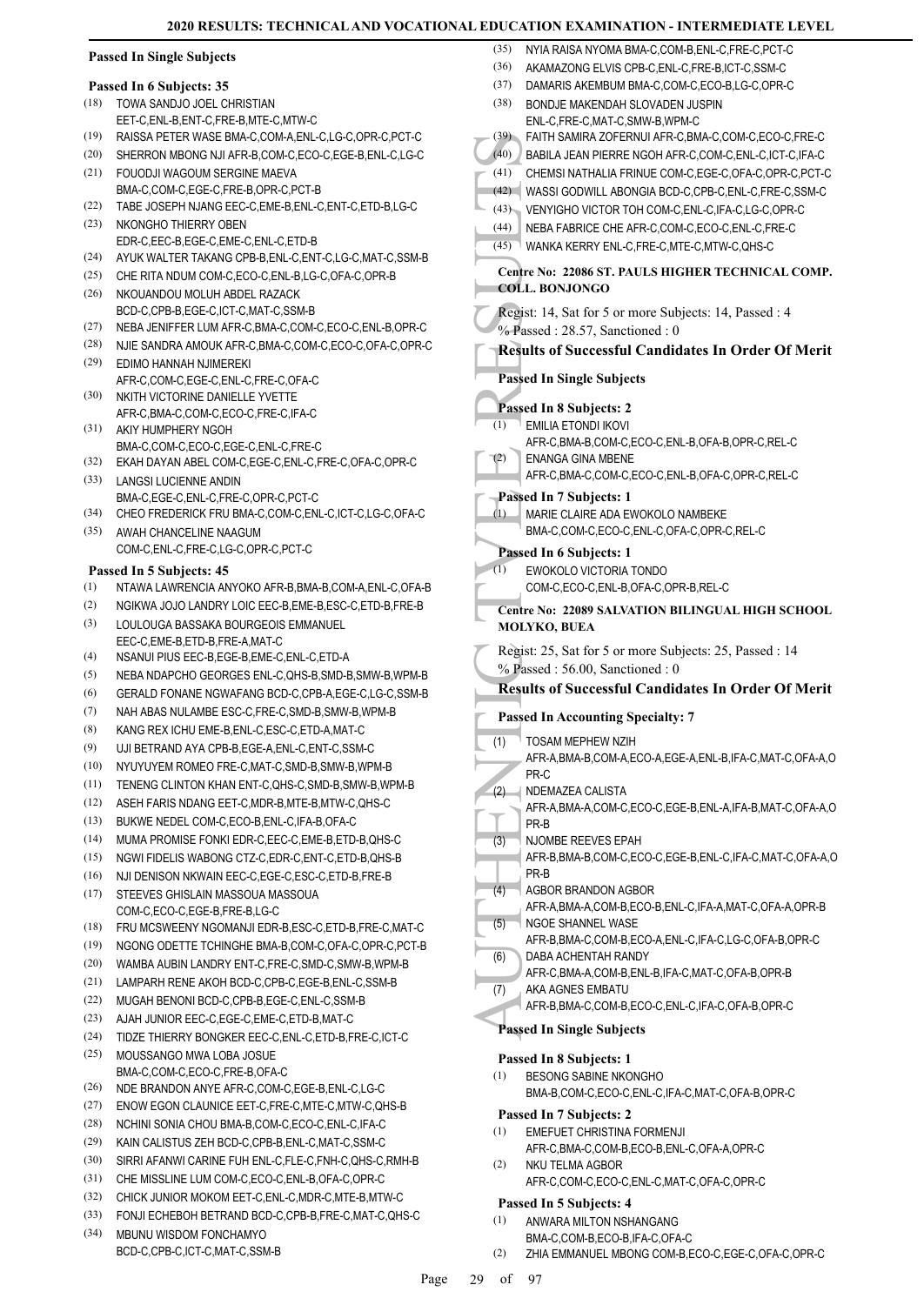### Passed In Single Subjects

#### Passed In 6 Subjects: 35

(18) TOWA SANDJO JOEL CHRISTIAN EET-C,ENL-B,ENT-C,FRE-B,MTE-C,MTW-C
(19) RAISSA PETER WASE BMA-C,COM-A,ENL-C,LG-C,OPR-C,PCT-C
(20) SHERRON MBONG NJI AFR-B,COM-C,ECO-C,EGE-B,ENL-C,LG-C
(21) FOUODJI WAGOUM SERGINE MAEVA BMA-C,COM-C,EGE-C,FRE-B,OPR-C,PCT-B
(22) TABE JOSEPH NJANG EEC-C,EME-B,ENL-C,ENT-C,ETD-B,LG-C
(23) NKONGHO THIERRY OBEN EDR-C,EEC-B,EGE-C,EME-C,ENL-C,ETD-B
(24) AYUK WALTER TAKANG CPB-B,ENL-C,ENT-C,LG-C,MAT-C,SSM-B
(25) CHE RITA NDUM COM-C,ECO-C,ENL-B,LG-C,OFA-C,OPR-B
(26) NKOUANDOU MOLUH ABDEL RAZACK BCD-C,CPB-B,EGE-C,ICT-C,MAT-C,SSM-B
(27) NEBA JENIFFER LUM AFR-C,BMA-C,COM-C,ECO-C,ENL-B,OPR-C
(28) NJIE SANDRA AMOUK AFR-C,BMA-C,COM-C,ECO-C,OFA-C,OPR-C
(29) EDIMO HANNAH NJIMEREKI AFR-C,COM-C,EGE-C,ENL-C,FRE-C,OFA-C
(30) NKITH VICTORINE DANIELLE YVETTE AFR-C,BMA-C,COM-C,ECO-C,FRE-C,IFA-C
(31) AKIY HUMPHERY NGOH BMA-C,COM-C,ECO-C,EGE-C,ENL-C,FRE-C
(32) EKAH DAYAN ABEL COM-C,EGE-C,ENL-C,FRE-C,OFA-C,OPR-C
(33) LANGSI LUCIENNE ANDIN BMA-C,EGE-C,ENL-C,FRE-C,OPR-C,PCT-C
(34) CHEO FREDERICK FRU BMA-C,COM-C,ENL-C,ICT-C,LG-C,OFA-C
(35) AWAH CHANCELINE NAAGUM COM-C,ENL-C,FRE-C,LG-C,OPR-C,PCT-C

#### Passed In 5 Subjects: 45

(1) NTAWA LAWRENCIA ANYOKO AFR-B,BMA-C,COM-A,ENL-C,OFA-B
(2) NGIKWA JOJO LANDRY LOIC EEC-B,EME-B,ESC-C,ETD-B,FRE-B
(3) LOULOUGA BASSAKA BOURGEOIS EMMANUEL EEC-C,EME-B,ETD-B,FRE-A,MAT-C
(4) NSANUI PIUS EEC-B,EGE-B,EME-C,ENL-C,ETD-A
(5) NEBA NDAPCHO GEORGES ENL-C,QHS-B,SMD-B,SMW-B,WPM-B
(6) GERALD FONANE NGWAFANG BCD-C,CPB-A,EGE-C,LG-C,SSM-B
(7) NAH ABAS NULAMBE ESC-C,FRE-C,SMD-B,SMW-B,WPM-B
(8) KANG REX ICHU EME-B,ENL-C,ESC-C,ETD-A,MAT-C
(9) UJI BETRAND AYA CPB-B,EGE-A,ENL-C,ENT-C,SSM-C
(10) NYUYUYEM ROMEO FRE-C,MAT-C,SMD-B,SMW-B,WPM-B
(11) TENENG CLINTON KHAN ENT-C,QHS-C,SMD-B,SMW-B,WPM-B
(12) ASEH FARIS NDANG EET-C,MDR-B,MTE-B,MTW-C,QHS-C
(13) BUKWE NEDEL COM-C,ECO-B,ENL-C,IFA-B,OFA-C
(14) MUMA PROMISE FONKI EDR-C,EEC-C,EME-B,ETD-B,QHS-C
(15) NGWI FIDELIS WABONG CTZ-C,EDR-C,ENT-C,ETD-B,QHS-B
(16) NJI DENISON NKWAIN EEC-C,EGE-C,ESC-C,ETD-B,FRE-B
(17) STEEVES GHISLAIN MASSOUA MASSOUA COM-C,ECO-C,EGE-B,FRE-B,LG-C
(18) FRU MCSWEENY NGOMANJI EDR-B,ESC-C,ETD-B,FRE-C,MAT-C
(19) NGONG ODETTE TCHINGHE BMA-B,COM-C,OFA-C,OPR-C,PCT-B
(20) WAMBA AUBIN LANDRY ENT-C,FRE-C,SMD-C,SMW-B,WPM-B
(21) LAMPARH RENE AKOH BCD-C,CPB-C,EGE-B,ENL-C,SSM-B
(22) MUGAH BENONI BCD-C,CPB-B,EGE-C,ENL-C,SSM-B
(23) AJAH JUNIOR EEC-C,EGE-C,EME-C,ETD-B,MAT-C
(24) TIDZE THIERRY BONGKER EEC-C,ENL-C,ETD-B,FRE-C,ICT-C
(25) MOUSSANGO MWA LOBA JOSUE BMA-C,COM-C,ECO-C,FRE-B,OFA-C
(26) NDE BRANDON ANYE AFR-C,COM-C,EGE-B,ENL-C,LG-C
(27) ENOW EGON CLAUNICE EET-C,FRE-C,MTE-C,MTW-C,QHS-B
(28) NCHINI SONIA CHOU BMA-B,COM-C,ECO-C,ENL-C,IFA-C
(29) KAIN CALISTUS ZEH BCD-C,CPB-B,ENL-C,MAT-C,SSM-C
(30) SIRRI AFANWI CARINE FUH ENL-C,FLE-C,FNH-C,QHS-C,RMH-B
(31) CHE MISSLINE LUM COM-C,ECO-C,ENL-B,OFA-C,OPR-C
(32) CHICK JUNIOR MOKOM EET-C,ENL-C,MDR-C,MTE-B,MTW-C
(33) FONJI ECHEBOH BETRAND BCD-C,CPB-B,FRE-C,MAT-C,QHS-C
(34) MBUNU WISDOM FONCHAMYO BCD-C,CPB-C,ICT-C,MAT-C,SSM-B
(35) NYIA RAISA NYOMA BMA-C,COM-B,ENL-C,FRE-C,PCT-C
(36) AKAMAZONG ELVIS CPB-C,ENL-C,FRE-B,ICT-C,SSM-C
(37) DAMARIS AKEMBUM BMA-C,COM-C,ECO-B,LG-C,OPR-C
(38) BONDJE MAKENDAH SLOVADEN JUSPIN ENL-C,FRE-C,MAT-C,SMW-B,WPM-C
(39) FAITH SAMIRA ZOFERNUI AFR-C,BMA-C,COM-C,ECO-C,FRE-C
(40) BABILA JEAN PIERRE NGOH AFR-C,COM-C,ENL-C,ICT-C,IFA-C
(41) CHEMSI NATHALIA FRINUE COM-C,EGE-C,OFA-C,OPR-C,PCT-C
(42) WASSI GODWILL ABONGIA BCD-C,CPB-C,ENL-C,FRE-C,SSM-C
(43) VENYIGHO VICTOR TOH COM-C,ENL-C,IFA-C,LG-C,OPR-C
(44) NEBA FABRICE CHE AFR-C,COM-C,ECO-C,ENL-C,FRE-C
(45) WANKA KERRY ENL-C,FRE-C,MTE-C,MTW-C,QHS-C

## Centre No: 22086 ST. PAULS HIGHER TECHNICAL COMP. COLL. BONJONGO

Regist: 14, Sat for 5 or more Subjects: 14, Passed : 4
% Passed : 28.57, Sanctioned : 0

### Results of Successful Candidates In Order Of Merit

### Passed In Single Subjects

#### Passed In 8 Subjects: 2

(1) EMILIA ETONDI IKOVI AFR-C,BMA-B,COM-C,ECO-C,ENL-B,OFA-B,OPR-C,REL-C
(2) ENANGA GINA MBENE AFR-C,BMA-C,COM-C,ECO-C,ENL-B,OFA-C,OPR-C,REL-C

#### Passed In 7 Subjects: 1

(1) MARIE CLAIRE ADA EWOKOLO NAMBEKE BMA-C,COM-C,ECO-C,ENL-C,OFA-C,OPR-C,REL-C

#### Passed In 6 Subjects: 1

(1) EWOKOLO VICTORIA TONDO COM-C,ECO-C,ENL-B,OFA-C,OPR-B,REL-C

## Centre No: 22089 SALVATION BILINGUAL HIGH SCHOOL MOLYKO, BUEA

Regist: 25, Sat for 5 or more Subjects: 25, Passed : 14
% Passed : 56.00, Sanctioned : 0

### Results of Successful Candidates In Order Of Merit

### Passed In Accounting Specialty: 7

(1) TOSAM MEPHEW NZIH AFR-A,BMA-B,COM-A,ECO-A,EGE-A,ENL-B,IFA-C,MAT-C,OFA-A,OPR-C
(2) NDEMAZEA CALISTA AFR-A,BMA-A,COM-C,ECO-C,EGE-B,ENL-A,IFA-B,MAT-C,OFA-A,OPR-B
(3) NJOMBE REEVES EPAH AFR-B,BMA-B,COM-C,ECO-C,EGE-B,ENL-C,IFA-C,MAT-C,OFA-A,OPR-B
(4) AGBOR BRANDON AGBOR AFR-A,BMA-A,COM-B,ECO-B,ENL-C,IFA-A,MAT-C,OFA-A,OPR-B
(5) NGOE SHANNEL WASE AFR-B,BMA-C,COM-B,ECO-A,ENL-C,IFA-C,LG-C,OFA-B,OPR-C
(6) DABA ACHENTAH RANDY AFR-C,BMA-A,COM-B,ENL-B,IFA-C,MAT-C,OFA-B,OPR-B
(7) AKA AGNES EMBATU AFR-B,BMA-C,COM-B,ECO-C,ENL-C,IFA-C,OFA-B,OPR-C

### Passed In Single Subjects

#### Passed In 8 Subjects: 1

(1) BESONG SABINE NKONGHO BMA-B,COM-C,ECO-C,ENL-C,IFA-C,MAT-C,OFA-B,OPR-C

#### Passed In 7 Subjects: 2

(1) EMEFUET CHRISTINA FORMENJI AFR-C,BMA-C,COM-B,ECO-B,ENL-C,OFA-A,OPR-C
(2) NKU TELMA AGBOR AFR-C,COM-C,ECO-C,ENL-C,MAT-C,OFA-C,OPR-C

#### Passed In 5 Subjects: 4

(1) ANWARA MILTON NSHANGANG BMA-C,COM-B,ECO-B,IFA-C,OFA-C
(2) ZHIA EMMANUEL MBONG COM-B,ECO-C,EGE-C,OFA-C,OPR-C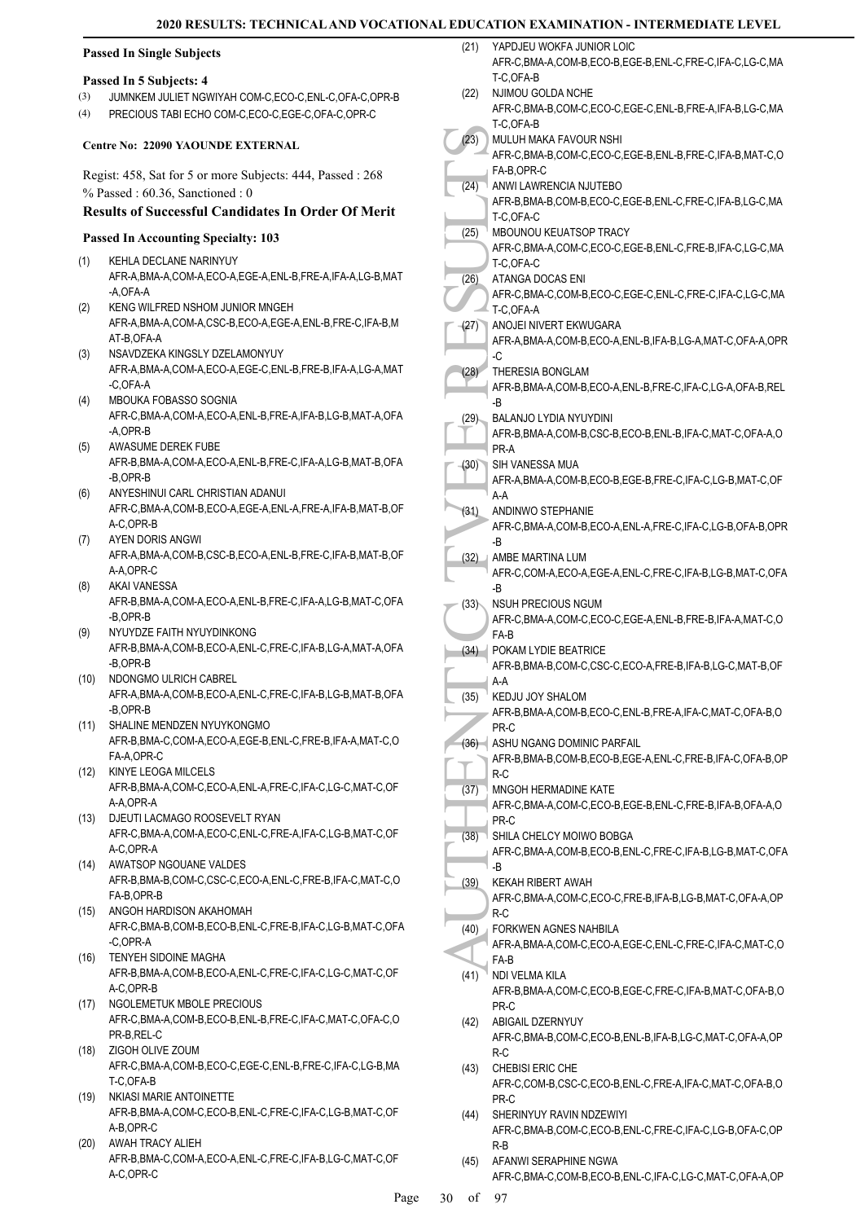**Passed In Single Subjects**

**Passed In 5 Subjects: 4**

(3) JUMNKEM JULIET NGWIYAH COM-C,ECO-C,ENL-C,OFA-C,OPR-B
(4) PRECIOUS TABI ECHO COM-C,ECO-C,EGE-C,OFA-C,OPR-C

**Centre No: 22090 YAOUNDE EXTERNAL**

Regist: 458, Sat for 5 or more Subjects: 444, Passed : 268
% Passed : 60.36, Sanctioned : 0

### Results of Successful Candidates In Order Of Merit

**Passed In Accounting Specialty: 103**

(1) KEHLA DECLANE NARINYUY AFR-A,BMA-A,COM-A,ECO-A,EGE-A,ENL-B,FRE-A,IFA-A,LG-B,MAT-A,OFA-A
(2) KENG WILFRED NSHOM JUNIOR MNGEH AFR-A,BMA-A,COM-A,CSC-B,ECO-A,EGE-A,ENL-B,FRE-C,IFA-B,MAT-B,OFA-A
(3) NSAVDZEKA KINGSLY DZELAMONYUY AFR-A,BMA-A,COM-A,ECO-A,EGE-C,ENL-B,FRE-B,IFA-A,LG-A,MAT-C,OFA-A
(4) MBOUKA FOBASSO SOGNIA AFR-C,BMA-A,COM-A,ECO-A,ENL-B,FRE-A,IFA-B,LG-B,MAT-A,OFA-A,OPR-B
(5) AWASUME DEREK FUBE AFR-B,BMA-A,COM-A,ECO-A,ENL-B,FRE-C,IFA-A,LG-B,MAT-B,OFA-B,OPR-B
(6) ANYESHINUI CARL CHRISTIAN ADANUI AFR-C,BMA-A,COM-B,ECO-A,EGE-A,ENL-A,FRE-A,IFA-B,MAT-B,OFA-C,OPR-B
(7) AYEN DORIS ANGWI AFR-A,BMA-A,COM-B,CSC-B,ECO-A,ENL-B,FRE-C,IFA-B,MAT-B,OFA-A,OPR-C
(8) AKAI VANESSA AFR-B,BMA-A,COM-A,ECO-A,ENL-B,FRE-C,IFA-A,LG-B,MAT-C,OFA-B,OPR-B
(9) NYUYDZE FAITH NYUYDINKONG AFR-B,BMA-A,COM-B,ECO-A,ENL-C,FRE-C,IFA-B,LG-A,MAT-A,OFA-B,OPR-B
(10) NDONGMO ULRICH CABREL AFR-A,BMA-A,COM-B,ECO-A,ENL-C,FRE-C,IFA-B,LG-B,MAT-B,OFA-B,OPR-B
(11) SHALINE MENDZEN NYUYKONGMO AFR-B,BMA-C,COM-A,ECO-A,EGE-B,ENL-C,FRE-B,IFA-A,MAT-C,OFA-A,OPR-C
(12) KINYE LEOGA MILCELS AFR-B,BMA-A,COM-C,ECO-A,ENL-A,FRE-C,IFA-C,LG-C,MAT-C,OFA-A,OPR-A
(13) DJEUTI LACMAGO ROOSEVELT RYAN AFR-C,BMA-A,COM-A,ECO-C,ENL-C,FRE-A,IFA-C,LG-B,MAT-C,OFA-C,OPR-A
(14) AWATSOP NGOUANE VALDES AFR-B,BMA-B,COM-C,CSC-C,ECO-A,ENL-C,FRE-B,IFA-C,MAT-C,OFA-B,OPR-B
(15) ANGOH HARDISON AKAHOMAH AFR-C,BMA-B,COM-B,ECO-B,ENL-C,FRE-B,IFA-C,LG-B,MAT-C,OFA-C,OPR-A
(16) TENYEH SIDOINE MAGHA AFR-B,BMA-A,COM-B,ECO-A,ENL-C,FRE-C,IFA-C,LG-C,MAT-C,OFA-C,OPR-B
(17) NGOLEMETUK MBOLE PRECIOUS AFR-C,BMA-A,COM-B,ECO-B,ENL-B,FRE-C,IFA-C,MAT-C,OFA-C,OPR-B,REL-C
(18) ZIGOH OLIVE ZOUM AFR-C,BMA-A,COM-B,ECO-C,EGE-C,ENL-B,FRE-C,IFA-C,LG-B,MAT-C,OFA-B
(19) NKIASI MARIE ANTOINETTE AFR-B,BMA-A,COM-C,ECO-B,ENL-C,FRE-C,IFA-C,LG-B,MAT-C,OFA-B,OPR-C
(20) AWAH TRACY ALIEH AFR-B,BMA-C,COM-A,ECO-A,ENL-C,FRE-C,IFA-B,LG-C,MAT-C,OFA-C,OPR-C
(21) YAPDJEU WOKFA JUNIOR LOIC AFR-C,BMA-A,COM-B,ECO-B,EGE-B,ENL-C,FRE-C,IFA-C,LG-C,MAT-C,OFA-B
(22) NJIMOU GOLDA NCHE AFR-C,BMA-B,COM-C,ECO-C,EGE-C,ENL-B,FRE-A,IFA-B,LG-C,MAT-C,OFA-B
(23) MULUH MAKA FAVOUR NSHI AFR-C,BMA-B,COM-C,ECO-C,EGE-B,ENL-B,FRE-C,IFA-B,MAT-C,OFA-B,OPR-C
(24) ANWI LAWRENCIA NJUTEBO AFR-B,BMA-B,COM-B,ECO-C,EGE-B,ENL-C,FRE-C,IFA-B,LG-C,MAT-C,OFA-C
(25) MBOUNOU KEUATSOP TRACY AFR-C,BMA-A,COM-C,ECO-C,EGE-B,ENL-C,FRE-B,IFA-C,LG-C,MAT-C,OFA-C
(26) ATANGA DOCAS ENI AFR-C,BMA-C,COM-B,ECO-C,EGE-C,ENL-C,FRE-C,IFA-C,LG-C,MAT-C,OFA-A
(27) ANOJEI NIVERT EKWUGARA AFR-A,BMA-A,COM-B,ECO-A,ENL-B,IFA-B,LG-A,MAT-C,OFA-A,OPR-C
(28) THERESIA BONGLAM AFR-B,BMA-A,COM-B,ECO-A,ENL-B,FRE-C,IFA-C,LG-A,OFA-B,REL-B
(29) BALANJO LYDIA NYUYDINI AFR-B,BMA-A,COM-B,CSC-B,ECO-B,ENL-B,IFA-C,MAT-C,OFA-A,OPR-A
(30) SIH VANESSA MUA AFR-A,BMA-A,COM-B,ECO-B,EGE-B,FRE-C,IFA-C,LG-B,MAT-C,OFA-A
(31) ANDINWO STEPHANIE AFR-C,BMA-A,COM-B,ECO-A,ENL-A,FRE-C,IFA-C,LG-B,OFA-B,OPR-B
(32) AMBE MARTINA LUM AFR-C,COM-A,ECO-A,EGE-A,ENL-C,FRE-C,IFA-B,LG-B,MAT-C,OFA-B
(33) NSUH PRECIOUS NGUM AFR-C,BMA-A,COM-C,ECO-C,EGE-A,ENL-B,FRE-B,IFA-A,MAT-C,OFA-B
(34) POKAM LYDIE BEATRICE AFR-B,BMA-B,COM-C,CSC-C,ECO-A,FRE-B,IFA-B,LG-C,MAT-B,OFA-A
(35) KEDJU JOY SHALOM AFR-B,BMA-A,COM-B,ECO-C,ENL-B,FRE-A,IFA-C,MAT-C,OFA-B,OPR-C
(36) ASHU NGANG DOMINIC PARFAIL AFR-B,BMA-B,COM-B,ECO-B,EGE-A,ENL-C,FRE-B,IFA-C,OFA-B,OPR-C
(37) MNGOH HERMADINE KATE AFR-C,BMA-A,COM-C,ECO-B,EGE-B,ENL-C,FRE-B,IFA-B,OFA-A,OPR-C
(38) SHILA CHELCY MOIWO BOBGA AFR-C,BMA-A,COM-B,ECO-B,ENL-C,FRE-C,IFA-B,LG-B,MAT-C,OFA-B
(39) KEKAH RIBERT AWAH AFR-C,BMA-A,COM-C,ECO-C,FRE-B,IFA-B,LG-B,MAT-C,OFA-A,OPR-C
(40) FORKWEN AGNES NAHBILA AFR-A,BMA-A,COM-C,ECO-A,EGE-C,ENL-C,FRE-C,IFA-C,MAT-C,OFA-B
(41) NDI VELMA KILA AFR-B,BMA-A,COM-C,ECO-B,EGE-C,FRE-C,IFA-B,MAT-C,OFA-B,OPR-C
(42) ABIGAIL DZERNYUY AFR-C,BMA-B,COM-C,ECO-B,ENL-B,IFA-B,LG-C,MAT-C,OFA-A,OPR-C
(43) CHEBISI ERIC CHE AFR-C,COM-B,CSC-C,ECO-B,ENL-C,FRE-A,IFA-C,MAT-C,OFA-B,OPR-C
(44) SHERINYUY RAVIN NDZEWIYI AFR-C,BMA-B,COM-C,ECO-B,ENL-C,FRE-C,IFA-C,LG-B,OFA-C,OPR-B
(45) AFANWI SERAPHINE NGWA AFR-C,BMA-C,COM-B,ECO-B,ENL-C,IFA-C,LG-C,MAT-C,OFA-A,OP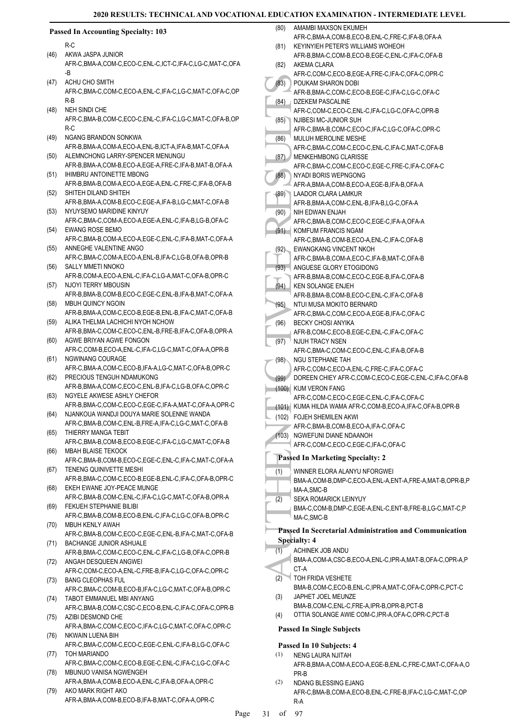## Passed In Accounting Specialty: 103

R-C

(46) AKWA JASPA JUNIOR
AFR-C,BMA-A,COM-C,ECO-C,ENL-C,ICT-C,IFA-C,LG-C,MAT-C,OFA-B

(47) ACHU CHO SMITH
AFR-C,BMA-C,COM-C,ECO-A,ENL-C,IFA-C,LG-C,MAT-C,OFA-C,OPR-B

(48) NEH SINDI CHE
AFR-C,BMA-B,COM-C,ECO-C,ENL-C,IFA-C,LG-C,MAT-C,OFA-B,OPR-C

(49) NGANG BRANDON SONKWA
AFR-B,BMA-A,COM-A,ECO-A,ENL-B,ICT-A,IFA-B,MAT-C,OFA-A

(50) ALEMNCHONG LARRY-SPENCER MENUNGU
AFR-B,BMA-A,COM-B,ECO-A,EGE-A,FRE-C,IFA-B,MAT-B,OFA-A

(51) IHIMBRU ANTOINETTE MBONG
AFR-B,BMA-B,COM-A,ECO-A,EGE-A,ENL-C,FRE-C,IFA-B,OFA-B

(52) SHITEH DILAND SHITEH
AFR-B,BMA-A,COM-B,ECO-C,EGE-A,IFA-B,LG-C,MAT-C,OFA-B

(53) NYUYSEMO MARIDINE KINYUY
AFR-C,BMA-C,COM-A,ECO-A,EGE-A,ENL-C,IFA-B,LG-B,OFA-C

(54) EWANG ROSE BEMO
AFR-C,BMA-B,COM-A,ECO-A,EGE-C,ENL-C,IFA-B,MAT-C,OFA-A

(55) ANNEGHE VALENTINE ANGO
AFR-C,BMA-C,COM-A,ECO-A,ENL-B,IFA-C,LG-B,OFA-B,OPR-B

(56) SALLY MMETI NNOKO
AFR-B,COM-A,ECO-A,ENL-C,IFA-C,LG-A,MAT-C,OFA-B,OPR-C

(57) NJOYI TERRY MBOUSIN
AFR-B,BMA-B,COM-B,ECO-C,EGE-C,ENL-B,IFA-B,MAT-C,OFA-A

(58) MBUH QUINCY NGOIN
AFR-B,BMA-A,COM-C,ECO-B,EGE-B,ENL-B,IFA-C,MAT-C,OFA-B

(59) ALIKA THELMA LACHICHI NYOH NCHOW
AFR-B,BMA-C,COM-C,ECO-C,ENL-B,FRE-B,IFA-C,OFA-B,OPR-A

(60) AGWE BRIYAN AGWE FONGON
AFR-C,COM-B,ECO-A,ENL-C,IFA-C,LG-C,MAT-C,OFA-A,OPR-B

(61) NGWINANG COURAGE
AFR-C,BMA-A,COM-C,ECO-B,IFA-A,LG-C,MAT-C,OFA-B,OPR-C

(62) PRECIOUS TENGUH NDAMUKONG
AFR-B,BMA-A,COM-C,ECO-C,ENL-B,IFA-C,LG-B,OFA-C,OPR-C

(63) NGYELE AKWESE ASHLY CHEFOR
AFR-B,BMA-C,COM-C,ECO-C,EGE-C,IFA-A,MAT-C,OFA-A,OPR-C

(64) NJANKOUA WANDJI DOUYA MARIE SOLENNE WANDA
AFR-C,BMA-B,COM-C,ENL-B,FRE-A,IFA-C,LG-C,MAT-C,OFA-B

(65) THIERRY MANGA TEBIT
AFR-C,BMA-B,COM-B,ECO-B,EGE-C,IFA-C,LG-C,MAT-C,OFA-B

(66) MBAH BLAISE TEKOCK
AFR-C,BMA-B,COM-B,ECO-C,EGE-C,ENL-C,IFA-C,MAT-C,OFA-A

(67) TENENG QUINIVETTE MESHI
AFR-B,BMA-C,COM-C,ECO-B,EGE-B,ENL-C,IFA-C,OFA-B,OPR-C

(68) EKEH EWANE JOY-PEACE MUNGE
AFR-C,BMA-B,COM-C,ENL-C,IFA-C,LG-C,MAT-C,OFA-B,OPR-A

(69) FEKUEH STEPHANIE BILIBI
AFR-C,BMA-B,COM-B,ECO-B,ENL-C,IFA-C,LG-C,OFA-B,OPR-C

(70) MBUH KENLY AWAH
AFR-C,BMA-B,COM-C,ECO-C,EGE-C,ENL-B,IFA-C,MAT-C,OFA-B

(71) BACHANGE JUNIOR ASHUALE
AFR-B,BMA-C,COM-C,ECO-C,ENL-C,IFA-C,LG-B,OFA-C,OPR-B

(72) ANGAH DESQUEEN ANGWEI
AFR-C,COM-C,ECO-A,ENL-C,FRE-B,IFA-C,LG-C,OFA-C,OPR-C

(73) BANG CLEOPHAS FUL
AFR-C,BMA-C,COM-B,ECO-B,IFA-C,LG-C,MAT-C,OFA-B,OPR-C

(74) TABOT EMMANUEL MBI ANYANG
AFR-C,BMA-B,COM-C,CSC-C,ECO-B,ENL-C,IFA-C,OFA-C,OPR-B

(75) AZIBI DESMOND CHE
AFR-A,BMA-C,COM-C,ECO-C,IFA-C,LG-C,MAT-C,OFA-C,OPR-C

(76) NKWAIN LUENA BIH
AFR-C,BMA-C,COM-C,ECO-C,EGE-C,ENL-C,IFA-B,LG-C,OFA-C

(77) TOH MARIANDO
AFR-C,BMA-C,COM-C,ECO-B,EGE-C,ENL-C,IFA-C,LG-C,OFA-C

(78) MBUNUO VANISA NGWENGEH
AFR-A,BMA-A,COM-B,ECO-A,ENL-C,IFA-B,OFA-A,OPR-C

(79) AKO MARK RIGHT AKO
AFR-A,BMA-A,COM-B,ECO-B,IFA-B,MAT-C,OFA-A,OPR-C

(80) AMAMBI MAXSON EKUMEH
AFR-C,BMA-A,COM-B,ECO-B,ENL-C,FRE-C,IFA-B,OFA-A

(81) KEYINYIEH PETER'S WILLIAMS WOHEOH
AFR-B,BMA-C,COM-B,ECO-B,EGE-C,ENL-C,IFA-C,OFA-B

(82) AKEMA CLARA
AFR-C,COM-C,ECO-B,EGE-A,FRE-C,IFA-C,OFA-C,OPR-C

(83) POUKAM SHARON DOBI
AFR-B,BMA-C,COM-C,ECO-B,EGE-C,IFA-C,LG-C,OFA-C

(84) DZEKEM PASCALINE
AFR-C,COM-C,ECO-C,ENL-C,IFA-C,LG-C,OFA-C,OPR-B

(85) NJIBESI MC-JUNIOR SUH
AFR-C,BMA-B,COM-C,ECO-C,IFA-C,LG-C,OFA-C,OPR-C

(86) MULUH MEROLINE MESHE
AFR-C,BMA-C,COM-C,ECO-C,ENL-C,IFA-C,MAT-C,OFA-B

(87) MENKEHMBONG CLARISSE
AFR-C,BMA-C,COM-C,ECO-C,EGE-C,FRE-C,IFA-C,OFA-C

(88) NYADI BORIS WEPNGONG
AFR-A,BMA-A,COM-B,ECO-A,EGE-B,IFA-B,OFA-A

(89) LAADOR CLARA LAMKUR
AFR-B,BMA-A,COM-C,ENL-B,IFA-B,LG-C,OFA-A

(90) NIH EDWAN ENJAH
AFR-C,BMA-B,COM-C,ECO-C,EGE-C,IFA-A,OFA-A

(91) KOMFUM FRANCIS NGAM
AFR-C,BMA-B,COM-B,ECO-A,ENL-C,IFA-C,OFA-B

(92) EWANGKANG VINCENT NKOH
AFR-C,BMA-B,COM-A,ECO-C,IFA-B,MAT-C,OFA-B

(93) ANGUESE GLORY ETOGIDONG
AFR-B,BMA-B,COM-C,ECO-C,EGE-B,IFA-C,OFA-B

(94) KEN SOLANGE ENJEH
AFR-B,BMA-B,COM-B,ECO-C,ENL-C,IFA-C,OFA-B

(95) NTUI MUSA MOKITO BERNARD
AFR-C,BMA-C,COM-C,ECO-A,EGE-B,IFA-C,OFA-C

(96) BECKY CHOSI ANYIKA
AFR-B,COM-C,ECO-B,EGE-C,ENL-C,IFA-C,OFA-C

(97) NJUH TRACY NSEN
AFR-C,BMA-C,COM-C,ECO-C,ENL-C,IFA-B,OFA-B

(98) NGU STEPHANE TAH
AFR-C,COM-C,ECO-A,ENL-C,FRE-C,IFA-C,OFA-C

(99) DOREEN CHIEY AFR-C,COM-C,ECO-C,EGE-C,ENL-C,IFA-C,OFA-B

(100) KUM VERON FANG
AFR-C,COM-C,ECO-C,EGE-C,ENL-C,IFA-C,OFA-C

(101) KUMA HILDA WAMA AFR-C,COM-B,ECO-A,IFA-C,OFA-B,OPR-B

(102) FOJEH SHEMILEN AKWI
AFR-C,BMA-B,COM-B,ECO-A,IFA-C,OFA-C

(103) NGWEFUNI DIANE NDAANOH
AFR-C,COM-C,ECO-C,EGE-C,IFA-C,OFA-C

## Passed In Marketing Specialty: 2

(1) WINNER ELORA ALANYU NFORGWEI
BMA-A,COM-B,DMP-C,ECO-A,ENL-A,ENT-A,FRE-A,MAT-B,OPR-B,PMA-A,SMC-B

(2) SEKA ROMARICK LEINYUY
BMA-C,COM-B,DMP-C,EGE-A,ENL-C,ENT-B,FRE-B,LG-C,MAT-C,PMA-C,SMC-B

## Passed In Secretarial Administration and Communication Specialty: 4

(1) ACHINEK JOB ANDU
BMA-A,COM-A,CSC-B,ECO-A,ENL-C,IPR-A,MAT-B,OFA-C,OPR-A,PCT-A

(2) TOH FRIDA VESHETE
BMA-B,COM-C,ECO-B,ENL-C,IPR-A,MAT-C,OFA-C,OPR-C,PCT-C

(3) JAPHET JOEL MEUNZE
BMA-B,COM-C,ENL-C,FRE-A,IPR-B,OPR-B,PCT-B

(4) OTTIA SOLANGE AWIE COM-C,IPR-A,OFA-C,OPR-C,PCT-B

## Passed In Single Subjects

### Passed In 10 Subjects: 4

(1) NENG LAURA NJITAH
AFR-B,BMA-A,COM-A,ECO-A,EGE-B,ENL-C,FRE-C,MAT-C,OFA-A,OPR-B

(2) NDANG BLESSING EJANG
AFR-C,BMA-B,COM-A,ECO-B,ENL-C,FRE-B,IFA-C,LG-C,MAT-C,OPR-A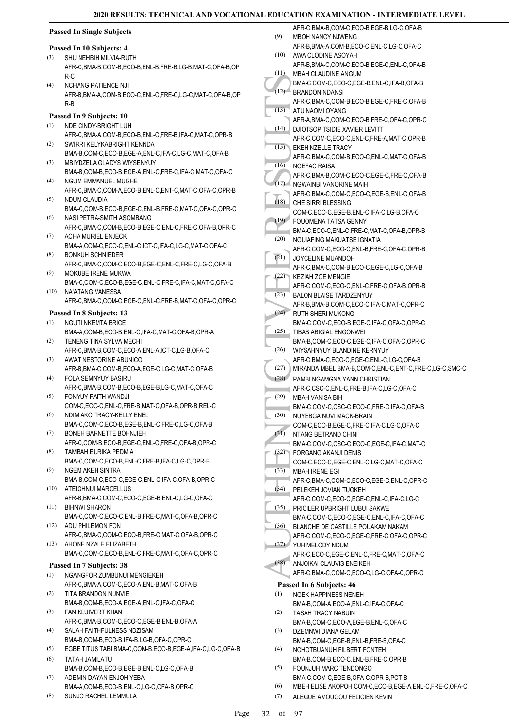## Passed In Single Subjects

### Passed In 10 Subjects: 4

(3) SHU NEHBIH MILVIA-RUTH
AFR-C,BMA-B,COM-B,ECO-B,ENL-B,FRE-B,LG-B,MAT-C,OFA-B,OPR-C

(4) NCHANG PATIENCE NJI
AFR-B,BMA-A,COM-B,ECO-C,ENL-C,FRE-C,LG-C,MAT-C,OFA-B,OPR-B

### Passed In 9 Subjects: 10

(1) NDE CINDY-BRIGHT LUH
AFR-C,BMA-A,COM-B,ECO-B,ENL-C,FRE-B,IFA-C,MAT-C,OPR-B

(2) SWIRRI KELYKABRIGHT KENNDA
BMA-B,COM-C,ECO-B,EGE-A,ENL-C,IFA-C,LG-C,MAT-C,OFA-B

(3) MBIYDZELA GLADYS WIYSENYUY
BMA-B,COM-B,ECO-B,EGE-A,ENL-C,FRE-C,IFA-C,MAT-C,OFA-C

(4) NGUM EMMANUEL MUGHE
AFR-C,BMA-C,COM-A,ECO-B,ENL-C,ENT-C,MAT-C,OFA-C,OPR-B

(5) NDUM CLAUDIA
BMA-C,COM-B,ECO-B,EGE-C,ENL-B,FRE-C,MAT-C,OFA-C,OPR-C

(6) NASI PETRA-SMITH ASOMBANG
AFR-C,BMA-C,COM-B,ECO-B,EGE-C,ENL-C,FRE-C,OFA-B,OPR-C

(7) ACHA MURIEL ENJECK
BMA-A,COM-C,ECO-C,ENL-C,ICT-C,IFA-C,LG-C,MAT-C,OFA-C

(8) BONKUH SCHNIEDER
AFR-C,BMA-C,COM-C,ECO-B,EGE-C,ENL-C,FRE-C,LG-C,OFA-B

(9) MOKUBE IRENE MUKWA
BMA-C,COM-C,ECO-B,EGE-C,ENL-C,FRE-C,IFA-C,MAT-C,OFA-C

(10) NA'ATANG VANESSA
AFR-C,BMA-C,COM-C,EGE-C,ENL-C,FRE-B,MAT-C,OFA-C,OPR-C

### Passed In 8 Subjects: 13

(1) NGUTI NKEMTA BRICE
BMA-A,COM-B,ECO-B,ENL-C,IFA-C,MAT-C,OFA-B,OPR-A

(2) TENENG TINA SYLVA MECHI
AFR-C,BMA-B,COM-C,ECO-A,ENL-A,ICT-C,LG-B,OFA-C

(3) AWAT NESTORINE ABUNICO
AFR-B,BMA-C,COM-B,ECO-A,EGE-C,LG-C,MAT-C,OFA-B

(4) FOLA SEMNYUY BASIRU
AFR-C,BMA-B,COM-B,ECO-B,EGE-B,LG-C,MAT-C,OFA-C

(5) FONYUY FAITH WANDJI
COM-C,ECO-C,ENL-C,FRE-B,MAT-C,OFA-B,OPR-B,REL-C

(6) NDIM AKO TRACY-KELLY ENEL
BMA-C,COM-C,ECO-B,EGE-B,ENL-C,FRE-C,LG-C,OFA-B

(7) BONEH BARNETTE BOHNJIEH
AFR-C,COM-B,ECO-B,EGE-C,ENL-C,FRE-C,OFA-B,OPR-C

(8) TAMBAH EURIKA PEDMIA
BMA-C,COM-C,ECO-B,ENL-C,FRE-B,IFA-B,LG-C,OPR-B

(9) NGEM AKEH SINTRA
BMA-B,COM-C,ECO-C,EGE-C,ENL-C,IFA-C,OFA-B,OPR-C

(10) ATEIGHNUI MARCELLUS
AFR-B,BMA-C,COM-C,ECO-C,EGE-B,ENL-C,LG-C,OFA-C

(11) BIHNWI SHARON
BMA-C,COM-C,ECO-C,ENL-B,FRE-C,MAT-C,OFA-B,OPR-C

(12) ADU PHILEMON FON
AFR-C,BMA-C,COM-C,ECO-B,FRE-C,MAT-C,OFA-B,OPR-C

(13) AHONE NZALE ELIZABETH
BMA-C,COM-C,ECO-B,ENL-C,FRE-C,MAT-C,OFA-C,OPR-C

### Passed In 7 Subjects: 38

(1) NGANGFOR ZUMBUNUI MENGIEKEH
AFR-C,BMA-A,COM-C,ECO-A,ENL-B,MAT-C,OFA-B

(2) TITA BRANDON NUNVIE
BMA-B,COM-B,ECO-A,EGE-A,ENL-C,IFA-C,OFA-C

(3) FAN KLUIVERT KHAN
AFR-C,BMA-B,COM-C,ECO-C,EGE-B,ENL-B,OFA-A

(4) SALAH FAITHFULNESS NDZISAM
BMA-B,COM-B,ECO-B,IFA-B,LG-B,OFA-C,OPR-C

(5) EGBE TITUS TABI BMA-C,COM-B,ECO-B,EGE-A,IFA-C,LG-C,OFA-B

(6) TATAH JAMILATU
BMA-B,COM-B,ECO-B,EGE-B,ENL-C,LG-C,OFA-B

(7) ADEMIN DAYAN ENJOH YEBA
BMA-A,COM-B,ECO-B,ENL-C,LG-C,OFA-B,OPR-C

(8) SUNJO RACHEL LEMMULA
AFR-C,BMA-B,COM-C,ECO-B,EGE-B,LG-C,OFA-B

(9) MBOH NANCY NJWENG
AFR-B,BMA-A,COM-B,ECO-C,ENL-C,LG-C,OFA-C

(10) AWA CLODINE ASOYAH
AFR-B,BMA-C,COM-C,ECO-B,EGE-C,ENL-C,OFA-B

(11) MBAH CLAUDINE ANGUM
BMA-C,COM-C,ECO-C,EGE-B,ENL-C,IFA-B,OFA-B

(12) BRANDON NDANSI
AFR-C,BMA-C,COM-B,ECO-B,EGE-C,FRE-C,OFA-B

(13) ATU NAOMI OYANG
AFR-A,BMA-C,COM-C,ECO-B,FRE-C,OFA-C,OPR-C

(14) DJIOTSOP TSIDIE XAVIER LEVITT
AFR-C,COM-C,ECO-C,ENL-C,FRE-A,MAT-C,OPR-B

(15) EKEH NZELLE TRACY
AFR-C,BMA-C,COM-B,ECO-C,ENL-C,MAT-C,OFA-B

(16) NGEFAC RAISA
AFR-C,BMA-B,COM-C,ECO-C,EGE-C,FRE-C,OFA-B

(17) NGWAINBI VANORINE MAIH
AFR-C,BMA-C,COM-C,ECO-C,EGE-B,ENL-C,OFA-B

(18) CHE SIRRI BLESSING
COM-C,ECO-C,EGE-B,ENL-C,IFA-C,LG-B,OFA-C

(19) FOUOMENA TATSA GENNY
BMA-C,ECO-C,ENL-C,FRE-C,MAT-C,OFA-B,OPR-B

(20) NGUIAFING MAKUATSE IGNATIA
AFR-C,COM-C,ECO-C,ENL-B,FRE-C,OFA-C,OPR-B

(21) JOYCELINE MUANDOH
AFR-C,BMA-C,COM-B,ECO-C,EGE-C,LG-C,OFA-B

(22) KEZIAH ZOE MENGIE
AFR-C,COM-C,ECO-C,ENL-C,FRE-C,OFA-B,OPR-B

(23) BALON BLAISE TARDZENYUY
AFR-B,BMA-B,COM-C,ECO-C,IFA-C,MAT-C,OPR-C

(24) RUTH SHERI MUKONG
BMA-C,COM-C,ECO-B,EGE-C,IFA-C,OFA-C,OPR-C

(25) TIBAB ABIGIAL ENGONWEI
BMA-B,COM-C,ECO-C,EGE-C,IFA-C,OFA-C,OPR-C

(26) WIYSAHNYUY BLANDINE KERNYUY
AFR-C,BMA-C,ECO-C,EGE-C,ENL-C,LG-C,OFA-B

(27) MIRANDA MBEL BMA-B,COM-C,ENL-C,ENT-C,FRE-C,LG-C,SMC-C

(28) PAMBI NGAMGNA YANN CHRISTIAN
AFR-C,CSC-C,ENL-C,FRE-B,IFA-C,LG-C,OFA-C

(29) MBAH VANISA BIH
BMA-C,COM-C,CSC-C,ECO-C,FRE-C,IFA-C,OFA-B

(30) NUYEBGA NUVI MACK-BRAIN
COM-C,ECO-B,EGE-C,FRE-C,IFA-C,LG-C,OFA-C

(31) NTANG BETRAND CHINI
BMA-C,COM-C,CSC-C,ECO-C,EGE-C,IFA-C,MAT-C

(32) FORGANG AKANJI DENIS
COM-C,ECO-C,EGE-C,ENL-C,LG-C,MAT-C,OFA-C

(33) MBAH IRENE EGI
AFR-C,BMA-C,COM-C,ECO-C,EGE-C,ENL-C,OPR-C

(34) PELEKEH JOVIAN TUOKEH
AFR-C,COM-C,ECO-C,EGE-C,ENL-C,IFA-C,LG-C

(35) PRICILER UPBRIGHT LUBUI SAKWE
BMA-C,COM-C,ECO-C,EGE-C,ENL-C,IFA-C,OFA-C

(36) BLANCHE DE CASTILLE POUAKAM NAKAM
AFR-C,COM-C,ECO-C,EGE-C,FRE-C,OFA-C,OPR-C

(37) YUH MELODY NDUM
AFR-C,ECO-C,EGE-C,ENL-C,FRE-C,MAT-C,OFA-C

(38) ANJOIKAI CLAUVIS ENEIKEH
AFR-C,BMA-C,COM-C,ECO-C,LG-C,OFA-C,OPR-C

### Passed In 6 Subjects: 46

(1) NGEK HAPPINESS NENEH
BMA-B,COM-A,ECO-A,ENL-C,IFA-C,OFA-C

(2) TASAH TRACY NABUIN
BMA-B,COM-C,ECO-A,EGE-B,ENL-C,OFA-C

(3) DZEMNWI DIANA GELAM
BMA-B,COM-C,EGE-B,ENL-B,FRE-B,OFA-C

(4) NCHOTBUANUH FILBERT FONTEH
BMA-B,COM-B,ECO-C,ENL-B,FRE-C,OPR-B

(5) FOUNJUH MARC TENDONGO
BMA-C,COM-C,EGE-B,OFA-C,OPR-B,PCT-B

(6) MBEH ELISE AKOPOH COM-C,ECO-B,EGE-A,ENL-C,FRE-C,OFA-C

(7) ALEGUE AMOUGOU FELICIEN KEVIN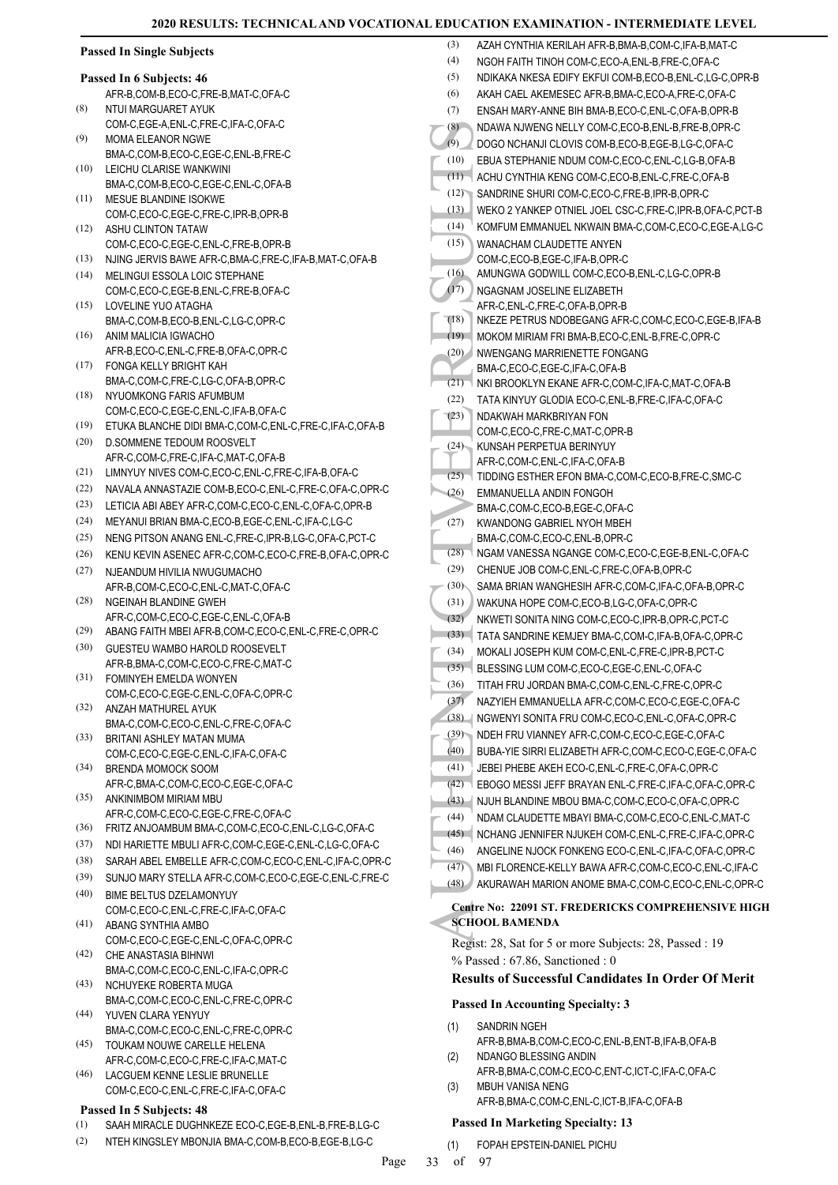**Passed In Single Subjects**

**Passed In 6 Subjects: 46**

AFR-B,COM-B,ECO-C,FRE-B,MAT-C,OFA-C

(8) NTUI MARGUARET AYUK
COM-C,EGE-A,ENL-C,FRE-C,IFA-C,OFA-C

(9) MOMA ELEANOR NGWE
BMA-C,COM-B,ECO-C,EGE-C,ENL-B,FRE-C

(10) LEICHU CLARISE WANKWINI
BMA-C,COM-B,ECO-C,EGE-C,ENL-C,OFA-B

(11) MESUE BLANDINE ISOKWE
COM-C,ECO-C,EGE-C,FRE-C,IPR-B,OPR-B

(12) ASHU CLINTON TATAW
COM-C,ECO-C,EGE-C,ENL-C,FRE-B,OPR-B

(13) NJING JERVIS BAWE AFR-C,BMA-C,FRE-C,IFA-B,MAT-C,OFA-B

(14) MELINGUI ESSOLA LOIC STEPHANE
COM-C,ECO-C,EGE-B,ENL-C,FRE-B,OFA-C

(15) LOVELINE YUO ATAGHA
BMA-C,COM-B,ECO-B,ENL-C,LG-C,OPR-C

(16) ANIM MALICIA IGWACHO
AFR-B,ECO-C,ENL-C,FRE-B,OFA-C,OPR-C

(17) FONGA KELLY BRIGHT KAH
BMA-C,COM-C,FRE-C,LG-C,OFA-B,OPR-C

(18) NYUOMKONG FARIS AFUMBUM
COM-C,ECO-C,EGE-C,ENL-C,IFA-B,OFA-C

(19) ETUKA BLANCHE DIDI BMA-C,COM-C,ENL-C,FRE-C,IFA-C,OFA-B

(20) D.SOMMENE TEDOUM ROOSVELT
AFR-C,COM-C,FRE-C,IFA-C,MAT-C,OFA-B

(21) LIMNYUY NIVES COM-C,ECO-C,ENL-C,FRE-C,IFA-B,OFA-C

(22) NAVALA ANNASTAZIE COM-B,ECO-C,ENL-C,FRE-C,OFA-C,OPR-C

(23) LETICIA ABI ABEY AFR-C,COM-C,ECO-C,ENL-C,OFA-C,OPR-B

(24) MEYANUI BRIAN BMA-C,ECO-B,EGE-C,ENL-C,IFA-C,LG-C

(25) NENG PITSON ANANG ENL-C,FRE-C,IPR-B,LG-C,OFA-C,PCT-C

(26) KENU KEVIN ASENEC AFR-C,COM-C,ECO-C,FRE-B,OFA-C,OPR-C

(27) NJEANDUM HIVILIA NWUGUMACHO
AFR-B,COM-C,ECO-C,ENL-C,MAT-C,OFA-C

(28) NGEINAH BLANDINE GWEH
AFR-C,COM-C,ECO-C,EGE-C,ENL-C,OFA-B

(29) ABANG FAITH MBEI AFR-B,COM-C,ECO-C,ENL-C,FRE-C,OPR-C

(30) GUESTEU WAMBO HAROLD ROOSEVELT
AFR-B,BMA-C,COM-C,ECO-C,FRE-C,MAT-C

(31) FOMINYEH EMELDA WONYEN
COM-C,ECO-C,EGE-C,ENL-C,OFA-C,OPR-C

(32) ANZAH MATHUREL AYUK
BMA-C,COM-C,ECO-C,ENL-C,FRE-C,OFA-C

(33) BRITANI ASHLEY MATAN MUMA
COM-C,ECO-C,EGE-C,ENL-C,IFA-C,OFA-C

(34) BRENDA MOMOCK SOOM
AFR-C,BMA-C,COM-C,ECO-C,EGE-C,OFA-C

(35) ANKINIMBOM MIRIAM MBU
AFR-C,COM-C,ECO-C,EGE-C,FRE-C,OFA-C

(36) FRITZ ANJOAMBUM BMA-C,COM-C,ECO-C,ENL-C,LG-C,OFA-C

(37) NDI HARIETTE MBULI AFR-C,COM-C,EGE-C,ENL-C,LG-C,OFA-C

(38) SARAH ABEL EMBELLE AFR-C,COM-C,ECO-C,ENL-C,IFA-C,OPR-C

(39) SUNJO MARY STELLA AFR-C,COM-C,ECO-C,EGE-C,ENL-C,FRE-C

(40) BIME BELTUS DZELAMONYUY
COM-C,ECO-C,ENL-C,FRE-C,IFA-C,OFA-C

(41) ABANG SYNTHIA AMBO
COM-C,ECO-C,EGE-C,ENL-C,OFA-C,OPR-C

(42) CHE ANASTASIA BIHNWI
BMA-C,COM-C,ECO-C,ENL-C,IFA-C,OPR-C

(43) NCHUYEKE ROBERTA MUGA
BMA-C,COM-C,ECO-C,ENL-C,FRE-C,OPR-C

(44) YUVEN CLARA YENYUY
BMA-C,COM-C,ECO-C,ENL-C,FRE-C,OPR-C

(45) TOUKAM NOUWE CARELLE HELENA
AFR-C,COM-C,ECO-C,FRE-C,IFA-C,MAT-C

(46) LACGUEM KENNE LESLIE BRUNELLE
COM-C,ECO-C,ENL-C,FRE-C,IFA-C,OFA-C

**Passed In 5 Subjects: 48**

(1) SAAH MIRACLE DUGHNKEZE ECO-C,EGE-B,ENL-B,FRE-B,LG-C

(2) NTEH KINGSLEY MBONJIA BMA-C,COM-B,ECO-B,EGE-B,LG-C

(3) AZAH CYNTHIA KERILAH AFR-B,BMA-B,COM-C,IFA-B,MAT-C

(4) NGOH FAITH TINOH COM-C,ECO-A,ENL-B,FRE-C,OFA-C

(5) NDIKAKA NKESA EDIFY EKFUI COM-B,ECO-B,ENL-C,LG-C,OPR-B

(6) AKAH CAEL AKEMESEC AFR-B,BMA-C,ECO-A,FRE-C,OFA-C

(7) ENSAH MARY-ANNE BIH BMA-B,ECO-C,ENL-C,OFA-B,OPR-B

(8) NDAWA NJWENG NELLY COM-C,ECO-B,ENL-B,FRE-B,OPR-C

(9) DOGO NCHANJI CLOVIS COM-B,ECO-B,EGE-B,LG-C,OFA-C

(10) EBUA STEPHANIE NDUM COM-C,ECO-C,ENL-C,LG-B,OFA-B

(11) ACHU CYNTHIA KENG COM-C,ECO-B,ENL-C,FRE-C,OFA-B

(12) SANDRINE SHURI COM-C,ECO-C,FRE-B,IPR-B,OPR-C

(13) WEKO 2 YANKEP OTNIEL JOEL CSC-C,FRE-C,IPR-B,OFA-C,PCT-B

(14) KOMFUM EMMANUEL NKWAIN BMA-C,COM-C,ECO-C,EGE-A,LG-C

(15) WANACHAM CLAUDETTE ANYEN
COM-C,ECO-B,EGE-C,IFA-B,OPR-C

(16) AMUNGWA GODWILL COM-C,ECO-B,ENL-C,LG-C,OPR-B

(17) NGAGNAM JOSELINE ELIZABETH
AFR-C,ENL-C,FRE-C,OFA-B,OPR-B

(18) NKEZE PETRUS NDOBEGANG AFR-C,COM-C,ECO-C,EGE-B,IFA-B

(19) MOKOM MIRIAM FRI BMA-B,ECO-C,ENL-B,FRE-C,OPR-C

(20) NWENGANG MARRIENETTE FONGANG
BMA-C,ECO-C,EGE-C,IFA-C,OFA-B

(21) NKI BROOKLYN EKANE AFR-C,COM-C,IFA-C,MAT-C,OFA-B

(22) TATA KINYUY GLODIA ECO-C,ENL-B,FRE-C,IFA-C,OFA-C

(23) NDAKWAH MARKBRIYAN FON
COM-C,ECO-C,FRE-C,MAT-C,OPR-B

(24) KUNSAH PERPETUA BERINYUY
AFR-C,COM-C,ENL-C,IFA-C,OFA-B

(25) TIDDING ESTHER EFON BMA-C,COM-C,ECO-B,FRE-C,SMC-C

(26) EMMANUELLA ANDIN FONGOH
BMA-C,COM-C,ECO-B,EGE-C,OFA-C

(27) KWANDONG GABRIEL NYOH MBEH
BMA-C,COM-C,ECO-C,ENL-B,OPR-C

(28) NGAM VANESSA NGANGE COM-C,ECO-C,EGE-B,ENL-C,OFA-C

(29) CHENUE JOB COM-C,ENL-C,FRE-C,OFA-B,OPR-C

(30) SAMA BRIAN WANGHESIH AFR-C,COM-C,IFA-C,OFA-B,OPR-C

(31) WAKUNA HOPE COM-C,ECO-B,LG-C,OFA-C,OPR-C

(32) NKWETI SONITA NING COM-C,ECO-C,IPR-B,OPR-C,PCT-C

(33) TATA SANDRINE KEMJEY BMA-C,COM-C,IFA-B,OFA-C,OPR-C

(34) MOKALI JOSEPH KUM COM-C,ENL-C,FRE-C,IPR-B,PCT-C

(35) BLESSING LUM COM-C,ECO-C,EGE-C,ENL-C,OFA-C

(36) TITAH FRU JORDAN BMA-C,COM-C,ENL-C,FRE-C,OPR-C

(37) NAZYIEH EMMANUELLA AFR-C,COM-C,ECO-C,EGE-C,OFA-C

(38) NGWENYI SONITA FRU COM-C,ECO-C,ENL-C,OFA-C,OPR-C

(39) NDEH FRU VIANNEY AFR-C,COM-C,ECO-C,EGE-C,OFA-C

(40) BUBA-YIE SIRRI ELIZABETH AFR-C,COM-C,ECO-C,EGE-C,OFA-C

(41) JEBEI PHEBE AKEH ECO-C,ENL-C,FRE-C,OFA-C,OPR-C

(42) EBOGO MESSI JEFF BRAYAN ENL-C,FRE-C,IFA-C,OFA-C,OPR-C

(43) NJUH BLANDINE MBOU BMA-C,COM-C,ECO-C,OFA-C,OPR-C

(44) NDAM CLAUDETTE MBAYI BMA-C,COM-C,ECO-C,ENL-C,MAT-C

(45) NCHANG JENNIFER NJUKEH COM-C,ENL-C,FRE-C,IFA-C,OPR-C

(46) ANGELINE NJOCK FONKENG ECO-C,ENL-C,IFA-C,OFA-C,OPR-C

(47) MBI FLORENCE-KELLY BAWA AFR-C,COM-C,ECO-C,ENL-C,IFA-C

(48) AKURAWAH MARION ANOME BMA-C,COM-C,ECO-C,ENL-C,OPR-C

**Centre No: 22091 ST. FREDERICKS COMPREHENSIVE HIGH SCHOOL BAMENDA**

Regist: 28, Sat for 5 or more Subjects: 28, Passed : 19

% Passed : 67.86, Sanctioned : 0

**Results of Successful Candidates In Order Of Merit**

**Passed In Accounting Specialty: 3**

(1) SANDRIN NGEH
AFR-B,BMA-B,COM-C,ECO-C,ENL-B,ENT-B,IFA-B,OFA-B

(2) NDANGO BLESSING ANDIN
AFR-B,BMA-C,COM-C,ECO-C,ENT-C,ICT-C,IFA-C,OFA-C

(3) MBUH VANISA NENG
AFR-B,BMA-C,COM-C,ENL-C,ICT-B,IFA-C,OFA-B

**Passed In Marketing Specialty: 13**

(1) FOPAH EPSTEIN-DANIEL PICHU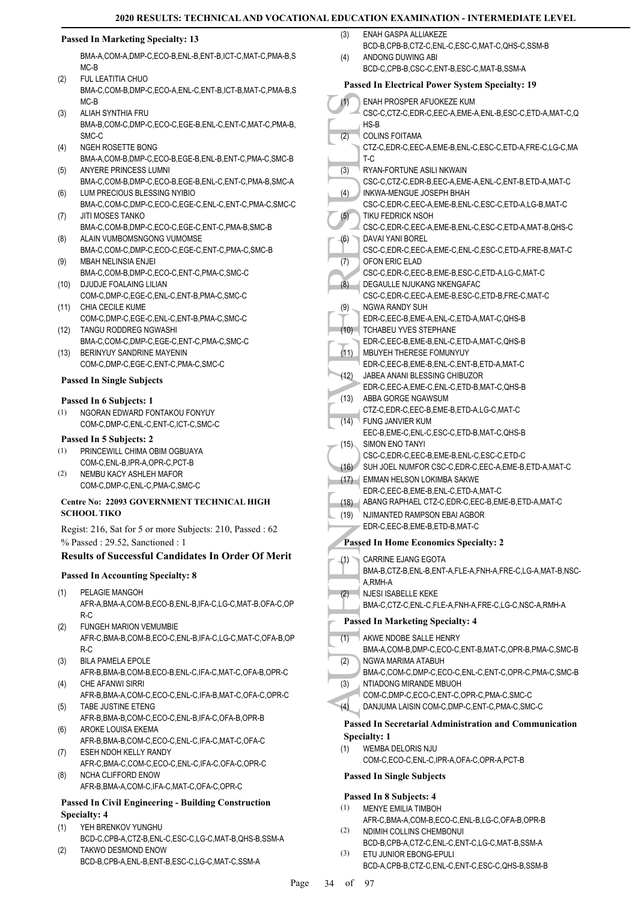**Passed In Marketing Specialty: 13**

BMA-A,COM-A,DMP-C,ECO-B,ENL-B,ENT-B,ICT-C,MAT-C,PMA-B,SMC-B

(2) FUL LEATITIA CHUO
BMA-C,COM-B,DMP-C,ECO-A,ENL-C,ENT-B,ICT-B,MAT-C,PMA-B,SMC-B

(3) ALIAH SYNTHIA FRU
BMA-B,COM-C,DMP-C,ECO-C,EGE-B,ENL-C,ENT-C,MAT-C,PMA-B,SMC-C

(4) NGEH ROSETTE BONG
BMA-A,COM-B,DMP-C,ECO-B,EGE-B,ENL-B,ENT-C,PMA-C,SMC-B

(5) ANYERE PRINCESS LUMNI
BMA-A,COM-B,DMP-C,ECO-B,EGE-B,ENL-C,ENT-C,PMA-B,SMC-A

(6) LUM PRECIOUS BLESSING NYIBIO
BMA-C,COM-C,DMP-C,ECO-C,EGE-C,ENL-C,ENT-C,PMA-C,SMC-C

(7) JITI MOSES TANKO
BMA-C,COM-B,DMP-C,ECO-C,EGE-C,ENT-C,PMA-B,SMC-B

(8) ALAIN VUMBOMSNGONG VUMOMSE
BMA-C,COM-C,DMP-C,ECO-C,EGE-C,ENT-C,PMA-C,SMC-B

(9) MBAH NELINSIA ENJEI
BMA-C,COM-B,DMP-C,ECO-C,ENT-C,PMA-C,SMC-C

(10) DJUDJE FOALAING LILIAN
COM-C,DMP-C,EGE-C,ENL-C,ENT-B,PMA-C,SMC-C

(11) CHIA CECILE KUME
COM-C,DMP-C,EGE-C,ENL-C,ENT-B,PMA-C,SMC-C

(12) TANGU RODDREG NGWASHI
BMA-C,COM-C,DMP-C,EGE-C,ENT-C,PMA-C,SMC-C

(13) BERINYUY SANDRINE MAYENIN
COM-C,DMP-C,EGE-C,ENT-C,PMA-C,SMC-C

**Passed In Single Subjects**

**Passed In 6 Subjects: 1**

(1) NGORAN EDWARD FONTAKOU FONYUY
COM-C,DMP-C,ENL-C,ENT-C,ICT-C,SMC-C

**Passed In 5 Subjects: 2**

(1) PRINCEWILL CHIMA OBIM OGBUAYA
COM-C,ENL-B,IPR-A,OPR-C,PCT-B

(2) NEMBU KACY ASHLEH MAFOR
COM-C,DMP-C,ENL-C,PMA-C,SMC-C

**Centre No: 22093 GOVERNMENT TECHNICAL HIGH SCHOOL TIKO**

Regist: 216, Sat for 5 or more Subjects: 210, Passed : 62

% Passed : 29.52, Sanctioned : 1

### Results of Successful Candidates In Order Of Merit

**Passed In Accounting Specialty: 8**

(1) PELAGIE MANGOH
AFR-A,BMA-A,COM-B,ECO-B,ENL-B,IFA-C,LG-C,MAT-B,OFA-C,OPR-C

(2) FUNGEH MARION VEMUMBIE
AFR-C,BMA-B,COM-B,ECO-C,ENL-B,IFA-C,LG-C,MAT-C,OFA-B,OPR-C

(3) BILA PAMELA EPOLE
AFR-B,BMA-B,COM-B,ECO-B,ENL-C,IFA-C,MAT-C,OFA-B,OPR-C

(4) CHE AFANWI SIRRI
AFR-B,BMA-A,COM-C,ECO-C,ENL-C,IFA-B,MAT-C,OFA-C,OPR-C

(5) TABE JUSTINE ETENG
AFR-B,BMA-B,COM-C,ECO-C,ENL-B,IFA-C,OFA-B,OPR-B

(6) AROKE LOUISA EKEMA
AFR-B,BMA-B,COM-C,ECO-C,ENL-C,IFA-C,MAT-C,OFA-C

(7) ESEH NDOH KELLY RANDY
AFR-C,BMA-C,COM-C,ECO-C,ENL-C,IFA-C,OFA-C,OPR-C

(8) NCHA CLIFFORD ENOW
AFR-B,BMA-A,COM-C,IFA-C,MAT-C,OFA-C,OPR-C

**Passed In Civil Engineering - Building Construction Specialty: 4**

(1) YEH BRENKOV YUNGHU
BCD-C,CPB-A,CTZ-B,ENL-C,ESC-C,LG-C,MAT-B,QHS-B,SSM-A

(2) TAKWO DESMOND ENOW
BCD-B,CPB-A,ENL-B,ENT-B,ESC-C,LG-C,MAT-C,SSM-A

(3) ENAH GASPA ALLIAKEZE
BCD-B,CPB-B,CTZ-C,ENL-C,ESC-C,MAT-C,QHS-C,SSM-B

(4) ANDONG DUWING ABI
BCD-C,CPB-B,CSC-C,ENT-B,ESC-C,MAT-B,SSM-A

**Passed In Electrical Power System Specialty: 19**

(1) ENAH PROSPER AFUOKEZE KUM
CSC-C,CTZ-C,EDR-C,EEC-A,EME-A,ENL-B,ESC-C,ETD-A,MAT-C,QHS-B

(2) COLINS FOITAMA
CTZ-C,EDR-C,EEC-A,EME-B,ENL-C,ESC-C,ETD-A,FRE-C,LG-C,MAT-C

(3) RYAN-FORTUNE ASILI NKWAIN
CSC-C,CTZ-C,EDR-B,EEC-A,EME-A,ENL-C,ENT-B,ETD-A,MAT-C

(4) INKWA-MENGUE JOSEPH BHAH
CSC-C,EDR-C,EEC-A,EME-B,ENL-C,ESC-C,ETD-A,LG-B,MAT-C

(5) TIKU FEDRICK NSOH
CSC-C,EDR-C,EEC-A,EME-B,ENL-C,ESC-C,ETD-A,MAT-B,QHS-C

(6) DAVAI YANI BOREL
CSC-C,EDR-C,EEC-A,EME-C,ENL-C,ESC-C,ETD-A,FRE-B,MAT-C

(7) OFON ERIC ELAD
CSC-C,EDR-C,EEC-B,EME-B,ESC-C,ETD-A,LG-C,MAT-C

(8) DEGAULLE NJUKANG NKENGAFAC
CSC-C,EDR-C,EEC-A,EME-B,ESC-C,ETD-B,FRE-C,MAT-C

(9) NGWA RANDY SUH
EDR-C,EEC-B,EME-A,ENL-C,ETD-A,MAT-C,QHS-B

(10) TCHABEU YVES STEPHANE
EDR-C,EEC-B,EME-B,ENL-C,ETD-A,MAT-C,QHS-B

(11) MBUYEH THERESE FOMUNYUY
EDR-C,EEC-B,EME-B,ENL-C,ENT-B,ETD-A,MAT-C

(12) JABEA ANANI BLESSING CHIBUZOR
EDR-C,EEC-A,EME-C,ENL-C,ETD-B,MAT-C,QHS-B

(13) ABBA GORGE NGAWSUM
CTZ-C,EDR-C,EEC-B,EME-B,ETD-A,LG-C,MAT-C

(14) FUNG JANVIER KUM
EEC-B,EME-C,ENL-C,ESC-C,ETD-B,MAT-C,QHS-B

(15) SIMON ENO TANYI
CSC-C,EDR-C,EEC-B,EME-B,ENL-C,ESC-C,ETD-C

(16) SUH JOEL NUMFOR CSC-C,EDR-C,EEC-A,EME-B,ETD-A,MAT-C

(17) EMMAN HELSON LOKIMBA SAKWE
EDR-C,EEC-B,EME-B,ENL-C,ETD-A,MAT-C

(18) ABANG RAPHAEL CTZ-C,EDR-C,EEC-B,EME-B,ETD-A,MAT-C

(19) NJIMANTED RAMPSON EBAI AGBOR
EDR-C,EEC-B,EME-B,ETD-B,MAT-C

**Passed In Home Economics Specialty: 2**

(1) CARRINE EJANG EGOTA
BMA-B,CTZ-B,ENL-B,ENT-A,FLE-A,FNH-A,FRE-C,LG-A,MAT-B,NSC-A,RMH-A

(2) NJESI ISABELLE KEKE
BMA-C,CTZ-C,ENL-C,FLE-A,FNH-A,FRE-C,LG-C,NSC-A,RMH-A

**Passed In Marketing Specialty: 4**

(1) AKWE NDOBE SALLE HENRY
BMA-A,COM-B,DMP-C,ECO-C,ENT-B,MAT-C,OPR-B,PMA-C,SMC-B

(2) NGWA MARIMA ATABUH
BMA-C,COM-C,DMP-C,ECO-C,ENL-C,ENT-C,OPR-C,PMA-C,SMC-B

(3) NTIADONG MIRANDE MBUOH
COM-C,DMP-C,ECO-C,ENT-C,OPR-C,PMA-C,SMC-C

(4) DANJUMA LAISIN COM-C,DMP-C,ENT-C,PMA-C,SMC-C

**Passed In Secretarial Administration and Communication Specialty: 1**

(1) WEMBA DELORIS NJU
COM-C,ECO-C,ENL-C,IPR-A,OFA-C,OPR-A,PCT-B

**Passed In Single Subjects**

**Passed In 8 Subjects: 4**

(1) MENYE EMILIA TIMBOH
AFR-C,BMA-A,COM-B,ECO-C,ENL-B,LG-C,OFA-B,OPR-B

(2) NDIMIH COLLINS CHEMBONUI
BCD-B,CPB-A,CTZ-C,ENL-C,ENT-C,LG-C,MAT-B,SSM-A

(3) ETU JUNIOR EBONG-EPULI
BCD-A,CPB-B,CTZ-C,ENL-C,ENT-C,ESC-C,QHS-B,SSM-B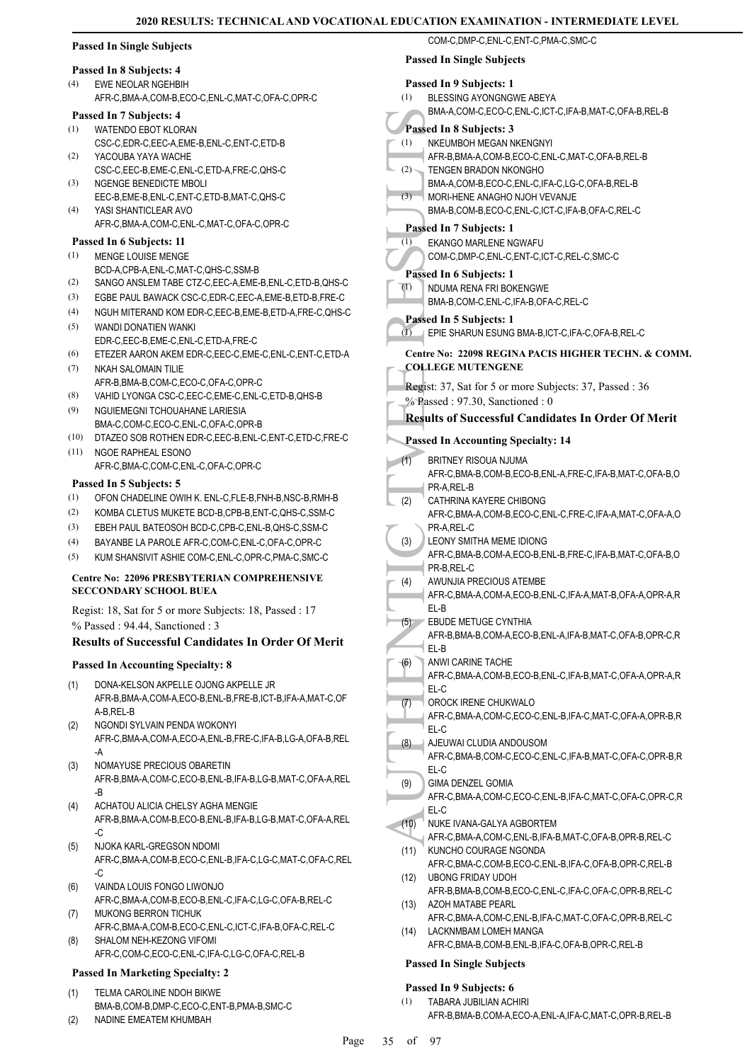### Passed In Single Subjects

#### Passed In 8 Subjects: 4

(1) EWE NEOLAR NGEHBIH
AFR-C,BMA-A,COM-B,ECO-C,ENL-C,MAT-C,OFA-C,OPR-C

#### Passed In 7 Subjects: 4

(1) WATENDO EBOT KLORAN
CSC-C,EDR-C,EEC-A,EME-B,ENL-C,ENT-C,ETD-B
(2) YACOUBA YAYA WACHE
CSC-C,EEC-B,EME-C,ENL-C,ETD-A,FRE-C,QHS-C
(3) NGENGE BENEDICTE MBOLI
EEC-B,EME-B,ENL-C,ENT-C,ETD-B,MAT-C,QHS-C
(4) YASI SHANTICLEAR AVO
AFR-C,BMA-A,COM-C,ENL-C,MAT-C,OFA-C,OPR-C

#### Passed In 6 Subjects: 11

(1) MENGE LOUISE MENGE
BCD-A,CPB-A,ENL-C,MAT-C,QHS-C,SSM-B
(2) SANGO ANSLEM TABE CTZ-C,EEC-A,EME-B,ENL-C,ETD-B,QHS-C
(3) EGBE PAUL BAWACK CSC-C,EDR-C,EEC-A,EME-B,ETD-B,FRE-C
(4) NGUH MITERAND KOM EDR-C,EEC-B,EME-B,ETD-A,FRE-C,QHS-C
(5) WANDI DONATIEN WANKI
EDR-C,EEC-B,EME-C,ENL-C,ETD-A,FRE-C
(6) ETEZER AARON AKEM EDR-C,EEC-C,EME-C,ENL-C,ENT-C,ETD-A
(7) NKAH SALOMAIN TILIE
AFR-B,BMA-B,COM-C,ECO-C,OFA-C,OPR-C
(8) VAHID LYONGA CSC-C,EEC-C,EME-C,ENL-C,ETD-B,QHS-B
(9) NGUIEMEGNI TCHOUAHANE LARIESIA
BMA-C,COM-C,ECO-C,ENL-C,OFA-C,OPR-B
(10) DTAZEO SOB ROTHEN EDR-C,EEC-B,ENL-C,ENT-C,ETD-C,FRE-C
(11) NGOE RAPHEAL ESONO
AFR-C,BMA-C,COM-C,ENL-C,OFA-C,OPR-C

#### Passed In 5 Subjects: 5

(1) OFON CHADELINE OWIH K. ENL-C,FLE-B,FNH-B,NSC-B,RMH-B
(2) KOMBA CLETUS MUKETE BCD-B,CPB-B,ENT-C,QHS-C,SSM-C
(3) EBEH PAUL BATEOSOH BCD-C,CPB-C,ENL-B,QHS-C,SSM-C
(4) BAYANBE LA PAROLE AFR-C,COM-C,ENL-C,OFA-C,OPR-C
(5) KUM SHANSIVIT ASHIE COM-C,ENL-C,OPR-C,PMA-C,SMC-C

## Centre No: 22096 PRESBYTERIAN COMPREHENSIVE SECCONDARY SCHOOL BUEA

Regist: 18, Sat for 5 or more Subjects: 18, Passed : 17
% Passed : 94.44, Sanctioned : 3

### Results of Successful Candidates In Order Of Merit

#### Passed In Accounting Specialty: 8

(1) DONA-KELSON AKPELLE OJONG AKPELLE JR
AFR-B,BMA-A,COM-A,ECO-B,ENL-B,FRE-B,ICT-B,IFA-A,MAT-C,OFA-B,REL-B
(2) NGONDI SYLVAIN PENDA WOKONYI
AFR-C,BMA-A,COM-A,ECO-A,ENL-B,FRE-C,IFA-B,LG-A,OFA-B,REL-A
(3) NOMAYUSE PRECIOUS OBARETIN
AFR-B,BMA-A,COM-C,ECO-B,ENL-B,IFA-B,LG-B,MAT-C,OFA-A,REL-B
(4) ACHATOU ALICIA CHELSY AGHA MENGIE
AFR-B,BMA-A,COM-B,ECO-B,ENL-B,IFA-B,LG-B,MAT-C,OFA-A,REL-C
(5) NJOKA KARL-GREGSON NDOMI
AFR-C,BMA-A,COM-B,ECO-C,ENL-B,IFA-C,LG-C,MAT-C,OFA-C,REL-C
(6) VAINDA LOUIS FONGO LIWONJO
AFR-C,BMA-A,COM-B,ECO-B,ENL-C,IFA-C,LG-C,OFA-B,REL-C
(7) MUKONG BERRON TICHUK
AFR-C,BMA-A,COM-B,ECO-C,ENL-C,ICT-C,IFA-B,OFA-C,REL-C
(8) SHALOM NEH-KEZONG VIFOMI
AFR-C,COM-C,ECO-C,ENL-C,IFA-C,LG-C,OFA-C,REL-B

#### Passed In Marketing Specialty: 2

(1) TELMA CAROLINE NDOH BIKWE
BMA-B,COM-B,DMP-C,ECO-C,ENT-B,PMA-B,SMC-C
(2) NADINE EMEATEM KHUMBAH
COM-C,DMP-C,ENL-C,ENT-C,PMA-C,SMC-C

### Passed In Single Subjects

#### Passed In 9 Subjects: 1

(1) BLESSING AYONGNGWE ABEYA
BMA-A,COM-C,ECO-C,ENL-C,ICT-C,IFA-B,MAT-C,OFA-B,REL-B

#### Passed In 8 Subjects: 3

(1) NKEUMBOH MEGAN NKENGNYI
AFR-B,BMA-A,COM-B,ECO-C,ENL-C,MAT-C,OFA-B,REL-B
(2) TENGEN BRADON NKONGHO
BMA-A,COM-B,ECO-C,ENL-C,IFA-C,LG-C,OFA-B,REL-B
(3) MORI-HENE ANAGHO NJOH VEVANJE
BMA-B,COM-B,ECO-C,ENL-C,ICT-C,IFA-B,OFA-C,REL-C

#### Passed In 7 Subjects: 1

(1) EKANGO MARLENE NGWAFU
COM-C,DMP-C,ENL-C,ENT-C,ICT-C,REL-C,SMC-C

#### Passed In 6 Subjects: 1

(1) NDUMA RENA FRI BOKENGWE
BMA-B,COM-C,ENL-C,IFA-B,OFA-C,REL-C

#### Passed In 5 Subjects: 1

(1) EPIE SHARUN ESUNG BMA-B,ICT-C,IFA-C,OFA-B,REL-C

## Centre No: 22098 REGINA PACIS HIGHER TECHN. & COMM. COLLEGE MUTENGENE

Regist: 37, Sat for 5 or more Subjects: 37, Passed : 36
% Passed : 97.30, Sanctioned : 0

### Results of Successful Candidates In Order Of Merit

#### Passed In Accounting Specialty: 14

(1) BRITNEY RISOUA NJUMA
AFR-C,BMA-B,COM-B,ECO-B,ENL-A,FRE-C,IFA-B,MAT-C,OFA-B,OPR-A,REL-B
(2) CATHRINA KAYERE CHIBONG
AFR-C,BMA-A,COM-B,ECO-C,ENL-C,FRE-C,IFA-A,MAT-C,OFA-A,OPR-A,REL-C
(3) LEONY SMITHA MEME IDIONG
AFR-C,BMA-B,COM-A,ECO-B,ENL-B,FRE-C,IFA-B,MAT-C,OFA-B,OPR-B,REL-C
(4) AWUNJIA PRECIOUS ATEMBE
AFR-C,BMA-A,COM-A,ECO-B,ENL-C,IFA-A,MAT-B,OFA-A,OPR-A,REL-B
(5) EBUDE METUGE CYNTHIA
AFR-B,BMA-B,COM-A,ECO-B,ENL-A,IFA-B,MAT-C,OFA-B,OPR-C,REL-B
(6) ANWI CARINE TACHE
AFR-C,BMA-A,COM-B,ECO-B,ENL-C,IFA-B,MAT-C,OFA-A,OPR-A,REL-C
(7) OROCK IRENE CHUKWALO
AFR-C,BMA-A,COM-C,ECO-C,ENL-B,IFA-C,MAT-C,OFA-A,OPR-B,REL-C
(8) AJEUWAI CLUDIA ANDOUSOM
AFR-C,BMA-B,COM-C,ECO-C,ENL-C,IFA-B,MAT-C,OFA-C,OPR-B,REL-C
(9) GIMA DENZEL GOMIA
AFR-C,BMA-A,COM-C,ECO-C,ENL-B,IFA-C,MAT-C,OFA-C,OPR-C,REL-C
(10) NUKE IVANA-GALYA AGBORTEM
AFR-C,BMA-A,COM-C,ENL-B,IFA-B,MAT-C,OFA-B,OPR-B,REL-C
(11) KUNCHO COURAGE NGONDA
AFR-C,BMA-C,COM-B,ECO-C,ENL-B,IFA-C,OFA-B,OPR-C,REL-B
(12) UBONG FRIDAY UDOH
AFR-B,BMA-B,COM-B,ECO-C,ENL-C,IFA-C,OFA-C,OPR-B,REL-C
(13) AZOH MATABE PEARL
AFR-C,BMA-A,COM-C,ENL-B,IFA-C,MAT-C,OFA-C,OPR-B,REL-C
(14) LACKNMBAM LOMEH MANGA
AFR-C,BMA-B,COM-B,ENL-B,IFA-C,OFA-B,OPR-C,REL-B

### Passed In Single Subjects

#### Passed In 9 Subjects: 6

(1) TABARA JUBILIAN ACHIRI
AFR-B,BMA-B,COM-A,ECO-A,ENL-A,IFA-C,MAT-C,OPR-B,REL-B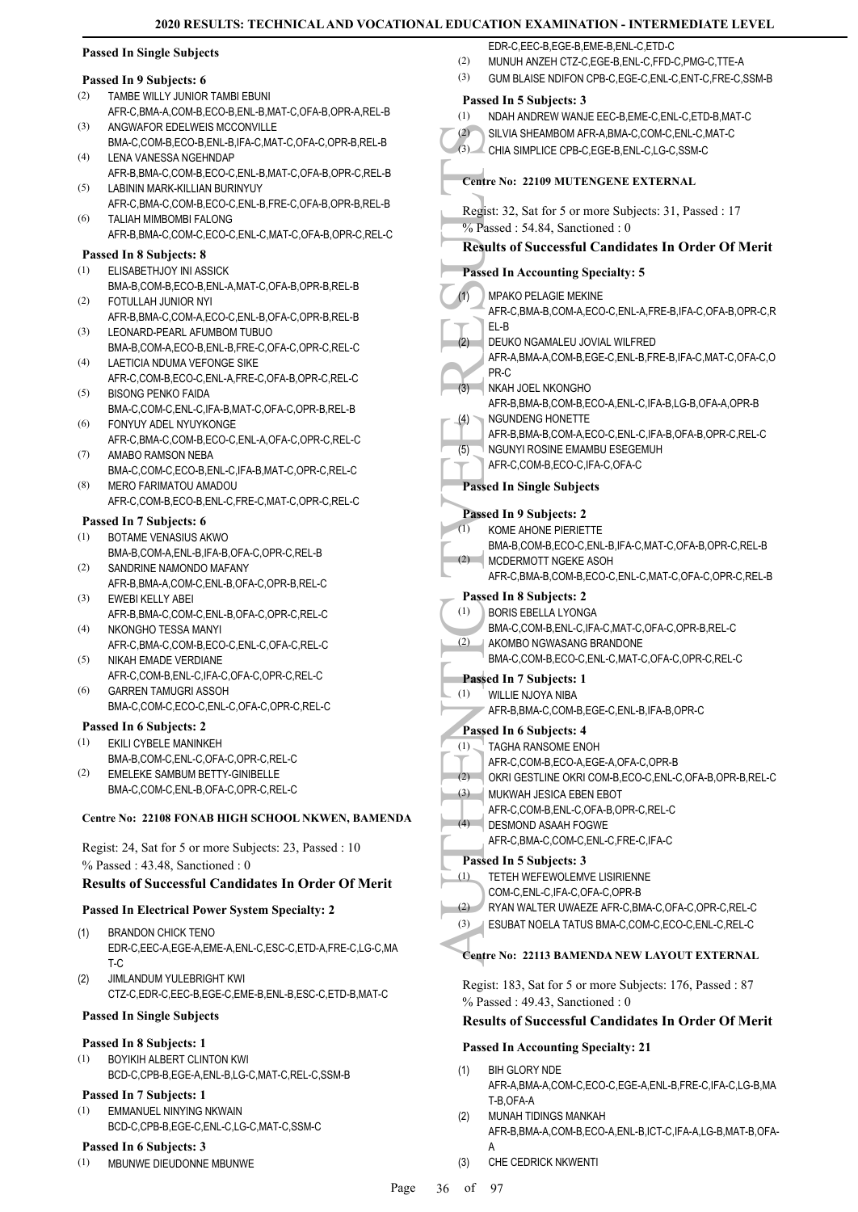### Passed In Single Subjects

#### Passed In 9 Subjects: 6

(2) TAMBE WILLY JUNIOR TAMBI EBUNI
AFR-C,BMA-A,COM-B,ECO-B,ENL-B,MAT-C,OFA-B,OPR-A,REL-B

(3) ANGWAFOR EDELWEIS MCCONVILLE
BMA-C,COM-B,ECO-B,ENL-B,IFA-C,MAT-C,OFA-C,OPR-B,REL-B

(4) LENA VANESSA NGEHNDAP
AFR-B,BMA-C,COM-B,ECO-C,ENL-B,MAT-C,OFA-B,OPR-C,REL-B

(5) LABININ MARK-KILLIAN BURINYUY
AFR-C,BMA-C,COM-B,ECO-C,ENL-B,FRE-C,OFA-B,OPR-B,REL-B

(6) TALIAH MIMBOMBI FALONG
AFR-B,BMA-C,COM-C,ECO-C,ENL-C,MAT-C,OFA-B,OPR-C,REL-C

#### Passed In 8 Subjects: 8

(1) ELISABETHJOY INI ASSICK
BMA-B,COM-B,ECO-B,ENL-A,MAT-C,OFA-B,OPR-B,REL-B

(2) FOTULLAH JUNIOR NYI
AFR-B,BMA-C,COM-A,ECO-C,ENL-B,OFA-C,OPR-B,REL-B

(3) LEONARD-PEARL AFUMBOM TUBUO
BMA-B,COM-A,ECO-B,ENL-B,FRE-C,OFA-C,OPR-C,REL-C

(4) LAETICIA NDUMA VEFONGE SIKE
AFR-C,COM-B,ECO-C,ENL-A,FRE-C,OFA-B,OPR-C,REL-C

(5) BISONG PENKO FAIDA
BMA-C,COM-C,ENL-C,IFA-B,MAT-C,OFA-C,OPR-B,REL-B

(6) FONYUY ADEL NYUYKONGE
AFR-C,BMA-C,COM-B,ECO-C,ENL-A,OFA-C,OPR-C,REL-C

(7) AMABO RAMSON NEBA
BMA-C,COM-C,ECO-B,ENL-C,IFA-B,MAT-C,OPR-C,REL-C

(8) MERO FARIMATOU AMADOU
AFR-C,COM-B,ECO-B,ENL-C,FRE-C,MAT-C,OPR-C,REL-C

#### Passed In 7 Subjects: 6

(1) BOTAME VENASIUS AKWO
BMA-B,COM-A,ENL-B,IFA-B,OFA-C,OPR-C,REL-B

(2) SANDRINE NAMONDO MAFANY
AFR-B,BMA-A,COM-C,ENL-B,OFA-C,OPR-B,REL-C

(3) EWEBI KELLY ABEI
AFR-B,BMA-C,COM-C,ENL-B,OFA-C,OPR-C,REL-C

(4) NKONGHO TESSA MANYI
AFR-C,BMA-C,COM-B,ECO-C,ENL-C,OFA-C,REL-C

(5) NIKAH EMADE VERDIANE
AFR-C,COM-B,ENL-C,IFA-C,OFA-C,OPR-C,REL-C

(6) GARREN TAMUGRI ASSOH
BMA-C,COM-C,ECO-C,ENL-C,OFA-C,OPR-C,REL-C

#### Passed In 6 Subjects: 2

(1) EKILI CYBELE MANINKEH
BMA-B,COM-C,ENL-C,OFA-C,OPR-C,REL-C

(2) EMELEKE SAMBUM BETTY-GINIBELLE
BMA-C,COM-C,ENL-B,OFA-C,OPR-C,REL-C

## Centre No: 22108 FONAB HIGH SCHOOL NKWEN, BAMENDA

Regist: 24, Sat for 5 or more Subjects: 23, Passed : 10
% Passed : 43.48, Sanctioned : 0

### Results of Successful Candidates In Order Of Merit

#### Passed In Electrical Power System Specialty: 2

(1) BRANDON CHICK TENO
EDR-C,EEC-A,EGE-A,EME-A,ENL-C,ESC-C,ETD-A,FRE-C,LG-C,MAT-C

(2) JIMLANDUM YULEBRIGHT KWI
CTZ-C,EDR-C,EEC-B,EGE-C,EME-B,ENL-B,ESC-C,ETD-B,MAT-C

### Passed In Single Subjects

#### Passed In 8 Subjects: 1

(1) BOYIKIH ALBERT CLINTON KWI
BCD-C,CPB-B,EGE-A,ENL-B,LG-C,MAT-C,REL-C,SSM-B

#### Passed In 7 Subjects: 1

(1) EMMANUEL NINYING NKWAIN
BCD-C,CPB-B,EGE-C,ENL-C,LG-C,MAT-C,SSM-C

#### Passed In 6 Subjects: 3

(1) MBUNWE DIEUDONNE MBUNWE
EDR-C,EEC-B,EGE-B,EME-B,ENL-C,ETD-C

(2) MUNUH ANZEH CTZ-C,EGE-B,ENL-C,FFD-C,PMG-C,TTE-A

(3) GUM BLAISE NDIFON CPB-C,EGE-C,ENL-C,ENT-C,FRE-C,SSM-B

#### Passed In 5 Subjects: 3

(1) NDAH ANDREW WANJE EEC-B,EME-C,ENL-C,ETD-B,MAT-C

(2) SILVIA SHEAMBOM AFR-A,BMA-C,COM-C,ENL-C,MAT-C

(3) CHIA SIMPLICE CPB-C,EGE-B,ENL-C,LG-C,SSM-C

## Centre No: 22109 MUTENGENE EXTERNAL

Regist: 32, Sat for 5 or more Subjects: 31, Passed : 17
% Passed : 54.84, Sanctioned : 0

### Results of Successful Candidates In Order Of Merit

#### Passed In Accounting Specialty: 5

(1) MPAKO PELAGIE MEKINE
AFR-C,BMA-B,COM-A,ECO-C,ENL-A,FRE-B,IFA-C,OFA-B,OPR-C,REL-B

(2) DEUKO NGAMALEU JOVIAL WILFRED
AFR-A,BMA-A,COM-B,EGE-C,ENL-B,FRE-B,IFA-C,MAT-C,OFA-C,OPR-C

(3) NKAH JOEL NKONGHO
AFR-B,BMA-B,COM-B,ECO-A,ENL-C,IFA-B,LG-B,OFA-A,OPR-B

(4) NGUNDENG HONETTE
AFR-B,BMA-B,COM-A,ECO-C,ENL-C,IFA-B,OFA-B,OPR-C,REL-C

(5) NGUNYI ROSINE EMAMBU ESEGEMUH
AFR-C,COM-B,ECO-C,IFA-C,OFA-C

### Passed In Single Subjects

#### Passed In 9 Subjects: 2

(1) KOME AHONE PIERIETTE
BMA-B,COM-B,ECO-C,ENL-B,IFA-C,MAT-C,OFA-B,OPR-C,REL-B

(2) MCDERMOTT NGEKE ASOH
AFR-C,BMA-B,COM-B,ECO-C,ENL-C,MAT-C,OFA-C,OPR-C,REL-B

#### Passed In 8 Subjects: 2

(1) BORIS EBELLA LYONGA
BMA-C,COM-B,ENL-C,IFA-C,MAT-C,OFA-C,OPR-B,REL-C

(2) AKOMBO NGWASANG BRANDONE
BMA-C,COM-B,ECO-C,ENL-C,MAT-C,OFA-C,OPR-C,REL-C

#### Passed In 7 Subjects: 1

(1) WILLIE NJOYA NIBA
AFR-B,BMA-C,COM-B,EGE-C,ENL-B,IFA-B,OPR-C

#### Passed In 6 Subjects: 4

(1) TAGHA RANSOME ENOH
AFR-C,COM-B,ECO-A,EGE-A,OFA-C,OPR-B

(2) OKRI GESTLINE OKRI COM-B,ECO-C,ENL-C,OFA-B,OPR-B,REL-C

(3) MUKWAH JESICA EBEN EBOT
AFR-C,COM-B,ENL-C,OFA-B,OPR-C,REL-C

(4) DESMOND ASAAH FOGWE
AFR-C,BMA-C,COM-C,ENL-C,FRE-C,IFA-C

#### Passed In 5 Subjects: 3

(1) TETEH WEFEWOLEMVE LISIRIENNE
COM-C,ENL-C,IFA-C,OFA-C,OPR-B

(2) RYAN WALTER UWAEZE AFR-C,BMA-C,OFA-C,OPR-C,REL-C

(3) ESUBAT NOELA TATUS BMA-C,COM-C,ECO-C,ENL-C,REL-C

## Centre No: 22113 BAMENDA NEW LAYOUT EXTERNAL

Regist: 183, Sat for 5 or more Subjects: 176, Passed : 87
% Passed : 49.43, Sanctioned : 0

### Results of Successful Candidates In Order Of Merit

#### Passed In Accounting Specialty: 21

(1) BIH GLORY NDE
AFR-A,BMA-A,COM-C,ECO-C,EGE-A,ENL-B,FRE-C,IFA-C,LG-B,MAT-B,OFA-A

(2) MUNAH TIDINGS MANKAH
AFR-B,BMA-A,COM-B,ECO-A,ENL-B,ICT-C,IFA-A,LG-B,MAT-B,OFA-A

(3) CHE CEDRICK NKWENTI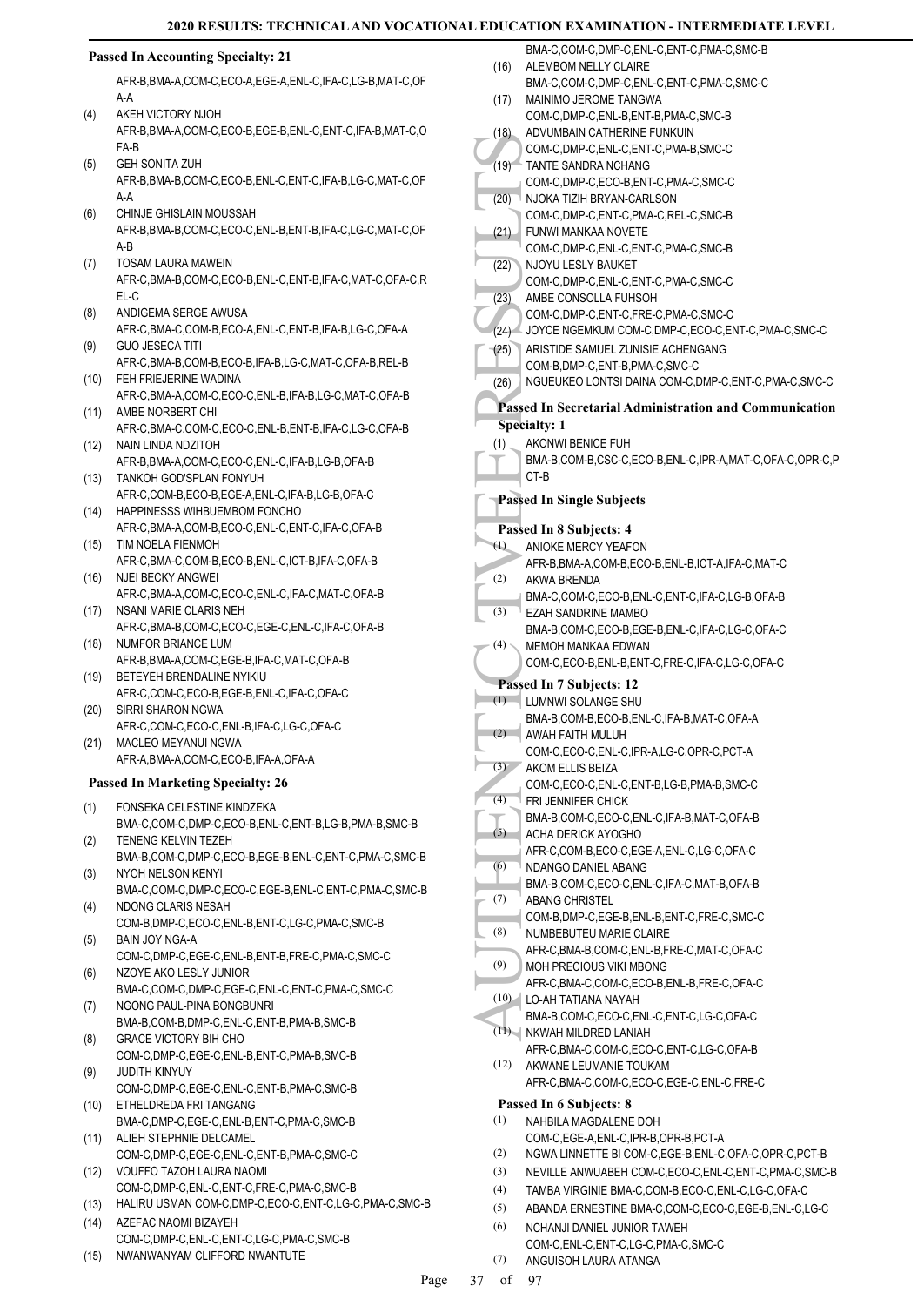### Passed In Accounting Specialty: 21

AFR-B,BMA-A,COM-C,ECO-A,EGE-A,ENL-C,IFA-C,LG-B,MAT-C,OFA-A

(4) AKEH VICTORY NJOH
AFR-B,BMA-A,COM-C,ECO-B,EGE-B,ENL-C,ENT-C,IFA-B,MAT-C,OFA-B

(5) GEH SONITA ZUH
AFR-B,BMA-B,COM-C,ECO-B,ENL-C,ENT-C,IFA-B,LG-C,MAT-C,OFA-A

(6) CHINJE GHISLAIN MOUSSAH
AFR-B,BMA-B,COM-C,ECO-C,ENL-B,ENT-B,IFA-C,LG-C,MAT-C,OFA-B

(7) TOSAM LAURA MAWEIN
AFR-C,BMA-B,COM-C,ECO-B,ENL-C,ENT-B,IFA-C,MAT-C,OFA-C,REL-C

(8) ANDIGEMA SERGE AWUSA
AFR-C,BMA-C,COM-B,ECO-A,ENL-C,ENT-B,IFA-B,LG-C,OFA-A

(9) GUO JESECA TITI
AFR-C,BMA-B,COM-B,ECO-B,IFA-B,LG-C,MAT-C,OFA-B,REL-B

(10) FEH FRIEJERINE WADINA
AFR-C,BMA-A,COM-C,ECO-C,ENL-B,IFA-B,LG-C,MAT-C,OFA-B

(11) AMBE NORBERT CHI
AFR-C,BMA-C,COM-C,ECO-C,ENL-B,ENT-B,IFA-C,LG-C,OFA-B

(12) NAIN LINDA NDZITOH
AFR-B,BMA-A,COM-C,ECO-C,ENL-C,IFA-B,LG-B,OFA-B

(13) TANKOH GOD'SPLAN FONYUH
AFR-C,COM-B,ECO-B,EGE-A,ENL-C,IFA-B,LG-B,OFA-C

(14) HAPPINESSS WIHBUEMBOM FONCHO
AFR-C,BMA-A,COM-B,ECO-C,ENL-C,ENT-C,IFA-C,OFA-B

(15) TIM NOELA FIENMOH
AFR-C,BMA-C,COM-B,ECO-B,ENL-C,ICT-B,IFA-C,OFA-B

(16) NJEI BECKY ANGWEI
AFR-C,BMA-A,COM-C,ECO-C,ENL-C,IFA-C,MAT-C,OFA-B

(17) NSANI MARIE CLARIS NEH
AFR-C,BMA-B,COM-C,ECO-C,EGE-C,ENL-C,IFA-C,OFA-B

(18) NUMFOR BRIANCE LUM
AFR-B,BMA-A,COM-C,EGE-B,IFA-C,MAT-C,OFA-B

(19) BETEYEH BRENDALINE NYIKIU
AFR-C,COM-C,ECO-B,EGE-B,ENL-C,IFA-C,OFA-C

(20) SIRRI SHARON NGWA
AFR-C,COM-C,ECO-C,ENL-B,IFA-C,LG-C,OFA-C

(21) MACLEO MEYANUI NGWA
AFR-A,BMA-A,COM-C,ECO-B,IFA-A,OFA-A

### Passed In Marketing Specialty: 26

(1) FONSEKA CELESTINE KINDZEKA
BMA-C,COM-C,DMP-C,ECO-B,ENL-C,ENT-B,LG-B,PMA-B,SMC-B

(2) TENENG KELVIN TEZEH
BMA-B,COM-C,DMP-C,ECO-B,EGE-B,ENL-C,ENT-C,PMA-C,SMC-B

(3) NYOH NELSON KENYI
BMA-C,COM-C,DMP-C,ECO-C,EGE-B,ENL-C,ENT-C,PMA-C,SMC-B

(4) NDONG CLARIS NESAH
COM-B,DMP-C,ECO-C,ENL-B,ENT-C,LG-C,PMA-C,SMC-B

(5) BAIN JOY NGA-A
COM-C,DMP-C,EGE-C,ENL-B,ENT-B,FRE-C,PMA-C,SMC-C

(6) NZOYE AKO LESLY JUNIOR
BMA-C,COM-C,DMP-C,EGE-C,ENL-C,ENT-C,PMA-C,SMC-C

(7) NGONG PAUL-PINA BONGBUNRI
BMA-B,COM-B,DMP-C,ENL-C,ENT-B,PMA-B,SMC-B

(8) GRACE VICTORY BIH CHO
COM-C,DMP-C,EGE-C,ENL-B,ENT-C,PMA-B,SMC-B

(9) JUDITH KINYUY
COM-C,DMP-C,EGE-C,ENL-C,ENT-B,PMA-C,SMC-B

(10) ETHELDREDA FRI TANGANG
BMA-C,DMP-C,EGE-C,ENL-B,ENT-C,PMA-C,SMC-B

(11) ALIEH STEPHNIE DELCAMEL
COM-C,DMP-C,EGE-C,ENL-C,ENT-B,PMA-C,SMC-C

(12) VOUFFO TAZOH LAURA NAOMI
COM-C,DMP-C,ENL-C,ENT-C,FRE-C,PMA-C,SMC-B

(13) HALIRU USMAN COM-C,DMP-C,ECO-C,ENT-C,LG-C,PMA-C,SMC-B

(14) AZEFAC NAOMI BIZAYEH
COM-C,DMP-C,ENL-C,ENT-C,LG-C,PMA-C,SMC-B

(15) NWANWANYAM CLIFFORD NWANTUTE
BMA-C,COM-C,DMP-C,ENL-C,ENT-C,PMA-C,SMC-B

(16) ALEMBOM NELLY CLAIRE
BMA-C,COM-C,DMP-C,ENL-C,ENT-C,PMA-C,SMC-C

(17) MAINIMO JEROME TANGWA
COM-C,DMP-C,ENL-B,ENT-B,PMA-C,SMC-B

(18) ADVUMBAIN CATHERINE FUNKUIN
COM-C,DMP-C,ENL-C,ENT-C,PMA-B,SMC-C

(19) TANTE SANDRA NCHANG
COM-C,DMP-C,ECO-B,ENT-C,PMA-C,SMC-C

(20) NJOKA TIZIH BRYAN-CARLSON
COM-C,DMP-C,ENT-C,PMA-C,REL-C,SMC-B

(21) FUNWI MANKAA NOVETE
COM-C,DMP-C,ENL-C,ENT-C,PMA-C,SMC-B

(22) NJOYU LESLY BAUKET
COM-C,DMP-C,ENL-C,ENT-C,PMA-C,SMC-C

(23) AMBE CONSOLLA FUHSOH
COM-C,DMP-C,ENT-C,FRE-C,PMA-C,SMC-C

(24) JOYCE NGEMKUM COM-C,DMP-C,ECO-C,ENT-C,PMA-C,SMC-C

(25) ARISTIDE SAMUEL ZUNISIE ACHENGANG
COM-B,DMP-C,ENT-B,PMA-C,SMC-C

(26) NGUEUKEO LONTSI DAINA COM-C,DMP-C,ENT-C,PMA-C,SMC-C

### Passed In Secretarial Administration and Communication Specialty: 1

(1) AKONWI BENICE FUH
BMA-B,COM-B,CSC-C,ECO-B,ENL-C,IPR-A,MAT-C,OFA-C,OPR-C,PCT-B

### Passed In Single Subjects

#### Passed In 8 Subjects: 4

(1) ANIOKE MERCY YEAFON
AFR-B,BMA-A,COM-B,ECO-B,ENL-B,ICT-A,IFA-C,MAT-C

(2) AKWA BRENDA
BMA-C,COM-C,ECO-B,ENL-C,ENT-C,IFA-C,LG-B,OFA-B

(3) EZAH SANDRINE MAMBO
BMA-B,COM-C,ECO-B,EGE-B,ENL-C,IFA-C,LG-C,OFA-C

(4) MEMOH MANKAA EDWAN
COM-C,ECO-B,ENL-B,ENT-C,FRE-C,IFA-C,LG-C,OFA-C

#### Passed In 7 Subjects: 12

(1) LUMNWI SOLANGE SHU
BMA-B,COM-B,ECO-B,ENL-C,IFA-B,MAT-C,OFA-A

(2) AWAH FAITH MULUH
COM-C,ECO-C,ENL-C,IPR-A,LG-C,OPR-C,PCT-A

(3) AKOM ELLIS BEIZA
COM-C,ECO-C,ENL-C,ENT-B,LG-B,PMA-B,SMC-C

(4) FRI JENNIFER CHICK
BMA-B,COM-C,ECO-C,ENL-C,IFA-B,MAT-C,OFA-B

(5) ACHA DERICK AYOGHO
AFR-C,COM-B,ECO-C,EGE-A,ENL-C,LG-C,OFA-C

(6) NDANGO DANIEL ABANG
BMA-B,COM-C,ECO-C,ENL-C,IFA-C,MAT-B,OFA-B

(7) ABANG CHRISTEL
COM-B,DMP-C,EGE-B,ENL-B,ENT-C,FRE-C,SMC-C

(8) NUMBEBUTEU MARIE CLAIRE
AFR-C,BMA-B,COM-C,ENL-B,FRE-C,MAT-C,OFA-C

(9) MOH PRECIOUS VIKI MBONG
AFR-C,BMA-C,COM-C,ECO-B,ENL-B,FRE-C,OFA-C

(10) LO-AH TATIANA NAYAH
BMA-B,COM-C,ECO-C,ENL-C,ENT-C,LG-C,OFA-C

(11) NKWAH MILDRED LANIAH
AFR-C,BMA-C,COM-C,ECO-C,ENT-C,LG-C,OFA-B

(12) AKWANE LEUMANIE TOUKAM
AFR-C,BMA-C,COM-C,ECO-C,EGE-C,ENL-C,FRE-C

#### Passed In 6 Subjects: 8

(1) NAHBILA MAGDALENE DOH
COM-C,EGE-A,ENL-C,IPR-B,OPR-B,PCT-A

(2) NGWA LINNETTE BI COM-C,EGE-B,ENL-C,OFA-C,OPR-C,PCT-B

(3) NEVILLE ANWUABEH COM-C,ECO-C,ENL-C,ENT-C,PMA-C,SMC-B

(4) TAMBA VIRGINIE BMA-C,COM-B,ECO-C,ENL-C,LG-C,OFA-C

(5) ABANDA ERNESTINE BMA-C,COM-C,ECO-C,EGE-B,ENL-C,LG-C

(6) NCHANJI DANIEL JUNIOR TAWEH
COM-C,ENL-C,ENT-C,LG-C,PMA-C,SMC-C

(7) ANGUISOH LAURA ATANGA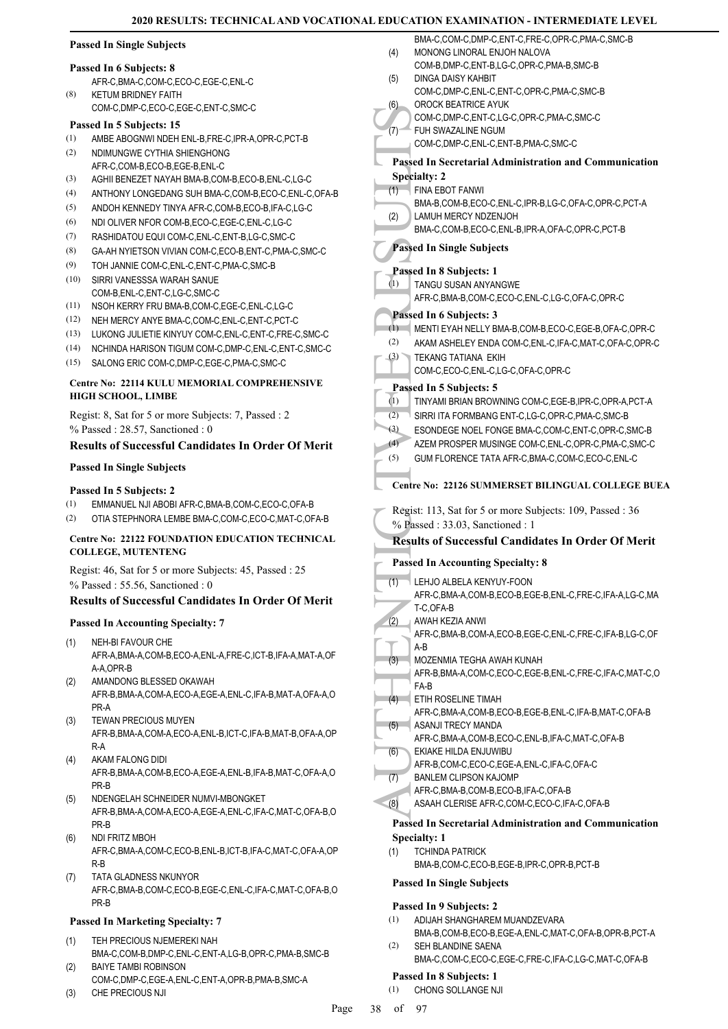**Passed In Single Subjects**

**Passed In 6 Subjects: 8**

AFR-C,BMA-C,COM-C,ECO-C,EGE-C,ENL-C

(8) KETUM BRIDNEY FAITH
COM-C,DMP-C,ECO-C,EGE-C,ENT-C,SMC-C

**Passed In 5 Subjects: 15**

(1) AMBE ABOGNWI NDEH ENL-B,FRE-C,IPR-A,OPR-C,PCT-B
(2) NDIMUNGWE CYTHIA SHIENGHONG
AFR-C,COM-B,ECO-B,EGE-B,ENL-C
(3) AGHII BENEZET NAYAH BMA-B,COM-B,ECO-B,ENL-C,LG-C
(4) ANTHONY LONGEDANG SUH BMA-C,COM-B,ECO-C,ENL-C,OFA-B
(5) ANDOH KENNEDY TINYA AFR-C,COM-B,ECO-B,IFA-C,LG-C
(6) NDI OLIVER NFOR COM-B,ECO-C,EGE-C,ENL-C,LG-C
(7) RASHIDATOU EQUI COM-C,ENL-C,ENT-B,LG-C,SMC-C
(8) GA-AH NYIETSON VIVIAN COM-C,ECO-B,ENT-C,PMA-C,SMC-C
(9) TOH JANNIE COM-C,ENL-C,ENT-C,PMA-C,SMC-B
(10) SIRRI VANESSSA WARAH SANUE
COM-B,ENL-C,ENT-C,LG-C,SMC-C
(11) NSOH KERRY FRU BMA-B,COM-C,EGE-C,ENL-C,LG-C
(12) NEH MERCY ANYE BMA-C,COM-C,ENL-C,ENT-C,PCT-C
(13) LUKONG JULIETIE KINYUY COM-C,ENL-C,ENT-C,FRE-C,SMC-C
(14) NCHINDA HARISON TIGUM COM-C,DMP-C,ENL-C,ENT-C,SMC-C
(15) SALONG ERIC COM-C,DMP-C,EGE-C,PMA-C,SMC-C

### Centre No: 22114 KULU MEMORIAL COMPREHENSIVE HIGH SCHOOL, LIMBE

Regist: 8, Sat for 5 or more Subjects: 7, Passed : 2
% Passed : 28.57, Sanctioned : 0

**Results of Successful Candidates In Order Of Merit**

**Passed In Single Subjects**

**Passed In 5 Subjects: 2**

(1) EMMANUEL NJI ABOBI AFR-C,BMA-B,COM-C,ECO-C,OFA-B
(2) OTIA STEPHNORA LEMBE BMA-C,COM-C,ECO-C,MAT-C,OFA-B

### Centre No: 22122 FOUNDATION EDUCATION TECHNICAL COLLEGE, MUTENTENG

Regist: 46, Sat for 5 or more Subjects: 45, Passed : 25
% Passed : 55.56, Sanctioned : 0

**Results of Successful Candidates In Order Of Merit**

**Passed In Accounting Specialty: 7**

(1) NEH-BI FAVOUR CHE
AFR-A,BMA-A,COM-B,ECO-A,ENL-A,FRE-C,ICT-B,IFA-A,MAT-A,OFA-A,OPR-B
(2) AMANDONG BLESSED OKAWAH
AFR-B,BMA-A,COM-A,ECO-A,EGE-A,ENL-C,IFA-B,MAT-A,OFA-A,OPR-A
(3) TEWAN PRECIOUS MUYEN
AFR-B,BMA-A,COM-A,ECO-A,ENL-B,ICT-C,IFA-B,MAT-B,OFA-A,OPR-A
(4) AKAM FALONG DIDI
AFR-B,BMA-A,COM-B,ECO-A,EGE-A,ENL-B,IFA-B,MAT-C,OFA-A,OPR-B
(5) NDENGELAH SCHNEIDER NUMVI-MBONGKET
AFR-B,BMA-A,COM-A,ECO-A,EGE-A,ENL-C,IFA-C,MAT-C,OFA-B,OPR-B
(6) NDI FRITZ MBOH
AFR-C,BMA-A,COM-C,ECO-B,ENL-B,ICT-B,IFA-C,MAT-C,OFA-A,OPR-B
(7) TATA GLADNESS NKUNYOR
AFR-C,BMA-B,COM-C,ECO-B,EGE-C,ENL-C,IFA-C,MAT-C,OFA-B,OPR-B

**Passed In Marketing Specialty: 7**

(1) TEH PRECIOUS NJEMEREKI NAH
BMA-C,COM-B,DMP-C,ENL-C,ENT-A,LG-B,OPR-C,PMA-B,SMC-B
(2) BAIYE TAMBI ROBINSON
COM-C,DMP-C,EGE-A,ENL-C,ENT-A,OPR-B,PMA-B,SMC-A
(3) CHE PRECIOUS NJI
BMA-C,COM-C,DMP-C,ENT-C,FRE-C,OPR-C,PMA-C,SMC-B
(4) MONONG LINORAL ENJOH NALOVA
COM-B,DMP-C,ENT-B,LG-C,OPR-C,PMA-B,SMC-B
(5) DINGA DAISY KAHBIT
COM-C,DMP-C,ENL-C,ENT-C,OPR-C,PMA-C,SMC-B
(6) OROCK BEATRICE AYUK
COM-C,DMP-C,ENT-C,LG-C,OPR-C,PMA-C,SMC-C
(7) FUH SWAZALINE NGUM
COM-C,DMP-C,ENL-C,ENT-B,PMA-C,SMC-C

**Passed In Secretarial Administration and Communication Specialty: 2**

(1) FINA EBOT FANWI
BMA-B,COM-B,ECO-C,ENL-C,IPR-B,LG-C,OFA-C,OPR-C,PCT-A
(2) LAMUH MERCY NDZENJOH
BMA-C,COM-B,ECO-C,ENL-B,IPR-A,OFA-C,OPR-C,PCT-B

**Passed In Single Subjects**

**Passed In 8 Subjects: 1**

(1) TANGU SUSAN ANYANGWE
AFR-C,BMA-B,COM-C,ECO-C,ENL-C,LG-C,OFA-C,OPR-C

**Passed In 6 Subjects: 3**

(1) MENTI EYAH NELLY BMA-B,COM-B,ECO-C,EGE-B,OFA-C,OPR-C
(2) AKAM ASHELEY ENDA COM-C,ENL-C,IFA-C,MAT-C,OFA-C,OPR-C
(3) TEKANG TATIANA EKIH
COM-C,ECO-C,ENL-C,LG-C,OFA-C,OPR-C

**Passed In 5 Subjects: 5**

(1) TINYAMI BRIAN BROWNING COM-C,EGE-B,IPR-C,OPR-A,PCT-A
(2) SIRRI ITA FORMBANG ENT-C,LG-C,OPR-C,PMA-C,SMC-B
(3) ESONDEGE NOEL FONGE BMA-C,COM-C,ENT-C,OPR-C,SMC-B
(4) AZEM PROSPER MUSINGE COM-C,ENL-C,OPR-C,PMA-C,SMC-C
(5) GUM FLORENCE TATA AFR-C,BMA-C,COM-C,ECO-C,ENL-C

### Centre No: 22126 SUMMERSET BILINGUAL COLLEGE BUEA

Regist: 113, Sat for 5 or more Subjects: 109, Passed : 36
% Passed : 33.03, Sanctioned : 1

**Results of Successful Candidates In Order Of Merit**

**Passed In Accounting Specialty: 8**

(1) LEHJO ALBELA KENYUY-FOON
AFR-C,BMA-A,COM-B,ECO-B,EGE-B,ENL-C,FRE-C,IFA-A,LG-C,MAT-C,OFA-B
(2) AWAH KEZIA ANWI
AFR-C,BMA-B,COM-A,ECO-B,EGE-C,ENL-C,FRE-C,IFA-B,LG-C,OFA-B
(3) MOZENMIA TEGHA AWAH KUNAH
AFR-B,BMA-A,COM-C,ECO-C,EGE-B,ENL-C,FRE-C,IFA-C,MAT-C,OFA-B
(4) ETIH ROSELINE TIMAH
AFR-C,BMA-A,COM-B,ECO-B,EGE-B,ENL-C,IFA-B,MAT-C,OFA-B
(5) ASANJI TRECY MANDA
AFR-C,BMA-A,COM-B,ECO-C,ENL-B,IFA-C,MAT-C,OFA-B
(6) EKIAKE HILDA ENJUWIBU
AFR-B,COM-C,ECO-C,EGE-A,ENL-C,IFA-C,OFA-C
(7) BANLEM CLIPSON KAJOMP
AFR-C,BMA-B,COM-B,ECO-B,IFA-C,OFA-B
(8) ASAAH CLERISE AFR-C,COM-C,ECO-C,IFA-C,OFA-B

**Passed In Secretarial Administration and Communication Specialty: 1**

(1) TCHINDA PATRICK
BMA-B,COM-C,ECO-B,EGE-B,IPR-C,OPR-B,PCT-B

**Passed In Single Subjects**

**Passed In 9 Subjects: 2**

(1) ADIJAH SHANGHAREM MUANDZEVARA
BMA-B,COM-B,ECO-B,EGE-A,ENL-C,MAT-C,OFA-B,OPR-B,PCT-A
(2) SEH BLANDINE SAENA
BMA-C,COM-C,ECO-C,EGE-C,FRE-C,IFA-C,LG-C,MAT-C,OFA-B

**Passed In 8 Subjects: 1**

(1) CHONG SOLLANGE NJI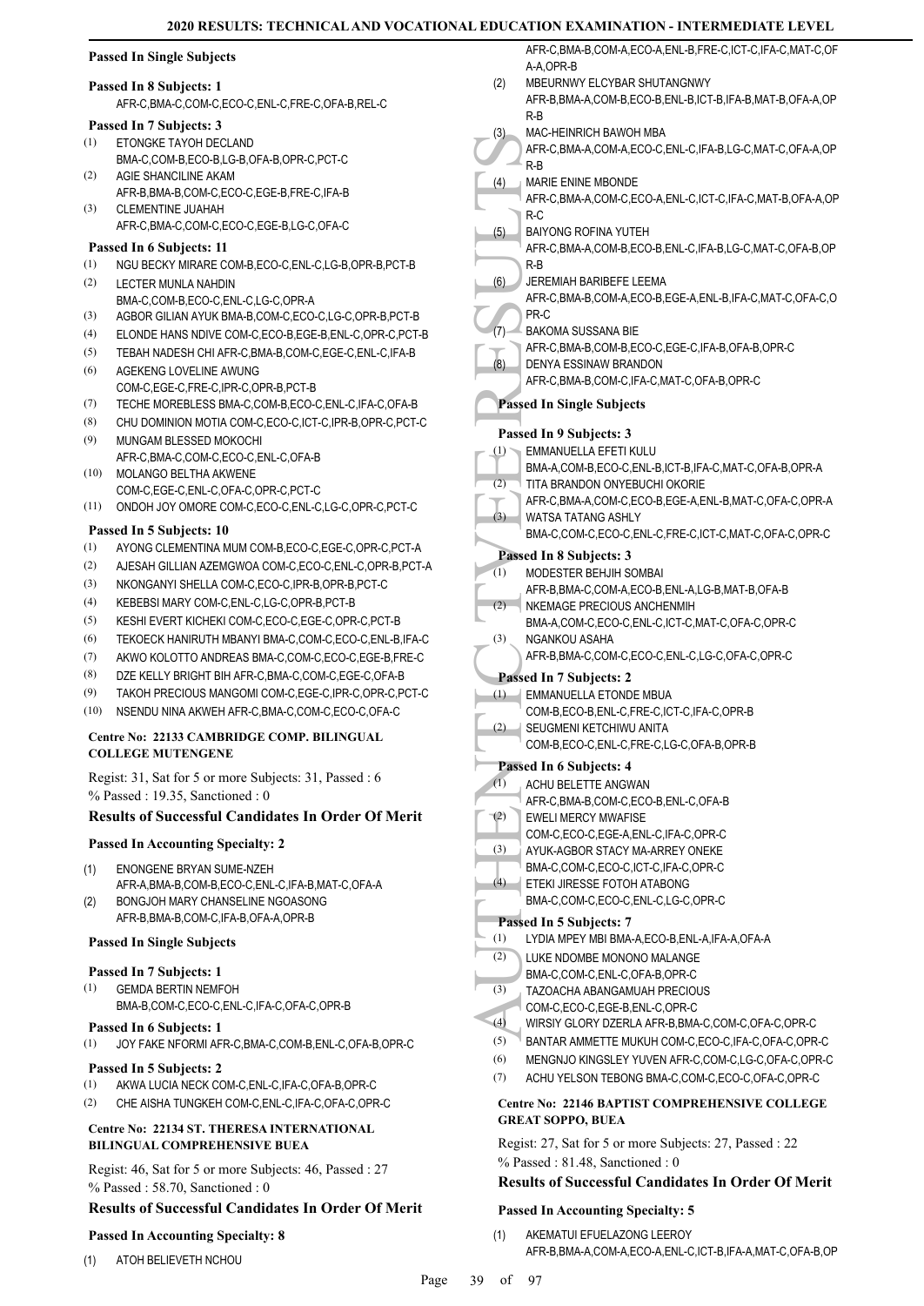**Passed In Single Subjects**

**Passed In 8 Subjects: 1**

AFR-C,BMA-C,COM-C,ECO-C,ENL-C,FRE-C,OFA-B,REL-C

**Passed In 7 Subjects: 3**

(1) ETONGKE TAYOH DECLAND
BMA-C,COM-B,ECO-B,LG-B,OFA-B,OPR-C,PCT-C
(2) AGIE SHANCILINE AKAM
AFR-B,BMA-B,COM-C,ECO-C,EGE-B,FRE-C,IFA-B
(3) CLEMENTINE JUAHAH
AFR-C,BMA-C,COM-C,ECO-C,EGE-B,LG-C,OFA-C

**Passed In 6 Subjects: 11**

(1) NGU BECKY MIRARE COM-B,ECO-C,ENL-C,LG-B,OPR-B,PCT-B
(2) LECTER MUNLA NAHDIN
BMA-C,COM-B,ECO-C,ENL-C,LG-C,OPR-A
(3) AGBOR GILIAN AYUK BMA-B,COM-C,ECO-C,LG-C,OPR-B,PCT-B
(4) ELONDE HANS NDIVE COM-C,ECO-B,EGE-B,ENL-C,OPR-C,PCT-B
(5) TEBAH NADESH CHI AFR-C,BMA-B,COM-C,EGE-C,ENL-C,IFA-B
(6) AGEKENG LOVELINE AWUNG
COM-C,EGE-C,FRE-C,IPR-C,OPR-B,PCT-B
(7) TECHE MOREBLESS BMA-C,COM-B,ECO-C,ENL-C,IFA-C,OFA-B
(8) CHU DOMINION MOTIA COM-C,ECO-C,ICT-C,IPR-B,OPR-C,PCT-C
(9) MUNGAM BLESSED MOKOCHI
AFR-C,BMA-C,COM-C,ECO-C,ENL-C,OFA-B
(10) MOLANGO BELTHA AKWENE
COM-C,EGE-C,ENL-C,OFA-C,OPR-C,PCT-C
(11) ONDOH JOY OMORE COM-C,ECO-C,ENL-C,LG-C,OPR-C,PCT-C

**Passed In 5 Subjects: 10**

(1) AYONG CLEMENTINA MUM COM-B,ECO-C,EGE-C,OPR-C,PCT-A
(2) AJESAH GILLIAN AZEMGWOA COM-C,ECO-C,ENL-C,OPR-B,PCT-A
(3) NKONGANYI SHELLA COM-C,ECO-C,IPR-B,OPR-B,PCT-C
(4) KEBEBSI MARY COM-C,ENL-C,LG-C,OPR-B,PCT-B
(5) KESHI EVERT KICHEKI COM-C,ECO-C,EGE-C,OPR-C,PCT-B
(6) TEKOECK HANIRUTH MBANYI BMA-C,COM-C,ECO-C,ENL-B,IFA-C
(7) AKWO KOLOTTO ANDREAS BMA-C,COM-C,ECO-C,EGE-B,FRE-C
(8) DZE KELLY BRIGHT BIH AFR-C,BMA-C,COM-C,EGE-C,OFA-B
(9) TAKOH PRECIOUS MANGOMI COM-C,EGE-C,IPR-C,OPR-C,PCT-C
(10) NSENDU NINA AKWEH AFR-C,BMA-C,COM-C,ECO-C,OFA-C

**Centre No: 22133 CAMBRIDGE COMP. BILINGUAL COLLEGE MUTENGENE**

Regist: 31, Sat for 5 or more Subjects: 31, Passed : 6
% Passed : 19.35, Sanctioned : 0

**Results of Successful Candidates In Order Of Merit**

**Passed In Accounting Specialty: 2**

(1) ENONGENE BRYAN SUME-NZEH
AFR-A,BMA-B,COM-B,ECO-C,ENL-C,IFA-B,MAT-C,OFA-A
(2) BONGJOH MARY CHANSELINE NGOASONG
AFR-B,BMA-B,COM-C,IFA-B,OFA-A,OPR-B

**Passed In Single Subjects**

**Passed In 7 Subjects: 1**

(1) GEMDA BERTIN NEMFOH
BMA-B,COM-C,ECO-C,ENL-C,IFA-C,OFA-C,OPR-B

**Passed In 6 Subjects: 1**

(1) JOY FAKE NFORMI AFR-C,BMA-C,COM-B,ENL-C,OFA-B,OPR-C

**Passed In 5 Subjects: 2**

(1) AKWA LUCIA NECK COM-C,ENL-C,IFA-C,OFA-B,OPR-C
(2) CHE AISHA TUNGKEH COM-C,ENL-C,IFA-C,OFA-C,OPR-C

**Centre No: 22134 ST. THERESA INTERNATIONAL BILINGUAL COMPREHENSIVE BUEA**

Regist: 46, Sat for 5 or more Subjects: 46, Passed : 27
% Passed : 58.70, Sanctioned : 0

**Results of Successful Candidates In Order Of Merit**

**Passed In Accounting Specialty: 8**

(1) ATOH BELIEVETH NCHOU
AFR-C,BMA-B,COM-A,ECO-A,ENL-B,FRE-C,ICT-C,IFA-C,MAT-C,OFA-A,OPR-B
(2) MBEURNWY ELCYBAR SHUTANGNWY
AFR-B,BMA-A,COM-B,ECO-B,ENL-B,ICT-B,IFA-B,MAT-B,OFA-A,OPR-B
(3) MAC-HEINRICH BAWOH MBA
AFR-C,BMA-A,COM-A,ECO-C,ENL-C,IFA-B,LG-C,MAT-C,OFA-A,OPR-B
(4) MARIE ENINE MBONDE
AFR-C,BMA-A,COM-C,ECO-A,ENL-C,ICT-C,IFA-C,MAT-B,OFA-A,OPR-C
(5) BAIYONG ROFINA YUTEH
AFR-C,BMA-A,COM-B,ECO-B,ENL-C,IFA-B,LG-C,MAT-C,OFA-B,OPR-B
(6) JEREMIAH BARIBEFE LEEMA
AFR-C,BMA-B,COM-A,ECO-B,EGE-A,ENL-B,IFA-C,MAT-C,OFA-C,OPR-C
(7) BAKOMA SUSSANA BIE
AFR-C,BMA-C,COM-B,ECO-C,EGE-C,IFA-B,OFA-B,OPR-C
(8) DENYA ESSINAW BRANDON
AFR-C,BMA-B,COM-C,IFA-C,MAT-C,OFA-B,OPR-C

**Passed In Single Subjects**

**Passed In 9 Subjects: 3**

(1) EMMANUELLA EFETI KULU
BMA-A,COM-B,ECO-C,ENL-B,ICT-B,IFA-C,MAT-C,OFA-B,OPR-A
(2) TITA BRANDON ONYEBUCHI OKORIE
AFR-C,BMA-A,COM-C,ECO-B,EGE-A,ENL-B,MAT-C,OFA-C,OPR-A
(3) WATSA TATANG ASHLY
BMA-C,COM-C,ECO-C,ENL-C,FRE-C,ICT-C,MAT-C,OFA-C,OPR-C

**Passed In 8 Subjects: 3**

(1) MODESTER BEHJIH SOMBAI
AFR-B,BMA-C,COM-A,ECO-B,ENL-A,LG-B,MAT-B,OFA-B
(2) NKEMAGE PRECIOUS ANCHENMIH
BMA-A,COM-C,ECO-C,ENL-C,ICT-C,MAT-C,OFA-C,OPR-C
(3) NGANKOU ASAHA
AFR-B,BMA-C,COM-C,ECO-C,ENL-C,LG-C,OFA-C,OPR-C

**Passed In 7 Subjects: 2**

(1) EMMANUELLA ETONDE MBUA
COM-B,ECO-B,ENL-C,FRE-C,ICT-C,IFA-C,OPR-B
(2) SEUGMENI KETCHIWU ANITA
COM-B,ECO-C,ENL-C,FRE-C,LG-C,OFA-B,OPR-B

**Passed In 6 Subjects: 4**

(1) ACHU BELETTE ANGWAN
AFR-C,BMA-B,COM-C,ECO-B,ENL-C,OFA-B
(2) EWELI MERCY MWAFISE
COM-C,ECO-C,EGE-A,ENL-C,IFA-C,OPR-C
(3) AYUK-AGBOR STACY MA-ARREY ONEKE
BMA-C,COM-C,ECO-C,ICT-C,IFA-C,OPR-C
(4) ETEKI JIRESSE FOTOH ATABONG
BMA-C,COM-C,ECO-C,ENL-C,LG-C,OPR-C

**Passed In 5 Subjects: 7**

(1) LYDIA MPEY MBI BMA-A,ECO-B,ENL-A,IFA-A,OFA-A
(2) LUKE NDOMBE MONONO MALANGE
BMA-C,COM-C,ENL-C,OFA-B,OPR-C
(3) TAZOACHA ABANGAMUAH PRECIOUS
COM-C,ECO-C,EGE-B,ENL-C,OPR-C
(4) WIRSIY GLORY DZERLA AFR-B,BMA-C,COM-C,OFA-C,OPR-C
(5) BANTAR AMMETTE MUKUH COM-C,ECO-C,IFA-C,OFA-C,OPR-C
(6) MENGNJO KINGSLEY YUVEN AFR-C,COM-C,LG-C,OFA-C,OPR-C
(7) ACHU YELSON TEBONG BMA-C,COM-C,ECO-C,OFA-C,OPR-C

**Centre No: 22146 BAPTIST COMPREHENSIVE COLLEGE GREAT SOPPO, BUEA**

Regist: 27, Sat for 5 or more Subjects: 27, Passed : 22
% Passed : 81.48, Sanctioned : 0

**Results of Successful Candidates In Order Of Merit**

**Passed In Accounting Specialty: 5**

(1) AKEMATUI EFUELAZONG LEEROY
AFR-B,BMA-A,COM-A,ECO-A,ENL-C,ICT-B,IFA-A,MAT-C,OFA-B,OP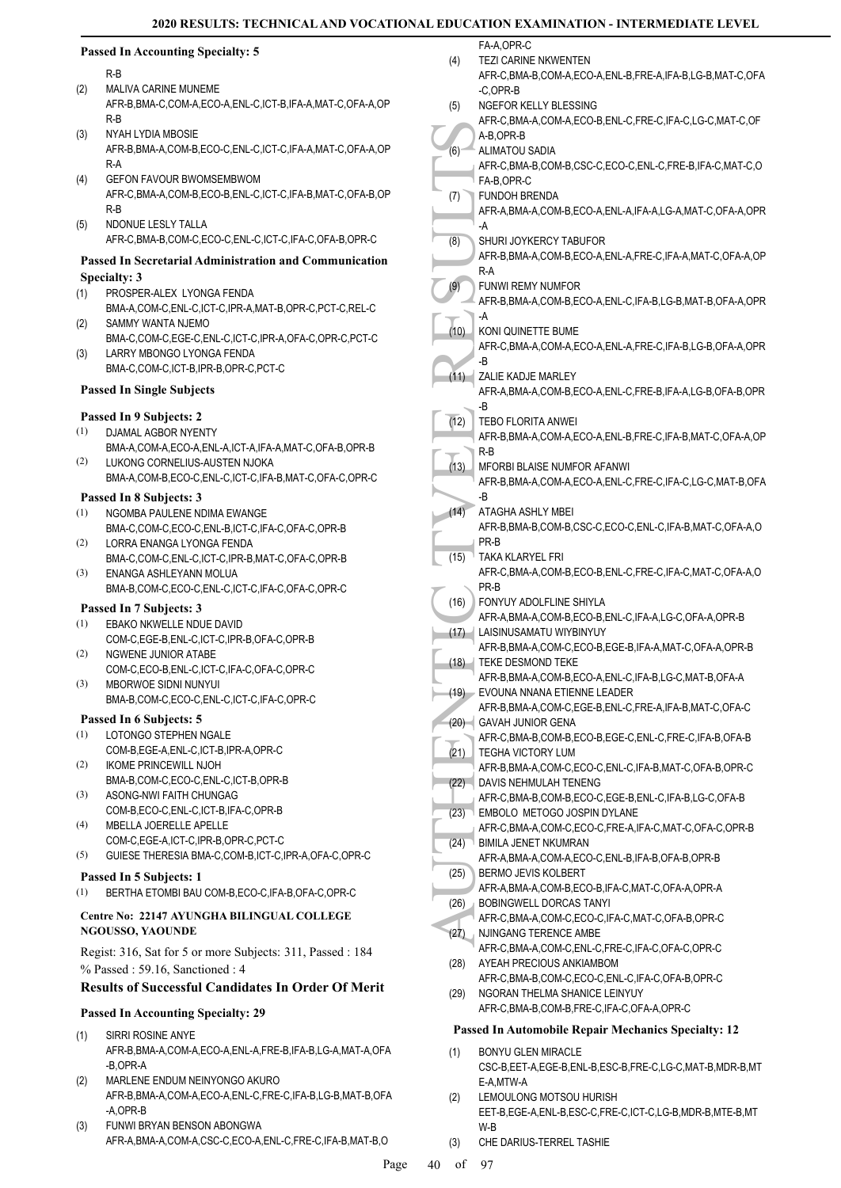**Passed In Accounting Specialty: 5**

R-B

(2) MALIVA CARINE MUNEME
AFR-B,BMA-C,COM-A,ECO-A,ENL-C,ICT-B,IFA-A,MAT-C,OFA-A,OPR-B

(3) NYAH LYDIA MBOSIE
AFR-B,BMA-A,COM-B,ECO-C,ENL-C,ICT-C,IFA-A,MAT-C,OFA-A,OPR-A

(4) GEFON FAVOUR BWOMSEMBWOM
AFR-C,BMA-A,COM-B,ECO-B,ENL-C,ICT-C,IFA-B,MAT-C,OFA-B,OPR-B

(5) NDONUE LESLY TALLA
AFR-C,BMA-B,COM-C,ECO-C,ENL-C,ICT-C,IFA-C,OFA-B,OPR-C

**Passed In Secretarial Administration and Communication Specialty: 3**

(1) PROSPER-ALEX LYONGA FENDA
BMA-A,COM-C,ENL-C,ICT-C,IPR-A,MAT-B,OPR-C,PCT-C,REL-C

(2) SAMMY WANTA NJEMO
BMA-C,COM-C,EGE-C,ENL-C,ICT-C,IPR-A,OFA-C,OPR-C,PCT-C

(3) LARRY MBONGO LYONGA FENDA
BMA-C,COM-C,ICT-B,IPR-B,OPR-C,PCT-C

**Passed In Single Subjects**

**Passed In 9 Subjects: 2**

(1) DJAMAL AGBOR NYENTY
BMA-A,COM-A,ECO-A,ENL-A,ICT-A,IFA-A,MAT-C,OFA-B,OPR-B

(2) LUKONG CORNELIUS-AUSTEN NJOKA
BMA-A,COM-B,ECO-C,ENL-C,ICT-C,IFA-B,MAT-C,OFA-C,OPR-C

**Passed In 8 Subjects: 3**

(1) NGOMBA PAULENE NDIMA EWANGE
BMA-C,COM-C,ECO-C,ENL-B,ICT-C,IFA-C,OFA-C,OPR-B

(2) LORRA ENANGA LYONGA FENDA
BMA-C,COM-C,ENL-C,ICT-C,IPR-B,MAT-C,OFA-C,OPR-B

(3) ENANGA ASHLEYANN MOLUA
BMA-B,COM-C,ECO-C,ENL-C,ICT-C,IFA-C,OFA-C,OPR-C

**Passed In 7 Subjects: 3**

(1) EBAKO NKWELLE NDUE DAVID
COM-C,EGE-B,ENL-C,ICT-C,IPR-B,OFA-C,OPR-B

(2) NGWENE JUNIOR ATABE
COM-C,ECO-B,ENL-C,ICT-C,IFA-C,OFA-C,OPR-C

(3) MBORWOE SIDNI NUNYUI
BMA-B,COM-C,ECO-C,ENL-C,ICT-C,IFA-C,OPR-C

**Passed In 6 Subjects: 5**

(1) LOTONGO STEPHEN NGALE
COM-B,EGE-A,ENL-C,ICT-B,IPR-A,OPR-C

(2) IKOME PRINCEWILL NJOH
BMA-B,COM-C,ECO-C,ENL-C,ICT-B,OPR-B

(3) ASONG-NWI FAITH CHUNGAG
COM-B,ECO-C,ENL-C,ICT-B,IFA-C,OPR-B

(4) MBELLA JOERELLE APELLE
COM-C,EGE-A,ICT-C,IPR-B,OPR-C,PCT-C

(5) GUIESE THERESIA BMA-C,COM-B,ICT-C,IPR-A,OFA-C,OPR-C

**Passed In 5 Subjects: 1**

(1) BERTHA ETOMBI BAU COM-B,ECO-C,IFA-B,OFA-C,OPR-C

**Centre No: 22147 AYUNGHA BILINGUAL COLLEGE NGOUSSO, YAOUNDE**

Regist: 316, Sat for 5 or more Subjects: 311, Passed : 184
% Passed : 59.16, Sanctioned : 4

## Results of Successful Candidates In Order Of Merit

**Passed In Accounting Specialty: 29**

(1) SIRRI ROSINE ANYE
AFR-B,BMA-A,COM-A,ECO-A,ENL-A,FRE-B,IFA-B,LG-A,MAT-A,OFA-B,OPR-A

(2) MARLENE ENDUM NEINYONGO AKURO
AFR-B,BMA-A,COM-A,ECO-A,ENL-C,FRE-C,IFA-B,LG-B,MAT-B,OFA-A,OPR-B

(3) FUNWI BRYAN BENSON ABONGWA
AFR-A,BMA-A,COM-A,CSC-C,ECO-A,ENL-C,FRE-C,IFA-B,MAT-B,OFA-A,OPR-C

(4) TEZI CARINE NKWENTEN
AFR-C,BMA-B,COM-A,ECO-A,ENL-B,FRE-A,IFA-B,LG-B,MAT-C,OFA-C,OPR-B

(5) NGEFOR KELLY BLESSING
AFR-C,BMA-A,COM-A,ECO-B,ENL-C,FRE-C,IFA-C,LG-C,MAT-C,OFA-B,OPR-B

(6) ALIMATOU SADIA
AFR-C,BMA-B,COM-B,CSC-C,ECO-C,ENL-C,FRE-B,IFA-C,MAT-C,OFA-B,OPR-C

(7) FUNDOH BRENDA
AFR-A,BMA-A,COM-B,ECO-A,ENL-A,IFA-A,LG-A,MAT-C,OFA-A,OPR-A

(8) SHURI JOYKERCY TABUFOR
AFR-B,BMA-A,COM-B,ECO-A,ENL-A,FRE-C,IFA-A,MAT-C,OFA-A,OPR-A

(9) FUNWI REMY NUMFOR
AFR-B,BMA-A,COM-B,ECO-A,ENL-C,IFA-B,LG-B,MAT-B,OFA-A,OPR-A

(10) KONI QUINETTE BUME
AFR-C,BMA-A,COM-A,ECO-A,ENL-A,FRE-C,IFA-B,LG-B,OFA-A,OPR-B

(11) ZALIE KADJE MARLEY
AFR-A,BMA-A,COM-B,ECO-A,ENL-C,FRE-B,IFA-A,LG-B,OFA-B,OPR-B

(12) TEBO FLORITA ANWEI
AFR-B,BMA-A,COM-A,ECO-A,ENL-B,FRE-C,IFA-B,MAT-C,OFA-A,OPR-B

(13) MFORBI BLAISE NUMFOR AFANWI
AFR-B,BMA-A,COM-A,ECO-A,ENL-C,FRE-C,IFA-C,LG-C,MAT-B,OFA-B

(14) ATAGHA ASHLY MBEI
AFR-B,BMA-B,COM-B,CSC-B,ECO-C,ENL-C,IFA-B,MAT-C,OFA-A,OPR-B

(15) TAKA KLARYEL FRI
AFR-C,BMA-A,COM-B,ECO-B,ENL-C,FRE-C,IFA-C,MAT-C,OFA-A,OPR-B

(16) FONYUY ADOLFLINE SHIYLA
AFR-A,BMA-A,COM-B,ECO-B,ENL-C,IFA-A,LG-C,OFA-A,OPR-B

(17) LAISINUSAMATU WIYBINYUY
AFR-B,BMA-A,COM-C,ECO-B,EGE-B,IFA-A,MAT-C,OFA-A,OPR-B

(18) TEKE DESMOND TEKE
AFR-B,BMA-A,COM-B,ECO-A,ENL-C,IFA-B,LG-C,MAT-B,OFA-A

(19) EVOUNA NNANA ETIENNE LEADER
AFR-B,BMA-A,COM-C,EGE-B,ENL-C,FRE-A,IFA-B,MAT-C,OFA-C

(20) GAVAH JUNIOR GENA
AFR-C,BMA-B,COM-B,ECO-B,EGE-C,ENL-C,FRE-C,IFA-B,OFA-B

(21) TEGHA VICTORY LUM
AFR-B,BMA-A,COM-C,ECO-C,ENL-C,IFA-B,MAT-C,OFA-B,OPR-C

(22) DAVIS NEHMULAH TENENG
AFR-C,BMA-B,COM-B,ECO-C,EGE-B,ENL-C,IFA-B,LG-C,OFA-B

(23) EMBOLO METOGO JOSPIN DYLANE
AFR-C,BMA-A,COM-C,ECO-C,FRE-A,IFA-C,MAT-C,OFA-C,OPR-B

(24) BIMILA JENET NKUMRAN
AFR-A,BMA-A,COM-A,ECO-C,ENL-B,IFA-B,OFA-B,OPR-B

(25) BERMO JEVIS KOLBERT
AFR-A,BMA-A,COM-B,ECO-B,IFA-C,MAT-C,OFA-A,OPR-A

(26) BOBINGWELL DORCAS TANYI
AFR-C,BMA-A,COM-C,ECO-C,IFA-C,MAT-C,OFA-B,OPR-C

(27) NJINGANG TERENCE AMBE
AFR-C,BMA-A,COM-C,ENL-C,FRE-C,IFA-C,OFA-C,OPR-C

(28) AYEAH PRECIOUS ANKIAMBOM
AFR-C,BMA-B,COM-C,ECO-C,ENL-C,IFA-C,OFA-B,OPR-C

(29) NGORAN THELMA SHANICE LEINYUY
AFR-C,BMA-B,COM-B,FRE-C,IFA-C,OFA-A,OPR-C

**Passed In Automobile Repair Mechanics Specialty: 12**

(1) BONYU GLEN MIRACLE
CSC-B,EET-A,EGE-B,ENL-B,ESC-B,FRE-C,LG-C,MAT-B,MDR-B,MTE-A,MTW-A

(2) LEMOULONG MOTSOU HURISH
EET-B,EGE-A,ENL-B,ESC-C,FRE-C,ICT-C,LG-B,MDR-B,MTE-B,MTW-B

(3) CHE DARIUS-TERREL TASHIE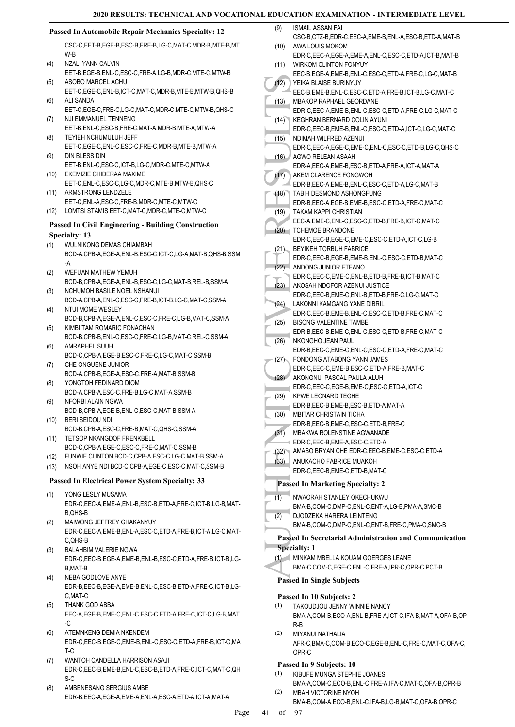### Passed In Automobile Repair Mechanics Specialty: 12

CSC-C,EET-B,EGE-B,ESC-B,FRE-B,LG-C,MAT-C,MDR-B,MTE-B,MTW-B

(4) NZALI YANN CALVIN
EET-B,EGE-B,ENL-C,ESC-C,FRE-A,LG-B,MDR-C,MTE-C,MTW-B

(5) ASOBO MARCEL ACHU
EET-C,EGE-C,ENL-B,ICT-C,MAT-C,MDR-B,MTE-B,MTW-B,QHS-B

(6) ALI SANDA
EET-C,EGE-C,FRE-C,LG-C,MAT-C,MDR-C,MTE-C,MTW-B,QHS-C

(7) NJI EMMANUEL TENNENG
EET-B,ENL-C,ESC-B,FRE-C,MAT-A,MDR-B,MTE-A,MTW-A

(8) TEYIEH NCHUMULUH JEFF
EET-C,EGE-C,ENL-C,ESC-C,FRE-C,MDR-B,MTE-B,MTW-A

(9) DIN BLESS DIN
EET-B,ENL-C,ESC-C,ICT-B,LG-C,MDR-C,MTE-C,MTW-A

(10) EKEMIZIE CHIDERAA MAXIME
EET-C,ENL-C,ESC-C,LG-C,MDR-C,MTE-B,MTW-B,QHS-C

(11) ARMSTRONG LENDZELE
EET-C,ENL-A,ESC-C,FRE-B,MDR-C,MTE-C,MTW-C

(12) LOMTSI STAMIS EET-C,MAT-C,MDR-C,MTE-C,MTW-C

### Passed In Civil Engineering - Building Construction Specialty: 13

(1) WULNIKONG DEMAS CHIAMBAH
BCD-A,CPB-A,EGE-A,ENL-B,ESC-C,ICT-C,LG-A,MAT-B,QHS-B,SSM-A

(2) WEFUAN MATHEW YEMUH
BCD-B,CPB-A,EGE-A,ENL-B,ESC-C,LG-C,MAT-B,REL-B,SSM-A

(3) NCHUMOH BASILE NOEL NSHANUI
BCD-A,CPB-A,ENL-C,ESC-C,FRE-B,ICT-B,LG-C,MAT-C,SSM-A

(4) NTUI MOME WESLEY
BCD-B,CPB-A,EGE-A,ENL-C,ESC-C,FRE-C,LG-B,MAT-C,SSM-A

(5) KIMBI TAM ROMARIC FONACHAN
BCD-B,CPB-B,ENL-C,ESC-C,FRE-C,LG-B,MAT-C,REL-C,SSM-A

(6) AMRAPHEL SUUH
BCD-C,CPB-A,EGE-B,ESC-C,FRE-C,LG-C,MAT-C,SSM-B

(7) CHE ONGUENE JUNIOR
BCD-A,CPB-B,EGE-A,ESC-C,FRE-A,MAT-B,SSM-B

(8) YONGTOH FEDINARD DIOM
BCD-A,CPB-A,ESC-C,FRE-B,LG-C,MAT-A,SSM-B

(9) NFORBI ALAIN NGWA
BCD-B,CPB-A,EGE-B,ENL-C,ESC-C,MAT-B,SSM-A

(10) BERI SEIDOU NDI
BCD-B,CPB-A,ESC-C,FRE-B,MAT-C,QHS-C,SSM-A

(11) TETSOP NKANGDOF FRENKBELL
BCD-C,CPB-A,EGE-C,ESC-C,FRE-C,MAT-C,SSM-B

(12) FUNWIE CLINTON BCD-C,CPB-A,ESC-C,LG-C,MAT-B,SSM-A

(13) NSOH ANYE NDI BCD-C,CPB-A,EGE-C,ESC-C,MAT-C,SSM-B

### Passed In Electrical Power System Specialty: 33

(1) YONG LESLY MUSAMA
EDR-C,EEC-A,EME-A,ENL-B,ESC-B,ETD-A,FRE-C,ICT-B,LG-B,MAT-B,QHS-B

(2) MAIWONG JEFFREY GHAKANYUY
EDR-C,EEC-A,EME-B,ENL-A,ESC-C,ETD-A,FRE-B,ICT-A,LG-C,MAT-C,QHS-B

(3) BALAHBIM VALERIE NGWA
EDR-C,EEC-B,EGE-A,EME-B,ENL-B,ESC-C,ETD-A,FRE-B,ICT-B,LG-B,MAT-B

(4) NEBA GODLOVE ANYE
EDR-B,EEC-B,EGE-A,EME-B,ENL-C,ESC-B,ETD-A,FRE-C,ICT-B,LG-C,MAT-C

(5) THANK GOD ABBA
EEC-A,EGE-B,EME-C,ENL-C,ESC-C,ETD-A,FRE-C,ICT-C,LG-B,MAT-C

(6) ATEMNKENG DEMIA NKENDEM
EDR-C,EEC-B,EGE-C,EME-B,ENL-C,ESC-C,ETD-A,FRE-B,ICT-C,MAT-C

(7) WANTOH CANDELLA HARRISON ASAJI
EDR-C,EEC-B,EME-B,ENL-C,ESC-B,ETD-A,FRE-C,ICT-C,MAT-C,QHS-C

(8) AMBENESANG SERGIUS AMBE
EDR-B,EEC-A,EGE-A,EME-A,ENL-A,ESC-A,ETD-A,ICT-A,MAT-A

(9) ISMAIL ASSAN FAI
CSC-B,CTZ-B,EDR-C,EEC-A,EME-B,ENL-A,ESC-B,ETD-A,MAT-B

(10) AWA LOUIS MOKOM
EDR-C,EEC-A,EGE-A,EME-A,ENL-C,ESC-C,ETD-A,ICT-B,MAT-B

(11) WIRKOM CLINTON FONYUY
EEC-B,EGE-A,EME-B,ENL-C,ESC-C,ETD-A,FRE-C,LG-C,MAT-B

(12) YEIKA BLAISE BURINYUY
EEC-B,EME-B,ENL-C,ESC-C,ETD-A,FRE-B,ICT-B,LG-B,MAT-C

(13) MBAKOP RAPHAEL GEORDANE
EDR-C,EEC-A,EME-B,ENL-C,ESC-C,ETD-A,FRE-C,LG-C,MAT-C

(14) KEGHRAN BERNARD COLIN AYUNI
EDR-C,EEC-B,EME-B,ENL-C,ESC-C,ETD-A,ICT-C,LG-C,MAT-C

(15) NDIMAH WILFRED AZENUI
EDR-C,EEC-A,EGE-C,EME-C,ENL-C,ESC-C,ETD-B,LG-C,QHS-C

(16) AGWO RELEAN ASAAH
EDR-A,EEC-A,EME-B,ESC-B,ETD-A,FRE-A,ICT-A,MAT-A

(17) AKEM CLARENCE FONGWOH
EDR-B,EEC-A,EME-B,ENL-C,ESC-C,ETD-A,LG-C,MAT-B

(18) TABIH DESMOND ASHONGFUNG
EDR-B,EEC-A,EGE-B,EME-B,ESC-C,ETD-A,FRE-C,MAT-C

(19) TAKAM KAPPI CHRISTIAN
EEC-A,EME-C,ENL-C,ESC-C,ETD-B,FRE-B,ICT-C,MAT-C

(20) TCHEMOE BRANDONE
EDR-C,EEC-B,EGE-C,EME-C,ESC-C,ETD-A,ICT-C,LG-B

(21) BEYIKEH TORBUH FABRICE
EDR-C,EEC-B,EGE-B,EME-B,ENL-C,ESC-C,ETD-B,MAT-C

(22) ANDONG JUNIOR ETEANO
EDR-C,EEC-C,EME-C,ENL-B,ETD-B,FRE-B,ICT-B,MAT-C

(23) AKOSAH NDOFOR AZENUI JUSTICE
EDR-C,EEC-B,EME-C,ENL-B,ETD-B,FRE-C,LG-C,MAT-C

(24) LAKONNI KAMGANG YANE DIBRIL
EDR-C,EEC-B,EME-B,ENL-C,ESC-C,ETD-B,FRE-C,MAT-C

(25) BISONG VALENTINE TAMBE
EDR-B,EEC-B,EME-C,ENL-C,ESC-C,ETD-B,FRE-C,MAT-C

(26) NKONGHO JEAN PAUL
EDR-B,EEC-C,EME-C,ENL-C,ESC-C,ETD-A,FRE-C,MAT-C

(27) FONDONG ATABONG YANN JAMES
EDR-C,EEC-C,EME-B,ESC-C,ETD-A,FRE-B,MAT-C

(28) AKONGNUI PASCAL PAULA ALUH
EDR-C,EEC-C,EGE-B,EME-C,ESC-C,ETD-A,ICT-C

(29) KPWE LEONARD TEGHE
EDR-B,EEC-B,EME-B,ESC-B,ETD-A,MAT-A

(30) MBITAR CHRISTAIN TICHA
EDR-B,EEC-B,EME-C,ESC-C,ETD-B,FRE-C

(31) MBAKWA ROLENSTINE AGWANADE
EDR-C,EEC-B,EME-A,ESC-C,ETD-A

(32) AMABO BRYAN CHE EDR-C,EEC-B,EME-C,ESC-C,ETD-A

(33) ANUKACHO FABRICE MUAKOH
EDR-C,EEC-B,EME-C,ETD-B,MAT-C

### Passed In Marketing Specialty: 2

(1) NWAORAH STANLEY OKECHUKWU
BMA-B,COM-C,DMP-C,ENL-C,ENT-A,LG-B,PMA-A,SMC-B

(2) DJODZEKA HARERA LEINTENG
BMA-B,COM-C,DMP-C,ENL-C,ENT-B,FRE-C,PMA-C,SMC-B

### Passed In Secretarial Administration and Communication Specialty: 1

(1) MINKAM MBELLA KOUAM GOERGES LEANE
BMA-C,COM-C,EGE-C,ENL-C,FRE-A,IPR-C,OPR-C,PCT-B

### Passed In Single Subjects

#### Passed In 10 Subjects: 2

(1) TAKOUDJOU JENNY WINNIE NANCY
BMA-A,COM-B,ECO-A,ENL-B,FRE-A,ICT-C,IFA-B,MAT-A,OFA-B,OPR-B

(2) MIYANUI NATHALIA
AFR-C,BMA-C,COM-B,ECO-C,EGE-B,ENL-C,FRE-C,MAT-C,OFA-C,OPR-C

#### Passed In 9 Subjects: 10

(1) KIBUFE MUNGA STEPHIE JOANES
BMA-A,COM-C,ECO-B,ENL-C,FRE-A,IFA-C,MAT-C,OFA-B,OPR-B

(2) MBAH VICTORINE NYOH
BMA-B,COM-A,ECO-B,ENL-C,IFA-B,LG-B,MAT-C,OFA-B,OPR-C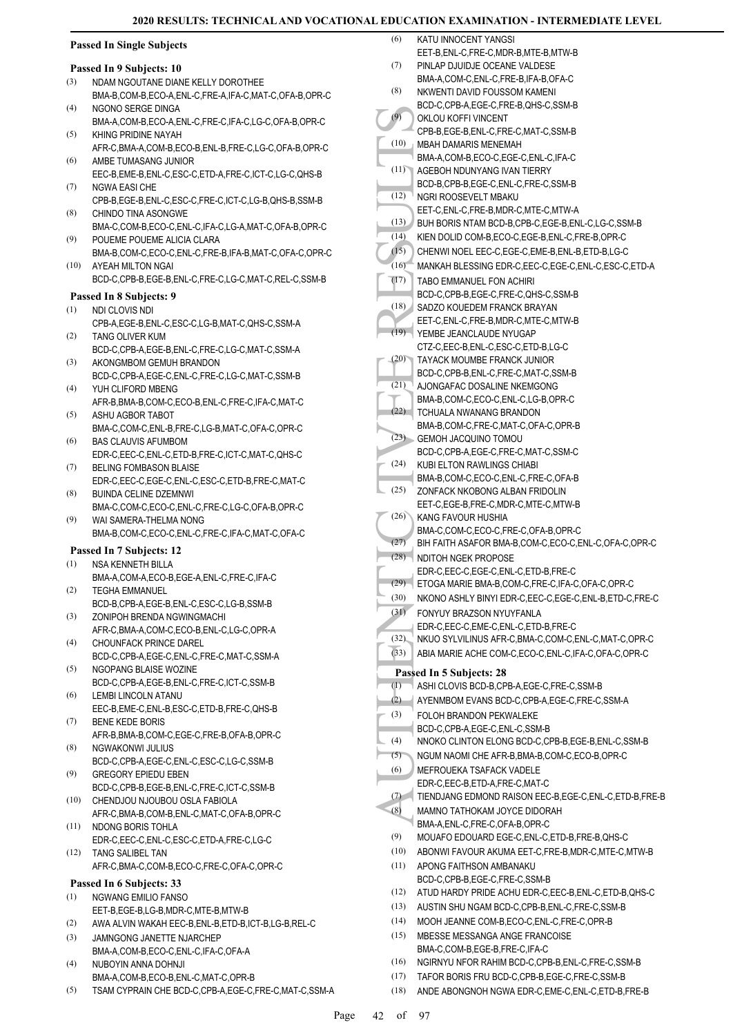### Passed In Single Subjects

#### Passed In 9 Subjects: 10

(3) NDAM NGOUTANE DIANE KELLY DOROTHEE
BMA-B,COM-B,ECO-A,ENL-C,FRE-A,IFA-C,MAT-C,OFA-B,OPR-C

(4) NGONO SERGE DINGA
BMA-A,COM-B,ECO-A,ENL-C,FRE-C,IFA-C,LG-C,OFA-B,OPR-C

(5) KHING PRIDINE NAYAH
AFR-C,BMA-A,COM-B,ECO-B,ENL-B,FRE-C,LG-C,OFA-B,OPR-C

(6) AMBE TUMASANG JUNIOR
EEC-B,EME-B,ENL-C,ESC-C,ETD-A,FRE-C,ICT-C,LG-C,QHS-B

(7) NGWA EASI CHE
CPB-B,EGE-B,ENL-C,ESC-C,FRE-C,ICT-C,LG-B,QHS-B,SSM-B

(8) CHINDO TINA ASONGWE
BMA-C,COM-B,ECO-C,ENL-C,IFA-C,LG-A,MAT-C,OFA-B,OPR-C

(9) POUEME POUEME ALICIA CLARA
BMA-B,COM-C,ECO-C,ENL-C,FRE-B,IFA-B,MAT-C,OFA-C,OPR-C

(10) AYEAH MILTON NGAI
BCD-C,CPB-B,EGE-B,ENL-C,FRE-C,LG-C,MAT-C,REL-C,SSM-B

#### Passed In 8 Subjects: 9

(1) NDI CLOVIS NDI
CPB-A,EGE-B,ENL-C,ESC-C,LG-B,MAT-C,QHS-C,SSM-A

(2) TANG OLIVER KUM
BCD-C,CPB-A,EGE-B,ENL-C,FRE-C,LG-C,MAT-C,SSM-A

(3) AKONGMBOM GEMUH BRANDON
BCD-C,CPB-A,EGE-C,ENL-C,FRE-C,LG-C,MAT-C,SSM-B

(4) YUH CLIFORD MBENG
AFR-B,BMA-B,COM-C,ECO-B,ENL-C,FRE-C,IFA-C,MAT-C

(5) ASHU AGBOR TABOT
BMA-C,COM-C,ENL-B,FRE-C,LG-B,MAT-C,OFA-C,OPR-C

(6) BAS CLAUVIS AFUMBOM
EDR-C,EEC-C,ENL-C,ETD-B,FRE-C,ICT-C,MAT-C,QHS-C

(7) BELING FOMBASON BLAISE
EDR-C,EEC-C,EGE-C,ENL-C,ESC-C,ETD-B,FRE-C,MAT-C

(8) BUINDA CELINE DZEMNWI
BMA-C,COM-C,ECO-C,ENL-C,FRE-C,LG-C,OFA-B,OPR-C

(9) WAI SAMERA-THELMA NONG
BMA-B,COM-C,ECO-C,ENL-C,FRE-C,IFA-C,MAT-C,OFA-C

#### Passed In 7 Subjects: 12

(1) NSA KENNETH BILLA
BMA-A,COM-A,ECO-B,EGE-A,ENL-C,FRE-C,IFA-C

(2) TEGHA EMMANUEL
BCD-B,CPB-A,EGE-B,ENL-C,ESC-C,LG-B,SSM-B

(3) ZONIPOH BRENDA NGWINGMACHI
AFR-C,BMA-A,COM-C,ECO-B,ENL-C,LG-C,OPR-A

(4) CHOUNFACK PRINCE DAREL
BCD-C,CPB-A,EGE-C,ENL-C,FRE-C,MAT-C,SSM-A

(5) NGOPANG BLAISE WOZINE
BCD-C,CPB-A,EGE-B,ENL-C,FRE-C,ICT-C,SSM-B

(6) LEMBI LINCOLN ATANU
EEC-B,EME-C,ENL-B,ESC-C,ETD-B,FRE-C,QHS-B

(7) BENE KEDE BORIS
AFR-B,BMA-B,COM-C,EGE-C,FRE-B,OFA-B,OPR-C

(8) NGWAKONWI JULIUS
BCD-C,CPB-A,EGE-C,ENL-C,ESC-C,LG-C,SSM-B

(9) GREGORY EPIEDU EBEN
BCD-C,CPB-B,EGE-B,ENL-C,FRE-C,ICT-C,SSM-B

(10) CHENDJOU NJOUBOU OSLA FABIOLA
AFR-C,BMA-B,COM-B,ENL-C,MAT-C,OFA-B,OPR-C

(11) NDONG BORIS TOHLA
EDR-C,EEC-C,ENL-C,ESC-C,ETD-A,FRE-C,LG-C

(12) TANG SALIBEL TAN
AFR-C,BMA-C,COM-B,ECO-C,FRE-C,OFA-C,OPR-C

#### Passed In 6 Subjects: 33

(1) NGWANG EMILIO FANSO
EET-B,EGE-B,LG-B,MDR-C,MTE-B,MTW-B

(2) AWA ALVIN WAKAH EEC-B,ENL-B,ETD-B,ICT-B,LG-B,REL-C

(3) JAMNGONG JANETTE NJARCHEP
BMA-A,COM-B,ECO-C,ENL-C,IFA-C,OFA-A

(4) NUBOYIN ANNA DOHNJI
BMA-A,COM-B,ECO-B,ENL-C,MAT-C,OPR-B

(5) TSAM CYPRAIN CHE BCD-C,CPB-A,EGE-C,FRE-C,MAT-C,SSM-A

(6) KATU INNOCENT YANGSI
EET-B,ENL-C,FRE-C,MDR-B,MTE-B,MTW-B

(7) PINLAP DJUIDJE OCEANE VALDESE
BMA-A,COM-C,ENL-C,FRE-B,IFA-B,OFA-C

(8) NKWENTI DAVID FOUSSOM KAMENI
BCD-C,CPB-A,EGE-C,FRE-B,QHS-C,SSM-B

(9) OKLOU KOFFI VINCENT
CPB-B,EGE-B,ENL-C,FRE-C,MAT-C,SSM-B

(10) MBAH DAMARIS MENEMAH
BMA-A,COM-B,ECO-C,EGE-C,ENL-C,IFA-C

(11) AGEBOH NDUNYANG IVAN TIERRY
BCD-B,CPB-B,EGE-C,ENL-C,FRE-C,SSM-B

(12) NGRI ROOSEVELT MBAKU
EET-C,ENL-C,FRE-B,MDR-C,MTE-C,MTW-A

(13) BUH BORIS NTAM BCD-B,CPB-C,EGE-B,ENL-C,LG-C,SSM-B

(14) KIEN DOLID COM-B,ECO-C,EGE-B,ENL-C,FRE-B,OPR-C

(15) CHENWI NOEL EEC-C,EGE-C,EME-B,ENL-B,ETD-B,LG-C

(16) MANKAH BLESSING EDR-C,EEC-C,EGE-C,ENL-C,ESC-C,ETD-A

(17) TABO EMMANUEL FON ACHIRI
BCD-C,CPB-B,EGE-C,FRE-C,QHS-C,SSM-B

(18) SADZO KOUEDEM FRANCK BRAYAN
EET-C,ENL-C,FRE-B,MDR-C,MTE-C,MTW-B

(19) YEMBE JEANCLAUDE NYUGAP
CTZ-C,EEC-B,ENL-C,ESC-C,ETD-B,LG-C

(20) TAYACK MOUMBE FRANCK JUNIOR
BCD-C,CPB-B,ENL-C,FRE-C,MAT-C,SSM-B

(21) AJONGAFAC DOSALINE NKEMGONG
BMA-B,COM-C,ECO-C,ENL-C,LG-B,OPR-C

(22) TCHUALA NWANANG BRANDON
BMA-B,COM-C,FRE-C,MAT-C,OFA-C,OPR-B

(23) GEMOH JACQUINO TOMOU
BCD-C,CPB-A,EGE-C,FRE-C,MAT-C,SSM-C

(24) KUBI ELTON RAWLINGS CHIABI
BMA-B,COM-C,ECO-C,ENL-C,FRE-C,OFA-B

(25) ZONFACK NKOBONG ALBAN FRIDOLIN
EET-C,EGE-B,FRE-C,MDR-C,MTE-C,MTW-B

(26) KANG FAVOUR HUSHIA
BMA-C,COM-C,ECO-C,FRE-C,OFA-B,OPR-C

(27) BIH FAITH ASAFOR BMA-B,COM-C,ECO-C,ENL-C,OFA-C,OPR-C

(28) NDITOH NGEK PROPOSE
EDR-C,EEC-C,EGE-C,ENL-C,ETD-B,FRE-C

(29) ETOGA MARIE BMA-B,COM-C,FRE-C,IFA-C,OFA-C,OPR-C

(30) NKONO ASHLY BINYI EDR-C,EEC-C,EGE-C,ENL-B,ETD-C,FRE-C

(31) FONYUY BRAZSON NYUYFANLA
EDR-C,EEC-C,EME-C,ENL-C,ETD-B,FRE-C

(32) NKUO SYLVILINUS AFR-C,BMA-C,COM-C,ENL-C,MAT-C,OPR-C

(33) ABIA MARIE ACHE COM-C,ECO-C,ENL-C,IFA-C,OFA-C,OPR-C

#### Passed In 5 Subjects: 28

(1) ASHI CLOVIS BCD-B,CPB-A,EGE-C,FRE-C,SSM-B

(2) AYENMBOM EVANS BCD-C,CPB-A,EGE-C,FRE-C,SSM-A

(3) FOLOH BRANDON PEKWALEKE
BCD-C,CPB-A,EGE-C,ENL-C,SSM-B

(4) NNOKO CLINTON ELONG BCD-C,CPB-B,EGE-B,ENL-C,SSM-B

(5) NGUM NAOMI CHE AFR-B,BMA-B,COM-C,ECO-B,OPR-C

(6) MEFROUEKA TSAFACK VADELE
EDR-C,EEC-B,ETD-A,FRE-C,MAT-C

(7) TIENDJANG EDMOND RAISON EEC-B,EGE-C,ENL-C,ETD-B,FRE-B

(8) MAMNO TATHOKAM JOYCE DIDORAH
BMA-A,ENL-C,FRE-C,OFA-B,OPR-C

(9) MOUAFO EDOUARD EGE-C,ENL-C,ETD-B,FRE-B,QHS-C

(10) ABONWI FAVOUR AKUMA EET-C,FRE-B,MDR-C,MTE-C,MTW-B

(11) APONG FAITHSON AMBANAKU
BCD-C,CPB-B,EGE-C,FRE-C,SSM-B

(12) ATUD HARDY PRIDE ACHU EDR-C,EEC-B,ENL-C,ETD-B,QHS-C

(13) AUSTIN SHU NGAM BCD-C,CPB-B,ENL-C,FRE-C,SSM-B

(14) MOOH JEANNE COM-B,ECO-C,ENL-C,FRE-C,OPR-B

(15) MBESSE MESSANGA ANGE FRANCOISE
BMA-C,COM-B,EGE-B,FRE-C,IFA-C

(16) NGIRNYU NFOR RAHIM BCD-C,CPB-B,ENL-C,FRE-C,SSM-B

(17) TAFOR BORIS FRU BCD-C,CPB-B,EGE-C,FRE-C,SSM-B

(18) ANDE ABONGNOH NGWA EDR-C,EME-C,ENL-C,ETD-B,FRE-B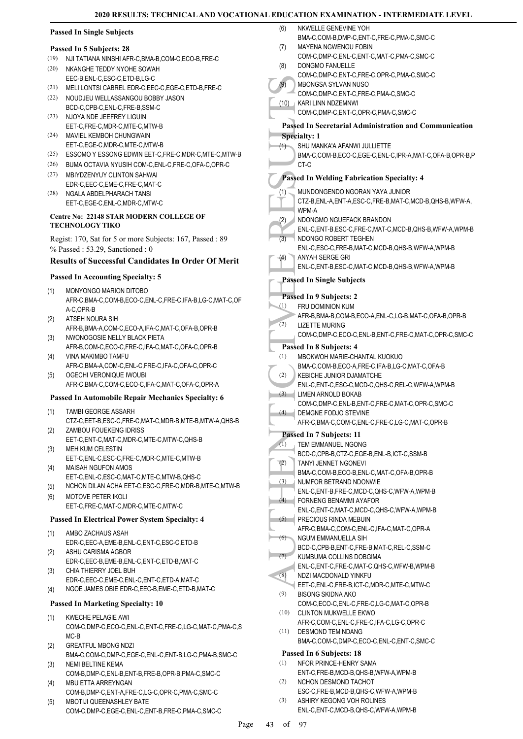### Passed In Single Subjects

#### Passed In 5 Subjects: 28

(19) NJI TATIANA NINSHI AFR-C,BMA-B,COM-C,ECO-B,FRE-C
(20) NKANGHE TEDDY NYOHE SOWAH EEC-B,ENL-C,ESC-C,ETD-B,LG-C
(21) MELI LONTSI CABREL EDR-C,EEC-C,EGE-C,ETD-B,FRE-C
(22) NOUDJEU WELLASSANGOU BOBBY JASON BCD-C,CPB-C,ENL-C,FRE-B,SSM-C
(23) NJOYA NDE JEEFREY LIGUIN EET-C,FRE-C,MDR-C,MTE-C,MTW-B
(24) MAVIEL KEMBOH CHUNGWAIN EET-C,EGE-C,MDR-C,MTE-C,MTW-B
(25) ESSOMO Y ESSONG EDWIN EET-C,FRE-C,MDR-C,MTE-C,MTW-B
(26) BUMA OCTAVIA NYUSIH COM-C,ENL-C,FRE-C,OFA-C,OPR-C
(27) MBIYDZENYUY CLINTON SAHWAI EDR-C,EEC-C,EME-C,FRE-C,MAT-C
(28) NGALA ABDELPHARACH TANSI EET-C,EGE-C,ENL-C,MDR-C,MTW-C

### Centre No: 22148 STAR MODERN COLLEGE OF TECHNOLOGY TIKO

Regist: 170, Sat for 5 or more Subjects: 167, Passed : 89
% Passed : 53.29, Sanctioned : 0

### Results of Successful Candidates In Order Of Merit

#### Passed In Accounting Specialty: 5

(1) MONYONGO MARION DITOBO AFR-C,BMA-C,COM-B,ECO-C,ENL-C,FRE-C,IFA-B,LG-C,MAT-C,OFA-C,OPR-B
(2) ATSEH NOURA SIH AFR-B,BMA-A,COM-C,ECO-A,IFA-C,MAT-C,OFA-B,OPR-B
(3) NWONOGOSIE NELLY BLACK PIETA AFR-B,COM-C,ECO-C,FRE-C,IFA-C,MAT-C,OFA-C,OPR-B
(4) VINA MAKIMBO TAMFU AFR-C,BMA-A,COM-C,ENL-C,FRE-C,IFA-C,OFA-C,OPR-C
(5) OGECHI VERONIQUE IWOUBI AFR-C,BMA-C,COM-C,ECO-C,IFA-C,MAT-C,OFA-C,OPR-A

#### Passed In Automobile Repair Mechanics Specialty: 6

(1) TAMBI GEORGE ASSARH CTZ-C,EET-B,ESC-C,FRE-C,MAT-C,MDR-B,MTE-B,MTW-A,QHS-B
(2) ZAMBOU FOUEKENG IDRISS EET-C,ENT-C,MAT-C,MDR-C,MTE-C,MTW-C,QHS-B
(3) MEH KUM CELESTIN EET-C,ENL-C,ESC-C,FRE-C,MDR-C,MTE-C,MTW-B
(4) MAISAH NGUFON AMOS EET-C,ENL-C,ESC-C,MAT-C,MTE-C,MTW-B,QHS-C
(5) NCHON DILAN ACHA EET-C,ESC-C,FRE-C,MDR-B,MTE-C,MTW-B
(6) MOTOVE PETER IKOLI EET-C,FRE-C,MAT-C,MDR-C,MTE-C,MTW-C

#### Passed In Electrical Power System Specialty: 4

(1) AMBO ZACHAUS ASAH EDR-C,EEC-A,EME-B,ENL-C,ENT-C,ESC-C,ETD-B
(2) ASHU CARISMA AGBOR EDR-C,EEC-B,EME-B,ENL-C,ENT-C,ETD-B,MAT-C
(3) CHIA THIERRY JOEL BUH EDR-C,EEC-C,EME-C,ENL-C,ENT-C,ETD-A,MAT-C
(4) NGOE JAMES OBIE EDR-C,EEC-B,EME-C,ETD-B,MAT-C

#### Passed In Marketing Specialty: 10

(1) KWECHE PELAGIE AWI COM-C,DMP-C,ECO-C,ENL-C,ENT-C,FRE-C,LG-C,MAT-C,PMA-C,SMC-B
(2) GREATFUL MBONG NDZI BMA-C,COM-C,DMP-C,EGE-C,ENL-C,ENT-B,LG-C,PMA-B,SMC-C
(3) NEMI BELTINE KEMA COM-B,DMP-C,ENL-B,ENT-B,FRE-B,OPR-B,PMA-C,SMC-C
(4) MBU ETTA ARREYNGAN COM-B,DMP-C,ENT-A,FRE-C,LG-C,OPR-C,PMA-C,SMC-C
(5) MBOTIJI QUEENASHLEY BATE COM-C,DMP-C,EGE-C,ENL-C,ENT-B,FRE-C,PMA-C,SMC-C
(6) NKWELLE GENEVINE YOH BMA-C,COM-B,DMP-C,ENT-C,FRE-C,PMA-C,SMC-C
(7) MAYENA NGWENGU FOBIN COM-C,DMP-C,ENL-C,ENT-C,MAT-C,PMA-C,SMC-C
(8) DONGMO FANUELLE COM-C,DMP-C,ENT-C,FRE-C,OPR-C,PMA-C,SMC-C
(9) MBONGSA SYLVAN NUSO COM-C,DMP-C,ENT-C,FRE-C,PMA-C,SMC-C
(10) KARI LINN NDZEMNWI COM-C,DMP-C,ENT-C,OPR-C,PMA-C,SMC-C

#### Passed In Secretarial Administration and Communication Specialty: 1

(1) SHU MANKA'A AFANWI JULLIETTE BMA-C,COM-B,ECO-C,EGE-C,ENL-C,IPR-A,MAT-C,OFA-B,OPR-B,PCT-C

#### Passed In Welding Fabrication Specialty: 4

(1) MUNDONGENDO NGORAN YAYA JUNIOR CTZ-B,ENL-A,ENT-A,ESC-C,FRE-B,MAT-C,MCD-B,QHS-B,WFW-A,WPM-A
(2) NDONGMO NGUEFACK BRANDON ENL-C,ENT-B,ESC-C,FRE-C,MAT-C,MCD-B,QHS-B,WFW-A,WPM-B
(3) NDONGO ROBERT TEGHEN ENL-C,ESC-C,FRE-B,MAT-C,MCD-B,QHS-B,WFW-A,WPM-B
(4) ANYAH SERGE GRI ENL-C,ENT-B,ESC-C,MAT-C,MCD-B,QHS-B,WFW-A,WPM-B

### Passed In Single Subjects

#### Passed In 9 Subjects: 2

(1) FRU DOMINION KUM AFR-B,BMA-B,COM-B,ECO-A,ENL-C,LG-B,MAT-C,OFA-B,OPR-B
(2) LIZETTE MURING COM-C,DMP-C,ECO-C,ENL-B,ENT-C,FRE-C,MAT-C,OPR-C,SMC-C

#### Passed In 8 Subjects: 4

(1) MBOKWOH MARIE-CHANTAL KUOKUO BMA-C,COM-B,ECO-A,FRE-C,IFA-B,LG-C,MAT-C,OFA-B
(2) KEBICHE JUNIOR DJAMATCHE ENL-C,ENT-C,ESC-C,MCD-C,QHS-C,REL-C,WFW-A,WPM-B
(3) LIMEN ARNOLD BOKAB COM-C,DMP-C,ENL-B,ENT-C,FRE-C,MAT-C,OPR-C,SMC-C
(4) DEMGNE FODJO STEVINE AFR-C,BMA-C,COM-C,ENL-C,FRE-C,LG-C,MAT-C,OPR-B

#### Passed In 7 Subjects: 11

(1) TEM EMMANUEL NGONG BCD-C,CPB-B,CTZ-C,EGE-B,ENL-B,ICT-C,SSM-B
(2) TANYI JENNET NGONEVI BMA-C,COM-B,ECO-B,ENL-C,MAT-C,OFA-B,OPR-B
(3) NUMFOR BETRAND NDONWIE ENL-C,ENT-B,FRE-C,MCD-C,QHS-C,WFW-A,WPM-B
(4) FORNENG BENAMMI AYAFOR ENL-C,ENT-C,MAT-C,MCD-C,QHS-C,WFW-A,WPM-B
(5) PRECIOUS RINDA MEBUIN AFR-C,BMA-C,COM-C,ENL-C,IFA-C,MAT-C,OPR-A
(6) NGUM EMMANUELLA SIH BCD-C,CPB-B,ENT-C,FRE-B,MAT-C,REL-C,SSM-C
(7) KUMBUMA COLLINS DOBGIMA ENL-C,ENT-C,FRE-C,MAT-C,QHS-C,WFW-B,WPM-B
(8) NDZI MACDONALD YINKFU EET-C,ENL-C,FRE-B,ICT-C,MDR-C,MTE-C,MTW-C
(9) BISONG SKIDNA AKO COM-C,ECO-C,ENL-C,FRE-C,LG-C,MAT-C,OPR-B
(10) CLINTON MUKWELLE EKWO AFR-C,COM-C,ENL-C,FRE-C,IFA-C,LG-C,OPR-C
(11) DESMOND TEM NDANG BMA-C,COM-C,DMP-C,ECO-C,ENL-C,ENT-C,SMC-C

#### Passed In 6 Subjects: 18

(1) NFOR PRINCE-HENRY SAMA ENT-C,FRE-B,MCD-B,QHS-B,WFW-A,WPM-B
(2) NCHON DESMOND TACHOT ESC-C,FRE-B,MCD-B,QHS-C,WFW-A,WPM-B
(3) ASHIRY KEGONG VOH ROLINES ENL-C,ENT-C,MCD-B,QHS-C,WFW-A,WPM-B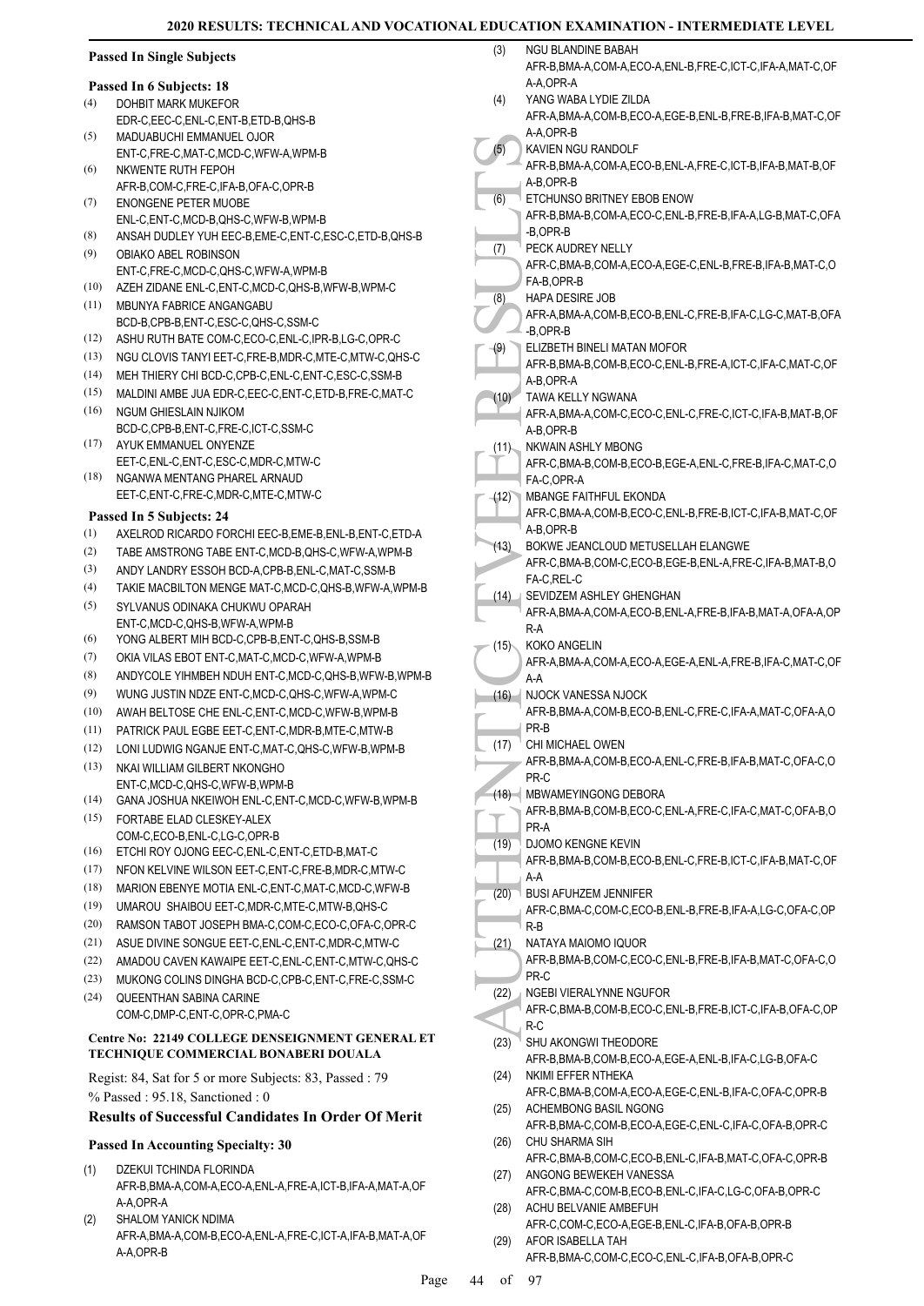### Passed In Single Subjects

#### Passed In 6 Subjects: 18

(4) DOHBIT MARK MUKEFOR
EDR-C,EEC-C,ENL-C,ENT-B,ETD-B,QHS-B

(5) MADUABUCHI EMMANUEL OJOR
ENT-C,FRE-C,MAT-C,MCD-C,WFW-A,WPM-B

(6) NKWENTE RUTH FEPOH
AFR-B,COM-C,FRE-C,IFA-B,OFA-C,OPR-B

(7) ENONGENE PETER MUOBE
ENL-C,ENT-C,MCD-B,QHS-C,WFW-B,WPM-B

(8) ANSAH DUDLEY YUH EEC-B,EME-C,ENT-C,ESC-C,ETD-B,QHS-B

(9) OBIAKO ABEL ROBINSON
ENT-C,FRE-C,MCD-C,QHS-C,WFW-A,WPM-B

(10) AZEH ZIDANE ENL-C,ENT-C,MCD-C,QHS-B,WFW-B,WPM-C

(11) MBUNYA FABRICE ANGANGABU
BCD-B,CPB-B,ENT-C,ESC-C,QHS-C,SSM-C

(12) ASHU RUTH BATE COM-C,ECO-C,ENL-C,IPR-B,LG-C,OPR-C

(13) NGU CLOVIS TANYI EET-C,FRE-B,MDR-C,MTE-C,MTW-C,QHS-C

(14) MEH THIERY CHI BCD-C,CPB-C,ENL-C,ENT-C,ESC-C,SSM-B

(15) MALDINI AMBE JUA EDR-C,EEC-C,ENT-C,ETD-B,FRE-C,MAT-C

(16) NGUM GHIESLAIN NJIKOM
BCD-C,CPB-B,ENT-C,FRE-C,ICT-C,SSM-C

(17) AYUK EMMANUEL ONYENZE
EET-C,ENL-C,ENT-C,ESC-C,MDR-C,MTW-C

(18) NGANWA MENTANG PHAREL ARNAUD
EET-C,ENT-C,FRE-C,MDR-C,MTE-C,MTW-C

#### Passed In 5 Subjects: 24

(1) AXELROD RICARDO FORCHI EEC-B,EME-B,ENL-B,ENT-C,ETD-A

(2) TABE AMSTRONG TABE ENT-C,MCD-B,QHS-C,WFW-A,WPM-B

(3) ANDY LANDRY ESSOH BCD-A,CPB-B,ENL-C,MAT-C,SSM-B

(4) TAKIE MACBILTON MENGE MAT-C,MCD-C,QHS-B,WFW-A,WPM-B

(5) SYLVANUS ODINAKA CHUKWU OPARAH
ENT-C,MCD-C,QHS-B,WFW-A,WPM-B

(6) YONG ALBERT MIH BCD-C,CPB-B,ENT-C,QHS-B,SSM-B

(7) OKIA VILAS EBOT ENT-C,MAT-C,MCD-C,WFW-A,WPM-B

(8) ANDYCOLE YIHMBEH NDUH ENT-C,MCD-C,QHS-B,WFW-B,WPM-B

(9) WUNG JUSTIN NDZE ENT-C,MCD-C,QHS-C,WFW-A,WPM-C

(10) AWAH BELTOSE CHE ENL-C,ENT-C,MCD-C,WFW-B,WPM-B

(11) PATRICK PAUL EGBE EET-C,ENT-C,MDR-B,MTE-C,MTW-B

(12) LONI LUDWIG NGANJE ENT-C,MAT-C,QHS-C,WFW-B,WPM-B

(13) NKAI WILLIAM GILBERT NKONGHO
ENT-C,MCD-C,QHS-C,WFW-B,WPM-B

(14) GANA JOSHUA NKEIWOH ENL-C,ENT-C,MCD-C,WFW-B,WPM-B

(15) FORTABE ELAD CLESKEY-ALEX
COM-C,ECO-B,ENL-C,LG-C,OPR-B

(16) ETCHI ROY OJONG EEC-C,ENL-C,ENT-C,ETD-B,MAT-C

(17) NFON KELVINE WILSON EET-C,ENT-C,FRE-B,MDR-C,MTW-C

(18) MARION EBENYE MOTIA ENL-C,ENT-C,MAT-C,MCD-C,WFW-B

(19) UMAROU SHAIBOU EET-C,MDR-C,MTE-C,MTW-B,QHS-C

(20) RAMSON TABOT JOSEPH BMA-C,COM-C,ECO-C,OFA-C,OPR-C

(21) ASUE DIVINE SONGUE EET-C,ENL-C,ENT-C,MDR-C,MTW-C

(22) AMADOU CAVEN KAWAIPE EET-C,ENL-C,ENT-C,MTW-C,QHS-C

(23) MUKONG COLINS DINGHA BCD-C,CPB-C,ENT-C,FRE-C,SSM-C

(24) QUEENTHAN SABINA CARINE
COM-C,DMP-C,ENT-C,OPR-C,PMA-C

#### Centre No: 22149 COLLEGE DENSEIGNMENT GENERAL ET TECHNIQUE COMMERCIAL BONABERI DOUALA

Regist: 84, Sat for 5 or more Subjects: 83, Passed : 79
% Passed : 95.18, Sanctioned : 0

### Results of Successful Candidates In Order Of Merit

#### Passed In Accounting Specialty: 30

(1) DZEKUI TCHINDA FLORINDA
AFR-B,BMA-A,COM-A,ECO-A,ENL-A,FRE-A,ICT-B,IFA-A,MAT-A,OFA-A,OPR-A

(2) SHALOM YANICK NDIMA
AFR-A,BMA-A,COM-B,ECO-A,ENL-A,FRE-C,ICT-A,IFA-B,MAT-A,OFA-A,OPR-B

(3) NGU BLANDINE BABAH
AFR-B,BMA-A,COM-A,ECO-A,ENL-B,FRE-C,ICT-C,IFA-A,MAT-C,OFA-A,OPR-A

(4) YANG WABA LYDIE ZILDA
AFR-A,BMA-A,COM-B,ECO-A,EGE-B,ENL-B,FRE-B,IFA-B,MAT-C,OFA-A,OPR-B

(5) KAVIEN NGU RANDOLF
AFR-B,BMA-A,COM-A,ECO-B,ENL-A,FRE-C,ICT-B,IFA-B,MAT-B,OFA-B,OPR-B

(6) ETCHUNSO BRITNEY EBOB ENOW
AFR-B,BMA-B,COM-A,ECO-C,ENL-B,FRE-B,IFA-A,LG-B,MAT-C,OFA-B,OPR-B

(7) PECK AUDREY NELLY
AFR-C,BMA-B,COM-A,ECO-A,EGE-C,ENL-B,FRE-B,IFA-B,MAT-C,OFA-B,OPR-B

(8) HAPA DESIRE JOB
AFR-A,BMA-A,COM-B,ECO-B,ENL-C,FRE-B,IFA-C,LG-C,MAT-B,OFA-B,OPR-B

(9) ELIZBETH BINELI MATAN MOFOR
AFR-B,BMA-B,COM-B,ECO-C,ENL-B,FRE-A,ICT-C,IFA-C,MAT-C,OFA-B,OPR-A

(10) TAWA KELLY NGWANA
AFR-A,BMA-A,COM-C,ECO-C,ENL-C,FRE-C,ICT-C,IFA-B,MAT-B,OFA-B,OPR-B

(11) NKWAIN ASHLY MBONG
AFR-C,BMA-B,COM-B,ECO-B,EGE-A,ENL-C,FRE-B,IFA-C,MAT-C,OFA-C,OPR-A

(12) MBANGE FAITHFUL EKONDA
AFR-C,BMA-A,COM-B,ECO-C,ENL-B,FRE-B,ICT-C,IFA-B,MAT-C,OFA-B,OPR-B

(13) BOKWE JEANCLOUD METUSELLAH ELANGWE
AFR-C,BMA-B,COM-C,ECO-B,EGE-B,ENL-A,FRE-C,IFA-B,MAT-B,OFA-C,REL-C

(14) SEVIDZEM ASHLEY GHENGHAN
AFR-A,BMA-A,COM-A,ECO-B,ENL-A,FRE-B,IFA-B,MAT-A,OFA-A,OPR-A

(15) KOKO ANGELIN
AFR-A,BMA-A,COM-A,ECO-A,EGE-A,ENL-A,FRE-B,IFA-C,MAT-C,OFA-A

(16) NJOCK VANESSA NJOCK
AFR-B,BMA-A,COM-B,ECO-B,ENL-C,FRE-C,IFA-A,MAT-C,OFA-A,OPR-B

(17) CHI MICHAEL OWEN
AFR-B,BMA-A,COM-B,ECO-A,ENL-C,FRE-B,IFA-B,MAT-C,OFA-C,OPR-C

(18) MBWAMEYINGONG DEBORA
AFR-B,BMA-B,COM-B,ECO-C,ENL-A,FRE-C,IFA-C,MAT-C,OFA-B,OPR-A

(19) DJOMO KENGNE KEVIN
AFR-B,BMA-B,COM-B,ECO-B,ENL-C,FRE-B,ICT-C,IFA-B,MAT-C,OFA-A

(20) BUSI AFUHZEM JENNIFER
AFR-C,BMA-C,COM-C,ECO-B,ENL-B,FRE-B,IFA-A,LG-C,OFA-C,OPR-B

(21) NATAYA MAIOMO IQUOR
AFR-B,BMA-B,COM-C,ECO-C,ENL-B,FRE-B,IFA-B,MAT-C,OFA-C,OPR-C

(22) NGEBI VIERALYNNE NGUFOR
AFR-C,BMA-B,COM-B,ECO-C,ENL-B,FRE-B,ICT-C,IFA-B,OFA-C,OPR-C

(23) SHU AKONGWI THEODORE
AFR-B,BMA-B,COM-B,ECO-A,EGE-A,ENL-B,IFA-C,LG-B,OFA-C

(24) NKIMI EFFER NTHEKA
AFR-C,BMA-B,COM-A,ECO-A,EGE-C,ENL-B,IFA-C,OFA-C,OPR-B

(25) ACHEMBONG BASIL NGONG
AFR-B,BMA-C,COM-B,ECO-A,EGE-C,ENL-C,IFA-C,OFA-B,OPR-C

(26) CHU SHARMA SIH
AFR-C,BMA-B,COM-C,ECO-B,ENL-C,IFA-B,MAT-C,OFA-C,OPR-B

(27) ANGONG BEWEKEH VANESSA
AFR-C,BMA-C,COM-B,ECO-B,ENL-C,IFA-C,LG-C,OFA-B,OPR-C

(28) ACHU BELVANIE AMBEFUH
AFR-C,COM-C,ECO-A,EGE-B,ENL-C,IFA-B,OFA-B,OPR-B

(29) AFOR ISABELLA TAH
AFR-B,BMA-C,COM-C,ECO-C,ENL-C,IFA-B,OFA-B,OPR-C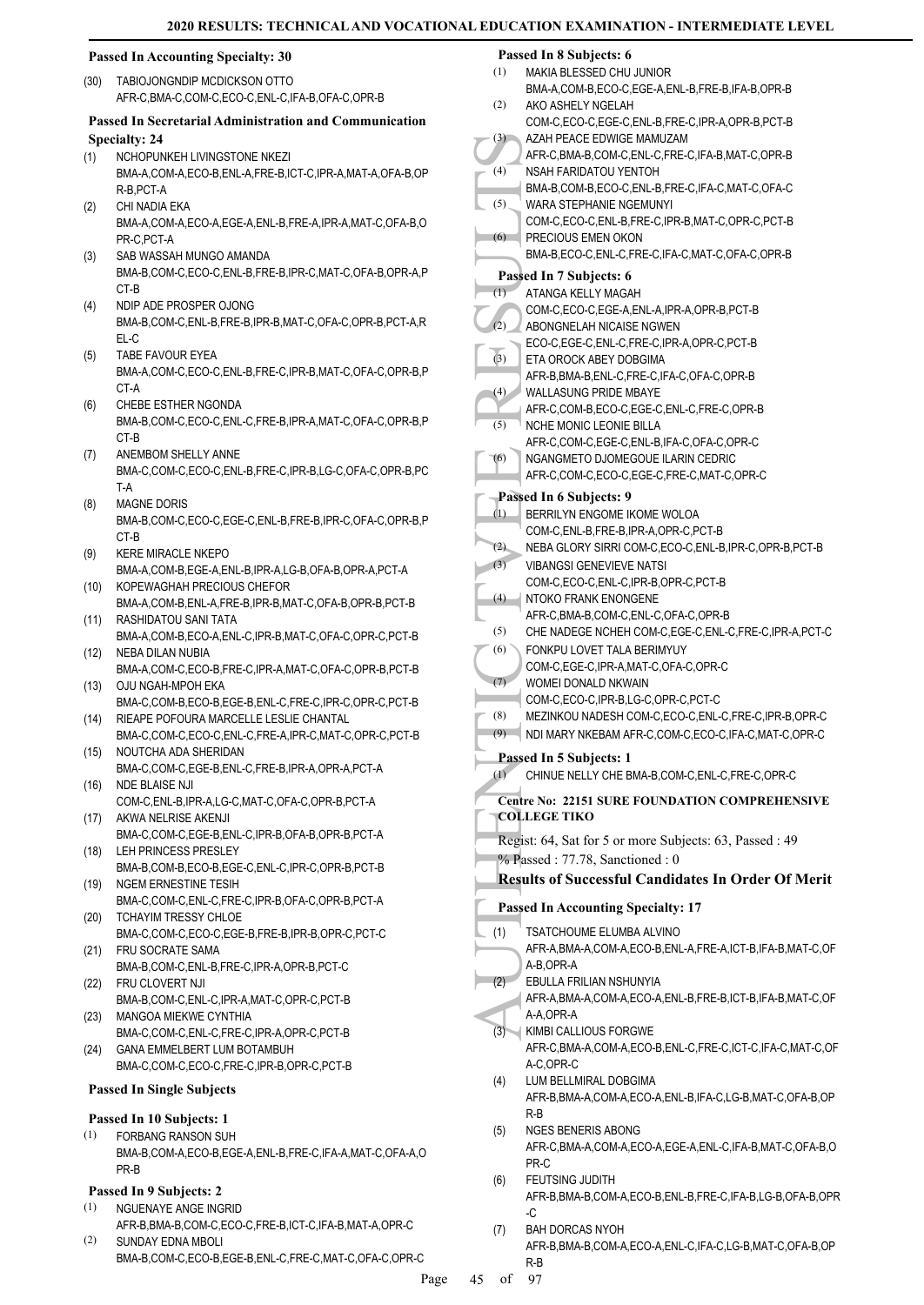**Passed In Accounting Specialty: 30**

(30) TABIOJONGNDIP MCDICKSON OTTO
AFR-C,BMA-C,COM-C,ECO-C,ENL-C,IFA-B,OFA-C,OPR-B

**Passed In Secretarial Administration and Communication Specialty: 24**

(1) NCHOPUNKEH LIVINGSTONE NKEZI
BMA-A,COM-A,ECO-B,ENL-A,FRE-B,ICT-C,IPR-A,MAT-A,OFA-B,OPR-B,PCT-A

(2) CHI NADIA EKA
BMA-A,COM-A,ECO-A,EGE-A,ENL-B,FRE-A,IPR-A,MAT-C,OFA-B,OPR-C,PCT-A

(3) SAB WASSAH MUNGO AMANDA
BMA-B,COM-C,ECO-C,ENL-B,FRE-B,IPR-C,MAT-C,OFA-B,OPR-A,PCT-B

(4) NDIP ADE PROSPER OJONG
BMA-B,COM-C,ENL-B,FRE-B,IPR-B,MAT-C,OFA-C,OPR-B,PCT-A,REL-C

(5) TABE FAVOUR EYEA
BMA-A,COM-C,ECO-C,ENL-B,FRE-C,IPR-B,MAT-C,OFA-C,OPR-B,PCT-A

(6) CHEBE ESTHER NGONDA
BMA-B,COM-C,ECO-C,ENL-C,FRE-B,IPR-A,MAT-C,OFA-C,OPR-B,PCT-B

(7) ANEMBOM SHELLY ANNE
BMA-C,COM-C,ECO-C,ENL-B,FRE-C,IPR-B,LG-C,OFA-C,OPR-B,PCT-A

(8) MAGNE DORIS
BMA-B,COM-C,ECO-C,EGE-C,ENL-B,FRE-B,IPR-C,OFA-C,OPR-B,PCT-B

(9) KERE MIRACLE NKEPO
BMA-A,COM-B,EGE-A,ENL-B,IPR-A,LG-B,OFA-B,OPR-A,PCT-A

(10) KOPEWAGHAH PRECIOUS CHEFOR
BMA-A,COM-B,ENL-A,FRE-B,IPR-B,MAT-C,OFA-B,OPR-B,PCT-B

(11) RASHIDATOU SANI TATA
BMA-A,COM-B,ECO-A,ENL-C,IPR-B,MAT-C,OFA-C,OPR-C,PCT-B

(12) NEBA DILAN NUBIA
BMA-A,COM-C,ECO-B,FRE-C,IPR-A,MAT-C,OFA-C,OPR-B,PCT-B

(13) OJU NGAH-MPOH EKA
BMA-C,COM-B,ECO-B,EGE-B,ENL-C,FRE-C,IPR-C,OPR-C,PCT-B

(14) RIEAPE POFOURA MARCELLE LESLIE CHANTAL
BMA-C,COM-C,ECO-C,ENL-C,FRE-A,IPR-C,MAT-C,OPR-C,PCT-B

(15) NOUTCHA ADA SHERIDAN
BMA-C,COM-C,EGE-B,ENL-C,FRE-B,IPR-A,OPR-A,PCT-A

(16) NDE BLAISE NJI
COM-C,ENL-B,IPR-A,LG-C,MAT-C,OFA-C,OPR-B,PCT-A

(17) AKWA NELRISE AKENJI
BMA-C,COM-C,EGE-B,ENL-C,IPR-B,OFA-B,OPR-B,PCT-A

(18) LEH PRINCESS PRESLEY
BMA-B,COM-B,ECO-B,EGE-C,ENL-C,IPR-C,OPR-B,PCT-B

(19) NGEM ERNESTINE TESIH
BMA-C,COM-C,ENL-C,FRE-C,IPR-B,OFA-C,OPR-B,PCT-A

(20) TCHAYIM TRESSY CHLOE
BMA-C,COM-C,ECO-C,EGE-B,FRE-B,IPR-B,OPR-C,PCT-C

(21) FRU SOCRATE SAMA
BMA-B,COM-C,ENL-B,FRE-C,IPR-A,OPR-B,PCT-C

(22) FRU CLOVERT NJI
BMA-B,COM-C,ENL-C,IPR-A,MAT-C,OPR-C,PCT-B

(23) MANGOA MIEKWE CYNTHIA
BMA-C,COM-C,ENL-C,FRE-C,IPR-A,OPR-C,PCT-B

(24) GANA EMMELBERT LUM BOTAMBUH
BMA-C,COM-C,ECO-C,FRE-C,IPR-B,OPR-C,PCT-B

**Passed In Single Subjects**

**Passed In 10 Subjects: 1**

(1) FORBANG RANSON SUH
BMA-B,COM-A,ECO-B,EGE-A,ENL-B,FRE-C,IFA-A,MAT-C,OFA-A,OPR-B

**Passed In 9 Subjects: 2**

(1) NGUENAYE ANGE INGRID
AFR-B,BMA-B,COM-C,ECO-C,FRE-B,ICT-C,IFA-B,MAT-A,OPR-C

(2) SUNDAY EDNA MBOLI
BMA-B,COM-C,ECO-B,EGE-B,ENL-C,FRE-C,MAT-C,OFA-C,OPR-C

**Passed In 8 Subjects: 6**

(1) MAKIA BLESSED CHU JUNIOR
BMA-A,COM-B,ECO-C,EGE-A,ENL-B,FRE-B,IFA-B,OPR-B

(2) AKO ASHELY NGELAH
COM-C,ECO-C,EGE-C,ENL-B,FRE-C,IPR-A,OPR-B,PCT-B

(3) AZAH PEACE EDWIGE MAMUZAM
AFR-C,BMA-B,COM-C,ENL-C,FRE-C,IFA-B,MAT-C,OPR-B

(4) NSAH FARIDATOU YENTOH
BMA-B,COM-B,ECO-C,ENL-B,FRE-C,IFA-C,MAT-C,OFA-C

(5) WARA STEPHANIE NGEMUNYI
COM-C,ECO-C,ENL-B,FRE-C,IPR-B,MAT-C,OPR-C,PCT-B

(6) PRECIOUS EMEN OKON
BMA-B,ECO-C,ENL-C,FRE-C,IFA-C,MAT-C,OFA-C,OPR-B

**Passed In 7 Subjects: 6**

(1) ATANGA KELLY MAGAH
COM-C,ECO-C,EGE-A,ENL-A,IPR-A,OPR-B,PCT-B

(2) ABONGNELAH NICAISE NGWEN
ECO-C,EGE-C,ENL-C,FRE-C,IPR-A,OPR-C,PCT-B

(3) ETA OROCK ABEY DOBGIMA
AFR-B,BMA-B,ENL-C,FRE-C,IFA-C,OFA-C,OPR-B

(4) WALLASUNG PRIDE MBAYE
AFR-C,COM-B,ECO-C,EGE-C,ENL-C,FRE-C,OPR-B

(5) NCHE MONIC LEONIE BILLA
AFR-C,COM-C,EGE-C,ENL-B,IFA-C,OFA-C,OPR-C

(6) NGANGMETO DJOMEGOUE ILARIN CEDRIC
AFR-C,COM-C,ECO-C,EGE-C,FRE-C,MAT-C,OPR-C

**Passed In 6 Subjects: 9**

(1) BERRILYN ENGOME IKOME WOLOA
COM-C,ENL-B,FRE-B,IPR-A,OPR-C,PCT-B

(2) NEBA GLORY SIRRI COM-C,ECO-C,ENL-B,IPR-C,OPR-B,PCT-B

(3) VIBANGSI GENEVIEVE NATSI
COM-C,ECO-C,ENL-C,IPR-B,OPR-C,PCT-B

(4) NTOKO FRANK ENONGENE
AFR-C,BMA-B,COM-C,ENL-C,OFA-C,OPR-B

(5) CHE NADEGE NCHEH COM-C,EGE-C,ENL-C,FRE-C,IPR-A,PCT-C

(6) FONKPU LOVET TALA BERIMYUY
COM-C,EGE-C,IPR-A,MAT-C,OFA-C,OPR-C

(7) WOMEI DONALD NKWAIN
COM-C,ECO-C,IPR-B,LG-C,OPR-C,PCT-C

(8) MEZINKOU NADESH COM-C,ECO-C,ENL-C,FRE-C,IPR-B,OPR-C

(9) NDI MARY NKEBAM AFR-C,COM-C,ECO-C,IFA-C,MAT-C,OPR-C

**Passed In 5 Subjects: 1**

(1) CHINUE NELLY CHE BMA-B,COM-C,ENL-C,FRE-C,OPR-C

**Centre No: 22151 SURE FOUNDATION COMPREHENSIVE COLLEGE TIKO**

Regist: 64, Sat for 5 or more Subjects: 63, Passed : 49

% Passed : 77.78, Sanctioned : 0

## Results of Successful Candidates In Order Of Merit

**Passed In Accounting Specialty: 17**

(1) TSATCHOUME ELUMBA ALVINO
AFR-A,BMA-A,COM-A,ECO-B,ENL-A,FRE-A,ICT-B,IFA-B,MAT-C,OFA-B,OPR-A

(2) EBULLA FRILIAN NSHUNYIA
AFR-A,BMA-A,COM-A,ECO-A,ENL-B,FRE-B,ICT-B,IFA-B,MAT-C,OFA-A,OPR-A

(3) KIMBI CALLIOUS FORGWE
AFR-C,BMA-A,COM-A,ECO-B,ENL-C,FRE-C,ICT-C,IFA-C,MAT-C,OFA-C,OPR-C

(4) LUM BELLMIRAL DOBGIMA
AFR-B,BMA-A,COM-A,ECO-A,ENL-B,IFA-C,LG-B,MAT-C,OFA-B,OPR-B

(5) NGES BENERIS ABONG
AFR-C,BMA-A,COM-A,ECO-A,EGE-A,ENL-C,IFA-B,MAT-C,OFA-B,OPR-C

(6) FEUTSING JUDITH
AFR-B,BMA-B,COM-A,ECO-B,ENL-B,FRE-C,IFA-B,LG-B,OFA-B,OPR-C

(7) BAH DORCAS NYOH
AFR-B,BMA-B,COM-A,ECO-A,ENL-C,IFA-C,LG-B,MAT-C,OFA-B,OPR-B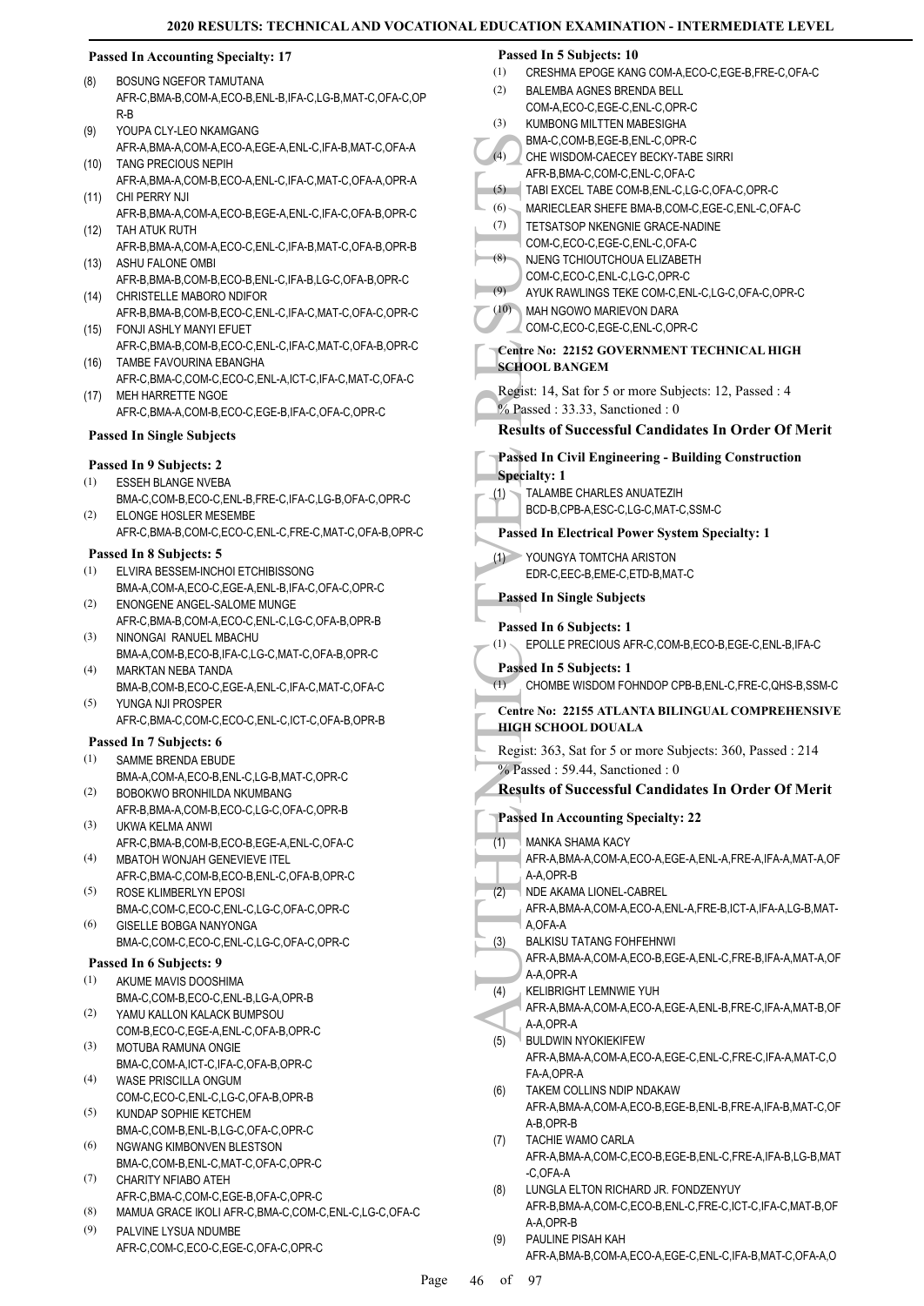**Passed In Accounting Specialty: 17**

(8) BOSUNG NGEFOR TAMUTANA
AFR-C,BMA-B,COM-A,ECO-B,ENL-B,IFA-C,LG-B,MAT-C,OFA-C,OPR-B

(9) YOUPA CLY-LEO NKAMGANG
AFR-A,BMA-A,COM-A,ECO-A,EGE-A,ENL-C,IFA-B,MAT-C,OFA-A

(10) TANG PRECIOUS NEPIH
AFR-A,BMA-A,COM-B,ECO-A,ENL-C,IFA-C,MAT-C,OFA-A,OPR-A

(11) CHI PERRY NJI
AFR-B,BMA-A,COM-A,ECO-B,EGE-A,ENL-C,IFA-C,OFA-B,OPR-C

(12) TAH ATUK RUTH
AFR-B,BMA-A,COM-A,ECO-C,ENL-C,IFA-B,MAT-C,OFA-B,OPR-B

(13) ASHU FALONE OMBI
AFR-B,BMA-B,COM-B,ECO-B,ENL-C,IFA-B,LG-C,OFA-B,OPR-C

(14) CHRISTELLE MABORO NDIFOR
AFR-B,BMA-B,COM-B,ECO-C,ENL-C,IFA-C,MAT-C,OFA-C,OPR-C

(15) FONJI ASHLY MANYI EFUET
AFR-C,BMA-B,COM-B,ECO-C,ENL-C,IFA-C,MAT-C,OFA-B,OPR-C

(16) TAMBE FAVOURINA EBANGHA
AFR-C,BMA-C,COM-C,ECO-C,ENL-A,ICT-C,IFA-C,MAT-C,OFA-C

(17) MEH HARRETTE NGOE
AFR-C,BMA-A,COM-B,ECO-C,EGE-B,IFA-C,OFA-C,OPR-C

**Passed In Single Subjects**

**Passed In 9 Subjects: 2**

(1) ESSEH BLANGE NVEBA
BMA-C,COM-B,ECO-C,ENL-B,FRE-C,IFA-C,LG-B,OFA-C,OPR-C

(2) ELONGE HOSLER MESEMBE
AFR-C,BMA-B,COM-C,ECO-C,ENL-C,FRE-C,MAT-C,OFA-B,OPR-C

**Passed In 8 Subjects: 5**

(1) ELVIRA BESSEM-INCHOI ETCHIBISSONG
BMA-A,COM-A,ECO-C,EGE-A,ENL-B,IFA-C,OFA-C,OPR-C

(2) ENONGENE ANGEL-SALOME MUNGE
AFR-C,BMA-B,COM-A,ECO-C,ENL-C,LG-C,OFA-B,OPR-B

(3) NINONGAI RANUEL MBACHU
BMA-A,COM-B,ECO-B,IFA-C,LG-C,MAT-C,OFA-B,OPR-C

(4) MARKTAN NEBA TANDA
BMA-B,COM-B,ECO-C,EGE-A,ENL-C,IFA-C,MAT-C,OFA-C

(5) YUNGA NJI PROSPER
AFR-C,BMA-C,COM-C,ECO-C,ENL-C,ICT-C,OFA-B,OPR-B

**Passed In 7 Subjects: 6**

(1) SAMME BRENDA EBUDE
BMA-A,COM-A,ECO-B,ENL-C,LG-B,MAT-C,OPR-C

(2) BOBOKWO BRONHILDA NKUMBANG
AFR-B,BMA-A,COM-B,ECO-C,LG-C,OFA-C,OPR-B

(3) UKWA KELMA ANWI
AFR-C,BMA-B,COM-B,ECO-B,EGE-A,ENL-C,OFA-C

(4) MBATOH WONJAH GENEVIEVE ITEL
AFR-C,BMA-C,COM-B,ECO-B,ENL-C,OFA-B,OPR-C

(5) ROSE KLIMBERLYN EPOSI
BMA-C,COM-C,ECO-C,ENL-C,LG-C,OFA-C,OPR-C

(6) GISELLE BOBGA NANYONGA
BMA-C,COM-C,ECO-C,ENL-C,LG-C,OFA-C,OPR-C

**Passed In 6 Subjects: 9**

(1) AKUME MAVIS DOOSHIMA
BMA-C,COM-B,ECO-C,ENL-B,LG-A,OPR-B

(2) YAMU KALLON KALACK BUMPSOU
COM-B,ECO-C,EGE-A,ENL-C,OFA-B,OPR-C

(3) MOTUBA RAMUNA ONGIE
BMA-C,COM-A,ICT-C,IFA-C,OFA-B,OPR-C

(4) WASE PRISCILLA ONGUM
COM-C,ECO-C,ENL-C,LG-C,OFA-B,OPR-B

(5) KUNDAP SOPHIE KETCHEM
BMA-C,COM-B,ENL-B,LG-C,OFA-C,OPR-C

(6) NGWANG KIMBONVEN BLESTSON
BMA-C,COM-B,ENL-C,MAT-C,OFA-C,OPR-C

(7) CHARITY NFIABO ATEH
AFR-C,BMA-C,COM-C,EGE-B,OFA-C,OPR-C

(8) MAMUA GRACE IKOLI AFR-C,BMA-C,COM-C,ENL-C,LG-C,OFA-C

(9) PALVINE LYSUA NDUMBE
AFR-C,COM-C,ECO-C,EGE-C,OFA-C,OPR-C

**Passed In 5 Subjects: 10**

(1) CRESHMA EPOGE KANG COM-A,ECO-C,EGE-B,FRE-C,OFA-C

(2) BALEMBA AGNES BRENDA BELL
COM-A,ECO-C,EGE-C,ENL-C,OPR-C

(3) KUMBONG MILTTEN MABESIGHA
BMA-C,COM-B,EGE-B,ENL-C,OPR-C

(4) CHE WISDOM-CAECEY BECKY-TABE SIRRI
AFR-B,BMA-C,COM-C,ENL-C,OFA-C

(5) TABI EXCEL TABE COM-B,ENL-C,LG-C,OFA-C,OPR-C

(6) MARIECLEAR SHEFE BMA-B,COM-C,EGE-C,ENL-C,OFA-C

(7) TETSATSOP NKENGNIE GRACE-NADINE
COM-C,ECO-C,EGE-C,ENL-C,OFA-C

(8) NJENG TCHIOUTCHOUA ELIZABETH
COM-C,ECO-C,ENL-C,LG-C,OPR-C

(9) AYUK RAWLINGS TEKE COM-C,ENL-C,LG-C,OFA-C,OPR-C

(10) MAH NGOWO MARIEVON DARA
COM-C,ECO-C,EGE-C,ENL-C,OPR-C

## Centre No: 22152 GOVERNMENT TECHNICAL HIGH SCHOOL BANGEM

Regist: 14, Sat for 5 or more Subjects: 12, Passed : 4
% Passed : 33.33, Sanctioned : 0

### Results of Successful Candidates In Order Of Merit

**Passed In Civil Engineering - Building Construction Specialty: 1**

(1) TALAMBE CHARLES ANUATEZIH
BCD-B,CPB-A,ESC-C,LG-C,MAT-C,SSM-C

**Passed In Electrical Power System Specialty: 1**

(1) YOUNGYA TOMTCHA ARISTON
EDR-C,EEC-B,EME-C,ETD-B,MAT-C

**Passed In Single Subjects**

**Passed In 6 Subjects: 1**

(1) EPOLLE PRECIOUS AFR-C,COM-B,ECO-B,EGE-C,ENL-B,IFA-C

**Passed In 5 Subjects: 1**

(1) CHOMBE WISDOM FOHNDOP CPB-B,ENL-C,FRE-C,QHS-B,SSM-C

## Centre No: 22155 ATLANTA BILINGUAL COMPREHENSIVE HIGH SCHOOL DOUALA

Regist: 363, Sat for 5 or more Subjects: 360, Passed : 214
% Passed : 59.44, Sanctioned : 0

### Results of Successful Candidates In Order Of Merit

**Passed In Accounting Specialty: 22**

(1) MANKA SHAMA KACY
AFR-A,BMA-A,COM-A,ECO-A,EGE-A,ENL-A,FRE-A,IFA-A,MAT-A,OFA-A,OPR-B

(2) NDE AKAMA LIONEL-CABREL
AFR-A,BMA-A,COM-A,ECO-A,ENL-A,FRE-B,ICT-A,IFA-A,LG-B,MAT-A,OFA-A

(3) BALKISU TATANG FOHFEHNWI
AFR-A,BMA-A,COM-A,ECO-B,EGE-A,ENL-C,FRE-B,IFA-A,MAT-A,OFA-A,OPR-A

(4) KELIBRIGHT LEMNWIE YUH
AFR-A,BMA-A,COM-A,ECO-A,EGE-A,ENL-B,FRE-C,IFA-A,MAT-B,OFA-A,OPR-A

(5) BULDWIN NYOKIEKIFEW
AFR-A,BMA-A,COM-A,ECO-A,EGE-C,ENL-C,FRE-C,IFA-A,MAT-C,OFA-A,OPR-A

(6) TAKEM COLLINS NDIP NDAKAW
AFR-A,BMA-A,COM-A,ECO-B,EGE-B,ENL-B,FRE-A,IFA-B,MAT-C,OFA-B,OPR-B

(7) TACHIE WAMO CARLA
AFR-A,BMA-A,COM-C,ECO-B,EGE-B,ENL-C,FRE-A,IFA-B,LG-B,MAT-C,OFA-A

(8) LUNGLA ELTON RICHARD JR. FONDZENYUY
AFR-B,BMA-A,COM-C,ECO-B,ENL-C,FRE-C,ICT-C,IFA-C,MAT-B,OFA-A,OPR-B

(9) PAULINE PISAH KAH
AFR-A,BMA-B,COM-A,ECO-A,EGE-C,ENL-C,IFA-B,MAT-C,OFA-A,O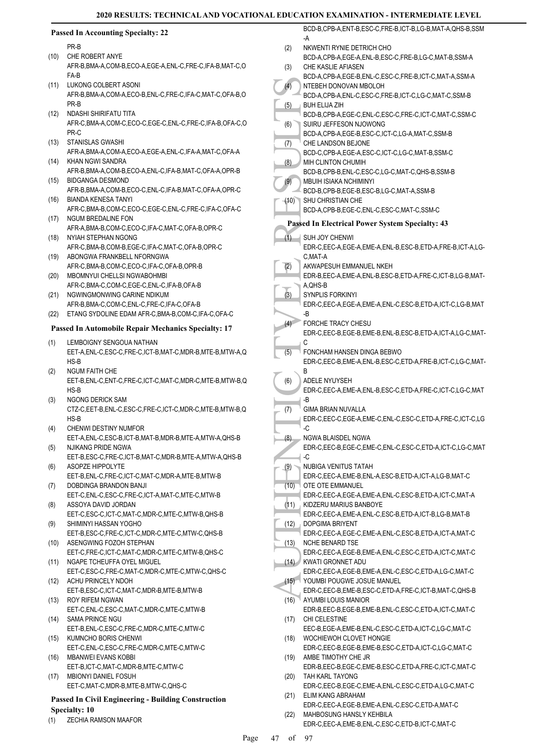### Passed In Accounting Specialty: 22

PR-B

(10) CHE ROBERT ANYE
AFR-B,BMA-A,COM-B,ECO-A,EGE-A,ENL-C,FRE-C,IFA-B,MAT-C,OFA-B

(11) LUKONG COLBERT ASONI
AFR-B,BMA-A,COM-A,ECO-B,ENL-C,FRE-C,IFA-C,MAT-C,OFA-B,OPR-B

(12) NDASHI SHIRIFATU TITA
AFR-C,BMA-A,COM-C,ECO-C,EGE-C,ENL-C,FRE-C,IFA-B,OFA-C,OPR-C

(13) STANISLAS GWASHI
AFR-A,BMA-A,COM-A,ECO-A,EGE-A,ENL-C,IFA-A,MAT-C,OFA-A

(14) KHAN NGWI SANDRA
AFR-B,BMA-A,COM-B,ECO-A,ENL-C,IFA-B,MAT-C,OFA-A,OPR-B

(15) BIDGANGA DESMOND
AFR-B,BMA-A,COM-B,ECO-C,ENL-C,IFA-B,MAT-C,OFA-A,OPR-C

(16) BIANDA KENESA TANYI
AFR-C,BMA-B,COM-C,ECO-C,EGE-C,ENL-C,FRE-C,IFA-C,OFA-C

(17) NGUM BREDALINE FON
AFR-A,BMA-B,COM-C,ECO-C,IFA-C,MAT-C,OFA-B,OPR-C

(18) NYIAH STEPHAN NGONG
AFR-C,BMA-B,COM-B,EGE-C,IFA-C,MAT-C,OFA-B,OPR-C

(19) ABONGWA FRANKBELL NFORNGWA
AFR-C,BMA-B,COM-C,ECO-C,IFA-C,OFA-B,OPR-B

(20) MBOMNYUI CHELLSI NGWABOHMBI
AFR-C,BMA-C,COM-C,EGE-C,ENL-C,IFA-B,OFA-B

(21) NGWINGMONWING CARINE NDIKUM
AFR-B,BMA-C,COM-C,ENL-C,FRE-C,IFA-C,OFA-B

(22) ETANG SYDOLINE EDAM AFR-C,BMA-B,COM-C,IFA-C,OFA-C

### Passed In Automobile Repair Mechanics Specialty: 17

(1) LEMBOIGNY SENGOUA NATHAN
EET-A,ENL-C,ESC-C,FRE-C,ICT-B,MAT-C,MDR-B,MTE-B,MTW-A,QHS-B

(2) NGUM FAITH CHE
EET-B,ENL-C,ENT-C,FRE-C,ICT-C,MAT-C,MDR-C,MTE-B,MTW-B,QHS-B

(3) NGONG DERICK SAM
CTZ-C,EET-B,ENL-C,ESC-C,FRE-C,ICT-C,MDR-C,MTE-B,MTW-B,QHS-B

(4) CHENWI DESTINY NUMFOR
EET-A,ENL-C,ESC-B,ICT-B,MAT-B,MDR-B,MTE-A,MTW-A,QHS-B

(5) NJIKANG PRIDE NGWA
EET-B,ESC-C,FRE-C,ICT-B,MAT-C,MDR-B,MTE-A,MTW-A,QHS-B

(6) ASOPZE HIPPOLYTE
EET-B,ENL-C,FRE-C,ICT-C,MAT-C,MDR-A,MTE-B,MTW-B

(7) DOBDINGA BRANDON BANJI
EET-C,ENL-C,ESC-C,FRE-C,ICT-A,MAT-C,MTE-C,MTW-B

(8) ASSOYA DAVID JORDAN
EET-C,ESC-C,ICT-C,MAT-C,MDR-C,MTE-C,MTW-B,QHS-B

(9) SHIMINYI HASSAN YOGHO
EET-B,ESC-C,FRE-C,ICT-C,MDR-C,MTE-C,MTW-C,QHS-B

(10) ASENGWING FOZOH STEPHAN
EET-C,FRE-C,ICT-C,MAT-C,MDR-C,MTE-C,MTW-B,QHS-C

(11) NGAPE TCHEUFFA OYEL MIGUEL
EET-C,ESC-C,FRE-C,MAT-C,MDR-C,MTE-C,MTW-C,QHS-C

(12) ACHU PRINCELY NDOH
EET-B,ESC-C,ICT-C,MAT-C,MDR-B,MTE-B,MTW-B

(13) ROY RIFEM NGWAN
EET-C,ENL-C,ESC-C,MAT-C,MDR-C,MTE-C,MTW-B

(14) SAMA PRINCE NGU
EET-B,ENL-C,ESC-C,FRE-C,MDR-C,MTE-C,MTW-C

(15) KUMNCHO BORIS CHENWI
EET-C,ENL-C,ESC-C,FRE-C,MDR-C,MTE-C,MTW-C

(16) MBANWEI EVANS KOBBI
EET-B,ICT-C,MAT-C,MDR-B,MTE-C,MTW-C

(17) MBIONYI DANIEL FOSUH
EET-C,MAT-C,MDR-B,MTE-B,MTW-C,QHS-C

### Passed In Civil Engineering - Building Construction Specialty: 10

(1) ZECHIA RAMSON MAAFOR
BCD-B,CPB-A,ENT-B,ESC-C,FRE-B,ICT-B,LG-B,MAT-A,QHS-B,SSM-A

(2) NKWENTI RYNIE DETRICH CHO
BCD-A,CPB-A,EGE-A,ENL-B,ESC-C,FRE-B,LG-C,MAT-B,SSM-A

(3) CHE KASLIE AFIASEN
BCD-A,CPB-A,EGE-B,ENL-C,ESC-C,FRE-B,ICT-C,MAT-A,SSM-A

(4) NTEBEH DONOVAN MBOLOH
BCD-A,CPB-A,ENL-C,ESC-C,FRE-B,ICT-C,LG-C,MAT-C,SSM-B

(5) BUH ELIJA ZIH
BCD-B,CPB-A,EGE-C,ENL-C,ESC-C,FRE-C,ICT-C,MAT-C,SSM-C

(6) SUIRU JEFFESON NJOWONG
BCD-A,CPB-A,EGE-B,ESC-C,ICT-C,LG-A,MAT-C,SSM-B

(7) CHE LANDSON BEJONE
BCD-C,CPB-A,EGE-A,ESC-C,ICT-C,LG-C,MAT-B,SSM-C

(8) MIH CLINTON CHUMIH
BCD-B,CPB-B,ENL-C,ESC-C,LG-C,MAT-C,QHS-B,SSM-B

(9) MBUIH ISIAKA NCHIMINYI
BCD-B,CPB-B,EGE-B,ESC-B,LG-C,MAT-A,SSM-B

(10) SHU CHRISTIAN CHE
BCD-A,CPB-B,EGE-C,ENL-C,ESC-C,MAT-C,SSM-C

### Passed In Electrical Power System Specialty: 43

(1) SUH JOY CHENWI
EDR-C,EEC-A,EGE-A,EME-A,ENL-B,ESC-B,ETD-A,FRE-B,ICT-A,LG-C,MAT-A

(2) AKWAPESUH EMMANUEL NKEH
EDR-B,EEC-A,EME-A,ENL-B,ESC-B,ETD-A,FRE-C,ICT-B,LG-B,MAT-A,QHS-B

(3) SYNPLIS FORKINYI
EDR-C,EEC-A,EGE-A,EME-A,ENL-C,ESC-B,ETD-A,ICT-C,LG-B,MAT-B

(4) FORCHE TRACY CHESU
EDR-C,EEC-B,EGE-B,EME-B,ENL-B,ESC-B,ETD-A,ICT-A,LG-C,MAT-C

(5) FONCHAM HANSEN DINGA BEBWO
EDR-C,EEC-B,EME-A,ENL-B,ESC-C,ETD-A,FRE-B,ICT-C,LG-C,MAT-B

(6) ADELE NYUYSEH
EDR-C,EEC-A,EME-A,ENL-B,ESC-C,ETD-A,FRE-C,ICT-C,LG-C,MAT-B

(7) GIMA BRIAN NUVALLA
EDR-C,EEC-C,EGE-A,EME-C,ENL-C,ESC-C,ETD-A,FRE-C,ICT-C,LG-C

(8) NGWA BLAISDEL NGWA
EDR-C,EEC-B,EGE-C,EME-C,ENL-C,ESC-C,ETD-A,ICT-C,LG-C,MAT-C

(9) NUBIGA VENITUS TATAH
EDR-C,EEC-A,EME-B,ENL-A,ESC-B,ETD-A,ICT-A,LG-B,MAT-C

(10) OTE OTE EMMANUEL
EDR-C,EEC-A,EGE-A,EME-A,ENL-C,ESC-B,ETD-A,ICT-C,MAT-A

(11) KIDZERU MARIUS BANBOYE
EDR-C,EEC-A,EME-A,ENL-C,ESC-B,ETD-A,ICT-B,LG-B,MAT-B

(12) DOPGIMA BRIYENT
EDR-C,EEC-A,EGE-C,EME-A,ENL-C,ESC-B,ETD-A,ICT-A,MAT-C

(13) NCHE BENARD TSE
EDR-C,EEC-A,EGE-B,EME-A,ENL-C,ESC-C,ETD-A,ICT-C,MAT-C

(14) KWATI GRONNET ADU
EDR-C,EEC-A,EGE-B,EME-A,ENL-C,ESC-C,ETD-A,LG-C,MAT-C

(15) YOUMBI POUGWE JOSUE MANUEL
EDR-C,EEC-B,EME-B,ESC-C,ETD-A,FRE-C,ICT-B,MAT-C,QHS-B

(16) AYUMBI LOUIS MANIOR
EDR-B,EEC-B,EGE-B,EME-B,ENL-C,ESC-C,ETD-A,ICT-C,MAT-C

(17) CHI CELESTINE
EEC-B,EGE-A,EME-B,ENL-C,ESC-C,ETD-A,ICT-C,LG-C,MAT-C

(18) WOCHIEWOH CLOVET HONGIE
EDR-C,EEC-B,EGE-B,EME-B,ESC-C,ETD-A,ICT-C,LG-C,MAT-C

(19) AMBE TIMOTHY CHE JR
EDR-B,EEC-B,EGE-C,EME-B,ESC-C,ETD-A,FRE-C,ICT-C,MAT-C

(20) TAH KARL TAYONG
EDR-C,EEC-B,EGE-C,EME-A,ENL-C,ESC-C,ETD-A,LG-C,MAT-C

(21) ELIM KANG ABRAHAM
EDR-C,EEC-A,EGE-B,EME-A,ENL-C,ESC-C,ETD-A,MAT-C

(22) MAHBOSUNG HANSLY KEHBILA
EDR-C,EEC-A,EME-B,ENL-C,ESC-C,ETD-B,ICT-C,MAT-C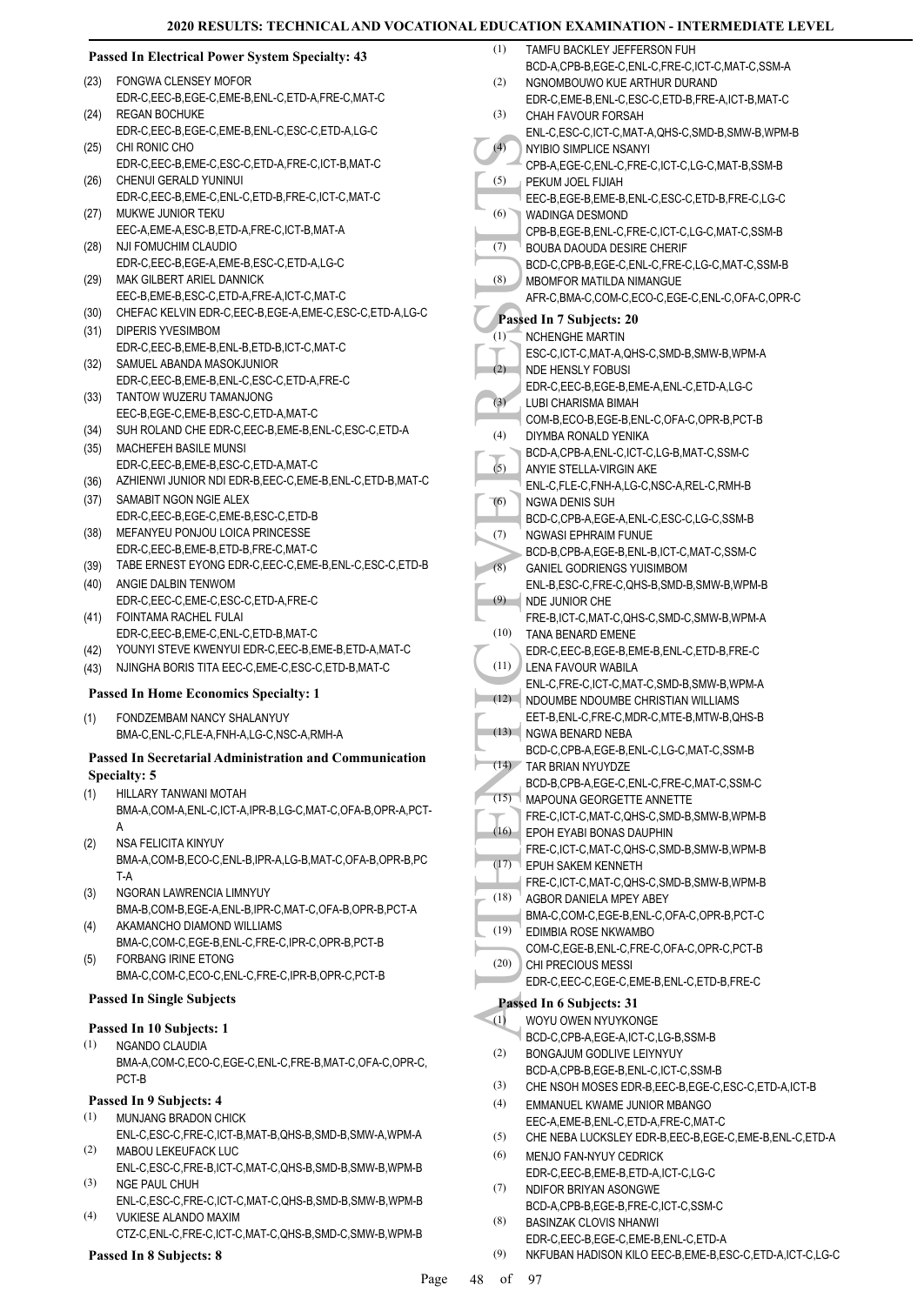### Passed In Electrical Power System Specialty: 43

(23) FONGWA CLENSEY MOFOR
EDR-C,EEC-B,EGE-C,EME-B,ENL-C,ETD-A,FRE-C,MAT-C

(24) REGAN BOCHUKE
EDR-C,EEC-B,EGE-C,EME-B,ENL-C,ESC-C,ETD-A,LG-C

(25) CHI RONIC CHO
EDR-C,EEC-B,EME-C,ESC-C,ETD-A,FRE-C,ICT-B,MAT-C

(26) CHENUI GERALD YUNINUI
EDR-C,EEC-B,EME-C,ENL-C,ETD-B,FRE-C,ICT-C,MAT-C

(27) MUKWE JUNIOR TEKU
EEC-A,EME-A,ESC-B,ETD-A,FRE-C,ICT-B,MAT-A

(28) NJI FOMUCHIM CLAUDIO
EDR-C,EEC-B,EGE-A,EME-B,ESC-C,ETD-A,LG-C

(29) MAK GILBERT ARIEL DANNICK
EEC-B,EME-B,ESC-C,ETD-A,FRE-A,ICT-C,MAT-C

(30) CHEFAC KELVIN EDR-C,EEC-B,EGE-A,EME-C,ESC-C,ETD-A,LG-C

(31) DIPERIS YVESIMBOM
EDR-C,EEC-B,EME-B,ENL-B,ETD-B,ICT-C,MAT-C

(32) SAMUEL ABANDA MASOKJUNIOR
EDR-C,EEC-B,EME-B,ENL-C,ESC-C,ETD-A,FRE-C

(33) TANTOW WUZERU TAMANJONG
EEC-B,EGE-C,EME-B,ESC-C,ETD-A,MAT-C

(34) SUH ROLAND CHE EDR-C,EEC-B,EME-B,ENL-C,ESC-C,ETD-A

(35) MACHEFEH BASILE MUNSI
EDR-C,EEC-B,EME-B,ESC-C,ETD-A,MAT-C

(36) AZHIENWI JUNIOR NDI EDR-B,EEC-C,EME-B,ENL-C,ETD-B,MAT-C

(37) SAMABIT NGON NGIE ALEX
EDR-C,EEC-B,EGE-C,EME-B,ESC-C,ETD-B

(38) MEFANYEU PONJOU LOICA PRINCESSE
EDR-C,EEC-B,EME-B,ETD-B,FRE-C,MAT-C

(39) TABE ERNEST EYONG EDR-C,EEC-C,EME-B,ENL-C,ESC-C,ETD-B

(40) ANGIE DALBIN TENWOM
EDR-C,EEC-C,EME-C,ESC-C,ETD-A,FRE-C

(41) FOINTAMA RACHEL FULAI
EDR-C,EEC-B,EME-C,ENL-C,ETD-B,MAT-C

(42) YOUNYI STEVE KWENYUI EDR-C,EEC-B,EME-B,ETD-A,MAT-C

(43) NJINGHA BORIS TITA EEC-C,EME-C,ESC-C,ETD-B,MAT-C

### Passed In Home Economics Specialty: 1

(1) FONDZEMBAM NANCY SHALANYUY
BMA-C,ENL-C,FLE-A,FNH-A,LG-C,NSA-C,RMH-A

### Passed In Secretarial Administration and Communication Specialty: 5

(1) HILLARY TANWANI MOTAH
BMA-A,COM-A,ENL-C,ICT-A,IPR-B,LG-C,MAT-C,OFA-B,OPR-A,PCT-A

(2) NSA FELICITA KINYUY
BMA-A,COM-B,ECO-C,ENL-B,IPR-A,LG-B,MAT-C,OFA-B,OPR-B,PCT-A

(3) NGORAN LAWRENCIA LIMNYUY
BMA-B,COM-B,EGE-A,ENL-B,IPR-C,MAT-C,OFA-B,OPR-B,PCT-A

(4) AKAMANCHO DIAMOND WILLIAMS
BMA-C,COM-C,EGE-B,ENL-C,FRE-C,IPR-C,OPR-B,PCT-B

(5) FORBANG IRINE ETONG
BMA-C,COM-C,ECO-C,ENL-C,FRE-C,IPR-B,OPR-C,PCT-B

### Passed In Single Subjects

### Passed In 10 Subjects: 1

(1) NGANDO CLAUDIA
BMA-A,COM-C,ECO-C,EGE-C,ENL-C,FRE-B,MAT-C,OFA-C,OPR-C,PCT-B

### Passed In 9 Subjects: 4

(1) MUNJANG BRADON CHICK
ENL-C,ESC-C,FRE-C,ICT-B,MAT-B,QHS-B,SMD-B,SMW-A,WPM-A

(2) MABOU LEKEUFACK LUC
ENL-C,ESC-C,FRE-B,ICT-C,MAT-C,QHS-B,SMD-B,SMW-B,WPM-B

(3) NGE PAUL CHUH
ENL-C,ESC-C,FRE-C,ICT-C,MAT-C,QHS-B,SMD-B,SMW-B,WPM-B

(4) VUKIESE ALANDO MAXIM
CTZ-C,ENL-C,FRE-C,ICT-C,MAT-C,QHS-B,SMD-C,SMW-B,WPM-B

### Passed In 8 Subjects: 8

(1) TAMFU BACKLEY JEFFERSON FUH
BCD-A,CPB-B,EGE-C,ENL-C,FRE-C,ICT-C,MAT-C,SSM-A

(2) NGNOMBOUWO KUE ARTHUR DURAND
EDR-C,EME-B,ENL-C,ESC-C,ETD-B,FRE-A,ICT-B,MAT-C

(3) CHAH FAVOUR FORSAH
ENL-C,ESC-C,ICT-C,MAT-A,QHS-C,SMD-B,SMW-B,WPM-B

(4) NYIBIO SIMPLICE NSANYI
CPB-A,EGE-C,ENL-C,FRE-C,ICT-C,LG-C,MAT-B,SSM-B

(5) PEKUM JOEL FIJIAH
EEC-B,EGE-B,EME-B,ENL-C,ESC-C,ETD-B,FRE-C,LG-C

(6) WADINGA DESMOND
CPB-B,EGE-B,ENL-C,FRE-C,ICT-C,LG-C,MAT-C,SSM-B

(7) BOUBA DAOUDA DESIRE CHERIF
BCD-C,CPB-B,EGE-C,ENL-C,FRE-C,LG-C,MAT-C,SSM-B

(8) MBOMFOR MATILDA NIMANGUE
AFR-C,BMA-C,COM-C,ECO-C,EGE-C,ENL-C,OFA-C,OPR-C

### Passed In 7 Subjects: 20

(1) NCHENGHE MARTIN
ESC-C,ICT-C,MAT-A,QHS-C,SMD-B,SMW-B,WPM-A

(2) NDE HENSLY FOBUSI
EDR-C,EEC-B,EGE-B,EME-A,ENL-C,ETD-A,LG-C

(3) LUBI CHARISMA BIMAH
COM-B,ECO-B,EGE-B,ENL-C,OFA-C,OPR-B,PCT-B

(4) DIYMBA RONALD YENIKA
BCD-A,CPB-A,ENL-C,ICT-C,LG-B,MAT-C,SSM-C

(5) ANYIE STELLA-VIRGIN AKE
ENL-C,FLE-C,FNH-A,LG-C,NSC-A,REL-C,RMH-B

(6) NGWA DENIS SUH
BCD-C,CPB-A,EGE-A,ENL-C,ESC-C,LG-C,SSM-B

(7) NGWASI EPHRAIM FUNUE
BCD-B,CPB-A,EGE-B,ENL-B,ICT-C,MAT-C,SSM-C

(8) GANIEL GODRIENGS YUISIMBOM
ENL-B,ESC-C,FRE-C,QHS-B,SMD-B,SMW-B,WPM-B

(9) NDE JUNIOR CHE
FRE-B,ICT-C,MAT-C,QHS-C,SMD-C,SMW-B,WPM-A

(10) TANA BENARD EMENE
EDR-C,EEC-B,EGE-B,EME-B,ENL-C,ETD-B,FRE-C

(11) LENA FAVOUR WABILA
ENL-C,FRE-C,ICT-C,MAT-C,SMD-B,SMW-B,WPM-A

(12) NDOUMBE NDOUMBE CHRISTIAN WILLIAMS
EET-B,ENL-C,FRE-C,MDR-C,MTE-B,MTW-B,QHS-B

(13) NGWA BENARD NEBA
BCD-C,CPB-A,EGE-B,ENL-C,LG-C,MAT-C,SSM-B

(14) TAR BRIAN NYUYDZE
BCD-B,CPB-A,EGE-C,ENL-C,FRE-C,MAT-C,SSM-C

(15) MAPOUNA GEORGETTE ANNETTE
FRE-C,ICT-C,MAT-C,QHS-C,SMD-B,SMW-B,WPM-B

(16) EPOH EYABI BONAS DAUPHIN
FRE-C,ICT-C,MAT-C,QHS-C,SMD-B,SMW-B,WPM-B

(17) EPUH SAKEM KENNETH
FRE-C,ICT-C,MAT-C,QHS-C,SMD-B,SMW-B,WPM-B

(18) AGBOR DANIELA MPEY ABEY
BMA-C,COM-C,EGE-B,ENL-C,OFA-C,OPR-B,PCT-C

(19) EDIMBIA ROSE NKWAMBO
COM-C,EGE-B,ENL-C,FRE-C,OFA-C,OPR-C,PCT-B

(20) CHI PRECIOUS MESSI
EDR-C,EEC-C,EGE-C,EME-B,ENL-C,ETD-B,FRE-C

### Passed In 6 Subjects: 31

(1) WOYU OWEN NYUYKONGE
BCD-C,CPB-A,EGE-A,ICT-C,LG-B,SSM-B

(2) BONGAJUM GODLIVE LEIYNYUY
BCD-A,CPB-B,EGE-B,ENL-C,ICT-C,SSM-B

(3) CHE NSOH MOSES EDR-B,EEC-B,EGE-C,ESC-C,ETD-A,ICT-B

(4) EMMANUEL KWAME JUNIOR MBANGO
EEC-A,EME-B,ENL-C,ETD-A,FRE-C,MAT-C

(5) CHE NEBA LUCKSLEY EDR-B,EEC-B,EGE-C,EME-B,ENL-C,ETD-A

(6) MENJO FAN-NYUY CEDRICK
EDR-C,EEC-B,EME-B,ETD-A,ICT-C,LG-C

(7) NDIFOR BRIYAN ASONGWE
BCD-A,CPB-B,EGE-B,FRE-C,ICT-C,SSM-C

(8) BASINZAK CLOVIS NHANWI
EDR-C,EEC-B,EGE-C,EME-B,ENL-C,ETD-A

(9) NKFUBAN HADISON KILO EEC-B,EME-B,ESC-C,ETD-A,ICT-C,LG-C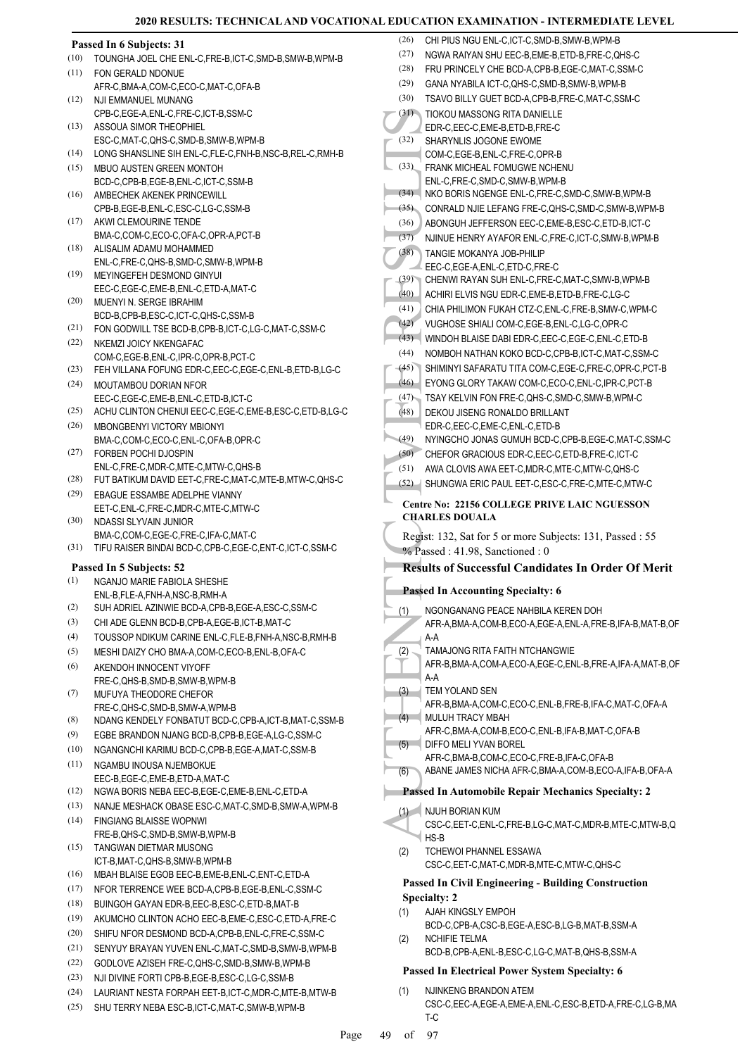**Passed In 6 Subjects: 31**

(10) TOUNGHA JOEL CHE ENL-C,FRE-B,ICT-C,SMD-B,SMW-B,WPM-B
(11) FON GERALD NDONUE AFR-C,BMA-A,COM-C,ECO-C,MAT-C,OFA-B
(12) NJI EMMANUEL MUNANG CPB-C,EGE-A,ENL-C,FRE-C,ICT-B,SSM-C
(13) ASSOUA SIMOR THEOPHIEL ESC-C,MAT-C,QHS-C,SMD-B,SMW-B,WPM-B
(14) LONG SHANSLINE SIH ENL-C,FLE-C,FNH-B,NSC-B,REL-C,RMH-B
(15) MBUO AUSTEN GREEN MONTOH BCD-C,CPB-B,EGE-B,ENL-C,ICT-C,SSM-B
(16) AMBECHEK AKENEK PRINCEWILL CPB-B,EGE-B,ENL-C,ESC-C,LG-C,SSM-B
(17) AKWI CLEMOURINE TENDE BMA-C,COM-C,ECO-C,OFA-C,OPR-A,PCT-B
(18) ALISALIM ADAMU MOHAMMED ENL-C,FRE-C,QHS-B,SMD-C,SMW-B,WPM-B
(19) MEYINGEFEH DESMOND GINYUI EEC-C,EGE-C,EME-B,ENL-C,ETD-A,MAT-C
(20) MUENYI N. SERGE IBRAHIM BCD-B,CPB-B,ESC-C,ICT-C,QHS-C,SSM-B
(21) FON GODWILL TSE BCD-B,CPB-B,ICT-C,LG-C,MAT-C,SSM-C
(22) NKEMZI JOICY NKENGAFAC COM-C,EGE-B,ENL-C,IPR-C,OPR-B,PCT-C
(23) FEH VILLANA FOFUNG EDR-C,EEC-C,EGE-C,ENL-B,ETD-B,LG-C
(24) MOUTAMBOU DORIAN NFOR EEC-C,EGE-C,EME-B,ENL-C,ETD-B,ICT-C
(25) ACHU CLINTON CHENUI EEC-C,EGE-C,EME-B,ESC-C,ETD-B,LG-C
(26) MBONGBENYI VICTORY MBIONYI BMA-C,COM-C,ECO-C,ENL-C,OFA-B,OPR-C
(27) FORBEN POCHI DJOSPIN ENL-C,FRE-C,MDR-C,MTE-C,MTW-C,QHS-B
(28) FUT BATIKUM DAVID EET-C,FRE-C,MAT-C,MTE-B,MTW-C,QHS-C
(29) EBAGUE ESSAMBE ADELPHE VIANNY EET-C,ENL-C,FRE-C,MDR-C,MTE-C,MTW-C
(30) NDASSI SLYVAIN JUNIOR BMA-C,COM-C,EGE-C,FRE-C,IFA-C,MAT-C
(31) TIFU RAISER BINDAI BCD-C,CPB-C,EGE-C,ENT-C,ICT-C,SSM-C

**Passed In 5 Subjects: 52**

(1) NGANJO MARIE FABIOLA SHESHE ENL-B,FLE-A,FNH-A,NSC-B,RMH-A
(2) SUH ADRIEL AZINWIE BCD-A,CPB-B,EGE-A,ESC-C,SSM-C
(3) CHI ADE GLENN BCD-B,CPB-A,EGE-B,ICT-B,MAT-C
(4) TOUSSOP NDIKUM CARINE ENL-C,FLE-B,FNH-A,NSC-B,RMH-B
(5) MESHI DAIZY CHO BMA-A,COM-C,ECO-B,ENL-B,OFA-C
(6) AKENDOH INNOCENT VIYOFF FRE-C,QHS-B,SMD-B,SMW-B,WPM-B
(7) MUFUYA THEODORE CHEFOR FRE-C,QHS-C,SMD-B,SMW-A,WPM-B
(8) NDANG KENDELY FONBATUT BCD-C,CPB-A,ICT-B,MAT-C,SSM-B
(9) EGBE BRANDON NJANG BCD-B,CPB-B,EGE-A,LG-C,SSM-C
(10) NGANGNCHI KARIMU BCD-C,CPB-B,EGE-A,MAT-C,SSM-B
(11) NGAMBU INOUSA NJEMBOKUE EEC-B,EGE-C,EME-B,ETD-A,MAT-C
(12) NGWA BORIS NEBA EEC-B,EGE-C,EME-B,ENL-C,ETD-A
(13) NANJE MESHACK OBASE ESC-C,MAT-C,SMD-B,SMW-A,WPM-B
(14) FINGIANG BLAISSE WOPNWI FRE-B,QHS-C,SMD-B,SMW-B,WPM-B
(15) TANGWAN DIETMAR MUSONG ICT-B,MAT-C,QHS-B,SMW-B,WPM-B
(16) MBAH BLAISE EGOB EEC-B,EME-B,ENL-C,ENT-C,ETD-A
(17) NFOR TERRENCE WEE BCD-A,CPB-B,EGE-B,ENL-C,SSM-C
(18) BUINGOH GAYAN EDR-B,EEC-B,ESC-C,ETD-B,MAT-B
(19) AKUMCHO CLINTON ACHO EEC-B,EME-C,ESC-C,ETD-A,FRE-C
(20) SHIFU NFOR DESMOND BCD-A,CPB-B,ENL-C,FRE-C,SSM-C
(21) SENYUY BRAYAN YUVEN ENL-C,MAT-C,SMD-B,SMW-B,WPM-B
(22) GODLOVE AZISEH FRE-C,QHS-C,SMD-B,SMW-B,WPM-B
(23) NJI DIVINE FORTI CPB-B,EGE-B,ESC-C,LG-C,SSM-B
(24) LAURIANT NESTA FORPAH EET-B,ICT-C,MDR-C,MTE-B,MTW-B
(25) SHU TERRY NEBA ESC-B,ICT-C,MAT-C,SMW-B,WPM-B
(26) CHI PIUS NGU ENL-C,ICT-C,SMD-B,SMW-B,WPM-B
(27) NGWA RAIYAN SHU EEC-B,EME-B,ETD-B,FRE-C,QHS-C
(28) FRU PRINCELY CHE BCD-A,CPB-B,EGE-C,MAT-C,SSM-C
(29) GANA NYABILA ICT-C,QHS-C,SMD-B,SMW-B,WPM-B
(30) TSAVO BILLY GUET BCD-A,CPB-B,FRE-C,MAT-C,SSM-C
(31) TIOKOU MASSONG RITA DANIELLE EDR-C,EEC-C,EME-B,ETD-B,FRE-C
(32) SHARYNLIS JOGONE EWOME COM-C,EGE-B,ENL-C,FRE-C,OPR-B
(33) FRANK MICHEAL FOMUGWE NCHENU ENL-C,FRE-C,SMD-C,SMW-B,WPM-B
(34) NKO BORIS NGENGE ENL-C,FRE-C,SMD-C,SMW-B,WPM-B
(35) CONRALD NJIE LEFANG FRE-C,QHS-C,SMD-C,SMW-B,WPM-B
(36) ABONGUH JEFFERSON EEC-C,EME-B,ESC-C,ETD-B,ICT-C
(37) NJINUE HENRY AYAFOR ENL-C,FRE-C,ICT-C,SMW-B,WPM-B
(38) TANGIE MOKANYA JOB-PHILIP EEC-C,EGE-A,ENL-C,ETD-C,FRE-C
(39) CHENWI RAYAN SUH ENL-C,FRE-C,MAT-C,SMW-B,WPM-B
(40) ACHIRI ELVIS NGU EDR-C,EME-B,ETD-B,FRE-C,LG-C
(41) CHIA PHILIMON FUKAH CTZ-C,ENL-C,FRE-B,SMW-C,WPM-C
(42) VUGHOSE SHIALI COM-C,EGE-B,ENL-C,LG-C,OPR-C
(43) WINDOH BLAISE DABI EDR-C,EEC-C,EGE-C,ENL-C,ETD-B
(44) NOMBOH NATHAN KOKO BCD-C,CPB-B,ICT-C,MAT-C,SSM-C
(45) SHIMINYI SAFARATU TITA COM-C,EGE-C,FRE-C,OPR-C,PCT-B
(46) EYONG GLORY TAKAW COM-C,ECO-C,ENL-C,IPR-C,PCT-B
(47) TSAY KELVIN FON FRE-C,QHS-C,SMD-C,SMW-B,WPM-C
(48) DEKOU JISENG RONALDO BRILLANT EDR-C,EEC-C,EME-C,ENL-C,ETD-B
(49) NYINGCHO JONAS GUMUH BCD-C,CPB-B,EGE-C,MAT-C,SSM-C
(50) CHEFOR GRACIOUS EDR-C,EEC-C,ETD-B,FRE-C,ICT-C
(51) AWA CLOVIS AWA EET-C,MDR-C,MTE-C,MTW-C,QHS-C
(52) SHUNGWA ERIC PAUL EET-C,ESC-C,FRE-C,MTE-C,MTW-C

**Centre No: 22156 COLLEGE PRIVE LAIC NGUESSON CHARLES DOUALA**

Regist: 132, Sat for 5 or more Subjects: 131, Passed : 55
% Passed : 41.98, Sanctioned : 0

## Results of Successful Candidates In Order Of Merit

**Passed In Accounting Specialty: 6**

(1) NGONGANANG PEACE NAHBILA KEREN DOH AFR-A,BMA-A,COM-B,ECO-A,EGE-A,ENL-A,FRE-B,IFA-B,MAT-B,OFA-A
(2) TAMAJONG RITA FAITH NTCHANGWIE AFR-B,BMA-A,COM-A,ECO-A,EGE-C,ENL-B,FRE-A,IFA-A,MAT-B,OFA-A
(3) TEM YOLAND SEN AFR-B,BMA-A,COM-C,ECO-C,ENL-B,FRE-B,IFA-C,MAT-C,OFA-A
(4) MULUH TRACY MBAH AFR-C,BMA-A,COM-B,ECO-C,ENL-B,IFA-B,MAT-C,OFA-B
(5) DIFFO MELI YVAN BOREL AFR-C,BMA-B,COM-C,ECO-C,FRE-B,IFA-C,OFA-B
(6) ABANE JAMES NICHA AFR-C,BMA-A,COM-B,ECO-A,IFA-B,OFA-A

**Passed In Automobile Repair Mechanics Specialty: 2**

(1) NJUH BORIAN KUM CSC-C,EET-C,ENL-C,FRE-B,LG-C,MAT-C,MDR-B,MTE-C,MTW-B,QHS-B
(2) TCHEWOI PHANNEL ESSAWA CSC-C,EET-C,MAT-C,MDR-B,MTE-C,MTW-C,QHS-C

**Passed In Civil Engineering - Building Construction Specialty: 2**

(1) AJAH KINGSLY EMPOH BCD-C,CPB-A,CSC-B,EGE-A,ESC-B,LG-B,MAT-B,SSM-A
(2) NCHIFIE TELMA BCD-B,CPB-A,ENL-B,ESC-C,LG-C,MAT-B,QHS-B,SSM-A

**Passed In Electrical Power System Specialty: 6**

(1) NJINKENG BRANDON ATEM CSC-C,EEC-A,EGE-A,EME-A,ENL-C,ESC-B,ETD-A,FRE-C,LG-B,MAT-C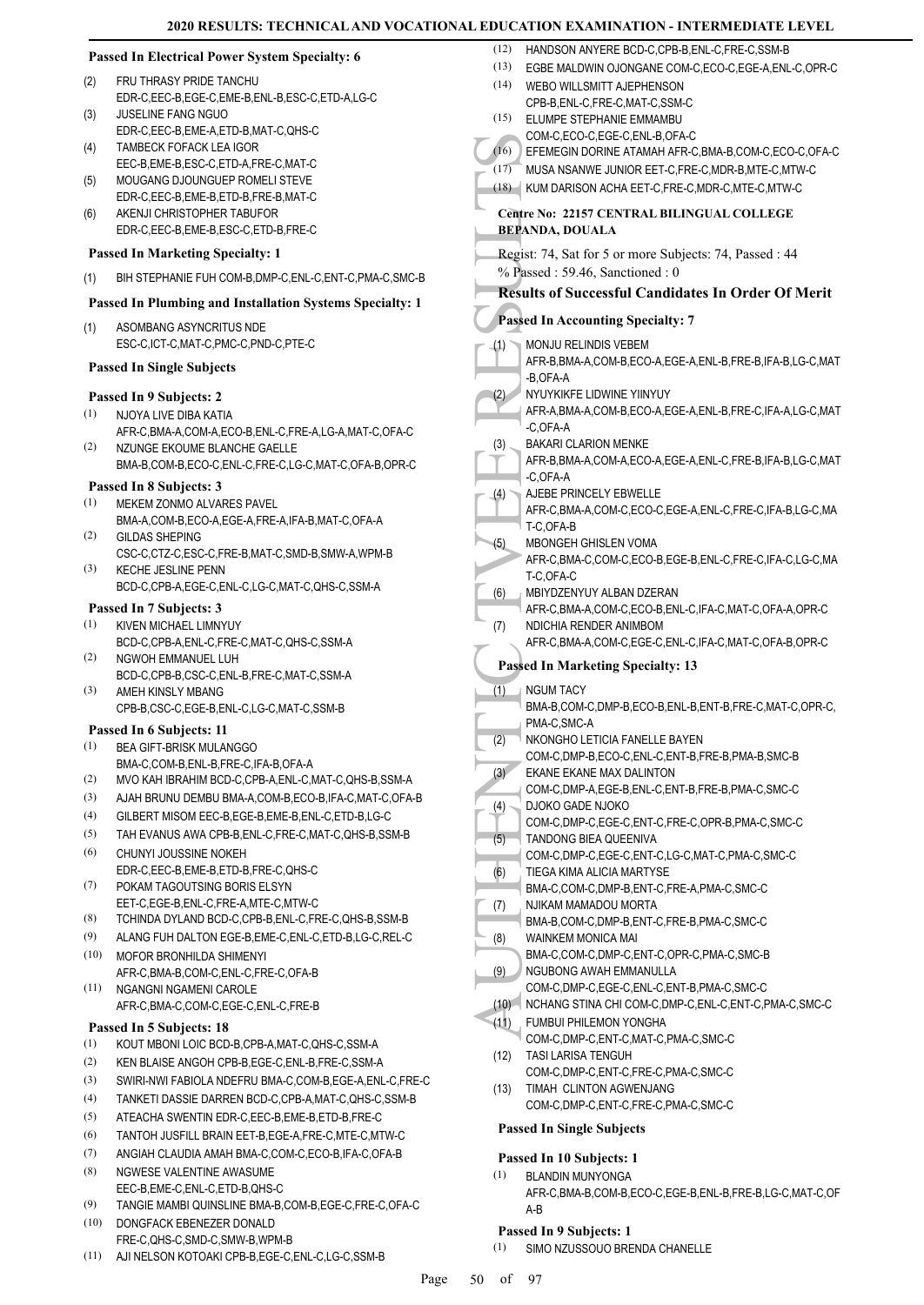### Passed In Electrical Power System Specialty: 6

(2) FRU THRASY PRIDE TANCHU
EDR-C,EEC-B,EGE-C,EME-B,ENL-B,ESC-C,ETD-A,LG-C

(3) JUSELINE FANG NGUO
EDR-C,EEC-B,EME-A,ETD-B,MAT-C,QHS-C

(4) TAMBECK FOFACK LEA IGOR
EEC-B,EME-B,ESC-C,ETD-A,FRE-C,MAT-C

(5) MOUGANG DJOUNGUEP ROMELI STEVE
EDR-C,EEC-B,EME-B,ETD-B,FRE-B,MAT-C

(6) AKENJI CHRISTOPHER TABUFOR
EDR-C,EEC-B,EME-B,ESC-C,ETD-B,FRE-C

### Passed In Marketing Specialty: 1

(1) BIH STEPHANIE FUH COM-B,DMP-C,ENL-C,ENT-C,PMA-C,SMC-B

### Passed In Plumbing and Installation Systems Specialty: 1

(1) ASOMBANG ASYNCRITUS NDE
ESC-C,ICT-C,MAT-C,PMC-C,PND-C,PTE-C

### Passed In Single Subjects

#### Passed In 9 Subjects: 2

(1) NJOYA LIVE DIBA KATIA
AFR-C,BMA-A,COM-A,ECO-B,ENL-C,FRE-A,LG-A,MAT-C,OFA-C

(2) NZUNGE EKOUME BLANCHE GAELLE
BMA-B,COM-B,ECO-C,ENL-C,FRE-C,LG-C,MAT-C,OFA-B,OPR-C

#### Passed In 8 Subjects: 3

(1) MEKEM ZONMO ALVARES PAVEL
BMA-A,COM-B,ECO-A,EGE-A,FRE-A,IFA-B,MAT-C,OFA-A

(2) GILDAS SHEPING
CSC-C,CTZ-C,ESC-C,FRE-B,MAT-C,SMD-B,SMW-A,WPM-B

(3) KECHE JESLINE PENN
BCD-C,CPB-A,EGE-C,ENL-C,LG-C,MAT-C,QHS-C,SSM-A

#### Passed In 7 Subjects: 3

(1) KIVEN MICHAEL LIMNYUY
BCD-C,CPB-A,ENL-C,FRE-C,MAT-C,QHS-C,SSM-A

(2) NGWOH EMMANUEL LUH
BCD-C,CPB-B,CSC-C,ENL-B,FRE-C,MAT-C,SSM-A

(3) AMEH KINSLY MBANG
CPB-B,CSC-C,EGE-B,ENL-C,LG-C,MAT-C,SSM-B

#### Passed In 6 Subjects: 11

(1) BEA GIFT-BRISK MULANGGO
BMA-C,COM-B,ENL-B,FRE-C,IFA-B,OFA-A

(2) MVO KAH IBRAHIM BCD-C,CPB-A,ENL-C,MAT-C,QHS-B,SSM-A

(3) AJAH BRUNU DEMBU BMA-A,COM-B,ECO-B,IFA-C,MAT-C,OFA-B

(4) GILBERT MISOM EEC-B,EGE-B,EME-B,ENL-C,ETD-B,LG-C

(5) TAH EVANUS AWA CPB-B,ENL-C,FRE-C,MAT-C,QHS-B,SSM-B

(6) CHUNYI JOUSSINE NOKEH
EDR-C,EEC-B,EME-B,ETD-B,FRE-C,QHS-C

(7) POKAM TAGOUTSING BORIS ELSYN
EET-C,EGE-B,ENL-C,FRE-A,MTE-C,MTW-C

(8) TCHINDA DYLAND BCD-C,CPB-B,ENL-C,FRE-C,QHS-B,SSM-B

(9) ALANG FUH DALTON EGE-B,EME-C,ENL-C,ETD-B,LG-C,REL-C

(10) MOFOR BRONHILDA SHIMENYI
AFR-C,BMA-B,COM-C,ENL-C,FRE-C,OFA-B

(11) NGANGNI NGAMENI CAROLE
AFR-C,BMA-C,COM-C,EGE-C,ENL-C,FRE-B

#### Passed In 5 Subjects: 18

(1) KOUT MBONI LOIC BCD-B,CPB-A,MAT-C,QHS-C,SSM-A

(2) KEN BLAISE ANGOH CPB-B,EGE-C,ENL-B,FRE-C,SSM-A

(3) SWIRI-NWI FABIOLA NDEFRU BMA-C,COM-B,EGE-A,ENL-C,FRE-C

(4) TANKETI DASSIE DARREN BCD-C,CPB-A,MAT-C,QHS-C,SSM-B

(5) ATEACHA SWENTIN EDR-C,EEC-B,EME-B,ETD-B,FRE-C

(6) TANTOH JUSFILL BRAIN EET-B,EGE-A,FRE-C,MTE-C,MTW-C

(7) ANGIAH CLAUDIA AMAH BMA-C,COM-C,ECO-B,IFA-C,OFA-B

(8) NGWESE VALENTINE AWASUME
EEC-B,EME-C,ENL-C,ETD-B,QHS-C

(9) TANGIE MAMBI QUINSLINE BMA-B,COM-B,EGE-C,FRE-C,OFA-C

(10) DONGFACK EBENEZER DONALD
FRE-C,QHS-C,SMD-C,SMW-B,WPM-B

(11) AJI NELSON KOTOAKI CPB-B,EGE-C,ENL-C,LG-C,SSM-B

(12) HANDSON ANYERE BCD-C,CPB-B,ENL-C,FRE-C,SSM-B

(13) EGBE MALDWIN OJONGANE COM-C,ECO-C,EGE-A,ENL-C,OPR-C

(14) WEBO WILLSMITT AJEPHENSON
CPB-B,ENL-C,FRE-C,MAT-C,SSM-C

(15) ELUMPE STEPHANIE EMMAMBU
COM-C,ECO-C,EGE-C,ENL-B,OFA-C

(16) EFEMEGIN DORINE ATAMAH AFR-C,BMA-B,COM-C,ECO-C,OFA-C

(17) MUSA NSANWE JUNIOR EET-C,FRE-C,MDR-B,MTE-C,MTW-C

(18) KUM DARISON ACHA EET-C,FRE-C,MDR-C,MTE-C,MTW-C

## Centre No: 22157 CENTRAL BILINGUAL COLLEGE BEPANDA, DOUALA

Regist: 74, Sat for 5 or more Subjects: 74, Passed : 44
% Passed : 59.46, Sanctioned : 0

## Results of Successful Candidates In Order Of Merit

### Passed In Accounting Specialty: 7

(1) MONJU RELINDIS VEBEM
AFR-B,BMA-A,COM-B,ECO-A,EGE-A,ENL-B,FRE-B,IFA-B,LG-C,MAT-B,OFA-A

(2) NYUYKIKFE LIDWINE YIINYUY
AFR-A,BMA-A,COM-B,ECO-A,EGE-A,ENL-B,FRE-C,IFA-A,LG-C,MAT-C,OFA-A

(3) BAKARI CLARION MENKE
AFR-B,BMA-A,COM-A,ECO-A,EGE-A,ENL-C,FRE-B,IFA-B,LG-C,MAT-C,OFA-A

(4) AJEBE PRINCELY EBWELLE
AFR-C,BMA-A,COM-C,ECO-C,EGE-A,ENL-C,FRE-C,IFA-B,LG-C,MAT-C,OFA-B

(5) MBONGEH GHISLEN VOMA
AFR-C,BMA-C,COM-C,ECO-B,EGE-B,ENL-C,FRE-C,IFA-C,LG-C,MAT-C,OFA-C

(6) MBIYDZENYUY ALBAN DZERAN
AFR-C,BMA-A,COM-C,ECO-B,ENL-C,IFA-C,MAT-C,OFA-A,OPR-C

(7) NDICHIA RENDER ANIMBOM
AFR-C,BMA-A,COM-C,EGE-C,ENL-C,IFA-C,MAT-C,OFA-B,OPR-C

### Passed In Marketing Specialty: 13

(1) NGUM TACY
BMA-B,COM-C,DMP-B,ECO-B,ENL-B,ENT-B,FRE-C,MAT-C,OPR-C,PMA-C,SMC-A

(2) NKONGHO LETICIA FANELLE BAYEN
COM-C,DMP-B,ECO-C,ENL-C,ENT-B,FRE-B,PMA-B,SMC-B

(3) EKANE EKANE MAX DALINTON
COM-C,DMP-A,EGE-B,ENL-C,ENT-B,FRE-B,PMA-C,SMC-C

(4) DJOKO GADE NJOKO
COM-C,DMP-C,EGE-C,ENT-C,FRE-C,OPR-B,PMA-C,SMC-C

(5) TANDONG BIEA QUEENIVA
COM-C,DMP-C,EGE-C,ENT-C,LG-C,MAT-C,PMA-C,SMC-C

(6) TIEGA KIMA ALICIA MARTYSE
BMA-C,COM-C,DMP-B,ENT-C,FRE-A,PMA-C,SMC-C

(7) NJIKAM MAMADOU MORTA
BMA-B,COM-C,DMP-B,ENT-C,FRE-B,PMA-C,SMC-C

(8) WAINKEM MONICA MAI
BMA-C,COM-C,DMP-C,ENT-C,OPR-C,PMA-C,SMC-B

(9) NGUBONG AWAH EMMANULLA
COM-C,DMP-C,EGE-C,ENL-C,ENT-B,PMA-C,SMC-C

(10) NCHANG STINA CHI COM-C,DMP-C,EGE-C,ENL-C,ENT-C,PMA-C,SMC-C

(11) FUMBUI PHILEMON YONGHA
COM-C,DMP-C,ENT-C,MAT-C,PMA-C,SMC-C

(12) TASI LARISA TENGUH
COM-C,DMP-C,ENT-C,FRE-C,PMA-C,SMC-C

(13) TIMAH CLINTON AGWENJANG
COM-C,DMP-C,ENT-C,FRE-C,PMA-C,SMC-C

### Passed In Single Subjects

#### Passed In 10 Subjects: 1

(1) BLANDIN MUNYONGA
AFR-C,BMA-B,COM-B,ECO-C,EGE-B,ENL-B,FRE-B,LG-C,MAT-C,OFA-B

#### Passed In 9 Subjects: 1

(1) SIMO NZUSSOUO BRENDA CHANELLE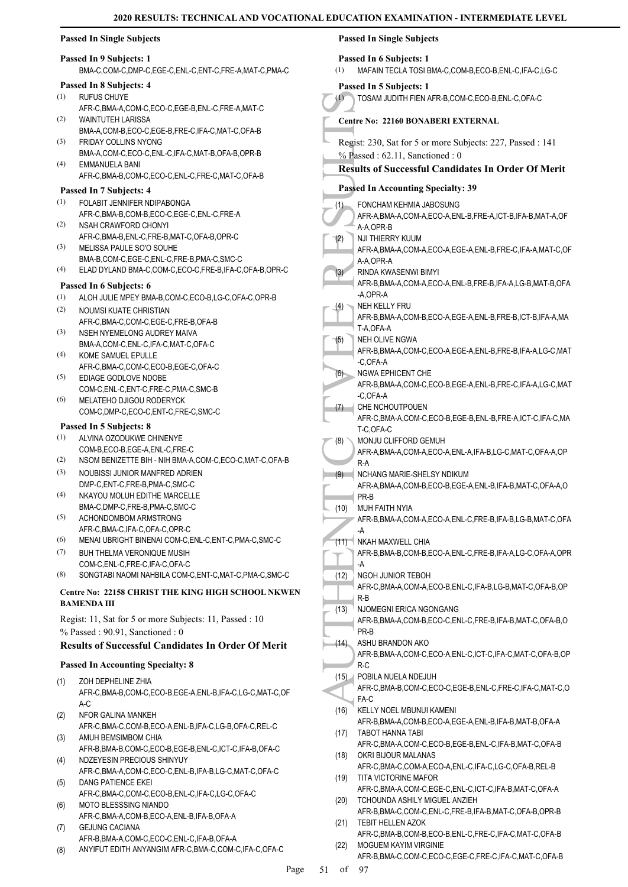### Passed In Single Subjects

**Passed In 9 Subjects: 1**

BMA-C,COM-C,DMP-C,EGE-C,ENL-C,ENT-C,FRE-A,MAT-C,PMA-C

**Passed In 8 Subjects: 4**

(1) RUFUS CHUYE
AFR-C,BMA-A,COM-C,ECO-C,EGE-B,ENL-C,FRE-A,MAT-C
(2) WAINTUTEH LARISSA
BMA-A,COM-B,ECO-C,EGE-B,FRE-C,IFA-C,MAT-C,OFA-B
(3) FRIDAY COLLINS NYONG
BMA-A,COM-C,ECO-C,ENL-C,IFA-C,MAT-B,OFA-B,OPR-B
(4) EMMANUELA BANI
AFR-C,BMA-B,COM-C,ECO-C,ENL-C,FRE-C,MAT-C,OFA-B

**Passed In 7 Subjects: 4**

(1) FOLABIT JENNIFER NDIPABONGA
AFR-C,BMA-B,COM-B,ECO-C,EGE-C,ENL-C,FRE-A
(2) NSAH CRAWFORD CHONYI
AFR-C,BMA-B,ENL-C,FRE-B,MAT-C,OFA-B,OPR-C
(3) MELISSA PAULE SO'O SOUHE
BMA-B,COM-C,EGE-C,ENL-C,FRE-B,PMA-C,SMC-C
(4) ELAD DYLAND BMA-C,COM-C,ECO-C,FRE-B,IFA-C,OFA-B,OPR-C

**Passed In 6 Subjects: 6**

(1) ALOH JULIE MPEY BMA-B,COM-C,ECO-B,LG-C,OFA-C,OPR-B
(2) NOUMSI KUATE CHRISTIAN
AFR-C,BMA-C,COM-C,EGE-C,FRE-B,OFA-B
(3) NSEH NYEMELONG AUDREY MAIVA
BMA-A,COM-C,ENL-C,IFA-C,MAT-C,OFA-C
(4) KOME SAMUEL EPULLE
AFR-C,BMA-C,COM-C,ECO-B,EGE-C,OFA-C
(5) EDIAGE GODLOVE NDOBE
COM-C,ENL-C,ENT-C,FRE-C,PMA-C,SMC-B
(6) MELATEHO DJIGOU RODERYCK
COM-C,DMP-C,ECO-C,ENT-C,FRE-C,SMC-C

**Passed In 5 Subjects: 8**

(1) ALVINA OZODUKWE CHINENYE
COM-B,ECO-B,EGE-A,ENL-C,FRE-C
(2) NSOM BENIZETTE BIH - NIH BMA-A,COM-C,ECO-C,MAT-C,OFA-B
(3) NOUBISSI JUNIOR MANFRED ADRIEN
DMP-C,ENT-C,FRE-B,PMA-C,SMC-C
(4) NKAYOU MOLUH EDITHE MARCELLE
BMA-C,DMP-C,FRE-B,PMA-C,SMC-C
(5) ACHONDOMBOM ARMSTRONG
AFR-C,BMA-C,IFA-C,OFA-C,OPR-C
(6) MENAI UBRIGHT BINENAI COM-C,ENL-C,ENT-C,PMA-C,SMC-C
(7) BUH THELMA VERONIQUE MUSIH
COM-C,ENL-C,FRE-C,IFA-C,OFA-C
(8) SONGTABI NAOMI NAHBILA COM-C,ENT-C,MAT-C,PMA-C,SMC-C

### Centre No: 22158 CHRIST THE KING HIGH SCHOOL NKWEN BAMENDA III

Regist: 11, Sat for 5 or more Subjects: 11, Passed : 10
% Passed : 90.91, Sanctioned : 0

### Results of Successful Candidates In Order Of Merit

**Passed In Accounting Specialty: 8**

(1) ZOH DEPHELINE ZHIA
AFR-C,BMA-B,COM-C,ECO-B,EGE-A,ENL-B,IFA-C,LG-C,MAT-C,OFA-C
(2) NFOR GALINA MANKEH
AFR-C,BMA-C,COM-B,ECO-A,ENL-B,IFA-C,LG-B,OFA-C,REL-C
(3) AMUH BEMSIMBOM CHIA
AFR-B,BMA-B,COM-C,ECO-B,EGE-B,ENL-C,ICT-C,IFA-B,OFA-C
(4) NDZEYESIN PRECIOUS SHINYUY
AFR-C,BMA-A,COM-C,ECO-C,ENL-B,IFA-B,LG-C,MAT-C,OFA-C
(5) DANG PATIENCE EKEI
AFR-C,BMA-C,COM-C,ECO-B,ENL-C,IFA-C,LG-C,OFA-C
(6) MOTO BLESSSING NIANDO
AFR-C,BMA-A,COM-B,ECO-A,ENL-B,IFA-B,OFA-A
(7) GEJUNG CACIANA
AFR-B,BMA-A,COM-C,ECO-C,ENL-C,IFA-B,OFA-A
(8) ANYIFUT EDITH ANYANGIM AFR-C,BMA-C,COM-C,IFA-C,OFA-C

### Passed In Single Subjects

**Passed In 6 Subjects: 1**

(1) MAFAIN TECLA TOSI BMA-C,COM-B,ECO-B,ENL-C,IFA-C,LG-C

**Passed In 5 Subjects: 1**

(1) TOSAM JUDITH FIEN AFR-B,COM-C,ECO-B,ENL-C,OFA-C

### Centre No: 22160 BONABERI EXTERNAL

Regist: 230, Sat for 5 or more Subjects: 227, Passed : 141
% Passed : 62.11, Sanctioned : 0

### Results of Successful Candidates In Order Of Merit

**Passed In Accounting Specialty: 39**

(1) FONCHAM KEHMIA JABOSUNG
AFR-A,BMA-A,COM-A,ECO-A,ENL-B,FRE-A,ICT-B,IFA-B,MAT-A,OFA-A,OPR-B
(2) NJI THIERRY KUUM
AFR-A,BMA-A,COM-A,ECO-A,EGE-A,ENL-B,FRE-C,IFA-A,MAT-C,OFA-A,OPR-A
(3) RINDA KWASENWI BIMYI
AFR-B,BMA-A,COM-A,ECO-A,ENL-B,FRE-B,IFA-A,LG-B,MAT-B,OFA-A,OPR-A
(4) NEH KELLY FRU
AFR-B,BMA-A,COM-B,ECO-A,EGE-A,ENL-B,FRE-B,ICT-B,IFA-A,MAT-A,OFA-A
(5) NEH OLIVE NGWA
AFR-B,BMA-A,COM-C,ECO-A,EGE-A,ENL-B,FRE-B,IFA-A,LG-C,MAT-C,OFA-A
(6) NGWA EPHICENT CHE
AFR-B,BMA-A,COM-C,ECO-B,EGE-A,ENL-B,FRE-C,IFA-A,LG-C,MAT-C,OFA-A
(7) CHE NCHOUTPOUEN
AFR-C,BMA-A,COM-C,ECO-B,EGE-B,ENL-B,FRE-A,ICT-C,IFA-C,MAT-C,OFA-C
(8) MONJU CLIFFORD GEMUH
AFR-A,BMA-A,COM-A,ECO-A,ENL-A,IFA-B,LG-C,MAT-C,OFA-A,OPR-A
(9) NCHANG MARIE-SHELSY NDIKUM
AFR-A,BMA-A,COM-B,ECO-B,EGE-A,ENL-B,IFA-B,MAT-C,OFA-A,OPR-B
(10) MUH FAITH NYIA
AFR-B,BMA-A,COM-A,ECO-A,ENL-C,FRE-B,IFA-B,LG-B,MAT-C,OFA-A
(11) NKAH MAXWELL CHIA
AFR-B,BMA-B,COM-B,ECO-A,ENL-C,FRE-B,IFA-A,LG-C,OFA-A,OPR-A
(12) NGOH JUNIOR TEBOH
AFR-C,BMA-A,COM-A,ECO-B,ENL-C,IFA-B,LG-B,MAT-C,OFA-B,OPR-B
(13) NJOMEGNI ERICA NGONGANG
AFR-B,BMA-A,COM-B,ECO-C,ENL-C,FRE-B,IFA-B,MAT-C,OFA-B,OPR-B
(14) ASHU BRANDON AKO
AFR-B,BMA-A,COM-C,ECO-A,ENL-C,ICT-C,IFA-C,MAT-C,OFA-B,OPR-C
(15) POBILA NUELA NDEJUH
AFR-C,BMA-B,COM-C,ECO-C,EGE-B,ENL-C,FRE-C,IFA-C,MAT-C,OFA-C
(16) KELLY NOEL MBUNUI KAMENI
AFR-B,BMA-A,COM-B,ECO-A,EGE-A,ENL-B,IFA-B,MAT-B,OFA-A
(17) TABOT HANNA TABI
AFR-C,BMA-A,COM-C,ECO-B,EGE-B,ENL-C,IFA-B,MAT-C,OFA-B
(18) OKRI BIJOUR MALANAS
AFR-C,BMA-C,COM-A,ECO-A,ENL-C,IFA-C,LG-C,OFA-B,REL-B
(19) TITA VICTORINE MAFOR
AFR-C,BMA-A,COM-C,EGE-C,ENL-C,ICT-C,IFA-B,MAT-C,OFA-A
(20) TCHOUNDA ASHILY MIGUEL ANZIEH
AFR-B,BMA-C,COM-C,ENL-C,FRE-B,IFA-B,MAT-C,OFA-B,OPR-B
(21) TEBIT HELLEN AZOK
AFR-C,BMA-B,COM-B,ECO-B,ENL-C,FRE-C,IFA-C,MAT-C,OFA-B
(22) MOGUEM KAYIM VIRGINIE
AFR-B,BMA-C,COM-C,ECO-C,EGE-C,FRE-C,IFA-C,MAT-C,OFA-B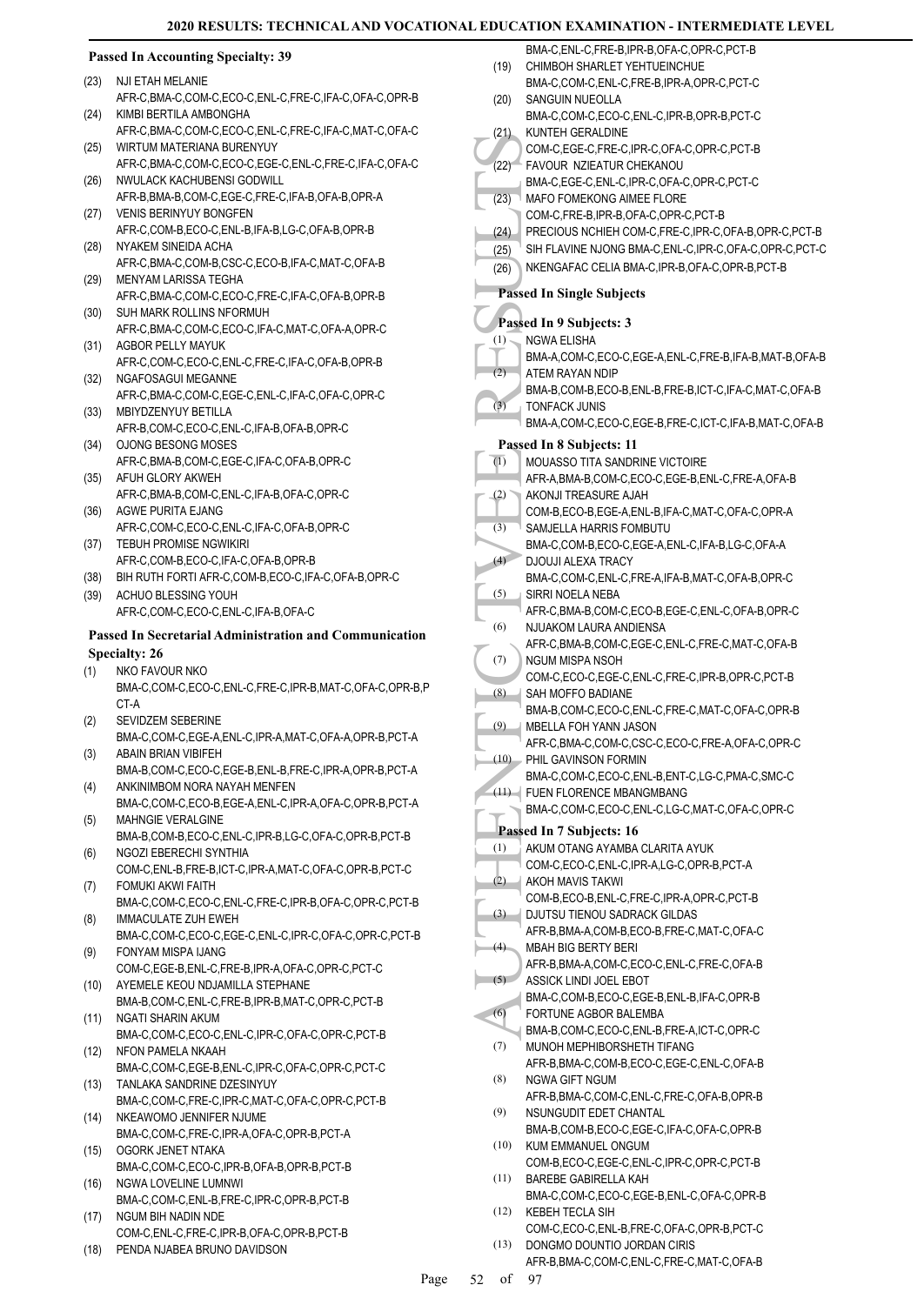### Passed In Accounting Specialty: 39

(23) NJI ETAH MELANIE
AFR-C,BMA-C,COM-C,ECO-C,ENL-C,FRE-C,IFA-C,OFA-C,OPR-B

(24) KIMBI BERTILA AMBONGHA
AFR-C,BMA-C,COM-C,ECO-C,ENL-C,FRE-C,IFA-C,MAT-C,OFA-C

(25) WIRTUM MATERIANA BURENYUY
AFR-C,BMA-C,COM-C,ECO-C,EGE-C,ENL-C,FRE-C,IFA-C,OFA-C

(26) NWULACK KACHUBENSI GODWILL
AFR-B,BMA-B,COM-C,EGE-C,FRE-C,IFA-B,OFA-B,OPR-A

(27) VENIS BERINYUY BONGFEN
AFR-C,COM-B,ECO-C,ENL-B,IFA-B,LG-C,OFA-B,OPR-B

(28) NYAKEM SINEIDA ACHA
AFR-C,BMA-C,COM-B,CSC-C,ECO-B,IFA-C,MAT-C,OFA-B

(29) MENYAM LARISSA TEGHA
AFR-C,BMA-C,COM-C,ECO-C,FRE-C,IFA-C,OFA-B,OPR-B

(30) SUH MARK ROLLINS NFORMUH
AFR-C,BMA-C,COM-C,ECO-C,IFA-C,MAT-C,OFA-A,OPR-C

(31) AGBOR PELLY MAYUK
AFR-C,COM-C,ECO-C,ENL-C,FRE-C,IFA-C,OFA-B,OPR-B

(32) NGAFOSAGUI MEGANNE
AFR-C,BMA-C,COM-C,EGE-C,ENL-C,IFA-C,OFA-C,OPR-C

(33) MBIYDZENYUY BETILLA
AFR-B,COM-C,ECO-C,ENL-C,IFA-B,OFA-B,OPR-C

(34) OJONG BESONG MOSES
AFR-C,BMA-B,COM-C,EGE-C,IFA-C,OFA-B,OPR-C

(35) AFUH GLORY AKWEH
AFR-C,BMA-B,COM-C,ENL-C,IFA-B,OFA-C,OPR-C

(36) AGWE PURITA EJANG
AFR-C,COM-C,ECO-C,ENL-C,IFA-C,OFA-B,OPR-C

(37) TEBUH PROMISE NGWIKIRI
AFR-C,COM-B,ECO-C,IFA-C,OFA-B,OPR-B

(38) BIH RUTH FORTI AFR-C,COM-B,ECO-C,IFA-C,OFA-B,OPR-C

(39) ACHUO BLESSING YOUH
AFR-C,COM-C,ECO-C,ENL-C,IFA-B,OFA-C

### Passed In Secretarial Administration and Communication Specialty: 26

(1) NKO FAVOUR NKO
BMA-C,COM-C,ECO-C,ENL-C,FRE-C,IPR-B,MAT-C,OFA-C,OPR-B,PCT-A

(2) SEVIDZEM SEBERINE
BMA-C,COM-C,EGE-A,ENL-C,IPR-A,MAT-C,OFA-A,OPR-B,PCT-A

(3) ABAIN BRIAN VIBIFEH
BMA-B,COM-C,ECO-C,EGE-B,ENL-B,FRE-C,IPR-A,OPR-B,PCT-A

(4) ANKINIMBOM NORA NAYAH MENFEN
BMA-C,COM-C,ECO-B,EGE-A,ENL-C,IPR-A,OFA-C,OPR-B,PCT-A

(5) MAHNGIE VERALGINE
BMA-B,COM-B,ECO-C,ENL-C,IPR-B,LG-C,OFA-C,OPR-B,PCT-B

(6) NGOZI EBERECHI SYNTHIA
COM-C,ENL-B,FRE-B,ICT-C,IPR-A,MAT-C,OFA-C,OPR-B,PCT-C

(7) FOMUKI AKWI FAITH
BMA-C,COM-C,ECO-C,ENL-C,FRE-C,IPR-B,OFA-C,OPR-C,PCT-B

(8) IMMACULATE ZUH EWEH
BMA-C,COM-C,ECO-C,EGE-C,ENL-C,IPR-C,OFA-C,OPR-C,PCT-B

(9) FONYAM MISPA IJANG
COM-C,EGE-B,ENL-C,FRE-B,IPR-A,OFA-C,OPR-C,PCT-C

(10) AYEMELE KEOU NDJAMILLA STEPHANE
BMA-B,COM-C,ENL-C,FRE-B,IPR-B,MAT-C,OPR-C,PCT-B

(11) NGATI SHARIN AKUM
BMA-C,COM-C,ECO-C,ENL-C,IPR-C,OFA-C,OPR-C,PCT-B

(12) NFON PAMELA NKAAH
BMA-C,COM-C,EGE-B,ENL-C,IPR-C,OFA-C,OPR-C,PCT-C

(13) TANLAKA SANDRINE DZESINYUY
BMA-C,COM-C,FRE-C,IPR-C,MAT-C,OFA-C,OPR-C,PCT-B

(14) NKEAWOMO JENNIFER NJUME
BMA-C,COM-C,FRE-C,IPR-A,OFA-C,OPR-B,PCT-A

(15) OGORK JENET NTAKA
BMA-C,COM-C,ECO-C,IPR-B,OFA-B,OPR-B,PCT-B

(16) NGWA LOVELINE LUMNWI
BMA-C,COM-C,ENL-B,FRE-C,IPR-C,OPR-B,PCT-B

(17) NGUM BIH NADIN NDE
COM-C,ENL-C,FRE-C,IPR-B,OFA-C,OPR-B,PCT-B

(18) PENDA NJABEA BRUNO DAVIDSON
BMA-C,ENL-C,FRE-B,IPR-B,OFA-C,OPR-C,PCT-B

(19) CHIMBOH SHARLET YEHTUEINCHUE
BMA-C,COM-C,ENL-C,FRE-B,IPR-A,OPR-C,PCT-C

(20) SANGUIN NUEOLLA
BMA-C,COM-C,ECO-C,ENL-C,IPR-B,OPR-B,PCT-C

(21) KUNTEH GERALDINE
COM-C,EGE-C,FRE-C,IPR-C,OFA-C,OPR-C,PCT-B

(22) FAVOUR NZIEATUR CHEKANOU
BMA-C,EGE-C,ENL-C,IPR-C,OFA-C,OPR-C,PCT-C

(23) MAFO FOMEKONG AIMEE FLORE
COM-C,FRE-B,IPR-B,OFA-C,OPR-C,PCT-B

(24) PRECIOUS NCHIEH COM-C,FRE-C,IPR-C,OFA-B,OPR-C,PCT-B

(25) SIH FLAVINE NJONG BMA-C,ENL-C,IPR-C,OFA-C,OPR-C,PCT-C

(26) NKENGAFAC CELIA BMA-C,IPR-B,OFA-C,OPR-B,PCT-B

### Passed In Single Subjects

#### Passed In 9 Subjects: 3

(1) NGWA ELISHA
BMA-A,COM-C,ECO-C,EGE-A,ENL-C,FRE-B,IFA-B,MAT-B,OFA-B

(2) ATEM RAYAN NDIP
BMA-B,COM-B,ECO-B,ENL-B,FRE-B,ICT-C,IFA-C,MAT-C,OFA-B

(3) TONFACK JUNIS
BMA-A,COM-C,ECO-C,EGE-B,FRE-C,ICT-C,IFA-B,MAT-C,OFA-B

#### Passed In 8 Subjects: 11

(1) MOUASSO TITA SANDRINE VICTOIRE
AFR-A,BMA-B,COM-C,ECO-C,EGE-B,ENL-C,FRE-A,OFA-B

(2) AKONJI TREASURE AJAH
COM-B,ECO-B,EGE-A,ENL-B,IFA-C,MAT-C,OFA-C,OPR-A

(3) SAMJELLA HARRIS FOMBUTU
BMA-C,COM-B,ECO-B,EGE-A,ENL-C,IFA-B,LG-C,OFA-A

(4) DJOUJI ALEXA TRACY
BMA-C,COM-C,ENL-C,FRE-A,IFA-B,MAT-C,OFA-B,OPR-C

(5) SIRRI NOELA NEBA
AFR-C,BMA-B,COM-C,ECO-B,EGE-C,ENL-C,OFA-B,OPR-C

(6) NJUAKOM LAURA ANDIENSA
AFR-C,BMA-B,COM-C,EGE-C,ENL-C,FRE-C,MAT-C,OFA-B

(7) NGUM MISPA NSOH
COM-C,ECO-C,EGE-C,ENL-C,FRE-C,IPR-B,OPR-C,PCT-B

(8) SAH MOFFO BADIANE
BMA-B,COM-C,ECO-C,ENL-C,FRE-C,MAT-C,OFA-C,OPR-B

(9) MBELLA FOH YANN JASON
AFR-C,BMA-C,COM-C,CSC-C,ECO-C,FRE-A,OFA-C,OPR-C

(10) PHIL GAVINSON FORMIN
BMA-C,COM-C,ECO-C,ENL-B,ENT-C,LG-C,PMA-C,SMC-C

(11) FUEN FLORENCE MBANGMBANG
BMA-C,COM-C,ECO-C,ENL-C,LG-C,MAT-C,OFA-C,OPR-C

#### Passed In 7 Subjects: 16

(1) AKUM OTANG AYAMBA CLARITA AYUK
COM-C,ECO-C,ENL-C,IPR-A,LG-C,OPR-B,PCT-A

(2) AKOH MAVIS TAKWI
COM-B,ECO-B,ENL-C,FRE-C,IPR-A,OPR-C,PCT-B

(3) DJUTSU TIENOU SADRACK GILDAS
AFR-B,BMA-A,COM-B,ECO-B,FRE-C,MAT-C,OFA-C

(4) MBAH BIG BERTY BERI
AFR-B,BMA-A,COM-C,ECO-C,ENL-C,FRE-C,OFA-B

(5) ASSICK LINDI JOEL EBOT
BMA-C,COM-B,ECO-C,EGE-B,ENL-B,IFA-C,OPR-B

(6) FORTUNE AGBOR BALEMBA
BMA-B,COM-C,ECO-C,ENL-B,FRE-A,ICT-C,OPR-C

(7) MUNOH MEPHIBORSHETH TIFANG
AFR-B,BMA-C,COM-B,ECO-C,EGE-C,ENL-C,OFA-B

(8) NGWA GIFT NGUM
AFR-B,BMA-C,COM-C,ENL-C,FRE-C,OFA-B,OPR-B

(9) NSUNGUDIT EDET CHANTAL
BMA-B,COM-B,ECO-C,EGE-C,IFA-C,OFA-C,OPR-B

(10) KUM EMMANUEL ONGUM
COM-B,ECO-C,EGE-C,ENL-C,IPR-C,OPR-C,PCT-B

(11) BAREBE GABIRELLA KAH
BMA-C,COM-C,ECO-C,EGE-B,ENL-C,OFA-C,OPR-B

(12) KEBEH TECLA SIH
COM-C,ECO-C,ENL-B,FRE-C,OFA-C,OPR-B,PCT-C

(13) DONGMO DOUNTIO JORDAN CIRIS
AFR-B,BMA-C,COM-C,ENL-C,FRE-C,MAT-C,OFA-B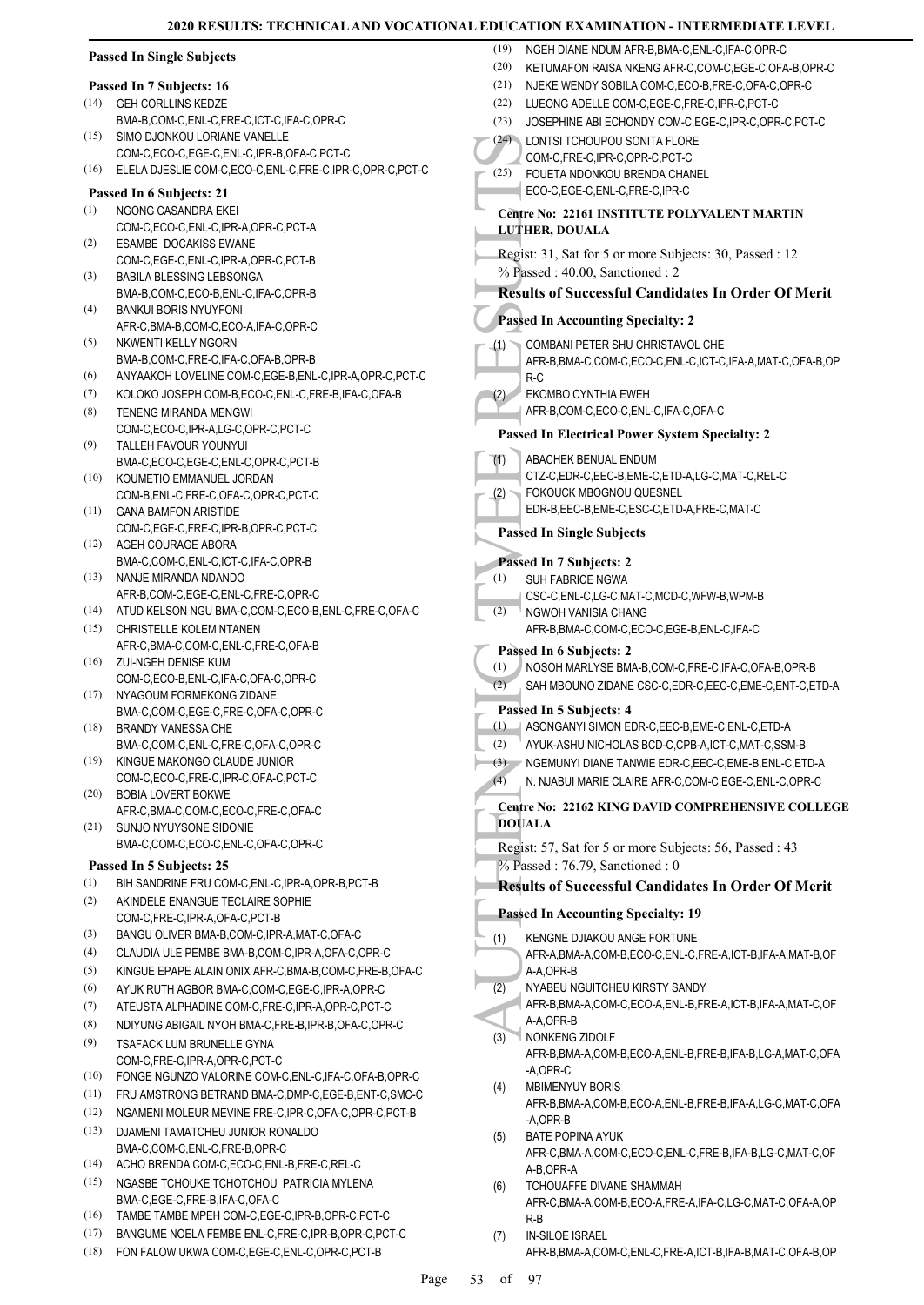### Passed In Single Subjects

#### Passed In 7 Subjects: 16

(14) GEH CORLLINS KEDZE BMA-B,COM-C,ENL-C,FRE-C,ICT-C,IFA-C,OPR-C
(15) SIMO DJONKOU LORIANE VANELLE COM-C,ECO-C,EGE-C,ENL-C,IPR-B,OFA-C,PCT-C
(16) ELELA DJESLIE COM-C,ECO-C,ENL-C,FRE-C,IPR-C,OPR-C,PCT-C

#### Passed In 6 Subjects: 21

(1) NGONG CASANDRA EKEI COM-C,ECO-C,ENL-C,IPR-A,OPR-C,PCT-A
(2) ESAMBE DOCAKISS EWANE COM-C,EGE-C,ENL-C,IPR-A,OPR-C,PCT-B
(3) BABILA BLESSING LEBSONGA BMA-B,COM-C,ECO-B,ENL-C,IFA-C,OPR-B
(4) BANKUI BORIS NYUYFONI AFR-C,BMA-B,COM-C,ECO-A,IFA-C,OPR-C
(5) NKWENTI KELLY NGORN BMA-B,COM-C,FRE-C,IFA-C,OFA-B,OPR-B
(6) ANYAAKOH LOVELINE COM-C,EGE-B,ENL-C,IPR-A,OPR-C,PCT-C
(7) KOLOKO JOSEPH COM-B,ECO-C,ENL-C,FRE-B,IFA-C,OFA-B
(8) TENENG MIRANDA MENGWI COM-C,ECO-C,IPR-A,LG-C,OPR-C,PCT-C
(9) TALLEH FAVOUR YOUNYUI BMA-C,ECO-C,EGE-C,ENL-C,OPR-C,PCT-B
(10) KOUMETIO EMMANUEL JORDAN COM-B,ENL-C,FRE-C,OFA-C,OPR-C,PCT-C
(11) GANA BAMFON ARISTIDE COM-C,EGE-C,FRE-C,IPR-B,OPR-C,PCT-C
(12) AGEH COURAGE ABORA BMA-C,COM-C,ENL-C,ICT-C,IFA-C,OPR-B
(13) NANJE MIRANDA NDANDO AFR-B,COM-C,EGE-C,ENL-C,FRE-C,OPR-C
(14) ATUD KELSON NGU BMA-C,COM-C,ECO-B,ENL-C,FRE-C,OFA-C
(15) CHRISTELLE KOLEM NTANEN AFR-C,BMA-C,COM-C,ENL-C,FRE-C,OFA-B
(16) ZUI-NGEH DENISE KUM COM-C,ECO-B,ENL-C,IFA-C,OFA-C,OPR-C
(17) NYAGOUM FORMEKONG ZIDANE BMA-C,COM-C,EGE-C,FRE-C,OFA-C,OPR-C
(18) BRANDY VANESSA CHE BMA-C,COM-C,ENL-C,FRE-C,OFA-C,OPR-C
(19) KINGUE MAKONGO CLAUDE JUNIOR COM-C,ECO-C,FRE-C,IPR-C,OFA-C,PCT-C
(20) BOBIA LOVERT BOKWE AFR-C,BMA-C,COM-C,ECO-C,FRE-C,OFA-C
(21) SUNJO NYUYSONE SIDONIE BMA-C,COM-C,ECO-C,ENL-C,OFA-C,OPR-C

#### Passed In 5 Subjects: 25

(1) BIH SANDRINE FRU COM-C,ENL-C,IPR-A,OPR-B,PCT-B
(2) AKINDELE ENANGUE TECLAIRE SOPHIE COM-C,FRE-C,IPR-A,OFA-C,PCT-B
(3) BANGU OLIVER BMA-B,COM-C,IPR-A,MAT-C,OFA-C
(4) CLAUDIA ULE PEMBE BMA-B,COM-C,IPR-A,OFA-C,OPR-C
(5) KINGUE EPAPE ALAIN ONIX AFR-C,BMA-B,COM-C,FRE-B,OFA-C
(6) AYUK RUTH AGBOR BMA-C,COM-C,EGE-C,IPR-A,OPR-C
(7) ATEUSTA ALPHADINE COM-C,FRE-C,IPR-A,OPR-C,PCT-C
(8) NDIYUNG ABIGAIL NYOH BMA-C,FRE-B,IPR-B,OFA-C,OPR-C
(9) TSAFACK LUM BRUNELLE GYNA COM-C,FRE-C,IPR-A,OPR-C,PCT-C
(10) FONGE NGUNZO VALORINE COM-C,ENL-C,IFA-C,OFA-B,OPR-C
(11) FRU AMSTRONG BETRAND BMA-C,DMP-C,EGE-B,ENT-C,SMC-C
(12) NGAMENI MOLEUR MEVINE FRE-C,IPR-C,OFA-C,OPR-C,PCT-B
(13) DJAMENI TAMATCHEU JUNIOR RONALDO BMA-C,COM-C,ENL-C,FRE-B,OPR-C
(14) ACHO BRENDA COM-C,ECO-C,ENL-B,FRE-C,REL-C
(15) NGASBE TCHOUKE TCHOTCHOU PATRICIA MYLENA BMA-C,EGE-C,FRE-B,IFA-C,OFA-C
(16) TAMBE TAMBE MPEH COM-C,EGE-C,IPR-B,OPR-C,PCT-C
(17) BANGUME NOELA FEMBE ENL-C,FRE-C,IPR-B,OPR-C,PCT-C
(18) FON FALOW UKWA COM-C,EGE-C,ENL-C,OPR-C,PCT-B
(19) NGEH DIANE NDUM AFR-B,BMA-C,ENL-C,IFA-C,OPR-C
(20) KETUMAFON RAISA NKENG AFR-C,COM-C,EGE-C,OFA-B,OPR-C
(21) NJEKE WENDY SOBILA COM-C,ECO-B,FRE-C,OFA-C,OPR-C
(22) LUEONG ADELLE COM-C,EGE-C,FRE-C,IPR-C,PCT-C
(23) JOSEPHINE ABI ECHONDY COM-C,EGE-C,IPR-C,OPR-C,PCT-C
(24) LONTSI TCHOUPOU SONITA FLORE COM-C,FRE-C,IPR-C,OPR-C,PCT-C
(25) FOUETA NDONKOU BRENDA CHANEL ECO-C,EGE-C,ENL-C,FRE-C,IPR-C

## Centre No: 22161 INSTITUTE POLYVALENT MARTIN LUTHER, DOUALA

Regist: 31, Sat for 5 or more Subjects: 30, Passed : 12
% Passed : 40.00, Sanctioned : 2

### Results of Successful Candidates In Order Of Merit

#### Passed In Accounting Specialty: 2

(1) COMBANI PETER SHU CHRISTAVOL CHE AFR-B,BMA-C,COM-C,ECO-C,ENL-C,ICT-C,IFA-A,MAT-C,OFA-B,OPR-C
(2) EKOMBO CYNTHIA EWEH AFR-B,COM-C,ECO-C,ENL-C,IFA-C,OFA-C

#### Passed In Electrical Power System Specialty: 2

(1) ABACHEK BENUAL ENDUM CTZ-C,EDR-C,EEC-B,EME-C,ETD-A,LG-C,MAT-C,REL-C
(2) FOKOUCK MBOGNOU QUESNEL EDR-B,EEC-B,EME-C,ESC-C,ETD-A,FRE-C,MAT-C

#### Passed In Single Subjects

#### Passed In 7 Subjects: 2

(1) SUH FABRICE NGWA CSC-C,ENL-C,LG-C,MAT-C,MCD-C,WFW-B,WPM-B
(2) NGWOH VANISIA CHANG AFR-B,BMA-C,COM-C,ECO-C,EGE-B,ENL-C,IFA-C

#### Passed In 6 Subjects: 2

(1) NOSOH MARLYSE BMA-B,COM-C,FRE-C,IFA-C,OFA-B,OPR-B
(2) SAH MBOUNO ZIDANE CSC-C,EDR-C,EEC-C,EME-C,ENT-C,ETD-A

#### Passed In 5 Subjects: 4

(1) ASONGANYI SIMON EDR-C,EEC-B,EME-C,ENL-C,ETD-A
(2) AYUK-ASHU NICHOLAS BCD-C,CPB-A,ICT-C,MAT-C,SSM-B
(3) NGEMUNYI DIANE TANWIE EDR-C,EEC-C,EME-B,ENL-C,ETD-A
(4) N. NJABUI MARIE CLAIRE AFR-C,COM-C,EGE-C,ENL-C,OPR-C

## Centre No: 22162 KING DAVID COMPREHENSIVE COLLEGE DOUALA

Regist: 57, Sat for 5 or more Subjects: 56, Passed : 43
% Passed : 76.79, Sanctioned : 0

### Results of Successful Candidates In Order Of Merit

#### Passed In Accounting Specialty: 19

(1) KENGNE DJIAKOU ANGE FORTUNE AFR-A,BMA-A,COM-B,ECO-C,ENL-C,FRE-A,ICT-B,IFA-A,MAT-B,OFA-A,OPR-B
(2) NYABEU NGUITCHEU KIRSTY SANDY AFR-B,BMA-A,COM-C,ECO-A,ENL-B,FRE-A,ICT-B,IFA-A,MAT-C,OFA-A,OPR-B
(3) NONKENG ZIDOLF AFR-B,BMA-A,COM-B,ECO-A,ENL-B,FRE-B,IFA-B,LG-A,MAT-C,OFA-A,OPR-C
(4) MBIMENYUY BORIS AFR-B,BMA-A,COM-B,ECO-A,ENL-B,FRE-B,IFA-A,LG-C,MAT-C,OFA-A,OPR-B
(5) BATE POPINA AYUK AFR-C,BMA-A,COM-C,ECO-C,ENL-C,FRE-B,IFA-B,LG-C,MAT-C,OFA-B,OPR-A
(6) TCHOUAFFE DIVANE SHAMMAH AFR-C,BMA-A,COM-B,ECO-A,FRE-A,IFA-C,LG-C,MAT-C,OFA-A,OPR-B
(7) IN-SILOE ISRAEL AFR-B,BMA-A,COM-C,ENL-C,FRE-A,ICT-B,IFA-B,MAT-C,OFA-B,OP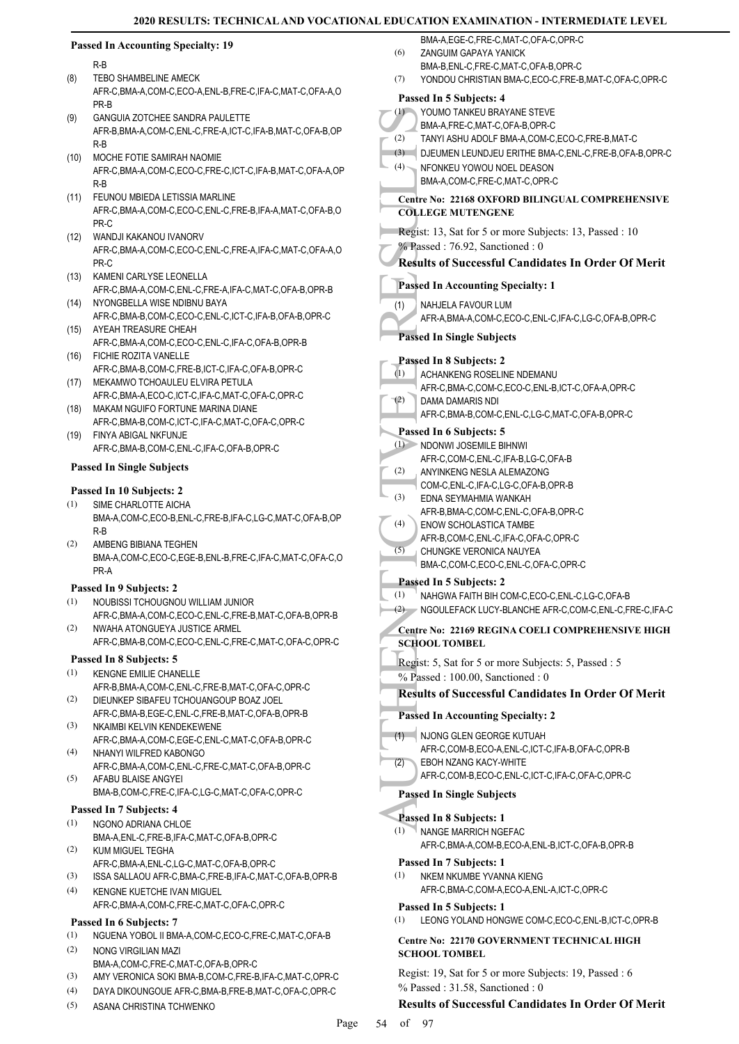**Passed In Accounting Specialty: 19**

R-B

(8) TEBO SHAMBELINE AMECK
AFR-C,BMA-A,COM-C,ECO-A,ENL-B,FRE-C,IFA-C,MAT-C,OFA-A,OPR-B

(9) GANGUIA ZOTCHEE SANDRA PAULETTE
AFR-B,BMA-A,COM-C,ENL-C,FRE-A,ICT-C,IFA-B,MAT-C,OFA-B,OPR-B

(10) MOCHE FOTIE SAMIRAH NAOMIE
AFR-C,BMA-A,COM-C,ECO-C,FRE-C,ICT-C,IFA-B,MAT-C,OFA-A,OPR-B

(11) FEUNOU MBIEDA LETISSIA MARLINE
AFR-C,BMA-A,COM-C,ECO-C,ENL-C,FRE-B,IFA-A,MAT-C,OFA-B,OPR-C

(12) WANDJI KAKANOU IVANORV
AFR-C,BMA-A,COM-C,ECO-C,ENL-C,FRE-A,IFA-C,MAT-C,OFA-A,OPR-C

(13) KAMENI CARLYSE LEONELLA
AFR-C,BMA-A,COM-C,ENL-C,FRE-A,IFA-C,MAT-C,OFA-B,OPR-B

(14) NYONGBELLA WISE NDIBNU BAYA
AFR-C,BMA-B,COM-C,ECO-C,ENL-C,ICT-C,IFA-B,OFA-B,OPR-C

(15) AYEAH TREASURE CHEAH
AFR-C,BMA-A,COM-C,ECO-C,ENL-C,IFA-C,OFA-B,OPR-B

(16) FICHIE ROZITA VANELLE
AFR-C,BMA-B,COM-C,FRE-B,ICT-C,IFA-C,OFA-B,OPR-C

(17) MEKAMWO TCHOAULEU ELVIRA PETULA
AFR-C,BMA-A,ECO-C,ICT-C,IFA-C,MAT-C,OFA-C,OPR-C

(18) MAKAM NGUIFO FORTUNE MARINA DIANE
AFR-C,BMA-B,COM-C,ICT-C,IFA-C,MAT-C,OFA-C,OPR-C

(19) FINYA ABIGAL NKFUNJE
AFR-C,BMA-B,COM-C,ENL-C,IFA-C,OFA-B,OPR-C

**Passed In Single Subjects**

**Passed In 10 Subjects: 2**

(1) SIME CHARLOTTE AICHA
BMA-A,COM-C,ECO-B,ENL-C,FRE-B,IFA-C,LG-C,MAT-C,OFA-B,OPR-B

(2) AMBENG BIBIANA TEGHEN
BMA-A,COM-C,ECO-C,EGE-B,ENL-B,FRE-C,IFA-C,MAT-C,OFA-C,OPR-A

**Passed In 9 Subjects: 2**

(1) NOUBISSI TCHOUGNOU WILLIAM JUNIOR
AFR-C,BMA-A,COM-C,ECO-C,ENL-C,FRE-B,MAT-C,OFA-B,OPR-B

(2) NWAHA ATONGUEYA JUSTICE ARMEL
AFR-C,BMA-B,COM-C,ECO-C,ENL-C,FRE-C,MAT-C,OFA-C,OPR-C

**Passed In 8 Subjects: 5**

(1) KENGNE EMILIE CHANELLE
AFR-B,BMA-A,COM-C,ENL-C,FRE-B,MAT-C,OFA-C,OPR-C

(2) DIEUNKEP SIBAFEU TCHOUANGOUP BOAZ JOEL
AFR-C,BMA-B,EGE-C,ENL-C,FRE-B,MAT-C,OFA-B,OPR-B

(3) NKAIMBI KELVIN KENDEKEWENE
AFR-C,BMA-A,COM-C,EGE-C,ENL-C,MAT-C,OFA-B,OPR-C

(4) NHANYI WILFRED KABONGO
AFR-C,BMA-A,COM-C,ENL-C,FRE-C,MAT-C,OFA-B,OPR-C

(5) AFABU BLAISE ANGYEI
BMA-B,COM-C,FRE-C,IFA-C,LG-C,MAT-C,OFA-C,OPR-C

**Passed In 7 Subjects: 4**

(1) NGONO ADRIANA CHLOE
BMA-A,ENL-C,FRE-B,IFA-C,MAT-C,OFA-B,OPR-C

(2) KUM MIGUEL TEGHA
AFR-C,BMA-A,ENL-C,LG-C,MAT-C,OFA-B,OPR-C

(3) ISSA SALLAOU AFR-C,BMA-C,FRE-B,IFA-C,MAT-C,OFA-B,OPR-B

(4) KENGNE KUETCHE IVAN MIGUEL
AFR-C,BMA-A,COM-C,FRE-C,MAT-C,OFA-C,OPR-C

**Passed In 6 Subjects: 7**

(1) NGUENA YOBOL II BMA-A,COM-C,ECO-C,FRE-C,MAT-C,OFA-B

(2) NONG VIRGILIAN MAZI
BMA-A,COM-C,FRE-C,OFA-B,OPR-C

(3) AMY VERONICA SOKI BMA-B,COM-C,FRE-B,IFA-C,MAT-C,OPR-C

(4) DAYA DIKOUNGOUE AFR-C,BMA-B,FRE-B,MAT-C,OFA-C,OPR-C

(5) ASANA CHRISTINA TCHWENKO
BMA-A,EGE-C,FRE-C,MAT-C,OFA-C,OPR-C

(6) ZANGUIM GAPAYA YANICK
BMA-B,ENL-C,FRE-C,MAT-C,OFA-B,OPR-C

(7) YONDOU CHRISTIAN BMA-C,ECO-C,FRE-B,MAT-C,OFA-C,OPR-C

**Passed In 5 Subjects: 4**

(1) YOUMO TANKEU BRAYANE STEVE
BMA-A,FRE-C,MAT-C,OFA-B,OPR-C

(2) TANYI ASHU ADOLF BMA-A,COM-C,ECO-C,FRE-B,MAT-C

(3) DJEUMEN LEUNDJEU ERITHE BMA-C,ENL-C,FRE-B,OFA-B,OPR-C

(4) NFONKEU YOWOU NOEL DEASON
BMA-A,COM-C,FRE-C,MAT-C,OPR-C

### Centre No: 22168 OXFORD BILINGUAL COMPREHENSIVE COLLEGE MUTENGENE

Regist: 13, Sat for 5 or more Subjects: 13, Passed : 10
% Passed : 76.92, Sanctioned : 0

**Results of Successful Candidates In Order Of Merit**

**Passed In Accounting Specialty: 1**

(1) NAHJELA FAVOUR LUM
AFR-A,BMA-A,COM-C,ECO-C,ENL-C,IFA-C,LG-C,OFA-B,OPR-C

**Passed In Single Subjects**

**Passed In 8 Subjects: 2**

(1) ACHANKENG ROSELINE NDEMANU
AFR-C,BMA-C,COM-C,ECO-C,ENL-B,ICT-C,OFA-A,OPR-C

(2) DAMA DAMARIS NDI
AFR-C,BMA-B,COM-C,ENL-C,LG-C,MAT-C,OFA-B,OPR-C

**Passed In 6 Subjects: 5**

(1) NDONWI JOSEMILE BIHNWI
AFR-C,COM-C,ENL-C,IFA-B,LG-C,OFA-B

(2) ANYINKENG NESLA ALEMAZONG
COM-C,ENL-C,IFA-C,LG-C,OFA-B,OPR-B

(3) EDNA SEYMAHMIA WANKAH
AFR-B,BMA-C,COM-C,ENL-C,OFA-B,OPR-C

(4) ENOW SCHOLASTICA TAMBE
AFR-B,COM-C,ENL-C,IFA-C,OFA-C,OPR-C

(5) CHUNGKE VERONICA NAUYEA
BMA-C,COM-C,ECO-C,ENL-C,OFA-C,OPR-C

**Passed In 5 Subjects: 2**

(1) NAHGWA FAITH BIH COM-C,ECO-C,ENL-C,LG-C,OFA-B

(2) NGOULEFACK LUCY-BLANCHE AFR-C,COM-C,ENL-C,FRE-C,IFA-C

### Centre No: 22169 REGINA COELI COMPREHENSIVE HIGH SCHOOL TOMBEL

Regist: 5, Sat for 5 or more Subjects: 5, Passed : 5
% Passed : 100.00, Sanctioned : 0

**Results of Successful Candidates In Order Of Merit**

**Passed In Accounting Specialty: 2**

(1) NJONG GLEN GEORGE KUTUAH
AFR-C,COM-B,ECO-A,ENL-C,ICT-C,IFA-B,OFA-C,OPR-B

(2) EBOH NZANG KACY-WHITE
AFR-C,COM-B,ECO-C,ENL-C,ICT-C,IFA-C,OFA-C,OPR-C

**Passed In Single Subjects**

**Passed In 8 Subjects: 1**

(1) NANGE MARRICH NGEFAC
AFR-C,BMA-A,COM-B,ECO-A,ENL-B,ICT-C,OFA-B,OPR-B

**Passed In 7 Subjects: 1**

(1) NKEM NKUMBE YVANNA KIENG
AFR-C,BMA-C,COM-A,ECO-A,ENL-A,ICT-C,OPR-C

**Passed In 5 Subjects: 1**

(1) LEONG YOLAND HONGWE COM-C,ECO-C,ENL-B,ICT-C,OPR-B

### Centre No: 22170 GOVERNMENT TECHNICAL HIGH SCHOOL TOMBEL

Regist: 19, Sat for 5 or more Subjects: 19, Passed : 6
% Passed : 31.58, Sanctioned : 0

**Results of Successful Candidates In Order Of Merit**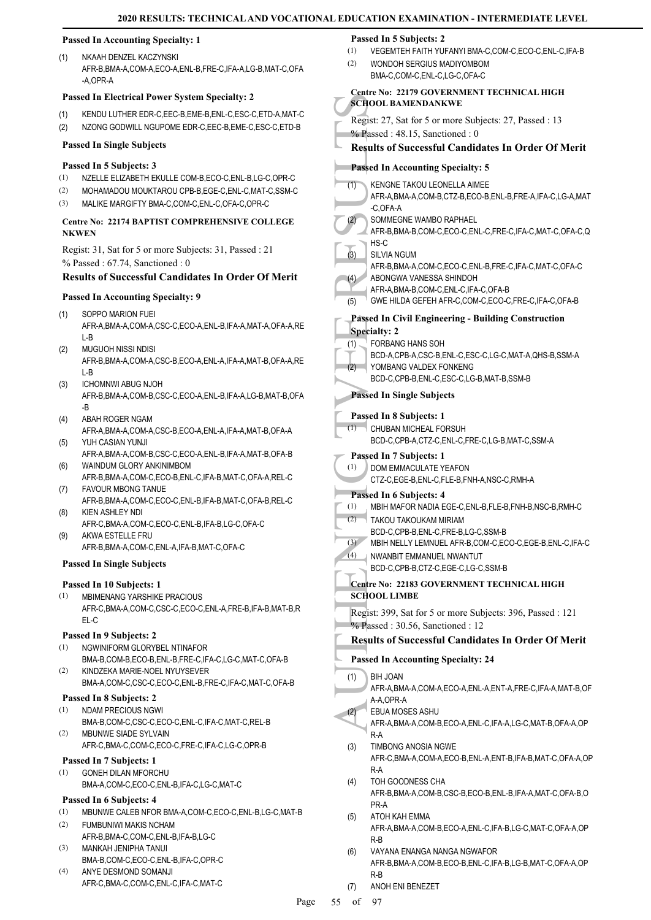**Passed In Accounting Specialty: 1**

(1) NKAAH DENZEL KACZYNSKI
AFR-B,BMA-A,COM-A,ECO-A,ENL-B,FRE-C,IFA-A,LG-B,MAT-C,OFA-A,OPR-A

**Passed In Electrical Power System Specialty: 2**

(1) KENDU LUTHER EDR-C,EEC-B,EME-B,ENL-C,ESC-C,ETD-A,MAT-C
(2) NZONG GODWILL NGUPOME EDR-C,EEC-B,EME-C,ESC-C,ETD-B

**Passed In Single Subjects**

**Passed In 5 Subjects: 3**

(1) NZELLE ELIZABETH EKULLE COM-B,ECO-C,ENL-B,LG-C,OPR-C
(2) MOHAMADOU MOUKTAROU CPB-B,EGE-C,ENL-C,MAT-C,SSM-C
(3) MALIKE MARGIFTY BMA-C,COM-C,ENL-C,OFA-C,OPR-C

**Centre No: 22174 BAPTIST COMPREHENSIVE COLLEGE NKWEN**

Regist: 31, Sat for 5 or more Subjects: 31, Passed : 21
% Passed : 67.74, Sanctioned : 0

**Results of Successful Candidates In Order Of Merit**

**Passed In Accounting Specialty: 9**

(1) SOPPO MARION FUEI
AFR-A,BMA-A,COM-A,CSC-C,ECO-A,ENL-B,IFA-A,MAT-A,OFA-A,REL-B
(2) MUGUOH NISSI NDISI
AFR-B,BMA-A,COM-A,CSC-B,ECO-A,ENL-A,IFA-A,MAT-B,OFA-A,REL-B
(3) ICHOMNWI ABUG NJOH
AFR-B,BMA-A,COM-B,CSC-C,ECO-A,ENL-B,IFA-A,LG-B,MAT-B,OFA-B
(4) ABAH ROGER NGAM
AFR-A,BMA-A,COM-A,CSC-B,ECO-A,ENL-A,IFA-A,MAT-B,OFA-A
(5) YUH CASIAN YUNJI
AFR-A,BMA-A,COM-B,CSC-C,ECO-A,ENL-B,IFA-A,MAT-B,OFA-B
(6) WAINDUM GLORY ANKINIMBOM
AFR-B,BMA-A,COM-C,ECO-B,ENL-C,IFA-B,MAT-C,OFA-A,REL-C
(7) FAVOUR MBONG TANUE
AFR-B,BMA-A,COM-C,ECO-C,ENL-B,IFA-B,MAT-C,OFA-B,REL-C
(8) KIEN ASHLEY NDI
AFR-C,BMA-A,COM-C,ECO-C,ENL-B,IFA-B,LG-C,OFA-C
(9) AKWA ESTELLE FRU
AFR-B,BMA-A,COM-C,ENL-A,IFA-B,MAT-C,OFA-C

**Passed In Single Subjects**

**Passed In 10 Subjects: 1**

(1) MBIMENANG YARSHIKE PRACIOUS
AFR-C,BMA-A,COM-C,CSC-C,ECO-C,ENL-A,FRE-B,IFA-B,MAT-B,REL-C

**Passed In 9 Subjects: 2**

(1) NGWINIFORM GLORYBEL NTINAFOR
BMA-B,COM-B,ECO-B,ENL-B,FRE-C,IFA-C,LG-C,MAT-C,OFA-B
(2) KINDZEKA MARIE-NOEL NYUYSEVER
BMA-A,COM-C,CSC-C,ECO-C,ENL-B,FRE-C,IFA-C,MAT-C,OFA-B

**Passed In 8 Subjects: 2**

(1) NDAM PRECIOUS NGWI
BMA-B,COM-C,CSC-C,ECO-C,ENL-C,IFA-C,MAT-C,REL-B
(2) MBUNWE SIADE SYLVAIN
AFR-C,BMA-C,COM-C,ECO-C,FRE-C,IFA-C,LG-C,OPR-B

**Passed In 7 Subjects: 1**

(1) GONEH DILAN MFORCHU
BMA-A,COM-C,ECO-C,ENL-B,IFA-C,LG-C,MAT-C

**Passed In 6 Subjects: 4**

(1) MBUNWE CALEB NFOR BMA-A,COM-C,ECO-C,ENL-B,LG-C,MAT-B
(2) FUMBUNIWI MAKIS NCHAM
AFR-B,BMA-C,COM-C,ENL-B,IFA-B,LG-C
(3) MANKAH JENIPHA TANUI
BMA-B,COM-C,ECO-C,ENL-B,IFA-C,OPR-C
(4) ANYE DESMOND SOMANJI
AFR-C,BMA-C,COM-C,ENL-C,IFA-C,MAT-C

**Passed In 5 Subjects: 2**

(1) VEGEMTEH FAITH YUFANYI BMA-C,COM-C,ECO-C,ENL-C,IFA-B
(2) WONDOH SERGIUS MADIYOMBOM
BMA-C,COM-C,ENL-C,LG-C,OFA-C

**Centre No: 22179 GOVERNMENT TECHNICAL HIGH SCHOOL BAMENDANKWE**

Regist: 27, Sat for 5 or more Subjects: 27, Passed : 13
% Passed : 48.15, Sanctioned : 0

**Results of Successful Candidates In Order Of Merit**

**Passed In Accounting Specialty: 5**

(1) KENGNE TAKOU LEONELLA AIMEE
AFR-A,BMA-A,COM-B,CTZ-B,ECO-B,ENL-B,FRE-A,IFA-C,LG-A,MAT-C,OFA-A
(2) SOMMEGNE WAMBO RAPHAEL
AFR-B,BMA-B,COM-C,ECO-C,ENL-C,FRE-C,IFA-C,MAT-C,OFA-C,QHS-C
(3) SILVIA NGUM
AFR-B,BMA-A,COM-C,ECO-C,ENL-B,FRE-C,IFA-C,MAT-C,OFA-C
(4) ABONGWA VANESSA SHINDOH
AFR-A,BMA-B,COM-C,ENL-C,IFA-C,OFA-B
(5) GWE HILDA GEFEH AFR-C,COM-C,ECO-C,FRE-C,IFA-C,OFA-B

**Passed In Civil Engineering - Building Construction Specialty: 2**

(1) FORBANG HANS SOH
BCD-A,CPB-A,CSC-B,ENL-C,ESC-C,LG-C,MAT-A,QHS-B,SSM-A
(2) YOMBANG VALDEX FONKENG
BCD-C,CPB-B,ENL-C,ESC-C,LG-B,MAT-B,SSM-B

**Passed In Single Subjects**

**Passed In 8 Subjects: 1**

(1) CHUBAN MICHEAL FORSUH
BCD-C,CPB-A,CTZ-C,ENL-C,FRE-C,LG-B,MAT-C,SSM-A

**Passed In 7 Subjects: 1**

(1) DOM EMMACULATE YEAFON
CTZ-C,EGE-B,ENL-C,FLE-B,FNH-A,NSC-C,RMH-A

**Passed In 6 Subjects: 4**

(1) MBIH MAFOR NADIA EGE-C,ENL-B,FLE-B,FNH-B,NSC-B,RMH-C
(2) TAKOU TAKOUKAM MIRIAM
BCD-C,CPB-B,ENL-C,FRE-B,LG-C,SSM-B
(3) MBIH NELLY LEMNUEL AFR-B,COM-C,ECO-C,EGE-B,ENL-C,IFA-C
(4) NWANBIT EMMANUEL NWANTUT
BCD-C,CPB-B,CTZ-C,EGE-C,LG-C,SSM-B

**Centre No: 22183 GOVERNMENT TECHNICAL HIGH SCHOOL LIMBE**

Regist: 399, Sat for 5 or more Subjects: 396, Passed : 121
% Passed : 30.56, Sanctioned : 12

**Results of Successful Candidates In Order Of Merit**

**Passed In Accounting Specialty: 24**

(1) BIH JOAN
AFR-A,BMA-A,COM-A,ECO-A,ENL-A,ENT-A,FRE-C,IFA-A,MAT-B,OFA-A,OPR-A
(2) EBUA MOSES ASHU
AFR-A,BMA-A,COM-B,ECO-A,ENL-C,IFA-A,LG-C,MAT-B,OFA-A,OPR-A
(3) TIMBONG ANOSIA NGWE
AFR-C,BMA-A,COM-A,ECO-B,ENL-A,ENT-B,IFA-B,MAT-C,OFA-A,OPR-A
(4) TOH GOODNESS CHA
AFR-B,BMA-A,COM-B,CSC-B,ECO-B,ENL-B,IFA-A,MAT-C,OFA-B,OPR-A
(5) ATOH KAH EMMA
AFR-A,BMA-A,COM-B,ECO-A,ENL-C,IFA-B,LG-C,MAT-C,OFA-A,OPR-B
(6) VAYANA ENANGA NANGA NGWAFOR
AFR-B,BMA-A,COM-B,ECO-B,ENL-C,IFA-B,LG-B,MAT-C,OFA-A,OPR-B
(7) ANOH ENI BENEZET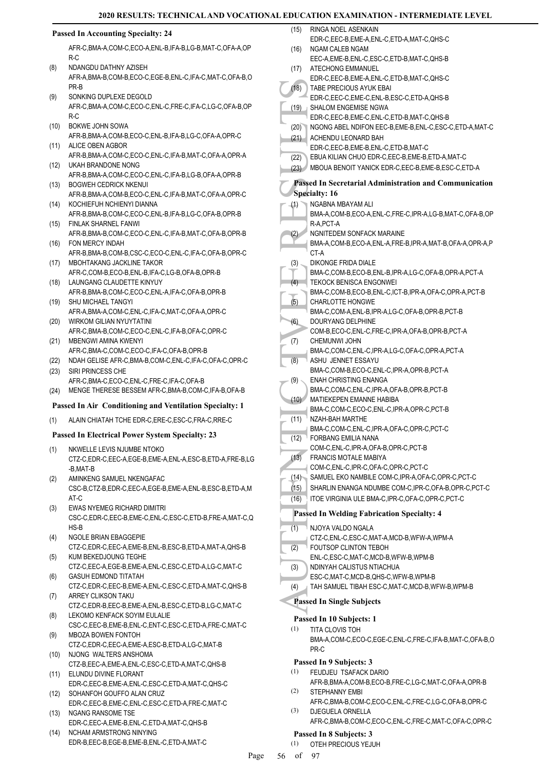**Passed In Accounting Specialty: 24**

AFR-C,BMA-A,COM-C,ECO-A,ENL-B,IFA-B,LG-B,MAT-C,OFA-A,OPR-C

(8) NDANGDU DATHNY AZISEH
AFR-A,BMA-B,COM-B,ECO-C,EGE-B,ENL-C,IFA-C,MAT-C,OFA-B,OPR-B

(9) SONKING DUPLEXE DEGOLD
AFR-C,BMA-A,COM-C,ECO-C,ENL-C,FRE-C,IFA-C,LG-C,OFA-B,OPR-C

(10) BOKWE JOHN SOWA
AFR-B,BMA-A,COM-B,ECO-C,ENL-B,IFA-B,LG-C,OFA-A,OPR-C

(11) ALICE OBEN AGBOR
AFR-B,BMA-A,COM-C,ECO-C,ENL-C,IFA-B,MAT-C,OFA-A,OPR-A

(12) UKAH BRANDONE NONG
AFR-B,BMA-A,COM-C,ECO-C,ENL-C,IFA-B,LG-B,OFA-A,OPR-B

(13) BOGWEH CEDRICK NKENUI
AFR-B,BMA-A,COM-B,ECO-C,ENL-C,IFA-B,MAT-C,OFA-A,OPR-C

(14) KOCHIEFUH NCHIENYI DIANNA
AFR-B,BMA-B,COM-C,ECO-C,ENL-B,IFA-B,LG-C,OFA-B,OPR-B

(15) FINLAK SHARNEL FANWI
AFR-B,BMA-B,COM-C,ECO-C,ENL-C,IFA-B,MAT-C,OFA-B,OPR-B

(16) FON MERCY INDAH
AFR-B,BMA-B,COM-B,CSC-C,ECO-C,ENL-C,IFA-C,OFA-B,OPR-C

(17) MBOHTAKANG JACKLINE TAKOR
AFR-C,COM-B,ECO-B,ENL-B,IFA-C,LG-B,OFA-B,OPR-B

(18) LAUNGANG CLAUDETTE KINYUY
AFR-B,BMA-B,COM-C,ECO-C,ENL-A,IFA-C,OFA-B,OPR-B

(19) SHU MICHAEL TANGYI
AFR-A,BMA-A,COM-C,ENL-C,IFA-C,MAT-C,OFA-A,OPR-C

(20) WIRKOM GILIAN NYUYTATINI
AFR-C,BMA-B,COM-C,ECO-C,ENL-C,IFA-B,OFA-C,OPR-C

(21) MBENGWI AMINA KWENYI
AFR-C,BMA-C,COM-C,ECO-C,IFA-C,OFA-B,OPR-B

(22) NDAH GELISE AFR-C,BMA-B,COM-C,ENL-C,IFA-C,OFA-C,OPR-C

(23) SIRI PRINCESS CHE
AFR-C,BMA-C,ECO-C,ENL-C,FRE-C,IFA-C,OFA-B

(24) MENGE THERESE BESSEM AFR-C,BMA-B,COM-C,IFA-B,OFA-B

**Passed In Air Conditioning and Ventilation Specialty: 1**

(1) ALAIN CHIATAH TCHE EDR-C,ERE-C,ESC-C,FRA-C,RRE-C

**Passed In Electrical Power System Specialty: 23**

(1) NKWELLE LEVIS NJUMBE NTOKO
CTZ-C,EDR-C,EEC-A,EGE-B,EME-A,ENL-A,ESC-B,ETD-A,FRE-B,LG-B,MAT-B

(2) AMINKENG SAMUEL NKENGAFAC
CSC-B,CTZ-B,EDR-C,EEC-A,EGE-B,EME-A,ENL-B,ESC-B,ETD-A,MAT-C

(3) EWAS NYEMEG RICHARD DIMITRI
CSC-C,EDR-C,EEC-B,EME-C,ENL-C,ESC-C,ETD-B,FRE-A,MAT-C,QHS-B

(4) NGOLE BRIAN EBAGGEPIE
CTZ-C,EDR-C,EEC-A,EME-B,ENL-B,ESC-B,ETD-A,MAT-A,QHS-B

(5) KUM BEKEDJOUNG TEGHE
CTZ-C,EEC-A,EGE-B,EME-A,ENL-C,ESC-C,ETD-A,LG-C,MAT-C

(6) GASUH EDMOND TITATAH
CTZ-C,EDR-C,EEC-B,EME-A,ENL-C,ESC-C,ETD-A,MAT-C,QHS-B

(7) ARREY CLIKSON TAKU
CTZ-C,EDR-B,EEC-B,EME-A,ENL-B,ESC-C,ETD-B,LG-C,MAT-C

(8) LEKOMO KENFACK SOYIM EULALIE
CSC-C,EEC-B,EME-B,ENL-C,ENT-C,ESC-C,ETD-A,FRE-C,MAT-C

(9) MBOZA BOWEN FONTOH
CTZ-C,EDR-C,EEC-A,EME-A,ESC-B,ETD-A,LG-C,MAT-B

(10) NJONG WALTERS ANSHOMA
CTZ-B,EEC-A,EME-A,ENL-C,ESC-C,ETD-A,MAT-C,QHS-B

(11) ELUNDU DIVINE FLORANT
EDR-C,EEC-B,EME-A,ENL-C,ESC-C,ETD-A,MAT-C,QHS-C

(12) SOHANFOH GOUFFO ALAN CRUZ
EDR-C,EEC-B,EME-C,ENL-C,ESC-C,ETD-A,FRE-C,MAT-C

(13) NGANG RANSOME TSE
EDR-C,EEC-A,EME-B,ENL-C,ETD-A,MAT-C,QHS-B

(14) NCHAM ARMSTRONG NINYING
EDR-B,EEC-B,EGE-B,EME-B,ENL-C,ETD-A,MAT-C

(15) RINGA NOEL ASENKAIN
EDR-C,EEC-B,EME-A,ENL-C,ETD-A,MAT-C,QHS-C

(16) NGAM CALEB NGAM
EEC-A,EME-B,ENL-C,ESC-C,ETD-B,MAT-C,QHS-B

(17) ATECHONG EMMANUEL
EDR-C,EEC-B,EME-A,ENL-C,ETD-B,MAT-C,QHS-C

(18) TABE PRECIOUS AYUK EBAI
EDR-C,EEC-C,EME-C,ENL-B,ESC-C,ETD-A,QHS-B

(19) SHALOM ENGEMISE NGWA
EDR-C,EEC-B,EME-C,ENL-C,ETD-B,MAT-C,QHS-B

(20) NGONG ABEL NDIFON EEC-B,EME-B,ENL-C,ESC-C,ETD-A,MAT-C

(21) ACHENDU LEONARD BAH
EDR-C,EEC-B,EME-B,ENL-C,ETD-B,MAT-C

(22) EBUA KILIAN CHUO EDR-C,EEC-B,EME-B,ETD-A,MAT-C

(23) MBOUA BENOIT YANICK EDR-C,EEC-B,EME-B,ESC-C,ETD-A

**Passed In Secretarial Administration and Communication Specialty: 16**

(1) NGABNA MBAYAM ALI
BMA-A,COM-B,ECO-A,ENL-C,FRE-C,IPR-A,LG-B,MAT-C,OFA-B,OPR-A,PCT-A

(2) NGNITEDEM SONFACK MARAINE
BMA-A,COM-B,ECO-A,ENL-A,FRE-B,IPR-A,MAT-B,OFA-A,OPR-A,PCT-A

(3) DIKONGE FRIDA DIALE
BMA-C,COM-B,ECO-B,ENL-B,IPR-A,LG-C,OFA-B,OPR-A,PCT-A

(4) TEKOCK BENISCA ENGONWEI
BMA-C,COM-B,ECO-B,ENL-C,ICT-B,IPR-A,OFA-C,OPR-A,PCT-B

(5) CHARLOTTE HONGWE
BMA-C,COM-A,ENL-B,IPR-A,LG-C,OFA-B,OPR-B,PCT-B

(6) DOURYANG DELPHINE
COM-B,ECO-C,ENL-C,FRE-C,IPR-A,OFA-B,OPR-B,PCT-A

(7) CHEMUNWI JOHN
BMA-C,COM-C,ENL-C,IPR-A,LG-C,OFA-C,OPR-A,PCT-A

(8) ASHU JENNET ESSAYU
BMA-C,COM-B,ECO-C,ENL-C,IPR-A,OPR-B,PCT-A

(9) ENAH CHRISTING ENANGA
BMA-C,COM-C,ENL-C,IPR-A,OFA-B,OPR-B,PCT-B

(10) MATIEKEPEN EMANNE HABIBA
BMA-C,COM-C,ECO-C,ENL-C,IPR-A,OPR-C,PCT-B

(11) NZAH-BAH MARTHE
BMA-C,COM-C,ENL-C,IPR-A,OFA-C,OPR-C,PCT-C

(12) FORBANG EMILIA NANA
COM-C,ENL-C,IPR-A,OFA-B,OPR-C,PCT-B

(13) FRANCIS MOTALE MABIYA
COM-C,ENL-C,IPR-C,OFA-C,OPR-C,PCT-C

(14) SAMUEL EKO NAMBILE COM-C,IPR-A,OFA-C,OPR-C,PCT-C

(15) SHARLIN ENANGA NDUMBE COM-C,IPR-C,OFA-B,OPR-C,PCT-C

(16) ITOE VIRGINIA ULE BMA-C,IPR-C,OFA-C,OPR-C,PCT-C

**Passed In Welding Fabrication Specialty: 4**

(1) NJOYA VALDO NGALA
CTZ-C,ENL-C,ESC-C,MAT-A,MCD-B,WFW-A,WPM-A

(2) FOUTSOP CLINTON TEBOH
ENL-C,ESC-C,MAT-C,MCD-B,WFW-B,WPM-B

(3) NDINYAH CALISTUS NTIACHUA
ESC-C,MAT-C,MCD-B,QHS-C,WFW-B,WPM-B

(4) TAH SAMUEL TIBAH ESC-C,MAT-C,MCD-B,WFW-B,WPM-B

**Passed In Single Subjects**

**Passed In 10 Subjects: 1**

(1) TITA CLOVIS TOH
BMA-A,COM-C,ECO-C,EGE-C,ENL-C,FRE-C,IFA-B,MAT-C,OFA-B,OPR-C

**Passed In 9 Subjects: 3**

(1) FEUDJEU TSAFACK DARIO
AFR-B,BMA-A,COM-B,ECO-B,FRE-C,LG-C,MAT-C,OFA-A,OPR-B

(2) STEPHANNY EMBI
AFR-C,BMA-B,COM-C,ECO-C,ENL-C,FRE-C,LG-C,OFA-B,OPR-C

(3) DJEGUELA ORNELLA
AFR-C,BMA-B,COM-C,ECO-C,ENL-C,FRE-C,MAT-C,OFA-C,OPR-C

**Passed In 8 Subjects: 3**

(1) OTEH PRECIOUS YEJUH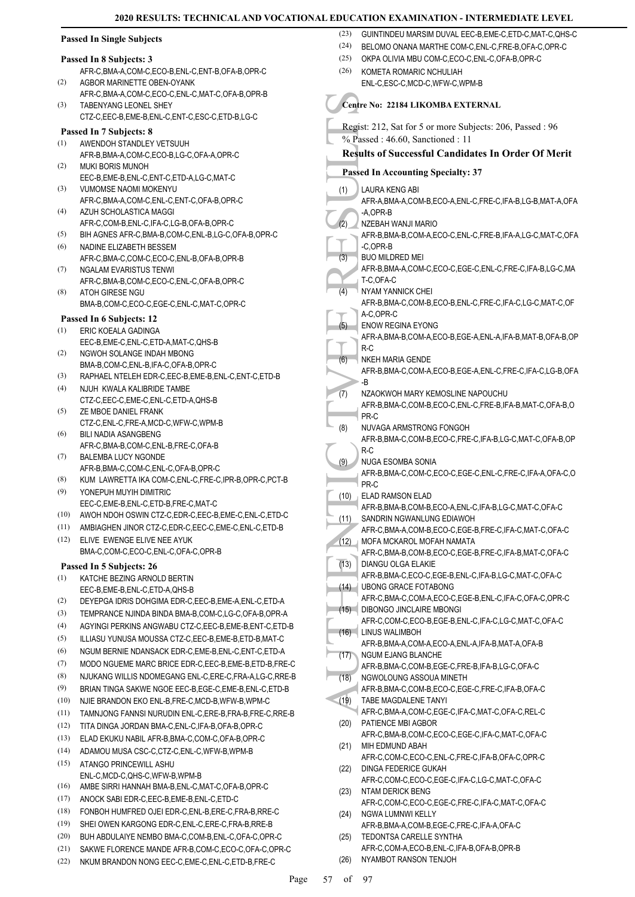**Passed In Single Subjects**

**Passed In 8 Subjects: 3**

AFR-C,BMA-A,COM-C,ECO-B,ENL-C,ENT-B,OFA-B,OPR-C

(2) AGBOR MARINETTE OBEN-OYANK
AFR-C,BMA-A,COM-C,ECO-C,ENL-C,MAT-C,OFA-B,OPR-B

(3) TABENYANG LEONEL SHEY
CTZ-C,EEC-B,EME-B,ENL-C,ENT-C,ESC-C,ETD-B,LG-C

**Passed In 7 Subjects: 8**

(1) AWENDOH STANDLEY VETSUUH
AFR-B,BMA-A,COM-C,ECO-B,LG-C,OFA-A,OPR-C

(2) MUKI BORIS MUNOH
EEC-B,EME-B,ENL-C,ENT-C,ETD-A,LG-C,MAT-C

(3) VUMOMSE NAOMI MOKENYU
AFR-C,BMA-A,COM-C,ENL-C,ENT-C,OFA-B,OPR-C

(4) AZUH SCHOLASTICA MAGGI
AFR-C,COM-B,ENL-C,IFA-C,LG-B,OFA-B,OPR-C

(5) BIH AGNES AFR-C,BMA-B,COM-C,ENL-B,LG-C,OFA-B,OPR-C

(6) NADINE ELIZABETH BESSEM
AFR-C,BMA-C,COM-C,ECO-C,ENL-B,OFA-B,OPR-B

(7) NGALAM EVARISTUS TENWI
AFR-C,BMA-B,COM-C,ECO-C,ENL-C,OFA-B,OPR-C

(8) ATOH GIRESE NGU
BMA-B,COM-C,ECO-C,EGE-C,ENL-C,MAT-C,OPR-C

**Passed In 6 Subjects: 12**

(1) ERIC KOEALA GADINGA
EEC-B,EME-C,ENL-C,ETD-A,MAT-C,QHS-B

(2) NGWOH SOLANGE INDAH MBONG
BMA-B,COM-C,ENL-B,IFA-C,OFA-B,OPR-C

(3) RAPHAEL NTELEH EDR-C,EEC-B,EME-B,ENL-C,ENT-C,ETD-B

(4) NJUH KWALA KALIBRIDE TAMBE
CTZ-C,EEC-C,EME-C,ENL-C,ETD-A,QHS-B

(5) ZE MBOE DANIEL FRANK
CTZ-C,ENL-C,FRE-A,MCD-C,WFW-C,WPM-B

(6) BILI NADIA ASANGBENG
AFR-C,BMA-B,COM-C,ENL-B,FRE-C,OFA-B

(7) BALEMBA LUCY NGONDE
AFR-B,BMA-C,COM-C,ENL-C,OFA-B,OPR-C

(8) KUM LAWRETTA IKA COM-C,ENL-C,FRE-C,IPR-B,OPR-C,PCT-B

(9) YONEPUH MUYIH DIMITRIC
EEC-C,EME-B,ENL-C,ETD-B,FRE-C,MAT-C

(10) AWOH NDOH OSWIN CTZ-C,EDR-C,EEC-B,EME-C,ENL-C,ETD-C

(11) AMBIAGHEN JINOR CTZ-C,EDR-C,EEC-C,EME-C,ENL-C,ETD-B

(12) ELIVE EWENGE ELIVE NEE AYUK
BMA-C,COM-C,ECO-C,ENL-C,OFA-C,OPR-B

**Passed In 5 Subjects: 26**

(1) KATCHE BEZING ARNOLD BERTIN
EEC-B,EME-B,ENL-C,ETD-A,QHS-B

(2) DEYEPGA IDRIS DOHGIMA EDR-C,EEC-B,EME-A,ENL-C,ETD-A

(3) TEMPRANCE NJINDA BINDA BMA-B,COM-C,LG-C,OFA-B,OPR-A

(4) AGYINGI PERKINS ANGWABU CTZ-C,EEC-B,EME-B,ENT-C,ETD-B

(5) ILLIASU YUNUSA MOUSSA CTZ-C,EEC-B,EME-B,ETD-B,MAT-C

(6) NGUM BERNIE NDANSACK EDR-C,EME-B,ENL-C,ENT-C,ETD-A

(7) MODO NGUEME MARC BRICE EDR-C,EEC-B,EME-B,ETD-B,FRE-C

(8) NJUKANG WILLIS NDOMEGANG ENL-C,ERE-C,FRA-A,LG-C,RRE-B

(9) BRIAN TINGA SAKWE NGOE EEC-B,EGE-C,EME-B,ENL-C,ETD-B

(10) NJIE BRANDON EKO ENL-B,FRE-C,MCD-B,WFW-B,WPM-C

(11) TAMNJONG FANNSI NURUDIN ENL-C,ERE-B,FRA-B,FRE-C,RRE-B

(12) TITA DINGA JORDAN BMA-C,ENL-C,IFA-B,OFA-B,OPR-C

(13) ELAD EKUKU NABIL AFR-B,BMA-C,COM-C,OFA-B,OPR-C

(14) ADAMOU MUSA CSC-C,CTZ-C,ENL-C,WFW-B,WPM-B

(15) ATANGO PRINCEWILL ASHU
ENL-C,MCD-C,QHS-C,WFW-B,WPM-B

(16) AMBE SIRRI HANNAH BMA-B,ENL-C,MAT-C,OFA-B,OPR-C

(17) ANOCK SABI EDR-C,EEC-B,EME-B,ENL-C,ETD-C

(18) FONBOH HUMFRED OJEI EDR-C,ENL-B,ERE-C,FRA-B,RRE-C

(19) SHEI OWEN KARGONG EDR-C,ENL-C,ERE-C,FRA-B,RRE-B

(20) BUH ABDULAIYE NEMBO BMA-C,COM-B,ENL-C,OFA-C,OPR-C

(21) SAKWE FLORENCE MANDE AFR-B,COM-C,ECO-C,OFA-C,OPR-C

(22) NKUM BRANDON NONG EEC-C,EME-C,ENL-C,ETD-B,FRE-C

(23) GUINTINDEU MARSIM DUVAL EEC-B,EME-C,ETD-C,MAT-C,QHS-C

(24) BELOMO ONANA MARTHE COM-C,ENL-C,FRE-B,OFA-C,OPR-C

(25) OKPA OLIVIA MBU COM-C,ECO-C,ENL-C,OFA-B,OPR-C

(26) KOMETA ROMARIC NCHULIAH
ENL-C,ESC-C,MCD-C,WFW-C,WPM-B

**Centre No: 22184 LIKOMBA EXTERNAL**

Regist: 212, Sat for 5 or more Subjects: 206, Passed : 96
% Passed : 46.60, Sanctioned : 11

**Results of Successful Candidates In Order Of Merit**

**Passed In Accounting Specialty: 37**

(1) LAURA KENG ABI
AFR-A,BMA-A,COM-B,ECO-A,ENL-C,FRE-C,IFA-B,LG-B,MAT-A,OFA-A,OPR-B

(2) NZEBAH WANJI MARIO
AFR-B,BMA-B,COM-A,ECO-C,ENL-C,FRE-B,IFA-A,LG-C,MAT-C,OFA-C,OPR-B

(3) BUO MILDRED MEI
AFR-B,BMA-A,COM-C,ECO-C,EGE-C,ENL-C,FRE-C,IFA-B,LG-C,MAT-C,OFA-C

(4) NYAM YANNICK CHEI
AFR-B,BMA-C,COM-B,ECO-B,ENL-C,FRE-C,IFA-C,LG-C,MAT-C,OFA-C,OPR-C

(5) ENOW REGINA EYONG
AFR-A,BMA-B,COM-A,ECO-B,EGE-A,ENL-A,IFA-B,MAT-B,OFA-B,OPR-C

(6) NKEH MARIA GENDE
AFR-B,BMA-C,COM-A,ECO-B,EGE-A,ENL-C,FRE-C,IFA-C,LG-B,OFA-B

(7) NZAOKWOH MARY KEMOSLINE NAPOUCHU
AFR-B,BMA-C,COM-B,ECO-C,ENL-C,FRE-B,IFA-B,MAT-C,OFA-B,OPR-C

(8) NUVAGA ARMSTRONG FONGOH
AFR-B,BMA-C,COM-B,ECO-C,FRE-C,IFA-B,LG-C,MAT-C,OFA-B,OPR-C

(9) NUGA ESOMBA SONIA
AFR-B,BMA-C,COM-C,ECO-C,EGE-C,ENL-C,FRE-C,IFA-A,OFA-C,OPR-C

(10) ELAD RAMSON ELAD
AFR-B,BMA-B,COM-B,ECO-A,ENL-C,IFA-B,LG-C,MAT-C,OFA-C

(11) SANDRIN NGWANLUNG EDIAWOH
AFR-C,BMA-A,COM-B,ECO-C,EGE-B,FRE-C,IFA-C,MAT-C,OFA-C

(12) MOFA MCKAROL MOFAH NAMATA
AFR-C,BMA-B,COM-B,ECO-C,EGE-B,FRE-C,IFA-B,MAT-C,OFA-C

(13) DIANGU OLGA ELAKIE
AFR-B,BMA-C,ECO-C,EGE-B,ENL-C,IFA-B,LG-C,MAT-C,OFA-C

(14) UBONG GRACE FOTABONG
AFR-C,BMA-C,COM-A,ECO-C,EGE-B,ENL-C,IFA-C,OFA-C,OPR-C

(15) DIBONGO JINCLAIRE MBONGI
AFR-C,COM-C,ECO-B,EGE-B,ENL-C,IFA-C,LG-C,MAT-C,OFA-C

(16) LINUS WALIMBOH
AFR-B,BMA-A,COM-A,ECO-A,ENL-A,IFA-B,MAT-A,OFA-B

(17) NGUM EJANG BLANCHE
AFR-B,BMA-C,COM-B,EGE-C,FRE-B,IFA-B,LG-C,OFA-C

(18) NGWOLOUNG ASSOUA MINETH
AFR-B,BMA-C,COM-B,ECO-C,EGE-C,FRE-C,IFA-B,OFA-C

(19) TABE MAGDALENE TANYI
AFR-C,BMA-A,COM-C,EGE-C,IFA-C,MAT-C,OFA-C,REL-C

(20) PATIENCE MBI AGBOR
AFR-C,BMA-B,COM-C,ECO-C,EGE-C,IFA-C,MAT-C,OFA-C

(21) MIH EDMUND ABAH
AFR-C,COM-C,ECO-C,ENL-C,FRE-C,IFA-B,OFA-C,OPR-C

(22) DINGA FEDERICE GUKAH
AFR-C,COM-C,ECO-C,EGE-C,IFA-C,LG-C,MAT-C,OFA-C

(23) NTAM DERICK BENG
AFR-C,COM-C,ECO-C,EGE-C,FRE-C,IFA-C,MAT-C,OFA-C

(24) NGWA LUMNWI KELLY
AFR-B,BMA-A,COM-B,EGE-C,FRE-C,IFA-A,OFA-C

(25) TEDONTSA CARELLE SYNTHA
AFR-C,COM-A,ECO-B,ENL-C,IFA-B,OFA-B,OPR-B

(26) NYAMBOT RANSON TENJOH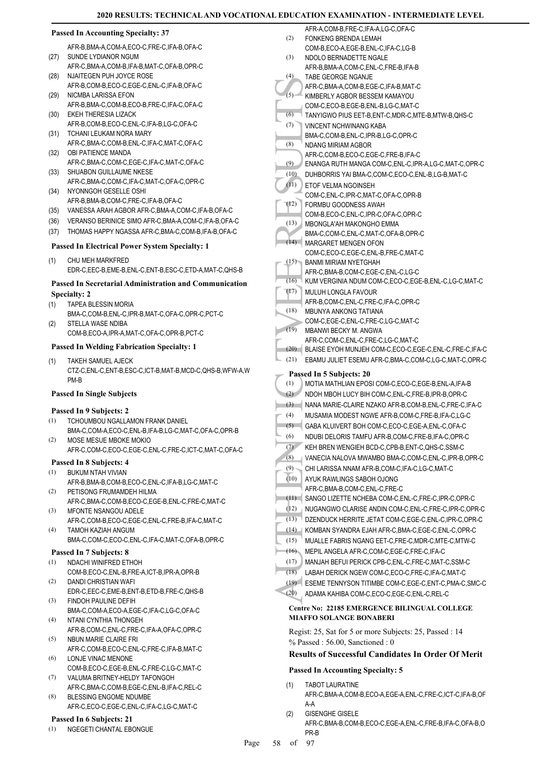#### Passed In Accounting Specialty: 37

AFR-B,BMA-A,COM-A,ECO-C,FRE-C,IFA-B,OFA-C

(27) SUNDE LYDIANOR NGUM
AFR-C,BMA-A,COM-B,IFA-B,MAT-C,OFA-B,OPR-C

(28) NJAITEGEN PUH JOYCE ROSE
AFR-B,COM-B,ECO-C,EGE-C,ENL-C,IFA-B,OFA-C

(29) NICMBA LARISSA EFON
AFR-B,BMA-C,COM-B,ECO-B,FRE-C,IFA-C,OFA-C

(30) EKEH THERESIA LIZACK
AFR-B,COM-B,ECO-C,ENL-C,IFA-B,LG-C,OFA-C

(31) TCHANI LEUKAM NORA MARY
AFR-C,BMA-C,COM-B,ENL-C,IFA-C,MAT-C,OFA-C

(32) OBI PATIENCE MANDA
AFR-C,BMA-C,COM-C,EGE-C,IFA-C,MAT-C,OFA-C

(33) SHUABON GUILLAUME NKESE
AFR-C,BMA-C,COM-C,IFA-C,MAT-C,OFA-C,OPR-C

(34) NYONNGOH GESELLE OSHI
AFR-B,BMA-B,COM-C,FRE-C,IFA-B,OFA-C

(35) VANESSA ARAH AGBOR AFR-C,BMA-A,COM-C,IFA-B,OFA-C

(36) VERANSO BERINICE SIMO AFR-C,BMA-A,COM-C,IFA-B,OFA-C

(37) THOMAS HAPPY NGASSA AFR-C,BMA-C,COM-B,IFA-B,OFA-C

#### Passed In Electrical Power System Specialty: 1

(1) CHU MEH MARKFRED
EDR-C,EEC-B,EME-B,ENL-C,ENT-B,ESC-C,ETD-A,MAT-C,QHS-B

#### Passed In Secretarial Administration and Communication Specialty: 2

(1) TAPEA BLESSIN MORIA
BMA-C,COM-B,ENL-C,IPR-B,MAT-C,OFA-C,OPR-C,PCT-C

(2) STELLA WASE NDIBA
COM-B,ECO-A,IPR-A,MAT-C,OFA-C,OPR-B,PCT-C

#### Passed In Welding Fabrication Specialty: 1

(1) TAKEH SAMUEL AJECK
CTZ-C,ENL-C,ENT-B,ESC-C,ICT-B,MAT-B,MCD-C,QHS-B,WFW-A,WPM-B

#### Passed In Single Subjects

#### Passed In 9 Subjects: 2

(1) TCHOUMBOU NGALLAMON FRANK DANIEL
BMA-C,COM-A,ECO-C,ENL-B,IFA-B,LG-C,MAT-C,OFA-C,OPR-B

(2) MOSE MESUE MBOKE MOKIO
AFR-C,COM-C,ECO-C,EGE-C,ENL-C,FRE-C,ICT-C,MAT-C,OFA-C

#### Passed In 8 Subjects: 4

(1) BUKUM NTAH VIVIAN
AFR-B,BMA-B,COM-B,ECO-C,ENL-C,IFA-B,LG-C,MAT-C

(2) PETISONG FRUMAMDEH HILMA
AFR-C,BMA-C,COM-B,ECO-C,EGE-B,ENL-C,FRE-C,MAT-C

(3) MFONTE NSANGOU ADELE
AFR-C,COM-B,ECO-C,EGE-C,ENL-C,FRE-B,IFA-C,MAT-C

(4) TAMOH KAZIAH ANGUM
BMA-C,COM-C,ECO-C,ENL-C,IFA-C,MAT-C,OFA-B,OPR-C

#### Passed In 7 Subjects: 8

(1) NDACHI WINIFRED ETHOH
COM-B,ECO-C,ENL-B,FRE-A,ICT-B,IPR-A,OPR-B

(2) DANDI CHRISTIAN WAFI
EDR-C,EEC-C,EME-B,ENT-B,ETD-B,FRE-C,QHS-B

(3) FINDOH PAULINE DEFIH
BMA-C,COM-A,ECO-A,EGE-C,IFA-C,LG-C,OFA-C

(4) NTANI CYNTHIA THONGEH
AFR-B,COM-C,ENL-C,FRE-C,IFA-A,OFA-C,OPR-C

(5) NBUN MARIE CLAIRE FRI
AFR-C,COM-B,ECO-C,ENL-C,FRE-C,IFA-B,MAT-C

(6) LONJE VINAC MENONE
COM-B,ECO-C,EGE-B,ENL-C,FRE-C,LG-C,MAT-C

(7) VALUMA BRITNEY-HELDY TAFONGOH
AFR-C,BMA-C,COM-B,EGE-C,ENL-B,IFA-C,REL-C

(8) BLESSING ENGOME NDUMBE
AFR-C,ECO-C,EGE-C,ENL-C,IFA-C,LG-C,MAT-C

#### Passed In 6 Subjects: 21

(1) NGEGETI CHANTAL EBONGUE
AFR-A,COM-B,FRE-C,IFA-A,LG-C,OFA-C

(2) FONKENG BRENDA LEMAH
COM-B,ECO-A,EGE-B,ENL-C,IFA-C,LG-B

(3) NDOLO BERNADETTE NGALE
AFR-B,BMA-A,COM-C,ENL-C,FRE-B,IFA-B

(4) TABE GEORGE NGANJE
AFR-C,BMA-A,COM-B,EGE-C,IFA-B,MAT-C

(5) KIMBERLY AGBOR BESSEM KAMAYOU
COM-C,ECO-B,EGE-B,ENL-B,LG-C,MAT-C

(6) TANYIGWO PIUS EET-B,ENT-C,MDR-C,MTE-B,MTW-B,QHS-C

(7) VINCENT NCHWINANG KABA
BMA-C,COM-B,ENL-C,IPR-B,LG-C,OPR-C

(8) NDANG MIRIAM AGBOR
AFR-C,COM-B,ECO-C,EGE-C,FRE-B,IFA-C

(9) ENANGA RUTH MANGA COM-C,ENL-C,IPR-A,LG-C,MAT-C,OPR-C

(10) DUHBORRIS YAI BMA-C,COM-C,ECO-C,ENL-B,LG-B,MAT-C

(11) ETOF VELMA NGOINSEH
COM-C,ENL-C,IPR-C,MAT-C,OFA-C,OPR-B

(12) FORMBU GOODNESS AWAH
COM-B,ECO-C,ENL-C,IPR-C,OFA-C,OPR-C

(13) MBONGLA'AH MAKONGHO EMMA
BMA-C,COM-C,ENL-C,MAT-C,OFA-B,OPR-C

(14) MARGARET MENGEN OFON
COM-C,ECO-C,EGE-C,ENL-B,FRE-C,MAT-C

(15) BANMI MIRIAM NYETGHAH
AFR-C,BMA-B,COM-C,EGE-C,ENL-C,LG-C

(16) KUM VERGINIA NDUM COM-C,ECO-C,EGE-B,ENL-C,LG-C,MAT-C

(17) MULUH LONGLA FAVOUR
AFR-B,COM-C,ENL-C,FRE-C,IFA-C,OPR-C

(18) MBUNYA ANKONG TATIANA
COM-C,EGE-C,ENL-C,FRE-C,LG-C,MAT-C

(19) MBANWI BECKY M. ANGWA
AFR-C,COM-C,ENL-C,FRE-C,LG-C,MAT-C

(20) BLAISE EYOH MUNJEH COM-C,ECO-C,EGE-C,ENL-C,FRE-C,IFA-C

(21) EBAMU JULIET ESEMU AFR-C,BMA-C,COM-C,LG-C,MAT-C,OPR-C

#### Passed In 5 Subjects: 20

(1) MOTIA MATHLIAN EPOSI COM-C,ECO-C,EGE-B,ENL-A,IFA-B

(2) NDOH MBOH LUCY BIH COM-C,ENL-C,FRE-B,IPR-B,OPR-C

(3) NANA MARIE-CLAIRE NZAKO AFR-B,COM-B,ENL-C,FRE-C,IFA-C

(4) MUSAMIA MODEST NGWE AFR-B,COM-C,FRE-B,IFA-C,LG-C

(5) GABA KLUIVERT BOH COM-C,ECO-C,EGE-A,ENL-C,OFA-C

(6) NDUBI DELORIS TAMFU AFR-B,COM-C,FRE-B,IFA-C,OPR-C

(7) KEH BREN WENGIEH BCD-C,CPB-B,ENT-C,QHS-C,SSM-C

(8) VANECIA NALOVA MWAMBO BMA-C,COM-C,ENL-C,IPR-B,OPR-C

(9) CHI LARISSA NNAM AFR-B,COM-C,IFA-C,LG-C,MAT-C

(10) AYUK RAWLINGS SABOH OJONG
AFR-C,BMA-B,COM-C,ENL-C,FRE-C

(11) SANGO LIZETTE NCHEBA COM-C,ENL-C,FRE-C,IPR-C,OPR-C

(12) NUGANGWO CLARISE ANDIN COM-C,ENL-C,FRE-C,IPR-C,OPR-C

(13) DZENDUCK HERRITE JETAT COM-C,EGE-C,ENL-C,IPR-C,OPR-C

(14) KOMBAN SYANDRA EJAH AFR-C,BMA-C,EGE-C,ENL-C,OPR-C

(15) MUALLE FABRIS NGANG EET-C,FRE-C,MDR-C,MTE-C,MTW-C

(16) MEPIL ANGELA AFR-C,COM-C,EGE-C,FRE-C,IFA-C

(17) MANJAH BEFUI PERICK CPB-C,ENL-C,FRE-C,MAT-C,SSM-C

(18) LABAH DERICK NGEW COM-C,ECO-C,FRE-C,IFA-C,MAT-C

(19) ESEME TENNYSON TITIMBE COM-C,EGE-C,ENT-C,PMA-C,SMC-C

(20) ADAMA KAHIBA COM-C,ECO-C,EGE-C,ENL-C,REL-C

### Centre No: 22185 EMERGENCE BILINGUAL COLLEGE MIAFFO SOLANGE BONABERI

Regist: 25, Sat for 5 or more Subjects: 25, Passed : 14
% Passed : 56.00, Sanctioned : 0

### Results of Successful Candidates In Order Of Merit

#### Passed In Accounting Specialty: 5

(1) TABOT LAURATINE
AFR-C,BMA-A,COM-B,ECO-A,EGE-A,ENL-C,FRE-C,ICT-C,IFA-B,OFA-A

(2) GISENGHE GISELE
AFR-C,BMA-B,COM-B,ECO-C,EGE-A,ENL-C,FRE-B,IFA-C,OFA-B,OPR-B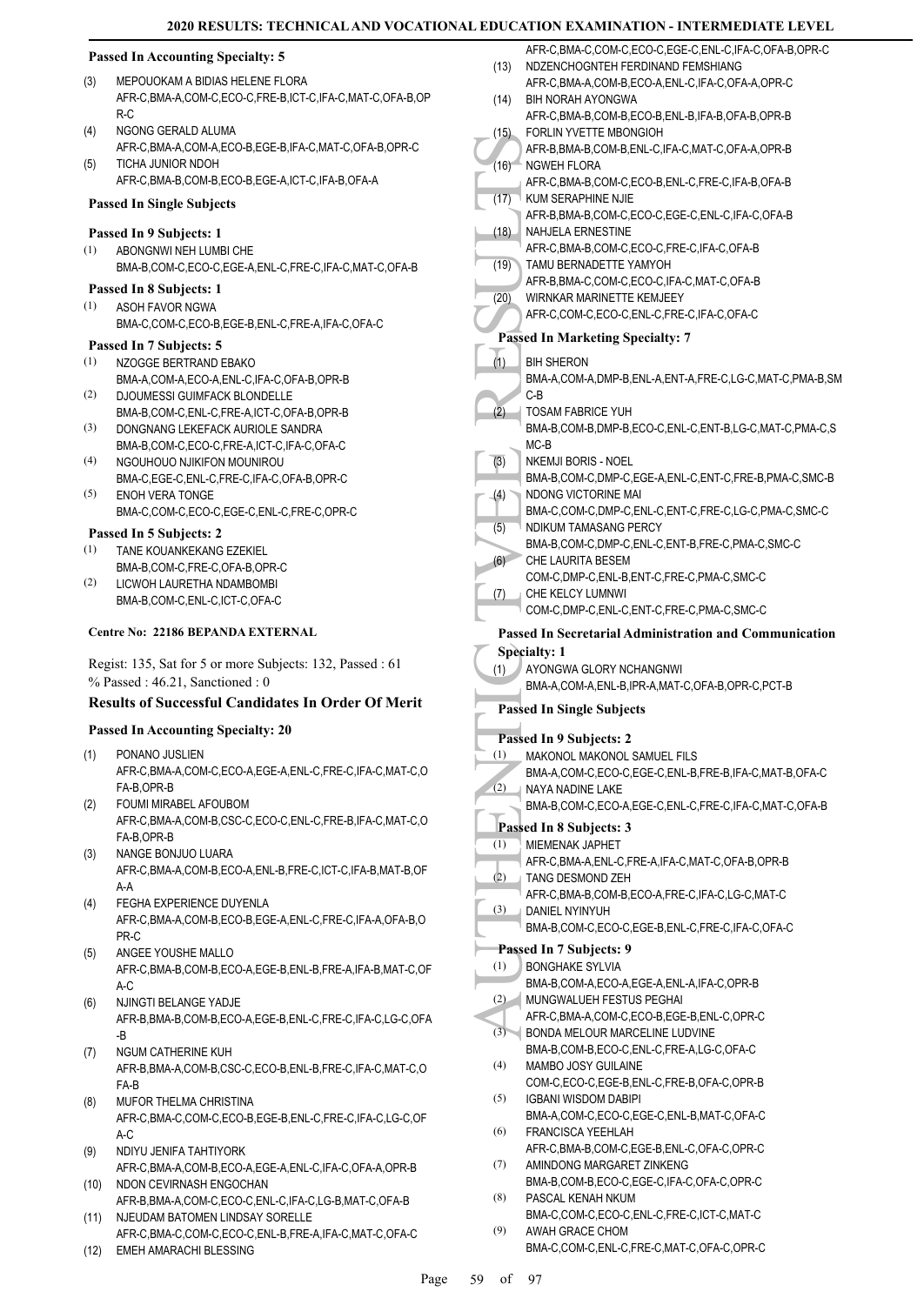**Passed In Accounting Specialty: 5**

(3) MEPOUOKAM A BIDIAS HELENE FLORA
AFR-C,BMA-A,COM-C,ECO-C,FRE-B,ICT-C,IFA-C,MAT-C,OFA-B,OPR-C

(4) NGONG GERALD ALUMA
AFR-C,BMA-A,COM-A,ECO-B,EGE-B,IFA-C,MAT-C,OFA-B,OPR-C

(5) TICHA JUNIOR NDOH
AFR-C,BMA-B,COM-B,ECO-B,EGE-A,ICT-C,IFA-B,OFA-A

**Passed In Single Subjects**

**Passed In 9 Subjects: 1**

(1) ABONGNWI NEH LUMBI CHE
BMA-B,COM-C,ECO-C,EGE-A,ENL-C,FRE-C,IFA-C,MAT-C,OFA-B

**Passed In 8 Subjects: 1**

(1) ASOH FAVOR NGWA
BMA-C,COM-C,ECO-B,EGE-B,ENL-C,FRE-A,IFA-C,OFA-C

**Passed In 7 Subjects: 5**

(1) NZOGGE BERTRAND EBAKO
BMA-A,COM-A,ECO-A,ENL-C,IFA-C,OFA-B,OPR-B

(2) DJOUMESSI GUIMFACK BLONDELLE
BMA-B,COM-C,ENL-C,FRE-A,ICT-C,OFA-B,OPR-B

(3) DONGNANG LEKEFACK AURIOLE SANDRA
BMA-B,COM-C,ECO-C,FRE-A,ICT-C,IFA-C,OFA-C

(4) NGOUHOUO NJIKIFON MOUNIROU
BMA-C,EGE-C,ENL-C,FRE-C,IFA-C,OFA-B,OPR-C

(5) ENOH VERA TONGE
BMA-C,COM-C,ECO-C,EGE-C,ENL-C,FRE-C,OPR-C

**Passed In 5 Subjects: 2**

(1) TANE KOUANKEKANG EZEKIEL
BMA-B,COM-C,FRE-C,OFA-B,OPR-C

(2) LICWOH LAURETHA NDAMBOMBI
BMA-B,COM-C,ENL-C,ICT-C,OFA-C

**Centre No: 22186 BEPANDA EXTERNAL**

Regist: 135, Sat for 5 or more Subjects: 132, Passed : 61
% Passed : 46.21, Sanctioned : 0

## Results of Successful Candidates In Order Of Merit

**Passed In Accounting Specialty: 20**

(1) PONANO JUSLIEN
AFR-C,BMA-A,COM-C,ECO-A,EGE-A,ENL-C,FRE-C,IFA-C,MAT-C,OFA-B,OPR-B

(2) FOUMI MIRABEL AFOUBOM
AFR-C,BMA-A,COM-B,CSC-C,ECO-C,ENL-C,FRE-B,IFA-C,MAT-C,OFA-B,OPR-B

(3) NANGE BONJUO LUARA
AFR-C,BMA-A,COM-B,ECO-A,ENL-B,FRE-C,ICT-C,IFA-B,MAT-B,OFA-A

(4) FEGHA EXPERIENCE DUYENLA
AFR-C,BMA-A,COM-B,ECO-B,EGE-A,ENL-C,FRE-C,IFA-A,OFA-B,OPR-C

(5) ANGEE YOUSHE MALLO
AFR-C,BMA-B,COM-B,ECO-A,EGE-B,ENL-B,FRE-A,IFA-B,MAT-C,OFA-C

(6) NJINGTI BELANGE YADJE
AFR-B,BMA-B,COM-B,ECO-A,EGE-B,ENL-C,FRE-C,IFA-C,LG-C,OFA-B

(7) NGUM CATHERINE KUH
AFR-B,BMA-A,COM-B,CSC-C,ECO-B,ENL-B,FRE-C,IFA-C,MAT-C,OFA-B

(8) MUFOR THELMA CHRISTINA
AFR-C,BMA-C,COM-C,ECO-B,EGE-B,ENL-C,FRE-C,IFA-C,LG-C,OFA-C

(9) NDIYU JENIFA TAHTIYORK
AFR-C,BMA-A,COM-B,ECO-A,EGE-A,ENL-C,IFA-C,OFA-A,OPR-B

(10) NDON CEVIRNASH ENGOCHAN
AFR-B,BMA-A,COM-C,ECO-C,ENL-C,IFA-C,LG-B,MAT-C,OFA-B

(11) NJEUDAM BATOMEN LINDSAY SORELLE
AFR-C,BMA-C,COM-C,ECO-C,ENL-B,FRE-A,IFA-C,MAT-C,OFA-C

(12) EMEH AMARACHI BLESSING
AFR-C,BMA-C,COM-C,ECO-C,EGE-C,ENL-C,IFA-C,OFA-B,OPR-C

(13) NDZENCHOGNTEH FERDINAND FEMSHIANG
AFR-C,BMA-A,COM-B,ECO-A,ENL-C,IFA-C,OFA-A,OPR-C

(14) BIH NORAH AYONGWA
AFR-C,BMA-B,COM-B,ECO-B,ENL-B,IFA-B,OFA-B,OPR-B

(15) FORLIN YVETTE MBONGIOH
AFR-B,BMA-B,COM-B,ENL-C,IFA-C,MAT-C,OFA-A,OPR-B

(16) NGWEH FLORA
AFR-C,BMA-B,COM-C,ECO-B,ENL-C,FRE-C,IFA-B,OFA-B

(17) KUM SERAPHINE NJIE
AFR-B,BMA-B,COM-C,ECO-C,EGE-C,ENL-C,IFA-C,OFA-B

(18) NAHJELA ERNESTINE
AFR-C,BMA-B,COM-C,ECO-C,FRE-C,IFA-C,OFA-B

(19) TAMU BERNADETTE YAMYOH
AFR-B,BMA-C,COM-C,ECO-C,IFA-C,MAT-C,OFA-B

(20) WIRNKAR MARINETTE KEMJEEY
AFR-C,COM-C,ECO-C,ENL-C,FRE-C,IFA-C,OFA-C

**Passed In Marketing Specialty: 7**

(1) BIH SHERON
BMA-A,COM-A,DMP-B,ENL-A,ENT-A,FRE-C,LG-C,MAT-C,PMA-B,SMC-B

(2) TOSAM FABRICE YUH
BMA-B,COM-B,DMP-B,ECO-C,ENL-C,ENT-B,LG-C,MAT-C,PMA-C,SMC-B

(3) NKEMJI BORIS - NOEL
BMA-B,COM-C,DMP-C,EGE-A,ENL-C,ENT-C,FRE-B,PMA-C,SMC-B

(4) NDONG VICTORINE MAI
BMA-C,COM-C,DMP-C,ENL-C,ENT-C,FRE-C,LG-C,PMA-C,SMC-C

(5) NDIKUM TAMASANG PERCY
BMA-B,COM-C,DMP-C,ENL-C,ENT-B,FRE-C,PMA-C,SMC-C

(6) CHE LAURITA BESEM
COM-C,DMP-C,ENL-B,ENT-C,FRE-C,PMA-C,SMC-C

(7) CHE KELCY LUMNWI
COM-C,DMP-C,ENL-C,ENT-C,FRE-C,PMA-C,SMC-C

**Passed In Secretarial Administration and Communication Specialty: 1**

(1) AYONGWA GLORY NCHANGNWI
BMA-A,COM-A,ENL-B,IPR-A,MAT-C,OFA-B,OPR-C,PCT-B

**Passed In Single Subjects**

**Passed In 9 Subjects: 2**

(1) MAKONOL MAKONOL SAMUEL FILS
BMA-A,COM-C,ECO-C,EGE-C,ENL-B,FRE-B,IFA-C,MAT-B,OFA-C

(2) NAYA NADINE LAKE
BMA-B,COM-C,ECO-A,EGE-C,ENL-C,FRE-C,IFA-C,MAT-C,OFA-B

**Passed In 8 Subjects: 3**

(1) MIEMENAK JAPHET
AFR-C,BMA-A,ENL-C,FRE-A,IFA-C,MAT-C,OFA-B,OPR-B

(2) TANG DESMOND ZEH
AFR-C,BMA-B,COM-B,ECO-A,FRE-C,IFA-C,LG-C,MAT-C

(3) DANIEL NYINYUH
BMA-B,COM-C,ECO-C,EGE-B,ENL-C,FRE-C,IFA-C,OFA-C

**Passed In 7 Subjects: 9**

(1) BONGHAKE SYLVIA
BMA-B,COM-A,ECO-A,EGE-A,ENL-A,IFA-C,OPR-B

(2) MUNGWALUEH FESTUS PEGHAI
AFR-C,BMA-A,COM-C,ECO-B,EGE-B,ENL-C,OPR-C

(3) BONDA MELOUR MARCELINE LUDVINE
BMA-B,COM-B,ECO-C,ENL-C,FRE-A,LG-C,OFA-C

(4) MAMBO JOSY GUILAINE
COM-C,ECO-C,EGE-B,ENL-C,FRE-B,OFA-C,OPR-B

(5) IGBANI WISDOM DABIPI
BMA-A,COM-C,ECO-C,EGE-C,ENL-B,MAT-C,OFA-C

(6) FRANCISCA YEEHLAH
AFR-C,BMA-B,COM-C,EGE-B,ENL-C,OFA-C,OPR-C

(7) AMINDONG MARGARET ZINKENG
BMA-B,COM-B,ECO-C,EGE-C,IFA-C,OFA-C,OPR-C

(8) PASCAL KENAH NKUM
BMA-C,COM-C,ECO-C,ENL-C,FRE-C,ICT-C,MAT-C

(9) AWAH GRACE CHOM
BMA-C,COM-C,ENL-C,FRE-C,MAT-C,OFA-C,OPR-C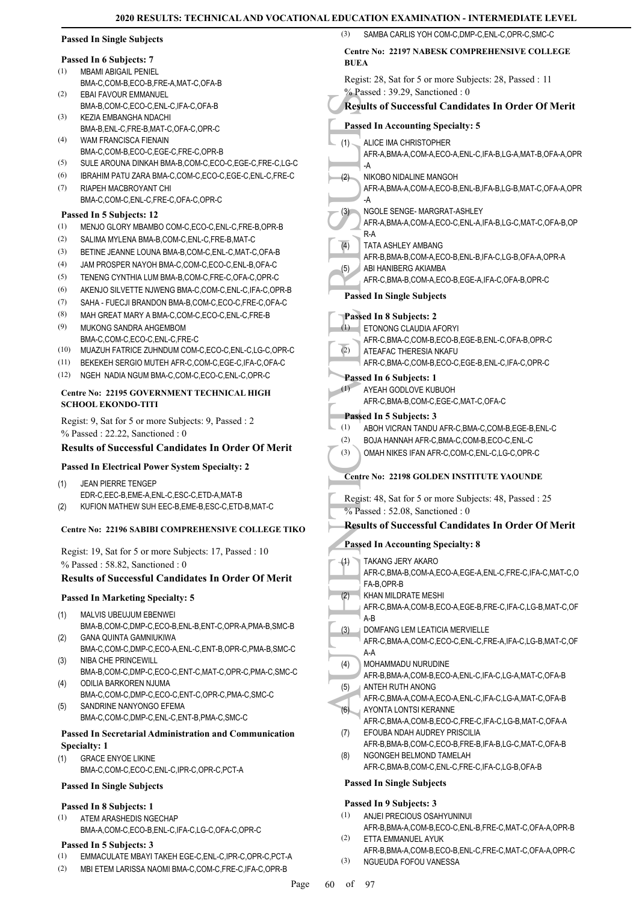### Passed In Single Subjects

#### Passed In 6 Subjects: 7

(1) MBAMI ABIGAIL PENIEL BMA-C,COM-B,ECO-B,FRE-A,MAT-C,OFA-B
(2) EBAI FAVOUR EMMANUEL BMA-B,COM-C,ECO-C,ENL-C,IFA-C,OFA-B
(3) KEZIA EMBANGHA NDACHI BMA-B,ENL-C,FRE-B,MAT-C,OFA-C,OPR-C
(4) WAM FRANCISCA FIENAIN BMA-C,COM-B,ECO-C,EGE-C,FRE-C,OPR-B
(5) SULE AROUNA DINKAH BMA-B,COM-C,ECO-C,EGE-C,FRE-C,LG-C
(6) IBRAHIM PATU ZARA BMA-C,COM-C,ECO-C,EGE-C,ENL-C,FRE-C
(7) RIAPEH MACBROYANT CHI BMA-C,COM-C,ENL-C,FRE-C,OFA-C,OPR-C

#### Passed In 5 Subjects: 12

(1) MENJO GLORY MBAMBO COM-C,ECO-C,ENL-C,FRE-B,OPR-B
(2) SALIMA MYLENA BMA-B,COM-C,ENL-C,FRE-B,MAT-C
(3) BETINE JEANNE LOUNA BMA-B,COM-C,ENL-C,MAT-C,OFA-B
(4) JAM PROSPER NAYOH BMA-C,COM-C,ECO-C,ENL-B,OFA-C
(5) TENENG CYNTHIA LUM BMA-B,COM-C,FRE-C,OFA-C,OPR-C
(6) AKENJO SILVETTE NJWENG BMA-C,COM-C,ENL-C,IFA-C,OPR-B
(7) SAHA - FUECJI BRANDON BMA-B,COM-C,ECO-C,FRE-C,OFA-C
(8) MAH GREAT MARY A BMA-C,COM-C,ECO-C,ENL-C,FRE-B
(9) MUKONG SANDRA AHGEMBOM BMA-C,COM-C,ECO-C,ENL-C,FRE-C
(10) MUAZUH FATRICE ZUHNDUM COM-C,ECO-C,ENL-C,LG-C,OPR-C
(11) BEKEKEH SERGIO MUTEH AFR-C,COM-C,EGE-C,IFA-C,OFA-C
(12) NGEH NADIA NGUM BMA-C,COM-C,ECO-C,ENL-C,OPR-C

### Centre No: 22195 GOVERNMENT TECHNICAL HIGH SCHOOL EKONDO-TITI

Regist: 9, Sat for 5 or more Subjects: 9, Passed : 2
% Passed : 22.22, Sanctioned : 0

### Results of Successful Candidates In Order Of Merit

#### Passed In Electrical Power System Specialty: 2

(1) JEAN PIERRE TENGEP EDR-C,EEC-B,EME-A,ENL-C,ESC-C,ETD-A,MAT-B
(2) KUFION MATHEW SUH EEC-B,EME-B,ESC-C,ETD-B,MAT-C

### Centre No: 22196 SABIBI COMPREHENSIVE COLLEGE TIKO

Regist: 19, Sat for 5 or more Subjects: 17, Passed : 10
% Passed : 58.82, Sanctioned : 0

### Results of Successful Candidates In Order Of Merit

#### Passed In Marketing Specialty: 5

(1) MALVIS UBEUJUM EBENWEI BMA-B,COM-C,DMP-C,ECO-B,ENL-B,ENT-C,OPR-A,PMA-B,SMC-B
(2) GANA QUINTA GAMNIUKIWA BMA-C,COM-C,DMP-C,ECO-A,ENL-C,ENT-B,OPR-C,PMA-B,SMC-C
(3) NIBA CHE PRINCEWILL BMA-B,COM-C,DMP-C,ECO-C,ENT-C,MAT-C,OPR-C,PMA-C,SMC-C
(4) ODILIA BARKOREN NJUMA BMA-C,COM-C,DMP-C,ECO-C,ENT-C,OPR-C,PMA-C,SMC-C
(5) SANDRINE NANYONGO EFEMA BMA-C,COM-C,DMP-C,ENL-C,ENT-B,PMA-C,SMC-C

#### Passed In Secretarial Administration and Communication Specialty: 1

(1) GRACE ENYOE LIKINE BMA-C,COM-C,ECO-C,ENL-C,IPR-C,OPR-C,PCT-A

#### Passed In Single Subjects

#### Passed In 8 Subjects: 1

(1) ATEM ARASHEDIS NGECHAP BMA-A,COM-C,ECO-B,ENL-C,IFA-C,LG-C,OFA-C,OPR-C

#### Passed In 5 Subjects: 3

(1) EMMACULATE MBAYI TAKEH EGE-C,ENL-C,IPR-C,OPR-C,PCT-A
(2) MBI ETEM LARISSA NAOMI BMA-C,COM-C,FRE-C,IFA-C,OPR-B
(3) SAMBA CARLIS YOH COM-C,DMP-C,ENL-C,OPR-C,SMC-C

### Centre No: 22197 NABESK COMPREHENSIVE COLLEGE BUEA

Regist: 28, Sat for 5 or more Subjects: 28, Passed : 11
% Passed : 39.29, Sanctioned : 0

### Results of Successful Candidates In Order Of Merit

#### Passed In Accounting Specialty: 5

(1) ALICE IMA CHRISTOPHER AFR-A,BMA-A,COM-A,ECO-A,ENL-C,IFA-B,LG-A,MAT-B,OFA-A,OPR-A
(2) NIKOBO NIDALINE MANGOH AFR-A,BMA-A,COM-A,ECO-B,ENL-B,IFA-B,LG-B,MAT-C,OFA-A,OPR-A
(3) NGOLE SENGE- MARGRAT-ASHLEY AFR-A,BMA-B,COM-A,ECO-C,ENL-A,IFA-B,LG-C,MAT-C,OFA-B,OPR-A
(4) TATA ASHLEY AMBANG AFR-B,BMA-B,COM-A,ECO-B,ENL-B,IFA-C,LG-B,OFA-A,OPR-A
(5) ABI HANIBERG AKIAMBA AFR-C,BMA-B,COM-A,ECO-B,EGE-A,IFA-C,OFA-B,OPR-C

#### Passed In Single Subjects

#### Passed In 8 Subjects: 2

(1) ETONONG CLAUDIA AFORYI AFR-C,BMA-C,COM-B,ECO-B,EGE-B,ENL-C,OFA-B,OPR-C
(2) ATEAFAC THERESIA NKAFU AFR-C,BMA-C,COM-B,ECO-C,EGE-B,ENL-C,IFA-C,OPR-C

#### Passed In 6 Subjects: 1

(1) AYEAH GODLOVE KUBUOH AFR-C,BMA-B,COM-C,EGE-C,MAT-C,OFA-C

#### Passed In 5 Subjects: 3

(1) ABOH VICRAN TANDU AFR-C,BMA-C,COM-B,EGE-B,ENL-C
(2) BOJA HANNAH AFR-C,BMA-C,COM-B,ECO-C,ENL-C
(3) OMAH NIKES IFAN AFR-C,COM-C,ENL-C,LG-C,OPR-C

### Centre No: 22198 GOLDEN INSTITUTE YAOUNDE

Regist: 48, Sat for 5 or more Subjects: 48, Passed : 25
% Passed : 52.08, Sanctioned : 0

### Results of Successful Candidates In Order Of Merit

#### Passed In Accounting Specialty: 8

(1) TAKANG JERY AKARO AFR-C,BMA-B,COM-A,ECO-A,EGE-A,ENL-C,FRE-C,IFA-C,MAT-C,OFA-B,OPR-B
(2) KHAN MILDRATE MESHI AFR-C,BMA-A,COM-B,ECO-A,EGE-B,FRE-C,IFA-C,LG-B,MAT-C,OFA-B
(3) DOMFANG LEM LEATICIA MERVIELLE AFR-C,BMA-A,COM-C,ECO-C,ENL-C,FRE-A,IFA-C,LG-B,MAT-C,OFA-A
(4) MOHAMMADU NURUDINE AFR-B,BMA-A,COM-B,ECO-A,ENL-C,IFA-C,LG-A,MAT-C,OFA-B
(5) ANTEH RUTH ANONG AFR-C,BMA-A,COM-A,ECO-A,ENL-C,IFA-C,LG-A,MAT-C,OFA-B
(6) AYONTA LONTSI KERANNE AFR-C,BMA-A,COM-B,ECO-C,FRE-C,IFA-C,LG-B,MAT-C,OFA-A
(7) EFOUBA NDAH AUDREY PRISCILIA AFR-B,BMA-B,COM-C,ECO-B,FRE-B,IFA-B,LG-C,MAT-C,OFA-B
(8) NGONGEH BELMOND TAMELAH AFR-C,BMA-B,COM-C,ENL-C,FRE-C,IFA-C,LG-B,OFA-B

#### Passed In Single Subjects

#### Passed In 9 Subjects: 3

(1) ANJEI PRECIOUS OSAHYUNINUI AFR-B,BMA-A,COM-B,ECO-C,ENL-B,FRE-C,MAT-C,OFA-A,OPR-B
(2) ETTA EMMANUEL AYUK AFR-B,BMA-A,COM-B,ECO-B,ENL-C,FRE-C,MAT-C,OFA-A,OPR-C
(3) NGUEUDA FOFOU VANESSA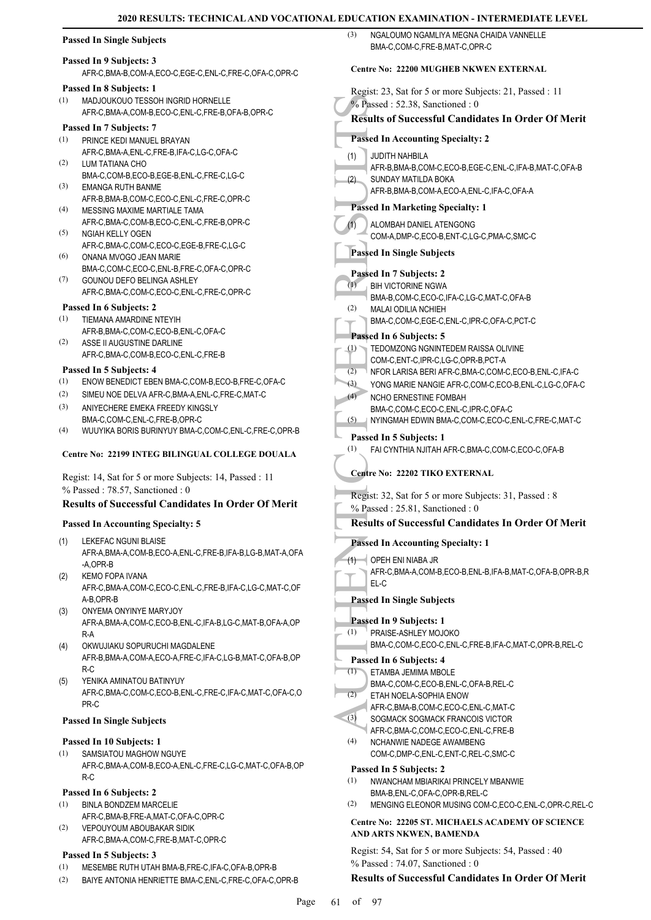**Passed In Single Subjects**

**Passed In 9 Subjects: 3**

AFR-C,BMA-B,COM-A,ECO-C,EGE-C,ENL-C,FRE-C,OFA-C,OPR-C

**Passed In 8 Subjects: 1**

(1) MADJOUKOUO TESSOH INGRID HORNELLE AFR-C,BMA-A,COM-B,ECO-C,ENL-C,FRE-B,OFA-B,OPR-C

**Passed In 7 Subjects: 7**

(1) PRINCE KEDI MANUEL BRAYAN AFR-C,BMA-A,ENL-C,FRE-B,IFA-C,LG-C,OFA-C
(2) LUM TATIANA CHO BMA-C,COM-B,ECO-B,EGE-B,ENL-C,FRE-C,LG-C
(3) EMANGA RUTH BANME AFR-B,BMA-B,COM-C,ECO-C,ENL-C,FRE-C,OPR-C
(4) MESSING MAXIME MARTIALE TAMA AFR-C,BMA-C,COM-B,ECO-C,ENL-C,FRE-B,OPR-C
(5) NGIAH KELLY OGEN AFR-C,BMA-C,COM-C,ECO-C,EGE-B,FRE-C,LG-C
(6) ONANA MVOGO JEAN MARIE BMA-C,COM-C,ECO-C,ENL-B,FRE-C,OFA-C,OPR-C
(7) GOUNOU DEFO BELINGA ASHLEY AFR-C,BMA-C,COM-C,ECO-C,ENL-C,FRE-C,OPR-C

**Passed In 6 Subjects: 2**

(1) TIEMANA AMARDINE NTEYIH AFR-B,BMA-C,COM-C,ECO-B,ENL-C,OFA-C
(2) ASSE II AUGUSTINE DARLINE AFR-C,BMA-C,COM-B,ECO-C,ENL-C,FRE-B

**Passed In 5 Subjects: 4**

(1) ENOW BENEDICT EBEN BMA-C,COM-B,ECO-B,FRE-C,OFA-C
(2) SIMEU NOE DELVA AFR-C,BMA-A,ENL-C,FRE-C,MAT-C
(3) ANIYECHERE EMEKA FREEDY KINGSLY BMA-C,COM-C,ENL-C,FRE-B,OPR-C
(4) WUUYIKA BORIS BURINYUY BMA-C,COM-C,ENL-C,FRE-C,OPR-B

**Centre No: 22199 INTEG BILINGUAL COLLEGE DOUALA**

Regist: 14, Sat for 5 or more Subjects: 14, Passed : 11
% Passed : 78.57, Sanctioned : 0

**Results of Successful Candidates In Order Of Merit**

**Passed In Accounting Specialty: 5**

(1) LEKEFAC NGUNI BLAISE AFR-A,BMA-A,COM-B,ECO-A,ENL-C,FRE-B,IFA-B,LG-B,MAT-A,OFA-A,OPR-B
(2) KEMO FOPA IVANA AFR-C,BMA-A,COM-C,ECO-C,ENL-C,FRE-B,IFA-C,LG-C,MAT-C,OFA-B,OPR-B
(3) ONYEMA ONYINYE MARYJOY AFR-A,BMA-A,COM-C,ECO-B,ENL-C,IFA-B,LG-C,MAT-B,OFA-A,OPR-A
(4) OKWUJIAKU SOPURUCHI MAGDALENE AFR-B,BMA-A,COM-A,ECO-A,FRE-C,IFA-C,LG-B,MAT-C,OFA-B,OPR-C
(5) YENIKA AMINATOU BATINYUY AFR-C,BMA-C,COM-C,ECO-B,ENL-C,FRE-C,IFA-C,MAT-C,OFA-C,OPR-C

**Passed In Single Subjects**

**Passed In 10 Subjects: 1**

(1) SAMSIATOU MAGHOW NGUYE AFR-C,BMA-A,COM-B,ECO-A,ENL-C,FRE-C,LG-C,MAT-C,OFA-B,OPR-C

**Passed In 6 Subjects: 2**

(1) BINLA BONDZEM MARCELIE AFR-C,BMA-B,FRE-A,MAT-C,OFA-C,OPR-C
(2) VEPOUYOUM ABOUBAKAR SIDIK AFR-C,BMA-A,COM-C,FRE-B,MAT-C,OPR-C

**Passed In 5 Subjects: 3**

(1) MESEMBE RUTH UTAH BMA-B,FRE-C,IFA-C,OFA-B,OPR-B
(2) BAIYE ANTONIA HENRIETTE BMA-C,ENL-C,FRE-C,OFA-C,OPR-B
(3) NGALOUMO NGAMLIYA MEGNA CHAIDA VANNELLE BMA-C,COM-C,FRE-B,MAT-C,OPR-C

**Centre No: 22200 MUGHEB NKWEN EXTERNAL**

Regist: 23, Sat for 5 or more Subjects: 21, Passed : 11
% Passed : 52.38, Sanctioned : 0

**Results of Successful Candidates In Order Of Merit**

**Passed In Accounting Specialty: 2**

(1) JUDITH NAHBILA AFR-B,BMA-B,COM-C,ECO-B,EGE-C,ENL-C,IFA-B,MAT-C,OFA-B
(2) SUNDAY MATILDA BOKA AFR-B,BMA-B,COM-A,ECO-A,ENL-C,IFA-C,OFA-A

**Passed In Marketing Specialty: 1**

(1) ALOMBAH DANIEL ATENGONG COM-A,DMP-C,ECO-B,ENT-C,LG-C,PMA-C,SMC-C

**Passed In Single Subjects**

**Passed In 7 Subjects: 2**

(1) BIH VICTORINE NGWA BMA-B,COM-C,ECO-C,IFA-C,LG-C,MAT-C,OFA-B
(2) MALAI ODILIA NCHIEH BMA-C,COM-C,EGE-C,ENL-C,IPR-C,OFA-C,PCT-C

**Passed In 6 Subjects: 5**

(1) TEDOMZONG NGNINTEDEM RAISSA OLIVINE COM-C,ENT-C,IPR-C,LG-C,OPR-B,PCT-A
(2) NFOR LARISA BERI AFR-C,BMA-C,COM-C,ECO-B,ENL-C,IFA-C
(3) YONG MARIE NANGIE AFR-C,COM-C,ECO-B,ENL-C,LG-C,OFA-C
(4) NCHO ERNESTINE FOMBAH BMA-C,COM-C,ECO-C,ENL-C,IPR-C,OFA-C
(5) NYINGMAH EDWIN BMA-C,COM-C,ECO-C,ENL-C,FRE-C,MAT-C

**Passed In 5 Subjects: 1**

(1) FAI CYNTHIA NJITAH AFR-C,BMA-C,COM-C,ECO-C,OFA-B

**Centre No: 22202 TIKO EXTERNAL**

Regist: 32, Sat for 5 or more Subjects: 31, Passed : 8
% Passed : 25.81, Sanctioned : 0

**Results of Successful Candidates In Order Of Merit**

**Passed In Accounting Specialty: 1**

(1) OPEH ENI NIABA JR AFR-C,BMA-A,COM-B,ECO-B,ENL-B,IFA-B,MAT-C,OFA-B,OPR-B,REL-C

**Passed In Single Subjects**

**Passed In 9 Subjects: 1**

(1) PRAISE-ASHLEY MOJOKO BMA-C,COM-C,ECO-C,ENL-C,FRE-B,IFA-C,MAT-C,OPR-B,REL-C

**Passed In 6 Subjects: 4**

(1) ETAMBA JEMIMA MBOLE BMA-C,COM-C,ECO-B,ENL-C,OFA-B,REL-C
(2) ETAH NOELA-SOPHIA ENOW AFR-C,BMA-B,COM-C,ECO-C,ENL-C,MAT-C
(3) SOGMACK SOGMACK FRANCOIS VICTOR AFR-C,BMA-C,COM-C,ECO-C,ENL-C,FRE-B
(4) NCHANWIE NADEGE AWAMBENG COM-C,DMP-C,ENL-C,ENT-C,REL-C,SMC-C

**Passed In 5 Subjects: 2**

(1) NWANCHAM MBIARIKAI PRINCELY MBANWIE BMA-B,ENL-C,OFA-C,OPR-B,REL-C
(2) MENGING ELEONOR MUSING COM-C,ECO-C,ENL-C,OPR-C,REL-C

**Centre No: 22205 ST. MICHAELS ACADEMY OF SCIENCE AND ARTS NKWEN, BAMENDA**

Regist: 54, Sat for 5 or more Subjects: 54, Passed : 40
% Passed : 74.07, Sanctioned : 0

**Results of Successful Candidates In Order Of Merit**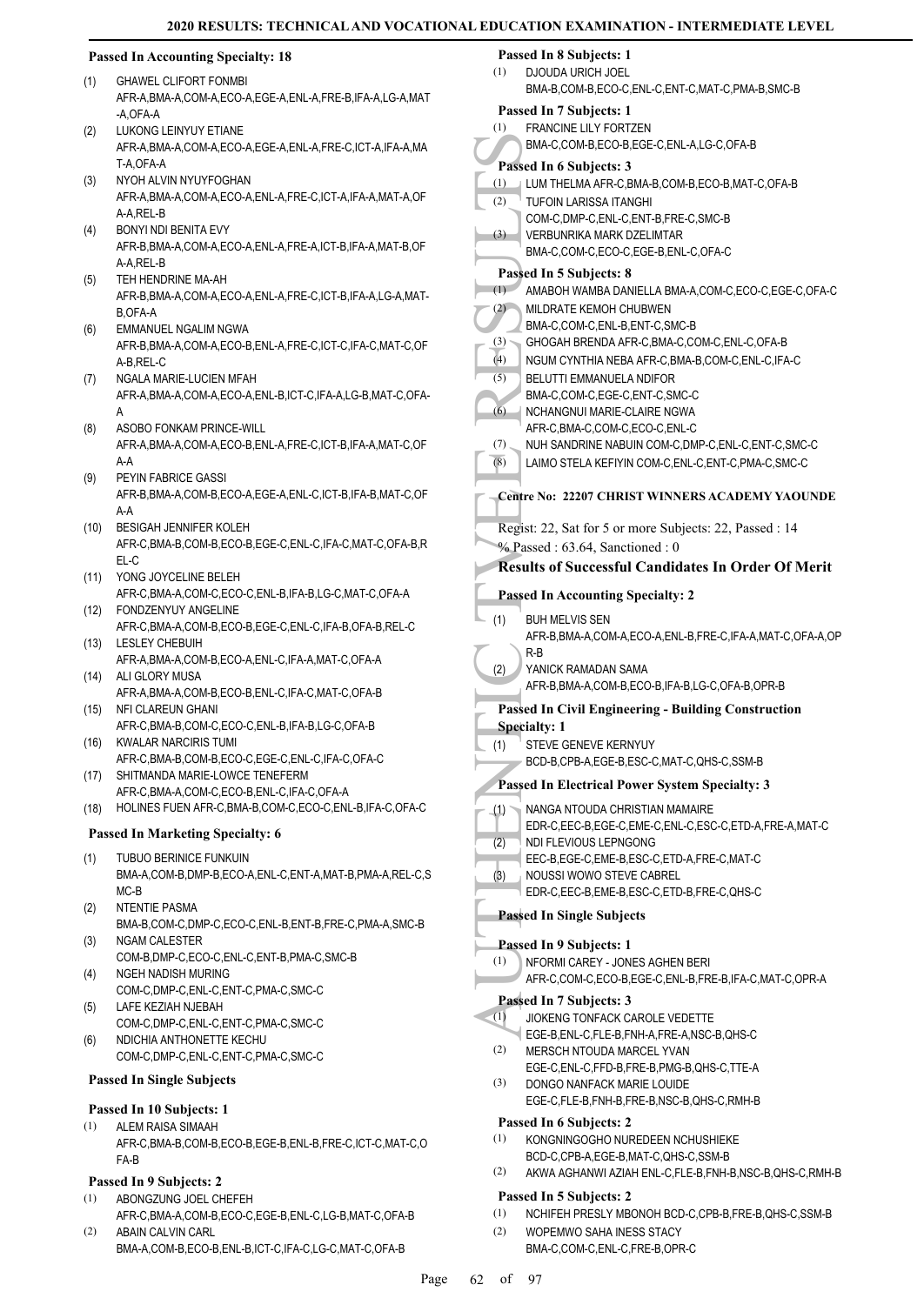**Passed In Accounting Specialty: 18**

(1) GHAWEL CLIFORT FONMBI
AFR-A,BMA-A,COM-A,ECO-A,EGE-A,ENL-A,FRE-B,IFA-A,LG-A,MAT-A,OFA-A

(2) LUKONG LEINYUY ETIANE
AFR-A,BMA-A,COM-A,ECO-A,EGE-A,ENL-A,FRE-C,ICT-A,IFA-A,MAT-A,OFA-A

(3) NYOH ALVIN NYUYFOGHAN
AFR-A,BMA-A,COM-A,ECO-A,ENL-A,FRE-C,ICT-A,IFA-A,MAT-A,OFA-A,REL-B

(4) BONYI NDI BENITA EVY
AFR-B,BMA-A,COM-A,ECO-A,ENL-A,FRE-A,ICT-B,IFA-A,MAT-B,OFA-A,REL-B

(5) TEH HENDRINE MA-AH
AFR-B,BMA-A,COM-A,ECO-A,ENL-A,FRE-C,ICT-B,IFA-A,LG-A,MAT-B,OFA-A

(6) EMMANUEL NGALIM NGWA
AFR-B,BMA-A,COM-A,ECO-B,ENL-A,FRE-C,ICT-C,IFA-C,MAT-C,OFA-B,REL-C

(7) NGALA MARIE-LUCIEN MFAH
AFR-A,BMA-A,COM-A,ECO-A,ENL-B,ICT-C,IFA-A,LG-B,MAT-C,OFA-A

(8) ASOBO FONKAM PRINCE-WILL
AFR-A,BMA-A,COM-A,ECO-B,ENL-A,FRE-C,ICT-B,IFA-A,MAT-C,OFA-A

(9) PEYIN FABRICE GASSI
AFR-B,BMA-A,COM-B,ECO-A,EGE-A,ENL-C,ICT-B,IFA-B,MAT-C,OFA-A

(10) BESIGAH JENNIFER KOLEH
AFR-C,BMA-B,COM-B,ECO-B,EGE-C,ENL-C,IFA-C,MAT-C,OFA-B,REL-C

(11) YONG JOYCELINE BELEH
AFR-C,BMA-A,COM-C,ECO-C,ENL-B,IFA-B,LG-C,MAT-C,OFA-A

(12) FONDZENYUY ANGELINE
AFR-C,BMA-A,COM-B,ECO-B,EGE-C,ENL-C,IFA-B,OFA-B,REL-C

(13) LESLEY CHEBUIH
AFR-A,BMA-A,COM-B,ECO-A,ENL-C,IFA-A,MAT-C,OFA-A

(14) ALI GLORY MUSA
AFR-A,BMA-A,COM-B,ECO-B,ENL-C,IFA-C,MAT-C,OFA-B

(15) NFI CLAREUN GHANI
AFR-C,BMA-B,COM-C,ECO-C,ENL-B,IFA-B,LG-C,OFA-B

(16) KWALAR NARCIRIS TUMI
AFR-C,BMA-B,COM-B,ECO-C,EGE-C,ENL-C,IFA-C,OFA-C

(17) SHITMANDA MARIE-LOWCE TENEFERM
AFR-C,BMA-A,COM-C,ECO-B,ENL-C,IFA-C,OFA-A

(18) HOLINES FUEN AFR-C,BMA-B,COM-C,ECO-C,ENL-B,IFA-C,OFA-C

**Passed In Marketing Specialty: 6**

(1) TUBUO BERINICE FUNKUIN
BMA-A,COM-B,DMP-B,ECO-A,ENL-C,ENT-A,MAT-B,PMA-A,REL-C,SMC-B

(2) NTENTIE PASMA
BMA-B,COM-C,DMP-C,ECO-C,ENL-B,ENT-B,FRE-C,PMA-A,SMC-B

(3) NGAM CALESTER
COM-B,DMP-C,ECO-C,ENL-C,ENT-B,PMA-C,SMC-B

(4) NGEH NADISH MURING
COM-C,DMP-C,ENL-C,ENT-C,PMA-C,SMC-C

(5) LAFE KEZIAH NJEBAH
COM-C,DMP-C,ENL-C,ENT-C,PMA-C,SMC-C

(6) NDICHIA ANTHONETTE KECHU
COM-C,DMP-C,ENL-C,ENT-C,PMA-C,SMC-C

**Passed In Single Subjects**

**Passed In 10 Subjects: 1**

(1) ALEM RAISA SIMAAH
AFR-C,BMA-B,COM-B,ECO-B,EGE-B,ENL-B,FRE-C,ICT-C,MAT-C,OFA-B

**Passed In 9 Subjects: 2**

(1) ABONGZUNG JOEL CHEFEH
AFR-C,BMA-A,COM-B,ECO-C,EGE-B,ENL-C,LG-B,MAT-C,OFA-B

(2) ABAIN CALVIN CARL
BMA-A,COM-B,ECO-B,ENL-B,ICT-C,IFA-C,LG-C,MAT-C,OFA-B

**Passed In 8 Subjects: 1**

(1) DJOUDA URICH JOEL
BMA-B,COM-B,ECO-C,ENL-C,ENT-C,MAT-C,PMA-B,SMC-B

**Passed In 7 Subjects: 1**

(1) FRANCINE LILY FORTZEN
BMA-C,COM-B,ECO-B,EGE-C,ENL-A,LG-C,OFA-B

**Passed In 6 Subjects: 3**

(1) LUM THELMA AFR-C,BMA-B,COM-B,ECO-B,MAT-C,OFA-B

(2) TUFOIN LARISSA ITANGHI
COM-C,DMP-C,ENL-C,ENT-B,FRE-C,SMC-B

(3) VERBUNRIKA MARK DZELIMTAR
BMA-C,COM-C,ECO-C,EGE-B,ENL-C,OFA-C

**Passed In 5 Subjects: 8**

(1) AMABOH WAMBA DANIELLA BMA-A,COM-C,ECO-C,EGE-C,OFA-C

(2) MILDRATE KEMOH CHUBWEN
BMA-C,COM-C,ENL-B,ENT-C,SMC-B

(3) GHOGAH BRENDA AFR-C,BMA-C,COM-C,ENL-C,OFA-B

(4) NGUM CYNTHIA NEBA AFR-C,BMA-B,COM-C,ENL-C,IFA-C

(5) BELUTTI EMMANUELA NDIFOR
BMA-C,COM-C,EGE-C,ENT-C,SMC-C

(6) NCHANGNUI MARIE-CLAIRE NGWA
AFR-C,BMA-C,COM-C,ECO-C,ENL-C

(7) NUH SANDRINE NABUIN COM-C,DMP-C,ENL-C,ENT-C,SMC-C

(8) LAIMO STELA KEFIYIN COM-C,ENL-C,ENT-C,PMA-C,SMC-C

**Centre No: 22207 CHRIST WINNERS ACADEMY YAOUNDE**

Regist: 22, Sat for 5 or more Subjects: 22, Passed : 14
% Passed : 63.64, Sanctioned : 0

**Results of Successful Candidates In Order Of Merit**

**Passed In Accounting Specialty: 2**

(1) BUH MELVIS SEN
AFR-B,BMA-A,COM-A,ECO-A,ENL-B,FRE-C,IFA-A,MAT-C,OFA-A,OPR-B

(2) YANICK RAMADAN SAMA
AFR-B,BMA-A,COM-B,ECO-B,IFA-B,LG-C,OFA-B,OPR-B

**Passed In Civil Engineering - Building Construction Specialty: 1**

(1) STEVE GENEVE KERNYUY
BCD-B,CPB-A,EGE-B,ESC-C,MAT-C,QHS-C,SSM-B

**Passed In Electrical Power System Specialty: 3**

(1) NANGA NTOUDA CHRISTIAN MAMAIRE
EDR-C,EEC-B,EGE-C,EME-C,ENL-C,ESC-C,ETD-A,FRE-A,MAT-C

(2) NDI FLEVIOUS LEPNGONG
EEC-B,EGE-C,EME-B,ESC-B,ETD-A,FRE-C,MAT-C

(3) NOUSSI WOWO STEVE CABREL
EDR-C,EEC-B,EME-B,ESC-C,ETD-B,FRE-C,QHS-C

**Passed In Single Subjects**

**Passed In 9 Subjects: 1**

(1) NFORMI CAREY - JONES AGHEN BERI
AFR-C,COM-C,ECO-B,EGE-C,ENL-B,FRE-B,IFA-C,MAT-C,OPR-A

**Passed In 7 Subjects: 3**

(1) JIOKENG TONFACK CAROLE VEDETTE
EGE-B,ENL-C,FLE-B,FNH-A,FRE-A,NSC-B,QHS-C

(2) MERSCH NTOUDA MARCEL YVAN
EGE-C,ENL-C,FFD-B,FRE-B,PMG-B,QHS-C,TTE-A

(3) DONGO NANFACK MARIE LOUIDE
EGE-C,FLE-B,FNH-B,FRE-B,NSC-B,QHS-C,RMH-B

**Passed In 6 Subjects: 2**

(1) KONGNINGOGHO NUREDEEN NCHUSHIEKE
BCD-C,CPB-A,EGE-B,MAT-C,QHS-C,SSM-B

(2) AKWA AGHANWI AZIAH ENL-C,FLE-B,FNH-B,NSC-B,QHS-C,RMH-B

**Passed In 5 Subjects: 2**

(1) NCHIFEH PRESLY MBONOH BCD-C,CPB-B,FRE-B,QHS-C,SSM-B

(2) WOPEMWO SAHA INESS STACY
BMA-C,COM-C,ENL-C,FRE-B,OPR-C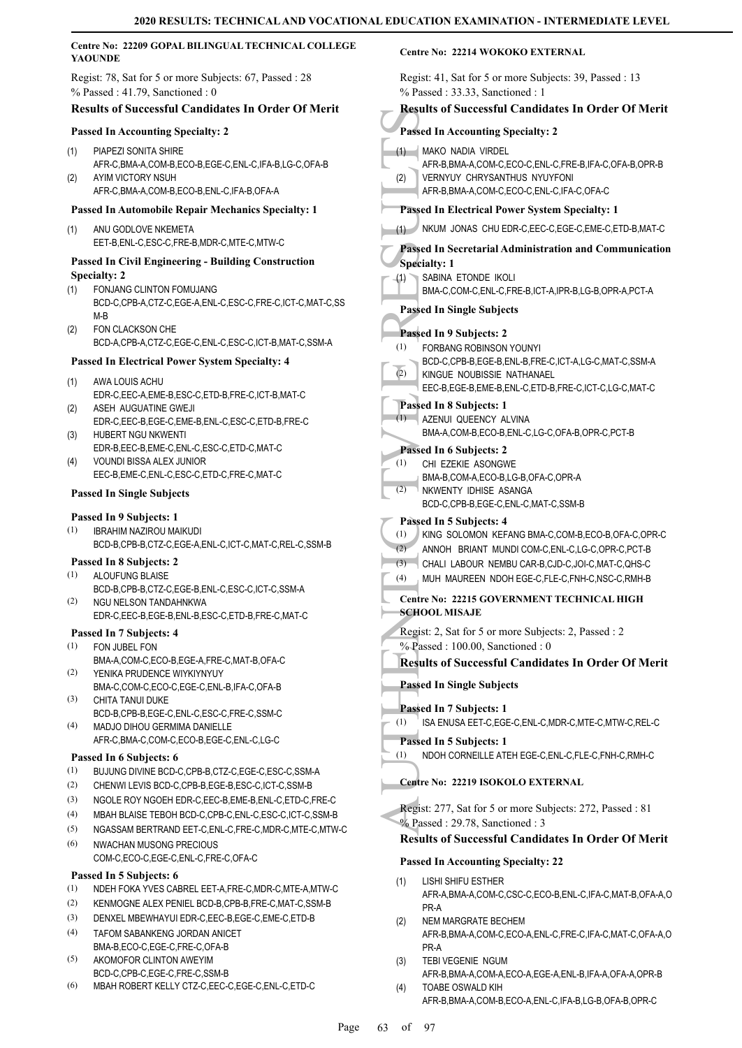**Centre No: 22209 GOPAL BILINGUAL TECHNICAL COLLEGE YAOUNDE**

Regist: 78, Sat for 5 or more Subjects: 67, Passed : 28
% Passed : 41.79, Sanctioned : 0

### Results of Successful Candidates In Order Of Merit

#### Passed In Accounting Specialty: 2

(1) PIAPEZI SONITA SHIRE
AFR-C,BMA-A,COM-B,ECO-B,EGE-C,ENL-C,IFA-B,LG-C,OFA-B
(2) AYIM VICTORY NSUH
AFR-C,BMA-A,COM-B,ECO-B,ENL-C,IFA-B,OFA-A

#### Passed In Automobile Repair Mechanics Specialty: 1

(1) ANU GODLOVE NKEMETA
EET-B,ENL-C,ESC-C,FRE-B,MDR-C,MTE-C,MTW-C

#### Passed In Civil Engineering - Building Construction Specialty: 2

(1) FONJANG CLINTON FOMUJANG
BCD-C,CPB-A,CTZ-C,EGE-A,ENL-C,ESC-C,FRE-C,ICT-C,MAT-C,SSM-B
(2) FON CLACKSON CHE
BCD-A,CPB-A,CTZ-C,EGE-C,ENL-C,ESC-C,ICT-B,MAT-C,SSM-A

#### Passed In Electrical Power System Specialty: 4

(1) AWA LOUIS ACHU
EDR-C,EEC-A,EME-B,ESC-C,ETD-B,FRE-C,ICT-B,MAT-C
(2) ASEH AUGUATINE GWEJI
EDR-C,EEC-B,EGE-C,EME-B,ENL-C,ESC-C,ETD-B,FRE-C
(3) HUBERT NGU NKWENTI
EDR-B,EEC-B,EME-C,ENL-C,ESC-C,ETD-C,MAT-C
(4) VOUNDI BISSA ALEX JUNIOR
EEC-B,EME-C,ENL-C,ESC-C,ETD-C,FRE-C,MAT-C

#### Passed In Single Subjects

**Passed In 9 Subjects: 1**

(1) IBRAHIM NAZIROU MAIKUDI
BCD-B,CPB-B,CTZ-C,EGE-A,ENL-C,ICT-C,MAT-C,REL-C,SSM-B

**Passed In 8 Subjects: 2**

(1) ALOUFUNG BLAISE
BCD-B,CPB-B,CTZ-C,EGE-B,ENL-C,ESC-C,ICT-C,SSM-A
(2) NGU NELSON TANDAHNKWA
EDR-C,EEC-B,EGE-B,ENL-B,ESC-C,ETD-B,FRE-C,MAT-C

**Passed In 7 Subjects: 4**

(1) FON JUBEL FON
BMA-A,COM-C,ECO-B,EGE-A,FRE-C,MAT-B,OFA-C
(2) YENIKA PRUDENCE WIYKIYNYUY
BMA-C,COM-C,ECO-C,EGE-C,ENL-B,IFA-C,OFA-B
(3) CHITA TANUI DUKE
BCD-B,CPB-B,EGE-C,ENL-C,ESC-C,FRE-C,SSM-C
(4) MADJO DIHOU GERMIMA DANIELLE
AFR-C,BMA-C,COM-C,ECO-B,EGE-C,ENL-C,LG-C

**Passed In 6 Subjects: 6**

(1) BUJUNG DIVINE BCD-C,CPB-B,CTZ-C,EGE-C,ESC-C,SSM-A
(2) CHENWI LEVIS BCD-C,CPB-B,EGE-B,ESC-C,ICT-C,SSM-B
(3) NGOLE ROY NGOEH EDR-C,EEC-B,EME-B,ENL-C,ETD-C,FRE-C
(4) MBAH BLAISE TEBOH BCD-C,CPB-C,ENL-C,ESC-C,ICT-C,SSM-B
(5) NGASSAM BERTRAND EET-C,ENL-C,FRE-C,MDR-C,MTE-C,MTW-C
(6) NWACHAN MUSONG PRECIOUS
COM-C,ECO-C,EGE-C,ENL-C,FRE-C,OFA-C

**Passed In 5 Subjects: 6**

(1) NDEH FOKA YVES CABREL EET-A,FRE-C,MDR-C,MTE-A,MTW-C
(2) KENMOGNE ALEX PENIEL BCD-B,CPB-B,FRE-C,MAT-C,SSM-B
(3) DENXEL MBEWHAYUI EDR-C,EEC-B,EGE-C,EME-C,ETD-B
(4) TAFOM SABANKENG JORDAN ANICET
BMA-B,ECO-C,EGE-C,FRE-C,OFA-B
(5) AKOMOFOR CLINTON AWEYIM
BCD-C,CPB-C,EGE-C,FRE-C,SSM-B
(6) MBAH ROBERT KELLY CTZ-C,EEC-C,EGE-C,ENL-C,ETD-C

**Centre No: 22214 WOKOKO EXTERNAL**

Regist: 41, Sat for 5 or more Subjects: 39, Passed : 13
% Passed : 33.33, Sanctioned : 1

### Results of Successful Candidates In Order Of Merit

#### Passed In Accounting Specialty: 2

(1) MAKO NADIA VIRDEL
AFR-B,BMA-A,COM-C,ECO-C,ENL-C,FRE-B,IFA-C,OFA-B,OPR-B
(2) VERNYUY CHRYSANTHUS NYUYFONI
AFR-B,BMA-A,COM-C,ECO-C,ENL-C,IFA-C,OFA-C

#### Passed In Electrical Power System Specialty: 1

(1) NKUM JONAS CHU EDR-C,EEC-C,EGE-C,EME-C,ETD-B,MAT-C

#### Passed In Secretarial Administration and Communication Specialty: 1

(1) SABINA ETONDE IKOLI
BMA-C,COM-C,ENL-C,FRE-B,ICT-A,IPR-B,LG-B,OPR-A,PCT-A

#### Passed In Single Subjects

**Passed In 9 Subjects: 2**

(1) FORBANG ROBINSON YOUNYI
BCD-C,CPB-B,EGE-B,ENL-B,FRE-C,ICT-A,LG-C,MAT-C,SSM-A
(2) KINGUE NOUBISSIE NATHANAEL
EEC-B,EGE-B,EME-B,ENL-C,ETD-B,FRE-C,ICT-C,LG-C,MAT-C

**Passed In 8 Subjects: 1**

(1) AZENUI QUEENCY ALVINA
BMA-A,COM-B,ECO-B,ENL-C,LG-C,OFA-B,OPR-C,PCT-B

**Passed In 6 Subjects: 2**

(1) CHI EZEKIE ASONGWE
BMA-B,COM-A,ECO-B,LG-B,OFA-C,OPR-A
(2) NKWENTY IDHISE ASANGA
BCD-C,CPB-B,EGE-C,ENL-C,MAT-C,SSM-B

**Passed In 5 Subjects: 4**

(1) KING SOLOMON KEFANG BMA-C,COM-B,ECO-B,OFA-C,OPR-C
(2) ANNOH BRIANT MUNDI COM-C,ENL-C,LG-C,OPR-C,PCT-B
(3) CHALI LABOUR NEMBU CAR-B,CJD-C,JOI-C,MAT-C,QHS-C
(4) MUH MAUREEN NDOH EGE-C,FLE-C,FNH-C,NSC-C,RMH-B

**Centre No: 22215 GOVERNMENT TECHNICAL HIGH SCHOOL MISAJE**

Regist: 2, Sat for 5 or more Subjects: 2, Passed : 2
% Passed : 100.00, Sanctioned : 0

### Results of Successful Candidates In Order Of Merit

#### Passed In Single Subjects

**Passed In 7 Subjects: 1**

(1) ISA ENUSA EET-C,EGE-C,ENL-C,MDR-C,MTE-C,MTW-C,REL-C

**Passed In 5 Subjects: 1**

(1) NDOH CORNEILLE ATEH EGE-C,ENL-C,FLE-C,FNH-C,RMH-C

**Centre No: 22219 ISOKOLO EXTERNAL**

Regist: 277, Sat for 5 or more Subjects: 272, Passed : 81
% Passed : 29.78, Sanctioned : 3

### Results of Successful Candidates In Order Of Merit

#### Passed In Accounting Specialty: 22

(1) LISHI SHIFU ESTHER
AFR-A,BMA-A,COM-C,CSC-C,ECO-B,ENL-C,IFA-C,MAT-B,OFA-A,OPR-A
(2) NEM MARGRATE BECHEM
AFR-B,BMA-A,COM-C,ECO-A,ENL-C,FRE-C,IFA-C,MAT-C,OFA-A,OPR-A
(3) TEBI VEGENIE NGUM
AFR-B,BMA-A,COM-A,ECO-A,EGE-A,ENL-B,IFA-A,OFA-A,OPR-B
(4) TOABE OSWALD KIH
AFR-B,BMA-A,COM-B,ECO-A,ENL-C,IFA-B,LG-B,OFA-B,OPR-C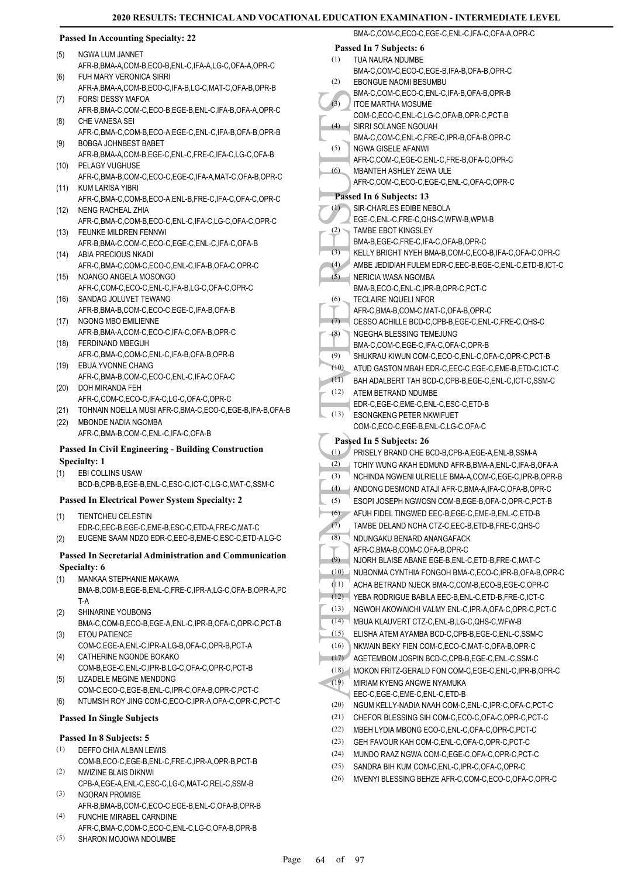### Passed In Accounting Specialty: 22

(5) NGWA LUM JANNET
AFR-B,BMA-A,COM-B,ECO-B,ENL-C,IFA-A,LG-C,OFA-A,OPR-C

(6) FUH MARY VERONICA SIRRI
AFR-A,BMA-A,COM-B,ECO-C,IFA-B,LG-C,MAT-C,OFA-B,OPR-B

(7) FORSI DESSY MAFOA
AFR-B,BMA-C,COM-C,ECO-B,EGE-B,ENL-C,IFA-B,OFA-A,OPR-C

(8) CHE VANESA SEI
AFR-C,BMA-C,COM-B,ECO-A,EGE-C,ENL-C,IFA-B,OFA-B,OPR-B

(9) BOBGA JOHNBEST BABET
AFR-B,BMA-A,COM-B,EGE-C,ENL-C,FRE-C,IFA-C,LG-C,OFA-B

(10) PELAGY VUGHUSE
AFR-C,BMA-B,COM-C,ECO-C,EGE-C,IFA-A,MAT-C,OFA-B,OPR-C

(11) KUM LARISA YIBRI
AFR-C,BMA-C,COM-B,ECO-A,ENL-B,FRE-C,IFA-C,OFA-C,OPR-C

(12) NENG RACHEAL ZHIA
AFR-C,BMA-C,COM-B,ECO-C,ENL-C,IFA-C,LG-C,OFA-C,OPR-C

(13) FEUNKE MILDREN FENNWI
AFR-B,BMA-C,COM-C,ECO-C,EGE-C,ENL-C,IFA-C,OFA-B

(14) ABIA PRECIOUS NKADI
AFR-C,BMA-C,COM-C,ECO-C,ENL-C,IFA-B,OFA-C,OPR-C

(15) NOANGO ANGELA MOSONGO
AFR-C,COM-C,ECO-C,ENL-C,IFA-B,LG-C,OFA-C,OPR-C

(16) SANDAG JOLUVET TEWANG
AFR-B,BMA-B,COM-C,ECO-C,EGE-C,IFA-B,OFA-B

(17) NGONG MBO EMILIENNE
AFR-B,BMA-A,COM-C,ECO-C,IFA-C,OFA-B,OPR-C

(18) FERDINAND MBEGUH
AFR-C,BMA-C,COM-C,ENL-C,IFA-B,OFA-B,OPR-B

(19) EBUA YVONNE CHANG
AFR-C,BMA-B,COM-C,ECO-C,ENL-C,IFA-C,OFA-C

(20) DOH MIRANDA FEH
AFR-C,COM-C,ECO-C,IFA-C,LG-C,OFA-C,OPR-C

(21) TOHNAIN NOELLA MUSI AFR-C,BMA-C,ECO-C,EGE-B,IFA-B,OFA-B

(22) MBONDE NADIA NGOMBA
AFR-C,BMA-B,COM-C,ENL-C,IFA-C,OFA-B

### Passed In Civil Engineering - Building Construction Specialty: 1

(1) EBI COLLINS USAW
BCD-B,CPB-B,EGE-B,ENL-C,ESC-C,ICT-C,LG-C,MAT-C,SSM-C

### Passed In Electrical Power System Specialty: 2

(1) TIENTCHEU CELESTIN
EDR-C,EEC-B,EGE-C,EME-B,ESC-C,ETD-A,FRE-C,MAT-C

(2) EUGENE SAAM NDZO EDR-C,EEC-B,EME-C,ESC-C,ETD-A,LG-C

### Passed In Secretarial Administration and Communication Specialty: 6

(1) MANKAA STEPHANIE MAKAWA
BMA-B,COM-B,EGE-B,ENL-C,FRE-C,IPR-A,LG-C,OFA-B,OPR-A,PCT-A

(2) SHINARINE YOUBONG
BMA-C,COM-B,ECO-B,EGE-A,ENL-C,IPR-B,OFA-C,OPR-C,PCT-B

(3) ETOU PATIENCE
COM-C,EGE-A,ENL-C,IPR-A,LG-B,OFA-C,OPR-B,PCT-A

(4) CATHERINE NGONDE BOKAKO
COM-B,EGE-C,ENL-C,IPR-B,LG-C,OFA-C,OPR-C,PCT-B

(5) LIZADELE MEGINE MENDONG
COM-C,ECO-C,EGE-B,ENL-C,IPR-C,OFA-B,OPR-C,PCT-C

(6) NTUMSIH ROY JING COM-C,ECO-C,IPR-A,OFA-C,OPR-C,PCT-C

### Passed In Single Subjects

### Passed In 8 Subjects: 5

(1) DEFFO CHIA ALBAN LEWIS
COM-B,ECO-C,EGE-B,ENL-C,FRE-C,IPR-A,OPR-B,PCT-B

(2) NWIZINE BLAIS DIKNWI
CPB-A,EGE-A,ENL-C,ESC-C,LG-C,MAT-C,REL-C,SSM-B

(3) NGORAN PROMISE
AFR-B,BMA-B,COM-C,ECO-C,EGE-B,ENL-C,OFA-B,OPR-B

(4) FUNCHIE MIRABEL CARNDINE
AFR-C,BMA-C,COM-C,ECO-C,ENL-C,LG-C,OFA-B,OPR-B

(5) SHARON MOJOWA NDOUMBE
BMA-C,COM-C,ECO-C,EGE-C,ENL-C,IFA-C,OFA-A,OPR-C

### Passed In 7 Subjects: 6

(1) TUA NAURA NDUMBE
BMA-C,COM-C,ECO-C,EGE-B,IFA-B,OFA-B,OPR-C

(2) EBONGUE NAOMI BESUMBU
BMA-C,COM-C,ECO-C,ENL-C,IFA-B,OFA-B,OPR-B

(3) ITOE MARTHA MOSUME
COM-C,ECO-C,ENL-C,LG-C,OFA-B,OPR-C,PCT-B

(4) SIRRI SOLANGE NGOUAH
BMA-C,COM-C,ENL-C,FRE-C,IPR-B,OFA-B,OPR-C

(5) NGWA GISELE AFANWI
AFR-C,COM-C,EGE-C,ENL-C,FRE-B,OFA-C,OPR-C

(6) MBANTEH ASHLEY ZEWA ULE
AFR-C,COM-C,ECO-C,EGE-C,ENL-C,OFA-C,OPR-C

### Passed In 6 Subjects: 13

(1) SIR-CHARLES EDIBE NEBOLA
EGE-C,ENL-C,FRE-C,QHS-C,WFW-B,WPM-B

(2) TAMBE EBOT KINGSLEY
BMA-B,EGE-C,FRE-C,IFA-C,OFA-B,OPR-C

(3) KELLY BRIGHT NYEH BMA-B,COM-C,ECO-B,IFA-C,OFA-C,OPR-C

(4) AMBE JEDIDIAH FULEM EDR-C,EEC-B,EGE-C,ENL-C,ETD-B,ICT-C

(5) NERICIA WASA NGOMBA
BMA-B,ECO-C,ENL-C,IPR-B,OPR-C,PCT-C

(6) TECLAIRE NQUELI NFOR
AFR-C,BMA-B,COM-C,MAT-C,OFA-B,OPR-C

(7) CESSO ACHILLE BCD-C,CPB-B,EGE-C,ENL-C,FRE-C,QHS-C

(8) NGEGHA BLESSING TEMEJUNG
BMA-C,COM-C,EGE-C,IFA-C,OFA-C,OPR-B

(9) SHUKRAU KIWUN COM-C,ECO-C,ENL-C,OFA-C,OPR-C,PCT-B

(10) ATUD GASTON MBAH EDR-C,EEC-C,EGE-C,EME-B,ETD-C,ICT-C

(11) BAH ADALBERT TAH BCD-C,CPB-B,EGE-C,ENL-C,ICT-C,SSM-C

(12) ATEM BETRAND NDUMBE
EDR-C,EGE-C,EME-C,ENL-C,ESC-C,ETD-B

(13) ESONGKENG PETER NKWIFUET
COM-C,ECO-C,EGE-B,ENL-C,LG-C,OFA-C

### Passed In 5 Subjects: 26

(1) PRISELY BRAND CHE BCD-B,CPB-A,EGE-A,ENL-B,SSM-A

(2) TCHIY WUNG AKAH EDMUND AFR-B,BMA-A,ENL-C,IFA-B,OFA-A

(3) NCHINDA NGWENI ULRIELLE BMA-A,COM-C,EGE-C,IPR-B,OPR-B

(4) ANDONG DESMOND ATAJI AFR-C,BMA-A,IFA-C,OFA-B,OPR-C

(5) ESOPI JOSEPH NGWOSN COM-B,EGE-B,OFA-C,OPR-C,PCT-B

(6) AFUH FIDEL TINGWED EEC-B,EGE-C,EME-B,ENL-C,ETD-B

(7) TAMBE DELAND NCHA CTZ-C,EEC-B,ETD-B,FRE-C,QHS-C

(8) NDUNGAKU BENARD ANANGAFACK
AFR-C,BMA-B,COM-C,OFA-B,OPR-C

(9) NJORH BLAISE ABANE EGE-B,ENL-C,ETD-B,FRE-C,MAT-C

(10) NUBONMA CYNTHIA FONGOH BMA-C,ECO-C,IPR-B,OFA-B,OPR-C

(11) ACHA BETRAND NJECK BMA-C,COM-B,ECO-B,EGE-C,OPR-C

(12) YEBA RODRIGUE BABILA EEC-B,ENL-C,ETD-B,FRE-C,ICT-C

(13) NGWOH AKOWAICHI VALMY ENL-C,IPR-A,OFA-C,OPR-C,PCT-C

(14) MBUA KLAUVERT CTZ-C,ENL-B,LG-C,QHS-C,WFW-B

(15) ELISHA ATEM AYAMBA BCD-C,CPB-B,EGE-C,ENL-C,SSM-C

(16) NKWAIN BEKY FIEN COM-C,ECO-C,MAT-C,OFA-B,OPR-C

(17) AGETEMBOM JOSPIN BCD-C,CPB-B,EGE-C,ENL-C,SSM-C

(18) MOKON FRITZ-GERALD FON COM-C,EGE-C,ENL-C,IPR-B,OPR-C

(19) MIRIAM KYENG ANGWE NYAMUKA
EEC-C,EGE-C,EME-C,ENL-C,ETD-B

(20) NGUM KELLY-NADIA NAAH COM-C,ENL-C,IPR-C,OFA-C,PCT-C

(21) CHEFOR BLESSING SIH COM-C,ECO-C,OFA-C,OPR-C,PCT-C

(22) MBEH LYDIA MBONG ECO-C,ENL-C,OFA-C,OPR-C,PCT-C

(23) GEH FAVOUR KAH COM-C,ENL-C,OFA-C,OPR-C,PCT-C

(24) MUNDO RAAZ NGWA COM-C,EGE-C,OFA-C,OPR-C,PCT-C

(25) SANDRA BIH KUM COM-C,ENL-C,IPR-C,OFA-C,OPR-C

(26) MVENYI BLESSING BEHZE AFR-C,COM-C,ECO-C,OFA-C,OPR-C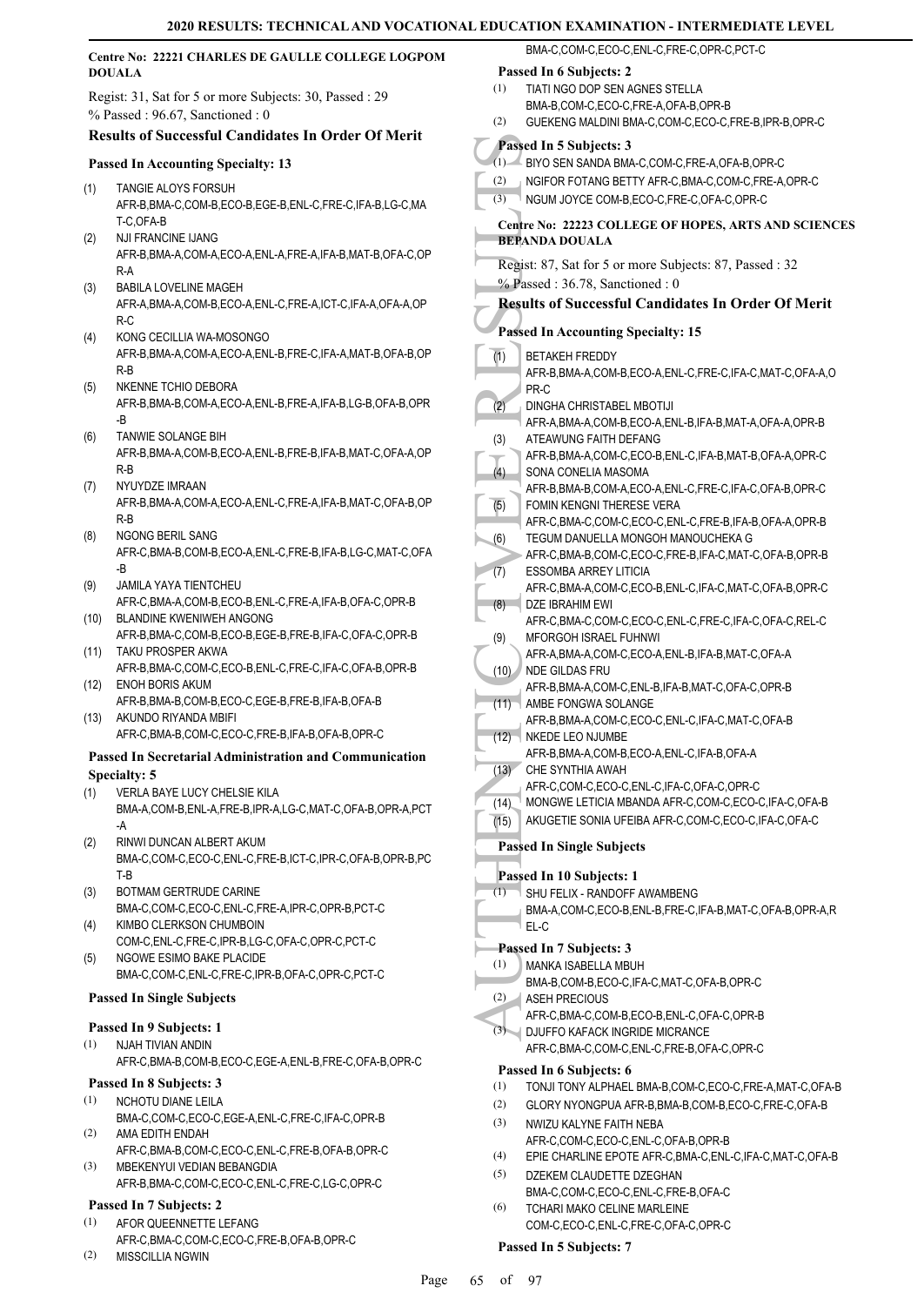### Centre No: 22221 CHARLES DE GAULLE COLLEGE LOGPOM DOUALA

Regist: 31, Sat for 5 or more Subjects: 30, Passed : 29
% Passed : 96.67, Sanctioned : 0

#### Results of Successful Candidates In Order Of Merit

**Passed In Accounting Specialty: 13**

(1) TANGIE ALOYS FORSUH
AFR-B,BMA-C,COM-B,ECO-B,EGE-B,ENL-C,FRE-C,IFA-B,LG-C,MAT-C,OFA-B
(2) NJI FRANCINE IJANG
AFR-B,BMA-A,COM-A,ECO-A,ENL-A,FRE-A,IFA-B,MAT-B,OFA-C,OPR-A
(3) BABILA LOVELINE MAGEH
AFR-A,BMA-A,COM-B,ECO-A,ENL-C,FRE-A,ICT-C,IFA-A,OFA-A,OPR-C
(4) KONG CECILLIA WA-MOSONGO
AFR-B,BMA-A,COM-A,ECO-A,ENL-B,FRE-C,IFA-A,MAT-B,OFA-B,OPR-B
(5) NKENNE TCHIO DEBORA
AFR-B,BMA-B,COM-A,ECO-A,ENL-B,FRE-A,IFA-B,LG-B,OFA-B,OPR-B
(6) TANWIE SOLANGE BIH
AFR-B,BMA-A,COM-B,ECO-A,ENL-B,FRE-B,IFA-B,MAT-C,OFA-A,OPR-B
(7) NYUYDZE IMRAAN
AFR-B,BMA-A,COM-A,ECO-A,ENL-C,FRE-A,IFA-B,MAT-C,OFA-B,OPR-B
(8) NGONG BERIL SANG
AFR-C,BMA-B,COM-B,ECO-A,ENL-C,FRE-B,IFA-B,LG-C,MAT-C,OFA-B
(9) JAMILA YAYA TIENTCHEU
AFR-C,BMA-A,COM-B,ECO-B,ENL-C,FRE-A,IFA-B,OFA-C,OPR-B
(10) BLANDINE KWENIWEH ANGONG
AFR-B,BMA-C,COM-B,ECO-B,EGE-B,FRE-B,IFA-C,OFA-C,OPR-B
(11) TAKU PROSPER AKWA
AFR-B,BMA-C,COM-C,ECO-B,ENL-C,FRE-C,IFA-C,OFA-B,OPR-B
(12) ENOH BORIS AKUM
AFR-B,BMA-B,COM-B,ECO-C,EGE-B,FRE-B,IFA-B,OFA-B
(13) AKUNDO RIYANDA MBIFI
AFR-C,BMA-B,COM-C,ECO-C,FRE-B,IFA-B,OFA-B,OPR-C

**Passed In Secretarial Administration and Communication Specialty: 5**

(1) VERLA BAYE LUCY CHELSIE KILA
BMA-A,COM-B,ENL-A,FRE-B,IPR-A,LG-C,MAT-C,OFA-B,OPR-A,PCT-A
(2) RINWI DUNCAN ALBERT AKUM
BMA-C,COM-C,ECO-C,ENL-C,FRE-B,ICT-C,IPR-C,OFA-B,OPR-B,PCT-B
(3) BOTMAM GERTRUDE CARINE
BMA-C,COM-C,ECO-C,ENL-C,FRE-A,IPR-C,OPR-B,PCT-C
(4) KIMBO CLERKSON CHUMBOIN
COM-C,ENL-C,FRE-C,IPR-B,LG-C,OFA-C,OPR-C,PCT-C
(5) NGOWE ESIMO BAKE PLACIDE
BMA-C,COM-C,ENL-C,FRE-C,IPR-B,OFA-C,OPR-C,PCT-C

**Passed In Single Subjects**

**Passed In 9 Subjects: 1**

(1) NJAH TIVIAN ANDIN
AFR-C,BMA-B,COM-B,ECO-C,EGE-A,ENL-B,FRE-C,OFA-B,OPR-C

**Passed In 8 Subjects: 3**

(1) NCHOTU DIANE LEILA
BMA-C,COM-C,ECO-C,EGE-A,ENL-C,FRE-C,IFA-C,OPR-B
(2) AMA EDITH ENDAH
AFR-C,BMA-B,COM-C,ECO-C,ENL-C,FRE-B,OFA-B,OPR-C
(3) MBEKENYUI VEDIAN BEBANGDIA
AFR-B,BMA-C,COM-C,ECO-C,ENL-C,FRE-C,LG-C,OPR-C

**Passed In 7 Subjects: 2**

(1) AFOR QUEENNETTE LEFANG
AFR-C,BMA-C,COM-C,ECO-C,FRE-B,OFA-B,OPR-C
(2) MISSCILLIA NGWIN
BMA-C,COM-C,ECO-C,ENL-C,FRE-C,OPR-C,PCT-C

**Passed In 6 Subjects: 2**

(1) TIATI NGO DOP SEN AGNES STELLA
BMA-B,COM-C,ECO-C,FRE-A,OFA-B,OPR-B
(2) GUEKENG MALDINI BMA-C,COM-C,ECO-C,FRE-B,IPR-B,OPR-C

**Passed In 5 Subjects: 3**

(1) BIYO SEN SANDA BMA-C,COM-C,FRE-A,OFA-B,OPR-C
(2) NGIFOR FOTANG BETTY AFR-C,BMA-C,COM-C,FRE-A,OPR-C
(3) NGUM JOYCE COM-B,ECO-C,FRE-C,OFA-C,OPR-C

### Centre No: 22223 COLLEGE OF HOPES, ARTS AND SCIENCES BEPANDA DOUALA

Regist: 87, Sat for 5 or more Subjects: 87, Passed : 32
% Passed : 36.78, Sanctioned : 0

#### Results of Successful Candidates In Order Of Merit

**Passed In Accounting Specialty: 15**

(1) BETAKEH FREDDY
AFR-B,BMA-A,COM-B,ECO-A,ENL-C,FRE-C,IFA-C,MAT-C,OFA-A,OPR-C
(2) DINGHA CHRISTABEL MBOTIJI
AFR-A,BMA-A,COM-B,ECO-A,ENL-B,IFA-B,MAT-A,OFA-A,OPR-B
(3) ATEAWUNG FAITH DEFANG
AFR-B,BMA-A,COM-C,ECO-B,ENL-C,IFA-B,MAT-B,OFA-A,OPR-C
(4) SONA CONELIA MASOMA
AFR-B,BMA-B,COM-A,ECO-A,ENL-C,FRE-C,IFA-C,OFA-B,OPR-C
(5) FOMIN KENGNI THERESE VERA
AFR-C,BMA-C,COM-C,ECO-C,ENL-C,FRE-B,IFA-B,OFA-A,OPR-B
(6) TEGUM DANUELLA MONGOH MANOUCHEKA G
AFR-C,BMA-B,COM-C,ECO-C,FRE-B,IFA-C,MAT-C,OFA-B,OPR-B
(7) ESSOMBA ARREY LITICIA
AFR-C,BMA-A,COM-C,ECO-B,ENL-C,IFA-C,MAT-C,OFA-B,OPR-C
(8) DZE IBRAHIM EWI
AFR-C,BMA-C,COM-C,ECO-C,ENL-C,FRE-C,IFA-C,OFA-C,REL-C
(9) MFORGOH ISRAEL FUHNWI
AFR-A,BMA-A,COM-C,ECO-A,ENL-B,IFA-B,MAT-C,OFA-A
(10) NDE GILDAS FRU
AFR-B,BMA-A,COM-C,ENL-B,IFA-B,MAT-C,OFA-C,OPR-B
(11) AMBE FONGWA SOLANGE
AFR-B,BMA-A,COM-C,ECO-C,ENL-C,IFA-C,MAT-C,OFA-B
(12) NKEDE LEO NJUMBE
AFR-B,BMA-A,COM-B,ECO-A,ENL-C,IFA-B,OFA-A
(13) CHE SYNTHIA AWAH
AFR-C,COM-C,ECO-C,ENL-C,IFA-C,OFA-C,OPR-C
(14) MONGWE LETICIA MBANDA AFR-C,COM-C,ECO-C,IFA-C,OFA-B
(15) AKUGETIE SONIA UFEIBA AFR-C,COM-C,ECO-C,IFA-C,OFA-C

**Passed In Single Subjects**

**Passed In 10 Subjects: 1**

(1) SHU FELIX - RANDOFF AWAMBENG
BMA-A,COM-C,ECO-B,ENL-B,FRE-C,IFA-B,MAT-C,OFA-B,OPR-A,REL-C

**Passed In 7 Subjects: 3**

(1) MANKA ISABELLA MBUH
BMA-B,COM-B,ECO-C,IFA-C,MAT-C,OFA-B,OPR-C
(2) ASEH PRECIOUS
AFR-C,BMA-C,COM-B,ECO-B,ENL-C,OFA-C,OPR-B
(3) DJUFFO KAFACK INGRIDE MICRANCE
AFR-C,BMA-C,COM-C,ENL-C,FRE-B,OFA-C,OPR-C

**Passed In 6 Subjects: 6**

(1) TONJI TONY ALPHAEL BMA-B,COM-C,ECO-C,FRE-A,MAT-C,OFA-B
(2) GLORY NYONGPUA AFR-B,BMA-B,COM-B,ECO-C,FRE-C,OFA-B
(3) NWIZU KALYNE FAITH NEBA
AFR-C,COM-C,ECO-C,ENL-C,OFA-B,OPR-B
(4) EPIE CHARLINE EPOTE AFR-C,BMA-C,ENL-C,IFA-C,MAT-C,OFA-B
(5) DZEKEM CLAUDETTE DZEGHAN
BMA-C,COM-C,ECO-C,ENL-C,FRE-B,OFA-C
(6) TCHARI MAKO CELINE MARLEINE
COM-C,ECO-C,ENL-C,FRE-C,OFA-C,OPR-C

**Passed In 5 Subjects: 7**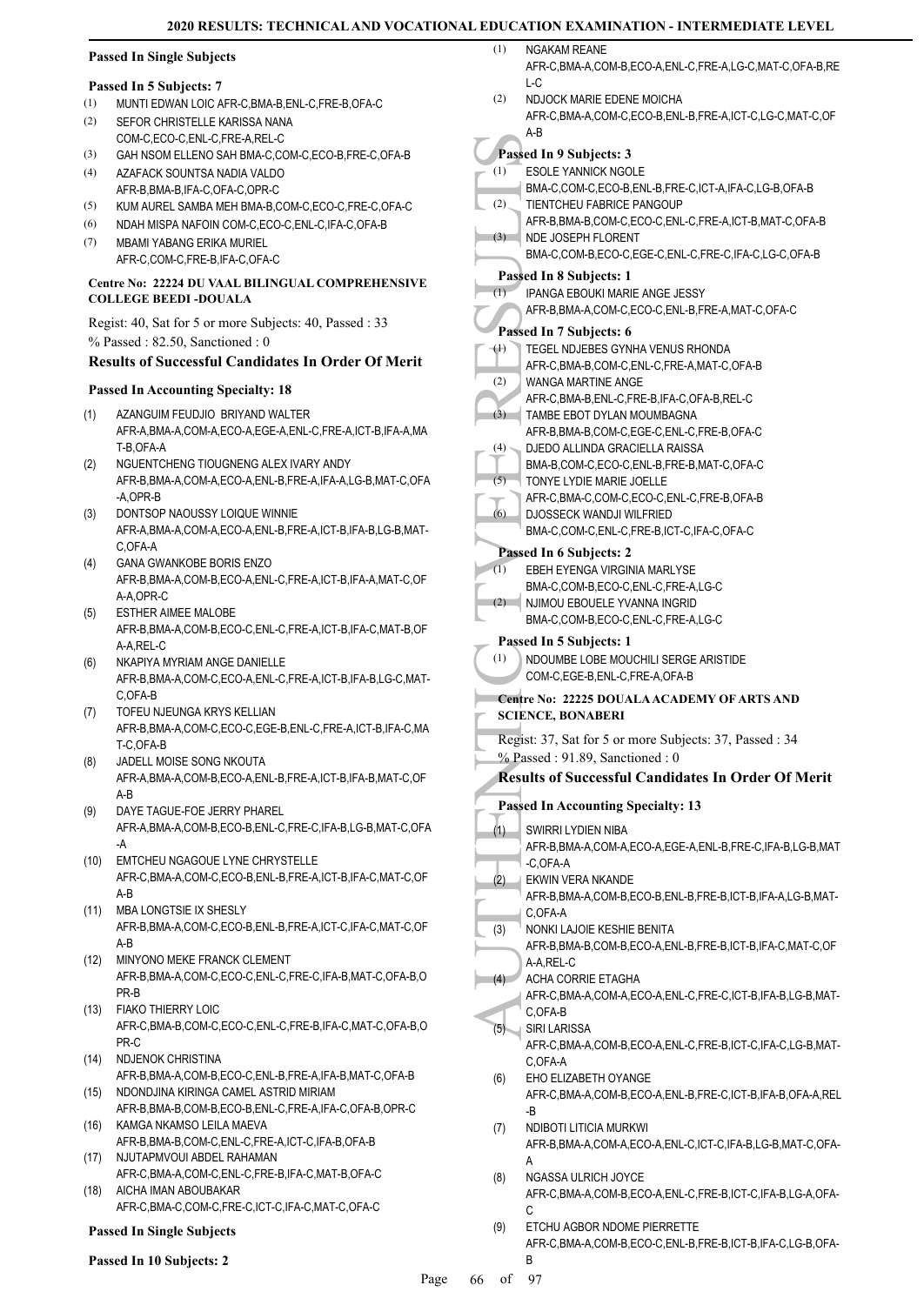#### Passed In Single Subjects

**Passed In 5 Subjects: 7**

(1) MUNTI EDWAN LOIC AFR-C,BMA-B,ENL-C,FRE-B,OFA-C
(2) SEFOR CHRISTELLE KARISSA NANA COM-C,ECO-C,ENL-C,FRE-A,REL-C
(3) GAH NSOM ELLENO SAH BMA-C,COM-C,ECO-B,FRE-C,OFA-B
(4) AZAFACK SOUNTSA NADIA VALDO AFR-B,BMA-B,IFA-C,OFA-C,OPR-C
(5) KUM AUREL SAMBA MEH BMA-B,COM-C,ECO-C,FRE-C,OFA-C
(6) NDAH MISPA NAFOIN COM-C,ECO-C,ENL-C,IFA-C,OFA-B
(7) MBAMI YABANG ERIKA MURIEL AFR-C,COM-C,FRE-B,IFA-C,OFA-C

#### Centre No: 22224 DU VAAL BILINGUAL COMPREHENSIVE COLLEGE BEEDI -DOUALA

Regist: 40, Sat for 5 or more Subjects: 40, Passed : 33
% Passed : 82.50, Sanctioned : 0

### Results of Successful Candidates In Order Of Merit

#### Passed In Accounting Specialty: 18

(1) AZANGUIM FEUDJIO BRIYAND WALTER AFR-A,BMA-A,COM-A,ECO-A,EGE-A,ENL-C,FRE-A,ICT-B,IFA-A,MAT-B,OFA-A
(2) NGUENTCHENG TIOUGNENG ALEX IVARY ANDY AFR-B,BMA-A,COM-A,ECO-A,ENL-B,FRE-A,IFA-A,LG-B,MAT-C,OFA-A,OPR-B
(3) DONTSOP NAOUSSY LOIQUE WINNIE AFR-A,BMA-A,COM-A,ECO-A,ENL-B,FRE-A,ICT-B,IFA-B,LG-B,MAT-C,OFA-A
(4) GANA GWANKOBE BORIS ENZO AFR-B,BMA-A,COM-B,ECO-A,ENL-C,FRE-A,ICT-B,IFA-A,MAT-C,OFA-A,OPR-C
(5) ESTHER AIMEE MALOBE AFR-B,BMA-A,COM-B,ECO-C,ENL-C,FRE-A,ICT-B,IFA-C,MAT-B,OFA-A,REL-C
(6) NKAPIYA MYRIAM ANGE DANIELLE AFR-B,BMA-A,COM-C,ECO-A,ENL-C,FRE-A,ICT-B,IFA-B,LG-C,MAT-C,OFA-B
(7) TOFEU NJEUNGA KRYS KELLIAN AFR-B,BMA-A,COM-C,ECO-C,EGE-B,ENL-C,FRE-A,ICT-B,IFA-C,MAT-C,OFA-B
(8) JADELL MOISE SONG NKOUTA AFR-A,BMA-A,COM-B,ECO-A,ENL-B,FRE-A,ICT-B,IFA-B,MAT-C,OFA-B
(9) DAYE TAGUE-FOE JERRY PHAREL AFR-A,BMA-A,COM-B,ECO-B,ENL-C,FRE-C,IFA-B,LG-B,MAT-C,OFA-A
(10) EMTCHEU NGAGOUE LYNE CHRYSTELLE AFR-C,BMA-A,COM-C,ECO-B,ENL-B,FRE-A,ICT-B,IFA-C,MAT-C,OFA-B
(11) MBA LONGTSIE IX SHESLY AFR-B,BMA-A,COM-C,ECO-B,ENL-B,FRE-A,ICT-C,IFA-C,MAT-C,OFA-B
(12) MINYONO MEKE FRANCK CLEMENT AFR-B,BMA-A,COM-C,ECO-C,ENL-C,FRE-C,IFA-B,MAT-C,OFA-B,OPR-B
(13) FIAKO THIERRY LOIC AFR-C,BMA-B,COM-C,ECO-C,ENL-C,FRE-B,IFA-C,MAT-C,OFA-B,OPR-C
(14) NDJENOK CHRISTINA AFR-B,BMA-A,COM-B,ECO-C,ENL-B,FRE-A,IFA-B,MAT-C,OFA-B
(15) NDONDJINA KIRINGA CAMEL ASTRID MIRIAM AFR-B,BMA-B,COM-B,ECO-B,ENL-C,FRE-A,IFA-C,OFA-B,OPR-C
(16) KAMGA NKAMSO LEILA MAEVA AFR-B,BMA-B,COM-C,ENL-C,FRE-A,ICT-C,IFA-B,OFA-B
(17) NJUTAPMVOUI ABDEL RAHAMAN AFR-C,BMA-A,COM-C,ENL-C,FRE-B,IFA-C,MAT-B,OFA-C
(18) AICHA IMAN ABOUBAKAR AFR-C,BMA-C,COM-C,FRE-C,ICT-C,IFA-C,MAT-C,OFA-C

#### Passed In Single Subjects

**Passed In 10 Subjects: 2**

(1) NGAKAM REANE AFR-C,BMA-A,COM-B,ECO-A,ENL-C,FRE-A,LG-C,MAT-C,OFA-B,REL-C
(2) NDJOCK MARIE EDENE MOICHA AFR-C,BMA-A,COM-C,ECO-B,ENL-B,FRE-A,ICT-C,LG-C,MAT-C,OFA-B

**Passed In 9 Subjects: 3**

(1) ESOLE YANNICK NGOLE BMA-C,COM-C,ECO-B,ENL-B,FRE-C,ICT-A,IFA-C,LG-B,OFA-B
(2) TIENTCHEU FABRICE PANGOUP AFR-B,BMA-B,COM-C,ECO-C,ENL-C,FRE-A,ICT-B,MAT-C,OFA-B
(3) NDE JOSEPH FLORENT BMA-C,COM-B,ECO-C,EGE-C,ENL-C,FRE-C,IFA-C,LG-C,OFA-B

**Passed In 8 Subjects: 1**

(1) IPANGA EBOUKI MARIE ANGE JESSY AFR-B,BMA-A,COM-C,ECO-C,ENL-B,FRE-A,MAT-C,OFA-C

**Passed In 7 Subjects: 6**

(1) TEGEL NDJEBES GYNHA VENUS RHONDA AFR-C,BMA-B,COM-C,ENL-C,FRE-A,MAT-C,OFA-B
(2) WANGA MARTINE ANGE AFR-C,BMA-B,ENL-C,FRE-B,IFA-C,OFA-B,REL-C
(3) TAMBE EBOT DYLAN MOUMBAGNA AFR-B,BMA-B,COM-C,EGE-C,ENL-C,FRE-B,OFA-C
(4) DJEDO ALLINDA GRACIELLA RAISSA BMA-B,COM-C,ECO-C,ENL-B,FRE-B,MAT-C,OFA-C
(5) TONYE LYDIE MARIE JOELLE AFR-C,BMA-C,COM-C,ECO-C,ENL-C,FRE-B,OFA-B
(6) DJOSSECK WANDJI WILFRIED BMA-C,COM-C,ENL-C,FRE-B,ICT-C,IFA-C,OFA-C

**Passed In 6 Subjects: 2**

(1) EBEH EYENGA VIRGINIA MARLYSE BMA-C,COM-B,ECO-C,ENL-C,FRE-A,LG-C
(2) NJIMOU EBOUELE YVANNA INGRID BMA-C,COM-B,ECO-C,ENL-C,FRE-A,LG-C

**Passed In 5 Subjects: 1**

(1) NDOUMBE LOBE MOUCHILI SERGE ARISTIDE COM-C,EGE-B,ENL-C,FRE-A,OFA-B

#### Centre No: 22225 DOUALA ACADEMY OF ARTS AND SCIENCE, BONABERI

Regist: 37, Sat for 5 or more Subjects: 37, Passed : 34
% Passed : 91.89, Sanctioned : 0

### Results of Successful Candidates In Order Of Merit

#### Passed In Accounting Specialty: 13

(1) SWIRRI LYDIEN NIBA AFR-B,BMA-A,COM-A,ECO-A,EGE-A,ENL-B,FRE-C,IFA-B,LG-B,MAT-C,OFA-A
(2) EKWIN VERA NKANDE AFR-B,BMA-A,COM-B,ECO-B,ENL-B,FRE-B,ICT-B,IFA-A,LG-B,MAT-C,OFA-A
(3) NONKI LAJOIE KESHIE BENITA AFR-B,BMA-B,COM-B,ECO-A,ENL-B,FRE-B,ICT-B,IFA-C,MAT-C,OFA-A,REL-C
(4) ACHA CORRIE ETAGHA AFR-C,BMA-A,COM-A,ECO-A,ENL-C,FRE-C,ICT-B,IFA-B,LG-B,MAT-C,OFA-B
(5) SIRI LARISSA AFR-C,BMA-A,COM-B,ECO-A,ENL-C,FRE-B,ICT-C,IFA-C,LG-B,MAT-C,OFA-A
(6) EHO ELIZABETH OYANGE AFR-C,BMA-A,COM-B,ECO-A,ENL-B,FRE-C,ICT-B,IFA-B,OFA-A,REL-B
(7) NDIBOTI LITICIA MURKWI AFR-B,BMA-A,COM-A,ECO-A,ENL-C,ICT-C,IFA-B,LG-B,MAT-C,OFA-A
(8) NGASSA ULRICH JOYCE AFR-C,BMA-A,COM-B,ECO-A,ENL-C,FRE-B,ICT-C,IFA-B,LG-A,OFA-C
(9) ETCHU AGBOR NDOME PIERRETTE AFR-C,BMA-A,COM-B,ECO-C,ENL-B,FRE-B,ICT-B,IFA-C,LG-B,OFA-B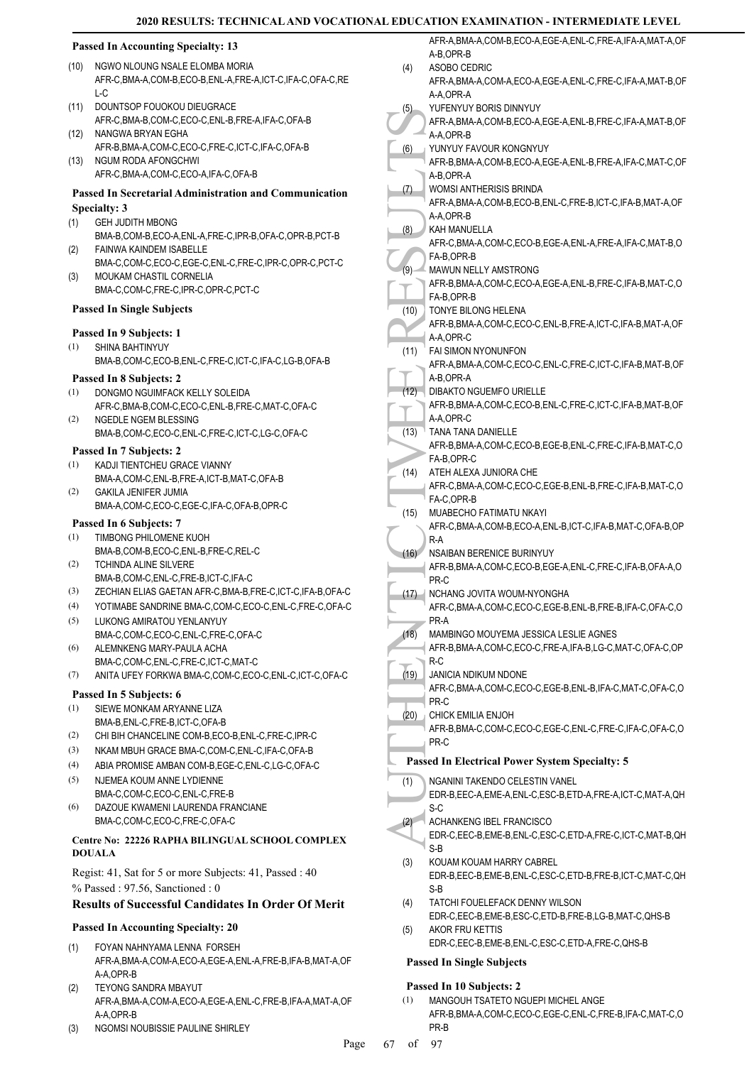**Passed In Accounting Specialty: 13**

(10) NGWO NLOUNG NSALE ELOMBA MORIA
AFR-C,BMA-A,COM-B,ECO-B,ENL-A,FRE-A,ICT-C,IFA-C,OFA-C,REL-C

(11) DOUNTSOP FOUOKOU DIEUGRACE
AFR-C,BMA-B,COM-C,ECO-C,ENL-B,FRE-A,IFA-C,OFA-B

(12) NANGWA BRYAN EGHA
AFR-B,BMA-A,COM-C,ECO-C,FRE-C,ICT-C,IFA-C,OFA-B

(13) NGUM RODA AFONGCHWI
AFR-C,BMA-A,COM-C,ECO-A,IFA-C,OFA-B

**Passed In Secretarial Administration and Communication Specialty: 3**

(1) GEH JUDITH MBONG
BMA-B,COM-B,ECO-A,ENL-A,FRE-C,IPR-B,OFA-C,OPR-B,PCT-B

(2) FAINWA KAINDEM ISABELLE
BMA-C,COM-C,ECO-C,EGE-C,ENL-C,FRE-C,IPR-C,OPR-C,PCT-C

(3) MOUKAM CHASTIL CORNELIA
BMA-C,COM-C,FRE-C,IPR-C,OPR-C,PCT-C

**Passed In Single Subjects**

**Passed In 9 Subjects: 1**

(1) SHINA BAHTINYUY
BMA-B,COM-C,ECO-B,ENL-C,FRE-C,ICT-C,IFA-C,LG-B,OFA-B

**Passed In 8 Subjects: 2**

(1) DONGMO NGUIMFACK KELLY SOLEIDA
AFR-C,BMA-B,COM-C,ECO-C,ENL-B,FRE-C,MAT-C,OFA-C

(2) NGEDLE NGEM BLESSING
BMA-B,COM-C,ECO-C,ENL-C,FRE-C,ICT-C,LG-C,OFA-C

**Passed In 7 Subjects: 2**

(1) KADJI TIENTCHEU GRACE VIANNY
BMA-A,COM-C,ENL-B,FRE-A,ICT-B,MAT-C,OFA-B

(2) GAKILA JENIFER JUMIA
BMA-A,COM-C,ECO-C,EGE-C,IFA-C,OFA-B,OPR-C

**Passed In 6 Subjects: 7**

(1) TIMBONG PHILOMENE KUOH
BMA-B,COM-B,ECO-C,ENL-B,FRE-C,REL-C

(2) TCHINDA ALINE SILVERE
BMA-B,COM-C,ENL-C,FRE-B,ICT-C,IFA-C

(3) ZECHIAN ELIAS GAETAN AFR-C,BMA-B,FRE-C,ICT-C,IFA-B,OFA-C

(4) YOTIMABE SANDRINE BMA-C,COM-C,ECO-C,ENL-C,FRE-C,OFA-C

(5) LUKONG AMIRATOU YENLANYUY
BMA-C,COM-C,ECO-C,ENL-C,FRE-C,OFA-C

(6) ALEMNKENG MARY-PAULA ACHA
BMA-C,COM-C,ENL-C,FRE-C,ICT-C,MAT-C

(7) ANITA UFEY FORKWA BMA-C,COM-C,ECO-C,ENL-C,ICT-C,OFA-C

**Passed In 5 Subjects: 6**

(1) SIEWE MONKAM ARYANNE LIZA
BMA-B,ENL-C,FRE-B,ICT-C,OFA-B

(2) CHI BIH CHANCELINE COM-B,ECO-B,ENL-C,FRE-C,IPR-C

(3) NKAM MBUH GRACE BMA-C,COM-C,ENL-C,IFA-C,OFA-B

(4) ABIA PROMISE AMBAN COM-B,EGE-C,ENL-C,LG-C,OFA-C

(5) NJEMEA KOUM ANNE LYDIENNE
BMA-C,COM-C,ECO-C,ENL-C,FRE-B

(6) DAZOUE KWAMENI LAURENDA FRANCIANE
BMA-C,COM-C,ECO-C,FRE-C,OFA-C

**Centre No: 22226 RAPHA BILINGUAL SCHOOL COMPLEX DOUALA**

Regist: 41, Sat for 5 or more Subjects: 41, Passed : 40
% Passed : 97.56, Sanctioned : 0

### Results of Successful Candidates In Order Of Merit

**Passed In Accounting Specialty: 20**

(1) FOYAN NAHNYAMA LENNA FORSEH
AFR-A,BMA-A,COM-A,ECO-A,EGE-A,ENL-A,FRE-B,IFA-B,MAT-A,OFA-A,OPR-B

(2) TEYONG SANDRA MBAYUT
AFR-A,BMA-A,COM-A,ECO-A,EGE-A,ENL-C,FRE-B,IFA-A,MAT-A,OFA-A,OPR-B

(3) NGOMSI NOUBISSIE PAULINE SHIRLEY
AFR-A,BMA-A,COM-B,ECO-A,EGE-A,ENL-C,FRE-A,IFA-A,MAT-A,OFA-B,OPR-B

(4) ASOBO CEDRIC
AFR-A,BMA-A,COM-A,ECO-A,EGE-A,ENL-C,FRE-C,IFA-A,MAT-B,OFA-A,OPR-A

(5) YUFENYUY BORIS DINNYUY
AFR-A,BMA-A,COM-B,ECO-A,EGE-A,ENL-B,FRE-C,IFA-A,MAT-B,OFA-A,OPR-B

(6) YUNYUY FAVOUR KONGNYUY
AFR-B,BMA-A,COM-B,ECO-A,EGE-A,ENL-B,FRE-A,IFA-C,MAT-C,OFA-B,OPR-A

(7) WOMSI ANTHERISIS BRINDA
AFR-A,BMA-A,COM-B,ECO-B,ENL-C,FRE-B,ICT-C,IFA-B,MAT-A,OFA-A,OPR-B

(8) KAH MANUELLA
AFR-C,BMA-A,COM-C,ECO-B,EGE-A,ENL-A,FRE-A,IFA-C,MAT-B,OFA-B,OPR-B

(9) MAWUN NELLY AMSTRONG
AFR-B,BMA-A,COM-C,ECO-A,EGE-A,ENL-B,FRE-C,IFA-B,MAT-C,OFA-B,OPR-B

(10) TONYE BILONG HELENA
AFR-B,BMA-A,COM-C,ECO-C,ENL-B,FRE-A,ICT-C,IFA-B,MAT-A,OFA-A,OPR-C

(11) FAI SIMON NYONUNFON
AFR-A,BMA-A,COM-C,ECO-C,ENL-C,FRE-C,ICT-C,IFA-B,MAT-B,OFA-B,OPR-A

(12) DIBAKTO NGUEMFO URIELLE
AFR-B,BMA-A,COM-C,ECO-B,ENL-C,FRE-C,ICT-C,IFA-B,MAT-B,OFA-A,OPR-C

(13) TANA TANA DANIELLE
AFR-B,BMA-A,COM-C,ECO-B,EGE-B,ENL-C,FRE-C,IFA-B,MAT-C,OFA-B,OPR-C

(14) ATEH ALEXA JUNIORA CHE
AFR-C,BMA-A,COM-C,ECO-C,EGE-B,ENL-B,FRE-C,IFA-B,MAT-C,OFA-C,OPR-B

(15) MUABECHO FATIMATU NKAYI
AFR-C,BMA-A,COM-B,ECO-A,ENL-B,ICT-C,IFA-B,MAT-C,OFA-B,OPR-A

(16) NSAIBAN BERENICE BURINYUY
AFR-B,BMA-A,COM-C,ECO-B,EGE-A,ENL-C,FRE-C,IFA-B,OFA-A,OPR-C

(17) NCHANG JOVITA WOUM-NYONGHA
AFR-C,BMA-A,COM-C,ECO-C,EGE-B,ENL-B,FRE-B,IFA-C,OFA-C,OPR-A

(18) MAMBINGO MOUYEMA JESSICA LESLIE AGNES
AFR-B,BMA-A,COM-C,ECO-C,FRE-A,IFA-B,LG-C,MAT-C,OFA-C,OPR-C

(19) JANICIA NDIKUM NDONE
AFR-C,BMA-A,COM-C,ECO-C,EGE-B,ENL-B,IFA-C,MAT-C,OFA-C,OPR-C

(20) CHICK EMILIA ENJOH
AFR-B,BMA-C,COM-C,ECO-C,EGE-C,ENL-C,FRE-C,IFA-C,OFA-C,OPR-C

**Passed In Electrical Power System Specialty: 5**

(1) NGANINI TAKENDO CELESTIN VANEL
EDR-B,EEC-A,EME-A,ENL-C,ESC-B,ETD-A,FRE-A,ICT-C,MAT-A,QHS-C

(2) ACHANKENG IBEL FRANCISCO
EDR-C,EEC-B,EME-B,ENL-C,ESC-C,ETD-A,FRE-C,ICT-C,MAT-B,QHS-B

(3) KOUAM KOUAM HARRY CABREL
EDR-B,EEC-B,EME-B,ENL-C,ESC-C,ETD-B,FRE-B,ICT-C,MAT-C,QHS-B

(4) TATCHI FOUELEFACK DENNY WILSON
EDR-C,EEC-B,EME-B,ESC-C,ETD-B,FRE-B,LG-B,MAT-C,QHS-B

(5) AKOR FRU KETTIS
EDR-C,EEC-B,EME-B,ENL-C,ESC-C,ETD-A,FRE-C,QHS-B

**Passed In Single Subjects**

**Passed In 10 Subjects: 2**

(1) MANGOUH TSATETO NGUEPI MICHEL ANGE
AFR-B,BMA-A,COM-C,ECO-C,EGE-C,ENL-C,FRE-B,IFA-C,MAT-C,OPR-B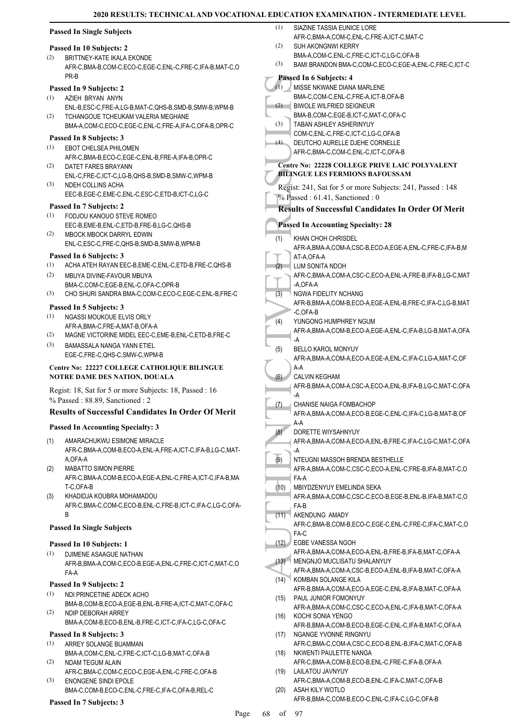### Passed In Single Subjects

#### Passed In 10 Subjects: 2

(2) BRITTNEY-KATE IKALA EKONDE
AFR-C,BMA-B,COM-C,ECO-C,EGE-C,ENL-C,FRE-C,IFA-B,MAT-C,OPR-B

#### Passed In 9 Subjects: 2

(1) AZIEH BRYAN ANYN
ENL-B,ESC-C,FRE-A,LG-B,MAT-C,QHS-B,SMD-B,SMW-B,WPM-B

(2) TCHANGOUE TCHEUKAM VALERIA MEGHANE
BMA-A,COM-C,ECO-C,EGE-C,ENL-C,FRE-A,IFA-C,OFA-B,OPR-C

#### Passed In 8 Subjects: 3

(1) EBOT CHELSEA PHILOMEN
AFR-C,BMA-B,ECO-C,EGE-C,ENL-B,FRE-A,IFA-B,OPR-C

(2) DATET FARES BRAYANN
ENL-C,FRE-C,ICT-C,LG-B,QHS-B,SMD-B,SMW-C,WPM-B

(3) NDEH COLLINS ACHA
EEC-B,EGE-C,EME-C,ENL-C,ESC-C,ETD-B,ICT-C,LG-C

#### Passed In 7 Subjects: 2

(1) FODJOU KANOUO STEVE ROMEO
EEC-B,EME-B,ENL-C,ETD-B,FRE-B,LG-C,QHS-B

(2) MBOCK MBOCK DARRYL EDWIN
ENL-C,ESC-C,FRE-C,QHS-B,SMD-B,SMW-B,WPM-B

#### Passed In 6 Subjects: 3

(1) ACHA ATEH RAYAN EEC-B,EME-C,ENL-C,ETD-B,FRE-C,QHS-B

(2) MBUYA DIVINE-FAVOUR MBUYA
BMA-C,COM-C,EGE-B,ENL-C,OFA-C,OPR-B

(3) CHO SHURI SANDRA BMA-C,COM-C,ECO-C,EGE-C,ENL-B,FRE-C

#### Passed In 5 Subjects: 3

(1) NGASSI MOUKOUE ELVIS ORLY
AFR-A,BMA-C,FRE-A,MAT-B,OFA-A

(2) MAGNE VICTORINE MIDEL EEC-C,EME-B,ENL-C,ETD-B,FRE-C

(3) BAMASSALA NANGA YANN ETIEL
EGE-C,FRE-C,QHS-C,SMW-C,WPM-B

## Centre No: 22227 COLLEGE CATHOLIQUE BILINGUE NOTRE DAME DES NATION, DOUALA

Regist: 18, Sat for 5 or more Subjects: 18, Passed : 16
% Passed : 88.89, Sanctioned : 2

### Results of Successful Candidates In Order Of Merit

#### Passed In Accounting Specialty: 3

(1) AMARACHUKWU ESIMONE MIRACLE
AFR-C,BMA-A,COM-B,ECO-A,ENL-A,FRE-A,ICT-C,IFA-B,LG-C,MAT-A,OFA-A

(2) MABATTO SIMON PIERRE
AFR-C,BMA-A,COM-B,ECO-A,EGE-A,ENL-C,FRE-A,ICT-C,IFA-B,MAT-C,OFA-B

(3) KHADIDJA KOUBRA MOHAMADOU
AFR-C,BMA-C,COM-C,ECO-B,ENL-C,FRE-B,ICT-C,IFA-C,LG-C,OFA-B

### Passed In Single Subjects

#### Passed In 10 Subjects: 1

(1) DJIMENE ASAAGUE NATHAN
AFR-B,BMA-A,COM-C,ECO-B,EGE-A,ENL-C,FRE-C,ICT-C,MAT-C,OFA-A

#### Passed In 9 Subjects: 2

(1) NDI PRINCETINE ADECK ACHO
BMA-B,COM-B,ECO-A,EGE-B,ENL-B,FRE-A,ICT-C,MAT-C,OFA-C

(2) NDIP DEBORAH ARREY
BMA-A,COM-B,ECO-B,ENL-B,FRE-C,ICT-C,IFA-C,LG-C,OFA-C

#### Passed In 8 Subjects: 3

(1) ARREY SOLANGE BUAMMAN
BMA-A,COM-C,ENL-C,FRE-C,ICT-C,LG-B,MAT-C,OFA-B

(2) NDAM TEGUM ALAIN
AFR-C,BMA-C,COM-C,ECO-C,EGE-A,ENL-C,FRE-C,OFA-B

(3) ENONGENE SINDI EPOLE
BMA-C,COM-B,ECO-C,ENL-C,FRE-C,IFA-C,OFA-B,REL-C

#### Passed In 7 Subjects: 3

(1) SIAZINE TASSIA EUNICE LORE
AFR-C,BMA-A,COM-C,ENL-C,FRE-A,ICT-C,MAT-C

(2) SUH AKONGNWI KERRY
BMA-A,COM-C,ENL-C,FRE-C,ICT-C,LG-C,OFA-B

(3) BAMI BRANDON BMA-C,COM-C,ECO-C,EGE-A,ENL-C,FRE-C,ICT-C

#### Passed In 6 Subjects: 4

(1) MISSE NKWANE DIANA MARLENE
BMA-C,COM-C,ENL-C,FRE-A,ICT-B,OFA-B

(2) BIWOLE WILFRIED SEIGNEUR
BMA-B,COM-C,EGE-B,ICT-C,MAT-C,OFA-C

(3) TABAN ASHLEY ASHERINYUY
COM-C,ENL-C,FRE-C,ICT-C,LG-C,OFA-B

(4) DEUTCHO AURELLE DJEHE CORNELLE
AFR-C,BMA-C,COM-C,ENL-C,ICT-C,OFA-B

## Centre No: 22228 COLLEGE PRIVE LAIC POLYVALENT BILINGUE LES FERMIONS BAFOUSSAM

Regist: 241, Sat for 5 or more Subjects: 241, Passed : 148
% Passed : 61.41, Sanctioned : 0

### Results of Successful Candidates In Order Of Merit

#### Passed In Accounting Specialty: 28

(1) KHAN CHOH CHRISDEL
AFR-A,BMA-A,COM-A,CSC-B,ECO-A,EGE-A,ENL-C,FRE-C,IFA-B,MAT-A,OFA-A

(2) LUM SONITA NDOH
AFR-C,BMA-A,COM-A,CSC-B,ECO-A,ENL-A,FRE-B,IFA-B,LG-C,MAT-A,OFA-A

(3) NGWA FIDELITY NCHANG
AFR-B,BMA-A,COM-B,ECO-A,EGE-A,ENL-B,FRE-C,IFA-C,LG-B,MAT-C,OFA-B

(4) YUNGONG HUMPHREY NGUM
AFR-A,BMA-A,COM-B,ECO-A,EGE-A,ENL-C,IFA-B,LG-B,MAT-A,OFA-A

(5) BELLO KAROL MONYUY
AFR-A,BMA-A,COM-A,ECO-A,EGE-A,ENL-C,IFA-C,LG-A,MAT-C,OFA-A

(6) CALVIN KEGHAM
AFR-B,BMA-A,COM-A,CSC-A,ECO-A,ENL-B,IFA-B,LG-C,MAT-C,OFA-A

(7) CHANISE NAIGA FOMBACHOP
AFR-A,BMA-A,COM-A,ECO-B,EGE-C,ENL-C,IFA-C,LG-B,MAT-B,OFA-A

(8) DORETTE WIYSAHNYUY
AFR-A,BMA-A,COM-A,ECO-A,ENL-B,FRE-C,IFA-C,LG-C,MAT-C,OFA-A

(9) NTEUGNI MASSOH BRENDA BESTHELLE
AFR-A,BMA-A,COM-C,CSC-C,ECO-A,ENL-C,FRE-B,IFA-B,MAT-C,OFA-A

(10) MBIYDZENYUY EMELINDA SEKA
AFR-A,BMA-A,COM-C,CSC-C,ECO-B,EGE-B,ENL-B,IFA-B,MAT-C,OFA-B

(11) AKENDUNG AMADY
AFR-C,BMA-B,COM-B,ECO-C,EGE-C,ENL-C,FRE-C,IFA-C,MAT-C,OFA-C

(12) EGBE VANESSA NGOH
AFR-A,BMA-A,COM-A,ECO-A,ENL-B,FRE-B,IFA-B,MAT-C,OFA-A

(13) MENGNJO MUCLISATU SHALANYUY
AFR-A,BMA-A,COM-A,CSC-B,ECO-A,ENL-B,IFA-B,MAT-C,OFA-A

(14) KOMBAN SOLANGE KILA
AFR-B,BMA-A,COM-A,ECO-A,EGE-C,ENL-B,IFA-B,MAT-C,OFA-A

(15) PAUL JUNIOR FOMONYUY
AFR-A,BMA-A,COM-C,CSC-C,ECO-A,ENL-C,IFA-B,MAT-C,OFA-A

(16) KOCHI SONIA YENGO
AFR-B,BMA-A,COM-B,ECO-B,EGE-C,ENL-C,IFA-B,MAT-C,OFA-A

(17) NGANGE YVONNE RINGNYU
AFR-C,BMA-C,COM-A,CSC-C,ECO-B,ENL-B,IFA-C,MAT-C,OFA-B

(18) NKWENTI PAULETTE NANGA
AFR-C,BMA-A,COM-B,ECO-B,ENL-C,FRE-C,IFA-B,OFA-A

(19) LAILATOU JAVNYUY
AFR-C,BMA-A,COM-B,ECO-B,ENL-C,IFA-C,MAT-C,OFA-B

(20) ASAH KILY WOTLO
AFR-B,BMA-C,COM-B,ECO-C,ENL-C,IFA-C,LG-C,OFA-B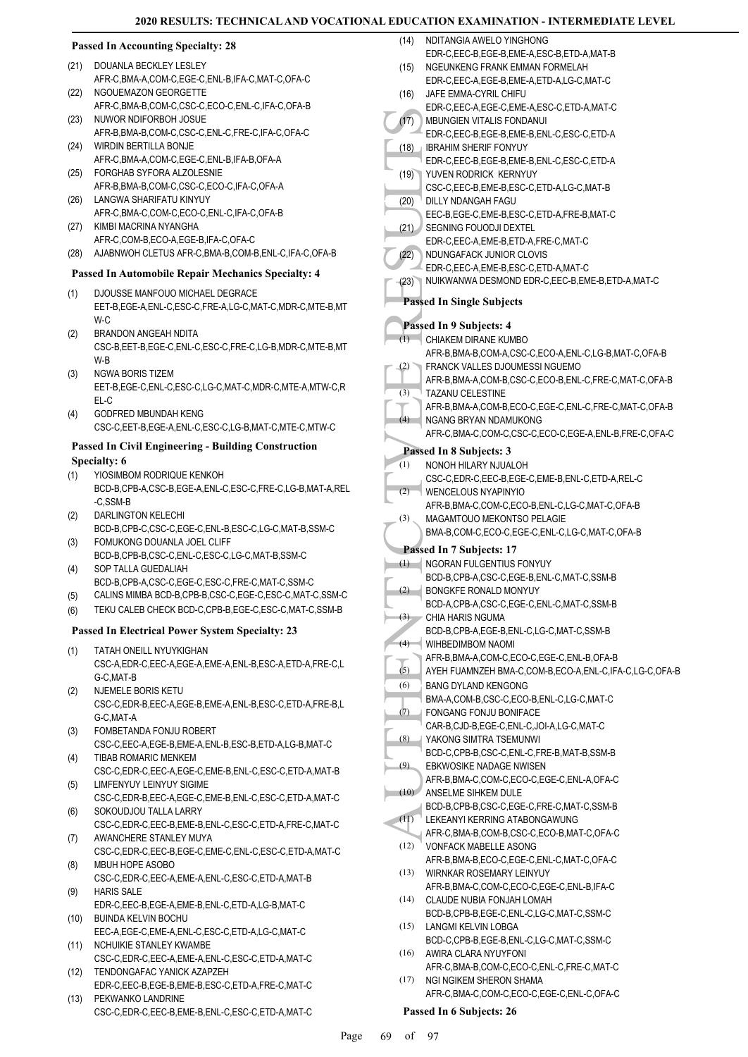### Passed In Accounting Specialty: 28

(21) DOUANLA BECKLEY LESLEY
AFR-C,BMA-A,COM-C,EGE-C,ENL-B,IFA-C,MAT-C,OFA-C

(22) NGOUEMAZON GEORGETTE
AFR-C,BMA-B,COM-C,CSC-C,ECO-C,ENL-C,IFA-C,OFA-B

(23) NUWOR NDIFORBOH JOSUE
AFR-B,BMA-B,COM-C,CSC-C,ENL-C,FRE-C,IFA-C,OFA-C

(24) WIRDIN BERTILLA BONJE
AFR-C,BMA-A,COM-C,EGE-C,ENL-B,IFA-B,OFA-A

(25) FORGHAB SYFORA ALZOLESNIE
AFR-B,BMA-B,COM-C,CSC-C,ECO-C,IFA-C,OFA-A

(26) LANGWA SHARIFATU KINYUY
AFR-C,BMA-C,COM-C,ECO-C,ENL-C,IFA-C,OFA-B

(27) KIMBI MACRINA NYANGHA
AFR-C,COM-B,ECO-A,EGE-B,IFA-C,OFA-C

(28) AJABNWOH CLETUS AFR-C,BMA-B,COM-B,ENL-C,IFA-C,OFA-B

### Passed In Automobile Repair Mechanics Specialty: 4

(1) DJOUSSE MANFOUO MICHAEL DEGRACE
EET-B,EGE-A,ENL-C,ESC-C,FRE-A,LG-C,MAT-C,MDR-C,MTE-B,MTW-C

(2) BRANDON ANGEAH NDITA
CSC-B,EET-B,EGE-C,ENL-C,ESC-C,FRE-C,LG-B,MDR-C,MTE-B,MTW-B

(3) NGWA BORIS TIZEM
EET-B,EGE-C,ENL-C,ESC-C,LG-C,MAT-C,MDR-C,MTE-A,MTW-C,REL-C

(4) GODFRED MBUNDAH KENG
CSC-C,EET-B,EGE-A,ENL-C,ESC-C,LG-B,MAT-C,MTE-C,MTW-C

### Passed In Civil Engineering - Building Construction Specialty: 6

(1) YIOSIMBOM RODRIQUE KENKOH
BCD-B,CPB-A,CSC-B,EGE-A,ENL-C,ESC-C,FRE-C,LG-B,MAT-A,REL-C,SSM-B

(2) DARLINGTON KELECHI
BCD-B,CPB-C,CSC-C,EGE-C,ENL-B,ESC-C,LG-C,MAT-B,SSM-C

(3) FOMUKONG DOUANLA JOEL CLIFF
BCD-B,CPB-B,CSC-C,ENL-C,ESC-C,LG-C,MAT-B,SSM-C

(4) SOP TALLA GUEDALIAH
BCD-B,CPB-A,CSC-C,EGE-C,ESC-C,FRE-C,MAT-C,SSM-C

(5) CALINS MIMBA BCD-B,CPB-B,CSC-C,EGE-C,ESC-C,MAT-C,SSM-C

(6) TEKU CALEB CHECK BCD-C,CPB-B,EGE-C,ESC-C,MAT-C,SSM-B

### Passed In Electrical Power System Specialty: 23

(1) TATAH ONEILL NYUYKIGHAN
CSC-A,EDR-C,EEC-A,EGE-A,EME-A,ENL-B,ESC-A,ETD-A,FRE-C,LG-C,MAT-B

(2) NJEMELE BORIS KETU
CSC-C,EDR-B,EEC-A,EGE-B,EME-A,ENL-B,ESC-C,ETD-A,FRE-B,LG-C,MAT-A

(3) FOMBETANDA FONJU ROBERT
CSC-C,EEC-A,EGE-B,EME-A,ENL-B,ESC-B,ETD-A,LG-B,MAT-C

(4) TIBAB ROMARIC MENKEM
CSC-C,EDR-C,EEC-A,EGE-C,EME-B,ENL-C,ESC-C,ETD-A,MAT-B

(5) LIMFENYUY LEINYUY SIGIME
CSC-C,EDR-B,EEC-A,EGE-C,EME-B,ENL-C,ESC-C,ETD-A,MAT-C

(6) SOKOUDJOU TALLA LARRY
CSC-C,EDR-C,EEC-B,EME-B,ENL-C,ESC-C,ETD-A,FRE-C,MAT-C

(7) AWANCHERE STANLEY MUYA
CSC-C,EDR-C,EEC-B,EGE-C,EME-C,ENL-C,ESC-C,ETD-A,MAT-C

(8) MBUH HOPE ASOBO
CSC-C,EDR-C,EEC-A,EME-A,ENL-C,ESC-C,ETD-A,MAT-B

(9) HARIS SALE
EDR-C,EEC-B,EGE-A,EME-B,ENL-C,ETD-A,LG-B,MAT-C

(10) BUINDA KELVIN BOCHU
EEC-A,EGE-C,EME-A,ENL-C,ESC-C,ETD-A,LG-C,MAT-C

(11) NCHUIKIE STANLEY KWAMBE
CSC-C,EDR-C,EEC-A,EME-A,ENL-C,ESC-C,ETD-A,MAT-C

(12) TENDONGAFAC YANICK AZAPZEH
EDR-C,EEC-B,EGE-B,EME-B,ESC-C,ETD-A,FRE-C,MAT-C

(13) PEKWANKO LANDRINE
CSC-C,EDR-C,EEC-B,EME-B,ENL-C,ESC-C,ETD-A,MAT-C

(14) NDITANGIA AWELO YINGHONG
EDR-C,EEC-B,EGE-B,EME-A,ESC-B,ETD-A,MAT-B

(15) NGEUNKENG FRANK EMMAN FORMELAH
EDR-C,EEC-A,EGE-B,EME-A,ETD-A,LG-C,MAT-C

(16) JAFE EMMA-CYRIL CHIFU
EDR-C,EEC-A,EGE-C,EME-A,ESC-C,ETD-A,MAT-C

(17) MBUNGIEN VITALIS FONDANUI
EDR-C,EEC-B,EGE-B,EME-B,ENL-C,ESC-C,ETD-A

(18) IBRAHIM SHERIF FONYUY
EDR-C,EEC-B,EGE-B,EME-B,ENL-C,ESC-C,ETD-A

(19) YUVEN RODRICK KERNYUY
CSC-C,EEC-B,EME-B,ESC-C,ETD-A,LG-C,MAT-B

(20) DILLY NDANGAH FAGU
EEC-B,EGE-C,EME-B,ESC-C,ETD-A,FRE-B,MAT-C

(21) SEGNING FOUODJI DEXTEL
EDR-C,EEC-A,EME-B,ETD-A,FRE-C,MAT-C

(22) NDUNGAFACK JUNIOR CLOVIS
EDR-C,EEC-A,EME-B,ESC-C,ETD-A,MAT-C

(23) NUIKWANWA DESMOND EDR-C,EEC-B,EME-B,ETD-A,MAT-C

### Passed In Single Subjects

### Passed In 9 Subjects: 4

(1) CHIAKEM DIRANE KUMBO
AFR-B,BMA-B,COM-A,CSC-C,ECO-A,ENL-C,LG-B,MAT-C,OFA-B

(2) FRANCK VALLES DJOUMESSI NGUEMO
AFR-B,BMA-A,COM-B,CSC-C,ECO-B,ENL-C,FRE-C,MAT-C,OFA-B

(3) TAZANU CELESTINE
AFR-B,BMA-A,COM-B,ECO-C,EGE-C,ENL-C,FRE-C,MAT-C,OFA-B

(4) NGANG BRYAN NDAMUKONG
AFR-C,BMA-C,COM-C,CSC-C,ECO-C,EGE-A,ENL-B,FRE-C,OFA-C

### Passed In 8 Subjects: 3

(1) NONOH HILARY NJUALOH
CSC-C,EDR-C,EEC-B,EGE-C,EME-B,ENL-C,ETD-A,REL-C

(2) WENCELOUS NYAPINYIO
AFR-B,BMA-C,COM-C,ECO-B,ENL-C,LG-C,MAT-C,OFA-B

(3) MAGAMTOUO MEKONTSO PELAGIE
BMA-B,COM-C,ECO-C,EGE-C,ENL-C,LG-C,MAT-C,OFA-B

### Passed In 7 Subjects: 17

(1) NGORAN FULGENTIUS FONYUY
BCD-B,CPB-A,CSC-C,EGE-B,ENL-C,MAT-C,SSM-B

(2) BONGKFE RONALD MONYUY
BCD-A,CPB-A,CSC-C,EGE-C,ENL-C,MAT-C,SSM-B

(3) CHIA HARIS NGUMA
BCD-B,CPB-A,EGE-B,ENL-C,LG-C,MAT-C,SSM-B

(4) WIHBEDIMBOM NAOMI
AFR-B,BMA-A,COM-C,ECO-C,EGE-C,ENL-B,OFA-B

(5) AYEH FUAMNZEH BMA-C,COM-B,ECO-A,ENL-C,IFA-C,LG-C,OFA-B

(6) BANG DYLAND KENGONG
BMA-A,COM-B,CSC-C,ECO-B,ENL-C,LG-C,MAT-C

(7) FONGANG FONJU BONIFACE
CAR-B,CJD-B,EGE-C,ENL-C,JOI-A,LG-C,MAT-C

(8) YAKONG SIMTRA TSEMUNWI
BCD-C,CPB-B,CSC-C,ENL-C,FRE-B,MAT-B,SSM-B

(9) EBKWOSIKE NADAGE NWISEN
AFR-B,BMA-C,COM-C,ECO-C,EGE-C,ENL-A,OFA-C

(10) ANSELME SIHKEM DULE
BCD-B,CPB-B,CSC-C,EGE-C,FRE-C,MAT-C,SSM-B

(11) LEKEANYI KERRING ATABONGAWUNG
AFR-C,BMA-B,COM-B,CSC-C,ECO-B,MAT-C,OFA-C

(12) VONFACK MABELLE ASONG
AFR-B,BMA-B,ECO-C,EGE-C,ENL-C,MAT-C,OFA-C

(13) WIRNKAR ROSEMARY LEINYUY
AFR-B,BMA-C,COM-C,ECO-C,EGE-C,ENL-B,IFA-C

(14) CLAUDE NUBIA FONJAH LOMAH
BCD-B,CPB-B,EGE-C,ENL-C,LG-C,MAT-C,SSM-C

(15) LANGMI KELVIN LOBGA
BCD-C,CPB-B,EGE-B,ENL-C,LG-C,MAT-C,SSM-C

(16) AWIRA CLARA NYUYFONI
AFR-C,BMA-B,COM-C,ECO-C,ENL-C,FRE-C,MAT-C

(17) NGI NGIKEM SHERON SHAMA
AFR-C,BMA-C,COM-C,ECO-C,EGE-C,ENL-C,OFA-C

### Passed In 6 Subjects: 26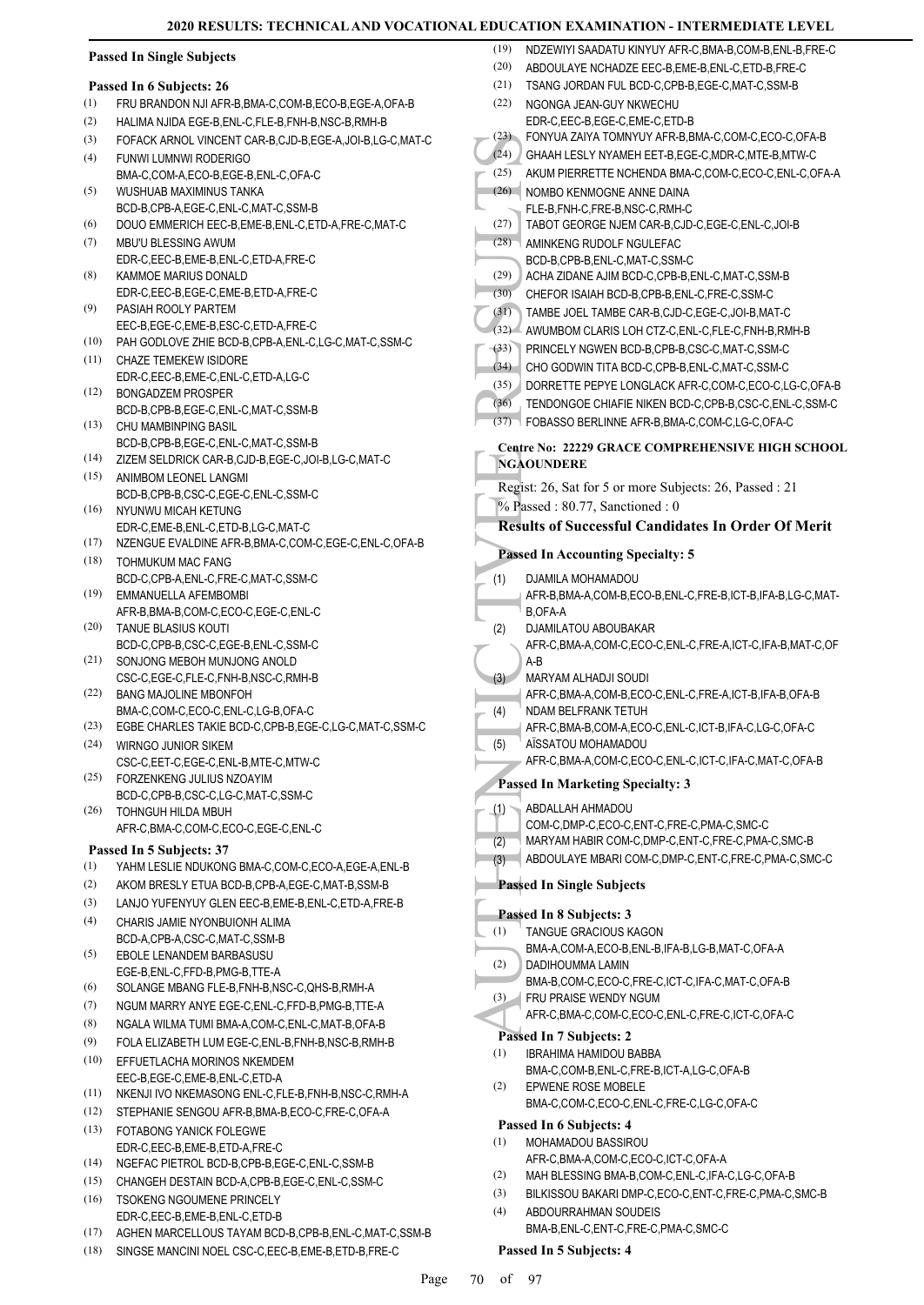**Passed In Single Subjects**

**Passed In 6 Subjects: 26**

(1) FRU BRANDON NJI AFR-B,BMA-C,COM-B,ECO-B,EGE-A,OFA-B
(2) HALIMA NJIDA EGE-B,ENL-C,FLE-B,FNH-B,NSC-B,RMH-B
(3) FOFACK ARNOL VINCENT CAR-B,CJD-B,EGE-A,JOI-B,LG-C,MAT-C
(4) FUNWI LUMNWI RODERIGO BMA-C,COM-A,ECO-B,EGE-B,ENL-C,OFA-C
(5) WUSHUAB MAXIMINUS TANKA BCD-B,CPB-A,EGE-C,ENL-C,MAT-C,SSM-B
(6) DOUO EMMERICH EEC-B,EME-B,ENL-C,ETD-A,FRE-C,MAT-C
(7) MBU'U BLESSING AWUM EDR-C,EEC-B,EME-B,ENL-C,ETD-A,FRE-C
(8) KAMMOE MARIUS DONALD EDR-C,EEC-B,EGE-C,EME-B,ETD-A,FRE-C
(9) PASIAH ROOLY PARTEM EEC-B,EGE-C,EME-B,ESC-C,ETD-A,FRE-C
(10) PAH GODLOVE ZHIE BCD-B,CPB-A,ENL-C,LG-C,MAT-C,SSM-C
(11) CHAZE TEMEKEW ISIDORE EDR-C,EEC-B,EME-C,ENL-C,ETD-A,LG-C
(12) BONGADZEM PROSPER BCD-B,CPB-B,EGE-C,ENL-C,MAT-C,SSM-B
(13) CHU MAMBINPING BASIL BCD-B,CPB-B,EGE-C,ENL-C,MAT-C,SSM-B
(14) ZIZEM SELDRICK CAR-B,CJD-B,EGE-C,JOI-B,LG-C,MAT-C
(15) ANIMBOM LEONEL LANGMI BCD-B,CPB-B,CSC-C,EGE-C,ENL-C,SSM-C
(16) NYUNWU MICAH KETUNG EDR-C,EME-B,ENL-C,ETD-B,LG-C,MAT-C
(17) NZENGUE EVALDINE AFR-B,BMA-C,COM-C,EGE-C,ENL-C,OFA-B
(18) TOHMUKUM MAC FANG BCD-C,CPB-A,ENL-C,FRE-C,MAT-C,SSM-C
(19) EMMANUELLA AFEMBOMBI AFR-B,BMA-B,COM-C,ECO-C,EGE-C,ENL-C
(20) TANUE BLASIUS KOUTI BCD-C,CPB-B,CSC-C,EGE-B,ENL-C,SSM-C
(21) SONJONG MEBOH MUNJONG ANOLD CSC-C,EGE-C,FLE-C,FNH-B,NSC-C,RMH-B
(22) BANG MAJOLINE MBONFOH BMA-C,COM-C,ECO-C,ENL-C,LG-B,OFA-C
(23) EGBE CHARLES TAKIE BCD-C,CPB-B,EGE-B,LG-C,MAT-C,SSM-C
(24) WIRNGO JUNIOR SIKEM CSC-C,EET-C,EGE-C,ENL-B,MTE-C,MTW-C
(25) FORZENKENG JULIUS NZOAYIM BCD-C,CPB-B,CSC-C,LG-C,MAT-C,SSM-C
(26) TOHNGUH HILDA MBUH AFR-C,BMA-C,COM-C,ECO-C,EGE-C,ENL-C

**Passed In 5 Subjects: 37**

(1) YAHM LESLIE NDUKONG BMA-C,COM-C,ECO-A,EGE-A,ENL-B
(2) AKOM BRESLY ETUA BCD-B,CPB-A,EGE-C,MAT-B,SSM-B
(3) LANJO YUFENYUY GLEN EEC-B,EME-B,ENL-C,ETD-A,FRE-B
(4) CHARIS JAMIE NYONBUIONH ALIMA BCD-A,CPB-A,CSC-C,MAT-C,SSM-B
(5) EBOLE LENANDEM BARBASUSU EGE-B,ENL-C,FFD-B,PMG-B,TTE-A
(6) SOLANGE MBANG FLE-B,FNH-B,NSC-C,QHS-B,RMH-A
(7) NGUM MARRY ANYE EGE-C,ENL-C,FFD-B,PMG-B,TTE-A
(8) NGALA WILMA TUMI BMA-A,COM-C,ENL-C,MAT-B,OFA-B
(9) FOLA ELIZABETH LUM EGE-C,ENL-B,FNH-B,NSC-B,RMH-B
(10) EFFUETLACHA MORINOS NKEMDEM EEC-B,EGE-C,EME-B,ENL-C,ETD-A
(11) NKENJI IVO NKEMASONG ENL-C,FLE-B,FNH-B,NSC-C,RMH-A
(12) STEPHANIE SENGOU AFR-B,BMA-B,ECO-C,FRE-C,OFA-A
(13) FOTABONG YANICK FOLEGWE EDR-C,EEC-B,EME-B,ETD-A,FRE-C
(14) NGEFAC PIETROL BCD-B,CPB-B,EGE-C,ENL-C,SSM-B
(15) CHANGEH DESTAIN BCD-A,CPB-B,EGE-C,ENL-C,SSM-C
(16) TSOKENG NGOUMENE PRINCELY EDR-C,EEC-B,EME-B,ENL-C,ETD-B
(17) AGHEN MARCELLOUS TAYAM BCD-B,CPB-B,ENL-C,MAT-C,SSM-B
(18) SINGSE MANCINI NOEL CSC-C,EEC-B,EME-B,ETD-B,FRE-C
(19) NDZEWIYI SAADATU KINYUY AFR-C,BMA-B,COM-B,ENL-B,FRE-C
(20) ABDOULAYE NCHADZE EEC-B,EME-B,ENL-C,ETD-B,FRE-C
(21) TSANG JORDAN FUL BCD-C,CPB-B,EGE-C,MAT-C,SSM-B
(22) NGONGA JEAN-GUY NKWECHU EDR-C,EEC-B,EGE-C,EME-C,ETD-B
(23) FONYUA ZAIYA TOMNYUY AFR-B,BMA-C,COM-C,ECO-C,OFA-B
(24) GHAAH LESLY NYAMEH EET-B,EGE-C,MDR-C,MTE-B,MTW-C
(25) AKUM PIERRETTE NCHENDA BMA-C,COM-C,ECO-C,ENL-C,OFA-A
(26) NOMBO KENMOGNE ANNE DAINA FLE-B,FNH-C,FRE-B,NSC-C,RMH-C
(27) TABOT GEORGE NJEM CAR-B,CJD-C,EGE-C,ENL-C,JOI-B
(28) AMINKENG RUDOLF NGULEFAC BCD-B,CPB-B,ENL-C,MAT-C,SSM-C
(29) ACHA ZIDANE AJIM BCD-C,CPB-B,ENL-C,MAT-C,SSM-B
(30) CHEFOR ISAIAH BCD-B,CPB-B,ENL-C,FRE-C,SSM-C
(31) TAMBE JOEL TAMBE CAR-B,CJD-C,EGE-C,JOI-B,MAT-C
(32) AWUMBOM CLARIS LOH CTZ-C,ENL-C,FLE-C,FNH-B,RMH-B
(33) PRINCELY NGWEN BCD-B,CPB-B,CSC-C,MAT-C,SSM-C
(34) CHO GODWIN TITA BCD-C,CPB-B,ENL-C,MAT-C,SSM-C
(35) DORRETTE PEPYE LONGLACK AFR-C,COM-C,ECO-C,LG-C,OFA-B
(36) TENDONGOE CHIAFIE NIKEN BCD-C,CPB-B,CSC-C,ENL-C,SSM-C
(37) FOBASSO BERLINNE AFR-B,BMA-C,COM-C,LG-C,OFA-C

**Centre No: 22229 GRACE COMPREHENSIVE HIGH SCHOOL NGAOUNDERE**

Regist: 26, Sat for 5 or more Subjects: 26, Passed : 21

% Passed : 80.77, Sanctioned : 0

**Results of Successful Candidates In Order Of Merit**

**Passed In Accounting Specialty: 5**

(1) DJAMILA MOHAMADOU AFR-B,BMA-A,COM-B,ECO-B,ENL-C,FRE-B,ICT-B,IFA-B,LG-C,MAT-B,OFA-A
(2) DJAMILATOU ABOUBAKAR AFR-C,BMA-A,COM-C,ECO-C,ENL-C,FRE-A,ICT-C,IFA-B,MAT-C,OFA-B
(3) MARYAM ALHADJI SOUDI AFR-C,BMA-A,COM-B,ECO-C,ENL-C,FRE-A,ICT-B,IFA-B,OFA-B
(4) NDAM BELFRANK TETUH AFR-C,BMA-B,COM-A,ECO-C,ENL-C,ICT-B,IFA-C,LG-C,OFA-C
(5) AÏSSATOU MOHAMADOU AFR-C,BMA-A,COM-C,ECO-C,ENL-C,ICT-C,IFA-C,MAT-C,OFA-B

**Passed In Marketing Specialty: 3**

(1) ABDALLAH AHMADOU COM-C,DMP-C,ECO-C,ENT-C,FRE-C,PMA-C,SMC-C
(2) MARYAM HABIR COM-C,DMP-C,ENT-C,FRE-C,PMA-C,SMC-B
(3) ABDOULAYE MBARI COM-C,DMP-C,ENT-C,FRE-C,PMA-C,SMC-C

**Passed In Single Subjects**

**Passed In 8 Subjects: 3**

(1) TANGUE GRACIOUS KAGON BMA-A,COM-A,ECO-B,ENL-B,IFA-B,LG-B,MAT-C,OFA-A
(2) DADIHOUMMA LAMIN BMA-B,COM-C,ECO-C,FRE-C,ICT-C,IFA-C,MAT-C,OFA-B
(3) FRU PRAISE WENDY NGUM AFR-C,BMA-C,COM-C,ECO-C,ENL-C,FRE-C,ICT-C,OFA-C

**Passed In 7 Subjects: 2**

(1) IBRAHIMA HAMIDOU BABBA BMA-C,COM-B,ENL-C,FRE-B,ICT-A,LG-C,OFA-B
(2) EPWENE ROSE MOBELE BMA-C,COM-C,ECO-C,ENL-C,FRE-C,LG-C,OFA-C

**Passed In 6 Subjects: 4**

(1) MOHAMADOU BASSIROU AFR-C,BMA-A,COM-C,ECO-C,ICT-C,OFA-A
(2) MAH BLESSING BMA-B,COM-C,ENL-C,IFA-C,LG-C,OFA-B
(3) BILKISSOU BAKARI DMP-C,ECO-C,ENT-C,FRE-C,PMA-C,SMC-B
(4) ABDOURRAHMAN SOUDEIS BMA-B,ENL-C,ENT-C,FRE-C,PMA-C,SMC-C

**Passed In 5 Subjects: 4**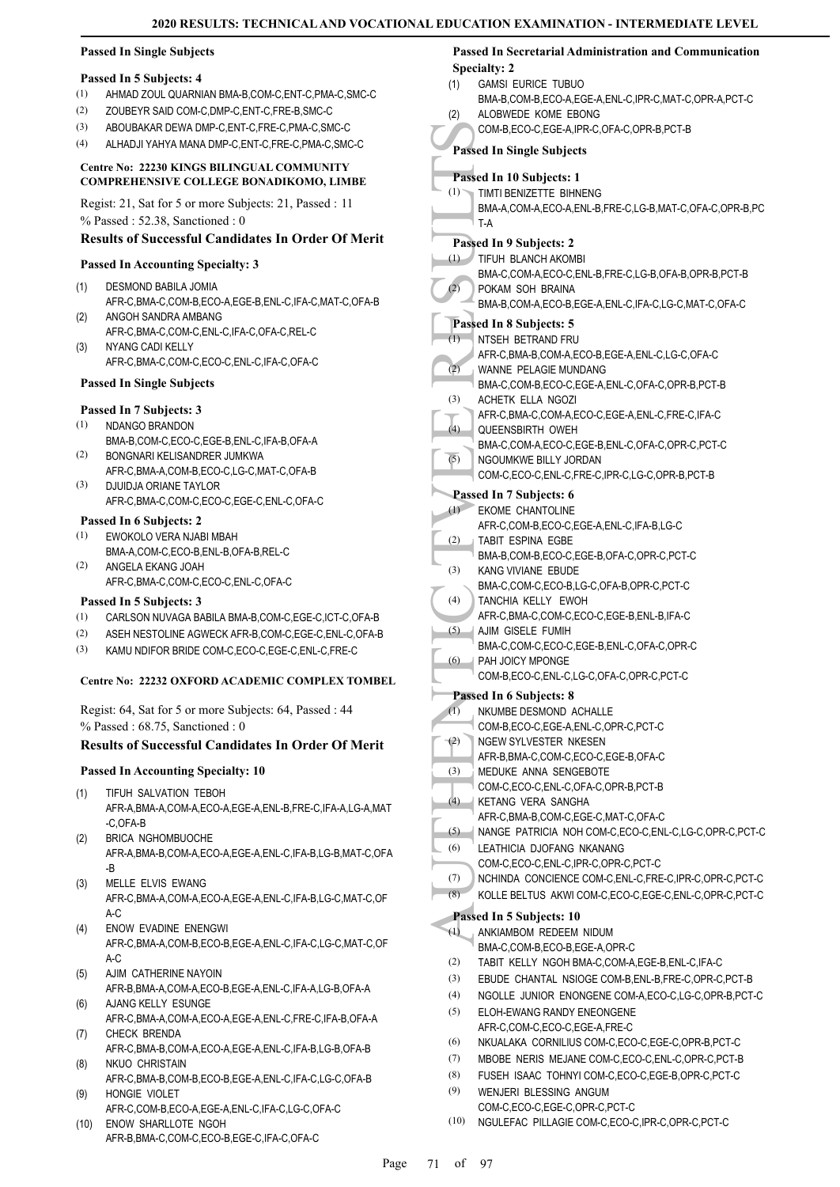### Passed In Single Subjects

#### Passed In 5 Subjects: 4

(1) AHMAD ZOUL QUARNIAN BMA-B,COM-C,ENT-C,PMA-C,SMC-C
(2) ZOUBEYR SAID COM-C,DMP-C,ENT-C,FRE-B,SMC-C
(3) ABOUBAKAR DEWA DMP-C,ENT-C,FRE-C,PMA-C,SMC-C
(4) ALHADJI YAHYA MANA DMP-C,ENT-C,FRE-C,PMA-C,SMC-C

## Centre No: 22230 KINGS BILINGUAL COMMUNITY COMPREHENSIVE COLLEGE BONADIKOMO, LIMBE

Regist: 21, Sat for 5 or more Subjects: 21, Passed : 11
% Passed : 52.38, Sanctioned : 0

### Results of Successful Candidates In Order Of Merit

#### Passed In Accounting Specialty: 3

(1) DESMOND BABILA JOMIA
AFR-C,BMA-C,COM-B,ECO-A,EGE-B,ENL-C,IFA-C,MAT-C,OFA-B
(2) ANGOH SANDRA AMBANG
AFR-C,BMA-C,COM-C,ENL-C,IFA-C,OFA-C,REL-C
(3) NYANG CADI KELLY
AFR-C,BMA-C,COM-C,ECO-C,ENL-C,IFA-C,OFA-C

#### Passed In Single Subjects

#### Passed In 7 Subjects: 3

(1) NDANGO BRANDON
BMA-B,COM-C,ECO-C,EGE-B,ENL-C,IFA-B,OFA-A
(2) BONGNARI KELISANDRER JUMKWA
AFR-C,BMA-A,COM-B,ECO-C,LG-C,MAT-C,OFA-B
(3) DJUIDJA ORIANE TAYLOR
AFR-C,BMA-C,COM-C,ECO-C,EGE-C,ENL-C,OFA-C

#### Passed In 6 Subjects: 2

(1) EWOKOLO VERA NJABI MBAH
BMA-A,COM-C,ECO-B,ENL-B,OFA-B,REL-C
(2) ANGELA EKANG JOAH
AFR-C,BMA-C,COM-C,ECO-C,ENL-C,OFA-C

#### Passed In 5 Subjects: 3

(1) CARLSON NUVAGA BABILA BMA-B,COM-C,EGE-C,ICT-C,OFA-B
(2) ASEH NESTOLINE AGWECK AFR-B,COM-C,EGE-C,ENL-C,OFA-B
(3) KAMU NDIFOR BRIDE COM-C,ECO-C,EGE-C,ENL-C,FRE-C

## Centre No: 22232 OXFORD ACADEMIC COMPLEX TOMBEL

Regist: 64, Sat for 5 or more Subjects: 64, Passed : 44
% Passed : 68.75, Sanctioned : 0

### Results of Successful Candidates In Order Of Merit

#### Passed In Accounting Specialty: 10

(1) TIFUH SALVATION TEBOH
AFR-A,BMA-A,COM-A,ECO-A,EGE-A,ENL-B,FRE-C,IFA-A,LG-A,MAT-C,OFA-B
(2) BRICA NGHOMBUOCHE
AFR-A,BMA-B,COM-A,ECO-A,EGE-A,ENL-C,IFA-B,LG-B,MAT-C,OFA-B
(3) MELLE ELVIS EWANG
AFR-C,BMA-A,COM-A,ECO-A,EGE-A,ENL-C,IFA-B,LG-C,MAT-C,OFA-C
(4) ENOW EVADINE ENENGWI
AFR-C,BMA-A,COM-B,ECO-B,EGE-A,ENL-C,IFA-C,LG-C,MAT-C,OFA-C
(5) AJIM CATHERINE NAYOIN
AFR-B,BMA-A,COM-A,ECO-B,EGE-A,ENL-C,IFA-A,LG-B,OFA-A
(6) AJANG KELLY ESUNGE
AFR-C,BMA-A,COM-A,ECO-A,EGE-A,ENL-C,FRE-C,IFA-B,OFA-A
(7) CHECK BRENDA
AFR-C,BMA-B,COM-A,ECO-A,EGE-A,ENL-C,IFA-B,LG-B,OFA-B
(8) NKUO CHRISTAIN
AFR-C,BMA-B,COM-B,ECO-B,EGE-A,ENL-C,IFA-C,LG-C,OFA-B
(9) HONGIE VIOLET
AFR-C,COM-B,ECO-A,EGE-A,ENL-C,IFA-C,LG-C,OFA-C
(10) ENOW SHARLLOTE NGOH
AFR-B,BMA-C,COM-C,ECO-B,EGE-C,IFA-C,OFA-C

#### Passed In Secretarial Administration and Communication Specialty: 2

(1) GAMSI EURICE TUBUO
BMA-B,COM-B,ECO-A,EGE-A,ENL-C,IPR-C,MAT-C,OPR-A,PCT-C
(2) ALOBWEDE KOME EBONG
COM-B,ECO-C,EGE-A,IPR-C,OFA-C,OPR-B,PCT-B

#### Passed In Single Subjects

#### Passed In 10 Subjects: 1

(1) TIMTI BENIZETTE BIHNENG
BMA-A,COM-A,ECO-A,ENL-B,FRE-C,LG-B,MAT-C,OFA-C,OPR-B,PCT-A

#### Passed In 9 Subjects: 2

(1) TIFUH BLANCH AKOMBI
BMA-C,COM-A,ECO-C,ENL-B,FRE-C,LG-B,OFA-B,OPR-B,PCT-B
(2) POKAM SOH BRAINA
BMA-B,COM-A,ECO-B,EGE-A,ENL-C,IFA-C,LG-C,MAT-C,OFA-C

#### Passed In 8 Subjects: 5

(1) NTSEH BETRAND FRU
AFR-C,BMA-B,COM-A,ECO-B,EGE-A,ENL-C,LG-C,OFA-C
(2) WANNE PELAGIE MUNDANG
BMA-C,COM-B,ECO-C,EGE-A,ENL-C,OFA-C,OPR-B,PCT-B
(3) ACHETK ELLA NGOZI
AFR-C,BMA-C,COM-A,ECO-C,EGE-A,ENL-C,FRE-C,IFA-C
(4) QUEENSBIRTH OWEH
BMA-C,COM-A,ECO-C,EGE-B,ENL-C,OFA-C,OPR-C,PCT-C
(5) NGOUMKWE BILLY JORDAN
COM-C,ECO-C,ENL-C,FRE-C,IPR-C,LG-C,OPR-B,PCT-B

#### Passed In 7 Subjects: 6

(1) EKOME CHANTOLINE
AFR-C,COM-B,ECO-C,EGE-A,ENL-C,IFA-B,LG-C
(2) TABIT ESPINA EGBE
BMA-B,COM-B,ECO-C,EGE-B,OFA-C,OPR-C,PCT-C
(3) KANG VIVIANE EBUDE
BMA-C,COM-C,ECO-B,LG-C,OFA-B,OPR-C,PCT-C
(4) TANCHIA KELLY EWOH
AFR-C,BMA-C,COM-C,ECO-C,EGE-B,ENL-B,IFA-C
(5) AJIM GISELE FUMIH
BMA-C,COM-C,ECO-C,EGE-B,ENL-C,OFA-C,OPR-C
(6) PAH JOICY MPONGE
COM-B,ECO-C,ENL-C,LG-C,OFA-C,OPR-C,PCT-C

#### Passed In 6 Subjects: 8

(1) NKUMBE DESMOND ACHALLE
COM-B,ECO-C,EGE-A,ENL-C,OPR-C,PCT-C
(2) NGEW SYLVESTER NKESEN
AFR-B,BMA-C,COM-C,ECO-C,EGE-B,OFA-C
(3) MEDUKE ANNA SENGEBOTE
COM-C,ECO-C,ENL-C,OFA-C,OPR-B,PCT-B
(4) KETANG VERA SANGHA
AFR-C,BMA-B,COM-B,EGE-C,MAT-C,OFA-C
(5) NANGE PATRICIA NOH COM-C,ECO-C,ENL-C,LG-C,OPR-C,PCT-C
(6) LEATHICIA DJOFANG NKANANG
COM-C,ECO-C,ENL-C,IPR-C,OPR-C,PCT-C
(7) NCHINDA CONCIENCE COM-C,ENL-C,FRE-C,IPR-C,OPR-C,PCT-C
(8) KOLLE BELTUS AKWI COM-C,ECO-C,EGE-C,ENL-C,OPR-C,PCT-C

#### Passed In 5 Subjects: 10

(1) ANKIAMBOM REDEEM NIDUM
BMA-C,COM-B,ECO-B,EGE-A,OPR-C
(2) TABIT KELLY NGOH BMA-C,COM-A,EGE-B,ENL-C,IFA-C
(3) EBUDE CHANTAL NSIOGE COM-B,ENL-B,FRE-C,OPR-C,PCT-B
(4) NGOLLE JUNIOR ENONGENE COM-A,ECO-C,LG-C,OPR-B,PCT-C
(5) ELOH-EWANG RANDY ENEONGENE
AFR-C,COM-C,ECO-C,EGE-A,FRE-C
(6) NKUALAKA CORNILIUS COM-C,ECO-C,EGE-C,OPR-B,PCT-C
(7) MBOBE NERIS MEJANE COM-C,ECO-C,ENL-C,OPR-C,PCT-B
(8) FUSEH ISAAC TOHNYI COM-C,ECO-C,EGE-B,OPR-C,PCT-C
(9) WENJERI BLESSING ANGUM
COM-C,ECO-C,EGE-C,OPR-C,PCT-C
(10) NGULEFAC PILLAGIE COM-C,ECO-C,IPR-C,OPR-C,PCT-C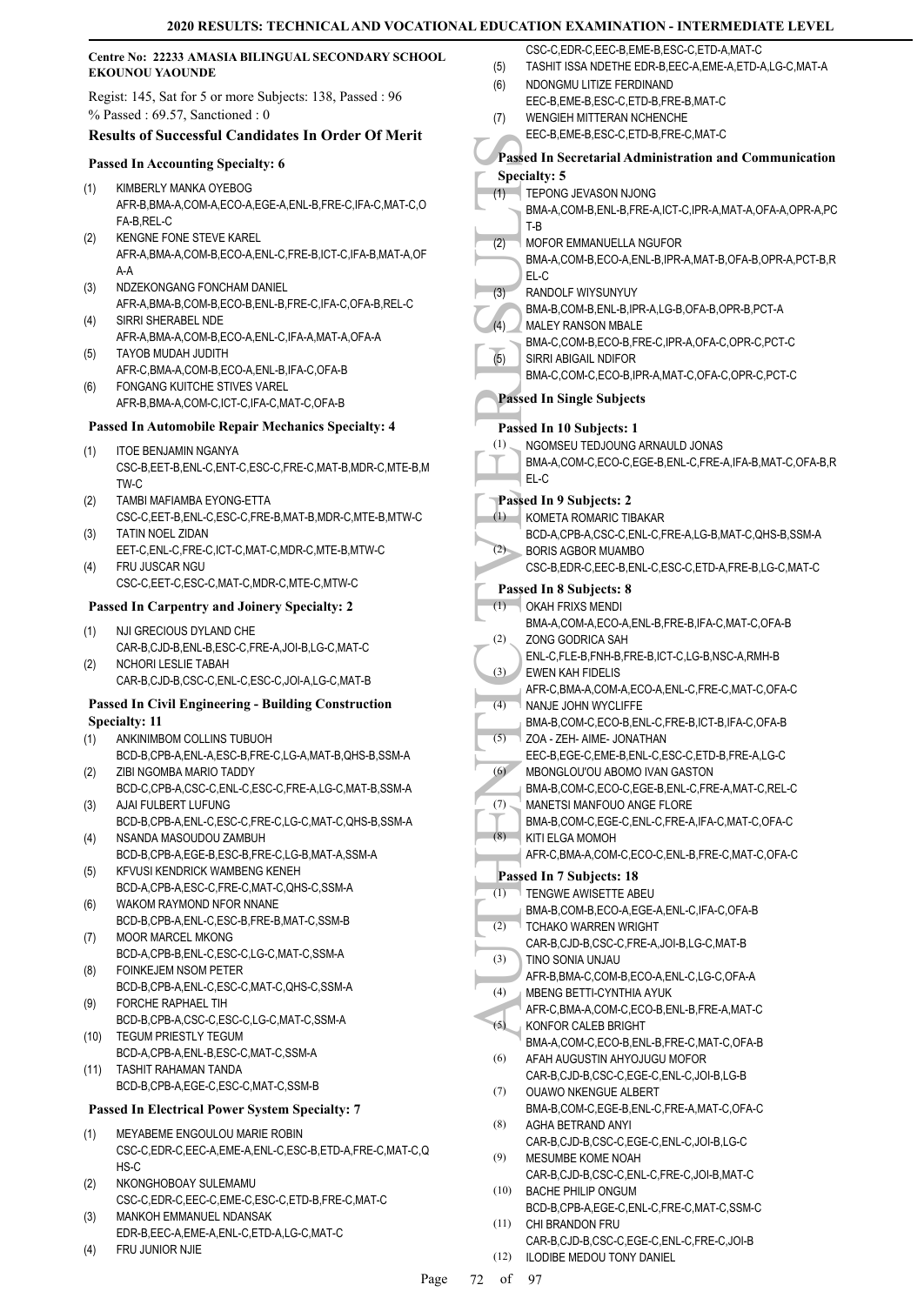**Centre No: 22233 AMASIA BILINGUAL SECONDARY SCHOOL EKOUNOU YAOUNDE**

Regist: 145, Sat for 5 or more Subjects: 138, Passed : 96
% Passed : 69.57, Sanctioned : 0

### Results of Successful Candidates In Order Of Merit

#### Passed In Accounting Specialty: 6

(1) KIMBERLY MANKA OYEBOG
AFR-B,BMA-A,COM-A,ECO-A,EGE-A,ENL-B,FRE-C,IFA-C,MAT-C,OFA-B,REL-C

(2) KENGNE FONE STEVE KAREL
AFR-A,BMA-A,COM-B,ECO-A,ENL-C,FRE-B,ICT-C,IFA-B,MAT-A,OFA-A

(3) NDZEKONGANG FONCHAM DANIEL
AFR-A,BMA-B,COM-B,ECO-B,ENL-B,FRE-C,IFA-C,OFA-B,REL-C

(4) SIRRI SHERABEL NDE
AFR-A,BMA-A,COM-B,ECO-A,ENL-C,IFA-A,MAT-A,OFA-A

(5) TAYOB MUDAH JUDITH
AFR-C,BMA-A,COM-B,ECO-A,ENL-B,IFA-C,OFA-B

(6) FONGANG KUITCHE STIVES VAREL
AFR-B,BMA-A,COM-C,ICT-C,IFA-C,MAT-C,OFA-B

#### Passed In Automobile Repair Mechanics Specialty: 4

(1) ITOE BENJAMIN NGANYA
CSC-B,EET-B,ENL-C,ENT-C,ESC-C,FRE-C,MAT-B,MDR-C,MTE-B,MTW-C

(2) TAMBI MAFIAMBA EYONG-ETTA
CSC-C,EET-B,ENL-C,ESC-C,FRE-B,MAT-B,MDR-C,MTE-B,MTW-C

(3) TATIN NOEL ZIDAN
EET-C,ENL-C,FRE-C,ICT-C,MAT-C,MDR-C,MTE-B,MTW-C

(4) FRU JUSCAR NGU
CSC-C,EET-C,ESC-C,MAT-C,MDR-C,MTE-C,MTW-C

#### Passed In Carpentry and Joinery Specialty: 2

(1) NJI GRECIOUS DYLAND CHE
CAR-B,CJD-B,ENL-B,ESC-C,FRE-A,JOI-B,LG-C,MAT-C

(2) NCHORI LESLIE TABAH
CAR-B,CJD-B,CSC-C,ENL-C,ESC-C,JOI-A,LG-C,MAT-B

#### Passed In Civil Engineering - Building Construction Specialty: 11

(1) ANKINIMBOM COLLINS TUBUOH
BCD-B,CPB-A,ENL-A,ESC-B,FRE-C,LG-A,MAT-B,QHS-B,SSM-A

(2) ZIBI NGOMBA MARIO TADDY
BCD-C,CPB-A,CSC-C,ENL-C,ESC-C,FRE-A,LG-C,MAT-B,SSM-A

(3) AJAI FULBERT LUFUNG
BCD-B,CPB-A,ENL-C,ESC-C,FRE-C,LG-C,MAT-C,QHS-B,SSM-A

(4) NSANDA MASOUDOU ZAMBUH
BCD-B,CPB-A,EGE-B,ESC-B,FRE-C,LG-B,MAT-A,SSM-A

(5) KFVUSI KENDRICK WAMBENG KENEH
BCD-A,CPB-A,ESC-C,FRE-C,MAT-C,QHS-C,SSM-A

(6) WAKOM RAYMOND NFOR NNANE
BCD-B,CPB-A,ENL-C,ESC-B,FRE-B,MAT-C,SSM-B

(7) MOOR MARCEL MKONG
BCD-A,CPB-B,ENL-C,ESC-C,LG-C,MAT-C,SSM-A

(8) FOINKEJEM NSOM PETER
BCD-B,CPB-A,ENL-C,ESC-C,MAT-C,QHS-C,SSM-A

(9) FORCHE RAPHAEL TIH
BCD-B,CPB-A,CSC-C,ESC-C,LG-C,MAT-C,SSM-A

(10) TEGUM PRIESTLY TEGUM
BCD-A,CPB-A,ENL-B,ESC-C,MAT-C,SSM-A

(11) TASHIT RAHAMAN TANDA
BCD-B,CPB-A,EGE-C,ESC-C,MAT-C,SSM-B

#### Passed In Electrical Power System Specialty: 7

(1) MEYABEME ENGOULOU MARIE ROBIN
CSC-C,EDR-C,EEC-A,EME-A,ENL-C,ESC-B,ETD-A,FRE-C,MAT-C,QHS-C

(2) NKONGHOBOAY SULEMAMU
CSC-C,EDR-C,EEC-C,EME-C,ESC-C,ETD-B,FRE-C,MAT-C

(3) MANKOH EMMANUEL NDANSAK
EDR-B,EEC-A,EME-A,ENL-C,ETD-A,LG-C,MAT-C

(4) FRU JUNIOR NJIE
CSC-C,EDR-C,EEC-B,EME-B,ESC-C,ETD-A,MAT-C

(5) TASHIT ISSA NDETHE EDR-B,EEC-A,EME-A,ETD-A,LG-C,MAT-A

(6) NDONGMU LITIZE FERDINAND
EEC-B,EME-B,ESC-C,ETD-B,FRE-B,MAT-C

(7) WENGIEH MITTERAN NCHENCHE
EEC-B,EME-B,ESC-C,ETD-B,FRE-C,MAT-C

#### Passed In Secretarial Administration and Communication Specialty: 5

(1) TEPONG JEVASON NJONG
BMA-A,COM-B,ENL-B,FRE-A,ICT-C,IPR-A,MAT-A,OFA-A,OPR-A,PCT-B

(2) MOFOR EMMANUELLA NGUFOR
BMA-A,COM-B,ECO-A,ENL-B,IPR-A,MAT-B,OFA-B,OPR-A,PCT-B,REL-C

(3) RANDOLF WIYSUNYUY
BMA-B,COM-B,ENL-B,IPR-A,LG-B,OFA-B,OPR-B,PCT-A

(4) MALEY RANSON MBALE
BMA-C,COM-B,ECO-B,FRE-C,IPR-A,OFA-C,OPR-C,PCT-C

(5) SIRRI ABIGAIL NDIFOR
BMA-C,COM-C,ECO-B,IPR-A,MAT-C,OFA-C,OPR-C,PCT-C

#### Passed In Single Subjects

#### Passed In 10 Subjects: 1

(1) NGOMSEU TEDJOUNG ARNAULD JONAS
BMA-A,COM-C,ECO-C,EGE-B,ENL-C,FRE-A,IFA-B,MAT-C,OFA-B,REL-C

#### Passed In 9 Subjects: 2

(1) KOMETA ROMARIC TIBAKAR
BCD-A,CPB-A,CSC-C,ENL-C,FRE-A,LG-B,MAT-C,QHS-B,SSM-A

(2) BORIS AGBOR MUAMBO
CSC-B,EDR-C,EEC-B,ENL-C,ESC-C,ETD-A,FRE-B,LG-C,MAT-C

#### Passed In 8 Subjects: 8

(1) OKAH FRIXS MENDI
BMA-A,COM-A,ECO-A,ENL-B,FRE-B,IFA-C,MAT-C,OFA-B

(2) ZONG GODRICA SAH
ENL-C,FLE-B,FNH-B,FRE-B,ICT-C,LG-B,NSC-A,RMH-B

(3) EWEN KAH FIDELIS
AFR-C,BMA-A,COM-A,ECO-A,ENL-C,FRE-C,MAT-C,OFA-C

(4) NANJE JOHN WYCLIFFE
BMA-B,COM-C,ECO-B,ENL-C,FRE-B,ICT-B,IFA-C,OFA-B

(5) ZOA - ZEH- AIME- JONATHAN
EEC-B,EGE-C,EME-B,ENL-C,ESC-C,ETD-B,FRE-A,LG-C

(6) MBONGLOU'OU ABOMO IVAN GASTON
BMA-B,COM-C,ECO-C,EGE-B,ENL-C,FRE-A,MAT-C,REL-C

(7) MANETSI MANFOUO ANGE FLORE
BMA-B,COM-C,EGE-C,ENL-C,FRE-A,IFA-C,MAT-C,OFA-C

(8) KITI ELGA MOMOH
AFR-C,BMA-A,COM-C,ECO-C,ENL-B,FRE-C,MAT-C,OFA-C

#### Passed In 7 Subjects: 18

(1) TENGWE AWISETTE ABEU
BMA-B,COM-B,ECO-A,EGE-A,ENL-C,IFA-C,OFA-B

(2) TCHAKO WARREN WRIGHT
CAR-B,CJD-B,CSC-C,FRE-A,JOI-B,LG-C,MAT-B

(3) TINO SONIA UNJAU
AFR-B,BMA-C,COM-B,ECO-A,ENL-C,LG-C,OFA-A

(4) MBENG BETTI-CYNTHIA AYUK
AFR-C,BMA-A,COM-C,ECO-B,ENL-B,FRE-A,MAT-C

(5) KONFOR CALEB BRIGHT
BMA-A,COM-C,ECO-B,ENL-B,FRE-C,MAT-C,OFA-B

(6) AFAH AUGUSTIN AHYOJUGU MOFOR
CAR-B,CJD-B,CSC-C,EGE-C,ENL-C,JOI-B,LG-B

(7) OUAWO NKENGUE ALBERT
BMA-B,COM-C,EGE-B,ENL-C,FRE-A,MAT-C,OFA-C

(8) AGHA BETRAND ANYI
CAR-B,CJD-B,CSC-C,EGE-C,ENL-C,JOI-B,LG-C

(9) MESUMBE KOME NOAH
CAR-B,CJD-B,CSC-C,ENL-C,FRE-C,JOI-B,MAT-C

(10) BACHE PHILIP ONGUM
BCD-B,CPB-A,EGE-C,ENL-C,FRE-C,MAT-C,SSM-C

(11) CHI BRANDON FRU
CAR-B,CJD-B,CSC-C,EGE-C,ENL-C,FRE-C,JOI-B

(12) ILODIBE MEDOU TONY DANIEL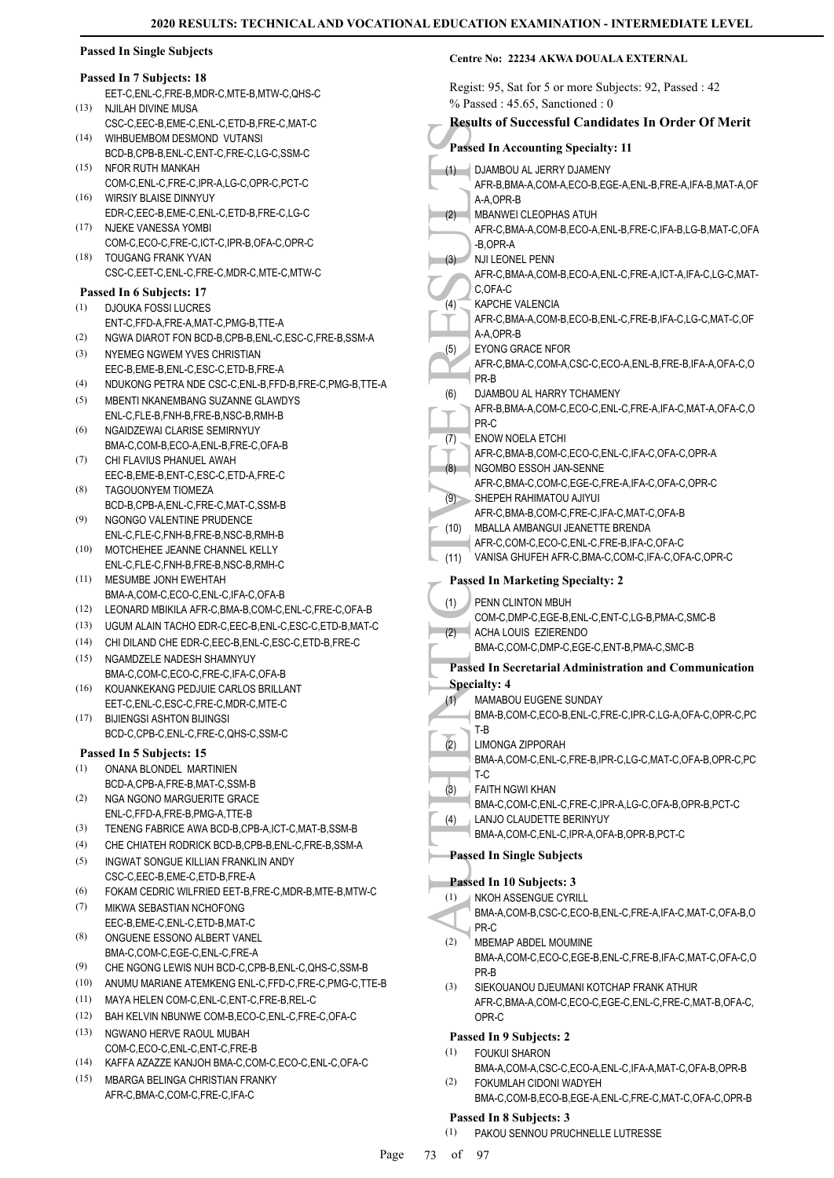## Passed In Single Subjects

### Passed In 7 Subjects: 18

EET-C,ENL-C,FRE-B,MDR-C,MTE-B,MTW-C,QHS-C

(13) NJILAH DIVINE MUSA
CSC-C,EEC-B,EME-C,ENL-C,ETD-B,FRE-C,MAT-C

(14) WIHBUEMBOM DESMOND VUTANSI
BCD-B,CPB-B,ENL-C,ENT-C,FRE-C,LG-C,SSM-C

(15) NFOR RUTH MANKAH
COM-C,ENL-C,FRE-C,IPR-A,LG-C,OPR-C,PCT-C

(16) WIRSIY BLAISE DINNYUY
EDR-C,EEC-B,EME-C,ENL-C,ETD-B,FRE-C,LG-C

(17) NJEKE VANESSA YOMBI
COM-C,ECO-C,FRE-C,ICT-C,IPR-B,OFA-C,OPR-C

(18) TOUGANG FRANK YVAN
CSC-C,EET-C,ENL-C,FRE-C,MDR-C,MTE-C,MTW-C

### Passed In 6 Subjects: 17

(1) DJOUKA FOSSI LUCRES
ENT-C,FFD-A,FRE-A,MAT-C,PMG-B,TTE-A

(2) NGWA DIAROT FON BCD-B,CPB-B,ENL-C,ESC-C,FRE-B,SSM-A

(3) NYEMEG NGWEM YVES CHRISTIAN
EEC-B,EME-B,ENL-C,ESC-C,ETD-B,FRE-A

(4) NDUKONG PETRA NDE CSC-C,ENL-B,FFD-B,FRE-C,PMG-B,TTE-A

(5) MBENTI NKANEMBANG SUZANNE GLAWDYS
ENL-C,FLE-B,FNH-B,FRE-B,NSC-B,RMH-B

(6) NGAIDZEWAI CLARISE SEMIRNYUY
BMA-C,COM-B,ECO-A,ENL-B,FRE-C,OFA-B

(7) CHI FLAVIUS PHANUEL AWAH
EEC-B,EME-B,ENT-C,ESC-C,ETD-A,FRE-C

(8) TAGOUONYEM TIOMEZA
BCD-B,CPB-A,ENL-C,FRE-C,MAT-C,SSM-B

(9) NGONGO VALENTINE PRUDENCE
ENL-C,FLE-C,FNH-B,FRE-B,NSC-B,RMH-B

(10) MOTCHEHEE JEANNE CHANNEL KELLY
ENL-C,FLE-C,FNH-B,FRE-B,NSC-B,RMH-C

(11) MESUMBE JONH EWEHTAH
BMA-A,COM-C,ECO-C,ENL-C,IFA-C,OFA-B

(12) LEONARD MBIKILA AFR-C,BMA-B,COM-C,ENL-C,FRE-C,OFA-B

(13) UGUM ALAIN TACHO EDR-C,EEC-B,ENL-C,ESC-C,ETD-B,MAT-C

(14) CHI DILAND CHE EDR-C,EEC-B,ENL-C,ESC-C,ETD-B,FRE-C

(15) NGAMDZELE NADESH SHAMNYUY
BMA-C,COM-C,ECO-C,FRE-C,IFA-C,OFA-B

(16) KOUANKEKANG PEDJUIE CARLOS BRILLANT
EET-C,ENL-C,ESC-C,FRE-C,MDR-C,MTE-C

(17) BIJIENGSI ASHTON BIJINGSI
BCD-C,CPB-C,ENL-C,FRE-C,QHS-C,SSM-C

### Passed In 5 Subjects: 15

(1) ONANA BLONDEL MARTINIEN
BCD-A,CPB-A,FRE-B,MAT-C,SSM-B

(2) NGA NGONO MARGUERITE GRACE
ENL-C,FFD-A,FRE-B,PMG-A,TTE-B

(3) TENENG FABRICE AWA BCD-B,CPB-A,ICT-C,MAT-B,SSM-B

(4) CHE CHIATEH RODRICK BCD-B,CPB-B,ENL-C,FRE-B,SSM-A

(5) INGWAT SONGUE KILLIAN FRANKLIN ANDY
CSC-C,EEC-B,EME-C,ETD-B,FRE-A

(6) FOKAM CEDRIC WILFRIED EET-B,FRE-C,MDR-B,MTE-B,MTW-C

(7) MIKWA SEBASTIAN NCHOFONG
EEC-B,EME-C,ENL-C,ETD-B,MAT-C

(8) ONGUENE ESSONO ALBERT VANEL
BMA-C,COM-C,EGE-C,ENL-C,FRE-A

(9) CHE NGONG LEWIS NUH BCD-C,CPB-B,ENL-C,QHS-C,SSM-B

(10) ANUMU MARIANE ATEMKENG ENL-C,FFD-C,FRE-C,PMG-C,TTE-B

(11) MAYA HELEN COM-C,ENL-C,ENT-C,FRE-B,REL-C

(12) BAH KELVIN NBUNWE COM-B,ECO-C,ENL-C,FRE-C,OFA-C

(13) NGWANO HERVE RAOUL MUBAH
COM-C,ECO-C,ENL-C,ENT-C,FRE-B

(14) KAFFA AZAZZE KANJOH BMA-C,COM-C,ECO-C,ENL-C,OFA-C

(15) MBARGA BELINGA CHRISTIAN FRANKY
AFR-C,BMA-C,COM-C,FRE-C,IFA-C

## Centre No: 22234 AKWA DOUALA EXTERNAL

Regist: 95, Sat for 5 or more Subjects: 92, Passed : 42
% Passed : 45.65, Sanctioned : 0

### Results of Successful Candidates In Order Of Merit

### Passed In Accounting Specialty: 11

(1) DJAMBOU AL JERRY DJAMENY
AFR-B,BMA-A,COM-A,ECO-B,EGE-A,ENL-B,FRE-A,IFA-B,MAT-A,OFA-A,OPR-B

(2) MBANWEI CLEOPHAS ATUH
AFR-C,BMA-A,COM-B,ECO-A,ENL-B,FRE-C,IFA-B,LG-B,MAT-C,OFA-B,OPR-A

(3) NJI LEONEL PENN
AFR-C,BMA-A,COM-B,ECO-A,ENL-C,FRE-A,ICT-A,IFA-C,LG-C,MAT-C,OFA-C

(4) KAPCHE VALENCIA
AFR-C,BMA-A,COM-B,ECO-B,ENL-C,FRE-B,IFA-C,LG-C,MAT-C,OFA-A,OPR-B

(5) EYONG GRACE NFOR
AFR-C,BMA-C,COM-A,CSC-C,ECO-A,ENL-B,FRE-B,IFA-A,OFA-C,OPR-B

(6) DJAMBOU AL HARRY TCHAMENY
AFR-B,BMA-A,COM-C,ECO-C,ENL-C,FRE-A,IFA-C,MAT-A,OFA-C,OPR-C

(7) ENOW NOELA ETCHI
AFR-C,BMA-B,COM-C,ECO-C,ENL-C,IFA-C,OFA-C,OPR-A

(8) NGOMBO ESSOH JAN-SENNE
AFR-C,BMA-C,COM-C,EGE-C,FRE-A,IFA-C,OFA-C,OPR-C

(9) SHEPEH RAHIMATOU AJIYUI
AFR-C,BMA-B,COM-C,FRE-C,IFA-C,MAT-C,OFA-B

(10) MBALLA AMBANGUI JEANETTE BRENDA
AFR-C,COM-C,ECO-C,ENL-C,FRE-B,IFA-C,OFA-C

(11) VANISA GHUFEH AFR-C,BMA-C,COM-C,IFA-C,OFA-C,OPR-C

### Passed In Marketing Specialty: 2

(1) PENN CLINTON MBUH
COM-C,DMP-C,EGE-B,ENL-C,ENT-C,LG-B,PMA-C,SMC-B

(2) ACHA LOUIS EZIERENDO
BMA-C,COM-C,DMP-C,EGE-C,ENT-B,PMA-C,SMC-B

### Passed In Secretarial Administration and Communication Specialty: 4

(1) MAMABOU EUGENE SUNDAY
BMA-B,COM-C,ECO-B,ENL-C,FRE-C,IPR-C,LG-A,OFA-C,OPR-C,PCT-B

(2) LIMONGA ZIPPORAH
BMA-A,COM-C,ENL-C,FRE-B,IPR-C,LG-C,MAT-C,OFA-B,OPR-C,PCT-C

(3) FAITH NGWI KHAN
BMA-C,COM-C,ENL-C,FRE-C,IPR-A,LG-C,OFA-B,OPR-B,PCT-C

(4) LANJO CLAUDETTE BERINYUY
BMA-A,COM-C,ENL-C,IPR-A,OFA-B,OPR-B,PCT-C

### Passed In Single Subjects

### Passed In 10 Subjects: 3

(1) NKOH ASSENGUE CYRILL
BMA-A,COM-B,CSC-C,ECO-B,ENL-C,FRE-A,IFA-C,MAT-C,OFA-B,OPR-C

(2) MBEMAP ABDEL MOUMINE
BMA-A,COM-C,ECO-C,EGE-B,ENL-C,FRE-B,IFA-C,MAT-C,OFA-C,OPR-B

(3) SIEKOUANOU DJEUMANI KOTCHAP FRANK ATHUR
AFR-C,BMA-A,COM-C,ECO-C,EGE-C,ENL-C,FRE-C,MAT-B,OFA-C,OPR-C

### Passed In 9 Subjects: 2

(1) FOUKUI SHARON
BMA-A,COM-A,CSC-C,ECO-A,ENL-C,IFA-A,MAT-C,OFA-B,OPR-B

(2) FOKUMLAH CIDONI WADYEH
BMA-C,COM-B,ECO-B,EGE-A,ENL-C,FRE-C,MAT-C,OFA-C,OPR-B

### Passed In 8 Subjects: 3

(1) PAKOU SENNOU PRUCHNELLE LUTRESSE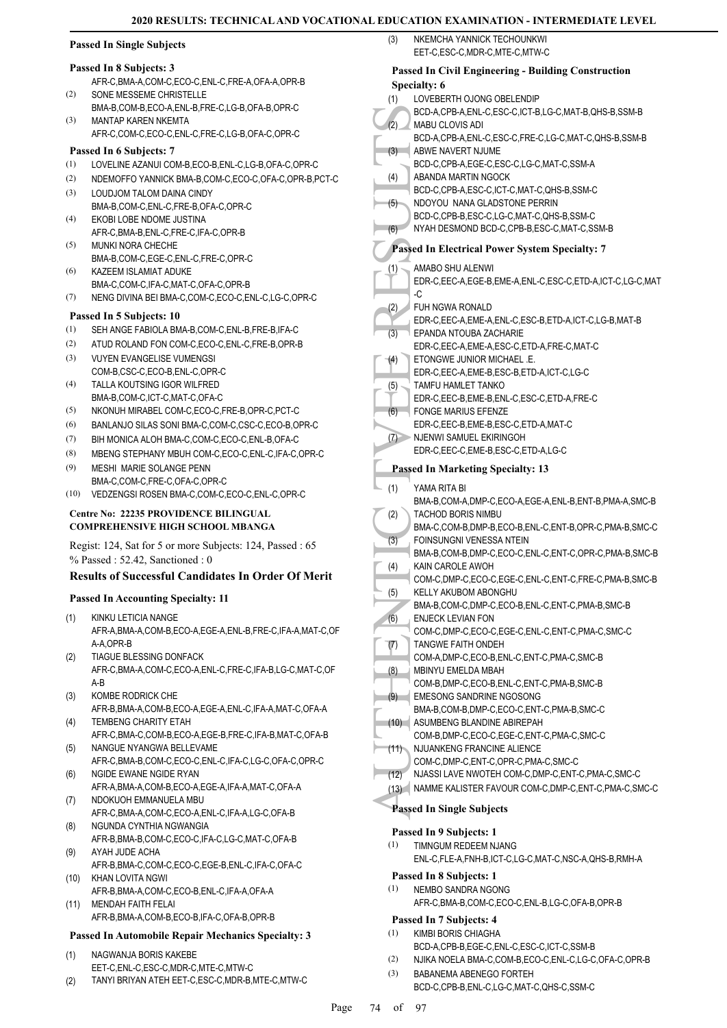#### Passed In Single Subjects

#### Passed In 8 Subjects: 3

AFR-C,BMA-A,COM-C,ECO-C,ENL-C,FRE-A,OFA-A,OPR-B

(2) SONE MESSEME CHRISTELLE
BMA-B,COM-B,ECO-A,ENL-B,FRE-C,LG-B,OFA-B,OPR-C

(3) MANTAP KAREN NKEMTA
AFR-C,COM-C,ECO-C,ENL-C,FRE-C,LG-B,OFA-C,OPR-C

#### Passed In 6 Subjects: 7

(1) LOVELINE AZANUI COM-B,ECO-B,ENL-C,LG-B,OFA-C,OPR-C
(2) NDEMOFFO YANNICK BMA-B,COM-C,ECO-C,OFA-C,OPR-B,PCT-C
(3) LOUDJOM TALOM DAINA CINDY
BMA-B,COM-C,ENL-C,FRE-B,OFA-C,OPR-C
(4) EKOBI LOBE NDOME JUSTINA
AFR-C,BMA-B,ENL-C,FRE-C,IFA-C,OPR-B
(5) MUNKI NORA CHECHE
BMA-B,COM-C,EGE-C,ENL-C,FRE-C,OPR-C
(6) KAZEEM ISLAMIAT ADUKE
BMA-C,COM-C,IFA-C,MAT-C,OFA-C,OPR-B
(7) NENG DIVINA BEI BMA-C,COM-C,ECO-C,ENL-C,LG-C,OPR-C

#### Passed In 5 Subjects: 10

(1) SEH ANGE FABIOLA BMA-B,COM-C,ENL-B,FRE-B,IFA-C
(2) ATUD ROLAND FON COM-C,ECO-C,ENL-C,FRE-B,OPR-B
(3) VUYEN EVANGELISE VUMENGSI
COM-B,CSC-C,ECO-B,ENL-C,OPR-C
(4) TALLA KOUTSING IGOR WILFRED
BMA-B,COM-C,ICT-C,MAT-C,OFA-C
(5) NKONUH MIRABEL COM-C,ECO-C,FRE-B,OPR-C,PCT-C
(6) BANLANJO SILAS SONI BMA-C,COM-C,CSC-C,ECO-B,OPR-C
(7) BIH MONICA ALOH BMA-C,COM-C,ECO-C,ENL-B,OFA-C
(8) MBENG STEPHANY MBUH COM-C,ECO-C,ENL-C,IFA-C,OPR-C
(9) MESHI MARIE SOLANGE PENN
BMA-C,COM-C,FRE-C,OFA-C,OPR-C
(10) VEDZENGSI ROSEN BMA-C,COM-C,ECO-C,ENL-C,OPR-C

### Centre No: 22235 PROVIDENCE BILINGUAL COMPREHENSIVE HIGH SCHOOL MBANGA

Regist: 124, Sat for 5 or more Subjects: 124, Passed : 65
% Passed : 52.42, Sanctioned : 0

### Results of Successful Candidates In Order Of Merit

#### Passed In Accounting Specialty: 11

(1) KINKU LETICIA NANGE
AFR-A,BMA-A,COM-B,ECO-A,EGE-A,ENL-B,FRE-C,IFA-A,MAT-C,OFA-A,OPR-B
(2) TIAGUE BLESSING DONFACK
AFR-C,BMA-A,COM-C,ECO-A,ENL-C,FRE-C,IFA-B,LG-C,MAT-C,OFA-B
(3) KOMBE RODRICK CHE
AFR-B,BMA-A,COM-B,ECO-A,EGE-A,ENL-C,IFA-A,MAT-C,OFA-A
(4) TEMBENG CHARITY ETAH
AFR-C,BMA-C,COM-B,ECO-A,EGE-B,FRE-C,IFA-B,MAT-C,OFA-B
(5) NANGUE NYANGWA BELLEVAME
AFR-C,BMA-B,COM-C,ECO-C,ENL-C,IFA-C,LG-C,OFA-C,OPR-C
(6) NGIDE EWANE NGIDE RYAN
AFR-A,BMA-A,COM-B,ECO-A,EGE-A,IFA-A,MAT-C,OFA-A
(7) NDOKUOH EMMANUELA MBU
AFR-C,BMA-A,COM-C,ECO-A,ENL-C,IFA-A,LG-C,OFA-B
(8) NGUNDA CYNTHIA NGWANGIA
AFR-B,BMA-B,COM-C,ECO-C,IFA-C,LG-C,MAT-C,OFA-B
(9) AYAH JUDE ACHA
AFR-B,BMA-C,COM-C,ECO-C,EGE-B,ENL-C,IFA-C,OFA-C
(10) KHAN LOVITA NGWI
AFR-B,BMA-A,COM-C,ECO-B,ENL-C,IFA-A,OFA-A
(11) MENDAH FAITH FELAI
AFR-B,BMA-A,COM-B,ECO-B,IFA-C,OFA-B,OPR-B

#### Passed In Automobile Repair Mechanics Specialty: 3

(1) NAGWANJA BORIS KAKEBE
EET-C,ENL-C,ESC-C,MDR-C,MTE-C,MTW-C
(2) TANYI BRIYAN ATEH EET-C,ESC-C,MDR-B,MTE-C,MTW-C
(3) NKEMCHA YANNICK TECHOUNKWI
EET-C,ESC-C,MDR-C,MTE-C,MTW-C

#### Passed In Civil Engineering - Building Construction Specialty: 6

(1) LOVEBERTH OJONG OBELENDIP
BCD-A,CPB-A,ENL-C,ESC-C,ICT-B,LG-C,MAT-B,QHS-B,SSM-B
(2) MABU CLOVIS ADI
BCD-A,CPB-A,ENL-C,ESC-C,FRE-C,LG-C,MAT-C,QHS-B,SSM-B
(3) ABWE NAVERT NJUME
BCD-C,CPB-A,EGE-C,ESC-C,LG-C,MAT-C,SSM-A
(4) ABANDA MARTIN NGOCK
BCD-C,CPB-A,ESC-C,ICT-C,MAT-C,QHS-B,SSM-C
(5) NDOYOU NANA GLADSTONE PERRIN
BCD-C,CPB-B,ESC-C,LG-C,MAT-C,QHS-B,SSM-C
(6) NYAH DESMOND BCD-C,CPB-B,ESC-C,MAT-C,SSM-B

#### Passed In Electrical Power System Specialty: 7

(1) AMABO SHU ALENWI
EDR-C,EEC-A,EGE-B,EME-A,ENL-C,ESC-C,ETD-A,ICT-C,LG-C,MAT-C
(2) FUH NGWA RONALD
EDR-C,EEC-A,EME-A,ENL-C,ESC-B,ETD-A,ICT-C,LG-B,MAT-B
(3) EPANDA NTOUBA ZACHARIE
EDR-C,EEC-A,EME-A,ESC-C,ETD-A,FRE-C,MAT-C
(4) ETONGWE JUNIOR MICHAEL .E.
EDR-C,EEC-A,EME-B,ESC-B,ETD-A,ICT-C,LG-C
(5) TAMFU HAMLET TANKO
EDR-C,EEC-B,EME-B,ENL-C,ESC-C,ETD-A,FRE-C
(6) FONGE MARIUS EFENZE
EDR-C,EEC-B,EME-B,ESC-C,ETD-A,MAT-C
(7) NJENWI SAMUEL EKIRINGOH
EDR-C,EEC-C,EME-B,ESC-C,ETD-A,LG-C

#### Passed In Marketing Specialty: 13

(1) YAMA RITA BI
BMA-B,COM-A,DMP-C,ECO-A,EGE-A,ENL-B,ENT-B,PMA-A,SMC-B
(2) TACHOD BORIS NIMBU
BMA-C,COM-B,DMP-B,ECO-B,ENL-C,ENT-B,OPR-C,PMA-B,SMC-C
(3) FOINSUNGNI VENESSA NTEIN
BMA-B,COM-B,DMP-C,ECO-C,ENL-C,ENT-C,OPR-C,PMA-B,SMC-B
(4) KAIN CAROLE AWOH
COM-C,DMP-C,ECO-C,EGE-C,ENL-C,ENT-C,FRE-C,PMA-B,SMC-B
(5) KELLY AKUBOM ABONGHU
BMA-B,COM-C,DMP-C,ECO-B,ENL-C,ENT-C,PMA-B,SMC-B
(6) ENJECK LEVIAN FON
COM-C,DMP-C,ECO-C,EGE-C,ENL-C,ENT-C,PMA-C,SMC-C
(7) TANGWE FAITH ONDEH
COM-A,DMP-C,ECO-B,ENL-C,ENT-C,PMA-C,SMC-B
(8) MBINYU EMELDA MBAH
COM-B,DMP-C,ECO-B,ENL-C,ENT-C,PMA-B,SMC-B
(9) EMESONG SANDRINE NGOSONG
BMA-B,COM-B,DMP-C,ECO-C,ENT-C,PMA-B,SMC-C
(10) ASUMBENG BLANDINE ABIREPAH
COM-B,DMP-C,ECO-C,EGE-C,ENT-C,PMA-C,SMC-C
(11) NJUANKENG FRANCINE ALIENCE
COM-C,DMP-C,ENT-C,OPR-C,PMA-C,SMC-C
(12) NJASSI LAVE NWOTEH COM-C,DMP-C,ENT-C,PMA-C,SMC-C
(13) NAMME KALISTER FAVOUR COM-C,DMP-C,ENT-C,PMA-C,SMC-C

#### Passed In Single Subjects

#### Passed In 9 Subjects: 1

(1) TIMNGUM REDEEM NJANG
ENL-C,FLE-A,FNH-B,ICT-C,LG-C,MAT-C,NSC-A,QHS-B,RMH-A

#### Passed In 8 Subjects: 1

(1) NEMBO SANDRA NGONG
AFR-C,BMA-B,COM-C,ECO-C,ENL-B,LG-C,OFA-B,OPR-B

#### Passed In 7 Subjects: 4

(1) KIMBI BORIS CHIAGHA
BCD-A,CPB-B,EGE-C,ENL-C,ESC-C,ICT-C,SSM-B
(2) NJIKA NOELA BMA-C,COM-B,ECO-C,ENL-C,LG-C,OFA-C,OPR-B
(3) BABANEMA ABENEGO FORTEH
BCD-C,CPB-B,ENL-C,LG-C,MAT-C,QHS-C,SSM-C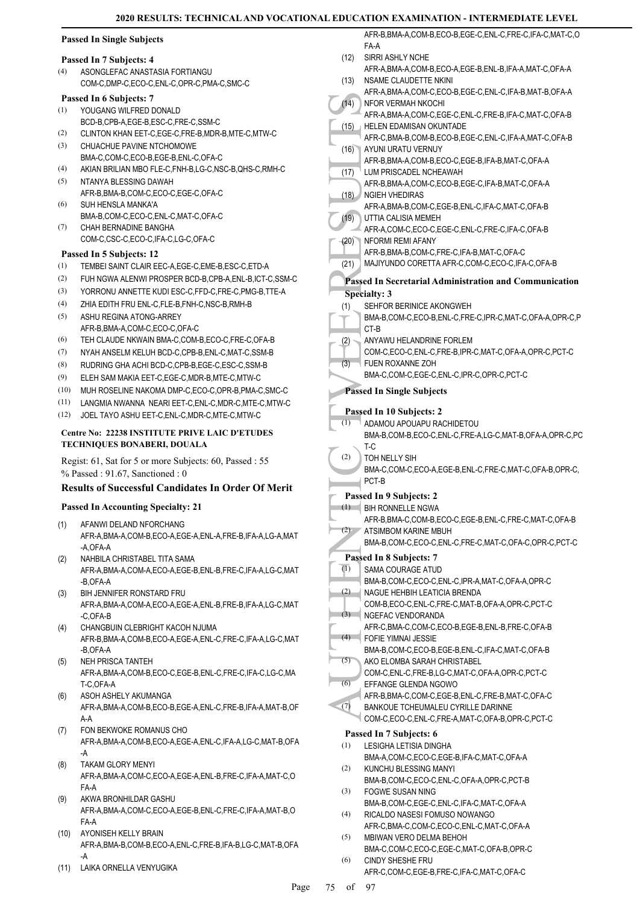**Passed In Single Subjects**

**Passed In 7 Subjects: 4**

(4) ASONGLEFAC ANASTASIA FORTIANGU
COM-C,DMP-C,ECO-C,ENL-C,OPR-C,PMA-C,SMC-C

**Passed In 6 Subjects: 7**

(1) YOUGANG WILFRED DONALD
BCD-B,CPB-A,EGE-B,ESC-C,FRE-C,SSM-C
(2) CLINTON KHAN EET-C,EGE-C,FRE-B,MDR-B,MTE-C,MTW-C
(3) CHUACHUE PAVINE NTCHOMOWE
BMA-C,COM-C,ECO-B,EGE-B,ENL-C,OFA-C
(4) AKIAN BRILIAN MBO FLE-C,FNH-B,LG-C,NSC-B,QHS-C,RMH-C
(5) NTANYA BLESSING DAWAH
AFR-B,BMA-B,COM-C,ECO-C,EGE-C,OFA-C
(6) SUH HENSLA MANKA'A
BMA-B,COM-C,ECO-C,ENL-C,MAT-C,OFA-C
(7) CHAH BERNADINE BANGHA
COM-C,CSC-C,ECO-C,IFA-C,LG-C,OFA-C

**Passed In 5 Subjects: 12**

(1) TEMBEI SAINT CLAIR EEC-A,EGE-C,EME-B,ESC-C,ETD-A
(2) FUH NGWA ALENWI PROSPER BCD-B,CPB-A,ENL-B,ICT-C,SSM-C
(3) YORRONU ANNETTE KUDI ESC-C,FFD-C,FRE-C,PMG-B,TTE-A
(4) ZHIA EDITH FRU ENL-C,FLE-B,FNH-C,NSC-B,RMH-B
(5) ASHU REGINA ATONG-ARREY
AFR-B,BMA-A,COM-C,ECO-C,OFA-C
(6) TEH CLAUDE NKWAIN BMA-C,COM-B,ECO-C,FRE-C,OFA-B
(7) NYAH ANSELM KELUH BCD-C,CPB-B,ENL-C,MAT-C,SSM-B
(8) RUDRING GHA ACHI BCD-C,CPB-B,EGE-C,ESC-C,SSM-B
(9) ELEH SAM MAKIA EET-C,EGE-C,MDR-B,MTE-C,MTW-C
(10) MUH ROSELINE NAKOMA DMP-C,ECO-C,OPR-B,PMA-C,SMC-C
(11) LANGMIA NWANNA NEARI EET-C,ENL-C,MDR-C,MTE-C,MTW-C
(12) JOEL TAYO ASHU EET-C,ENL-C,MDR-C,MTE-C,MTW-C

**Centre No: 22238 INSTITUTE PRIVE LAIC D'ETUDES TECHNIQUES BONABERI, DOUALA**

Regist: 61, Sat for 5 or more Subjects: 60, Passed : 55
% Passed : 91.67, Sanctioned : 0

### Results of Successful Candidates In Order Of Merit

**Passed In Accounting Specialty: 21**

(1) AFANWI DELAND NFORCHANG
AFR-A,BMA-A,COM-B,ECO-A,EGE-A,ENL-A,FRE-B,IFA-A,LG-A,MAT-A,OFA-A
(2) NAHBILA CHRISTABEL TITA SAMA
AFR-A,BMA-A,COM-A,ECO-A,EGE-B,ENL-B,FRE-C,IFA-A,LG-C,MAT-B,OFA-A
(3) BIH JENNIFER RONSTARD FRU
AFR-A,BMA-A,COM-A,ECO-A,EGE-A,ENL-B,FRE-B,IFA-A,LG-C,MAT-C,OFA-B
(4) CHANGBUIN CLEBRIGHT KACOH NJUMA
AFR-B,BMA-A,COM-B,ECO-A,EGE-A,ENL-C,FRE-C,IFA-A,LG-C,MAT-B,OFA-A
(5) NEH PRISCA TANTEH
AFR-A,BMA-A,COM-B,ECO-C,EGE-B,ENL-C,FRE-C,IFA-C,LG-C,MAT-C,OFA-A
(6) ASOH ASHELY AKUMANGA
AFR-A,BMA-A,COM-B,ECO-B,EGE-A,ENL-C,FRE-B,IFA-A,MAT-B,OFA-A
(7) FON BEKWOKE ROMANUS CHO
AFR-A,BMA-A,COM-B,ECO-A,EGE-A,ENL-C,IFA-A,LG-C,MAT-B,OFA-A
(8) TAKAM GLORY MENYI
AFR-A,BMA-A,COM-C,ECO-A,EGE-A,ENL-B,FRE-C,IFA-A,MAT-C,OFA-A
(9) AKWA BRONHILDAR GASHU
AFR-A,BMA-A,COM-C,ECO-A,EGE-B,ENL-C,FRE-C,IFA-A,MAT-B,OFA-A
(10) AYONISEH KELLY BRAIN
AFR-A,BMA-B,COM-B,ECO-A,ENL-C,FRE-B,IFA-B,LG-C,MAT-B,OFA-A
(11) LAIKA ORNELLA VENYUGIKA
AFR-B,BMA-A,COM-B,ECO-B,EGE-C,ENL-C,FRE-C,IFA-C,MAT-C,OFA-A
(12) SIRRI ASHLY NCHE
AFR-A,BMA-A,COM-B,ECO-A,EGE-B,ENL-B,IFA-A,MAT-C,OFA-A
(13) NSAME CLAUDETTE NKINI
AFR-A,BMA-A,COM-C,ECO-B,EGE-C,ENL-C,IFA-B,MAT-B,OFA-A
(14) NFOR VERMAH NKOCHI
AFR-A,BMA-A,COM-C,EGE-C,ENL-C,FRE-B,IFA-C,MAT-C,OFA-B
(15) HELEN EDAMISAN OKUNTADE
AFR-C,BMA-B,COM-B,ECO-B,EGE-C,ENL-C,IFA-A,MAT-C,OFA-B
(16) AYUNI URATU VERNUY
AFR-B,BMA-A,COM-B,ECO-C,EGE-B,IFA-B,MAT-C,OFA-A
(17) LUM PRISCADEL NCHEAWAH
AFR-B,BMA-A,COM-C,ECO-B,EGE-C,IFA-B,MAT-C,OFA-A
(18) NGIEH VHEDIRAS
AFR-A,BMA-B,COM-C,EGE-B,ENL-C,IFA-C,MAT-C,OFA-B
(19) UTTIA CALISIA MEMEH
AFR-A,COM-C,ECO-C,EGE-C,ENL-C,FRE-C,IFA-C,OFA-B
(20) NFORMI REMI AFANY
AFR-B,BMA-B,COM-C,FRE-C,IFA-B,MAT-C,OFA-C
(21) MAJIYUNDO CORETTA AFR-C,COM-C,ECO-C,IFA-C,OFA-B

**Passed In Secretarial Administration and Communication Specialty: 3**

(1) SEHFOR BERINICE AKONGWEH
BMA-B,COM-C,ECO-B,ENL-C,FRE-C,IPR-C,MAT-C,OFA-A,OPR-C,PCT-B
(2) ANYAWU HELANDRINE FORLEM
COM-C,ECO-C,ENL-C,FRE-B,IPR-C,MAT-C,OFA-A,OPR-C,PCT-C
(3) FUEN ROXANNE ZOH
BMA-C,COM-C,EGE-C,ENL-C,IPR-C,OPR-C,PCT-C

**Passed In Single Subjects**

**Passed In 10 Subjects: 2**

(1) ADAMOU APOUAPU RACHIDETOU
BMA-B,COM-B,ECO-C,ENL-C,FRE-A,LG-C,MAT-B,OFA-A,OPR-C,PCT-C
(2) TOH NELLY SIH
BMA-C,COM-C,ECO-A,EGE-B,ENL-C,FRE-C,MAT-C,OFA-B,OPR-C,PCT-B

**Passed In 9 Subjects: 2**

(1) BIH RONNELLE NGWA
AFR-B,BMA-C,COM-B,ECO-C,EGE-B,ENL-C,FRE-C,MAT-C,OFA-B
(2) ATSIMBOM KARINE MBUH
BMA-B,COM-C,ECO-C,ENL-C,FRE-C,MAT-C,OFA-C,OPR-C,PCT-C

**Passed In 8 Subjects: 7**

(1) SAMA COURAGE ATUD
BMA-B,COM-C,ECO-C,ENL-C,IPR-A,MAT-C,OFA-A,OPR-C
(2) NAGUE HEHBIH LEATICIA BRENDA
COM-B,ECO-C,ENL-C,FRE-C,MAT-B,OFA-A,OPR-C,PCT-C
(3) NGEFAC VENDORANDA
AFR-C,BMA-C,COM-C,ECO-B,EGE-B,ENL-B,FRE-C,OFA-B
(4) FOFIE YIMNAI JESSIE
BMA-B,COM-C,ECO-B,EGE-B,ENL-C,IFA-C,MAT-C,OFA-B
(5) AKO ELOMBA SARAH CHRISTABEL
COM-C,ENL-C,FRE-B,LG-C,MAT-C,OFA-A,OPR-C,PCT-C
(6) EFFANGE GLENDA NGOWO
AFR-B,BMA-C,COM-C,EGE-B,ENL-C,FRE-B,MAT-C,OFA-C
(7) BANKOUE TCHEUMALEU CYRILLE DARINNE
COM-C,ECO-C,ENL-C,FRE-A,MAT-C,OFA-B,OPR-C,PCT-C

**Passed In 7 Subjects: 6**

(1) LESIGHA LETISIA DINGHA
BMA-A,COM-C,ECO-C,EGE-B,IFA-C,MAT-C,OFA-A
(2) KUNCHU BLESSING MANYI
BMA-B,COM-C,ECO-C,ENL-C,OFA-A,OPR-C,PCT-B
(3) FOGWE SUSAN NING
BMA-B,COM-C,EGE-C,ENL-C,IFA-C,MAT-C,OFA-A
(4) RICALDO NASESI FOMUSO NOWANGO
AFR-C,BMA-C,COM-C,ECO-C,ENL-C,MAT-C,OFA-A
(5) MBIWAN VERO DELMA BEHOH
BMA-C,COM-C,ECO-C,EGE-C,MAT-C,OFA-B,OPR-C
(6) CINDY SHESHE FRU
AFR-C,COM-C,EGE-B,FRE-C,IFA-C,MAT-C,OFA-C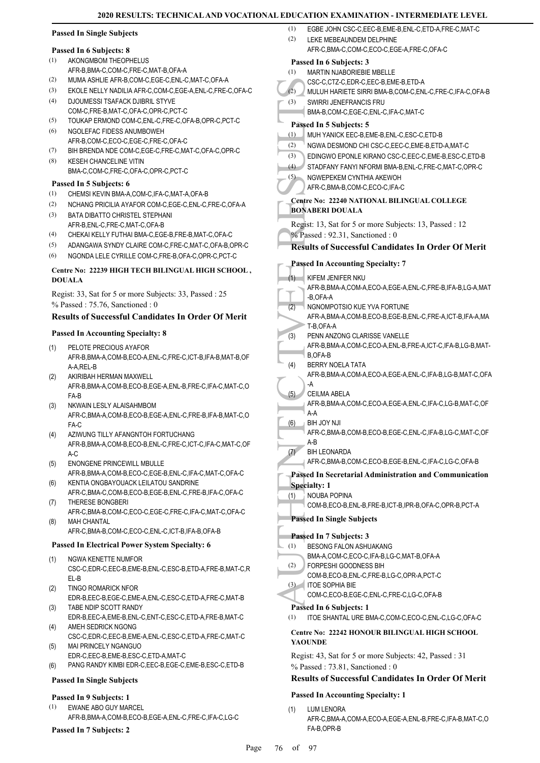#### Passed In Single Subjects

#### Passed In 6 Subjects: 8

(1) AKONGMBOM THEOPHELUS AFR-B,BMA-C,COM-C,FRE-C,MAT-B,OFA-A
(2) MUMA ASHLIE AFR-B,COM-C,EGE-C,ENL-C,MAT-C,OFA-A
(3) EKOLE NELLY NADILIA AFR-C,COM-C,EGE-A,ENL-C,FRE-C,OFA-C
(4) DJOUMESSI TSAFACK DJIBRIL STYVE COM-C,FRE-B,MAT-C,OFA-C,OPR-C,PCT-C
(5) TOUKAP ERMOND COM-C,ENL-C,FRE-C,OFA-B,OPR-C,PCT-C
(6) NGOLEFAC FIDESS ANUMBOWEH AFR-B,COM-C,ECO-C,EGE-C,FRE-C,OFA-C
(7) BIH BRENDA NDE COM-C,EGE-C,FRE-C,MAT-C,OFA-C,OPR-C
(8) KESEH CHANCELINE VITIN BMA-C,COM-C,FRE-C,OFA-C,OPR-C,PCT-C

#### Passed In 5 Subjects: 6

(1) CHEMSI KEVIN BMA-A,COM-C,IFA-C,MAT-A,OFA-B
(2) NCHANG PRICILIA AYAFOR COM-C,EGE-C,ENL-C,FRE-C,OFA-A
(3) BATA DIBATTO CHRISTEL STEPHANI AFR-B,ENL-C,FRE-C,MAT-C,OFA-B
(4) CHEKAI KELLY FUTHAI BMA-C,EGE-B,FRE-B,MAT-C,OFA-C
(5) ADANGAWA SYNDY CLAIRE COM-C,FRE-C,MAT-C,OFA-B,OPR-C
(6) NGONDA LELE CYRILLE COM-C,FRE-B,OFA-C,OPR-C,PCT-C

### Centre No: 22239 HIGH TECH BILINGUAL HIGH SCHOOL , DOUALA

Regist: 33, Sat for 5 or more Subjects: 33, Passed : 25
% Passed : 75.76, Sanctioned : 0

### Results of Successful Candidates In Order Of Merit

#### Passed In Accounting Specialty: 8

(1) PELOTE PRECIOUS AYAFOR AFR-B,BMA-A,COM-B,ENL-C,FRE-C,ICT-B,IFA-B,MAT-B,OFA-A,REL-B
(2) AKIRIBAH HERMAN MAXWELL AFR-B,BMA-A,COM-B,ECO-B,EGE-A,ENL-B,FRE-C,IFA-C,MAT-C,OFA-B
(3) NKWAIN LESLY ALAISAHMBOM AFR-C,BMA-A,COM-B,ECO-B,EGE-A,ENL-C,FRE-B,IFA-B,MAT-C,OFA-C
(4) AZIWUNG TILLY AFANGNTOH FORTUCHANG AFR-B,BMA-A,COM-B,ECO-B,ENL-C,FRE-C,ICT-C,IFA-C,MAT-C,OFA-C
(5) ENONGENE PRINCEWILL MBULLE AFR-B,BMA-A,COM-B,ECO-C,EGE-B,ENL-C,IFA-C,MAT-C,OFA-C
(6) KENTIA ONGBAYOUACK LEILATOU SANDRINE AFR-C,BMA-C,COM-B,ECO-B,EGE-B,ENL-C,FRE-B,IFA-C,OFA-C
(7) THERESE BONGBERI AFR-C,BMA-B,COM-C,ECO-C,EGE-C,FRE-C,IFA-C,MAT-C,OFA-C
(8) MAH CHANTAL AFR-C,BMA-B,COM-C,ECO-C,ENL-C,ICT-B,IFA-B,OFA-B

#### Passed In Electrical Power System Specialty: 6

(1) NGWA KENETTE NUMFOR CSC-C,EDR-C,EEC-B,EME-B,ENL-C,ESC-B,ETD-A,FRE-B,MAT-C,REL-B
(2) TINGO ROMARICK NFOR EDR-B,EEC-B,EGE-C,EME-A,ENL-C,ESC-C,ETD-A,FRE-C,MAT-B
(3) TABE NDIP SCOTT RANDY EDR-B,EEC-A,EME-B,ENL-C,ENT-C,ESC-C,ETD-A,FRE-B,MAT-C
(4) AMEH SEDRICK NGONG CSC-C,EDR-C,EEC-B,EME-A,ENL-C,ESC-C,ETD-A,FRE-C,MAT-C
(5) MAI PRINCELY NGANGUO EDR-C,EEC-B,EME-B,ESC-B,ETD-A,MAT-C
(6) PANG RANDY KIMBI EDR-C,EEC-B,EGE-C,EME-B,ESC-C,ETD-B

#### Passed In Single Subjects

#### Passed In 9 Subjects: 1

(1) EWANE ABO GUY MARCEL AFR-B,BMA-A,COM-B,ECO-B,EGE-A,ENL-C,FRE-C,IFA-C,LG-C

#### Passed In 7 Subjects: 2

(1) EGBE JOHN CSC-C,EEC-B,EME-B,ENL-C,ETD-A,FRE-C,MAT-C
(2) LEKE MEBEAUNDEM DELPHINE AFR-C,BMA-C,COM-C,ECO-C,EGE-A,FRE-C,OFA-C

#### Passed In 6 Subjects: 3

(1) MARTIN NJABORIEBIE MBELLE CSC-C,CTZ-C,EDR-C,EEC-B,EME-B,ETD-A
(2) MULUH HARIETE SIRRI BMA-B,COM-C,ENL-C,FRE-C,IFA-C,OFA-B
(3) SWIRRI JENEFRANCIS FRU BMA-B,COM-C,EGE-C,ENL-C,IFA-C,MAT-C

#### Passed In 5 Subjects: 5

(1) MUH YANICK EEC-B,EME-B,ENL-C,ESC-C,ETD-B
(2) NGWA DESMOND CHI CSC-C,EEC-C,EME-B,ETD-A,MAT-C
(3) EDINGWO EPONLE KIRANO CSC-C,EEC-C,EME-B,ESC-C,ETD-B
(4) STADFANY FANYI NFORMI BMA-B,ENL-C,FRE-C,MAT-C,OPR-C
(5) NGWEPEKEM CYNTHIA AKEWOH AFR-C,BMA-B,COM-C,ECO-C,IFA-C

### Centre No: 22240 NATIONAL BILINGUAL COLLEGE BONABERI DOUALA

Regist: 13, Sat for 5 or more Subjects: 13, Passed : 12
% Passed : 92.31, Sanctioned : 0

### Results of Successful Candidates In Order Of Merit

#### Passed In Accounting Specialty: 7

(1) KIFEM JENIFER NKU AFR-B,BMA-A,COM-A,ECO-A,EGE-A,ENL-C,FRE-B,IFA-B,LG-A,MAT-B,OFA-A
(2) NGNOMPOTSIO KUE YVA FORTUNE AFR-A,BMA-A,COM-B,ECO-B,EGE-B,ENL-C,FRE-A,ICT-B,IFA-A,MAT-B,OFA-A
(3) PENN ANZONG CLARISSE VANELLE AFR-B,BMA-A,COM-C,ECO-A,ENL-B,FRE-A,ICT-C,IFA-B,LG-B,MAT-B,OFA-B
(4) BERRY NOELA TATA AFR-B,BMA-A,COM-A,ECO-A,EGE-A,ENL-C,IFA-B,LG-B,MAT-C,OFA-A
(5) CEILMA ABELA AFR-B,BMA-A,COM-C,ECO-A,EGE-A,ENL-C,IFA-C,LG-B,MAT-C,OFA-A
(6) BIH JOY NJI AFR-C,BMA-B,COM-B,ECO-B,EGE-C,ENL-C,IFA-B,LG-C,MAT-C,OFA-B
(7) BIH LEONARDA AFR-C,BMA-B,COM-C,ECO-B,EGE-B,ENL-C,IFA-C,LG-C,OFA-B

#### Passed In Secretarial Administration and Communication Specialty: 1

(1) NOUBA POPINA COM-B,ECO-B,ENL-B,FRE-B,ICT-B,IPR-B,OFA-C,OPR-B,PCT-A

#### Passed In Single Subjects

#### Passed In 7 Subjects: 3

(1) BESONG FALON ASHUAKANG BMA-A,COM-C,ECO-C,IFA-B,LG-C,MAT-B,OFA-A
(2) FORPESHI GOODNESS BIH COM-B,ECO-B,ENL-C,FRE-B,LG-C,OPR-A,PCT-C
(3) ITOE SOPHIA BIE COM-C,ECO-B,EGE-C,ENL-C,FRE-C,LG-C,OFA-B

#### Passed In 6 Subjects: 1

(1) ITOE SHANTAL URE BMA-C,COM-C,ECO-C,ENL-C,LG-C,OFA-C

### Centre No: 22242 HONOUR BILINGUAL HIGH SCHOOL YAOUNDE

Regist: 43, Sat for 5 or more Subjects: 42, Passed : 31
% Passed : 73.81, Sanctioned : 0

### Results of Successful Candidates In Order Of Merit

#### Passed In Accounting Specialty: 1

(1) LUM LENORA AFR-C,BMA-A,COM-A,ECO-A,EGE-A,ENL-B,FRE-C,IFA-B,MAT-C,OFA-B,OPR-B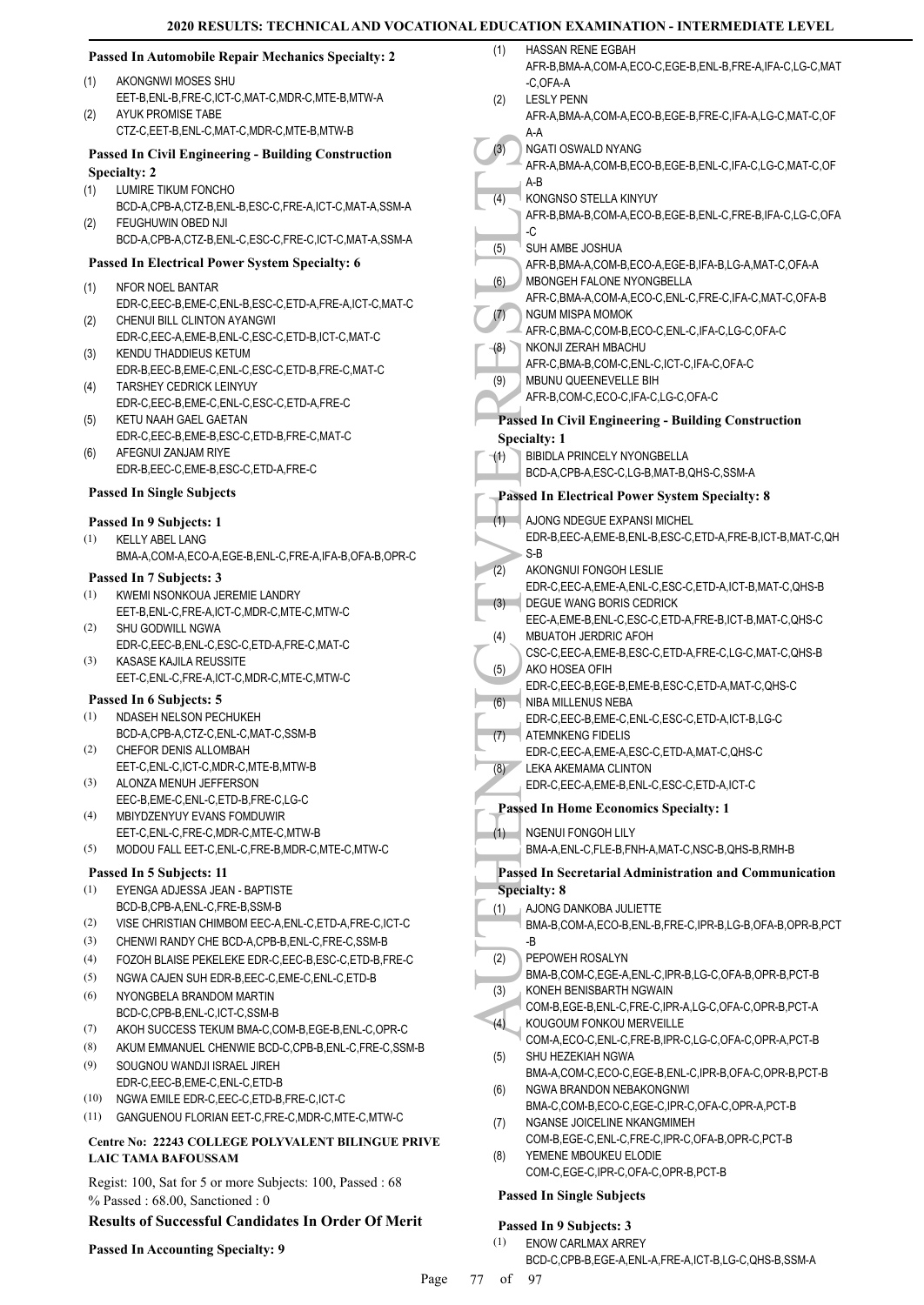### Passed In Automobile Repair Mechanics Specialty: 2

(1) AKONGNWI MOSES SHU
EET-B,ENL-B,FRE-C,ICT-C,MAT-C,MDR-C,MTE-B,MTW-A

(2) AYUK PROMISE TABE
CTZ-C,EET-B,ENL-C,MAT-C,MDR-C,MTE-B,MTW-B

### Passed In Civil Engineering - Building Construction Specialty: 2

(1) LUMIRE TIKUM FONCHO
BCD-A,CPB-A,CTZ-B,ENL-B,ESC-C,FRE-A,ICT-C,MAT-A,SSM-A

(2) FEUGHUWIN OBED NJI
BCD-A,CPB-A,CTZ-B,ENL-C,ESC-C,FRE-C,ICT-C,MAT-A,SSM-A

### Passed In Electrical Power System Specialty: 6

(1) NFOR NOEL BANTAR
EDR-C,EEC-B,EME-C,ENL-B,ESC-C,ETD-A,FRE-A,ICT-C,MAT-C

(2) CHENUI BILL CLINTON AYANGWI
EDR-C,EEC-A,EME-B,ENL-C,ESC-C,ETD-B,ICT-C,MAT-C

(3) KENDU THADDIEUS KETUM
EDR-B,EEC-B,EME-C,ENL-C,ESC-C,ETD-B,FRE-C,MAT-C

(4) TARSHEY CEDRICK LEINYUY
EDR-C,EEC-B,EME-C,ENL-C,ESC-C,ETD-A,FRE-C

(5) KETU NAAH GAEL GAETAN
EDR-C,EEC-B,EME-B,ESC-C,ETD-B,FRE-C,MAT-C

(6) AFEGNUI ZANJAM RIYE
EDR-B,EEC-C,EME-B,ESC-C,ETD-A,FRE-C

### Passed In Single Subjects

#### Passed In 9 Subjects: 1

(1) KELLY ABEL LANG
BMA-A,COM-A,ECO-A,EGE-B,ENL-C,FRE-A,IFA-B,OFA-B,OPR-C

#### Passed In 7 Subjects: 3

(1) KWEMI NSONKOUA JEREMIE LANDRY
EET-B,ENL-C,FRE-A,ICT-C,MDR-C,MTE-C,MTW-C

(2) SHU GODWILL NGWA
EDR-C,EEC-B,ENL-C,ESC-C,ETD-A,FRE-C,MAT-C

(3) KASASE KAJILA REUSSITE
EET-C,ENL-C,FRE-A,ICT-A,MDR-C,MTE-C,MTW-C

#### Passed In 6 Subjects: 5

(1) NDASEH NELSON PECHUKEH
BCD-A,CPB-A,CTZ-C,ENL-C,MAT-C,SSM-B

(2) CHEFOR DENIS ALLOMBAH
EET-C,ENL-C,ICT-C,MDR-C,MTE-B,MTW-B

(3) ALONZA MENUH JEFFERSON
EEC-B,EME-C,ENL-C,ETD-B,FRE-C,LG-C

(4) MBIYDZENYUY EVANS FOMDUWIR
EET-C,ENL-C,FRE-C,MDR-C,MTE-C,MTW-B

(5) MODOU FALL EET-C,ENL-C,FRE-B,MDR-C,MTE-C,MTW-C

#### Passed In 5 Subjects: 11

(1) EYENGA ADJESSA JEAN - BAPTISTE
BCD-B,CPB-A,ENL-C,FRE-B,SSM-B

(2) VISE CHRISTIAN CHIMBOM EEC-A,ENL-C,ETD-A,FRE-C,ICT-C

(3) CHENWI RANDY CHE BCD-A,CPB-B,ENL-C,FRE-C,SSM-B

(4) FOZOH BLAISE PEKELEKE EDR-C,EEC-B,ESC-C,ETD-B,FRE-C

(5) NGWA CAJEN SUH EDR-B,EEC-C,EME-C,ENL-C,ETD-B

(6) NYONGBELA BRANDOM MARTIN
BCD-C,CPB-B,ENL-C,ICT-C,SSM-B

(7) AKOH SUCCESS TEKUM BMA-C,COM-B,EGE-B,ENL-C,OPR-C

(8) AKUM EMMANUEL CHENWIE BCD-C,CPB-B,ENL-C,FRE-C,SSM-B

(9) SOUGNOU WANDJI ISRAEL JIREH
EDR-C,EEC-B,EME-C,ENL-C,ETD-B

(10) NGWA EMILE EDR-C,EEC-C,ETD-B,FRE-C,ICT-C

(11) GANGUENOU FLORIAN EET-C,FRE-C,MDR-C,MTE-C,MTW-C

## Centre No: 22243 COLLEGE POLYVALENT BILINGUE PRIVE LAIC TAMA BAFOUSSAM

Regist: 100, Sat for 5 or more Subjects: 100, Passed : 68
% Passed : 68.00, Sanctioned : 0

### Results of Successful Candidates In Order Of Merit

### Passed In Accounting Specialty: 9

(1) HASSAN RENE EGBAH
AFR-B,BMA-A,COM-A,ECO-C,EGE-B,ENL-B,FRE-A,IFA-C,LG-C,MAT-C,OFA-A

(2) LESLY PENN
AFR-A,BMA-A,COM-A,ECO-B,EGE-B,FRE-C,IFA-A,LG-C,MAT-C,OFA-A

(3) NGATI OSWALD NYANG
AFR-A,BMA-A,COM-B,ECO-B,EGE-B,ENL-C,IFA-C,LG-C,MAT-C,OFA-B

(4) KONGNSO STELLA KINYUY
AFR-B,BMA-B,COM-A,ECO-B,EGE-B,ENL-C,FRE-B,IFA-C,LG-C,OFA-C

(5) SUH AMBE JOSHUA
AFR-B,BMA-A,COM-B,ECO-A,EGE-B,IFA-B,LG-A,MAT-C,OFA-A

(6) MBONGEH FALONE NYONGBELLA
AFR-C,BMA-A,COM-A,ECO-C,ENL-C,FRE-C,IFA-C,MAT-C,OFA-B

(7) NGUM MISPA MOMOK
AFR-C,BMA-C,COM-B,ECO-C,ENL-C,IFA-C,LG-C,OFA-C

(8) NKONJI ZERAH MBACHU
AFR-C,BMA-B,COM-C,ENL-C,ICT-C,IFA-C,OFA-C

(9) MBUNU QUEENEVELLE BIH
AFR-B,COM-C,ECO-C,IFA-C,LG-C,OFA-C

### Passed In Civil Engineering - Building Construction Specialty: 1

(1) BIBIDLA PRINCELY NYONGBELLA
BCD-A,CPB-A,ESC-C,LG-B,MAT-B,QHS-C,SSM-A

### Passed In Electrical Power System Specialty: 8

(1) AJONG NDEGUE EXPANSI MICHEL
EDR-B,EEC-A,EME-B,ENL-B,ESC-C,ETD-A,FRE-B,ICT-B,MAT-C,QHS-B

(2) AKONGNUI FONGOH LESLIE
EDR-C,EEC-A,EME-A,ENL-C,ESC-C,ETD-A,ICT-B,MAT-C,QHS-B

(3) DEGUE WANG BORIS CEDRICK
EEC-A,EME-B,ENL-C,ESC-C,ETD-A,FRE-B,ICT-B,MAT-C,QHS-C

(4) MBUATOH JERDRIC AFOH
CSC-C,EEC-A,EME-B,ESC-C,ETD-A,FRE-C,LG-C,MAT-C,QHS-B

(5) AKO HOSEA OFIH
EDR-C,EEC-B,EGE-B,EME-B,ESC-C,ETD-A,MAT-C,QHS-C

(6) NIBA MILLENUS NEBA
EDR-C,EEC-B,EME-C,ENL-C,ESC-C,ETD-A,ICT-B,LG-C

(7) ATEMNKENG FIDELIS
EDR-C,EEC-A,EME-A,ESC-C,ETD-A,MAT-C,QHS-C

(8) LEKA AKEMAMA CLINTON
EDR-C,EEC-A,EME-B,ENL-C,ESC-C,ETD-A,ICT-C

### Passed In Home Economics Specialty: 1

(1) NGENUI FONGOH LILY
BMA-A,ENL-C,FLE-B,FNH-A,MAT-C,NSC-B,QHS-B,RMH-B

### Passed In Secretarial Administration and Communication Specialty: 8

(1) AJONG DANKOBA JULIETTE
BMA-B,COM-A,ECO-B,ENL-B,FRE-C,IPR-B,LG-B,OFA-B,OPR-B,PCT-B

(2) PEPOWEH ROSALYN
BMA-B,COM-C,EGE-A,ENL-C,IPR-B,LG-C,OFA-B,OPR-B,PCT-B

(3) KONEH BENISBARTH NGWAIN
COM-B,EGE-B,ENL-C,FRE-C,IPR-A,LG-C,OFA-C,OPR-B,PCT-A

(4) KOUGOUM FONKOU MERVEILLE
COM-A,ECO-C,ENL-C,FRE-B,IPR-C,LG-C,OFA-C,OPR-A,PCT-B

(5) SHU HEZEKIAH NGWA
BMA-A,COM-C,ECO-C,EGE-B,ENL-C,IPR-B,OFA-C,OPR-B,PCT-B

(6) NGWA BRANDON NEBAKONGNWI
BMA-C,COM-B,ECO-C,EGE-C,IPR-C,OFA-C,OPR-A,PCT-B

(7) NGANSE JOICELINE NKANGMIMEH
COM-B,EGE-C,ENL-C,FRE-C,IPR-C,OFA-B,OPR-C,PCT-B

(8) YEMENE MBOUKEU ELODIE
COM-C,EGE-C,IPR-C,OFA-C,OPR-B,PCT-B

### Passed In Single Subjects

#### Passed In 9 Subjects: 3

(1) ENOW CARLMAX ARREY
BCD-C,CPB-B,EGE-A,ENL-A,FRE-A,ICT-B,LG-C,QHS-B,SSM-A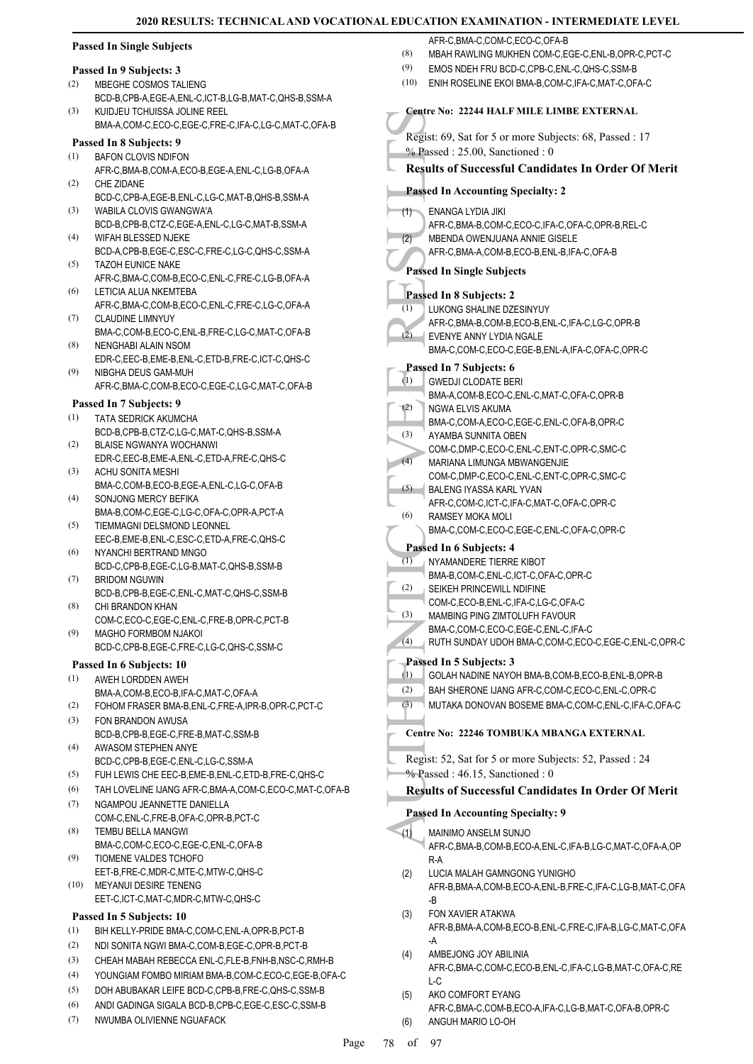### Passed In Single Subjects

#### Passed In 9 Subjects: 3

(2) MBEGHE COSMOS TALIENG
BCD-B,CPB-A,EGE-A,ENL-C,ICT-B,LG-B,MAT-C,QHS-B,SSM-A

(3) KUIDJEU TCHUISSA JOLINE REEL
BMA-A,COM-C,ECO-C,EGE-C,FRE-C,IFA-C,LG-C,MAT-C,OFA-B

#### Passed In 8 Subjects: 9

(1) BAFON CLOVIS NDIFON
AFR-C,BMA-B,COM-A,ECO-B,EGE-A,ENL-C,LG-B,OFA-A

(2) CHE ZIDANE
BCD-C,CPB-A,EGE-B,ENL-C,LG-C,MAT-B,QHS-B,SSM-A

(3) WABILA CLOVIS GWANGWA'A
BCD-B,CPB-B,CTZ-C,EGE-A,ENL-C,LG-C,MAT-B,SSM-A

(4) WIFAH BLESSED NJEKE
BCD-A,CPB-B,EGE-C,ESC-C,FRE-C,LG-C,QHS-C,SSM-A

(5) TAZOH EUNICE NAKE
AFR-C,BMA-C,COM-B,ECO-C,ENL-C,FRE-C,LG-B,OFA-A

(6) LETICIA ALUA NKEMTEBA
AFR-C,BMA-C,COM-B,ECO-C,ENL-C,FRE-C,LG-C,OFA-A

(7) CLAUDINE LIMNYUY
BMA-C,COM-B,ECO-C,ENL-B,FRE-C,LG-C,MAT-C,OFA-B

(8) NENGHABI ALAIN NSOM
EDR-C,EEC-B,EME-B,ENL-C,ETD-B,FRE-C,ICT-C,QHS-C

(9) NIBGHA DEUS GAM-MUH
AFR-C,BMA-C,COM-B,ECO-C,EGE-C,LG-C,MAT-C,OFA-B

#### Passed In 7 Subjects: 9

(1) TATA SEDRICK AKUMCHA
BCD-B,CPB-B,CTZ-C,LG-C,MAT-C,QHS-B,SSM-A

(2) BLAISE NGWANYA WOCHANWI
EDR-C,EEC-B,EME-A,ENL-C,ETD-A,FRE-C,QHS-C

(3) ACHU SONITA MESHI
BMA-C,COM-B,ECO-B,EGE-A,ENL-C,LG-C,OFA-B

(4) SONJONG MERCY BEFIKA
BMA-B,COM-C,EGE-C,LG-C,OFA-C,OPR-A,PCT-A

(5) TIEMMAGNI DELSMOND LEONNEL
EEC-B,EME-B,ENL-C,ESC-C,ETD-A,FRE-C,QHS-C

(6) NYANCHI BERTRAND MNGO
BCD-C,CPB-B,EGE-C,LG-B,MAT-C,QHS-B,SSM-B

(7) BRIDOM NGUWIN
BCD-B,CPB-B,EGE-C,ENL-C,MAT-C,QHS-C,SSM-B

(8) CHI BRANDON KHAN
COM-C,ECO-C,EGE-C,ENL-C,FRE-B,OPR-C,PCT-B

(9) MAGHO FORMBOM NJAKOI
BCD-C,CPB-B,EGE-C,FRE-C,LG-C,QHS-C,SSM-C

#### Passed In 6 Subjects: 10

(1) AWEH LORDDEN AWEH
BMA-A,COM-B,ECO-B,IFA-C,MAT-C,OFA-A

(2) FOHOM FRASER BMA-B,ENL-C,FRE-A,IPR-B,OPR-C,PCT-C

(3) FON BRANDON AWUSA
BCD-B,CPB-B,EGE-C,FRE-B,MAT-C,SSM-B

(4) AWASOM STEPHEN ANYE
BCD-C,CPB-B,EGE-C,ENL-C,LG-C,SSM-A

(5) FUH LEWIS CHE EEC-B,EME-B,ENL-C,ETD-B,FRE-C,QHS-C

(6) TAH LOVELINE IJANG AFR-C,BMA-A,COM-C,ECO-C,MAT-C,OFA-B

(7) NGAMPOU JEANNETTE DANIELLA
COM-C,ENL-C,FRE-B,OFA-C,OPR-B,PCT-C

(8) TEMBU BELLA MANGWI
BMA-C,COM-C,ECO-C,EGE-C,ENL-C,OFA-B

(9) TIOMENE VALDES TCHOFO
EET-B,FRE-C,MDR-C,MTE-C,MTW-C,QHS-C

(10) MEYANUI DESIRE TENENG
EET-C,ICT-C,MAT-C,MDR-C,MTW-C,QHS-C

#### Passed In 5 Subjects: 10

(1) BIH KELLY-PRIDE BMA-C,COM-C,ENL-A,OPR-B,PCT-B

(2) NDI SONITA NGWI BMA-C,COM-B,EGE-C,OPR-B,PCT-B

(3) CHEAH MABAH REBECCA ENL-C,FLE-B,FNH-B,NSC-C,RMH-B

(4) YOUNGIAM FOMBO MIRIAM BMA-B,COM-C,ECO-C,EGE-B,OFA-C

(5) DOH ABUBAKAR LEIFE BCD-C,CPB-B,FRE-C,QHS-C,SSM-B

(6) ANDI GADINGA SIGALA BCD-B,CPB-C,EGE-C,ESC-C,SSM-B

(7) NWUMBA OLIVIENNE NGUAFACK
AFR-C,BMA-C,COM-C,ECO-C,OFA-B

(8) MBAH RAWLING MUKHEN COM-C,EGE-C,ENL-B,OPR-C,PCT-C

(9) EMOS NDEH FRU BCD-C,CPB-C,ENL-C,QHS-C,SSM-B

(10) ENIH ROSELINE EKOI BMA-B,COM-C,IFA-C,MAT-C,OFA-C

## Centre No: 22244 HALF MILE LIMBE EXTERNAL

Regist: 69, Sat for 5 or more Subjects: 68, Passed : 17
% Passed : 25.00, Sanctioned : 0

### Results of Successful Candidates In Order Of Merit

#### Passed In Accounting Specialty: 2

(1) ENANGA LYDIA JIKI
AFR-C,BMA-B,COM-C,ECO-C,IFA-C,OFA-C,OPR-B,REL-C

(2) MBENDA OWENJUANA ANNIE GISELE
AFR-C,BMA-A,COM-B,ECO-B,ENL-B,IFA-C,OFA-B

### Passed In Single Subjects

#### Passed In 8 Subjects: 2

(1) LUKONG SHALINE DZESINYUY
AFR-C,BMA-B,COM-B,ECO-B,ENL-C,IFA-C,LG-C,OPR-B

(2) EVENYE ANNY LYDIA NGALE
BMA-C,COM-C,ECO-C,EGE-B,ENL-A,IFA-C,OFA-C,OPR-C

#### Passed In 7 Subjects: 6

(1) GWEDJI CLODATE BERI
BMA-A,COM-B,ECO-C,ENL-C,MAT-C,OFA-C,OPR-B

(2) NGWA ELVIS AKUMA
BMA-C,COM-A,ECO-C,EGE-C,ENL-C,OFA-B,OPR-C

(3) AYAMBA SUNNITA OBEN
COM-C,DMP-C,ECO-C,ENL-C,ENT-C,OPR-C,SMC-C

(4) MARIANA LIMUNGA MBWANGENJIE
COM-C,DMP-C,ECO-C,ENL-C,ENT-C,OPR-C,SMC-C

(5) BALENG IYASSA KARL YVAN
AFR-C,COM-C,ICT-C,IFA-C,MAT-C,OFA-C,OPR-C

(6) RAMSEY MOKA MOLI
BMA-C,COM-C,ECO-C,EGE-C,ENL-C,OFA-C,OPR-C

#### Passed In 6 Subjects: 4

(1) NYAMANDERE TIERRE KIBOT
BMA-B,COM-C,ENL-C,ICT-C,OFA-C,OPR-C

(2) SEIKEH PRINCEWILL NDIFINE
COM-C,ECO-B,ENL-C,IFA-C,LG-C,OFA-C

(3) MAMBING PING ZIMTOLUFH FAVOUR
BMA-C,COM-C,ECO-C,EGE-C,ENL-C,IFA-C

(4) RUTH SUNDAY UDOH BMA-C,COM-C,ECO-C,EGE-C,ENL-C,OPR-C

#### Passed In 5 Subjects: 3

(1) GOLAH NADINE NAYOH BMA-B,COM-B,ECO-B,ENL-B,OPR-B

(2) BAH SHERONE IJANG AFR-C,COM-C,ECO-C,ENL-C,OPR-C

(3) MUTAKA DONOVAN BOSEME BMA-C,COM-C,ENL-C,IFA-C,OFA-C

## Centre No: 22246 TOMBUKA MBANGA EXTERNAL

Regist: 52, Sat for 5 or more Subjects: 52, Passed : 24
% Passed : 46.15, Sanctioned : 0

### Results of Successful Candidates In Order Of Merit

#### Passed In Accounting Specialty: 9

(1) MAINIMO ANSELM SUNJO
AFR-C,BMA-B,COM-B,ECO-A,ENL-C,IFA-B,LG-C,MAT-C,OFA-A,OPR-A

(2) LUCIA MALAH GAMNGONG YUNIGHO
AFR-B,BMA-A,COM-B,ECO-A,ENL-B,FRE-C,IFA-C,LG-B,MAT-C,OFA-B

(3) FON XAVIER ATAKWA
AFR-B,BMA-A,COM-B,ECO-B,ENL-C,FRE-C,IFA-B,LG-C,MAT-C,OFA-A

(4) AMBEJONG JOY ABILINIA
AFR-C,BMA-C,COM-C,ECO-B,ENL-C,IFA-C,LG-B,MAT-C,OFA-C,REL-C

(5) AKO COMFORT EYANG
AFR-C,BMA-C,COM-B,ECO-A,IFA-C,LG-B,MAT-C,OFA-B,OPR-C

(6) ANGUH MARIO LO-OH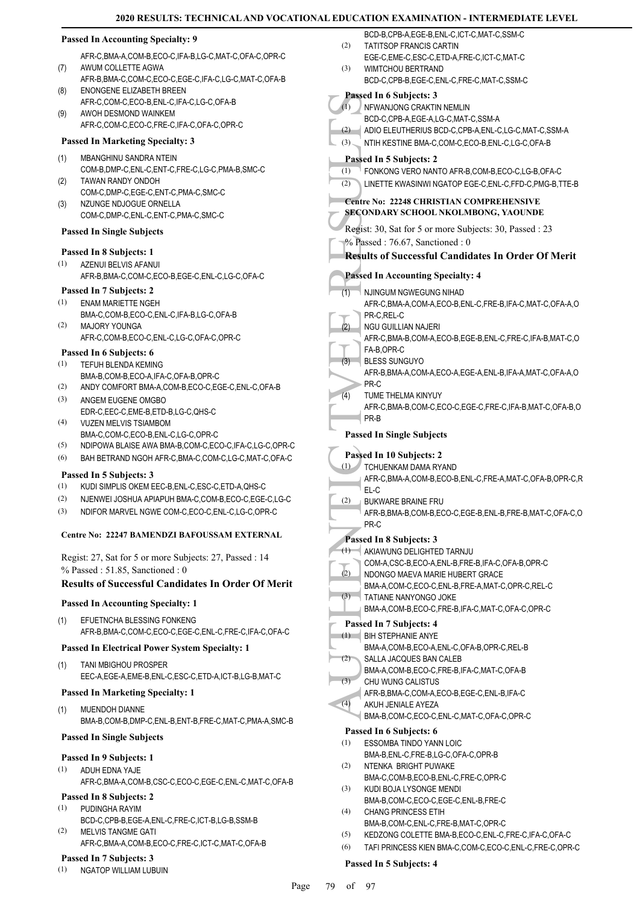### Passed In Accounting Specialty: 9

AFR-C,BMA-A,COM-B,ECO-C,IFA-B,LG-C,MAT-C,OFA-C,OPR-C

(7) AWUM COLLETTE AGWA
AFR-B,BMA-C,COM-C,ECO-C,EGE-C,IFA-C,LG-C,MAT-C,OFA-B

(8) ENONGENE ELIZABETH BREEN
AFR-C,COM-C,ECO-B,ENL-C,IFA-C,LG-C,OFA-B

(9) AWOH DESMOND WAINKEM
AFR-C,COM-C,ECO-C,FRE-C,IFA-C,OFA-C,OPR-C

### Passed In Marketing Specialty: 3

(1) MBANGHINU SANDRA NTEIN
COM-B,DMP-C,ENL-C,ENT-C,FRE-C,LG-C,PMA-B,SMC-C

(2) TAWAN RANDY ONDOH
COM-C,DMP-C,EGE-C,ENT-C,PMA-C,SMC-C

(3) NZUNGE NDJOGUE ORNELLA
COM-C,DMP-C,ENL-C,ENT-C,PMA-C,SMC-C

### Passed In Single Subjects

#### Passed In 8 Subjects: 1

(1) AZENUI BELVIS AFANUI
AFR-B,BMA-C,COM-C,ECO-B,EGE-C,ENL-C,LG-C,OFA-C

#### Passed In 7 Subjects: 2

(1) ENAM MARIETTE NGEH
BMA-C,COM-B,ECO-C,ENL-C,IFA-B,LG-C,OFA-B

(2) MAJORY YOUNGA
AFR-C,COM-B,ECO-C,ENL-C,LG-C,OFA-C,OPR-C

#### Passed In 6 Subjects: 6

(1) TEFUH BLENDA KEMING
BMA-B,COM-B,ECO-A,IFA-C,OFA-B,OPR-C

(2) ANDY COMFORT BMA-A,COM-B,ECO-C,EGE-C,ENL-C,OFA-B

(3) ANGEM EUGENE OMGBO
EDR-C,EEC-C,EME-B,ETD-B,LG-C,QHS-C

(4) VUZEN MELVIS TSIAMBOM
BMA-C,COM-C,ECO-B,ENL-C,LG-C,OPR-C

(5) NDIPOWA BLAISE AWA BMA-B,COM-C,ECO-C,IFA-C,LG-C,OPR-C

(6) BAH BETRAND NGOH AFR-C,BMA-C,COM-C,LG-C,MAT-C,OFA-C

#### Passed In 5 Subjects: 3

(1) KUDI SIMPLIS OKEM EEC-B,ENL-C,ESC-C,ETD-A,QHS-C

(2) NJENWEI JOSHUA APIAPUH BMA-C,COM-B,ECO-C,EGE-C,LG-C

(3) NDIFOR MARVEL NGWE COM-C,ECO-C,ENL-C,LG-C,OPR-C

## Centre No: 22247 BAMENDZI BAFOUSSAM EXTERNAL

Regist: 27, Sat for 5 or more Subjects: 27, Passed : 14
% Passed : 51.85, Sanctioned : 0

### Results of Successful Candidates In Order Of Merit

### Passed In Accounting Specialty: 1

(1) EFUETNCHA BLESSING FONKENG
AFR-B,BMA-C,COM-C,ECO-C,EGE-C,ENL-C,FRE-C,IFA-C,OFA-C

### Passed In Electrical Power System Specialty: 1

(1) TANI MBIGHOU PROSPER
EEC-A,EGE-A,EME-B,ENL-C,ESC-C,ETD-A,ICT-B,LG-B,MAT-C

### Passed In Marketing Specialty: 1

(1) MUENDOH DIANNE
BMA-B,COM-B,DMP-C,ENL-B,ENT-B,FRE-C,MAT-C,PMA-A,SMC-B

### Passed In Single Subjects

#### Passed In 9 Subjects: 1

(1) ADUH EDNA YAJE
AFR-C,BMA-A,COM-B,CSC-B,ECO-C,EGE-C,ENL-C,MAT-C,OFA-B

#### Passed In 8 Subjects: 2

(1) PUDINGHA RAYIM
BCD-C,CPB-B,EGE-A,ENL-C,FRE-C,ICT-B,LG-B,SSM-B

(2) MELVIS TANGME GATI
AFR-C,BMA-A,COM-B,ECO-C,FRE-C,ICT-C,MAT-C,OFA-B

#### Passed In 7 Subjects: 3

(1) NGATOP WILLIAM LUBUIN
BCD-B,CPB-A,EGE-B,ENL-C,ICT-C,MAT-C,SSM-C

(2) TATITSOP FRANCIS CARTIN
EGE-C,EME-C,ESC-C,ETD-A,FRE-C,ICT-C,MAT-C

(3) WIMTCHOU BERTRAND
BCD-C,CPB-B,EGE-C,ENL-C,FRE-C,MAT-C,SSM-C

#### Passed In 6 Subjects: 3

(1) NFWANJONG CRAKTIN NEMLIN
BCD-C,CPB-A,EGE-A,LG-C,MAT-C,SSM-A

(2) ADIO ELEUTHERIUS BCD-C,CPB-A,ENL-C,LG-C,MAT-C,SSM-A

(3) NTIH KESTINE BMA-C,COM-C,ECO-B,ENL-C,LG-C,OFA-B

#### Passed In 5 Subjects: 2

(1) FONKONG VERO NANTO AFR-B,COM-B,ECO-C,LG-B,OFA-C

(2) LINETTE KWASINWI NGATOP EGE-C,ENL-C,FFD-C,PMG-B,TTE-B

## Centre No: 22248 CHRISTIAN COMPREHENSIVE SECONDARY SCHOOL NKOLMBONG, YAOUNDE

Regist: 30, Sat for 5 or more Subjects: 30, Passed : 23
% Passed : 76.67, Sanctioned : 0

### Results of Successful Candidates In Order Of Merit

### Passed In Accounting Specialty: 4

(1) NJINGUM NGWEGUNG NIHAD
AFR-C,BMA-A,COM-A,ECO-B,ENL-C,FRE-B,IFA-C,MAT-C,OFA-A,OPR-C,REL-C

(2) NGU GUILLIAN NAJERI
AFR-C,BMA-B,COM-A,ECO-B,EGE-B,ENL-C,FRE-C,IFA-B,MAT-C,OFA-B,OPR-C

(3) BLESS SUNGUYO
AFR-B,BMA-A,COM-A,ECO-A,EGE-A,ENL-B,IFA-A,MAT-C,OFA-A,OPR-C

(4) TUME THELMA KINYUY
AFR-C,BMA-B,COM-C,ECO-C,EGE-C,FRE-C,IFA-B,MAT-C,OFA-B,OPR-B

### Passed In Single Subjects

#### Passed In 10 Subjects: 2

(1) TCHUENKAM DAMA RYAND
AFR-C,BMA-A,COM-B,ECO-B,ENL-C,FRE-A,MAT-C,OFA-B,OPR-C,REL-C

(2) BUKWARE BRAINE FRU
AFR-B,BMA-B,COM-B,ECO-C,EGE-B,ENL-B,FRE-B,MAT-C,OFA-C,OPR-C

#### Passed In 8 Subjects: 3

(1) AKIAWUNG DELIGHTED TARNJU
COM-A,CSC-B,ECO-A,ENL-B,FRE-B,IFA-C,OFA-B,OPR-C

(2) NDONGO MAEVA MARIE HUBERT GRACE
BMA-A,COM-C,ECO-C,ENL-B,FRE-A,MAT-C,OPR-C,REL-C

(3) TATIANE NANYONGO JOKE
BMA-A,COM-B,ECO-C,FRE-B,IFA-C,MAT-C,OFA-C,OPR-C

#### Passed In 7 Subjects: 4

(1) BIH STEPHANIE ANYE
BMA-A,COM-B,ECO-A,ENL-C,OFA-B,OPR-C,REL-B

(2) SALLA JACQUES BAN CALEB
BMA-A,COM-B,ECO-C,FRE-B,IFA-C,MAT-C,OFA-B

(3) CHU WUNG CALISTUS
AFR-B,BMA-C,COM-A,ECO-B,EGE-C,ENL-B,IFA-C

(4) AKUH JENIALE AYEZA
BMA-B,COM-C,ECO-C,ENL-C,MAT-C,OFA-C,OPR-C

#### Passed In 6 Subjects: 6

(1) ESSOMBA TINDO YANN LOIC
BMA-B,ENL-C,FRE-B,LG-C,OFA-C,OPR-B

(2) NTENKA BRIGHT PUWAKE
BMA-C,COM-B,ECO-B,ENL-C,FRE-C,OPR-C

(3) KUDI BOJA LYSONGE MENDI
BMA-B,COM-C,ECO-C,EGE-C,ENL-B,FRE-C

(4) CHANG PRINCESS ETIH
BMA-B,COM-C,ENL-C,FRE-B,MAT-C,OPR-C

(5) KEDZONG COLETTE BMA-B,ECO-C,ENL-C,FRE-C,IFA-C,OFA-C

(6) TAFI PRINCESS KIEN BMA-C,COM-C,ECO-C,ENL-C,FRE-C,OPR-C

#### Passed In 5 Subjects: 4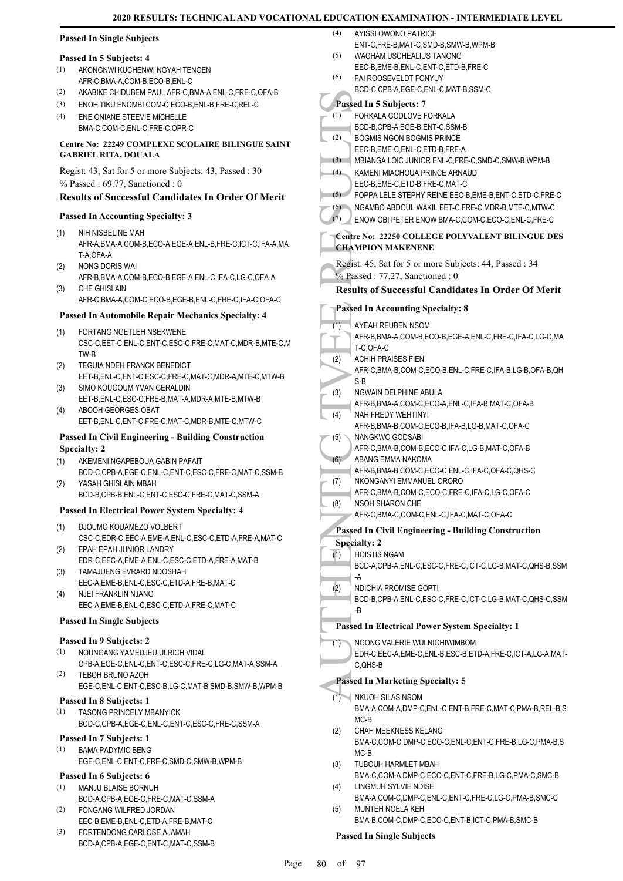### Passed In Single Subjects

#### Passed In 5 Subjects: 4

(1) AKONGNWI KUCHENWI NGYAH TENGEN
AFR-C,BMA-A,COM-B,ECO-B,ENL-C
(2) AKABIKE CHIDUBEM PAUL AFR-C,BMA-A,ENL-C,FRE-C,OFA-B
(3) ENOH TIKU ENOMBI COM-C,ECO-B,ENL-B,FRE-C,REL-C
(4) ENE ONIANE STEEVIE MICHELLE
BMA-C,COM-C,ENL-C,FRE-C,OPR-C

### Centre No: 22249 COMPLEXE SCOLAIRE BILINGUE SAINT GABRIEL RITA, DOUALA

Regist: 43, Sat for 5 or more Subjects: 43, Passed : 30
% Passed : 69.77, Sanctioned : 0

### Results of Successful Candidates In Order Of Merit

#### Passed In Accounting Specialty: 3

(1) NIH NISBELINE MAH
AFR-A,BMA-A,COM-B,ECO-A,EGE-A,ENL-B,FRE-C,ICT-C,IFA-A,MAT-A,OFA-A
(2) NONG DORIS WAI
AFR-B,BMA-A,COM-B,ECO-B,EGE-A,ENL-C,IFA-C,LG-C,OFA-A
(3) CHE GHISLAIN
AFR-C,BMA-A,COM-C,ECO-B,EGE-B,ENL-C,FRE-C,IFA-C,OFA-C

#### Passed In Automobile Repair Mechanics Specialty: 4

(1) FORTANG NGETLEH NSEKWENE
CSC-C,EET-C,ENL-C,ENT-C,ESC-C,FRE-C,MAT-C,MDR-B,MTE-C,MTW-B
(2) TEGUIA NDEH FRANCK BENEDICT
EET-B,ENL-C,ENT-C,ESC-C,FRE-C,MAT-C,MDR-A,MTE-C,MTW-B
(3) SIMO KOUGOUM YVAN GERALDIN
EET-B,ENL-C,ESC-C,FRE-B,MAT-A,MDR-A,MTE-B,MTW-B
(4) ABOOH GEORGES OBAT
EET-B,ENL-C,ENT-C,FRE-C,MAT-C,MDR-B,MTE-C,MTW-C

#### Passed In Civil Engineering - Building Construction Specialty: 2

(1) AKEMENI NGAPEBOUA GABIN PAFAIT
BCD-C,CPB-A,EGE-C,ENL-C,ENT-C,ESC-C,FRE-C,MAT-C,SSM-B
(2) YASAH GHISLAIN MBAH
BCD-B,CPB-B,ENL-C,ENT-C,ESC-C,FRE-C,MAT-C,SSM-A

#### Passed In Electrical Power System Specialty: 4

(1) DJOUMO KOUAMEZO VOLBERT
CSC-C,EDR-C,EEC-A,EME-A,ENL-C,ESC-C,ETD-A,FRE-A,MAT-C
(2) EPAH EPAH JUNIOR LANDRY
EDR-C,EEC-A,EME-A,ENL-C,ESC-C,ETD-A,FRE-A,MAT-B
(3) TAMAJUENG EVRARD NDOSHAH
EEC-A,EME-B,ENL-C,ESC-C,ETD-A,FRE-B,MAT-C
(4) NJEI FRANKLIN NJANG
EEC-A,EME-B,ENL-C,ESC-C,ETD-A,FRE-C,MAT-C

#### Passed In Single Subjects

#### Passed In 9 Subjects: 2

(1) NOUNGANG YAMEDJEU ULRICH VIDAL
CPB-A,EGE-C,ENL-C,ENT-C,ESC-C,FRE-C,LG-C,MAT-A,SSM-A
(2) TEBOH BRUNO AZOH
EGE-C,ENL-C,ENT-C,ESC-B,LG-C,MAT-B,SMD-B,SMW-B,WPM-B

#### Passed In 8 Subjects: 1

(1) TASONG PRINCELY MBANYICK
BCD-C,CPB-A,EGE-C,ENL-C,ENT-C,ESC-C,FRE-C,SSM-A

#### Passed In 7 Subjects: 1

(1) BAMA PADYMIC BENG
EGE-C,ENL-C,ENT-C,FRE-C,SMD-C,SMW-B,WPM-B

#### Passed In 6 Subjects: 6

(1) MANJU BLAISE BORNUH
BCD-A,CPB-A,EGE-C,FRE-C,MAT-C,SSM-A
(2) FONGANG WILFRED JORDAN
EEC-B,EME-B,ENL-C,ETD-A,FRE-B,MAT-C
(3) FORTENDONG CARLOSE AJAMAH
BCD-A,CPB-A,EGE-C,ENT-C,MAT-C,SSM-B
(4) AYISSI OWONO PATRICE
ENT-C,FRE-B,MAT-C,SMD-B,SMW-B,WPM-B
(5) WACHAM USCHEALIUS TANONG
EEC-B,EME-B,ENL-C,ENT-C,ETD-B,FRE-C
(6) FAI ROOSEVELDT FONYUY
BCD-C,CPB-A,EGE-C,ENL-C,MAT-B,SSM-C

#### Passed In 5 Subjects: 7

(1) FORKALA GODLOVE FORKALA
BCD-B,CPB-A,EGE-B,ENT-C,SSM-B
(2) BOGMIS NGON BOGMIS PRINCE
EEC-B,EME-C,ENL-C,ETD-B,FRE-A
(3) MBIANGA LOIC JUNIOR ENL-C,FRE-C,SMD-C,SMW-B,WPM-B
(4) KAMENI MIACHOUA PRINCE ARNAUD
EEC-B,EME-C,ETD-B,FRE-C,MAT-C
(5) FOPPA LELE STEPHY REINE EEC-B,EME-B,ENT-C,ETD-C,FRE-C
(6) NGAMBO ABDOUL WAKIL EET-C,FRE-C,MDR-B,MTE-C,MTW-C
(7) ENOW OBI PETER ENOW BMA-C,COM-C,ECO-C,ENL-C,FRE-C

### Centre No: 22250 COLLEGE POLYVALENT BILINGUE DES CHAMPION MAKENENE

Regist: 45, Sat for 5 or more Subjects: 44, Passed : 34
% Passed : 77.27, Sanctioned : 0

### Results of Successful Candidates In Order Of Merit

#### Passed In Accounting Specialty: 8

(1) AYEAH REUBEN NSOM
AFR-B,BMA-A,COM-B,ECO-B,EGE-A,ENL-C,FRE-C,IFA-C,LG-C,MAT-C,OFA-C
(2) ACHIH PRAISES FIEN
AFR-C,BMA-B,COM-C,ECO-B,ENL-C,FRE-C,IFA-B,LG-B,OFA-B,QHS-B
(3) NGWAIN DELPHINE ABULA
AFR-B,BMA-A,COM-C,ECO-A,ENL-C,IFA-B,MAT-C,OFA-B
(4) NAH FREDY WEHTINYI
AFR-B,BMA-B,COM-C,ECO-B,IFA-B,LG-B,MAT-C,OFA-C
(5) NANGKWO GODSABI
AFR-C,BMA-B,COM-B,ECO-C,IFA-C,LG-B,MAT-C,OFA-B
(6) ABANG EMMA NAKOMA
AFR-B,BMA-B,COM-C,ECO-C,ENL-C,IFA-C,OFA-C,QHS-C
(7) NKONGANYI EMMANUEL ORORO
AFR-C,BMA-B,COM-C,ECO-C,FRE-C,IFA-C,LG-C,OFA-C
(8) NSOH SHARON CHE
AFR-C,BMA-C,COM-C,ENL-C,IFA-C,MAT-C,OFA-C

#### Passed In Civil Engineering - Building Construction Specialty: 2

(1) HOISTIS NGAM
BCD-A,CPB-A,ENL-C,ESC-C,FRE-C,ICT-C,LG-B,MAT-C,QHS-B,SSM-A
(2) NDICHIA PROMISE GOPTI
BCD-B,CPB-A,ENL-C,ESC-C,FRE-C,ICT-C,LG-B,MAT-C,QHS-C,SSM-B

#### Passed In Electrical Power System Specialty: 1

(1) NGONG VALERIE WULNIGHIWIMBOM
EDR-C,EEC-A,EME-C,ENL-B,ESC-B,ETD-A,FRE-C,ICT-A,LG-A,MAT-C,QHS-B

#### Passed In Marketing Specialty: 5

(1) NKUOH SILAS NSOM
BMA-A,COM-A,DMP-C,ENL-C,ENT-B,FRE-C,MAT-C,PMA-B,REL-B,SMC-B
(2) CHAH MEEKNESS KELANG
BMA-C,COM-C,DMP-C,ECO-C,ENL-C,ENT-C,FRE-B,LG-C,PMA-B,SMC-B
(3) TUBOUH HARMLET MBAH
BMA-C,COM-A,DMP-C,ECO-C,ENT-C,FRE-B,LG-C,PMA-C,SMC-B
(4) LINGMUH SYLVIE NDISE
BMA-A,COM-C,DMP-C,ENL-C,ENT-C,FRE-C,LG-C,PMA-B,SMC-C
(5) MUNTEH NOELA KEH
BMA-B,COM-C,DMP-C,ECO-C,ENT-B,ICT-C,PMA-B,SMC-B

#### Passed In Single Subjects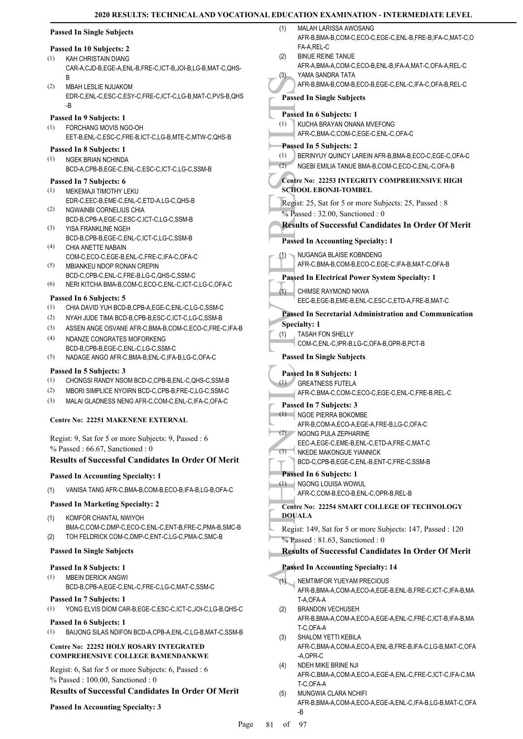**Passed In Single Subjects**

**Passed In 10 Subjects: 2**

(1) KAH CHRISTAIN DIANG
CAR-A,CJD-B,EGE-A,ENL-B,FRE-C,ICT-B,JOI-B,LG-B,MAT-C,QHS-B

(2) MBAH LESLIE NJUAKOM
EDR-C,ENL-C,ESC-C,ESY-C,FRE-C,ICT-C,LG-B,MAT-C,PVS-B,QHS-B

**Passed In 9 Subjects: 1**

(1) FORCHANG MOVIS NGO-OH
EET-B,ENL-C,ESC-C,FRE-B,ICT-C,LG-B,MTE-C,MTW-C,QHS-B

**Passed In 8 Subjects: 1**

(1) NGEK BRIAN NCHINDA
BCD-A,CPB-B,EGE-C,ENL-C,ESC-C,ICT-C,LG-C,SSM-B

**Passed In 7 Subjects: 6**

(1) MEKEMAJI TIMOTHY LEKU
EDR-C,EEC-B,EME-C,ENL-C,ETD-A,LG-C,QHS-B

(2) NGWAINBI CORNELIUS CHIA
BCD-B,CPB-A,EGE-C,ESC-C,ICT-C,LG-C,SSM-B

(3) YISA FRANKLINE NGEH
BCD-B,CPB-B,EGE-C,ENL-C,ICT-C,LG-C,SSM-B

(4) CHIA ANETTE NABAIN
COM-C,ECO-C,EGE-B,ENL-C,FRE-C,IFA-C,OFA-C

(5) MBIANKEU NDOP RONAN CREPIN
BCD-C,CPB-C,ENL-C,FRE-B,LG-C,QHS-C,SSM-C

(6) NERI KITCHA BMA-B,COM-C,ECO-C,ENL-C,ICT-C,LG-C,OFA-C

**Passed In 6 Subjects: 5**

(1) CHIA DAVID YUH BCD-B,CPB-A,EGE-C,ENL-C,LG-C,SSM-C

(2) NYAH JUDE TIMA BCD-B,CPB-B,ESC-C,ICT-C,LG-C,SSM-B

(3) ASSEN ANGE OSVANE AFR-C,BMA-B,COM-C,ECO-C,FRE-C,IFA-B

(4) NDANZE CONGRATES MOFORKENG
BCD-B,CPB-B,EGE-C,ENL-C,LG-C,SSM-C

(5) NADAGE ANGO AFR-C,BMA-B,ENL-C,IFA-B,LG-C,OFA-C

**Passed In 5 Subjects: 3**

(1) CHONGSI RANDY NSOM BCD-C,CPB-B,ENL-C,QHS-C,SSM-B

(2) MBORI SIMPLICE NYOIRN BCD-C,CPB-B,FRE-C,LG-C,SSM-C

(3) MALAI GLADNESS NENG AFR-C,COM-C,ENL-C,IFA-C,OFA-C

**Centre No: 22251 MAKENENE EXTERNAL**

Regist: 9, Sat for 5 or more Subjects: 9, Passed : 6
% Passed : 66.67, Sanctioned : 0

**Results of Successful Candidates In Order Of Merit**

**Passed In Accounting Specialty: 1**

(1) VANISA TANG AFR-C,BMA-B,COM-B,ECO-B,IFA-B,LG-B,OFA-C

**Passed In Marketing Specialty: 2**

(1) KOMFOR CHANTAL NWIYOH
BMA-C,COM-C,DMP-C,ECO-C,ENL-C,ENT-B,FRE-C,PMA-B,SMC-B

(2) TOH FELDRICK COM-C,DMP-C,ENT-C,LG-C,PMA-C,SMC-B

**Passed In Single Subjects**

**Passed In 8 Subjects: 1**

(1) MBEIN DERICK ANGWI
BCD-B,CPB-A,EGE-C,ENL-C,FRE-C,LG-C,MAT-C,SSM-C

**Passed In 7 Subjects: 1**

(1) YONG ELVIS DIOM CAR-B,EGE-C,ESC-C,ICT-C,JOI-C,LG-B,QHS-C

**Passed In 6 Subjects: 1**

(1) BAIJONG SILAS NDIFON BCD-A,CPB-A,ENL-C,LG-B,MAT-C,SSM-B

**Centre No: 22252 HOLY ROSARY INTEGRATED COMPREHENSIVE COLLEGE BAMENDANKWE**

Regist: 6, Sat for 5 or more Subjects: 6, Passed : 6
% Passed : 100.00, Sanctioned : 0

**Results of Successful Candidates In Order Of Merit**

**Passed In Accounting Specialty: 3**

(1) MALAH LARISSA AWOSANG
AFR-B,BMA-B,COM-C,ECO-C,EGE-C,ENL-B,FRE-B,IFA-C,MAT-C,OFA-A,REL-C

(2) BINUE REINE TANUE
AFR-A,BMA-A,COM-C,ECO-B,ENL-B,IFA-A,MAT-C,OFA-A,REL-C

(3) YAMA SANDRA TATA
AFR-B,BMA-B,COM-B,ECO-B,EGE-C,ENL-C,IFA-C,OFA-B,REL-C

**Passed In Single Subjects**

**Passed In 6 Subjects: 1**

(1) KUCHA BRAYAN ONANA MVEFONG
AFR-C,BMA-C,COM-C,EGE-C,ENL-C,OFA-C

**Passed In 5 Subjects: 2**

(1) BERINYUY QUINCY LAREIN AFR-B,BMA-B,ECO-C,EGE-C,OFA-C

(2) NGEBI EMILIA TANUE BMA-B,COM-C,ECO-C,ENL-C,OFA-B

**Centre No: 22253 INTEGRITY COMPREHENSIVE HIGH SCHOOL EBONJI-TOMBEL**

Regist: 25, Sat for 5 or more Subjects: 25, Passed : 8
% Passed : 32.00, Sanctioned : 0

**Results of Successful Candidates In Order Of Merit**

**Passed In Accounting Specialty: 1**

(1) NUGANGA BLAISE KOBNDENG
AFR-C,BMA-C,COM-B,ECO-C,EGE-C,IFA-B,MAT-C,OFA-B

**Passed In Electrical Power System Specialty: 1**

(1) CHIMSE RAYMOND NKWA
EEC-B,EGE-B,EME-B,ENL-C,ESC-C,ETD-A,FRE-B,MAT-C

**Passed In Secretarial Administration and Communication Specialty: 1**

(1) TASAH FON SHELLY
COM-C,ENL-C,IPR-B,LG-C,OFA-B,OPR-B,PCT-B

**Passed In Single Subjects**

**Passed In 8 Subjects: 1**

(1) GREATNESS FUTELA
AFR-C,BMA-C,COM-C,ECO-C,EGE-C,ENL-C,FRE-B,REL-C

**Passed In 7 Subjects: 3**

(1) NGOE PIERRA BOKOMBE
AFR-B,COM-A,ECO-A,EGE-A,FRE-B,LG-C,OFA-C

(2) NGONG PULA ZEPHARINE
EEC-A,EGE-C,EME-B,ENL-C,ETD-A,FRE-C,MAT-C

(3) NKEDE MAKONGUE YIANNICK
BCD-C,CPB-B,EGE-C,ENL-B,ENT-C,FRE-C,SSM-B

**Passed In 6 Subjects: 1**

(1) NGONG LOUISA WOWUL
AFR-C,COM-B,ECO-B,ENL-C,OPR-B,REL-B

**Centre No: 22254 SMART COLLEGE OF TECHNOLOGY DOUALA**

Regist: 149, Sat for 5 or more Subjects: 147, Passed : 120
% Passed : 81.63, Sanctioned : 0

**Results of Successful Candidates In Order Of Merit**

**Passed In Accounting Specialty: 14**

(1) NEMTIMFOR YUEYAM PRECIOUS
AFR-B,BMA-A,COM-A,ECO-A,EGE-B,ENL-B,FRE-C,ICT-C,IFA-B,MAT-A,OFA-A

(2) BRANDON VECHUSEH
AFR-B,BMA-A,COM-A,ECO-A,EGE-A,ENL-C,FRE-C,ICT-B,IFA-B,MAT-C,OFA-A

(3) SHALOM YETTI KEBILA
AFR-C,BMA-A,COM-A,ECO-A,ENL-B,FRE-B,IFA-C,LG-B,MAT-C,OFA-A,OPR-C

(4) NDEH MIKE BRINE NJI
AFR-C,BMA-A,COM-A,ECO-A,EGE-A,ENL-C,FRE-C,ICT-C,IFA-C,MAT-C,OFA-A

(5) MUNGWIA CLARA NCHIFI
AFR-B,BMA-A,COM-A,ECO-A,EGE-A,ENL-C,IFA-B,LG-B,MAT-C,OFA-B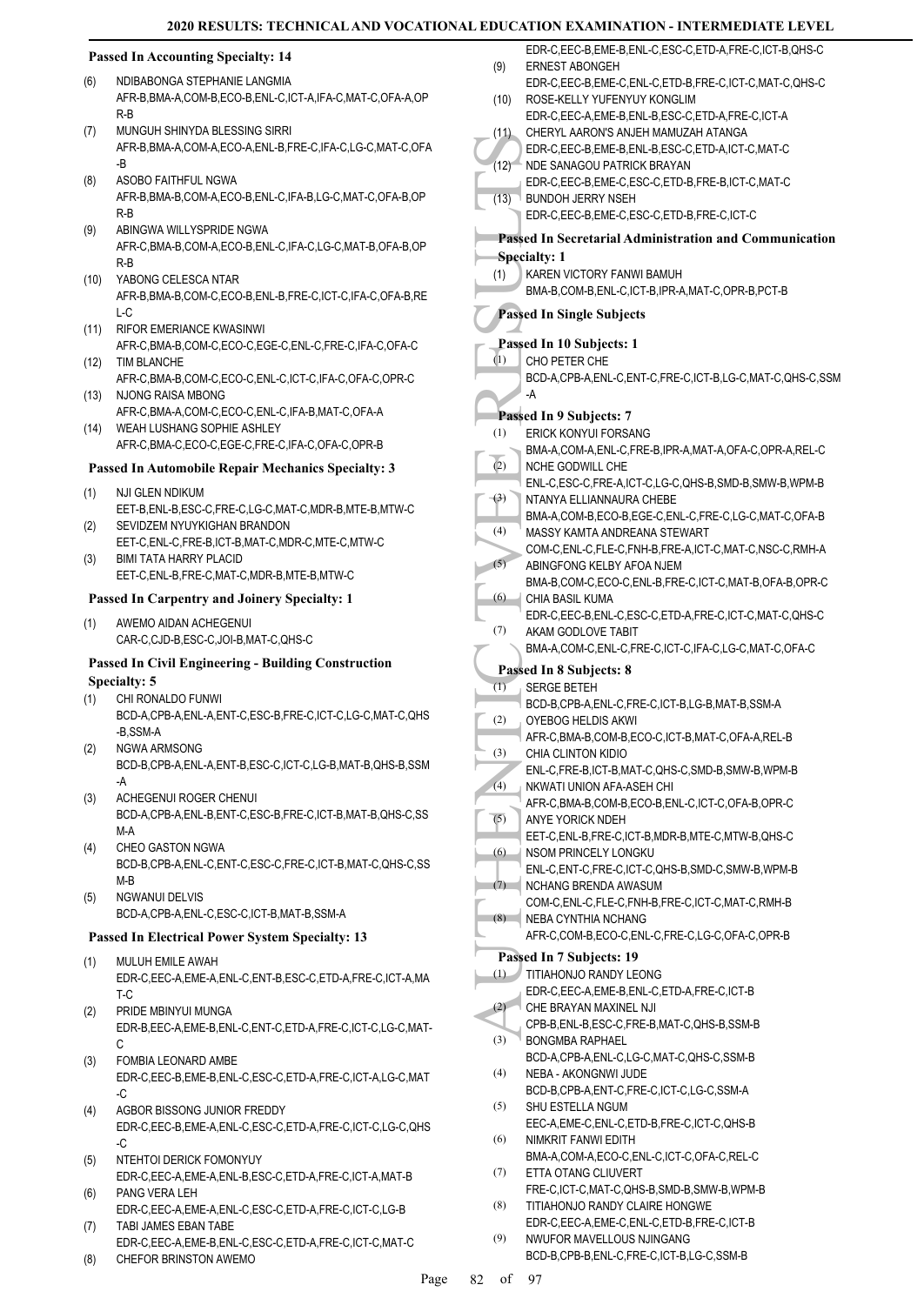### Passed In Accounting Specialty: 14

(6) NDIBABONGA STEPHANIE LANGMIA
AFR-B,BMA-A,COM-B,ECO-B,ENL-C,ICT-A,IFA-C,MAT-C,OFA-A,OPR-B

(7) MUNGUH SHINYDA BLESSING SIRRI
AFR-B,BMA-A,COM-A,ECO-A,ENL-B,FRE-C,IFA-C,LG-C,MAT-C,OFA-B

(8) ASOBO FAITHFUL NGWA
AFR-B,BMA-B,COM-A,ECO-B,ENL-C,IFA-B,LG-C,MAT-C,OFA-B,OPR-B

(9) ABINGWA WILLYSPRIDE NGWA
AFR-C,BMA-B,COM-A,ECO-B,ENL-C,IFA-C,LG-C,MAT-B,OFA-B,OPR-B

(10) YABONG CELESCA NTAR
AFR-B,BMA-B,COM-C,ECO-B,ENL-B,FRE-C,ICT-C,IFA-C,OFA-B,REL-C

(11) RIFOR EMERIANCE KWASINWI
AFR-C,BMA-B,COM-C,ECO-C,EGE-C,ENL-C,FRE-C,IFA-C,OFA-C

(12) TIM BLANCHE
AFR-C,BMA-B,COM-C,ECO-C,ENL-C,ICT-C,IFA-C,OFA-C,OPR-C

(13) NJONG RAISA MBONG
AFR-C,BMA-A,COM-C,ECO-C,ENL-C,IFA-B,MAT-C,OFA-A

(14) WEAH LUSHANG SOPHIE ASHLEY
AFR-C,BMA-C,ECO-C,EGE-C,FRE-C,IFA-C,OFA-C,OPR-B

### Passed In Automobile Repair Mechanics Specialty: 3

(1) NJI GLEN NDIKUM
EET-B,ENL-B,ESC-C,FRE-C,LG-C,MAT-C,MDR-B,MTE-B,MTW-C

(2) SEVIDZEM NYUYKIGHAN BRANDON
EET-C,ENL-C,FRE-B,ICT-B,MAT-C,MDR-C,MTE-C,MTW-C

(3) BIMI TATA HARRY PLACID
EET-C,ENL-B,FRE-C,MAT-C,MDR-B,MTE-B,MTW-C

### Passed In Carpentry and Joinery Specialty: 1

(1) AWEMO AIDAN ACHEGENUI
CAR-C,CJD-B,ESC-C,JOI-B,MAT-C,QHS-C

### Passed In Civil Engineering - Building Construction Specialty: 5

(1) CHI RONALDO FUNWI
BCD-A,CPB-A,ENL-A,ENT-C,ESC-B,FRE-C,ICT-C,LG-C,MAT-C,QHS-B,SSM-A

(2) NGWA ARMSONG
BCD-B,CPB-A,ENL-A,ENT-B,ESC-C,ICT-C,LG-B,MAT-B,QHS-B,SSM-A

(3) ACHEGENUI ROGER CHENUI
BCD-A,CPB-A,ENL-B,ENT-C,ESC-B,FRE-C,ICT-B,MAT-B,QHS-C,SSM-A

(4) CHEO GASTON NGWA
BCD-B,CPB-A,ENL-C,ENT-C,ESC-C,FRE-C,ICT-B,MAT-C,QHS-C,SSM-B

(5) NGWANUI DELVIS
BCD-A,CPB-A,ENL-C,ESC-C,ICT-B,MAT-B,SSM-A

### Passed In Electrical Power System Specialty: 13

(1) MULUH EMILE AWAH
EDR-C,EEC-A,EME-A,ENL-C,ENT-B,ESC-C,ETD-A,FRE-C,ICT-A,MAT-C

(2) PRIDE MBINYUI MUNGA
EDR-B,EEC-A,EME-B,ENL-C,ENT-C,ETD-A,FRE-C,ICT-C,LG-C,MAT-C

(3) FOMBIA LEONARD AMBE
EDR-C,EEC-B,EME-B,ENL-C,ESC-C,ETD-A,FRE-C,ICT-A,LG-C,MAT-C

(4) AGBOR BISSONG JUNIOR FREDDY
EDR-C,EEC-B,EME-A,ENL-C,ESC-C,ETD-A,FRE-C,ICT-C,LG-C,QHS-C

(5) NTEHTOI DERICK FOMONYUY
EDR-C,EEC-A,EME-A,ENL-B,ESC-C,ETD-A,FRE-C,ICT-A,MAT-B

(6) PANG VERA LEH
EDR-C,EEC-A,EME-A,ENL-C,ESC-C,ETD-A,FRE-C,ICT-C,LG-B

(7) TABI JAMES EBAN TABE
EDR-C,EEC-A,EME-B,ENL-C,ESC-C,ETD-A,FRE-C,ICT-C,MAT-C

(8) CHEFOR BRINSTON AWEMO
EDR-C,EEC-B,EME-B,ENL-C,ESC-C,ETD-A,FRE-C,ICT-B,QHS-C

(9) ERNEST ABONGEH
EDR-C,EEC-B,EME-C,ENL-C,ETD-B,FRE-C,ICT-C,MAT-C,QHS-C

(10) ROSE-KELLY YUFENYUY KONGLIM
EDR-C,EEC-A,EME-B,ENL-B,ESC-C,ETD-A,FRE-C,ICT-A

(11) CHERYL AARON'S ANJEH MAMUZAH ATANGA
EDR-C,EEC-B,EME-B,ENL-B,ESC-C,ETD-A,ICT-C,MAT-C

(12) NDE SANAGOU PATRICK BRAYAN
EDR-C,EEC-B,EME-C,ESC-C,ETD-B,FRE-B,ICT-C,MAT-C

(13) BUNDOH JERRY NSEH
EDR-C,EEC-B,EME-C,ESC-C,ETD-B,FRE-C,ICT-C

### Passed In Secretarial Administration and Communication Specialty: 1

(1) KAREN VICTORY FANWI BAMUH
BMA-B,COM-B,ENL-C,ICT-B,IPR-A,MAT-C,OPR-B,PCT-B

### Passed In Single Subjects

### Passed In 10 Subjects: 1

(1) CHO PETER CHE
BCD-A,CPB-A,ENL-C,ENT-C,FRE-C,ICT-B,LG-C,MAT-C,QHS-C,SSM-A

### Passed In 9 Subjects: 7

(1) ERICK KONYUI FORSANG
BMA-A,COM-A,ENL-C,FRE-B,IPR-A,MAT-A,OFA-C,OPR-A,REL-C

(2) NCHE GODWILL CHE
ENL-C,ESC-C,FRE-A,ICT-C,LG-C,QHS-B,SMD-B,SMW-B,WPM-B

(3) NTANYA ELLIANNAURA CHEBE
BMA-A,COM-B,ECO-B,EGE-C,ENL-C,FRE-C,LG-C,MAT-C,OFA-B

(4) MASSY KAMTA ANDREANA STEWART
COM-C,ENL-C,FLE-C,FNH-B,FRE-A,ICT-C,MAT-C,NSC-C,RMH-A

(5) ABINGFONG KELBY AFOA NJEM
BMA-B,COM-C,ECO-C,ENL-B,FRE-C,ICT-C,MAT-B,OFA-B,OPR-C

(6) CHIA BASIL KUMA
EDR-C,EEC-B,ENL-C,ESC-C,ETD-A,FRE-C,ICT-C,MAT-C,QHS-C

(7) AKAM GODLOVE TABIT
BMA-A,COM-C,ENL-C,FRE-C,ICT-C,IFA-C,LG-C,MAT-C,OFA-C

### Passed In 8 Subjects: 8

(1) SERGE BETEH
BCD-B,CPB-A,ENL-C,FRE-C,ICT-B,LG-B,MAT-B,SSM-A

(2) OYEBOG HELDIS AKWI
AFR-C,BMA-B,COM-B,ECO-C,ICT-B,MAT-C,OFA-A,REL-B

(3) CHIA CLINTON KIDIO
ENL-C,FRE-B,ICT-B,MAT-C,QHS-C,SMD-B,SMW-B,WPM-B

(4) NKWATI UNION AFA-ASEH CHI
AFR-C,BMA-B,COM-B,ECO-B,ENL-C,ICT-C,OFA-B,OPR-C

(5) ANYE YORICK NDEH
EET-C,ENL-B,FRE-C,ICT-B,MDR-B,MTE-C,MTW-B,QHS-C

(6) NSOM PRINCELY LONGKU
ENL-C,ENT-C,FRE-C,ICT-C,QHS-B,SMD-C,SMW-B,WPM-B

(7) NCHANG BRENDA AWASUM
COM-C,ENL-C,FLE-C,FNH-B,FRE-C,ICT-C,MAT-C,RMH-B

(8) NEBA CYNTHIA NCHANG
AFR-C,COM-B,ECO-C,ENL-C,FRE-C,LG-C,OFA-C,OPR-B

### Passed In 7 Subjects: 19

(1) TITIAHONJO RANDY LEONG
EDR-C,EEC-A,EME-B,ENL-C,ETD-A,FRE-C,ICT-B

(2) CHE BRAYAN MAXINEL NJI
CPB-B,ENL-B,ESC-C,FRE-B,MAT-C,QHS-B,SSM-B

(3) BONGMBA RAPHAEL
BCD-A,CPB-A,ENL-C,LG-C,MAT-C,QHS-C,SSM-B

(4) NEBA - AKONGNWI JUDE
BCD-B,CPB-A,ENT-C,FRE-C,ICT-C,LG-C,SSM-A

(5) SHU ESTELLA NGUM
EEC-A,EME-C,ENL-C,ETD-B,FRE-C,ICT-C,QHS-B

(6) NIMKRIT FANWI EDITH
BMA-A,COM-A,ECO-C,ENL-C,ICT-C,OFA-C,REL-C

(7) ETTA OTANG CLIUVERT
FRE-C,ICT-C,MAT-C,QHS-B,SMD-B,SMW-B,WPM-B

(8) TITIAHONJO RANDY CLAIRE HONGWE
EDR-C,EEC-A,EME-C,ENL-C,ETD-B,FRE-C,ICT-B

(9) NWUFOR MAVELLOUS NJINGANG
BCD-B,CPB-B,ENL-C,FRE-C,ICT-B,LG-C,SSM-B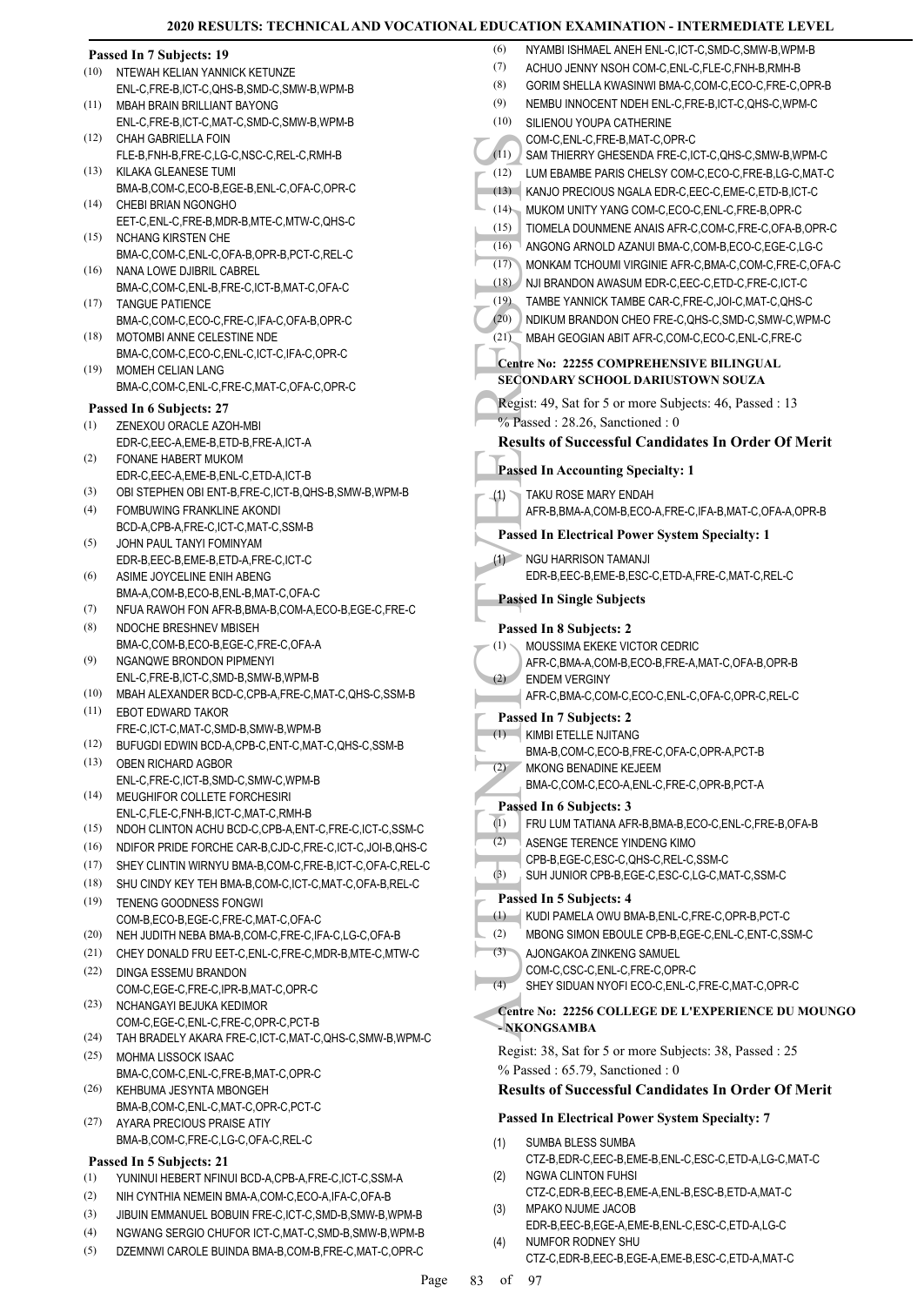**Passed In 7 Subjects: 19**

(10) NTEWAH KELIAN YANNICK KETUNZE
ENL-C,FRE-B,ICT-C,QHS-B,SMD-C,SMW-B,WPM-B
(11) MBAH BRAIN BRILLIANT BAYONG
ENL-C,FRE-B,ICT-C,MAT-C,SMD-C,SMW-B,WPM-B
(12) CHAH GABRIELLA FOIN
FLE-B,FNH-B,FRE-C,LG-C,NSC-C,REL-C,RMH-B
(13) KILAKA GLEANESE TUMI
BMA-B,COM-C,ECO-B,EGE-B,ENL-C,OFA-C,OPR-C
(14) CHEBI BRIAN NGONGHO
EET-C,ENL-C,FRE-B,MDR-B,MTE-C,MTW-C,QHS-C
(15) NCHANG KIRSTEN CHE
BMA-C,COM-C,ENL-C,OFA-B,OPR-B,PCT-C,REL-C
(16) NANA LOWE DJIBRIL CABREL
BMA-C,COM-C,ENL-B,FRE-C,ICT-B,MAT-C,OFA-C
(17) TANGUE PATIENCE
BMA-C,COM-C,ECO-C,FRE-C,IFA-C,OFA-B,OPR-C
(18) MOTOMBI ANNE CELESTINE NDE
BMA-C,COM-C,ECO-C,ENL-C,ICT-C,IFA-C,OPR-C
(19) MOMEH CELIAN LANG
BMA-C,COM-C,ENL-C,FRE-C,MAT-C,OFA-C,OPR-C

**Passed In 6 Subjects: 27**

(1) ZENEXOU ORACLE AZOH-MBI
EDR-C,EEC-A,EME-B,ETD-B,FRE-A,ICT-A
(2) FONANE HABERT MUKOM
EDR-C,EEC-A,EME-B,ENL-C,ETD-A,ICT-B
(3) OBI STEPHEN OBI ENT-B,FRE-C,ICT-B,QHS-B,SMW-B,WPM-B
(4) FOMBUWING FRANKLINE AKONDI
BCD-A,CPB-A,FRE-C,ICT-C,MAT-C,SSM-B
(5) JOHN PAUL TANYI FOMINYAM
EDR-B,EEC-B,EME-B,ETD-A,FRE-C,ICT-C
(6) ASIME JOYCELINE ENIH ABENG
BMA-A,COM-B,ECO-B,ENL-B,MAT-C,OFA-C
(7) NFUA RAWOH FON AFR-B,BMA-B,COM-A,ECO-B,EGE-C,FRE-C
(8) NDOCHE BRESHNEV MBISEH
BMA-C,COM-B,ECO-B,EGE-C,FRE-C,OFA-A
(9) NGANQWE BRONDON PIPMENYI
ENL-C,FRE-B,ICT-C,SMD-B,SMW-B,WPM-B
(10) MBAH ALEXANDER BCD-C,CPB-A,FRE-C,MAT-C,QHS-C,SSM-B
(11) EBOT EDWARD TAKOR
FRE-C,ICT-C,MAT-C,SMD-B,SMW-B,WPM-B
(12) BUFUGDI EDWIN BCD-A,CPB-C,ENT-C,MAT-C,QHS-C,SSM-B
(13) OBEN RICHARD AGBOR
ENL-C,FRE-C,ICT-B,SMD-C,SMW-C,WPM-B
(14) MEUGHIFOR COLLETE FORCHESIRI
ENL-C,FLE-C,FNH-B,ICT-C,MAT-C,RMH-B
(15) NDOH CLINTON ACHU BCD-C,CPB-A,ENT-C,FRE-C,ICT-C,SSM-C
(16) NDIFOR PRIDE FORCHE CAR-B,CJD-C,FRE-C,ICT-C,JOI-B,QHS-C
(17) SHEY CLINTIN WIRNYU BMA-B,COM-C,FRE-B,ICT-C,OFA-C,REL-C
(18) SHU CINDY KEY TEH BMA-B,COM-C,ICT-C,MAT-C,OFA-B,REL-C
(19) TENENG GOODNESS FONGWI
COM-B,ECO-B,EGE-C,FRE-C,MAT-C,OFA-C
(20) NEH JUDITH NEBA BMA-B,COM-C,FRE-C,IFA-C,LG-C,OFA-B
(21) CHEY DONALD FRU EET-C,ENL-C,FRE-C,MDR-B,MTE-C,MTW-C
(22) DINGA ESSEMU BRANDON
COM-C,EGE-C,FRE-C,IPR-B,MAT-C,OPR-C
(23) NCHANGAYI BEJUKA KEDIMOR
COM-C,EGE-C,ENL-C,FRE-C,OPR-C,PCT-B
(24) TAH BRADELY AKARA FRE-C,ICT-C,MAT-C,QHS-C,SMW-B,WPM-C
(25) MOHMA LISSOCK ISAAC
BMA-C,COM-C,ENL-C,FRE-B,MAT-C,OPR-C
(26) KEHBUMA JESYNTA MBONGEH
BMA-B,COM-C,ENL-C,MAT-C,OPR-C,PCT-C
(27) AYARA PRECIOUS PRAISE ATIY
BMA-B,COM-C,FRE-C,LG-C,OFA-C,REL-C

**Passed In 5 Subjects: 21**

(1) YUNINUI HEBERT NFINUI BCD-A,CPB-A,FRE-C,ICT-C,SSM-A
(2) NIH CYNTHIA NEMEIN BMA-A,COM-C,ECO-A,IFA-C,OFA-B
(3) JIBUIN EMMANUEL BOBUIN FRE-C,ICT-C,SMD-B,SMW-B,WPM-B
(4) NGWANG SERGIO CHUFOR ICT-C,MAT-C,SMD-B,SMW-B,WPM-B
(5) DZEMNWI CAROLE BUINDA BMA-B,COM-B,FRE-C,MAT-C,OPR-C
(6) NYAMBI ISHMAEL ANEH ENL-C,ICT-C,SMD-C,SMW-B,WPM-B
(7) ACHUO JENNY NSOH COM-C,ENL-C,FLE-C,FNH-B,RMH-B
(8) GORIM SHELLA KWASINWI BMA-C,COM-C,ECO-C,FRE-C,OPR-B
(9) NEMBU INNOCENT NDEH ENL-C,FRE-B,ICT-C,QHS-C,WPM-C
(10) SILIENOU YOUPA CATHERINE
COM-C,ENL-C,FRE-B,MAT-C,OPR-C
(11) SAM THIERRY GHESENDA FRE-C,ICT-C,QHS-C,SMW-B,WPM-C
(12) LUM EBAMBE PARIS CHELSY COM-C,ECO-C,FRE-B,LG-C,MAT-C
(13) KANJO PRECIOUS NGALA EDR-C,EEC-C,EME-C,ETD-B,ICT-C
(14) MUKOM UNITY YANG COM-C,ECO-C,ENL-C,FRE-B,OPR-C
(15) TIOMELA DOUNMENE ANAIS AFR-C,COM-C,FRE-C,OFA-B,OPR-C
(16) ANGONG ARNOLD AZANUI BMA-C,COM-B,ECO-C,EGE-C,LG-C
(17) MONKAM TCHOUMI VIRGINIE AFR-C,BMA-C,COM-C,FRE-C,OFA-C
(18) NJI BRANDON AWASUM EDR-C,EEC-C,ETD-C,FRE-C,ICT-C
(19) TAMBE YANNICK TAMBE CAR-C,FRE-C,JOI-C,MAT-C,QHS-C
(20) NDIKUM BRANDON CHEO FRE-C,QHS-C,SMD-C,SMW-C,WPM-C
(21) MBAH GEOGIAN ABIT AFR-C,COM-C,ECO-C,ENL-C,FRE-C

**Centre No: 22255 COMPREHENSIVE BILINGUAL SECONDARY SCHOOL DARIUSTOWN SOUZA**

Regist: 49, Sat for 5 or more Subjects: 46, Passed : 13
% Passed : 28.26, Sanctioned : 0

### Results of Successful Candidates In Order Of Merit

**Passed In Accounting Specialty: 1**

(1) TAKU ROSE MARY ENDAH
AFR-B,BMA-A,COM-B,ECO-A,FRE-C,IFA-B,MAT-C,OFA-A,OPR-B

**Passed In Electrical Power System Specialty: 1**

(1) NGU HARRISON TAMANJI
EDR-B,EEC-B,EME-B,ESC-B,ETD-A,FRE-C,MAT-C,REL-C

**Passed In Single Subjects**

**Passed In 8 Subjects: 2**

(1) MOUSSIMA EKEKE VICTOR CEDRIC
AFR-C,BMA-A,COM-B,ECO-B,FRE-A,MAT-C,OFA-B,OPR-B
(2) ENDEM VERGINY
AFR-C,BMA-C,COM-C,ECO-C,ENL-C,OFA-C,OPR-C,REL-C

**Passed In 7 Subjects: 2**

(1) KIMBI ETELLE NJITANG
BMA-B,COM-C,ECO-B,FRE-C,OFA-C,OPR-A,PCT-B
(2) MKONG BENADINE KEJEEM
BMA-C,COM-C,ECO-A,ENL-C,FRE-C,OPR-B,PCT-A

**Passed In 6 Subjects: 3**

(1) FRU LUM TATIANA AFR-B,BMA-B,ECO-C,ENL-C,FRE-B,OFA-B
(2) ASENGE TERENCE YINDENG KIMO
CPB-B,EGE-C,ESC-C,QHS-C,REL-C,SSM-C
(3) SUH JUNIOR CPB-B,EGE-C,ESC-C,LG-C,MAT-C,SSM-C

**Passed In 5 Subjects: 4**

(1) KUDI PAMELA OWU BMA-B,ENL-C,FRE-C,OPR-B,PCT-C
(2) MBONG SIMON EBOULE CPB-B,EGE-C,ENL-C,ENT-C,SSM-C
(3) AJONGAKOA ZINKENG SAMUEL
COM-C,CSC-C,ENL-C,FRE-C,OPR-C
(4) SHEY SIDUAN NYOFI ECO-C,ENL-C,FRE-C,MAT-C,OPR-C

**Centre No: 22256 COLLEGE DE L'EXPERIENCE DU MOUNGO - NKONGSAMBA**

Regist: 38, Sat for 5 or more Subjects: 38, Passed : 25
% Passed : 65.79, Sanctioned : 0

### Results of Successful Candidates In Order Of Merit

**Passed In Electrical Power System Specialty: 7**

(1) SUMBA BLESS SUMBA
CTZ-B,EDR-C,EEC-B,EME-B,ENL-C,ESC-C,ETD-A,LG-C,MAT-C
(2) NGWA CLINTON FUHSI
CTZ-C,EDR-B,EEC-B,EME-A,ENL-B,ESC-B,ETD-A,MAT-C
(3) MPAKO NJUME JACOB
EDR-B,EEC-B,EGE-A,EME-B,ENL-C,ESC-C,ETD-A,LG-C
(4) NUMFOR RODNEY SHU
CTZ-C,EDR-B,EEC-B,EGE-A,EME-B,ESC-C,ETD-A,MAT-C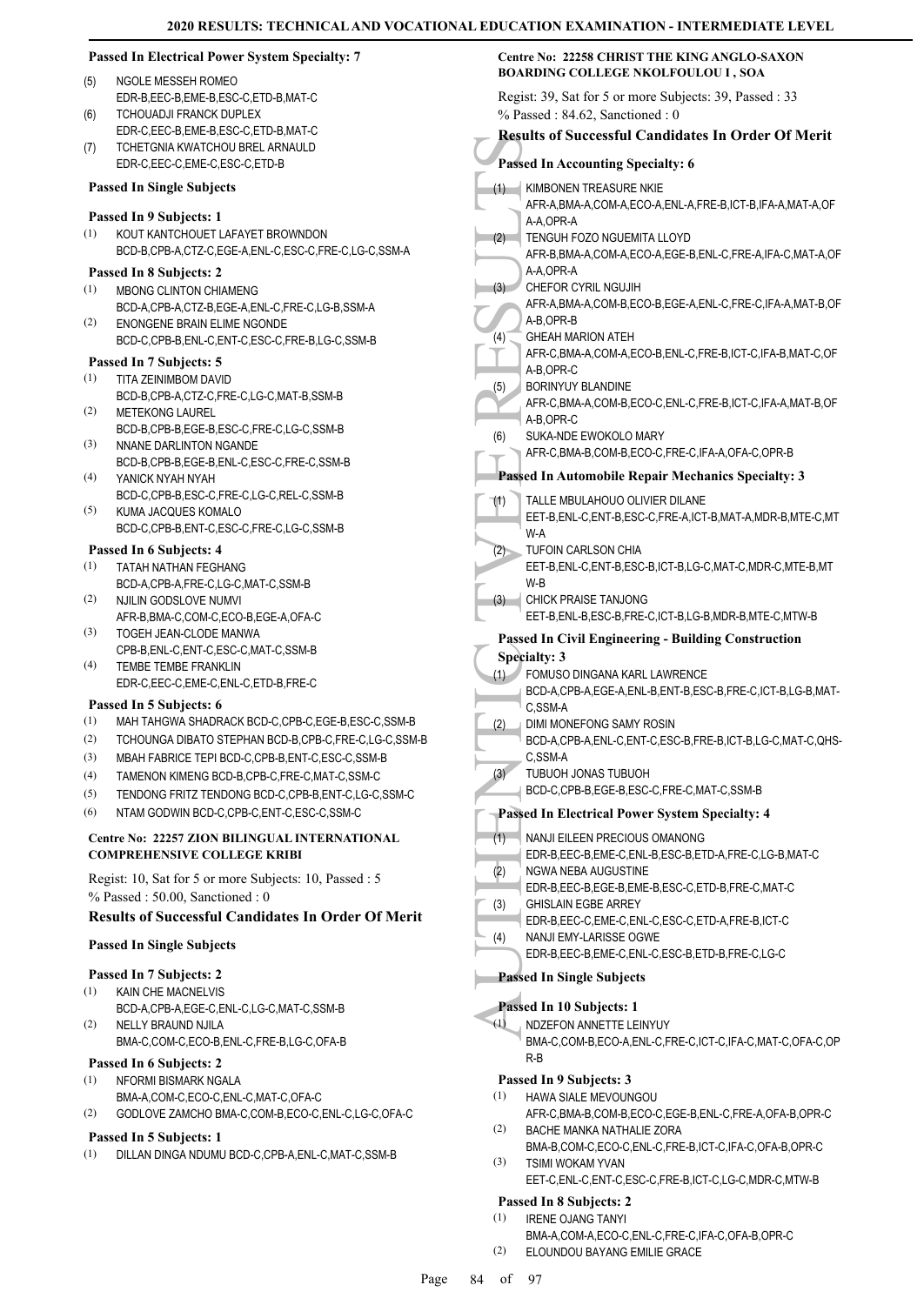### Passed In Electrical Power System Specialty: 7

(5) NGOLE MESSEH ROMEO
EDR-B,EEC-B,EME-B,ESC-C,ETD-B,MAT-C

(6) TCHOUADJI FRANCK DUPLEX
EDR-C,EEC-B,EME-B,ESC-C,ETD-B,MAT-C

(7) TCHETGNIA KWATCHOU BREL ARNAULD
EDR-C,EEC-C,EME-C,ESC-C,ETD-B

### Passed In Single Subjects

#### Passed In 9 Subjects: 1

(1) KOUT KANTCHOUET LAFAYET BROWNDON
BCD-B,CPB-A,CTZ-C,EGE-A,ENL-C,ESC-C,FRE-C,LG-C,SSM-A

#### Passed In 8 Subjects: 2

(1) MBONG CLINTON CHIAMENG
BCD-A,CPB-A,CTZ-B,EGE-A,ENL-C,FRE-C,LG-B,SSM-A

(2) ENONGENE BRAIN ELIME NGONDE
BCD-C,CPB-B,ENL-C,ENT-C,ESC-C,FRE-B,LG-C,SSM-B

#### Passed In 7 Subjects: 5

(1) TITA ZEINIMBOM DAVID
BCD-B,CPB-A,CTZ-C,FRE-C,LG-C,MAT-B,SSM-B

(2) METEKONG LAUREL
BCD-B,CPB-B,EGE-B,ESC-C,FRE-C,LG-C,SSM-B

(3) NNANE DARLINTON NGANDE
BCD-B,CPB-B,EGE-B,ENL-C,ESC-C,FRE-C,SSM-B

(4) YANICK NYAH NYAH
BCD-C,CPB-B,ESC-C,FRE-C,LG-C,REL-C,SSM-B

(5) KUMA JACQUES KOMALO
BCD-C,CPB-B,ENT-C,ESC-C,FRE-C,LG-C,SSM-B

#### Passed In 6 Subjects: 4

(1) TATAH NATHAN FEGHANG
BCD-A,CPB-A,FRE-C,LG-C,MAT-C,SSM-B

(2) NJILIN GODSLOVE NUMVI
AFR-B,BMA-C,COM-C,ECO-B,EGE-A,OFA-C

(3) TOGEH JEAN-CLODE MANWA
CPB-B,ENL-C,ENT-C,ESC-C,MAT-C,SSM-B

(4) TEMBE TEMBE FRANKLIN
EDR-C,EEC-C,EME-C,ENL-C,ETD-B,FRE-C

#### Passed In 5 Subjects: 6

(1) MAH TAHGWA SHADRACK BCD-C,CPB-C,EGE-B,ESC-C,SSM-B

(2) TCHOUNGA DIBATO STEPHAN BCD-B,CPB-C,FRE-C,LG-C,SSM-B

(3) MBAH FABRICE TEPI BCD-C,CPB-B,ENT-C,ESC-C,SSM-B

(4) TAMENON KIMENG BCD-B,CPB-C,FRE-C,MAT-C,SSM-C

(5) TENDONG FRITZ TENDONG BCD-C,CPB-B,ENT-C,LG-C,SSM-C

(6) NTAM GODWIN BCD-C,CPB-C,ENT-C,ESC-C,SSM-C

## Centre No: 22257 ZION BILINGUAL INTERNATIONAL COMPREHENSIVE COLLEGE KRIBI

Regist: 10, Sat for 5 or more Subjects: 10, Passed : 5
% Passed : 50.00, Sanctioned : 0

### Results of Successful Candidates In Order Of Merit

### Passed In Single Subjects

#### Passed In 7 Subjects: 2

(1) KAIN CHE MACNELVIS
BCD-A,CPB-A,EGE-C,ENL-C,LG-C,MAT-C,SSM-B

(2) NELLY BRAUND NJILA
BMA-C,COM-C,ECO-B,ENL-C,FRE-B,LG-C,OFA-B

#### Passed In 6 Subjects: 2

(1) NFORMI BISMARK NGALA
BMA-A,COM-C,ECO-C,ENL-C,MAT-C,OFA-C

(2) GODLOVE ZAMCHO BMA-C,COM-B,ECO-C,ENL-C,LG-C,OFA-C

#### Passed In 5 Subjects: 1

(1) DILLAN DINGA NDUMU BCD-C,CPB-A,ENL-C,MAT-C,SSM-B

## Centre No: 22258 CHRIST THE KING ANGLO-SAXON BOARDING COLLEGE NKOLFOULOU I , SOA

Regist: 39, Sat for 5 or more Subjects: 39, Passed : 33
% Passed : 84.62, Sanctioned : 0

### Results of Successful Candidates In Order Of Merit

### Passed In Accounting Specialty: 6

(1) KIMBONEN TREASURE NKIE
AFR-A,BMA-A,COM-A,ECO-A,ENL-A,FRE-B,ICT-B,IFA-A,MAT-A,OFA-A,OPR-A

(2) TENGUH FOZO NGUEMITA LLOYD
AFR-B,BMA-A,COM-A,ECO-A,EGE-B,ENL-C,FRE-A,IFA-C,MAT-A,OFA-A,OPR-A

(3) CHEFOR CYRIL NGUJIH
AFR-A,BMA-A,COM-B,ECO-B,EGE-A,ENL-C,FRE-C,IFA-A,MAT-B,OFA-B,OPR-B

(4) GHEAH MARION ATEH
AFR-C,BMA-A,COM-A,ECO-B,ENL-C,FRE-B,ICT-C,IFA-B,MAT-C,OFA-B,OPR-C

(5) BORINYUY BLANDINE
AFR-C,BMA-A,COM-B,ECO-C,ENL-C,FRE-B,ICT-C,IFA-A,MAT-B,OFA-B,OPR-C

(6) SUKA-NDE EWOKOLO MARY
AFR-C,BMA-B,COM-B,ECO-C,FRE-C,IFA-A,OFA-C,OPR-B

### Passed In Automobile Repair Mechanics Specialty: 3

(1) TALLE MBULAHOUO OLIVIER DILANE
EET-B,ENL-C,ENT-B,ESC-C,FRE-A,ICT-B,MAT-A,MDR-B,MTE-C,MTW-A

(2) TUFOIN CARLSON CHIA
EET-B,ENL-C,ENT-B,ESC-B,ICT-B,LG-C,MAT-C,MDR-C,MTE-B,MTW-B

(3) CHICK PRAISE TANJONG
EET-B,ENL-B,ESC-B,FRE-C,ICT-B,LG-B,MDR-B,MTE-C,MTW-B

### Passed In Civil Engineering - Building Construction Specialty: 3

(1) FOMUSO DINGANA KARL LAWRENCE
BCD-A,CPB-A,EGE-A,ENL-B,ENT-B,ESC-B,FRE-C,ICT-B,LG-B,MAT-C,SSM-A

(2) DIMI MONEFONG SAMY ROSIN
BCD-A,CPB-A,ENL-C,ENT-C,ESC-B,FRE-B,ICT-B,LG-C,MAT-C,QHS-C,SSM-A

(3) TUBUOH JONAS TUBUOH
BCD-C,CPB-B,EGE-B,ESC-C,FRE-C,MAT-C,SSM-B

### Passed In Electrical Power System Specialty: 4

(1) NANJI EILEEN PRECIOUS OMANONG
EDR-B,EEC-B,EME-C,ENL-B,ESC-B,ETD-A,FRE-C,LG-B,MAT-C

(2) NGWA NEBA AUGUSTINE
EDR-B,EEC-B,EGE-B,EME-B,ESC-C,ETD-B,FRE-C,MAT-C

(3) GHISLAIN EGBE ARREY
EDR-B,EEC-C,EME-C,ENL-C,ESC-C,ETD-A,FRE-B,ICT-C

(4) NANJI EMY-LARISSE OGWE
EDR-B,EEC-B,EME-C,ENL-C,ESC-B,ETD-B,FRE-C,LG-C

### Passed In Single Subjects

#### Passed In 10 Subjects: 1

(1) NDZEFON ANNETTE LEINYUY
BMA-C,COM-B,ECO-A,ENL-C,FRE-C,ICT-C,IFA-C,MAT-C,OFA-C,OPR-B

#### Passed In 9 Subjects: 3

(1) HAWA SIALE MEVOUNGOU
AFR-C,BMA-B,COM-B,ECO-C,EGE-B,ENL-C,FRE-A,OFA-B,OPR-C

(2) BACHE MANKA NATHALIE ZORA
BMA-B,COM-C,ECO-C,ENL-C,FRE-B,ICT-C,IFA-C,OFA-B,OPR-C

(3) TSIMI WOKAM YVAN
EET-C,ENL-C,ENT-C,ESC-C,FRE-B,ICT-C,LG-C,MDR-C,MTW-B

#### Passed In 8 Subjects: 2

(1) IRENE OJANG TANYI
BMA-A,COM-A,ECO-C,ENL-C,FRE-C,IFA-C,OFA-B,OPR-C

(2) ELOUNDOU BAYANG EMILIE GRACE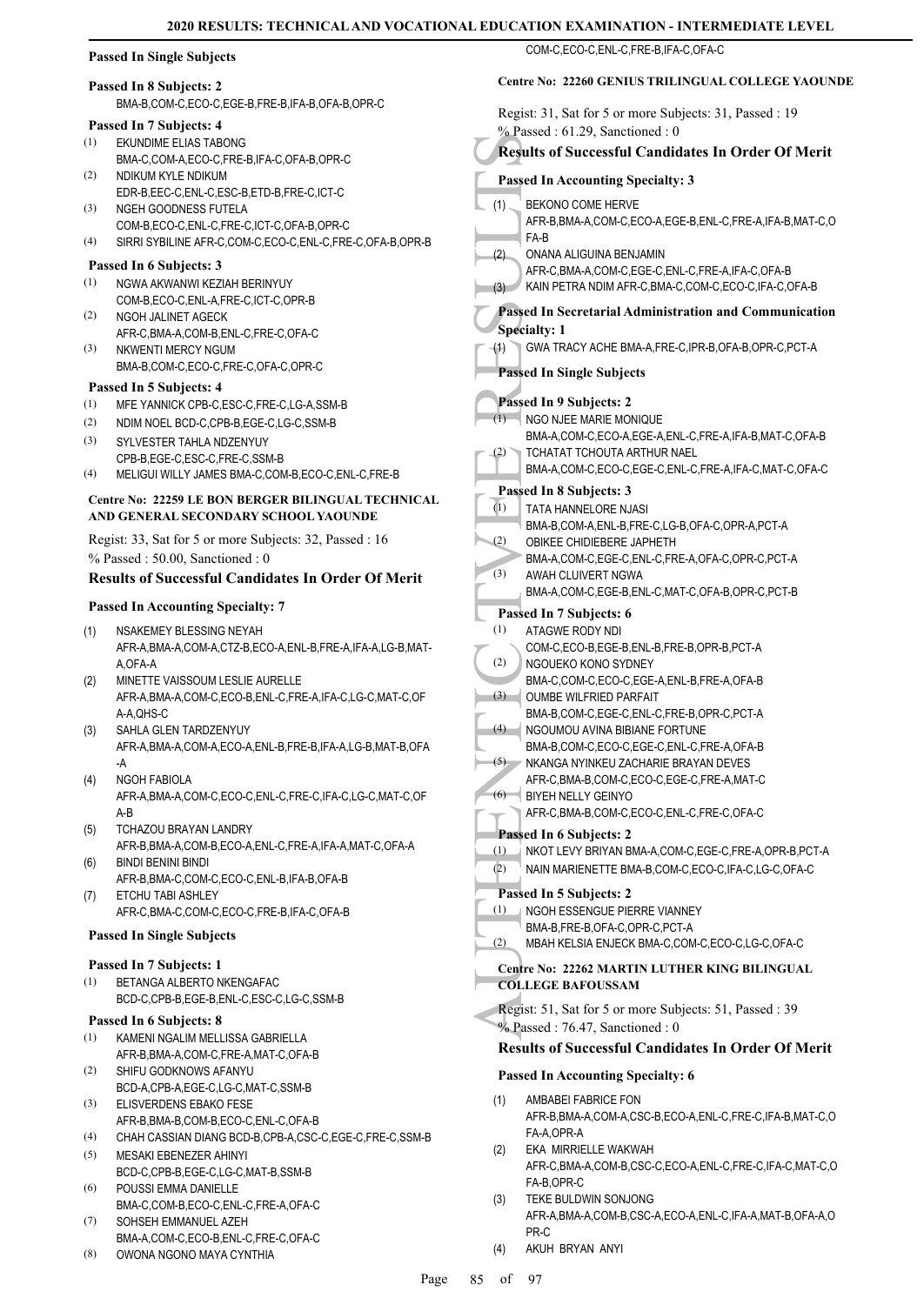**Passed In Single Subjects**

**Passed In 8 Subjects: 2**

BMA-B,COM-C,ECO-C,EGE-B,FRE-B,IFA-B,OFA-B,OPR-C

**Passed In 7 Subjects: 4**

(1) EKUNDIME ELIAS TABONG
BMA-C,COM-A,ECO-C,FRE-B,IFA-C,OFA-B,OPR-C
(2) NDIKUM KYLE NDIKUM
EDR-B,EEC-C,ENL-C,ESC-B,ETD-B,FRE-C,ICT-C
(3) NGEH GOODNESS FUTELA
COM-B,ECO-C,ENL-C,FRE-C,ICT-C,OFA-B,OPR-C
(4) SIRRI SYBILINE AFR-C,COM-C,ECO-C,ENL-C,FRE-C,OFA-B,OPR-B

**Passed In 6 Subjects: 3**

(1) NGWA AKWANWI KEZIAH BERINYUY
COM-B,ECO-C,ENL-A,FRE-C,ICT-C,OPR-B
(2) NGOH JALINET AGECK
AFR-C,BMA-A,COM-B,ENL-B,FRE-C,OFA-C
(3) NKWENTI MERCY NGUM
BMA-B,COM-C,ECO-C,FRE-C,OFA-C,OPR-C

**Passed In 5 Subjects: 4**

(1) MFE YANNICK CPB-C,ESC-C,FRE-C,LG-A,SSM-B
(2) NDIM NOEL BCD-C,CPB-B,EGE-C,LG-C,SSM-B
(3) SYLVESTER TAHLA NDZENYUY
CPB-B,EGE-C,ESC-C,FRE-C,SSM-B
(4) MELIGUI WILLY JAMES BMA-C,COM-B,ECO-C,ENL-C,FRE-B

**Centre No: 22259 LE BON BERGER BILINGUAL TECHNICAL AND GENERAL SECONDARY SCHOOL YAOUNDE**

Regist: 33, Sat for 5 or more Subjects: 32, Passed : 16
% Passed : 50.00, Sanctioned : 0

### Results of Successful Candidates In Order Of Merit

**Passed In Accounting Specialty: 7**

(1) NSAKEMEY BLESSING NEYAH
AFR-A,BMA-A,COM-A,CTZ-B,ECO-A,ENL-B,FRE-A,IFA-A,LG-B,MAT-A,OFA-A
(2) MINETTE VAISSOUM LESLIE AURELLE
AFR-A,BMA-A,COM-C,ECO-B,ENL-C,FRE-A,IFA-C,LG-C,MAT-C,OFA-A,QHS-C
(3) SAHLA GLEN TARDZENYUY
AFR-A,BMA-A,COM-A,ECO-A,ENL-B,FRE-B,IFA-A,LG-B,MAT-B,OFA-A
(4) NGOH FABIOLA
AFR-A,BMA-A,COM-C,ECO-C,ENL-C,FRE-C,IFA-C,LG-C,MAT-C,OFA-B
(5) TCHAZOU BRAYAN LANDRY
AFR-B,BMA-A,COM-B,ECO-A,ENL-C,FRE-A,IFA-A,MAT-C,OFA-A
(6) BINDI BENINI BINDI
AFR-B,BMA-C,COM-C,ECO-C,ENL-B,IFA-B,OFA-B
(7) ETCHU TABI ASHLEY
AFR-C,BMA-C,COM-C,ECO-C,FRE-B,IFA-C,OFA-B

**Passed In Single Subjects**

**Passed In 7 Subjects: 1**

(1) BETANGA ALBERTO NKENGAFAC
BCD-C,CPB-B,EGE-B,ENL-C,ESC-C,LG-C,SSM-B

**Passed In 6 Subjects: 8**

(1) KAMENI NGALIM MELLISSA GABRIELLA
AFR-B,BMA-A,COM-C,FRE-A,MAT-C,OFA-B
(2) SHIFU GODKNOWS AFANYU
BCD-A,CPB-A,EGE-C,LG-C,MAT-C,SSM-B
(3) ELISVERDENS EBAKO FESE
AFR-B,BMA-B,COM-B,ECO-C,ENL-C,OFA-B
(4) CHAH CASSIAN DIANG BCD-B,CPB-A,CSC-C,EGE-C,FRE-C,SSM-B
(5) MESAKI EBENEZER AHINYI
BCD-C,CPB-B,EGE-C,LG-C,MAT-B,SSM-B
(6) POUSSI EMMA DANIELLE
BMA-C,COM-B,ECO-C,ENL-C,FRE-A,OFA-C
(7) SOHSEH EMMANUEL AZEH
BMA-A,COM-C,ECO-B,ENL-C,FRE-C,OFA-C
(8) OWONA NGONO MAYA CYNTHIA
COM-C,ECO-C,ENL-C,FRE-B,IFA-C,OFA-C

**Centre No: 22260 GENIUS TRILINGUAL COLLEGE YAOUNDE**

Regist: 31, Sat for 5 or more Subjects: 31, Passed : 19
% Passed : 61.29, Sanctioned : 0

### Results of Successful Candidates In Order Of Merit

**Passed In Accounting Specialty: 3**

(1) BEKONO COME HERVE
AFR-B,BMA-A,COM-C,ECO-A,EGE-B,ENL-C,FRE-A,IFA-B,MAT-C,OFA-B
(2) ONANA ALIGUINA BENJAMIN
AFR-C,BMA-A,COM-C,EGE-C,ENL-C,FRE-A,IFA-C,OFA-B
(3) KAIN PETRA NDIM AFR-C,BMA-C,COM-C,ECO-C,IFA-C,OFA-B

**Passed In Secretarial Administration and Communication Specialty: 1**

(1) GWA TRACY ACHE BMA-A,FRE-C,IPR-B,OFA-B,OPR-C,PCT-A

**Passed In Single Subjects**

**Passed In 9 Subjects: 2**

(1) NGO NJEE MARIE MONIQUE
BMA-A,COM-C,ECO-A,EGE-A,ENL-C,FRE-A,IFA-B,MAT-C,OFA-B
(2) TCHATAT TCHOUTA ARTHUR NAEL
BMA-A,COM-C,ECO-C,EGE-C,ENL-C,FRE-A,IFA-C,MAT-C,OFA-C

**Passed In 8 Subjects: 3**

(1) TATA HANNELORE NJASI
BMA-B,COM-A,ENL-B,FRE-C,LG-B,OFA-C,OPR-A,PCT-A
(2) OBIKEE CHIDIEBERE JAPHETH
BMA-A,COM-C,EGE-C,ENL-C,FRE-A,OFA-C,OPR-C,PCT-A
(3) AWAH CLUIVERT NGWA
BMA-A,COM-C,EGE-B,ENL-C,MAT-C,OFA-B,OPR-C,PCT-B

**Passed In 7 Subjects: 6**

(1) ATAGWE RODY NDI
COM-C,ECO-B,EGE-B,ENL-B,FRE-B,OPR-B,PCT-A
(2) NGOUEKO KONO SYDNEY
BMA-C,COM-C,ECO-C,EGE-A,ENL-B,FRE-A,OFA-B
(3) OUMBE WILFRIED PARFAIT
BMA-B,COM-C,EGE-C,ENL-C,FRE-B,OPR-C,PCT-A
(4) NGOUMOU AVINA BIBIANE FORTUNE
BMA-B,COM-C,ECO-C,EGE-C,ENL-C,FRE-A,OFA-B
(5) NKANGA NYINKEU ZACHARIE BRAYAN DEVES
AFR-C,BMA-B,COM-C,ECO-C,EGE-C,FRE-A,MAT-C
(6) BIYEH NELLY GEINYO
AFR-C,BMA-B,COM-C,ECO-C,ENL-C,FRE-C,OFA-C

**Passed In 6 Subjects: 2**

(1) NKOT LEVY BRIYAN BMA-A,COM-C,EGE-C,FRE-A,OPR-B,PCT-A
(2) NAIN MARIENETTE BMA-B,COM-C,ECO-C,IFA-C,LG-C,OFA-C

**Passed In 5 Subjects: 2**

(1) NGOH ESSENGUE PIERRE VIANNEY
BMA-B,FRE-B,OFA-C,OPR-C,PCT-A
(2) MBAH KELSIA ENJECK BMA-C,COM-C,ECO-C,LG-C,OFA-C

**Centre No: 22262 MARTIN LUTHER KING BILINGUAL COLLEGE BAFOUSSAM**

Regist: 51, Sat for 5 or more Subjects: 51, Passed : 39
% Passed : 76.47, Sanctioned : 0

### Results of Successful Candidates In Order Of Merit

**Passed In Accounting Specialty: 6**

(1) AMBABEI FABRICE FON
AFR-B,BMA-A,COM-A,CSC-B,ECO-A,ENL-C,FRE-C,IFA-B,MAT-C,OFA-A,OPR-A
(2) EKA MIRRIELLE WAKWAH
AFR-C,BMA-A,COM-B,CSC-C,ECO-A,ENL-C,FRE-C,IFA-C,MAT-C,OFA-B,OPR-C
(3) TEKE BULDWIN SONJONG
AFR-A,BMA-A,COM-B,CSC-A,ECO-A,ENL-C,IFA-A,MAT-B,OFA-A,OPR-C
(4) AKUH BRYAN ANYI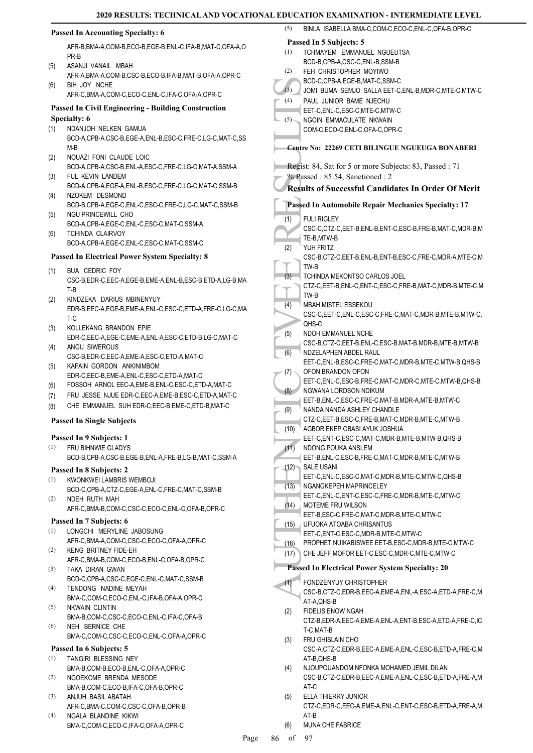**Passed In Accounting Specialty: 6**

AFR-B,BMA-A,COM-B,ECO-B,EGE-B,ENL-C,IFA-B,MAT-C,OFA-A,OPR-B

(5) ASANJI VANAIL MBAH
AFR-A,BMA-A,COM-B,CSC-B,ECO-B,IFA-B,MAT-B,OFA-A,OPR-C

(6) BIH JOY NCHE
AFR-C,BMA-A,COM-C,ECO-C,ENL-C,IFA-C,OFA-A,OPR-C

**Passed In Civil Engineering - Building Construction Specialty: 6**

(1) NDANJOH NELKEN GAMUA
BCD-A,CPB-A,CSC-B,EGE-A,ENL-B,ESC-C,FRE-C,LG-C,MAT-C,SSM-B

(2) NOUAZI FONI CLAUDE LOIC
BCD-A,CPB-A,CSC-B,ENL-A,ESC-C,FRE-C,LG-C,MAT-A,SSM-A

(3) FUL KEVIN LANDEM
BCD-A,CPB-A,EGE-A,ENL-B,ESC-C,FRE-C,LG-C,MAT-C,SSM-B

(4) NZOKEM DESMOND
BCD-B,CPB-A,EGE-C,ENL-C,ESC-C,FRE-C,LG-C,MAT-C,SSM-B

(5) NGU PRINCEWILL CHO
BCD-A,CPB-A,EGE-C,ENL-C,ESC-C,MAT-C,SSM-A

(6) TCHINDA CLAIRVOY
BCD-A,CPB-A,EGE-C,ENL-C,ESC-C,MAT-C,SSM-C

**Passed In Electrical Power System Specialty: 8**

(1) BUA CEDRIC FOY
CSC-B,EDR-C,EEC-A,EGE-B,EME-A,ENL-B,ESC-B,ETD-A,LG-B,MAT-B

(2) KINDZEKA DARIUS MBINENYUY
EDR-B,EEC-A,EGE-B,EME-A,ENL-C,ESC-C,ETD-A,FRE-C,LG-C,MAT-C

(3) KOLLEKANG BRANDON EPIE
EDR-C,EEC-A,EGE-C,EME-A,ENL-A,ESC-C,ETD-B,LG-C,MAT-C

(4) ANGU SIWEROUS
CSC-B,EDR-C,EEC-A,EME-A,ESC-C,ETD-A,MAT-C

(5) KAFAIN GORDON ANKINIMBOM
EDR-C,EEC-B,EME-A,ENL-C,ESC-C,ETD-A,MAT-C

(6) FOSSOH ARNOL EEC-A,EME-B,ENL-C,ESC-C,ETD-A,MAT-C

(7) FRU JESSE NJUE EDR-C,EEC-A,EME-B,ESC-C,ETD-A,MAT-C

(8) CHE EMMANUEL SUH EDR-C,EEC-B,EME-C,ETD-B,MAT-C

**Passed In Single Subjects**

**Passed In 9 Subjects: 1**

(1) FRU BIHNWIE GLADYS
BCD-B,CPB-A,CSC-B,EGE-B,ENL-A,FRE-B,LG-B,MAT-C,SSM-A

**Passed In 8 Subjects: 2**

(1) KWONKWEI LAMBRIS WEMBOJI
BCD-C,CPB-A,CTZ-C,EGE-A,ENL-C,FRE-C,MAT-C,SSM-B

(2) NDEH RUTH MAH
AFR-C,BMA-B,COM-C,CSC-C,ECO-C,ENL-C,OFA-B,OPR-C

**Passed In 7 Subjects: 6**

(1) LONGCHI MERYLINE JABOSUNG
AFR-C,BMA-A,COM-C,CSC-C,ECO-C,OFA-A,OPR-C

(2) KENG BRITNEY FIDE-EH
AFR-C,BMA-B,COM-C,ECO-B,ENL-C,OFA-B,OPR-C

(3) TAKA DIRAN GWAN
BCD-C,CPB-A,CSC-C,EGE-C,ENL-C,MAT-C,SSM-B

(4) TENDONG NADINE MEYAH
BMA-C,COM-C,ECO-C,ENL-C,IFA-B,OFA-A,OPR-C

(5) NKWAIN CLINTIN
BMA-B,COM-C,CSC-C,ECO-C,ENL-C,IFA-C,OFA-B

(6) NEH BERNICE CHE
BMA-C,COM-C,CSC-C,ECO-C,ENL-C,OFA-A,OPR-C

**Passed In 6 Subjects: 5**

(1) TANGIRI BLESSING NEY
BMA-B,COM-B,ECO-B,ENL-C,OFA-A,OPR-C

(2) NGOEKOME BRENDA MESODE
BMA-B,COM-C,ECO-B,IFA-C,OFA-B,OPR-C

(3) ANJUH BASIL ABATAH
AFR-C,BMA-C,COM-C,CSC-C,OFA-B,OPR-B

(4) NGALA BLANDINE KIKWI
BMA-C,COM-C,ECO-C,IFA-C,OFA-A,OPR-C

(5) BINLA ISABELLA BMA-C,COM-C,ECO-C,ENL-C,OFA-B,OPR-C

**Passed In 5 Subjects: 5**

(1) TCHMAYEM EMMANUEL NGUEUTSA
BCD-B,CPB-A,CSC-C,ENL-B,SSM-B

(2) FEH CHRISTOPHER MOYIWO
BCD-C,CPB-A,EGE-B,MAT-C,SSM-C

(3) JOMI BUMA SEMJO SALLA EET-C,ENL-B,MDR-C,MTE-C,MTW-C

(4) PAUL JUNIOR BAME NJECHU
EET-C,ENL-C,ESC-C,MTE-C,MTW-C

(5) NGOIN EMMACULATE NKWAIN
COM-C,ECO-C,ENL-C,OFA-C,OPR-C

## Centre No: 22269 CETI BILINGUE NGUEUGA BONABERI

Regist: 84, Sat for 5 or more Subjects: 83, Passed : 71
% Passed : 85.54, Sanctioned : 2

### Results of Successful Candidates In Order Of Merit

**Passed In Automobile Repair Mechanics Specialty: 17**

(1) FULI RIGLEY
CSC-C,CTZ-C,EET-B,ENL-B,ENT-C,ESC-B,FRE-B,MAT-C,MDR-B,MTE-B,MTW-B

(2) YUH FRITZ
CSC-B,CTZ-C,EET-B,ENL-B,ENT-B,ESC-C,FRE-C,MDR-A,MTE-C,MTW-B

(3) TCHINDA MEKONTSO CARLOS JOEL
CTZ-C,EET-B,ENL-C,ENT-C,ESC-C,FRE-B,MAT-C,MDR-B,MTE-C,MTW-B

(4) MBAH MISTEL ESSEKOU
CSC-C,EET-C,ENL-C,ESC-C,FRE-C,MAT-C,MDR-B,MTE-B,MTW-C,QHS-C

(5) NDOH EMMANUEL NCHE
CSC-B,CTZ-C,EET-B,ENL-C,ESC-B,MAT-B,MDR-B,MTE-B,MTW-B

(6) NDZELAPHEN ABDEL RAUL
EET-C,ENL-B,ESC-C,FRE-C,MAT-C,MDR-B,MTE-C,MTW-B,QHS-B

(7) OFON BRANDON OFON
EET-C,ENL-C,ESC-B,FRE-C,MAT-C,MDR-C,MTE-C,MTW-B,QHS-B

(8) NGWANA LORDSON NDIKUM
EET-B,ENL-C,ESC-C,FRE-C,MAT-B,MDR-A,MTE-B,MTW-C

(9) NANDA NANDA ASHLEY CHANDLE
CTZ-C,EET-B,ESC-C,FRE-B,MAT-C,MDR-B,MTE-C,MTW-B

(10) AGBOR EKEP OBASI AYUK JOSHUA
EET-C,ENT-C,ESC-C,MAT-C,MDR-B,MTE-B,MTW-B,QHS-B

(11) NDONG POUKA ANSLEM
EET-B,ENL-C,ESC-B,FRE-C,MAT-C,MDR-B,MTE-C,MTW-B

(12) SALE USANI
EET-C,ENL-C,ESC-C,MAT-C,MDR-B,MTE-C,MTW-C,QHS-B

(13) NGANGKEPEH MAPRINCELEY
EET-C,ENL-C,ENT-C,ESC-C,FRE-C,MDR-B,MTE-C,MTW-C

(14) MOTEME FRU WILSON
EET-B,ESC-C,FRE-C,MAT-C,MDR-B,MTE-C,MTW-C

(15) UFUOKA ATOABA CHRISANTUS
EET-C,ENT-C,ESC-C,MDR-B,MTE-C,MTW-C

(16) PROPHET NUIKABISWEE EET-B,ESC-C,MDR-B,MTE-C,MTW-C

(17) CHE JEFF MOFOR EET-C,ESC-C,MDR-C,MTE-C,MTW-C

**Passed In Electrical Power System Specialty: 20**

(1) FONDZENYUY CHRISTOPHER
CSC-B,CTZ-C,EDR-B,EEC-A,EME-A,ENL-A,ESC-A,ETD-A,FRE-C,MAT-A,QHS-B

(2) FIDELIS ENOW NGAH
CTZ-B,EDR-A,EEC-A,EME-A,ENL-A,ENT-B,ESC-A,ETD-A,FRE-C,ICT-C,MAT-B

(3) FRU GHISLAIN CHO
CSC-A,CTZ-C,EDR-B,EEC-A,EME-A,ENL-C,ESC-B,ETD-A,FRE-C,MAT-B,QHS-B

(4) NJOUPOUANDOM NFONKA MOHAMED JEMIL DILAN
CSC-B,CTZ-C,EDR-B,EEC-A,EME-A,ENL-C,ESC-B,ETD-A,FRE-A,MAT-C

(5) ELLA THIERRY JUNIOR
CTZ-C,EDR-C,EEC-A,EME-A,ENL-C,ENT-C,ESC-B,ETD-A,FRE-A,MAT-B

(6) MUNA CHE FABRICE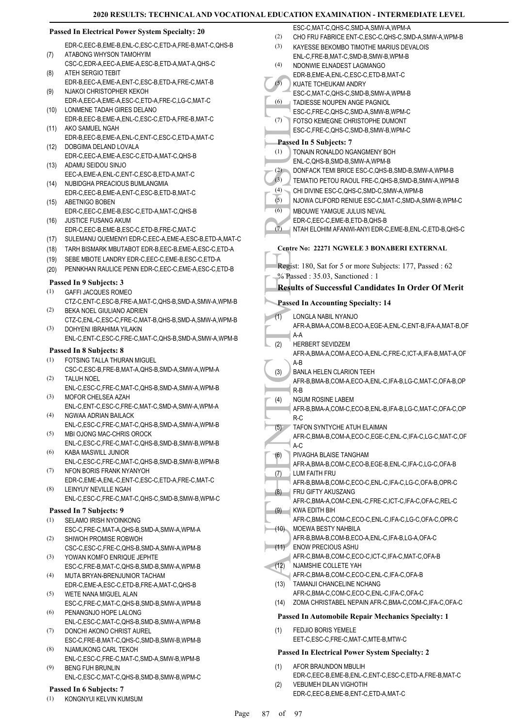### Passed In Electrical Power System Specialty: 20

EDR-C,EEC-B,EME-B,ENL-C,ESC-C,ETD-A,FRE-B,MAT-C,QHS-B

(7) ATABONG WHYSON TAMOHYIM
CSC-C,EDR-A,EEC-A,EME-A,ESC-B,ETD-A,MAT-A,QHS-C

(8) ATEH SERGIO TEBIT
EDR-B,EEC-A,EME-A,ENT-C,ESC-B,ETD-A,FRE-C,MAT-B

(9) NJAKOI CHRISTOPHER KEKOH
EDR-A,EEC-A,EME-A,ESC-C,ETD-A,FRE-C,LG-C,MAT-C

(10) LONMENE TADAH GIRES DELANO
EDR-B,EEC-B,EME-A,ENL-C,ESC-C,ETD-A,FRE-B,MAT-C

(11) AKO SAMUEL NGAH
EDR-B,EEC-B,EME-A,ENL-C,ENT-C,ESC-C,ETD-A,MAT-C

(12) DOBGIMA DELAND LOVALA
EDR-C,EEC-A,EME-A,ESC-C,ETD-A,MAT-C,QHS-B

(13) ADAMU SEIDOU SINJO
EEC-A,EME-A,ENL-C,ENT-C,ESC-B,ETD-A,MAT-C

(14) NUBIDGHA PREACIOUS BUMLANGMIA
EDR-C,EEC-B,EME-A,ENT-C,ESC-B,ETD-B,MAT-C

(15) ABETNIGO BOBEN
EDR-C,EEC-C,EME-B,ESC-C,ETD-A,MAT-C,QHS-B

(16) JUSTICE FUSANG AKUM
EDR-C,EEC-B,EME-B,ESC-C,ETD-B,FRE-C,MAT-C

(17) SULEMANU QUEMENYI EDR-C,EEC-A,EME-A,ESC-B,ETD-A,MAT-C

(18) TARH BISMARK MBUTABOT EDR-B,EEC-B,EME-A,ESC-C,ETD-A

(19) SEBE MBOTE LANDRY EDR-C,EEC-C,EME-B,ESC-C,ETD-A

(20) PENNKHAN RAULICE PENN EDR-C,EEC-C,EME-A,ESC-C,ETD-B

### Passed In 9 Subjects: 3

(1) GAFFI JACQUES ROMEO
CTZ-C,ENT-C,ESC-B,FRE-A,MAT-C,QHS-B,SMD-A,SMW-A,WPM-B

(2) BEKA NOEL GIULIANO ADRIEN
CTZ-C,ENL-C,ESC-C,FRE-C,MAT-B,QHS-B,SMD-A,SMW-A,WPM-B

(3) DOHYENI IBRAHIMA YILAKIN
ENL-C,ENT-C,ESC-C,FRE-C,MAT-C,QHS-B,SMD-A,SMW-A,WPM-B

### Passed In 8 Subjects: 8

(1) FOTSING TALLA THURAN MIGUEL
CSC-C,ESC-B,FRE-B,MAT-A,QHS-B,SMD-A,SMW-A,WPM-A

(2) TALUH NOEL
ENL-C,ESC-C,FRE-C,MAT-C,QHS-B,SMD-A,SMW-A,WPM-B

(3) MOFOR CHELSEA AZAH
ENL-C,ENT-C,ESC-C,FRE-C,MAT-C,SMD-A,SMW-A,WPM-A

(4) NGWAA ADRIAN BAILACK
ENL-C,ESC-C,FRE-C,MAT-C,QHS-B,SMD-A,SMW-A,WPM-B

(5) MBI OJONG MAC-CHRIS OROCK
ENL-C,ESC-C,FRE-C,MAT-C,QHS-B,SMD-B,SMW-B,WPM-B

(6) KABA MASWILL JUNIOR
ENL-C,ESC-C,FRE-C,MAT-C,QHS-B,SMD-B,SMW-B,WPM-B

(7) NFON BORIS FRANK NYANYOH
EDR-C,EME-A,ENL-C,ENT-C,ESC-C,ETD-A,FRE-C,MAT-C

(8) LEINYUY NEVILLE NGAH
ENL-C,ESC-C,FRE-C,MAT-C,QHS-C,SMD-B,SMW-B,WPM-C

### Passed In 7 Subjects: 9

(1) SELAMO IRISH NYOINKONG
ESC-C,FRE-C,MAT-A,QHS-B,SMD-A,SMW-A,WPM-A

(2) SHIWOH PROMISE ROBWOH
CSC-C,ESC-C,FRE-C,QHS-B,SMD-A,SMW-A,WPM-B

(3) YOWAN KOMFO ENRIQUE JEPHTE
ESC-C,FRE-B,MAT-C,QHS-B,SMD-B,SMW-A,WPM-B

(4) MUTA BRYAN-BRENJUNIOR TACHAM
EDR-C,EME-A,ESC-C,ETD-B,FRE-A,MAT-C,QHS-B

(5) WETE NANA MIGUEL ALAN
ESC-C,FRE-C,MAT-C,QHS-B,SMD-B,SMW-A,WPM-B

(6) PENANGNJO HOPE LALONG
ENL-C,ESC-C,MAT-C,QHS-B,SMD-B,SMW-A,WPM-B

(7) DONCHI AKONO CHRIST AUREL
ESC-C,FRE-B,MAT-C,QHS-C,SMD-B,SMW-B,WPM-B

(8) NJAMUKONG CARL TEKOH
ENL-C,ESC-C,FRE-C,MAT-C,SMD-A,SMW-B,WPM-B

(9) BENG FUH BRUNLIN
ENL-C,ESC-C,MAT-C,QHS-B,SMD-B,SMW-B,WPM-C

### Passed In 6 Subjects: 7

(1) KONGNYUI KELVIN KUMSUM
ESC-C,MAT-C,QHS-C,SMD-A,SMW-A,WPM-A

(2) CHO FRU FABRICE ENT-C,ESC-C,QHS-C,SMD-A,SMW-A,WPM-B

(3) KAYESSE BEKOMBO TIMOTHE MARIUS DEVALOIS
ENL-C,FRE-B,MAT-C,SMD-B,SMW-B,WPM-B

(4) NDONWIE ELNADEST LAGMANGO
EDR-B,EME-A,ENL-C,ESC-C,ETD-B,MAT-C

(5) KUATE TCHEUKAM ANDRY
ESC-C,MAT-C,QHS-C,SMD-B,SMW-A,WPM-B

(6) TADIESSE NOUPEN ANGE PAGNIOL
ESC-C,FRE-C,QHS-C,SMD-A,SMW-B,WPM-C

(7) FOTSO KEMEGNE CHRISTOPHE DUMONT
ESC-C,FRE-C,QHS-C,SMD-B,SMW-B,WPM-C

### Passed In 5 Subjects: 7

(1) TONAIN RONALDO NGANGMENY BOH
ENL-C,QHS-B,SMD-B,SMW-A,WPM-B

(2) DONFACK TEMI BRICE ESC-C,QHS-B,SMD-B,SMW-A,WPM-B

(3) TEMATIO PETOU RAOUL FRE-C,QHS-B,SMD-B,SMW-A,WPM-B

(4) CHI DIVINE ESC-C,QHS-C,SMD-C,SMW-A,WPM-B

(5) NJOWA CLIFORD RENIUE ESC-C,MAT-C,SMD-A,SMW-B,WPM-C

(6) MBOUWE YAMGUE JULUIS NEVAL
EDR-C,EEC-C,EME-B,ETD-B,QHS-B

(7) NTAH ELOHIM AFANWI-ANYI EDR-C,EME-B,ENL-C,ETD-B,QHS-C

## Centre No: 22271 NGWELE 3 BONABERI EXTERNAL

Regist: 180, Sat for 5 or more Subjects: 177, Passed : 62
% Passed : 35.03, Sanctioned : 1

### Results of Successful Candidates In Order Of Merit

### Passed In Accounting Specialty: 14

(1) LONGLA NABIL NYANJO
AFR-A,BMA-A,COM-B,ECO-A,EGE-A,ENL-C,ENT-B,IFA-A,MAT-B,OFA-A

(2) HERBERT SEVIDZEM
AFR-A,BMA-A,COM-A,ECO-A,ENL-C,FRE-C,ICT-A,IFA-B,MAT-A,OFA-B

(3) BANLA HELEN CLARION TEEH
AFR-B,BMA-B,COM-A,ECO-A,ENL-C,IFA-B,LG-C,MAT-C,OFA-B,OPR-B

(4) NGUM ROSINE LABEM
AFR-B,BMA-A,COM-C,ECO-B,ENL-B,IFA-B,LG-C,MAT-C,OFA-C,OPR-C

(5) TAFON SYNTYCHE ATUH ELAIMAN
AFR-C,BMA-B,COM-A,ECO-C,EGE-C,ENL-C,IFA-C,LG-C,MAT-C,OFA-C

(6) PIVAGHA BLAISE TANGHAM
AFR-A,BMA-A,COM-C,ECO-B,EGE-B,ENL-C,IFA-C,LG-C,OFA-B

(7) LUM FAITH FRU
AFR-B,BMA-B,COM-C,ECO-C,ENL-C,IFA-C,LG-C,OFA-B,OPR-C

(8) FRU GIFTY AKUSZANG
AFR-C,BMA-A,COM-C,ENL-C,FRE-C,ICT-C,IFA-C,OFA-C,REL-C

(9) KWA EDITH BIH
AFR-C,BMA-C,COM-C,ECO-C,ENL-C,IFA-C,LG-C,OFA-C,OPR-C

(10) MOEWA BESTY NAHBILA
AFR-B,BMA-B,COM-B,ECO-A,ENL-C,IFA-B,LG-A,OFA-C

(11) ENOW PRECIOUS ASHU
AFR-C,BMA-B,COM-C,ECO-C,ICT-C,IFA-C,MAT-C,OFA-B

(12) NJAMSHIE COLLETE YAH
AFR-C,BMA-B,COM-C,ECO-C,ENL-C,IFA-C,OFA-B

(13) TAMANJI CHANCELINE NCHANG
AFR-C,BMA-C,COM-C,ECO-C,ENL-C,IFA-C,OFA-C

(14) ZOMA CHRISTABEL NEPAIN AFR-C,BMA-C,COM-C,IFA-C,OFA-C

### Passed In Automobile Repair Mechanics Specialty: 1

(1) FEDJIO BORIS YEMELE
EET-C,ESC-C,FRE-C,MAT-C,MTE-B,MTW-C

### Passed In Electrical Power System Specialty: 2

(1) AFOR BRAUNDON MBULIH
EDR-C,EEC-B,EME-B,ENL-C,ENT-C,ESC-C,ETD-A,FRE-B,MAT-C

(2) VEBUMEH DILAN VIGHOTIH
EDR-C,EEC-B,EME-B,ENT-C,ETD-A,MAT-C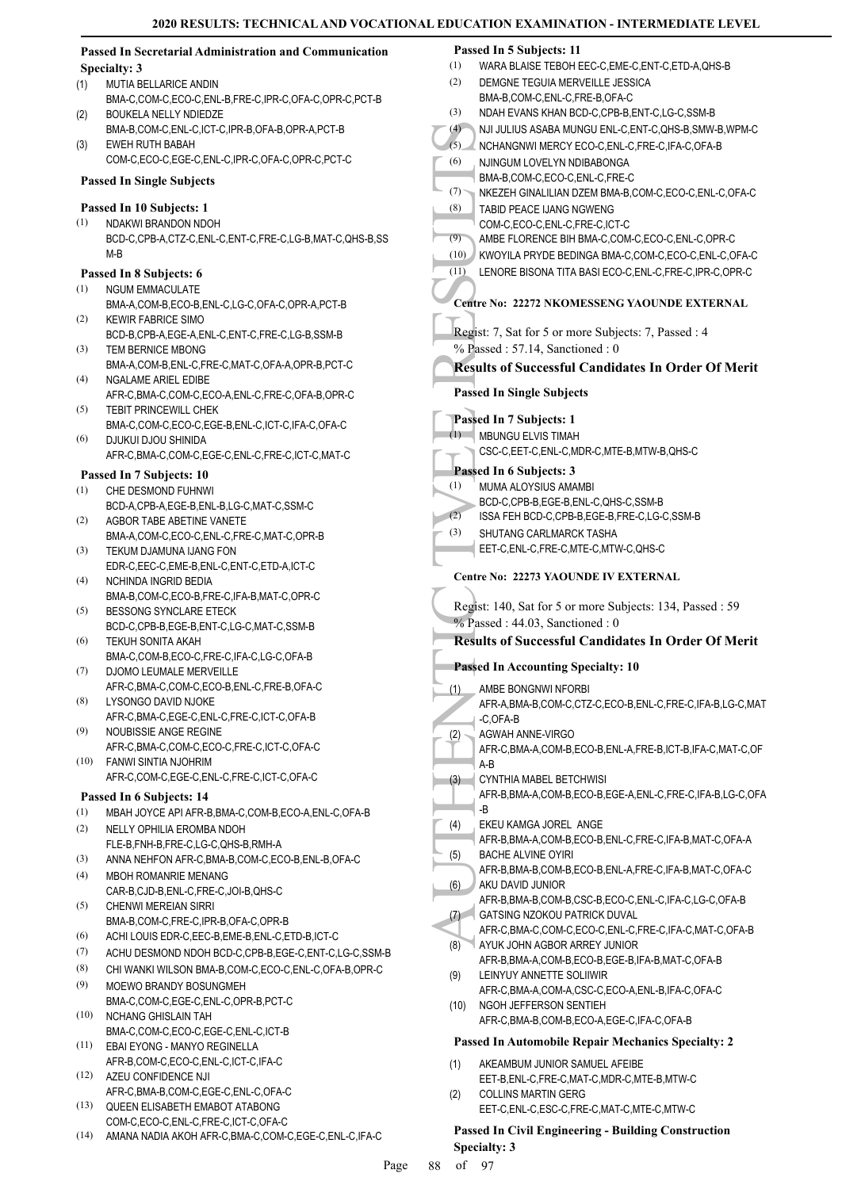### Passed In Secretarial Administration and Communication Specialty: 3

(1) MUTIA BELLARICE ANDIN
BMA-C,COM-C,ECO-C,ENL-B,FRE-C,IPR-C,OFA-C,OPR-C,PCT-B
(2) BOUKELA NELLY NDIEDZE
BMA-B,COM-C,ENL-C,ICT-C,IPR-B,OFA-B,OPR-A,PCT-B
(3) EWEH RUTH BABAH
COM-C,ECO-C,EGE-C,ENL-C,IPR-C,OFA-C,OPR-C,PCT-C

### Passed In Single Subjects

#### Passed In 10 Subjects: 1

(1) NDAKWI BRANDON NDOH
BCD-C,CPB-A,CTZ-C,ENL-C,ENT-C,FRE-C,LG-B,MAT-C,QHS-B,SSM-B

#### Passed In 8 Subjects: 6

(1) NGUM EMMACULATE
BMA-A,COM-B,ECO-B,ENL-C,LG-C,OFA-C,OPR-A,PCT-B
(2) KEWIR FABRICE SIMO
BCD-B,CPB-A,EGE-A,ENL-C,ENT-C,FRE-C,LG-B,SSM-B
(3) TEM BERNICE MBONG
BMA-A,COM-B,ENL-C,FRE-C,MAT-C,OFA-A,OPR-B,PCT-C
(4) NGALAME ARIEL EDIBE
AFR-C,BMA-C,COM-C,ECO-A,ENL-C,FRE-C,OFA-B,OPR-C
(5) TEBIT PRINCEWILL CHEK
BMA-C,COM-C,ECO-C,EGE-B,ENL-C,ICT-C,IFA-C,OFA-C
(6) DJUKUI DJOU SHINIDA
AFR-C,BMA-C,COM-C,EGE-C,ENL-C,FRE-C,ICT-C,MAT-C

#### Passed In 7 Subjects: 10

(1) CHE DESMOND FUHNWI
BCD-A,CPB-A,EGE-B,ENL-B,LG-C,MAT-C,SSM-C
(2) AGBOR TABE ABETINE VANETE
BMA-A,COM-C,ECO-C,ENL-C,FRE-C,MAT-C,OPR-B
(3) TEKUM DJAMUNA IJANG FON
EDR-C,EEC-C,EME-B,ENL-C,ENT-C,ETD-A,ICT-C
(4) NCHINDA INGRID BEDIA
BMA-B,COM-C,ECO-B,FRE-C,IFA-B,MAT-C,OPR-C
(5) BESSONG SYNCLARE ETECK
BCD-C,CPB-B,EGE-B,ENT-C,LG-C,MAT-C,SSM-B
(6) TEKUH SONITA AKAH
BMA-C,COM-B,ECO-C,FRE-C,IFA-C,LG-C,OFA-B
(7) DJOMO LEUMALE MERVEILLE
AFR-C,BMA-C,COM-C,ECO-B,ENL-C,FRE-B,OFA-C
(8) LYSONGO DAVID NJOKE
AFR-C,BMA-C,EGE-C,ENL-C,FRE-C,ICT-C,OFA-B
(9) NOUBISSIE ANGE REGINE
AFR-C,BMA-C,COM-C,ECO-C,FRE-C,ICT-C,OFA-C
(10) FANWI SINTIA NJOHRIM
AFR-C,COM-C,EGE-C,ENL-C,FRE-C,ICT-C,OFA-C

#### Passed In 6 Subjects: 14

(1) MBAH JOYCE API AFR-B,BMA-C,COM-B,ECO-A,ENL-C,OFA-B
(2) NELLY OPHILIA EROMBA NDOH
FLE-B,FNH-B,FRE-C,LG-C,QHS-B,RMH-A
(3) ANNA NEHFON AFR-C,BMA-B,COM-C,ECO-B,ENL-B,OFA-C
(4) MBOH ROMANRIE MENANG
CAR-B,CJD-B,ENL-C,FRE-C,JOI-B,QHS-C
(5) CHENWI MEREIAN SIRRI
BMA-B,COM-C,FRE-C,IPR-B,OFA-C,OPR-B
(6) ACHI LOUIS EDR-C,EEC-B,EME-B,ENL-C,ETD-B,ICT-C
(7) ACHU DESMOND NDOH BCD-C,CPB-B,EGE-C,ENT-C,LG-C,SSM-B
(8) CHI WANKI WILSON BMA-B,COM-C,ECO-C,ENL-C,OFA-B,OPR-C
(9) MOEWO BRANDY BOSUNGMEH
BMA-C,COM-C,EGE-C,ENL-C,OPR-B,PCT-C
(10) NCHANG GHISLAIN TAH
BMA-C,COM-C,ECO-C,EGE-C,ENL-C,ICT-B
(11) EBAI EYONG - MANYO REGINELLA
AFR-B,COM-C,ECO-C,ENL-C,ICT-C,IFA-C
(12) AZEU CONFIDENCE NJI
AFR-C,BMA-B,COM-C,EGE-C,ENL-C,OFA-C
(13) QUEEN ELISABETH EMABOT ATABONG
COM-C,ECO-C,ENL-C,FRE-C,ICT-C,OFA-C
(14) AMANA NADIA AKOH AFR-C,BMA-C,COM-C,EGE-C,ENL-C,IFA-C

#### Passed In 5 Subjects: 11

(1) WARA BLAISE TEBOH EEC-C,EME-C,ENT-C,ETD-A,QHS-B
(2) DEMGNE TEGUIA MERVEILLE JESSICA
BMA-B,COM-C,ENL-C,FRE-B,OFA-C
(3) NDAH EVANS KHAN BCD-C,CPB-B,ENT-C,LG-C,SSM-B
(4) NJI JULIUS ASABA MUNGU ENL-C,ENT-C,QHS-B,SMW-B,WPM-C
(5) NCHANGNWI MERCY ECO-C,ENL-C,FRE-C,IFA-C,OFA-B
(6) NJINGUM LOVELYN NDIBABONGA
BMA-B,COM-C,ECO-C,ENL-C,FRE-C
(7) NKEZEH GINALILIAN DZEM BMA-B,COM-C,ECO-C,ENL-C,OFA-C
(8) TABID PEACE IJANG NGWENG
COM-C,ECO-C,ENL-C,FRE-C,ICT-C
(9) AMBE FLORENCE BIH BMA-C,COM-C,ECO-C,ENL-C,OPR-C
(10) KWOYILA PRYDE BEDINGA BMA-C,COM-C,ECO-C,ENL-C,OFA-C
(11) LENORE BISONA TITA BASI ECO-C,ENL-C,FRE-C,IPR-C,OPR-C

## Centre No: 22272 NKOMESSENG YAOUNDE EXTERNAL

Regist: 7, Sat for 5 or more Subjects: 7, Passed : 4
% Passed : 57.14, Sanctioned : 0

### Results of Successful Candidates In Order Of Merit

### Passed In Single Subjects

#### Passed In 7 Subjects: 1

(1) MBUNGU ELVIS TIMAH
CSC-C,EET-C,ENL-C,MDR-C,MTE-B,MTW-B,QHS-C

#### Passed In 6 Subjects: 3

(1) MUMA ALOYSIUS AMAMBI
BCD-C,CPB-B,EGE-B,ENL-C,QHS-C,SSM-B
(2) ISSA FEH BCD-C,CPB-B,EGE-B,FRE-C,LG-C,SSM-B
(3) SHUTANG CARLMARCK TASHA
EET-C,ENL-C,FRE-C,MTE-C,MTW-C,QHS-C

## Centre No: 22273 YAOUNDE IV EXTERNAL

Regist: 140, Sat for 5 or more Subjects: 134, Passed : 59
% Passed : 44.03, Sanctioned : 0

### Results of Successful Candidates In Order Of Merit

### Passed In Accounting Specialty: 10

(1) AMBE BONGNWI NFORBI
AFR-A,BMA-B,COM-C,CTZ-C,ECO-B,ENL-C,FRE-C,IFA-B,LG-C,MAT-C,OFA-B
(2) AGWAH ANNE-VIRGO
AFR-C,BMA-A,COM-B,ECO-B,ENL-A,FRE-B,ICT-B,IFA-C,MAT-C,OFA-B
(3) CYNTHIA MABEL BETCHWISI
AFR-B,BMA-A,COM-B,ECO-B,EGE-A,ENL-C,FRE-C,IFA-B,LG-C,OFA-B
(4) EKEU KAMGA JOREL ANGE
AFR-B,BMA-A,COM-B,ECO-B,ENL-C,FRE-C,IFA-B,MAT-C,OFA-A
(5) BACHE ALVINE OYIRI
AFR-B,BMA-B,COM-B,ECO-B,ENL-A,FRE-C,IFA-B,MAT-C,OFA-C
(6) AKU DAVID JUNIOR
AFR-B,BMA-B,COM-B,CSC-B,ECO-C,ENL-C,IFA-C,LG-C,OFA-B
(7) GATSING NZOKOU PATRICK DUVAL
AFR-C,BMA-C,COM-C,ECO-C,ENL-C,FRE-C,IFA-C,MAT-C,OFA-B
(8) AYUK JOHN AGBOR ARREY JUNIOR
AFR-B,BMA-A,COM-B,ECO-B,EGE-B,IFA-B,MAT-C,OFA-B
(9) LEINYUY ANNETTE SOLIIWIR
AFR-C,BMA-A,COM-A,CSC-C,ECO-A,ENL-B,IFA-C,OFA-C
(10) NGOH JEFFERSON SENTIEH
AFR-C,BMA-B,COM-B,ECO-A,EGE-C,IFA-C,OFA-B

### Passed In Automobile Repair Mechanics Specialty: 2

(1) AKEAMBUM JUNIOR SAMUEL AFEIBE
EET-B,ENL-C,FRE-C,MAT-C,MDR-C,MTE-B,MTW-C
(2) COLLINS MARTIN GERG
EET-C,ENL-C,ESC-C,FRE-C,MAT-C,MTE-C,MTW-C

### Passed In Civil Engineering - Building Construction Specialty: 3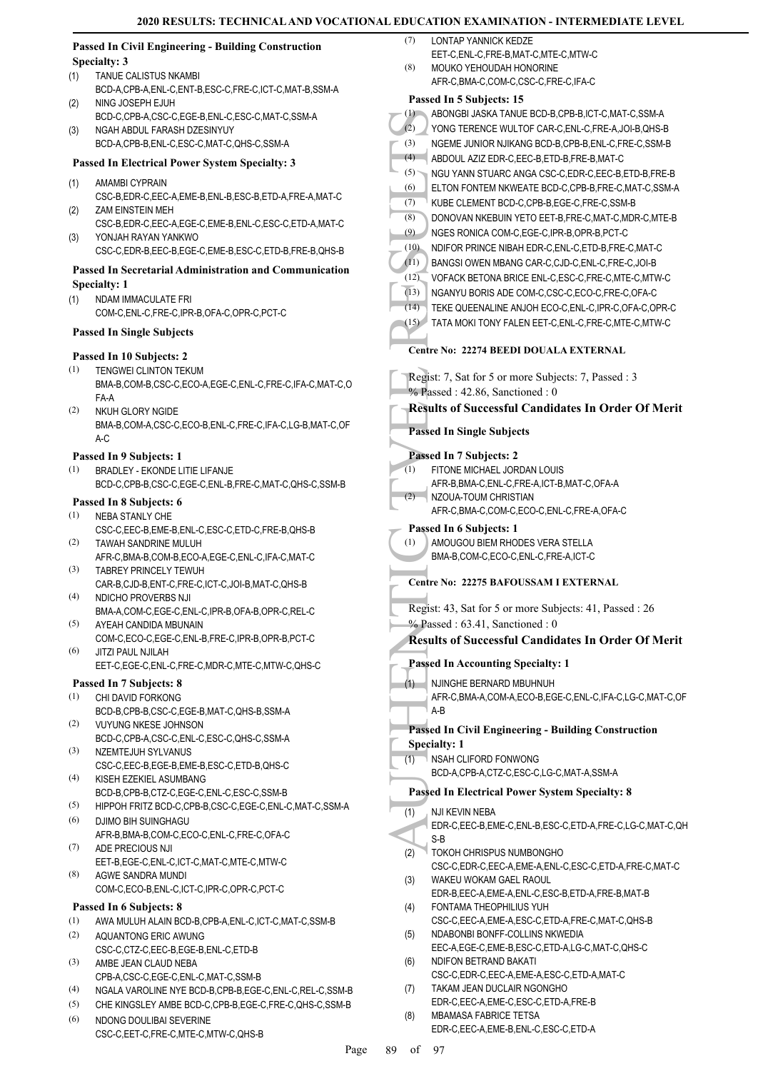**Passed In Civil Engineering - Building Construction Specialty: 3**

(1) TANUE CALISTUS NKAMBI
BCD-A,CPB-A,ENL-C,ENT-B,ESC-C,FRE-C,ICT-C,MAT-B,SSM-A

(2) NING JOSEPH EJUH
BCD-C,CPB-A,CSC-C,EGE-B,ENL-C,ESC-C,MAT-C,SSM-A

(3) NGAH ABDUL FARASH DZESINYUY
BCD-A,CPB-B,ENL-C,ESC-C,MAT-C,QHS-C,SSM-A

**Passed In Electrical Power System Specialty: 3**

(1) AMAMBI CYPRAIN
CSC-B,EDR-C,EEC-A,EME-B,ENL-B,ESC-B,ETD-A,FRE-A,MAT-C

(2) ZAM EINSTEIN MEH
CSC-B,EDR-C,EEC-A,EGE-C,EME-B,ENL-C,ESC-C,ETD-A,MAT-C

(3) YONJAH RAYAN YANKWO
CSC-C,EDR-B,EEC-B,EGE-C,EME-B,ESC-C,ETD-B,FRE-B,QHS-B

**Passed In Secretarial Administration and Communication Specialty: 1**

(1) NDAM IMMACULATE FRI
COM-C,ENL-C,FRE-C,IPR-B,OFA-C,OPR-C,PCT-C

**Passed In Single Subjects**

**Passed In 10 Subjects: 2**

(1) TENGWEI CLINTON TEKUM
BMA-B,COM-B,CSC-C,ECO-A,EGE-C,ENL-C,FRE-C,IFA-C,MAT-C,OFA-A

(2) NKUH GLORY NGIDE
BMA-B,COM-A,CSC-C,ECO-B,ENL-C,FRE-C,IFA-C,LG-B,MAT-C,OFA-C

**Passed In 9 Subjects: 1**

(1) BRADLEY - EKONDE LITIE LIFANJE
BCD-C,CPB-B,CSC-C,EGE-C,ENL-B,FRE-C,MAT-C,QHS-C,SSM-B

**Passed In 8 Subjects: 6**

(1) NEBA STANLY CHE
CSC-C,EEC-B,EME-B,ENL-C,ESC-C,ETD-C,FRE-B,QHS-B

(2) TAWAH SANDRINE MULUH
AFR-C,BMA-B,COM-B,ECO-A,EGE-C,ENL-C,IFA-C,MAT-C

(3) TABREY PRINCELY TEWUH
CAR-B,CJD-B,ENT-C,FRE-C,ICT-C,JOI-B,MAT-C,QHS-B

(4) NDICHO PROVERBS NJI
BMA-A,COM-C,EGE-C,ENL-C,IPR-B,OFA-B,OPR-C,REL-C

(5) AYEAH CANDIDA MBUNAIN
COM-C,ECO-C,EGE-C,ENL-B,FRE-C,IPR-B,OPR-B,PCT-C

(6) JITZI PAUL NJILAH
EET-C,EGE-C,ENL-C,FRE-C,MDR-C,MTE-C,MTW-C,QHS-C

**Passed In 7 Subjects: 8**

(1) CHI DAVID FORKONG
BCD-B,CPB-B,CSC-C,EGE-B,MAT-C,QHS-B,SSM-A

(2) VUYUNG NKESE JOHNSON
BCD-C,CPB-A,CSC-C,ENL-C,ESC-C,QHS-C,SSM-A

(3) NZEMTEJUH SYLVANUS
CSC-C,EEC-B,EGE-B,EME-B,ESC-C,ETD-B,QHS-C

(4) KISEH EZEKIEL ASUMBANG
BCD-B,CPB-B,CTZ-C,EGE-C,ENL-C,ESC-C,SSM-B

(5) HIPPOH FRITZ BCD-C,CPB-B,CSC-C,EGE-C,ENL-C,MAT-C,SSM-A

(6) DJIMO BIH SUINGHAGU
AFR-B,BMA-B,COM-C,ECO-C,ENL-C,FRE-C,OFA-C

(7) ADE PRECIOUS NJI
EET-B,EGE-C,ENL-C,ICT-C,MAT-C,MTE-C,MTW-C

(8) AGWE SANDRA MUNDI
COM-C,ECO-B,ENL-C,ICT-C,IPR-C,OPR-C,PCT-C

**Passed In 6 Subjects: 8**

(1) AWA MULUH ALAIN BCD-B,CPB-A,ENL-C,ICT-C,MAT-C,SSM-B

(2) AQUANTONG ERIC AWUNG
CSC-C,CTZ-C,EEC-B,EGE-B,ENL-C,ETD-B

(3) AMBE JEAN CLAUD NEBA
CPB-A,CSC-C,EGE-C,ENL-C,MAT-C,SSM-B

(4) NGALA VAROLINE NYE BCD-B,CPB-B,EGE-C,ENL-C,REL-C,SSM-B

(5) CHE KINGSLEY AMBE BCD-C,CPB-B,EGE-C,FRE-C,QHS-C,SSM-B

(6) NDONG DOULIBAI SEVERINE
CSC-C,EET-C,FRE-C,MTE-C,MTW-C,QHS-B

(7) LONTAP YANNICK KEDZE
EET-C,ENL-C,FRE-B,MAT-C,MTE-C,MTW-C

(8) MOUKO YEHOUDAH HONORINE
AFR-C,BMA-C,COM-C,CSC-C,FRE-C,IFA-C

**Passed In 5 Subjects: 15**

(1) ABONGBI JASKA TANUE BCD-B,CPB-B,ICT-C,MAT-C,SSM-A

(2) YONG TERENCE WULTOF CAR-C,ENL-C,FRE-A,JOI-B,QHS-B

(3) NGEME JUNIOR NJIKANG BCD-B,CPB-B,ENL-C,FRE-C,SSM-B

(4) ABDOUL AZIZ EDR-C,EEC-B,ETD-B,FRE-B,MAT-C

(5) NGU YANN STUARC ANGA CSC-C,EDR-C,EEC-B,ETD-B,FRE-B

(6) ELTON FONTEM NKWEATE BCD-C,CPB-B,FRE-C,MAT-C,SSM-A

(7) KUBE CLEMENT BCD-C,CPB-B,EGE-C,FRE-C,SSM-B

(8) DONOVAN NKEBUIN YETO EET-B,FRE-C,MAT-C,MDR-C,MTE-B

(9) NGES RONICA COM-C,EGE-C,IPR-B,OPR-B,PCT-C

(10) NDIFOR PRINCE NIBAH EDR-C,ENL-C,ETD-B,FRE-C,MAT-C

(11) BANGSI OWEN MBANG CAR-C,CJD-C,ENL-C,FRE-C,JOI-B

(12) VOFACK BETONA BRICE ENL-C,ESC-C,FRE-C,MTE-C,MTW-C

(13) NGANYU BORIS ADE COM-C,CSC-C,ECO-C,FRE-C,OFA-C

(14) TEKE QUEENALINE ANJOH ECO-C,ENL-C,IPR-C,OFA-C,OPR-C

(15) TATA MOKI TONY FALEN EET-C,ENL-C,FRE-C,MTE-C,MTW-C

**Centre No: 22274 BEEDI DOUALA EXTERNAL**

Regist: 7, Sat for 5 or more Subjects: 7, Passed : 3
% Passed : 42.86, Sanctioned : 0

**Results of Successful Candidates In Order Of Merit**

**Passed In Single Subjects**

**Passed In 7 Subjects: 2**

(1) FITONE MICHAEL JORDAN LOUIS
AFR-B,BMA-C,ENL-C,FRE-A,ICT-B,MAT-C,OFA-A

(2) NZOUA-TOUM CHRISTIAN
AFR-C,BMA-C,COM-C,ECO-C,ENL-C,FRE-A,OFA-C

**Passed In 6 Subjects: 1**

(1) AMOUGOU BIEM RHODES VERA STELLA
BMA-B,COM-C,ECO-C,ENL-C,FRE-A,ICT-C

**Centre No: 22275 BAFOUSSAM I EXTERNAL**

Regist: 43, Sat for 5 or more Subjects: 41, Passed : 26
% Passed : 63.41, Sanctioned : 0

**Results of Successful Candidates In Order Of Merit**

**Passed In Accounting Specialty: 1**

(1) NJINGHE BERNARD MBUHNUH
AFR-C,BMA-A,COM-A,ECO-B,EGE-C,ENL-C,IFA-C,LG-C,MAT-C,OFA-B

**Passed In Civil Engineering - Building Construction Specialty: 1**

(1) NSAH CLIFORD FONWONG
BCD-A,CPB-A,CTZ-C,ESC-C,LG-C,MAT-A,SSM-A

**Passed In Electrical Power System Specialty: 8**

(1) NJI KEVIN NEBA
EDR-C,EEC-B,EME-C,ENL-B,ESC-C,ETD-A,FRE-C,LG-C,MAT-C,QHS-B

(2) TOKOH CHRISPUS NUMBONGHO
CSC-C,EDR-C,EEC-A,EME-A,ENL-C,ESC-C,ETD-A,FRE-C,MAT-C

(3) WAKEU WOKAM GAEL RAOUL
EDR-B,EEC-A,EME-A,ENL-C,ESC-B,ETD-A,FRE-B,MAT-B

(4) FONTAMA THEOPHILIUS YUH
CSC-C,EEC-A,EME-A,ESC-C,ETD-A,FRE-C,MAT-C,QHS-B

(5) NDABONBI BONFF-COLLINS NKWEDIA
EEC-A,EGE-C,EME-B,ESC-C,ETD-A,LG-C,MAT-C,QHS-C

(6) NDIFON BETRAND BAKATI
CSC-C,EDR-C,EEC-A,EME-A,ESC-C,ETD-A,MAT-C

(7) TAKAM JEAN DUCLAIR NGONGHO
EDR-C,EEC-A,EME-C,ESC-C,ETD-A,FRE-B

(8) MBAMASA FABRICE TETSA
EDR-C,EEC-A,EME-B,ENL-C,ESC-C,ETD-A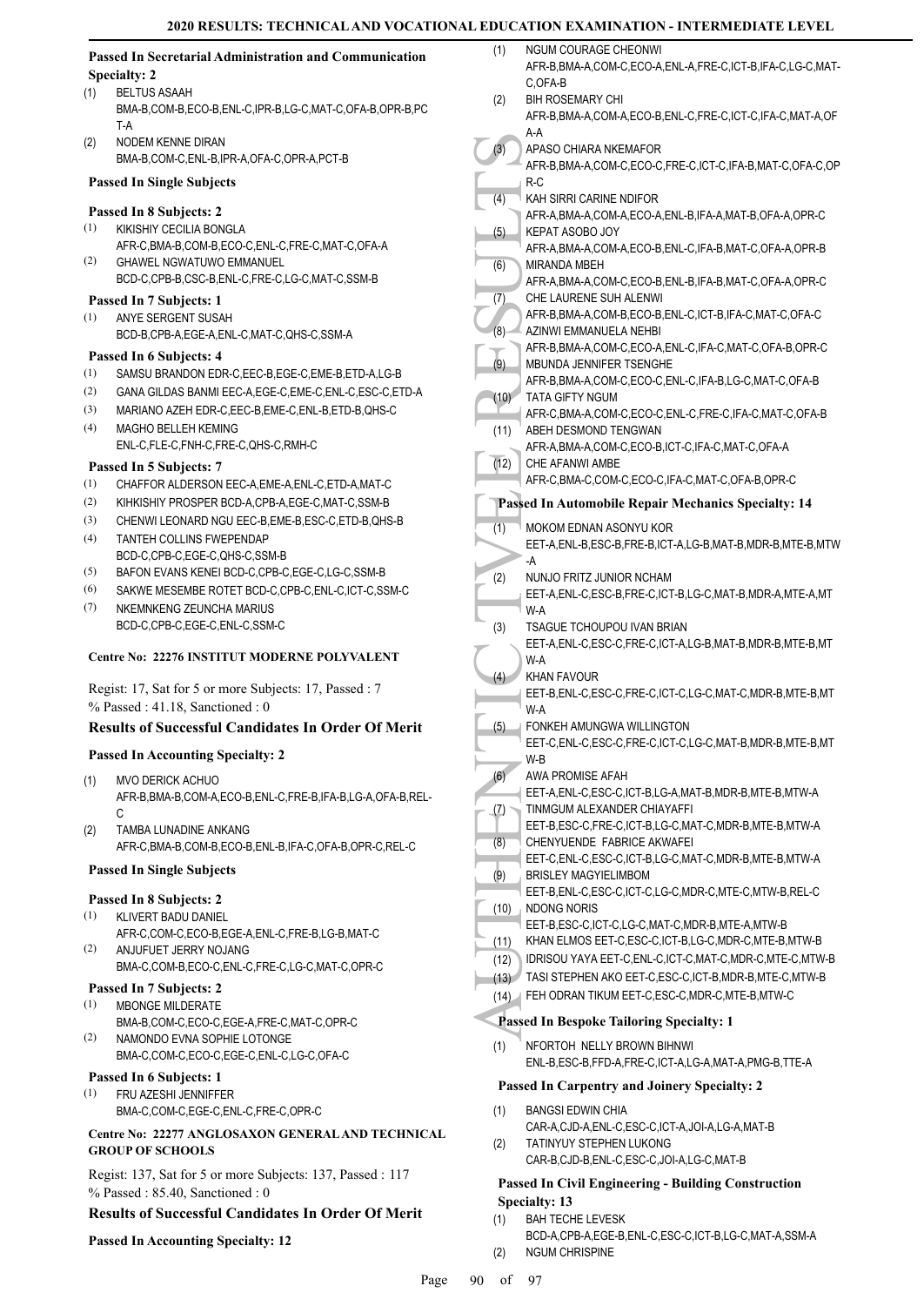**Passed In Secretarial Administration and Communication Specialty: 2**

(1) BELTUS ASAAH
BMA-B,COM-B,ECO-B,ENL-C,IPR-B,LG-C,MAT-C,OFA-B,OPR-B,PCT-A

(2) NODEM KENNE DIRAN
BMA-B,COM-C,ENL-B,IPR-A,OFA-C,OPR-A,PCT-B

**Passed In Single Subjects**

**Passed In 8 Subjects: 2**

(1) KIKISHIY CECILIA BONGLA
AFR-C,BMA-B,COM-B,ECO-C,ENL-C,FRE-C,MAT-C,OFA-A

(2) GHAWEL NGWATUWO EMMANUEL
BCD-C,CPB-B,CSC-B,ENL-C,FRE-C,LG-C,MAT-C,SSM-B

**Passed In 7 Subjects: 1**

(1) ANYE SERGENT SUSAH
BCD-B,CPB-A,EGE-A,ENL-C,MAT-C,QHS-C,SSM-A

**Passed In 6 Subjects: 4**

(1) SAMSU BRANDON EDR-C,EEC-B,EGE-C,EME-B,ETD-A,LG-B
(2) GANA GILDAS BANMI EEC-A,EGE-C,EME-C,ENL-C,ESC-C,ETD-A
(3) MARIANO AZEH EDR-C,EEC-B,EME-C,ENL-B,ETD-B,QHS-C
(4) MAGHO BELLEH KEMING
ENL-C,FLE-C,FNH-C,FRE-C,QHS-C,RMH-C

**Passed In 5 Subjects: 7**

(1) CHAFFOR ALDERSON EEC-A,EME-A,ENL-C,ETD-A,MAT-C
(2) KIHKISHIY PROSPER BCD-A,CPB-A,EGE-C,MAT-C,SSM-B
(3) CHENWI LEONARD NGU EEC-B,EME-B,ESC-C,ETD-B,QHS-B
(4) TANTEH COLLINS FWEPENDAP
BCD-C,CPB-C,EGE-C,QHS-C,SSM-B
(5) BAFON EVANS KENEI BCD-C,CPB-C,EGE-C,LG-C,SSM-B
(6) SAKWE MESEMBE ROTET BCD-C,CPB-C,ENL-C,ICT-C,SSM-C
(7) NKEMNKENG ZEUNCHA MARIUS
BCD-C,CPB-C,EGE-C,ENL-C,SSM-C

**Centre No: 22276 INSTITUT MODERNE POLYVALENT**

Regist: 17, Sat for 5 or more Subjects: 17, Passed : 7
% Passed : 41.18, Sanctioned : 0

### Results of Successful Candidates In Order Of Merit

**Passed In Accounting Specialty: 2**

(1) MVO DERICK ACHUO
AFR-B,BMA-B,COM-A,ECO-B,ENL-C,FRE-B,IFA-B,LG-A,OFA-B,REL-C

(2) TAMBA LUNADINE ANKANG
AFR-C,BMA-B,COM-B,ECO-B,ENL-B,IFA-C,OFA-B,OPR-C,REL-C

**Passed In Single Subjects**

**Passed In 8 Subjects: 2**

(1) KLIVERT BADU DANIEL
AFR-C,COM-C,ECO-B,EGE-A,ENL-C,FRE-B,LG-B,MAT-C

(2) ANJUFUET JERRY NOJANG
BMA-C,COM-B,ECO-C,ENL-C,FRE-C,LG-C,MAT-C,OPR-C

**Passed In 7 Subjects: 2**

(1) MBONGE MILDERATE
BMA-B,COM-C,ECO-C,EGE-A,FRE-C,MAT-C,OPR-C

(2) NAMONDO EVNA SOPHIE LOTONGE
BMA-C,COM-C,ECO-C,EGE-C,ENL-C,LG-C,OFA-C

**Passed In 6 Subjects: 1**

(1) FRU AZESHI JENNIFFER
BMA-C,COM-C,EGE-C,ENL-C,FRE-C,OPR-C

**Centre No: 22277 ANGLOSAXON GENERAL AND TECHNICAL GROUP OF SCHOOLS**

Regist: 137, Sat for 5 or more Subjects: 137, Passed : 117
% Passed : 85.40, Sanctioned : 0

### Results of Successful Candidates In Order Of Merit

**Passed In Accounting Specialty: 12**

(1) NGUM COURAGE CHEONWI
AFR-B,BMA-A,COM-C,ECO-A,ENL-A,FRE-C,ICT-B,IFA-C,LG-C,MAT-C,OFA-B

(2) BIH ROSEMARY CHI
AFR-B,BMA-A,COM-A,ECO-B,ENL-C,FRE-C,ICT-C,IFA-C,MAT-A,OFA-A

(3) APASO CHIARA NKEMAFOR
AFR-B,BMA-A,COM-C,ECO-C,FRE-C,ICT-C,IFA-B,MAT-C,OFA-C,OPR-C

(4) KAH SIRRI CARINE NDIFOR
AFR-A,BMA-A,COM-A,ECO-A,ENL-B,IFA-A,MAT-B,OFA-A,OPR-C

(5) KEPAT ASOBO JOY
AFR-A,BMA-A,COM-A,ECO-B,ENL-C,IFA-B,MAT-C,OFA-A,OPR-B

(6) MIRANDA MBEH
AFR-A,BMA-A,COM-C,ECO-B,ENL-B,IFA-B,MAT-C,OFA-A,OPR-C

(7) CHE LAURENE SUH ALENWI
AFR-B,BMA-A,COM-B,ECO-B,ENL-C,ICT-B,IFA-C,MAT-C,OFA-C

(8) AZINWI EMMANUELA NEHBI
AFR-B,BMA-A,COM-C,ECO-A,ENL-C,IFA-C,MAT-C,OFA-B,OPR-C

(9) MBUNDA JENNIFER TSENGHE
AFR-B,BMA-A,COM-C,ECO-C,ENL-C,IFA-B,LG-C,MAT-C,OFA-B

(10) TATA GIFTY NGUM
AFR-C,BMA-A,COM-C,ECO-C,ENL-C,FRE-C,IFA-C,MAT-C,OFA-B

(11) ABEH DESMOND TENGWAN
AFR-A,BMA-A,COM-C,ECO-B,ICT-C,IFA-C,MAT-C,OFA-A

(12) CHE AFANWI AMBE
AFR-C,BMA-C,COM-C,ECO-C,IFA-C,MAT-C,OFA-B,OPR-C

**Passed In Automobile Repair Mechanics Specialty: 14**

(1) MOKOM EDNAN ASONYU KOR
EET-A,ENL-B,ESC-B,FRE-B,ICT-A,LG-B,MAT-B,MDR-B,MTE-B,MTW-A

(2) NUNJO FRITZ JUNIOR NCHAM
EET-A,ENL-C,ESC-B,FRE-C,ICT-B,LG-C,MAT-B,MDR-A,MTE-A,MTW-A

(3) TSAGUE TCHOUPOU IVAN BRIAN
EET-A,ENL-C,ESC-C,FRE-C,ICT-A,LG-B,MAT-B,MDR-B,MTE-B,MTW-A

(4) KHAN FAVOUR
EET-B,ENL-C,ESC-C,FRE-C,ICT-C,LG-C,MAT-C,MDR-B,MTE-B,MTW-A

(5) FONKEH AMUNGWA WILLINGTON
EET-C,ENL-C,ESC-C,FRE-C,ICT-C,LG-C,MAT-B,MDR-B,MTE-B,MTW-B

(6) AWA PROMISE AFAH
EET-A,ENL-C,ESC-C,ICT-B,LG-A,MAT-B,MDR-B,MTE-B,MTW-A

(7) TINMGUM ALEXANDER CHIAYAFFI
EET-B,ESC-C,FRE-C,ICT-B,LG-C,MAT-C,MDR-B,MTE-B,MTW-A

(8) CHENYUENDE FABRICE AKWAFEI
EET-C,ENL-C,ESC-C,ICT-B,LG-C,MAT-C,MDR-B,MTE-B,MTW-A

(9) BRISLEY MAGYIELIMBOM
EET-B,ENL-C,ESC-C,ICT-C,LG-C,MDR-C,MTE-C,MTW-B,REL-C

(10) NDONG NORIS
EET-B,ESC-C,ICT-C,LG-C,MAT-C,MDR-B,MTE-A,MTW-B

(11) KHAN ELMOS EET-C,ESC-C,ICT-B,LG-C,MDR-C,MTE-B,MTW-B
(12) IDRISOU YAYA EET-C,ENL-C,ICT-C,MAT-C,MDR-C,MTE-C,MTW-B
(13) TASI STEPHEN AKO EET-C,ESC-C,ICT-B,MDR-B,MTE-C,MTW-B
(14) FEH ODRAN TIKUM EET-C,ESC-C,MDR-C,MTE-B,MTW-C

**Passed In Bespoke Tailoring Specialty: 1**

(1) NFORTOH NELLY BROWN BIHNWI
ENL-B,ESC-B,FFD-A,FRE-C,ICT-A,LG-A,MAT-A,PMG-B,TTE-A

**Passed In Carpentry and Joinery Specialty: 2**

(1) BANGSI EDWIN CHIA
CAR-A,CJD-A,ENL-C,ESC-C,ICT-A,JOI-A,LG-A,MAT-B

(2) TATINYUY STEPHEN LUKONG
CAR-B,CJD-B,ENL-C,ESC-C,JOI-A,LG-C,MAT-B

**Passed In Civil Engineering - Building Construction Specialty: 13**

(1) BAH TECHE LEVESK
BCD-A,CPB-A,EGE-B,ENL-C,ESC-C,ICT-B,LG-C,MAT-A,SSM-A

(2) NGUM CHRISPINE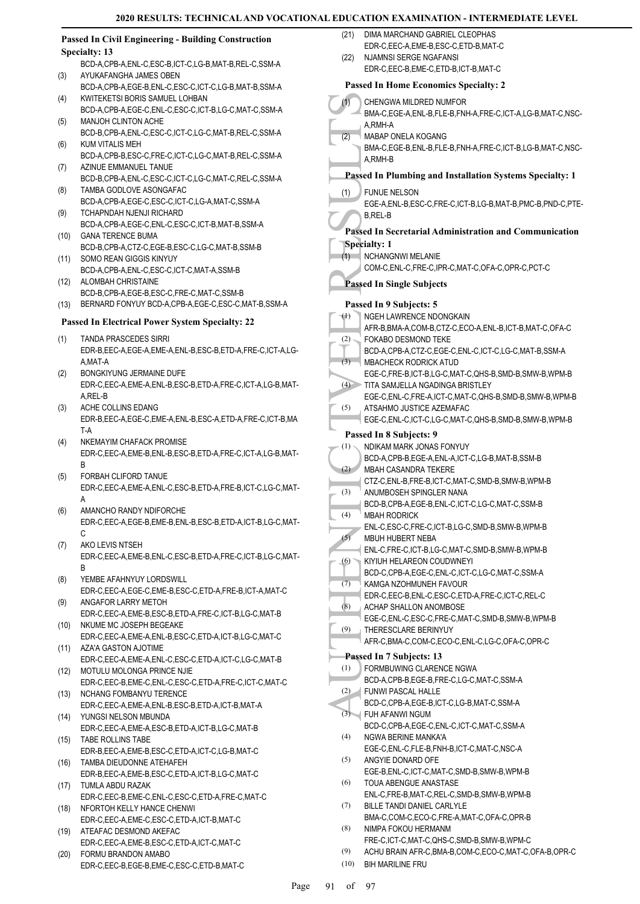### Passed In Civil Engineering - Building Construction Specialty: 13

BCD-A,CPB-A,ENL-C,ESC-B,ICT-C,LG-B,MAT-B,REL-C,SSM-A

(3) AYUKAFANGHA JAMES OBEN
BCD-A,CPB-A,EGE-B,ENL-C,ESC-C,ICT-C,LG-B,MAT-B,SSM-A

(4) KWITEKETSI BORIS SAMUEL LOHBAN
BCD-A,CPB-A,EGE-C,ENL-C,ESC-C,ICT-B,LG-C,MAT-C,SSM-A

(5) MANJOH CLINTON ACHE
BCD-B,CPB-A,ENL-C,ESC-C,ICT-C,LG-C,MAT-B,REL-C,SSM-A

(6) KUM VITALIS MEH
BCD-A,CPB-B,ESC-C,FRE-C,ICT-C,LG-C,MAT-B,REL-C,SSM-A

(7) AZINUE EMMANUEL TANUE
BCD-B,CPB-A,ENL-C,ESC-C,ICT-C,LG-C,MAT-C,REL-C,SSM-A

(8) TAMBA GODLOVE ASONGAFAC
BCD-A,CPB-A,EGE-C,ESC-C,ICT-C,LG-A,MAT-C,SSM-A

(9) TCHAPNDAH NJENJI RICHARD
BCD-A,CPB-A,EGE-C,ENL-C,ESC-C,ICT-B,MAT-B,SSM-A

(10) GANA TERENCE BUMA
BCD-B,CPB-A,CTZ-C,EGE-B,ESC-C,LG-C,MAT-B,SSM-B

(11) SOMO REAN GIGGIS KINYUY
BCD-A,CPB-A,ENL-C,ESC-C,ICT-C,MAT-A,SSM-B

(12) ALOMBAH CHRISTAINE
BCD-B,CPB-A,EGE-B,ESC-C,FRE-C,MAT-C,SSM-B

(13) BERNARD FONYUY BCD-A,CPB-A,EGE-C,ESC-C,MAT-B,SSM-A

### Passed In Electrical Power System Specialty: 22

(1) TANDA PRASCEDES SIRRI
EDR-B,EEC-A,EGE-A,EME-A,ENL-B,ESC-B,ETD-A,FRE-C,ICT-A,LG-A,MAT-A

(2) BONGKIYUNG JERMAINE DUFE
EDR-C,EEC-A,EME-A,ENL-B,ESC-B,ETD-A,FRE-C,ICT-A,LG-B,MAT-A,REL-B

(3) ACHE COLLINS EDANG
EDR-B,EEC-A,EGE-C,EME-A,ENL-B,ESC-A,ETD-A,FRE-C,ICT-B,MAT-A

(4) NKEMAYIM CHAFACK PROMISE
EDR-C,EEC-A,EME-B,ENL-B,ESC-B,ETD-A,FRE-C,ICT-A,LG-B,MAT-B

(5) FORBAH CLIFORD TANUE
EDR-C,EEC-A,EME-A,ENL-C,ESC-B,ETD-A,FRE-B,ICT-C,LG-C,MAT-A

(6) AMANCHO RANDY NDIFORCHE
EDR-C,EEC-A,EGE-B,EME-B,ENL-B,ESC-B,ETD-A,ICT-B,LG-C,MAT-C

(7) AKO LEVIS NTSEH
EDR-C,EEC-A,EME-B,ENL-C,ESC-B,ETD-A,FRE-C,ICT-B,LG-C,MAT-B

(8) YEMBE AFAHNYUY LORDSWILL
EDR-C,EEC-A,EGE-C,EME-B,ESC-C,ETD-A,FRE-B,ICT-A,MAT-C

(9) ANGAFOR LARRY METOH
EDR-C,EEC-A,EME-B,ESC-B,ETD-A,FRE-C,ICT-B,LG-C,MAT-B

(10) NKUME MC JOSEPH BEGEAKE
EDR-C,EEC-A,EME-A,ENL-B,ESC-C,ETD-A,ICT-B,LG-C,MAT-C

(11) AZA'A GASTON AJOTIME
EDR-C,EEC-A,EME-A,ENL-C,ESC-C,ETD-A,ICT-C,LG-C,MAT-B

(12) MOTULU MOLONGA PRINCE NJIE
EDR-C,EEC-B,EME-C,ENL-C,ESC-C,ETD-A,FRE-C,ICT-C,MAT-C

(13) NCHANG FOMBANYU TERENCE
EDR-C,EEC-A,EME-A,ENL-B,ESC-B,ETD-A,ICT-B,MAT-A

(14) YUNGSI NELSON MBUNDA
EDR-C,EEC-A,EME-A,ESC-B,ETD-A,ICT-B,LG-C,MAT-B

(15) TABE ROLLINS TABE
EDR-B,EEC-A,EME-B,ESC-C,ETD-A,ICT-C,LG-B,MAT-C

(16) TAMBA DIEUDONNE ATEHAFEH
EDR-B,EEC-A,EME-B,ESC-C,ETD-A,ICT-B,LG-C,MAT-C

(17) TUMLA ABDU RAZAK
EDR-C,EEC-B,EME-C,ENL-C,ESC-C,ETD-A,FRE-C,MAT-C

(18) NFORTOH KELLY HANCE CHENWI
EDR-C,EEC-A,EME-C,ESC-C,ETD-A,ICT-B,MAT-C

(19) ATEAFAC DESMOND AKEFAC
EDR-C,EEC-A,EME-B,ESC-C,ETD-A,ICT-C,MAT-C

(20) FORMU BRANDON AMABO
EDR-C,EEC-B,EGE-B,EME-C,ESC-C,ETD-B,MAT-C

(21) DIMA MARCHAND GABRIEL CLEOPHAS
EDR-C,EEC-A,EME-B,ESC-C,ETD-B,MAT-C

(22) NJAMNSI SERGE NGAFANSI
EDR-C,EEC-B,EME-C,ETD-B,ICT-B,MAT-C

### Passed In Home Economics Specialty: 2

(1) CHENGWA MILDRED NUMFOR
BMA-C,EGE-A,ENL-B,FLE-B,FNH-A,FRE-C,ICT-A,LG-B,MAT-C,NSC-A,RMH-A

(2) MABAP ONELA KOGANG
BMA-C,EGE-B,ENL-B,FLE-B,FNH-A,FRE-C,ICT-B,LG-B,MAT-C,NSC-A,RMH-B

### Passed In Plumbing and Installation Systems Specialty: 1

(1) FUNUE NELSON
EGE-A,ENL-B,ESC-C,FRE-C,ICT-B,LG-B,MAT-B,PMC-B,PND-C,PTE-B,REL-B

### Passed In Secretarial Administration and Communication Specialty: 1

(1) NCHANGNWI MELANIE
COM-C,ENL-C,FRE-C,IPR-C,MAT-C,OFA-C,OPR-C,PCT-C

### Passed In Single Subjects

#### Passed In 9 Subjects: 5

(1) NGEH LAWRENCE NDONGKAIN
AFR-B,BMA-A,COM-B,CTZ-C,ECO-A,ENL-B,ICT-B,MAT-C,OFA-C

(2) FOKABO DESMOND TEKE
BCD-A,CPB-A,CTZ-C,EGE-C,ENL-C,ICT-C,LG-C,MAT-B,SSM-A

(3) MBACHECK RODRICK ATUD
EGE-C,FRE-B,ICT-B,LG-C,MAT-C,QHS-B,SMD-B,SMW-B,WPM-B

(4) TITA SAMJELLA NGADINGA BRISTLEY
EGE-C,ENL-C,FRE-A,ICT-C,MAT-C,QHS-B,SMD-B,SMW-B,WPM-B

(5) ATSAHMO JUSTICE AZEMAFAC
EGE-C,ENL-C,ICT-C,LG-C,MAT-C,QHS-B,SMD-B,SMW-B,WPM-B

#### Passed In 8 Subjects: 9

(1) NDIKAM MARK JONAS FONYUY
BCD-A,CPB-B,EGE-A,ENL-A,ICT-C,LG-B,MAT-B,SSM-B

(2) MBAH CASANDRA TEKERE
CTZ-C,ENL-B,FRE-B,ICT-C,MAT-C,SMD-B,SMW-B,WPM-B

(3) ANUMBOSEH SPINGLER NANA
BCD-B,CPB-A,EGE-B,ENL-C,ICT-C,LG-C,MAT-C,SSM-B

(4) MBAH RODRICK
ENL-C,ESC-C,FRE-C,ICT-B,LG-C,SMD-B,SMW-B,WPM-B

(5) MBUH HUBERT NEBA
ENL-C,FRE-C,ICT-B,LG-C,MAT-C,SMD-B,SMW-B,WPM-B

(6) KIYIUH HELAREON COUDWNEYI
BCD-C,CPB-A,EGE-C,ENL-C,ICT-C,LG-C,MAT-C,SSM-A

(7) KAMGA NZOHMUNEH FAVOUR
EDR-C,EEC-B,ENL-C,ESC-C,ETD-A,FRE-C,ICT-C,REL-C

(8) ACHAP SHALLON ANOMBOSE
EGE-C,ENL-C,ESC-C,FRE-C,MAT-C,SMD-B,SMW-B,WPM-B

(9) THERESCLARE BERINYUY
AFR-C,BMA-C,COM-C,ECO-C,ENL-C,LG-C,OFA-C,OPR-C

#### Passed In 7 Subjects: 13

(1) FORMBUWING CLARENCE NGWA
BCD-A,CPB-B,EGE-B,FRE-C,LG-C,MAT-C,SSM-A

(2) FUNWI PASCAL HALLE
BCD-C,CPB-A,EGE-B,ICT-C,LG-B,MAT-C,SSM-A

(3) FUH AFANWI NGUM
BCD-C,CPB-A,EGE-C,ENL-C,ICT-C,MAT-C,SSM-A

(4) NGWA BERINE MANKA'A
EGE-C,ENL-C,FLE-B,FNH-B,ICT-C,MAT-C,NSC-A

(5) ANGYIE DONARD OFE
EGE-B,ENL-C,ICT-C,MAT-C,SMD-B,SMW-B,WPM-B

(6) TOUA ABENGUE ANASTASE
ENL-C,FRE-B,MAT-C,REL-C,SMD-B,SMW-B,WPM-B

(7) BILLE TANDI DANIEL CARLYLE
BMA-C,COM-C,ECO-C,FRE-A,MAT-C,OFA-C,OPR-B

(8) NIMPA FOKOU HERMANM
FRE-C,ICT-C,MAT-C,QHS-C,SMD-B,SMW-B,WPM-C

(9) ACHU BRAIN AFR-C,BMA-B,COM-C,ECO-C,MAT-C,OFA-B,OPR-C

(10) BIH MARILINE FRU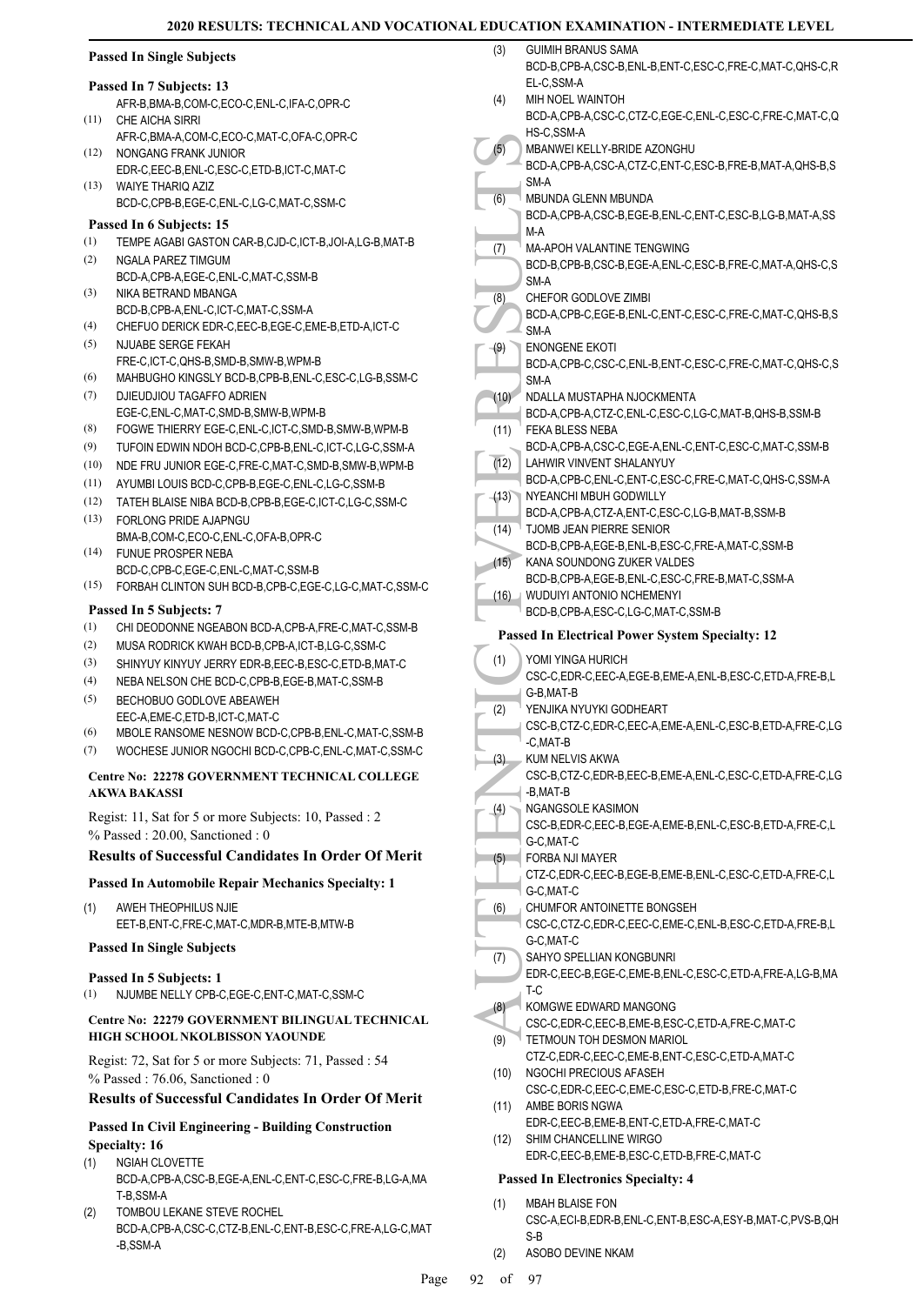### Passed In Single Subjects

#### Passed In 7 Subjects: 13

AFR-B,BMA-B,COM-C,ECO-C,ENL-C,IFA-C,OPR-C

(11) CHE AICHA SIRRI
AFR-C,BMA-A,COM-C,ECO-C,MAT-C,OFA-C,OPR-C

(12) NONGANG FRANK JUNIOR
EDR-C,EEC-B,ENL-C,ESC-C,ETD-B,ICT-C,MAT-C

(13) WAIYE THARIQ AZIZ
BCD-C,CPB-B,EGE-C,ENL-C,LG-C,MAT-C,SSM-C

#### Passed In 6 Subjects: 15

(1) TEMPE AGABI GASTON CAR-B,CJD-C,ICT-B,JOI-A,LG-B,MAT-B
(2) NGALA PAREZ TIMGUM
BCD-A,CPB-A,EGE-C,ENL-C,MAT-C,SSM-B
(3) NIKA BETRAND MBANGA
BCD-B,CPB-A,ENL-C,ICT-C,MAT-C,SSM-A
(4) CHEFUO DERICK EDR-C,EEC-B,EGE-C,EME-B,ETD-A,ICT-C
(5) NJUABE SERGE FEKAH
FRE-C,ICT-C,QHS-B,SMD-B,SMW-B,WPM-B
(6) MAHBUGHO KINGSLY BCD-B,CPB-B,ENL-C,ESC-C,LG-B,SSM-C
(7) DJIEUDJIOU TAGAFFO ADRIEN
EGE-C,ENL-C,MAT-C,SMD-B,SMW-B,WPM-B
(8) FOGWE THIERRY EGE-C,ENL-C,ICT-C,SMD-B,SMW-B,WPM-B
(9) TUFOIN EDWIN NDOH BCD-C,CPB-B,ENL-C,ICT-C,LG-C,SSM-A
(10) NDE FRU JUNIOR EGE-C,FRE-C,MAT-C,SMD-B,SMW-B,WPM-B
(11) AYUMBI LOUIS BCD-C,CPB-B,EGE-C,ENL-C,LG-C,SSM-B
(12) TATEH BLAISE NIBA BCD-B,CPB-B,EGE-C,ICT-C,LG-C,SSM-C
(13) FORLONG PRIDE AJAPNGU
BMA-B,COM-C,ECO-C,ENL-C,OFA-B,OPR-C
(14) FUNUE PROSPER NEBA
BCD-C,CPB-C,EGE-C,ENL-C,MAT-C,SSM-B
(15) FORBAH CLINTON SUH BCD-B,CPB-C,EGE-C,LG-C,MAT-C,SSM-C

#### Passed In 5 Subjects: 7

(1) CHI DEODONNE NGEABON BCD-A,CPB-A,FRE-C,MAT-C,SSM-B
(2) MUSA RODRICK KWAH BCD-B,CPB-A,ICT-B,LG-C,SSM-C
(3) SHINYUY KINYUY JERRY EDR-B,EEC-B,ESC-C,ETD-B,MAT-C
(4) NEBA NELSON CHE BCD-C,CPB-B,EGE-B,MAT-C,SSM-B
(5) BECHOBUO GODLOVE ABEAWEH
EEC-A,EME-C,ETD-B,ICT-C,MAT-C
(6) MBOLE RANSOME NESNOW BCD-C,CPB-B,ENL-C,MAT-C,SSM-B
(7) WOCHESE JUNIOR NGOCHI BCD-C,CPB-C,ENL-C,MAT-C,SSM-C

## Centre No: 22278 GOVERNMENT TECHNICAL COLLEGE AKWA BAKASSI

Regist: 11, Sat for 5 or more Subjects: 10, Passed : 2
% Passed : 20.00, Sanctioned : 0

### Results of Successful Candidates In Order Of Merit

#### Passed In Automobile Repair Mechanics Specialty: 1

(1) AWEH THEOPHILUS NJIE
EET-B,ENT-C,FRE-C,MAT-C,MDR-B,MTE-B,MTW-B

### Passed In Single Subjects

#### Passed In 5 Subjects: 1

(1) NJUMBE NELLY CPB-C,EGE-C,ENT-C,MAT-C,SSM-C

## Centre No: 22279 GOVERNMENT BILINGUAL TECHNICAL HIGH SCHOOL NKOLBISSON YAOUNDE

Regist: 72, Sat for 5 or more Subjects: 71, Passed : 54
% Passed : 76.06, Sanctioned : 0

### Results of Successful Candidates In Order Of Merit

#### Passed In Civil Engineering - Building Construction Specialty: 16

(1) NGIAH CLOVETTE
BCD-A,CPB-A,CSC-B,EGE-A,ENL-C,ENT-C,ESC-C,FRE-B,LG-A,MAT-B,SSM-A
(2) TOMBOU LEKANE STEVE ROCHEL
BCD-A,CPB-A,CSC-C,CTZ-B,ENL-C,ENT-B,ESC-C,FRE-A,LG-C,MAT-B,SSM-A
(3) GUIMIH BRANUS SAMA
BCD-B,CPB-A,CSC-B,ENL-B,ENT-C,ESC-C,FRE-C,MAT-C,QHS-C,REL-C,SSM-A
(4) MIH NOEL WAINTOH
BCD-A,CPB-A,CSC-C,CTZ-C,EGE-C,ENL-C,ESC-C,FRE-C,MAT-C,QHS-C,SSM-A
(5) MBANWEI KELLY-BRIDE AZONGHU
BCD-A,CPB-A,CSC-A,CTZ-C,ENT-C,ESC-B,FRE-B,MAT-A,QHS-B,SSM-A
(6) MBUNDA GLENN MBUNDA
BCD-A,CPB-A,CSC-B,EGE-B,ENL-C,ENT-C,ESC-B,LG-B,MAT-A,SSM-A
(7) MA-APOH VALANTINE TENGWING
BCD-B,CPB-B,CSC-B,EGE-A,ENL-C,ESC-B,FRE-C,MAT-A,QHS-C,SSM-A
(8) CHEFOR GODLOVE ZIMBI
BCD-A,CPB-C,EGE-B,ENL-C,ENT-C,ESC-C,FRE-C,MAT-C,QHS-B,SSM-A
(9) ENONGENE EKOTI
BCD-A,CPB-C,CSC-C,ENL-B,ENT-C,ESC-C,FRE-C,MAT-C,QHS-C,SSM-A
(10) NDALLA MUSTAPHA NJOCKMENTA
BCD-A,CPB-A,CTZ-C,ENL-C,ESC-C,LG-C,MAT-B,QHS-B,SSM-B
(11) FEKA BLESS NEBA
BCD-A,CPB-A,CSC-C,EGE-A,ENL-C,ENT-C,ESC-C,MAT-C,SSM-B
(12) LAHWIR VINVENT SHALANYUY
BCD-A,CPB-C,ENL-C,ENT-C,ESC-C,FRE-C,MAT-C,QHS-C,SSM-A
(13) NYEANCHI MBUH GODWILLY
BCD-A,CPB-A,CTZ-A,ENT-C,ESC-C,LG-B,MAT-B,SSM-B
(14) TJOMB JEAN PIERRE SENIOR
BCD-B,CPB-A,EGE-B,ENL-B,ESC-C,FRE-A,MAT-C,SSM-B
(15) KANA SOUNDONG ZUKER VALDES
BCD-B,CPB-A,EGE-B,ENL-C,ESC-C,FRE-B,MAT-C,SSM-A
(16) WUDUIYI ANTONIO NCHEMENYI
BCD-B,CPB-A,ESC-C,LG-C,MAT-C,SSM-B

#### Passed In Electrical Power System Specialty: 12

(1) YOMI YINGA HURICH
CSC-C,EDR-C,EEC-A,EGE-B,EME-A,ENL-B,ESC-C,ETD-A,FRE-B,LG-B,MAT-B
(2) YENJIKA NYUYKI GODHEART
CSC-B,CTZ-C,EDR-C,EEC-A,EME-A,ENL-C,ESC-B,ETD-A,FRE-C,LG-C,MAT-B
(3) KUM NELVIS AKWA
CSC-B,CTZ-C,EDR-B,EEC-B,EME-A,ENL-C,ESC-C,ETD-A,FRE-C,LG-B,MAT-B
(4) NGANGSOLE KASIMON
CSC-B,EDR-C,EEC-B,EGE-A,EME-B,ENL-C,ESC-B,ETD-A,FRE-C,LG-C,MAT-C
(5) FORBA NJI MAYER
CTZ-C,EDR-C,EEC-B,EGE-B,EME-B,ENL-C,ESC-C,ETD-A,FRE-C,LG-C,MAT-C
(6) CHUMFOR ANTOINETTE BONGSEH
CSC-C,CTZ-C,EDR-C,EEC-C,EME-C,ENL-B,ESC-C,ETD-A,FRE-B,LG-C,MAT-C
(7) SAHYO SPELLIAN KONGBUNRI
EDR-C,EEC-B,EGE-C,EME-B,ENL-C,ESC-C,ETD-A,FRE-A,LG-B,MAT-C
(8) KOMGWE EDWARD MANGONG
CSC-C,EDR-C,EEC-B,EME-B,ESC-C,ETD-A,FRE-C,MAT-C
(9) TETMOUN TOH DESMON MARIOL
CTZ-C,EDR-C,EEC-C,EME-B,ENT-C,ESC-C,ETD-A,MAT-C
(10) NGOCHI PRECIOUS AFASEH
CSC-C,EDR-C,EEC-C,EME-C,ESC-C,ETD-B,FRE-C,MAT-C
(11) AMBE BORIS NGWA
EDR-C,EEC-B,EME-B,ENT-C,ETD-A,FRE-C,MAT-C
(12) SHIM CHANCELLINE WIRGO
EDR-C,EEC-B,EME-B,ESC-C,ETD-B,FRE-C,MAT-C

#### Passed In Electronics Specialty: 4

(1) MBAH BLAISE FON
CSC-A,ECI-B,EDR-B,ENL-C,ENT-B,ESC-A,ESY-B,MAT-C,PVS-B,QHS-B
(2) ASOBO DEVINE NKAM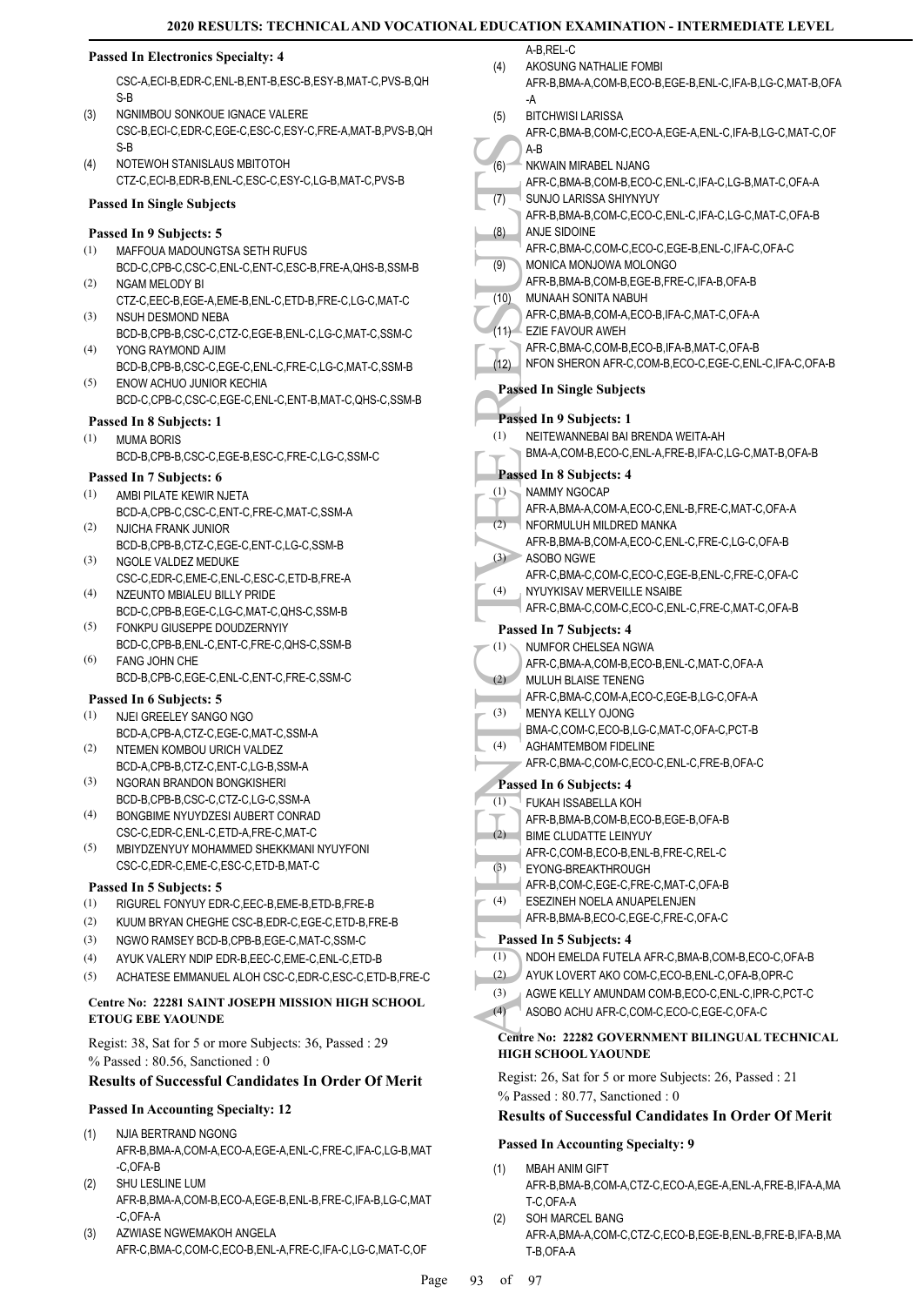**Passed In Electronics Specialty: 4**

CSC-A,ECI-B,EDR-C,ENL-B,ENT-B,ESC-B,ESY-B,MAT-C,PVS-B,QHS-B

(3) NGNIMBOU SONKOUE IGNACE VALERE
CSC-B,ECI-C,EDR-C,EGE-C,ESC-C,ESY-C,FRE-A,MAT-B,PVS-B,QHS-B

(4) NOTEWOH STANISLAUS MBITOTOH
CTZ-C,ECI-B,EDR-B,ENL-C,ESC-C,ESY-C,LG-B,MAT-C,PVS-B

**Passed In Single Subjects**

**Passed In 9 Subjects: 5**

(1) MAFFOUA MADOUNGTSA SETH RUFUS
BCD-C,CPB-C,CSC-C,ENL-C,ENT-C,ESC-B,FRE-A,QHS-B,SSM-B

(2) NGAM MELODY BI
CTZ-C,EEC-B,EGE-A,EME-B,ENL-C,ETD-B,FRE-C,LG-C,MAT-C

(3) NSUH DESMOND NEBA
BCD-B,CPB-B,CSC-C,CTZ-C,EGE-B,ENL-C,LG-C,MAT-C,SSM-C

(4) YONG RAYMOND AJIM
BCD-B,CPB-B,CSC-C,EGE-C,ENL-C,FRE-C,LG-C,MAT-C,SSM-B

(5) ENOW ACHUO JUNIOR KECHIA
BCD-C,CPB-C,CSC-C,EGE-C,ENL-C,ENT-B,MAT-C,QHS-C,SSM-B

**Passed In 8 Subjects: 1**

(1) MUMA BORIS
BCD-B,CPB-B,CSC-C,EGE-B,ESC-C,FRE-C,LG-C,SSM-C

**Passed In 7 Subjects: 6**

(1) AMBI PILATE KEWIR NJETA
BCD-A,CPB-C,CSC-C,ENT-C,FRE-C,MAT-C,SSM-A

(2) NJICHA FRANK JUNIOR
BCD-B,CPB-B,CTZ-C,EGE-C,ENT-C,LG-C,SSM-B

(3) NGOLE VALDEZ MEDUKE
CSC-C,EDR-C,EME-C,ENL-C,ESC-C,ETD-B,FRE-A

(4) NZEUNTO MBIALEU BILLY PRIDE
BCD-C,CPB-B,EGE-C,LG-C,MAT-C,QHS-C,SSM-B

(5) FONKPU GIUSEPPE DOUDZERNYIY
BCD-C,CPB-B,ENL-C,ENT-C,FRE-C,QHS-C,SSM-B

(6) FANG JOHN CHE
BCD-B,CPB-C,EGE-C,ENL-C,ENT-C,FRE-C,SSM-C

**Passed In 6 Subjects: 5**

(1) NJEI GREELEY SANGO NGO
BCD-A,CPB-A,CTZ-C,EGE-C,MAT-C,SSM-A

(2) NTEMEN KOMBOU URICH VALDEZ
BCD-A,CPB-B,CTZ-C,ENT-C,LG-B,SSM-A

(3) NGORAN BRANDON BONGKISHERI
BCD-B,CPB-B,CSC-C,CTZ-C,LG-C,SSM-A

(4) BONGBIME NYUYDZESI AUBERT CONRAD
CSC-C,EDR-C,ENL-C,ETD-A,FRE-C,MAT-C

(5) MBIYDZENYUY MOHAMMED SHEKKMANI NYUYFONI
CSC-C,EDR-C,EME-C,ESC-C,ETD-B,MAT-C

**Passed In 5 Subjects: 5**

(1) RIGUREL FONYUY EDR-C,EEC-B,EME-B,ETD-B,FRE-B
(2) KUUM BRYAN CHEGHE CSC-B,EDR-C,EGE-C,ETD-B,FRE-B
(3) NGWO RAMSEY BCD-B,CPB-B,EGE-C,MAT-C,SSM-C
(4) AYUK VALERY NDIP EDR-B,EEC-C,EME-C,ENL-C,ETD-B
(5) ACHATESE EMMANUEL ALOH CSC-C,EDR-C,ESC-C,ETD-B,FRE-C

**Centre No: 22281 SAINT JOSEPH MISSION HIGH SCHOOL ETOUG EBE YAOUNDE**

Regist: 38, Sat for 5 or more Subjects: 36, Passed : 29
% Passed : 80.56, Sanctioned : 0

### Results of Successful Candidates In Order Of Merit

**Passed In Accounting Specialty: 12**

(1) NJIA BERTRAND NGONG
AFR-B,BMA-A,COM-A,ECO-A,EGE-A,ENL-C,FRE-C,IFA-C,LG-B,MAT-C,OFA-B

(2) SHU LESLINE LUM
AFR-B,BMA-A,COM-B,ECO-A,EGE-B,ENL-B,FRE-C,IFA-B,LG-C,MAT-C,OFA-A

(3) AZWIASE NGWEMAKOH ANGELA
AFR-C,BMA-C,COM-C,ECO-B,ENL-A,FRE-C,IFA-C,LG-C,MAT-C,OFA-B,REL-C

(4) AKOSUNG NATHALIE FOMBI
AFR-B,BMA-A,COM-B,ECO-B,EGE-B,ENL-C,IFA-B,LG-C,MAT-B,OFA-A

(5) BITCHWISI LARISSA
AFR-C,BMA-B,COM-C,ECO-A,EGE-A,ENL-C,IFA-B,LG-C,MAT-C,OFA-B

(6) NKWAIN MIRABEL NJANG
AFR-C,BMA-B,COM-B,ECO-C,ENL-C,IFA-C,LG-B,MAT-C,OFA-A

(7) SUNJO LARISSA SHIYNYUY
AFR-B,BMA-B,COM-C,ECO-C,ENL-C,IFA-C,LG-C,MAT-C,OFA-B

(8) ANJE SIDOINE
AFR-C,BMA-C,COM-C,ECO-C,EGE-B,ENL-C,IFA-C,OFA-C

(9) MONICA MONJOWA MOLONGO
AFR-B,BMA-B,COM-B,EGE-B,FRE-C,IFA-B,OFA-B

(10) MUNAAH SONITA NABUH
AFR-C,BMA-B,COM-A,ECO-B,IFA-C,MAT-C,OFA-A

(11) EZIE FAVOUR AWEH
AFR-C,BMA-C,COM-B,ECO-B,IFA-B,MAT-C,OFA-B

(12) NFON SHERON AFR-C,COM-B,ECO-C,EGE-C,ENL-C,IFA-C,OFA-B

**Passed In Single Subjects**

**Passed In 9 Subjects: 1**

(1) NEITEWANNEBAI BAI BRENDA WEITA-AH
BMA-A,COM-B,ECO-C,ENL-A,FRE-B,IFA-C,LG-C,MAT-B,OFA-B

**Passed In 8 Subjects: 4**

(1) NAMMY NGOCAP
AFR-A,BMA-A,COM-A,ECO-C,ENL-B,FRE-C,MAT-C,OFA-A

(2) NFORMULUH MILDRED MANKA
AFR-B,BMA-B,COM-A,ECO-C,ENL-C,FRE-C,LG-C,OFA-B

(3) ASOBO NGWE
AFR-C,BMA-C,COM-C,ECO-C,EGE-B,ENL-C,FRE-C,OFA-C

(4) NYUYKISAV MERVEILLE NSAIBE
AFR-C,BMA-C,COM-C,ECO-C,ENL-C,FRE-C,MAT-C,OFA-B

**Passed In 7 Subjects: 4**

(1) NUMFOR CHELSEA NGWA
AFR-C,BMA-A,COM-B,ECO-B,ENL-C,MAT-C,OFA-A

(2) MULUH BLAISE TENENG
AFR-C,BMA-C,COM-A,ECO-C,EGE-B,LG-C,OFA-A

(3) MENYA KELLY OJONG
BMA-C,COM-C,ECO-B,LG-C,MAT-C,OFA-C,PCT-B

(4) AGHAMTEMBOM FIDELINE
AFR-C,BMA-C,COM-C,ECO-C,ENL-C,FRE-B,OFA-C

**Passed In 6 Subjects: 4**

(1) FUKAH ISSABELLA KOH
AFR-B,BMA-B,COM-B,ECO-B,EGE-B,OFA-B

(2) BIME CLUDATTE LEINYUY
AFR-C,COM-B,ECO-B,ENL-B,FRE-C,REL-C

(3) EYONG-BREAKTHROUGH
AFR-B,COM-C,EGE-C,FRE-C,MAT-C,OFA-B

(4) ESEZINEH NOELA ANUAPELENJEN
AFR-B,BMA-B,ECO-C,EGE-C,FRE-C,OFA-C

**Passed In 5 Subjects: 4**

(1) NDOH EMELDA FUTELA AFR-C,BMA-B,COM-B,ECO-C,OFA-B
(2) AYUK LOVERT AKO COM-C,ECO-B,ENL-C,OFA-B,OPR-C
(3) AGWE KELLY AMUNDAM COM-B,ECO-C,ENL-C,IPR-C,PCT-C
(4) ASOBO ACHU AFR-C,COM-C,ECO-C,EGE-C,OFA-C

**Centre No: 22282 GOVERNMENT BILINGUAL TECHNICAL HIGH SCHOOL YAOUNDE**

Regist: 26, Sat for 5 or more Subjects: 26, Passed : 21
% Passed : 80.77, Sanctioned : 0

### Results of Successful Candidates In Order Of Merit

**Passed In Accounting Specialty: 9**

(1) MBAH ANIM GIFT
AFR-B,BMA-B,COM-A,CTZ-C,ECO-A,EGE-A,ENL-A,FRE-B,IFA-A,MAT-C,OFA-A

(2) SOH MARCEL BANG
AFR-A,BMA-A,COM-C,CTZ-C,ECO-B,EGE-B,ENL-B,FRE-B,IFA-B,MAT-B,OFA-A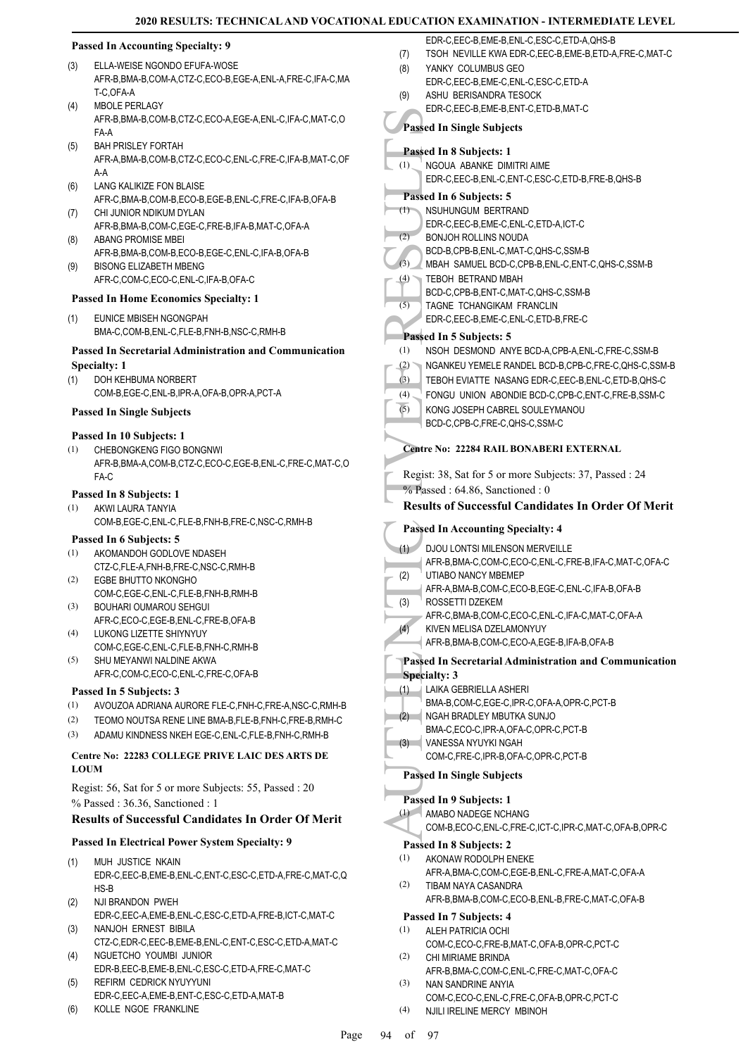#### Passed In Accounting Specialty: 9

(3) ELLA-WEISE NGONDO EFUFA-WOSE
AFR-B,BMA-B,COM-A,CTZ-C,ECO-B,EGE-A,ENL-A,FRE-C,IFA-C,MAT-C,OFA-A

(4) MBOLE PERLAGY
AFR-B,BMA-B,COM-B,CTZ-C,ECO-A,EGE-A,ENL-C,IFA-C,MAT-C,OFA-A

(5) BAH PRISLEY FORTAH
AFR-A,BMA-B,COM-B,CTZ-C,ECO-C,ENL-C,FRE-C,IFA-B,MAT-C,OFA-A

(6) LANG KALIKIZE FON BLAISE
AFR-C,BMA-B,COM-B,ECO-B,EGE-B,ENL-C,FRE-C,IFA-B,OFA-B

(7) CHI JUNIOR NDIKUM DYLAN
AFR-B,BMA-B,COM-C,EGE-C,FRE-B,IFA-B,MAT-C,OFA-A

(8) ABANG PROMISE MBEI
AFR-B,BMA-B,COM-B,ECO-B,EGE-C,ENL-C,IFA-B,OFA-B

(9) BISONG ELIZABETH MBENG
AFR-C,COM-C,ECO-C,ENL-C,IFA-B,OFA-C

#### Passed In Home Economics Specialty: 1

(1) EUNICE MBISEH NGONGPAH
BMA-C,COM-B,ENL-C,FLE-B,FNH-B,NSC-C,RMH-B

#### Passed In Secretarial Administration and Communication Specialty: 1

(1) DOH KEHBUMA NORBERT
COM-B,EGE-C,ENL-B,IPR-A,OFA-B,OPR-A,PCT-A

#### Passed In Single Subjects

#### Passed In 10 Subjects: 1

(1) CHEBONGKENG FIGO BONGNWI
AFR-B,BMA-A,COM-B,CTZ-C,ECO-C,EGE-B,ENL-C,FRE-C,MAT-C,OFA-C

#### Passed In 8 Subjects: 1

(1) AKWI LAURA TANYIA
COM-B,EGE-C,ENL-C,FLE-B,FNH-B,FRE-C,NSC-C,RMH-B

#### Passed In 6 Subjects: 5

(1) AKOMANDOH GODLOVE NDASEH
CTZ-C,FLE-A,FNH-B,FRE-C,NSC-C,RMH-B

(2) EGBE BHUTTO NKONGHO
COM-C,EGE-C,ENL-C,FLE-B,FNH-B,RMH-B

(3) BOUHARI OUMAROU SEHGUI
AFR-C,ECO-C,EGE-B,ENL-C,FRE-B,OFA-B

(4) LUKONG LIZETTE SHIYNYUY
COM-C,EGE-C,ENL-C,FLE-B,FNH-C,RMH-B

(5) SHU MEYANWI NALDINE AKWA
AFR-C,COM-C,ECO-C,ENL-C,FRE-C,OFA-B

#### Passed In 5 Subjects: 3

(1) AVOUZOA ADRIANA AURORE FLE-C,FNH-C,FRE-A,NSC-C,RMH-B

(2) TEOMO NOUTSA RENE LINE BMA-B,FLE-B,FNH-C,FRE-B,RMH-C

(3) ADAMU KINDNESS NKEH EGE-C,ENL-C,FLE-B,FNH-C,RMH-B

### Centre No: 22283 COLLEGE PRIVE LAIC DES ARTS DE LOUM

Regist: 56, Sat for 5 or more Subjects: 55, Passed : 20
% Passed : 36.36, Sanctioned : 1

### Results of Successful Candidates In Order Of Merit

#### Passed In Electrical Power System Specialty: 9

(1) MUH JUSTICE NKAIN
EDR-C,EEC-B,EME-B,ENL-C,ENT-C,ESC-C,ETD-A,FRE-C,MAT-C,QHS-B

(2) NJI BRANDON PWEH
EDR-C,EEC-A,EME-B,ENL-C,ESC-C,ETD-A,FRE-B,ICT-C,MAT-C

(3) NANJOH ERNEST BIBILA
CTZ-C,EDR-C,EEC-B,EME-B,ENL-C,ENT-C,ESC-C,ETD-A,MAT-C

(4) NGUETCHO YOUMBI JUNIOR
EDR-B,EEC-B,EME-B,ENL-C,ESC-C,ETD-A,FRE-C,MAT-C

(5) REFIRM CEDRICK NYUYYUNI
EDR-C,EEC-A,EME-B,ENT-C,ESC-C,ETD-A,MAT-B

(6) KOLLE NGOE FRANKLINE
EDR-C,EEC-B,EME-B,ENL-C,ESC-C,ETD-A,QHS-B

(7) TSOH NEVILLE KWA EDR-C,EEC-B,EME-B,ETD-A,FRE-C,MAT-C

(8) YANKY COLUMBUS GEO
EDR-C,EEC-B,EME-C,ENL-C,ESC-C,ETD-A

(9) ASHU BERISANDRA TESOCK
EDR-C,EEC-B,EME-B,ENT-C,ETD-B,MAT-C

#### Passed In Single Subjects

#### Passed In 8 Subjects: 1

(1) NGOUA ABANKE DIMITRI AIME
EDR-C,EEC-B,ENL-C,ENT-C,ESC-C,ETD-B,FRE-B,QHS-B

#### Passed In 6 Subjects: 5

(1) NSUHUNGUM BERTRAND
EDR-C,EEC-B,EME-C,ENL-C,ETD-A,ICT-C

(2) BONJOH ROLLINS NOUDA
BCD-B,CPB-B,ENL-C,MAT-C,QHS-C,SSM-B

(3) MBAH SAMUEL BCD-C,CPB-B,ENL-C,ENT-C,QHS-C,SSM-B

(4) TEBOH BETRAND MBAH
BCD-C,CPB-B,ENT-C,MAT-C,QHS-C,SSM-B

(5) TAGNE TCHANGIKAM FRANCLIN
EDR-C,EEC-B,EME-C,ENL-C,ETD-B,FRE-C

#### Passed In 5 Subjects: 5

(1) NSOH DESMOND ANYE BCD-A,CPB-A,ENL-C,FRE-C,SSM-B

(2) NGANKEU YEMELE RANDEL BCD-B,CPB-C,FRE-C,QHS-C,SSM-B

(3) TEBOH EVIATTE NASANG EDR-C,EEC-B,ENL-C,ETD-B,QHS-C

(4) FONGU UNION ABONDIE BCD-C,CPB-C,ENT-C,FRE-B,SSM-C

(5) KONG JOSEPH CABREL SOULEYMANOU
BCD-C,CPB-C,FRE-C,QHS-C,SSM-C

### Centre No: 22284 RAIL BONABERI EXTERNAL

Regist: 38, Sat for 5 or more Subjects: 37, Passed : 24
% Passed : 64.86, Sanctioned : 0

### Results of Successful Candidates In Order Of Merit

#### Passed In Accounting Specialty: 4

(1) DJOU LONTSI MILENSON MERVEILLE
AFR-B,BMA-C,COM-C,ECO-C,ENL-C,FRE-B,IFA-C,MAT-C,OFA-C

(2) UTIABO NANCY MBEMEP
AFR-A,BMA-B,COM-C,ECO-B,EGE-C,ENL-C,IFA-B,OFA-B

(3) ROSSETTI DZEKEM
AFR-C,BMA-B,COM-C,ECO-C,ENL-C,IFA-C,MAT-C,OFA-A

(4) KIVEN MELISA DZELAMONYUY
AFR-B,BMA-B,COM-C,ECO-A,EGE-B,IFA-B,OFA-B

#### Passed In Secretarial Administration and Communication Specialty: 3

(1) LAIKA GEBRIELLA ASHERI
BMA-B,COM-C,EGE-C,IPR-C,OFA-A,OPR-C,PCT-B

(2) NGAH BRADLEY MBUTKA SUNJO
BMA-C,ECO-C,IPR-A,OFA-C,OPR-C,PCT-B

(3) VANESSA NYUYKI NGAH
COM-C,FRE-C,IPR-B,OFA-C,OPR-C,PCT-B

#### Passed In Single Subjects

#### Passed In 9 Subjects: 1

(1) AMABO NADEGE NCHANG
COM-B,ECO-C,ENL-C,FRE-C,ICT-C,IPR-C,MAT-C,OFA-B,OPR-C

#### Passed In 8 Subjects: 2

(1) AKONAW RODOLPH ENEKE
AFR-A,BMA-C,COM-C,EGE-B,ENL-C,FRE-A,MAT-C,OFA-A

(2) TIBAM NAYA CASANDRA
AFR-B,BMA-B,COM-B,ECO-B,ENL-B,FRE-C,MAT-C,OFA-B

#### Passed In 7 Subjects: 4

(1) ALEH PATRICIA OCHI
COM-C,ECO-C,FRE-B,MAT-C,OFA-B,OPR-C,PCT-C

(2) CHI MIRIAME BRINDA
AFR-B,BMA-C,COM-C,ENL-C,FRE-C,MAT-C,OFA-C

(3) NAN SANDRINE ANYIA
COM-C,ECO-C,ENL-C,FRE-C,OFA-B,OPR-C,PCT-C

(4) NJILI IRELINE MERCY MBINOH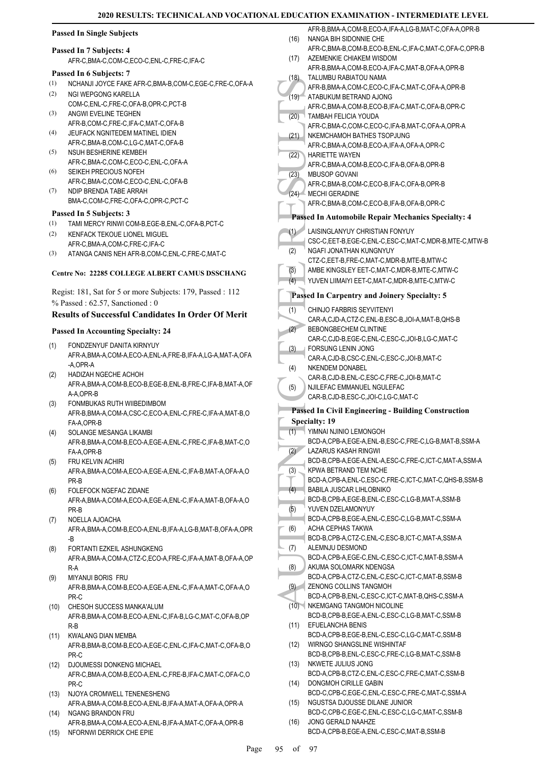**Passed In Single Subjects**

**Passed In 7 Subjects: 4**

AFR-C,BMA-C,COM-C,ECO-C,ENL-C,FRE-C,IFA-C

**Passed In 6 Subjects: 7**

(1) NCHANJI JOYCE FAKE AFR-C,BMA-B,COM-C,EGE-C,FRE-C,OFA-A
(2) NGI WEPGONG KARELLA COM-C,ENL-C,FRE-C,OFA-B,OPR-C,PCT-B
(3) ANGWI EVELINE TEGHEN AFR-B,COM-C,FRE-C,IFA-C,MAT-C,OFA-B
(4) JEUFACK NGNITEDEM MATINEL IDIEN AFR-C,BMA-B,COM-C,LG-C,MAT-C,OFA-B
(5) NSUH BESHERINE KEMBEH AFR-C,BMA-C,COM-C,ECO-C,ENL-C,OFA-A
(6) SEIKEH PRECIOUS NOFEH AFR-C,BMA-C,COM-C,ECO-C,ENL-C,OFA-B
(7) NDIP BRENDA TABE ARRAH BMA-C,COM-C,FRE-C,OFA-C,OPR-C,PCT-C

**Passed In 5 Subjects: 3**

(1) TAMI MERCY RINWI COM-B,EGE-B,ENL-C,OFA-B,PCT-C
(2) KENFACK TEKOUE LIONEL MIGUEL AFR-C,BMA-A,COM-C,FRE-C,IFA-C
(3) ATANGA CANIS NEH AFR-B,COM-C,ENL-C,FRE-C,MAT-C

**Centre No: 22285 COLLEGE ALBERT CAMUS DSSCHANG**

Regist: 181, Sat for 5 or more Subjects: 179, Passed : 112
% Passed : 62.57, Sanctioned : 0

### Results of Successful Candidates In Order Of Merit

**Passed In Accounting Specialty: 24**

(1) FONDZENYUF DANITA KIRNYUY AFR-A,BMA-A,COM-A,ECO-A,ENL-A,FRE-B,IFA-A,LG-A,MAT-A,OFA-A,OPR-A
(2) HADIZAH NGECHE ACHOH AFR-A,BMA-A,COM-B,ECO-B,EGE-B,ENL-B,FRE-C,IFA-B,MAT-A,OFA-A,OPR-B
(3) FONMBUKAS RUTH WIIBEDIMBOM AFR-B,BMA-A,COM-A,CSC-C,ECO-A,ENL-C,FRE-C,IFA-A,MAT-B,OFA-A,OPR-B
(4) SOLANGE MESANGA LIKAMBI AFR-B,BMA-A,COM-B,ECO-A,EGE-A,ENL-C,FRE-C,IFA-B,MAT-C,OFA-A,OPR-B
(5) FRU KELVIN ACHIRI AFR-A,BMA-A,COM-A,ECO-A,EGE-A,ENL-C,IFA-B,MAT-A,OFA-A,OPR-B
(6) FOLEFOCK NGEFAC ZIDANE AFR-A,BMA-A,COM-A,ECO-A,EGE-A,ENL-C,IFA-A,MAT-B,OFA-A,OPR-B
(7) NOELLA AJOACHA AFR-A,BMA-A,COM-B,ECO-A,ENL-B,IFA-A,LG-B,MAT-B,OFA-A,OPR-B
(8) FORTANTI EZKEIL ASHUNGKENG AFR-A,BMA-A,COM-A,CTZ-C,ECO-A,FRE-C,IFA-A,MAT-B,OFA-A,OPR-A
(9) MIYANUI BORIS FRU AFR-B,BMA-A,COM-B,ECO-A,EGE-A,ENL-C,IFA-A,MAT-C,OFA-A,OPR-C
(10) CHESOH SUCCESS MANKA'ALUM AFR-B,BMA-A,COM-B,ECO-A,ENL-C,IFA-B,LG-C,MAT-C,OFA-B,OPR-B
(11) KWALANG DIAN MEMBA AFR-B,BMA-B,COM-B,ECO-A,EGE-C,ENL-C,IFA-C,MAT-C,OFA-B,OPR-C
(12) DJOUMESSI DONKENG MICHAEL AFR-C,BMA-A,COM-B,ECO-A,ENL-C,FRE-B,IFA-C,MAT-C,OFA-C,OPR-C
(13) NJOYA CROMWELL TENENESHENG AFR-A,BMA-A,COM-B,ECO-A,ENL-B,IFA-A,MAT-A,OFA-A,OPR-A
(14) NGANG BRANDON FRU AFR-B,BMA-A,COM-A,ECO-A,ENL-B,IFA-A,MAT-C,OFA-A,OPR-B
(15) NFORNWI DERRICK CHE EPIE AFR-B,BMA-A,COM-B,ECO-A,IFA-A,LG-B,MAT-C,OFA-A,OPR-B
(16) NANGA BIH SIDONNIE CHE AFR-C,BMA-B,COM-B,ECO-B,ENL-C,IFA-C,MAT-C,OFA-C,OPR-B
(17) AZEMENKIE CHIAKEM WISDOM AFR-B,BMA-A,COM-B,ECO-A,IFA-C,MAT-B,OFA-A,OPR-B
(18) TALUMBU RABIATOU NAMA AFR-B,BMA-A,COM-C,ECO-C,IFA-C,MAT-C,OFA-A,OPR-B
(19) ATABUKUM BETRAND AJONG AFR-C,BMA-A,COM-B,ECO-B,IFA-C,MAT-C,OFA-B,OPR-C
(20) TAMBAH FELICIA YOUDA AFR-C,BMA-C,COM-C,ECO-C,IFA-B,MAT-C,OFA-A,OPR-A
(21) NKEMCHAMOH BATHES TSOPJUNG AFR-C,BMA-A,COM-B,ECO-A,IFA-A,OFA-A,OPR-C
(22) HARIETTE WAYEN AFR-C,BMA-A,COM-B,ECO-C,IFA-B,OFA-B,OPR-B
(23) MBUSOP GOVANI AFR-C,BMA-B,COM-C,ECO-B,IFA-C,OFA-B,OPR-B
(24) MECHI GERADINE AFR-C,BMA-B,COM-C,ECO-B,IFA-B,OFA-B,OPR-C

**Passed In Automobile Repair Mechanics Specialty: 4**

(1) LAISINGLANYUY CHRISTIAN FONYUY CSC-C,EET-B,EGE-C,ENL-C,ESC-C,MAT-C,MDR-B,MTE-C,MTW-B
(2) NGAFI JONATHAN KUNGNYUY CTZ-C,EET-B,FRE-C,MAT-C,MDR-B,MTE-B,MTW-C
(3) AMBE KINGSLEY EET-C,MAT-C,MDR-B,MTE-C,MTW-C
(4) YUVEN LIIMAIYI EET-C,MAT-C,MDR-B,MTE-C,MTW-C

**Passed In Carpentry and Joinery Specialty: 5**

(1) CHINJO FARBRIS SEYVITENYI CAR-A,CJD-A,CTZ-C,ENL-B,ESC-B,JOI-A,MAT-B,QHS-B
(2) BEBONGBECHEM CLINTINE CAR-C,CJD-B,EGE-C,ENL-C,ESC-C,JOI-B,LG-C,MAT-C
(3) FORSUNG LENIN JONG CAR-A,CJD-B,CSC-C,ENL-C,ESC-C,JOI-B,MAT-C
(4) NKENDEM DONABEL CAR-B,CJD-B,ENL-C,ESC-C,FRE-C,JOI-B,MAT-C
(5) NJILEFAC EMMANUEL NGULEFAC CAR-B,CJD-B,ESC-C,JOI-C,LG-C,MAT-C

**Passed In Civil Engineering - Building Construction Specialty: 19**

(1) YIMNAI NJINIO LEMONGOH BCD-A,CPB-A,EGE-A,ENL-B,ESC-C,FRE-C,LG-B,MAT-B,SSM-A
(2) LAZARUS KASAH RINGWI BCD-B,CPB-A,EGE-A,ENL-A,ESC-C,FRE-C,ICT-C,MAT-A,SSM-A
(3) KPWA BETRAND TEM NCHE BCD-A,CPB-A,ENL-C,ESC-C,FRE-C,ICT-C,MAT-C,QHS-B,SSM-B
(4) BABILA JUSCAR LIHLOBNIKO BCD-B,CPB-A,EGE-B,ENL-C,ESC-C,LG-B,MAT-A,SSM-B
(5) YUVEN DZELAMONYUY BCD-A,CPB-B,EGE-A,ENL-C,ESC-C,LG-B,MAT-C,SSM-A
(6) ACHA CEPHAS TAKWA BCD-B,CPB-A,CTZ-C,ENL-C,ESC-B,ICT-C,MAT-A,SSM-A
(7) ALEMNJU DESMOND BCD-A,CPB-A,EGE-C,ENL-C,ESC-C,ICT-C,MAT-B,SSM-A
(8) AKUMA SOLOMARK NDENGSA BCD-A,CPB-A,CTZ-C,ENL-C,ESC-C,ICT-C,MAT-B,SSM-B
(9) ZENONG COLLINS TANGMOH BCD-A,CPB-B,ENL-C,ESC-C,ICT-C,MAT-B,QHS-C,SSM-A
(10) NKEMGANG TANGMOH NICOLINE BCD-B,CPB-B,EGE-A,ENL-C,ESC-C,LG-B,MAT-C,SSM-B
(11) EFUELANCHA BENIS BCD-A,CPB-B,EGE-B,ENL-C,ESC-C,LG-C,MAT-C,SSM-B
(12) WIRNGO SHANGSLINE WISHINTAF BCD-B,CPB-B,ENL-C,ESC-C,FRE-C,LG-B,MAT-C,SSM-B
(13) NKWETE JULIUS JONG BCD-A,CPB-B,CTZ-C,ENL-C,ESC-C,FRE-C,MAT-C,SSM-B
(14) DONGMOH CIRILLE GABIN BCD-C,CPB-C,EGE-C,ENL-C,ESC-C,FRE-C,MAT-C,SSM-A
(15) NGUSTSA DJOUSSE DILANE JUNIOR BCD-C,CPB-C,EGE-C,ENL-C,ESC-C,LG-C,MAT-C,SSM-B
(16) JONG GERALD NAAHZE BCD-A,CPB-B,EGE-A,ENL-C,ESC-C,MAT-B,SSM-B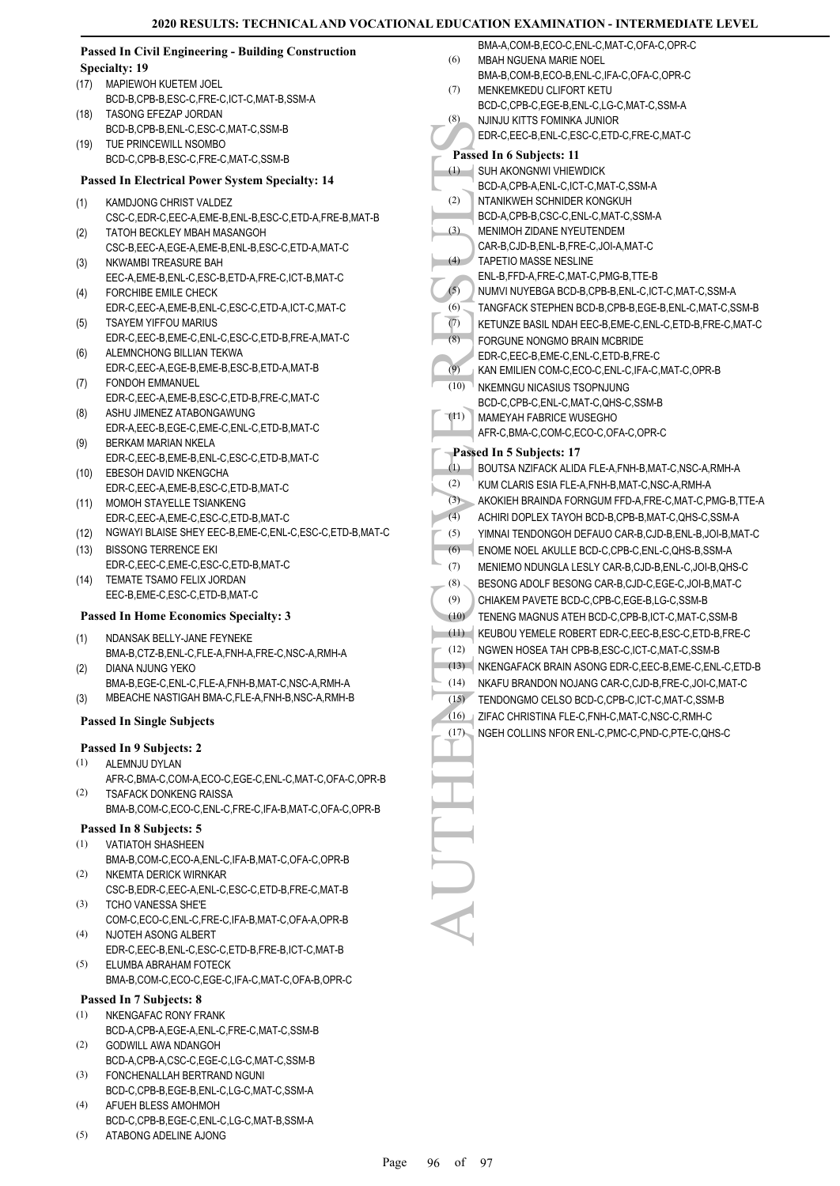### Passed In Civil Engineering - Building Construction Specialty: 19

(17) MAPIEWOH KUETEM JOEL
BCD-B,CPB-B,ESC-C,FRE-C,ICT-C,MAT-B,SSM-A

(18) TASONG EFEZAP JORDAN
BCD-B,CPB-B,ENL-C,ESC-C,MAT-C,SSM-B

(19) TUE PRINCEWILL NSOMBO
BCD-C,CPB-B,ESC-C,FRE-C,MAT-C,SSM-B

### Passed In Electrical Power System Specialty: 14

(1) KAMDJONG CHRIST VALDEZ
CSC-C,EDR-C,EEC-A,EME-B,ENL-B,ESC-C,ETD-A,FRE-B,MAT-B

(2) TATOH BECKLEY MBAH MASANGOH
CSC-B,EEC-A,EGE-A,EME-B,ENL-B,ESC-C,ETD-A,MAT-C

(3) NKWAMBI TREASURE BAH
EEC-A,EME-B,ENL-C,ESC-B,ETD-A,FRE-C,ICT-B,MAT-C

(4) FORCHIBE EMILE CHECK
EDR-C,EEC-A,EME-B,ENL-C,ESC-C,ETD-A,ICT-C,MAT-C

(5) TSAYEM YIFFOU MARIUS
EDR-C,EEC-B,EME-C,ENL-C,ESC-C,ETD-B,FRE-A,MAT-C

(6) ALEMNCHONG BILLIAN TEKWA
EDR-C,EEC-A,EGE-B,EME-B,ESC-B,ETD-A,MAT-B

(7) FONDOH EMMANUEL
EDR-C,EEC-A,EME-B,ESC-C,ETD-B,FRE-C,MAT-C

(8) ASHU JIMENEZ ATABONGAWUNG
EDR-A,EEC-B,EGE-C,EME-C,ENL-C,ETD-B,MAT-C

(9) BERKAM MARIAN NKELA
EDR-C,EEC-B,EME-B,ENL-C,ESC-C,ETD-B,MAT-C

(10) EBESOH DAVID NKENGCHA
EDR-C,EEC-A,EME-B,ESC-C,ETD-B,MAT-C

(11) MOMOH STAYELLE TSIANKENG
EDR-C,EEC-A,EME-C,ESC-C,ETD-B,MAT-C

(12) NGWAYI BLAISE SHEY EEC-B,EME-C,ENL-C,ESC-C,ETD-B,MAT-C

(13) BISSONG TERRENCE EKI
EDR-C,EEC-C,EME-C,ESC-C,ETD-B,MAT-C

(14) TEMATE TSAMO FELIX JORDAN
EEC-B,EME-C,ESC-C,ETD-B,MAT-C

### Passed In Home Economics Specialty: 3

(1) NDANSAK BELLY-JANE FEYNEKE
BMA-B,CTZ-B,ENL-C,FLE-A,FNH-A,FRE-C,NSC-A,RMH-A

(2) DIANA NJUNG YEKO
BMA-B,EGE-C,ENL-C,FLE-A,FNH-B,MAT-C,NSC-A,RMH-A

(3) MBEACHE NASTIGAH BMA-C,FLE-A,FNH-B,NSC-A,RMH-B

### Passed In Single Subjects

#### Passed In 9 Subjects: 2

(1) ALEMNJU DYLAN
AFR-C,BMA-C,COM-A,ECO-C,EGE-C,ENL-C,MAT-C,OFA-C,OPR-B

(2) TSAFACK DONKENG RAISSA
BMA-B,COM-C,ECO-C,ENL-C,FRE-C,IFA-B,MAT-C,OFA-C,OPR-B

#### Passed In 8 Subjects: 5

(1) VATIATOH SHASHEEN
BMA-B,COM-C,ECO-A,ENL-C,IFA-B,MAT-C,OFA-C,OPR-B

(2) NKEMTA DERICK WIRNKAR
CSC-B,EDR-C,EEC-A,ENL-C,ESC-C,ETD-B,FRE-C,MAT-B

(3) TCHO VANESSA SHE'E
COM-C,ECO-C,ENL-C,FRE-C,IFA-B,MAT-C,OFA-A,OPR-B

(4) NJOTEH ASONG ALBERT
EDR-C,EEC-B,ENL-C,ESC-C,ETD-B,FRE-B,ICT-C,MAT-B

(5) ELUMBA ABRAHAM FOTECK
BMA-B,COM-C,ECO-C,EGE-C,IFA-C,MAT-C,OFA-B,OPR-C

#### Passed In 7 Subjects: 8

(1) NKENGAFAC RONY FRANK
BCD-A,CPB-A,EGE-A,ENL-C,FRE-C,MAT-C,SSM-B

(2) GODWILL AWA NDANGOH
BCD-A,CPB-A,CSC-C,EGE-C,LG-C,MAT-C,SSM-B

(3) FONCHENALLAH BERTRAND NGUNI
BCD-C,CPB-B,EGE-B,ENL-C,LG-C,MAT-C,SSM-A

(4) AFUEH BLESS AMOHMOH
BCD-C,CPB-B,EGE-C,ENL-C,LG-C,MAT-B,SSM-A

(5) ATABONG ADELINE AJONG
BMA-A,COM-B,ECO-C,ENL-C,MAT-C,OFA-C,OPR-C

(6) MBAH NGUENA MARIE NOEL
BMA-B,COM-B,ECO-B,ENL-C,IFA-C,OFA-C,OPR-C

(7) MENKEMKEDU CLIFORT KETU
BCD-C,CPB-C,EGE-B,ENL-C,LG-C,MAT-C,SSM-A

(8) NJINJU KITTS FOMINKA JUNIOR
EDR-C,EEC-B,ENL-C,ESC-C,ETD-C,FRE-C,MAT-C

#### Passed In 6 Subjects: 11

(1) SUH AKONGNWI VHIEWDICK
BCD-A,CPB-A,ENL-C,ICT-C,MAT-C,SSM-A

(2) NTANIKWEH SCHNIDER KONGKUH
BCD-A,CPB-B,CSC-C,ENL-C,MAT-C,SSM-A

(3) MENIMOH ZIDANE NYEUTENDEM
CAR-B,CJD-B,ENL-B,FRE-C,JOI-A,MAT-C

(4) TAPETIO MASSE NESLINE
ENL-B,FFD-A,FRE-C,MAT-C,PMG-B,TTE-B

(5) NUMVI NUYEBGA BCD-B,CPB-B,ENL-C,ICT-C,MAT-C,SSM-A

(6) TANGFACK STEPHEN BCD-B,CPB-B,EGE-B,ENL-C,MAT-C,SSM-B

(7) KETUNZE BASIL NDAH EEC-B,EME-C,ENL-C,ETD-B,FRE-C,MAT-C

(8) FORGUNE NONGMO BRAIN MCBRIDE
EDR-C,EEC-B,EME-C,ENL-C,ETD-B,FRE-C

(9) KAN EMILIEN COM-C,ECO-C,ENL-C,IFA-C,MAT-C,OPR-B

(10) NKEMNGU NICASIUS TSOPNJUNG
BCD-C,CPB-C,ENL-C,MAT-C,QHS-C,SSM-B

(11) MAMEYAH FABRICE WUSEGHO
AFR-C,BMA-C,COM-C,ECO-C,OFA-C,OPR-C

#### Passed In 5 Subjects: 17

(1) BOUTSA NZIFACK ALIDA FLE-A,FNH-B,MAT-C,NSC-A,RMH-A

(2) KUM CLARIS ESIA FLE-A,FNH-B,MAT-C,NSC-A,RMH-A

(3) AKOKIEH BRAINDA FORNGUM FFD-A,FRE-C,MAT-C,PMG-B,TTE-A

(4) ACHIRI DOPLEX TAYOH BCD-B,CPB-B,MAT-C,QHS-C,SSM-A

(5) YIMNAI TENDONGOH DEFAUO CAR-B,CJD-B,ENL-B,JOI-B,MAT-C

(6) ENOME NOEL AKULLE BCD-C,CPB-C,ENL-C,QHS-B,SSM-A

(7) MENIEMO NDUNGLA LESLY CAR-B,CJD-B,ENL-C,JOI-B,QHS-C

(8) BESONG ADOLF BESONG CAR-B,CJD-C,EGE-C,JOI-B,MAT-C

(9) CHIAKEM PAVETE BCD-C,CPB-C,EGE-B,LG-C,SSM-B

(10) TENENG MAGNUS ATEH BCD-C,CPB-B,ICT-C,MAT-C,SSM-B

(11) KEUBOU YEMELE ROBERT EDR-C,EEC-B,ESC-C,ETD-B,FRE-C

(12) NGWEN HOSEA TAH CPB-B,ESC-C,ICT-C,MAT-C,SSM-B

(13) NKENGAFACK BRAIN ASONG EDR-C,EEC-B,EME-C,ENL-C,ETD-B

(14) NKAFU BRANDON NOJANG CAR-C,CJD-B,FRE-C,JOI-C,MAT-C

(15) TENDONGMO CELSO BCD-C,CPB-C,ICT-C,MAT-C,SSM-B

(16) ZIFAC CHRISTINA FLE-C,FNH-C,MAT-C,NSC-C,RMH-C

(17) NGEH COLLINS NFOR ENL-C,PMC-C,PND-C,PTE-C,QHS-C